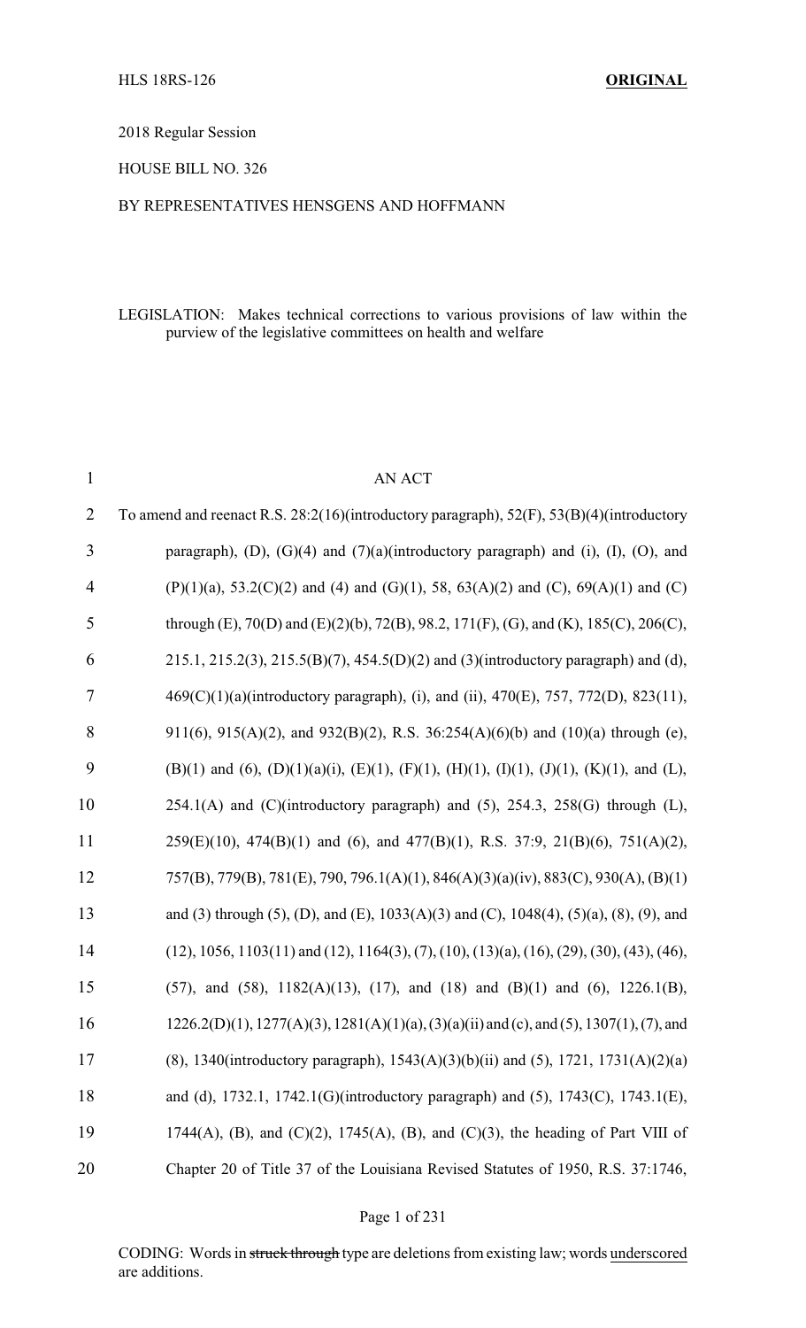HLS 18RS-126 **ORIGINAL**

2018 Regular Session

HOUSE BILL NO. 326

BY REPRESENTATIVES HENSGENS AND HOFFMANN

LEGISLATION: Makes technical corrections to various provisions of law within the purview of the legislative committees on health and welfare

AN ACT

To amend and reenact R.S. 28:2(16)(introductory paragraph), 52(F), 53(B)(4)(introductory paragraph), (D), (G)(4) and (7)(a)(introductory paragraph) and (i), (I), (O), and (P)(1)(a), 53.2(C)(2) and (4) and (G)(1), 58, 63(A)(2) and (C), 69(A)(1) and (C) through (E), 70(D) and (E)(2)(b), 72(B), 98.2, 171(F), (G), and (K), 185(C), 206(C), 215.1, 215.2(3), 215.5(B)(7), 454.5(D)(2) and (3)(introductory paragraph) and (d), 469(C)(1)(a)(introductory paragraph), (i), and (ii), 470(E), 757, 772(D), 823(11), 911(6), 915(A)(2), and 932(B)(2), R.S. 36:254(A)(6)(b) and (10)(a) through (e), (B)(1) and (6), (D)(1)(a)(i), (E)(1), (F)(1), (H)(1), (I)(1), (J)(1), (K)(1), and (L), 254.1(A) and (C)(introductory paragraph) and (5), 254.3, 258(G) through (L), 259(E)(10), 474(B)(1) and (6), and 477(B)(1), R.S. 37:9, 21(B)(6), 751(A)(2), 757(B), 779(B), 781(E), 790, 796.1(A)(1), 846(A)(3)(a)(iv), 883(C), 930(A), (B)(1) and (3) through (5), (D), and (E), 1033(A)(3) and (C), 1048(4), (5)(a), (8), (9), and (12), 1056, 1103(11) and (12), 1164(3), (7), (10), (13)(a), (16), (29), (30), (43), (46), (57), and (58), 1182(A)(13), (17), and (18) and (B)(1) and (6), 1226.1(B), 1226.2(D)(1), 1277(A)(3), 1281(A)(1)(a), (3)(a)(ii) and (c), and (5), 1307(1), (7), and (8), 1340(introductory paragraph), 1543(A)(3)(b)(ii) and (5), 1721, 1731(A)(2)(a) and (d), 1732.1, 1742.1(G)(introductory paragraph) and (5), 1743(C), 1743.1(E), 1744(A), (B), and (C)(2), 1745(A), (B), and (C)(3), the heading of Part VIII of Chapter 20 of Title 37 of the Louisiana Revised Statutes of 1950, R.S. 37:1746,

CODING: Words in ~~struck through~~ type are deletions from existing law; words underscored are additions.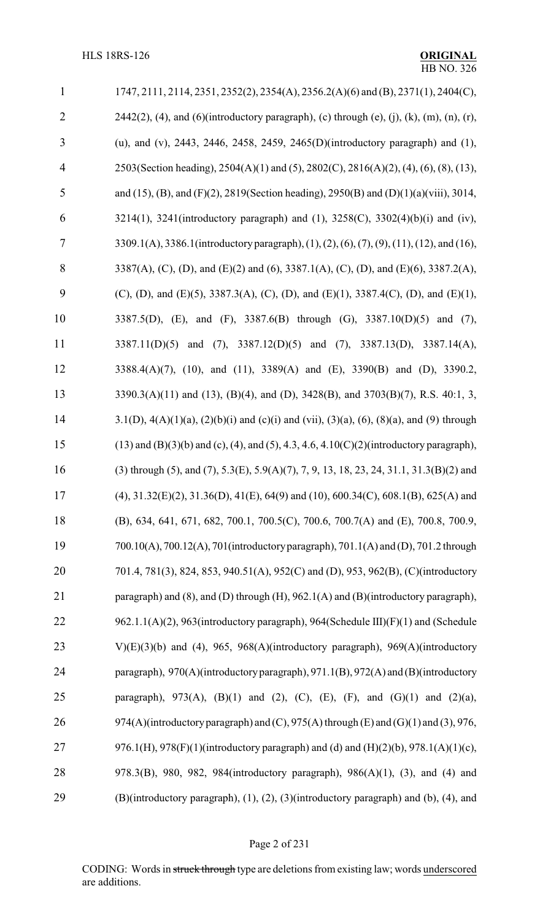1747, 2111, 2114, 2351, 2352(2), 2354(A), 2356.2(A)(6) and (B), 2371(1), 2404(C), 2442(2), (4), and (6)(introductory paragraph), (c) through (e), (j), (k), (m), (n), (r), (u), and (v), 2443, 2446, 2458, 2459, 2465(D)(introductory paragraph) and (1), 2503(Section heading), 2504(A)(1) and (5), 2802(C), 2816(A)(2), (4), (6), (8), (13), and (15), (B), and (F)(2), 2819(Section heading), 2950(B) and (D)(1)(a)(viii), 3014, 3214(1), 3241(introductory paragraph) and (1), 3258(C), 3302(4)(b)(i) and (iv), 3309.1(A), 3386.1(introductory paragraph), (1), (2), (6), (7), (9), (11), (12), and (16), 3387(A), (C), (D), and (E)(2) and (6), 3387.1(A), (C), (D), and (E)(6), 3387.2(A), (C), (D), and (E)(5), 3387.3(A), (C), (D), and (E)(1), 3387.4(C), (D), and (E)(1), 3387.5(D), (E), and (F), 3387.6(B) through (G), 3387.10(D)(5) and (7), 3387.11(D)(5) and (7), 3387.12(D)(5) and (7), 3387.13(D), 3387.14(A), 3388.4(A)(7), (10), and (11), 3389(A) and (E), 3390(B) and (D), 3390.2, 3390.3(A)(11) and (13), (B)(4), and (D), 3428(B), and 3703(B)(7), R.S. 40:1, 3, 3.1(D), 4(A)(1)(a), (2)(b)(i) and (c)(i) and (vii), (3)(a), (6), (8)(a), and (9) through (13) and (B)(3)(b) and (c), (4), and (5), 4.3, 4.6, 4.10(C)(2)(introductory paragraph), (3) through (5), and (7), 5.3(E), 5.9(A)(7), 7, 9, 13, 18, 23, 24, 31.1, 31.3(B)(2) and (4), 31.32(E)(2), 31.36(D), 41(E), 64(9) and (10), 600.34(C), 608.1(B), 625(A) and (B), 634, 641, 671, 682, 700.1, 700.5(C), 700.6, 700.7(A) and (E), 700.8, 700.9, 700.10(A), 700.12(A), 701(introductory paragraph), 701.1(A) and (D), 701.2 through 701.4, 781(3), 824, 853, 940.51(A), 952(C) and (D), 953, 962(B), (C)(introductory paragraph) and (8), and (D) through (H), 962.1(A) and (B)(introductory paragraph), 962.1.1(A)(2), 963(introductory paragraph), 964(Schedule III)(F)(1) and (Schedule V)(E)(3)(b) and (4), 965, 968(A)(introductory paragraph), 969(A)(introductory paragraph), 970(A)(introductory paragraph), 971.1(B), 972(A) and (B)(introductory paragraph), 973(A), (B)(1) and (2), (C), (E), (F), and (G)(1) and (2)(a), 974(A)(introductory paragraph) and (C), 975(A) through (E) and (G)(1) and (3), 976, 976.1(H), 978(F)(1)(introductory paragraph) and (d) and (H)(2)(b), 978.1(A)(1)(c), 978.3(B), 980, 982, 984(introductory paragraph), 986(A)(1), (3), and (4) and (B)(introductory paragraph), (1), (2), (3)(introductory paragraph) and (b), (4), and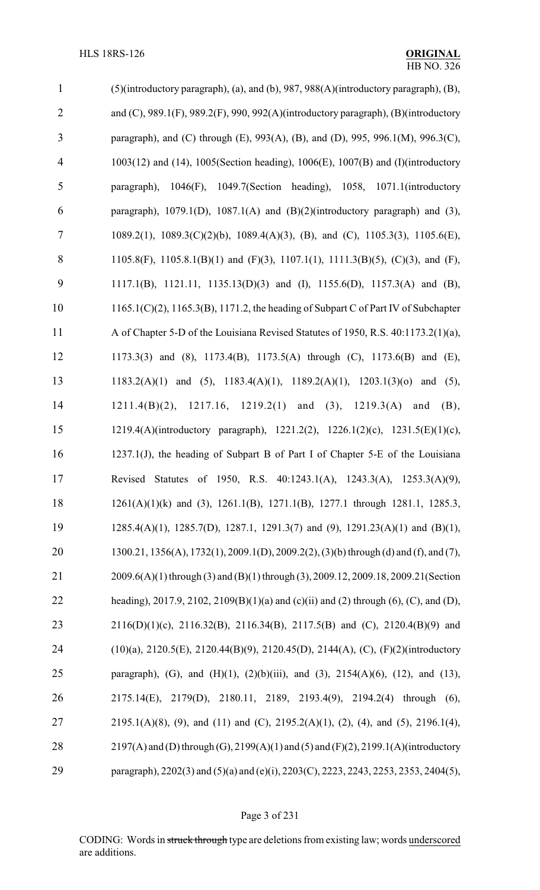1 (5)(introductory paragraph), (a), and (b), 987, 988(A)(introductory paragraph), (B),
2 and (C), 989.1(F), 989.2(F), 990, 992(A)(introductory paragraph), (B)(introductory
3 paragraph), and (C) through (E), 993(A), (B), and (D), 995, 996.1(M), 996.3(C),
4 1003(12) and (14), 1005(Section heading), 1006(E), 1007(B) and (I)(introductory
5 paragraph), 1046(F), 1049.7(Section heading), 1058, 1071.1(introductory
6 paragraph), 1079.1(D), 1087.1(A) and (B)(2)(introductory paragraph) and (3),
7 1089.2(1), 1089.3(C)(2)(b), 1089.4(A)(3), (B), and (C), 1105.3(3), 1105.6(E),
8 1105.8(F), 1105.8.1(B)(1) and (F)(3), 1107.1(1), 1111.3(B)(5), (C)(3), and (F),
9 1117.1(B), 1121.11, 1135.13(D)(3) and (I), 1155.6(D), 1157.3(A) and (B),
10 1165.1(C)(2), 1165.3(B), 1171.2, the heading of Subpart C of Part IV of Subchapter
11 A of Chapter 5-D of the Louisiana Revised Statutes of 1950, R.S. 40:1173.2(1)(a),
12 1173.3(3) and (8), 1173.4(B), 1173.5(A) through (C), 1173.6(B) and (E),
13 1183.2(A)(1) and (5), 1183.4(A)(1), 1189.2(A)(1), 1203.1(3)(o) and (5),
14 1211.4(B)(2), 1217.16, 1219.2(1) and (3), 1219.3(A) and (B),
15 1219.4(A)(introductory paragraph), 1221.2(2), 1226.1(2)(c), 1231.5(E)(1)(c),
16 1237.1(J), the heading of Subpart B of Part I of Chapter 5-E of the Louisiana
17 Revised Statutes of 1950, R.S. 40:1243.1(A), 1243.3(A), 1253.3(A)(9),
18 1261(A)(1)(k) and (3), 1261.1(B), 1271.1(B), 1277.1 through 1281.1, 1285.3,
19 1285.4(A)(1), 1285.7(D), 1287.1, 1291.3(7) and (9), 1291.23(A)(1) and (B)(1),
20 1300.21, 1356(A), 1732(1), 2009.1(D), 2009.2(2), (3)(b) through (d) and (f), and (7),
21 2009.6(A)(1) through (3) and (B)(1) through (3), 2009.12, 2009.18, 2009.21(Section
22 heading), 2017.9, 2102, 2109(B)(1)(a) and (c)(ii) and (2) through (6), (C), and (D),
23 2116(D)(1)(c), 2116.32(B), 2116.34(B), 2117.5(B) and (C), 2120.4(B)(9) and
24 (10)(a), 2120.5(E), 2120.44(B)(9), 2120.45(D), 2144(A), (C), (F)(2)(introductory
25 paragraph), (G), and (H)(1), (2)(b)(iii), and (3), 2154(A)(6), (12), and (13),
26 2175.14(E), 2179(D), 2180.11, 2189, 2193.4(9), 2194.2(4) through (6),
27 2195.1(A)(8), (9), and (11) and (C), 2195.2(A)(1), (2), (4), and (5), 2196.1(4),
28 2197(A) and (D) through (G), 2199(A)(1) and (5) and (F)(2), 2199.1(A)(introductory
29 paragraph), 2202(3) and (5)(a) and (e)(i), 2203(C), 2223, 2243, 2253, 2353, 2404(5),

CODING: Words in ~~struck through~~ type are deletions from existing law; words underscored are additions.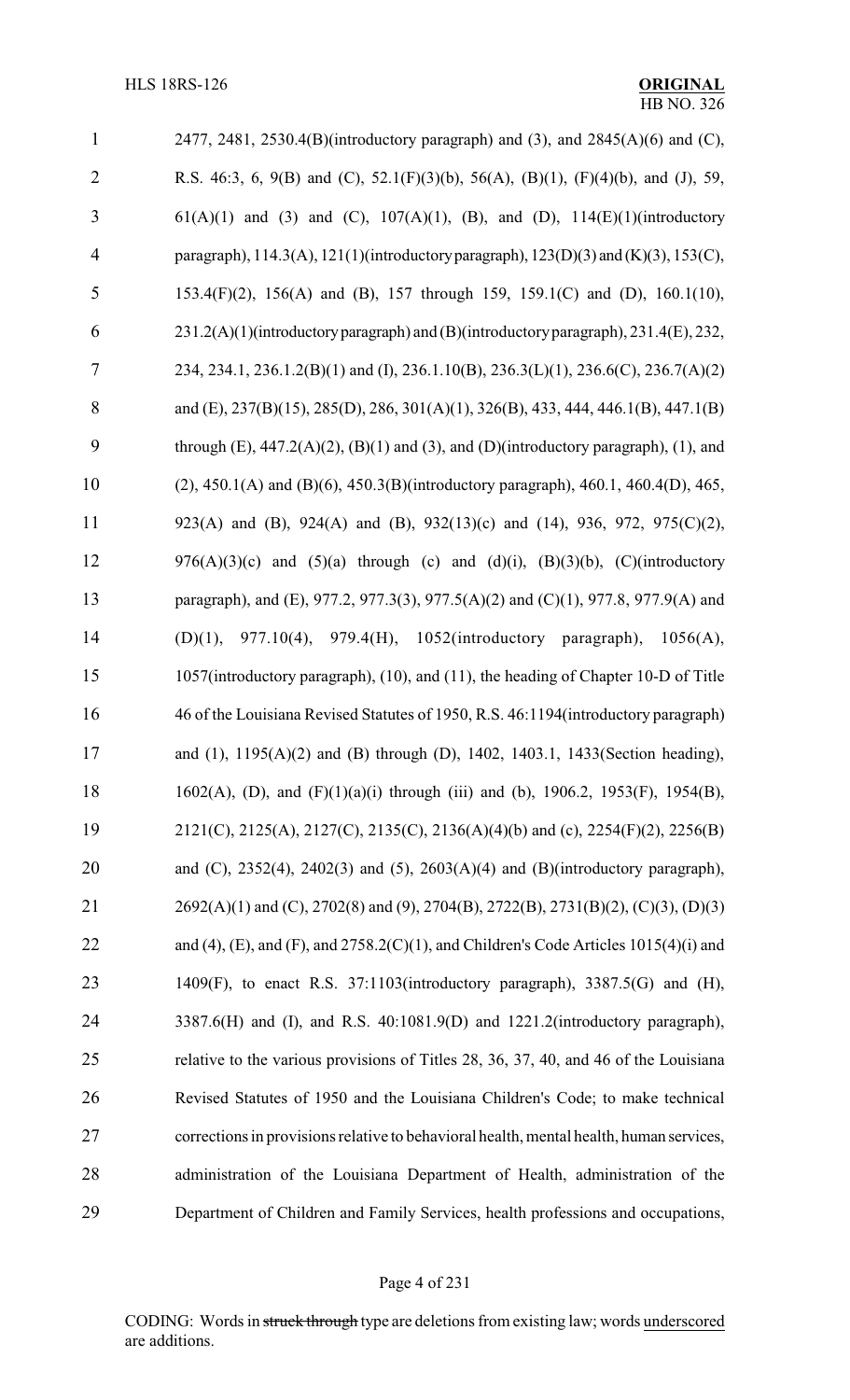2477, 2481, 2530.4(B)(introductory paragraph) and (3), and 2845(A)(6) and (C), R.S. 46:3, 6, 9(B) and (C), 52.1(F)(3)(b), 56(A), (B)(1), (F)(4)(b), and (J), 59, 61(A)(1) and (3) and (C), 107(A)(1), (B), and (D), 114(E)(1)(introductory paragraph), 114.3(A), 121(1)(introductory paragraph), 123(D)(3) and (K)(3), 153(C), 153.4(F)(2), 156(A) and (B), 157 through 159, 159.1(C) and (D), 160.1(10), 231.2(A)(1)(introductory paragraph) and (B)(introductory paragraph), 231.4(E), 232, 234, 234.1, 236.1.2(B)(1) and (I), 236.1.10(B), 236.3(L)(1), 236.6(C), 236.7(A)(2) and (E), 237(B)(15), 285(D), 286, 301(A)(1), 326(B), 433, 444, 446.1(B), 447.1(B) through (E), 447.2(A)(2), (B)(1) and (3), and (D)(introductory paragraph), (1), and (2), 450.1(A) and (B)(6), 450.3(B)(introductory paragraph), 460.1, 460.4(D), 465, 923(A) and (B), 924(A) and (B), 932(13)(c) and (14), 936, 972, 975(C)(2), 976(A)(3)(c) and (5)(a) through (c) and (d)(i), (B)(3)(b), (C)(introductory paragraph), and (E), 977.2, 977.3(3), 977.5(A)(2) and (C)(1), 977.8, 977.9(A) and (D)(1), 977.10(4), 979.4(H), 1052(introductory paragraph), 1056(A), 1057(introductory paragraph), (10), and (11), the heading of Chapter 10-D of Title 46 of the Louisiana Revised Statutes of 1950, R.S. 46:1194(introductory paragraph) and (1), 1195(A)(2) and (B) through (D), 1402, 1403.1, 1433(Section heading), 1602(A), (D), and (F)(1)(a)(i) through (iii) and (b), 1906.2, 1953(F), 1954(B), 2121(C), 2125(A), 2127(C), 2135(C), 2136(A)(4)(b) and (c), 2254(F)(2), 2256(B) and (C), 2352(4), 2402(3) and (5), 2603(A)(4) and (B)(introductory paragraph), 2692(A)(1) and (C), 2702(8) and (9), 2704(B), 2722(B), 2731(B)(2), (C)(3), (D)(3) and (4), (E), and (F), and 2758.2(C)(1), and Children's Code Articles 1015(4)(i) and 1409(F), to enact R.S. 37:1103(introductory paragraph), 3387.5(G) and (H), 3387.6(H) and (I), and R.S. 40:1081.9(D) and 1221.2(introductory paragraph), relative to the various provisions of Titles 28, 36, 37, 40, and 46 of the Louisiana Revised Statutes of 1950 and the Louisiana Children's Code; to make technical corrections in provisions relative to behavioral health, mental health, human services, administration of the Louisiana Department of Health, administration of the Department of Children and Family Services, health professions and occupations,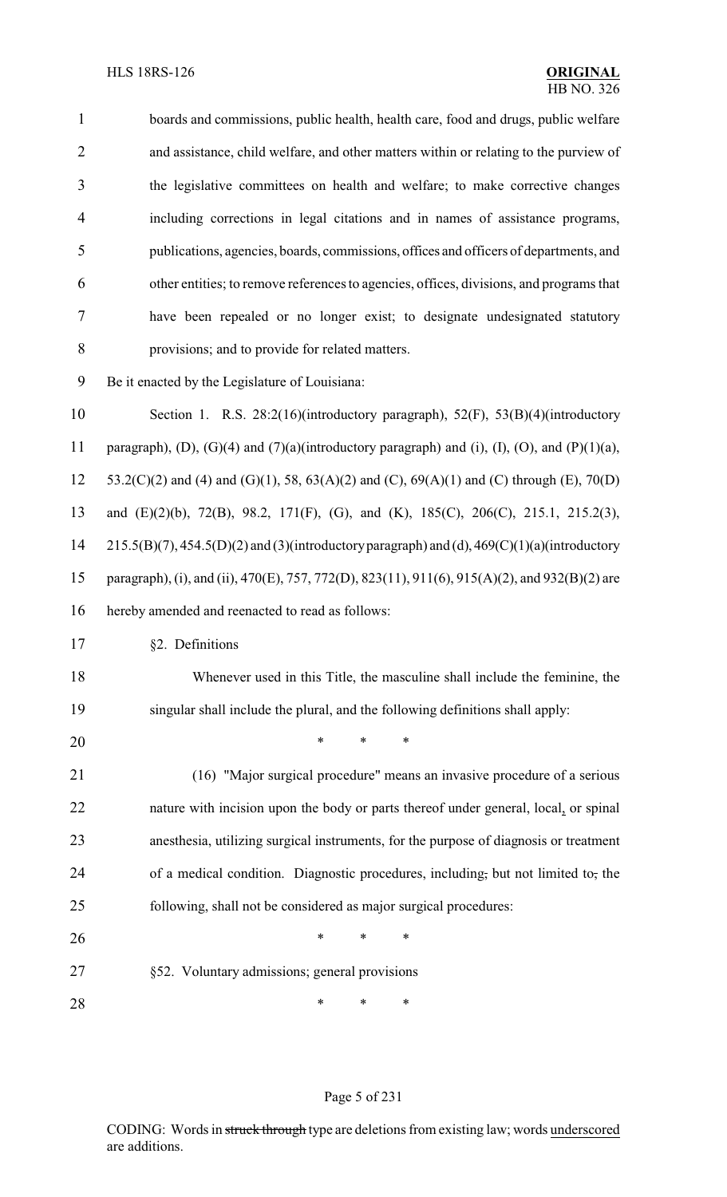boards and commissions, public health, health care, food and drugs, public welfare and assistance, child welfare, and other matters within or relating to the purview of the legislative committees on health and welfare; to make corrective changes including corrections in legal citations and in names of assistance programs, publications, agencies, boards, commissions, offices and officers of departments, and other entities; to remove references to agencies, offices, divisions, and programs that have been repealed or no longer exist; to designate undesignated statutory provisions; and to provide for related matters.

Be it enacted by the Legislature of Louisiana:

Section 1. R.S. 28:2(16)(introductory paragraph), 52(F), 53(B)(4)(introductory paragraph), (D), (G)(4) and (7)(a)(introductory paragraph) and (i), (I), (O), and (P)(1)(a), 53.2(C)(2) and (4) and (G)(1), 58, 63(A)(2) and (C), 69(A)(1) and (C) through (E), 70(D) and (E)(2)(b), 72(B), 98.2, 171(F), (G), and (K), 185(C), 206(C), 215.1, 215.2(3), 215.5(B)(7), 454.5(D)(2) and (3)(introductory paragraph) and (d), 469(C)(1)(a)(introductory paragraph), (i), and (ii), 470(E), 757, 772(D), 823(11), 911(6), 915(A)(2), and 932(B)(2) are hereby amended and reenacted to read as follows:

§2. Definitions

Whenever used in this Title, the masculine shall include the feminine, the singular shall include the plural, and the following definitions shall apply:

\* \* \*

(16) "Major surgical procedure" means an invasive procedure of a serious nature with incision upon the body or parts thereof under general, local, or spinal anesthesia, utilizing surgical instruments, for the purpose of diagnosis or treatment of a medical condition. Diagnostic procedures, including, but not limited to, the following, shall not be considered as major surgical procedures:

\* \* \*

§52. Voluntary admissions; general provisions

\* \* \*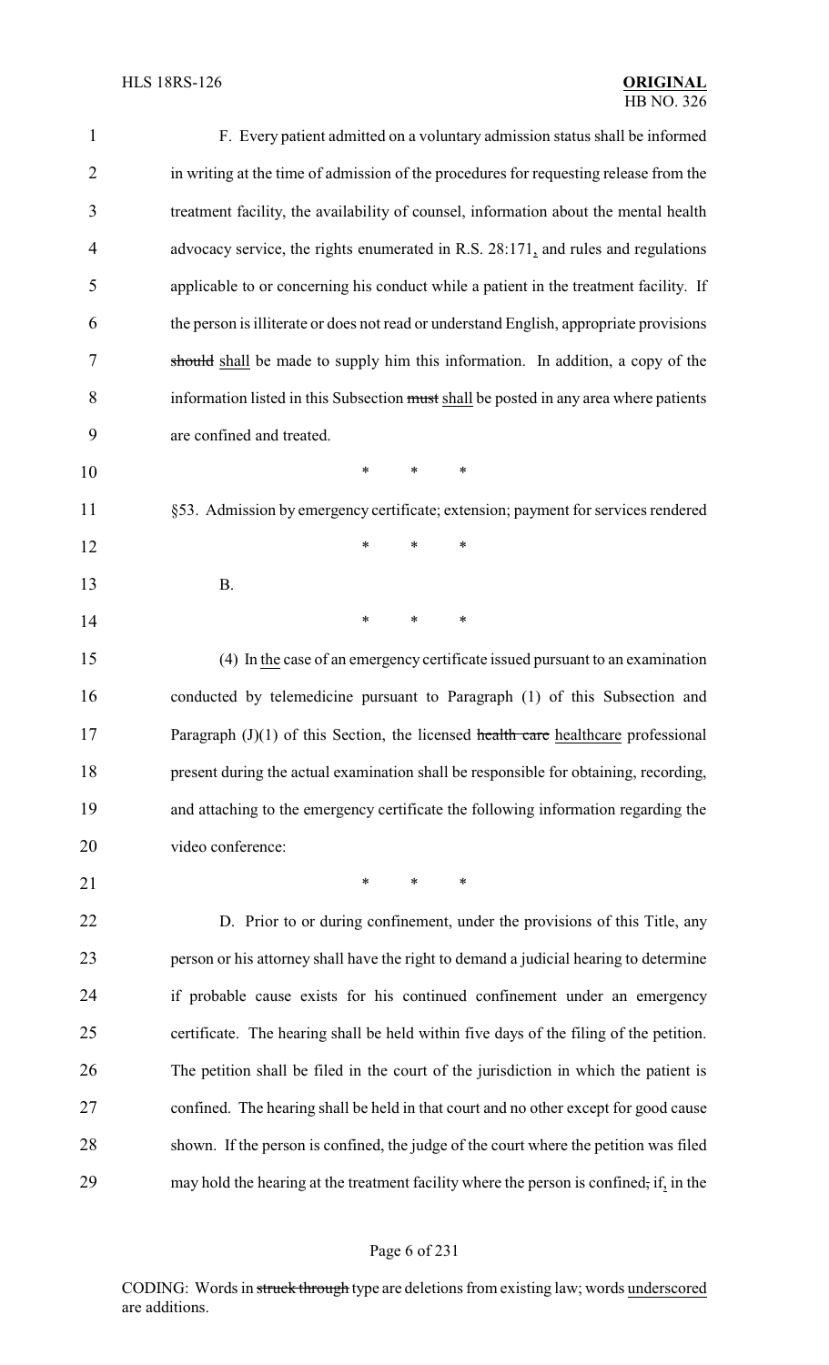F. Every patient admitted on a voluntary admission status shall be informed in writing at the time of admission of the procedures for requesting release from the treatment facility, the availability of counsel, information about the mental health advocacy service, the rights enumerated in R.S. 28:171, and rules and regulations applicable to or concerning his conduct while a patient in the treatment facility. If the person is illiterate or does not read or understand English, appropriate provisions ~~should~~ shall be made to supply him this information. In addition, a copy of the information listed in this Subsection ~~must~~ shall be posted in any area where patients are confined and treated.

\* \* \*

§53. Admission by emergency certificate; extension; payment for services rendered

\* \* \*

B.

\* \* \*

(4) In the case of an emergency certificate issued pursuant to an examination conducted by telemedicine pursuant to Paragraph (1) of this Subsection and Paragraph (J)(1) of this Section, the licensed ~~health care~~ healthcare professional present during the actual examination shall be responsible for obtaining, recording, and attaching to the emergency certificate the following information regarding the video conference:

\* \* \*

D. Prior to or during confinement, under the provisions of this Title, any person or his attorney shall have the right to demand a judicial hearing to determine if probable cause exists for his continued confinement under an emergency certificate. The hearing shall be held within five days of the filing of the petition. The petition shall be filed in the court of the jurisdiction in which the patient is confined. The hearing shall be held in that court and no other except for good cause shown. If the person is confined, the judge of the court where the petition was filed may hold the hearing at the treatment facility where the person is confined~~;~~ if, in the

CODING: Words in ~~struck through~~ type are deletions from existing law; words underscored are additions.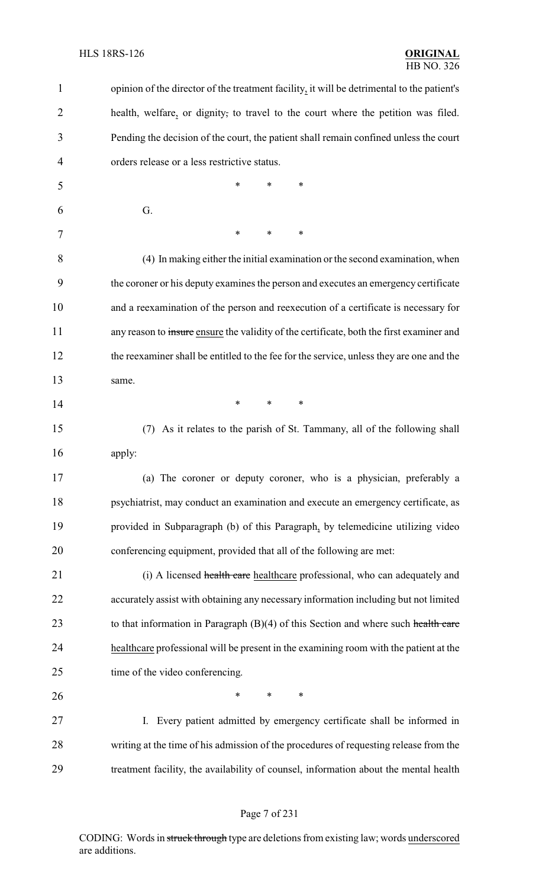opinion of the director of the treatment facility, it will be detrimental to the patient's health, welfare, or dignity, to travel to the court where the petition was filed. Pending the decision of the court, the patient shall remain confined unless the court orders release or a less restrictive status.

\* \* \*

G.

\* \* \*

(4) In making either the initial examination or the second examination, when the coroner or his deputy examines the person and executes an emergency certificate and a reexamination of the person and reexecution of a certificate is necessary for any reason to ~~insure~~ ensure the validity of the certificate, both the first examiner and the reexaminer shall be entitled to the fee for the service, unless they are one and the same.

\* \* \*

(7) As it relates to the parish of St. Tammany, all of the following shall apply:

(a) The coroner or deputy coroner, who is a physician, preferably a psychiatrist, may conduct an examination and execute an emergency certificate, as provided in Subparagraph (b) of this Paragraph, by telemedicine utilizing video conferencing equipment, provided that all of the following are met:

(i) A licensed ~~health care~~ healthcare professional, who can adequately and accurately assist with obtaining any necessary information including but not limited to that information in Paragraph (B)(4) of this Section and where such ~~health care~~ healthcare professional will be present in the examining room with the patient at the time of the video conferencing.

\* \* \*

I. Every patient admitted by emergency certificate shall be informed in writing at the time of his admission of the procedures of requesting release from the treatment facility, the availability of counsel, information about the mental health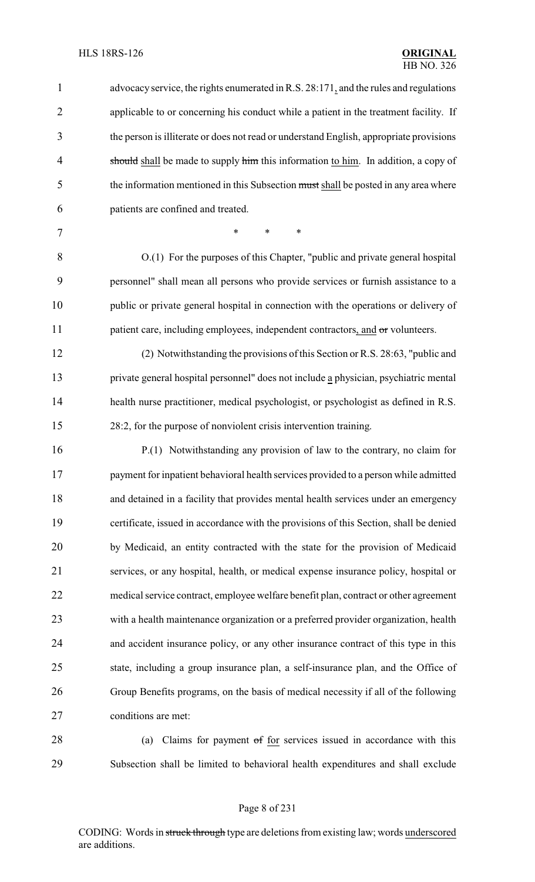advocacy service, the rights enumerated in R.S. 28:171, and the rules and regulations applicable to or concerning his conduct while a patient in the treatment facility. If the person is illiterate or does not read or understand English, appropriate provisions ~~should~~ shall be made to supply ~~him~~ this information to him. In addition, a copy of the information mentioned in this Subsection ~~must~~ shall be posted in any area where patients are confined and treated.

\* \* \*

O.(1) For the purposes of this Chapter, "public and private general hospital personnel" shall mean all persons who provide services or furnish assistance to a public or private general hospital in connection with the operations or delivery of patient care, including employees, independent contractors, and ~~or~~ volunteers.

(2) Notwithstanding the provisions of this Section or R.S. 28:63, "public and private general hospital personnel" does not include a physician, psychiatric mental health nurse practitioner, medical psychologist, or psychologist as defined in R.S. 28:2, for the purpose of nonviolent crisis intervention training.

P.(1) Notwithstanding any provision of law to the contrary, no claim for payment for inpatient behavioral health services provided to a person while admitted and detained in a facility that provides mental health services under an emergency certificate, issued in accordance with the provisions of this Section, shall be denied by Medicaid, an entity contracted with the state for the provision of Medicaid services, or any hospital, health, or medical expense insurance policy, hospital or medical service contract, employee welfare benefit plan, contract or other agreement with a health maintenance organization or a preferred provider organization, health and accident insurance policy, or any other insurance contract of this type in this state, including a group insurance plan, a self-insurance plan, and the Office of Group Benefits programs, on the basis of medical necessity if all of the following conditions are met:

(a) Claims for payment ~~of~~ for services issued in accordance with this Subsection shall be limited to behavioral health expenditures and shall exclude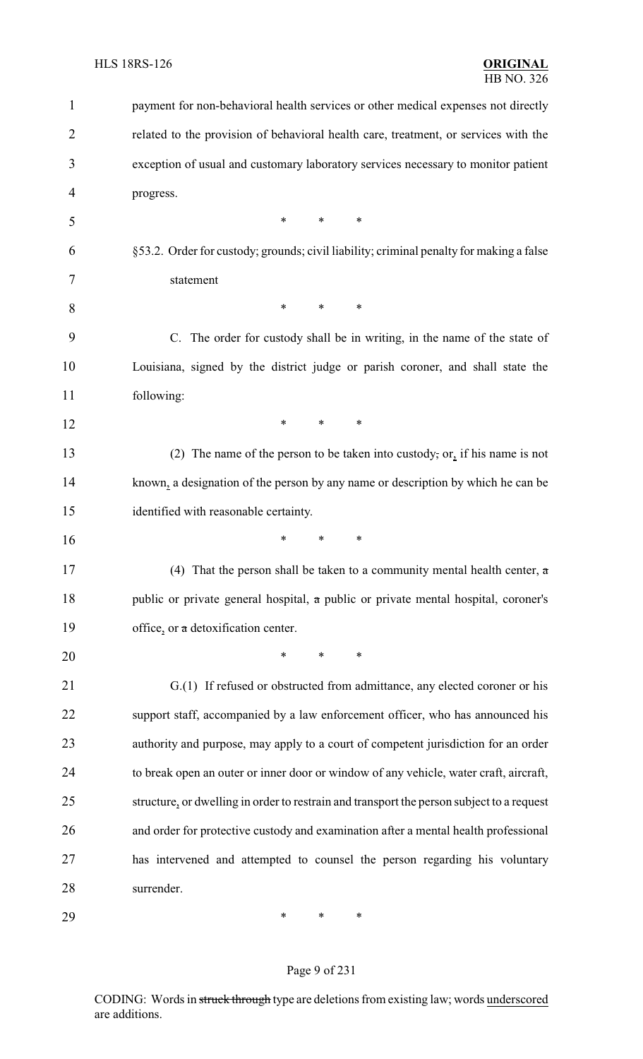payment for non-behavioral health services or other medical expenses not directly related to the provision of behavioral health care, treatment, or services with the exception of usual and customary laboratory services necessary to monitor patient progress.

\* \* \*

§53.2. Order for custody; grounds; civil liability; criminal penalty for making a false statement

\* \* \*

C. The order for custody shall be in writing, in the name of the state of Louisiana, signed by the district judge or parish coroner, and shall state the following:

\* \* \*

(2) The name of the person to be taken into custody; or, if his name is not known, a designation of the person by any name or description by which he can be identified with reasonable certainty.

\* \* \*

(4) That the person shall be taken to a community mental health center, a public or private general hospital, a public or private mental hospital, coroner's office, or a detoxification center.

\* \* \*

G.(1) If refused or obstructed from admittance, any elected coroner or his support staff, accompanied by a law enforcement officer, who has announced his authority and purpose, may apply to a court of competent jurisdiction for an order to break open an outer or inner door or window of any vehicle, water craft, aircraft, structure, or dwelling in order to restrain and transport the person subject to a request and order for protective custody and examination after a mental health professional has intervened and attempted to counsel the person regarding his voluntary surrender.

\* \* \*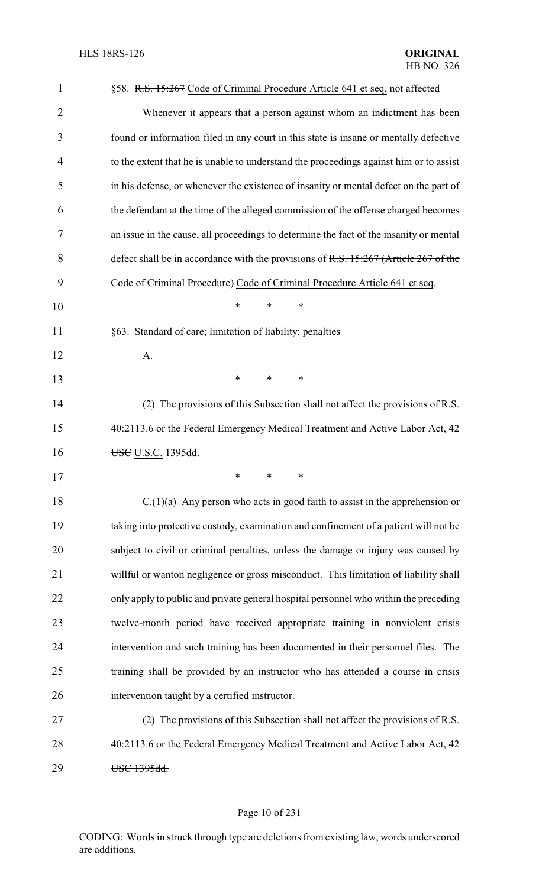§58. ~~R.S. 15:267~~ Code of Criminal Procedure Article 641 et seq. not affected

Whenever it appears that a person against whom an indictment has been found or information filed in any court in this state is insane or mentally defective to the extent that he is unable to understand the proceedings against him or to assist in his defense, or whenever the existence of insanity or mental defect on the part of the defendant at the time of the alleged commission of the offense charged becomes an issue in the cause, all proceedings to determine the fact of the insanity or mental defect shall be in accordance with the provisions of ~~R.S. 15:267 (Article 267 of the Code of Criminal Procedure)~~ Code of Criminal Procedure Article 641 et seq.

\* \* \*

§63. Standard of care; limitation of liability; penalties

A.

\* \* \*

(2) The provisions of this Subsection shall not affect the provisions of R.S. 40:2113.6 or the Federal Emergency Medical Treatment and Active Labor Act, 42 ~~USC~~ U.S.C. 1395dd.

\* \* \*

C.(1)(a) Any person who acts in good faith to assist in the apprehension or taking into protective custody, examination and confinement of a patient will not be subject to civil or criminal penalties, unless the damage or injury was caused by willful or wanton negligence or gross misconduct. This limitation of liability shall only apply to public and private general hospital personnel who within the preceding twelve-month period have received appropriate training in nonviolent crisis intervention and such training has been documented in their personnel files. The training shall be provided by an instructor who has attended a course in crisis intervention taught by a certified instructor.

~~(2) The provisions of this Subsection shall not affect the provisions of R.S. 40:2113.6 or the Federal Emergency Medical Treatment and Active Labor Act, 42 USC 1395dd.~~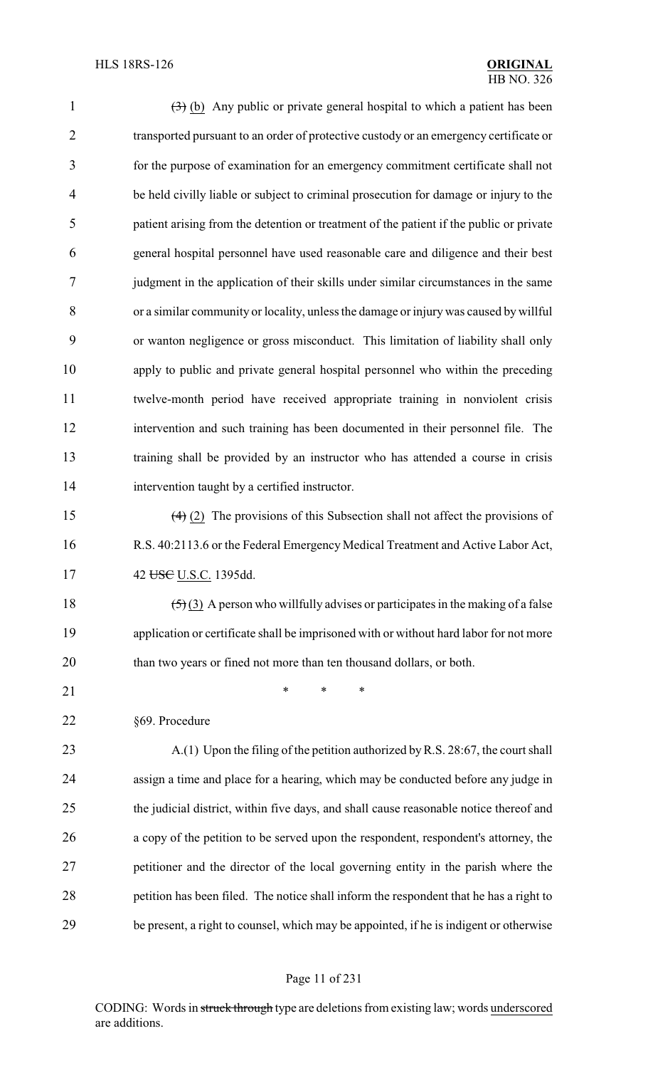~~(3)~~ (b) Any public or private general hospital to which a patient has been transported pursuant to an order of protective custody or an emergency certificate or for the purpose of examination for an emergency commitment certificate shall not be held civilly liable or subject to criminal prosecution for damage or injury to the patient arising from the detention or treatment of the patient if the public or private general hospital personnel have used reasonable care and diligence and their best judgment in the application of their skills under similar circumstances in the same or a similar community or locality, unless the damage or injury was caused by willful or wanton negligence or gross misconduct. This limitation of liability shall only apply to public and private general hospital personnel who within the preceding twelve-month period have received appropriate training in nonviolent crisis intervention and such training has been documented in their personnel file. The training shall be provided by an instructor who has attended a course in crisis intervention taught by a certified instructor.

~~(4)~~ (2) The provisions of this Subsection shall not affect the provisions of R.S. 40:2113.6 or the Federal Emergency Medical Treatment and Active Labor Act, 42 ~~USC~~ U.S.C. 1395dd.

~~(5)~~ (3) A person who willfully advises or participates in the making of a false application or certificate shall be imprisoned with or without hard labor for not more than two years or fined not more than ten thousand dollars, or both.

\* \* \*

§69. Procedure

A.(1) Upon the filing of the petition authorized by R.S. 28:67, the court shall assign a time and place for a hearing, which may be conducted before any judge in the judicial district, within five days, and shall cause reasonable notice thereof and a copy of the petition to be served upon the respondent, respondent's attorney, the petitioner and the director of the local governing entity in the parish where the petition has been filed. The notice shall inform the respondent that he has a right to be present, a right to counsel, which may be appointed, if he is indigent or otherwise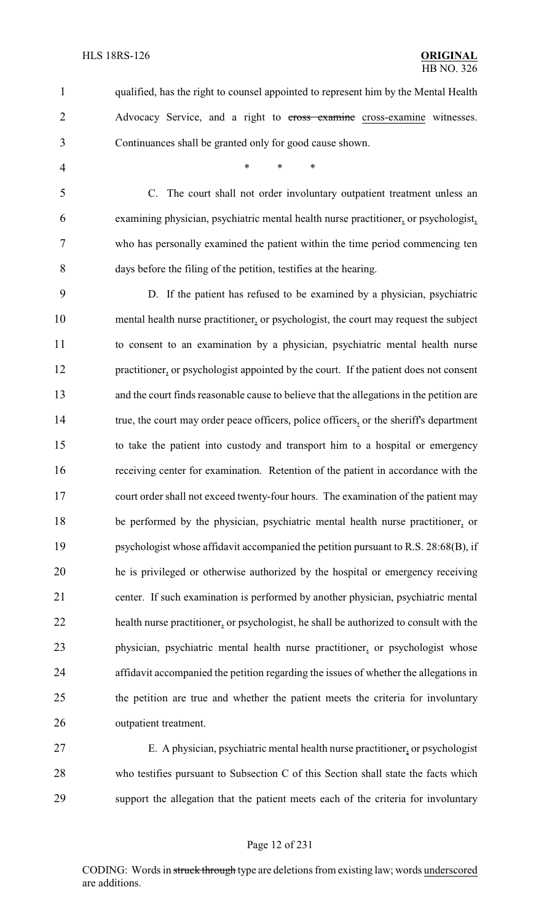qualified, has the right to counsel appointed to represent him by the Mental Health Advocacy Service, and a right to ~~cross examine~~ cross-examine witnesses. Continuances shall be granted only for good cause shown.

\* \* \*

C. The court shall not order involuntary outpatient treatment unless an examining physician, psychiatric mental health nurse practitioner, or psychologist, who has personally examined the patient within the time period commencing ten days before the filing of the petition, testifies at the hearing.

D. If the patient has refused to be examined by a physician, psychiatric mental health nurse practitioner, or psychologist, the court may request the subject to consent to an examination by a physician, psychiatric mental health nurse practitioner, or psychologist appointed by the court. If the patient does not consent and the court finds reasonable cause to believe that the allegations in the petition are true, the court may order peace officers, police officers, or the sheriff's department to take the patient into custody and transport him to a hospital or emergency receiving center for examination. Retention of the patient in accordance with the court order shall not exceed twenty-four hours. The examination of the patient may be performed by the physician, psychiatric mental health nurse practitioner, or psychologist whose affidavit accompanied the petition pursuant to R.S. 28:68(B), if he is privileged or otherwise authorized by the hospital or emergency receiving center. If such examination is performed by another physician, psychiatric mental health nurse practitioner, or psychologist, he shall be authorized to consult with the physician, psychiatric mental health nurse practitioner, or psychologist whose affidavit accompanied the petition regarding the issues of whether the allegations in the petition are true and whether the patient meets the criteria for involuntary outpatient treatment.

E. A physician, psychiatric mental health nurse practitioner, or psychologist who testifies pursuant to Subsection C of this Section shall state the facts which support the allegation that the patient meets each of the criteria for involuntary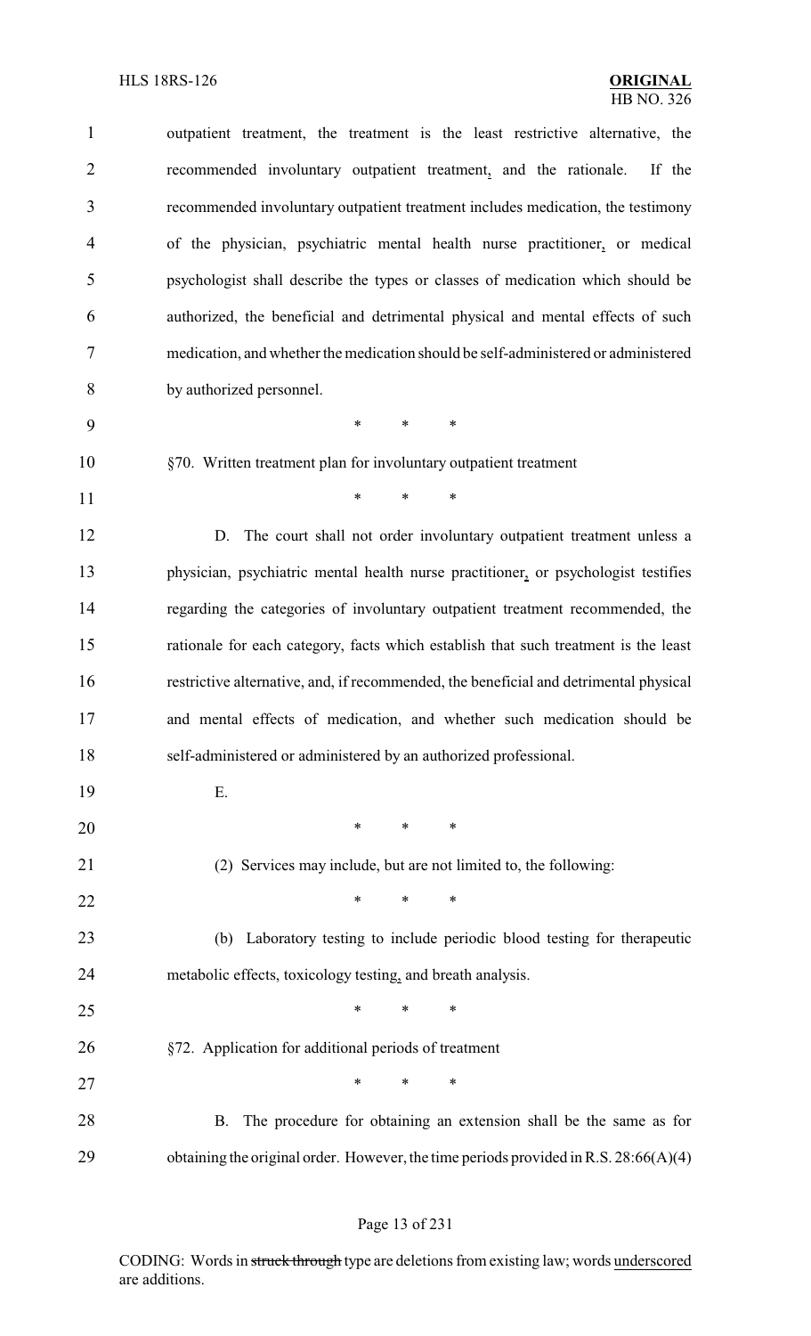outpatient treatment, the treatment is the least restrictive alternative, the recommended involuntary outpatient treatment, and the rationale. If the recommended involuntary outpatient treatment includes medication, the testimony of the physician, psychiatric mental health nurse practitioner, or medical psychologist shall describe the types or classes of medication which should be authorized, the beneficial and detrimental physical and mental effects of such medication, and whether the medication should be self-administered or administered by authorized personnel.

\* \* \*

§70. Written treatment plan for involuntary outpatient treatment

\* \* \*

D. The court shall not order involuntary outpatient treatment unless a physician, psychiatric mental health nurse practitioner, or psychologist testifies regarding the categories of involuntary outpatient treatment recommended, the rationale for each category, facts which establish that such treatment is the least restrictive alternative, and, if recommended, the beneficial and detrimental physical and mental effects of medication, and whether such medication should be self-administered or administered by an authorized professional.

E.

\* \* \*

(2) Services may include, but are not limited to, the following:

\* \* \*

(b) Laboratory testing to include periodic blood testing for therapeutic metabolic effects, toxicology testing, and breath analysis.

\* \* \*

§72. Application for additional periods of treatment

\* \* \*

B. The procedure for obtaining an extension shall be the same as for obtaining the original order. However, the time periods provided in R.S. 28:66(A)(4)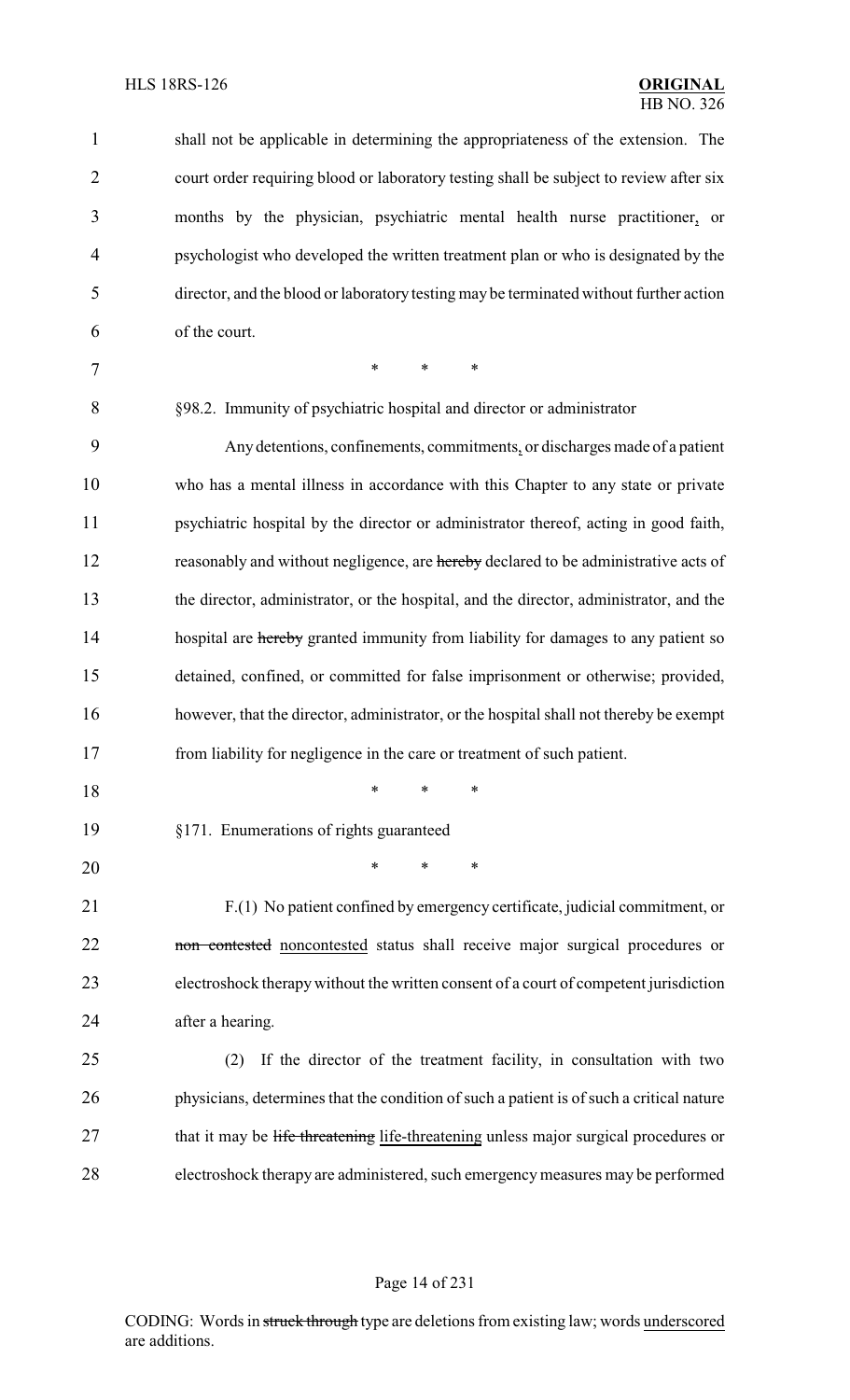shall not be applicable in determining the appropriateness of the extension. The court order requiring blood or laboratory testing shall be subject to review after six months by the physician, psychiatric mental health nurse practitioner, or psychologist who developed the written treatment plan or who is designated by the director, and the blood or laboratory testing may be terminated without further action of the court.

\* \* \*

§98.2. Immunity of psychiatric hospital and director or administrator

Any detentions, confinements, commitments, or discharges made of a patient who has a mental illness in accordance with this Chapter to any state or private psychiatric hospital by the director or administrator thereof, acting in good faith, reasonably and without negligence, are ~~hereby~~ declared to be administrative acts of the director, administrator, or the hospital, and the director, administrator, and the hospital are ~~hereby~~ granted immunity from liability for damages to any patient so detained, confined, or committed for false imprisonment or otherwise; provided, however, that the director, administrator, or the hospital shall not thereby be exempt from liability for negligence in the care or treatment of such patient.

\* \* \*

§171. Enumerations of rights guaranteed

\* \* \*

F.(1) No patient confined by emergency certificate, judicial commitment, or ~~non contested~~ noncontested status shall receive major surgical procedures or electroshock therapy without the written consent of a court of competent jurisdiction after a hearing.

(2) If the director of the treatment facility, in consultation with two physicians, determines that the condition of such a patient is of such a critical nature that it may be ~~life threatening~~ life-threatening unless major surgical procedures or electroshock therapy are administered, such emergency measures may be performed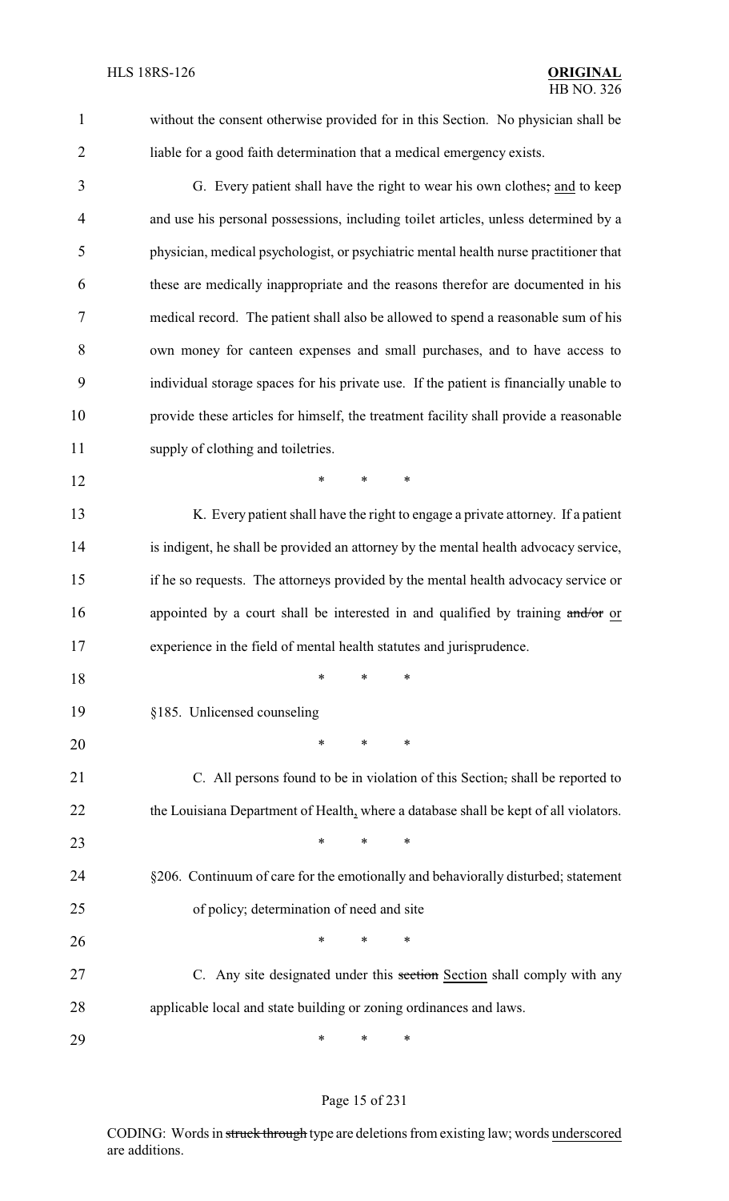without the consent otherwise provided for in this Section. No physician shall be liable for a good faith determination that a medical emergency exists.

G. Every patient shall have the right to wear his own clothes; and to keep and use his personal possessions, including toilet articles, unless determined by a physician, medical psychologist, or psychiatric mental health nurse practitioner that these are medically inappropriate and the reasons therefor are documented in his medical record. The patient shall also be allowed to spend a reasonable sum of his own money for canteen expenses and small purchases, and to have access to individual storage spaces for his private use. If the patient is financially unable to provide these articles for himself, the treatment facility shall provide a reasonable supply of clothing and toiletries.

\* \* \*

K. Every patient shall have the right to engage a private attorney. If a patient is indigent, he shall be provided an attorney by the mental health advocacy service, if he so requests. The attorneys provided by the mental health advocacy service or appointed by a court shall be interested in and qualified by training ~~and/or~~ or experience in the field of mental health statutes and jurisprudence.

\* \* \*

§185. Unlicensed counseling

\* \* \*

C. All persons found to be in violation of this Section~~,~~ shall be reported to the Louisiana Department of Health, where a database shall be kept of all violators.

\* \* \*

§206. Continuum of care for the emotionally and behaviorally disturbed; statement of policy; determination of need and site

\* \* \*

C. Any site designated under this ~~section~~ Section shall comply with any applicable local and state building or zoning ordinances and laws.

\* \* \*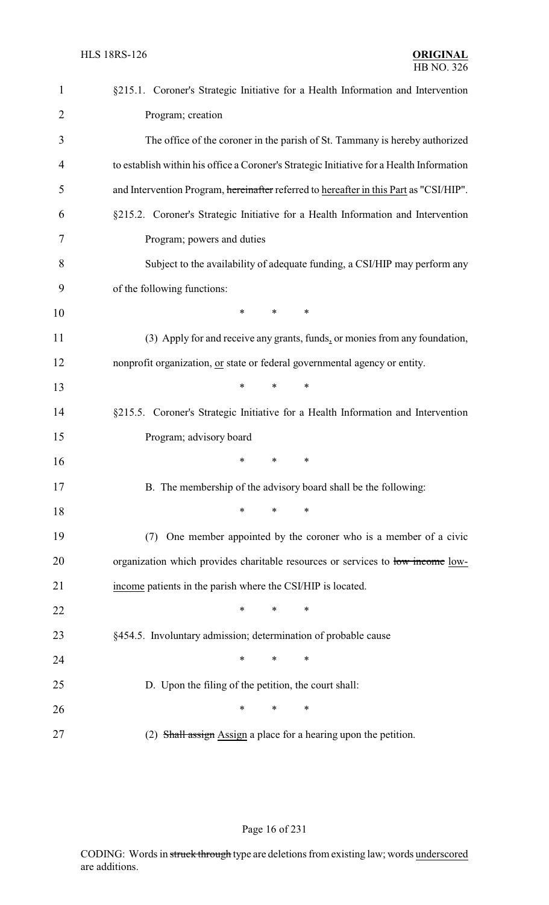§215.1. Coroner's Strategic Initiative for a Health Information and Intervention Program; creation

The office of the coroner in the parish of St. Tammany is hereby authorized to establish within his office a Coroner's Strategic Initiative for a Health Information and Intervention Program, ~~hereinafter~~ referred to hereafter in this Part as "CSI/HIP".

§215.2. Coroner's Strategic Initiative for a Health Information and Intervention Program; powers and duties

Subject to the availability of adequate funding, a CSI/HIP may perform any of the following functions:

\* \* \*

(3) Apply for and receive any grants, funds, or monies from any foundation, nonprofit organization, or state or federal governmental agency or entity.

\* \* \*

§215.5. Coroner's Strategic Initiative for a Health Information and Intervention Program; advisory board

\* \* \*

B. The membership of the advisory board shall be the following:

\* \* \*

(7) One member appointed by the coroner who is a member of a civic organization which provides charitable resources or services to ~~low income~~ low-income patients in the parish where the CSI/HIP is located.

\* \* \*

§454.5. Involuntary admission; determination of probable cause

\* \* \*

D. Upon the filing of the petition, the court shall:

\* \* \*

(2) ~~Shall assign~~ Assign a place for a hearing upon the petition.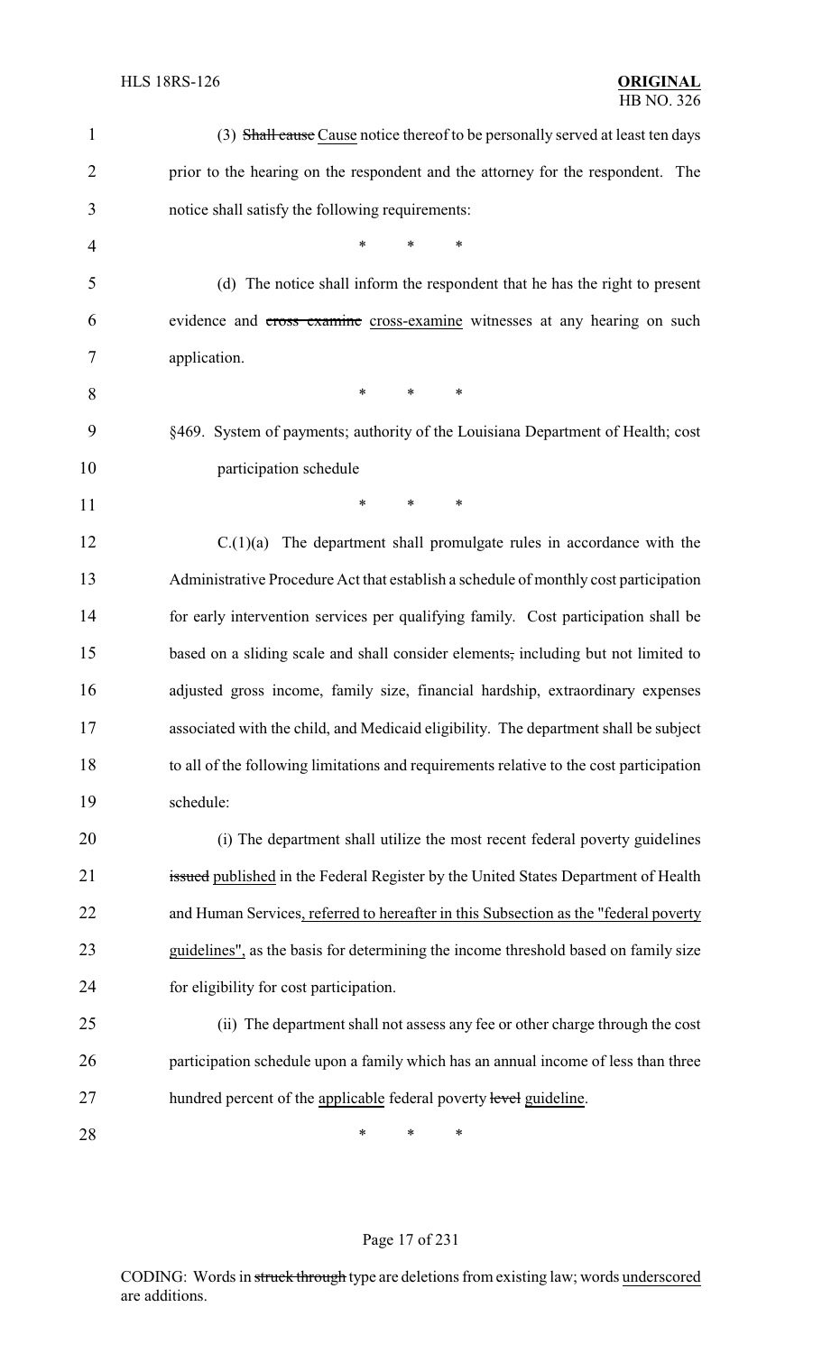(3) ~~Shall cause~~ Cause notice thereof to be personally served at least ten days prior to the hearing on the respondent and the attorney for the respondent. The notice shall satisfy the following requirements:

\* \* \*

(d) The notice shall inform the respondent that he has the right to present evidence and ~~cross examine~~ cross-examine witnesses at any hearing on such application.

\* \* \*

§469. System of payments; authority of the Louisiana Department of Health; cost participation schedule

\* \* \*

C.(1)(a) The department shall promulgate rules in accordance with the Administrative Procedure Act that establish a schedule of monthly cost participation for early intervention services per qualifying family. Cost participation shall be based on a sliding scale and shall consider elements~~,~~ including but not limited to adjusted gross income, family size, financial hardship, extraordinary expenses associated with the child, and Medicaid eligibility. The department shall be subject to all of the following limitations and requirements relative to the cost participation schedule:

(i) The department shall utilize the most recent federal poverty guidelines ~~issued~~ published in the Federal Register by the United States Department of Health and Human Services, referred to hereafter in this Subsection as the "federal poverty guidelines", as the basis for determining the income threshold based on family size for eligibility for cost participation.

(ii) The department shall not assess any fee or other charge through the cost participation schedule upon a family which has an annual income of less than three hundred percent of the applicable federal poverty ~~level~~ guideline.

\* \* \*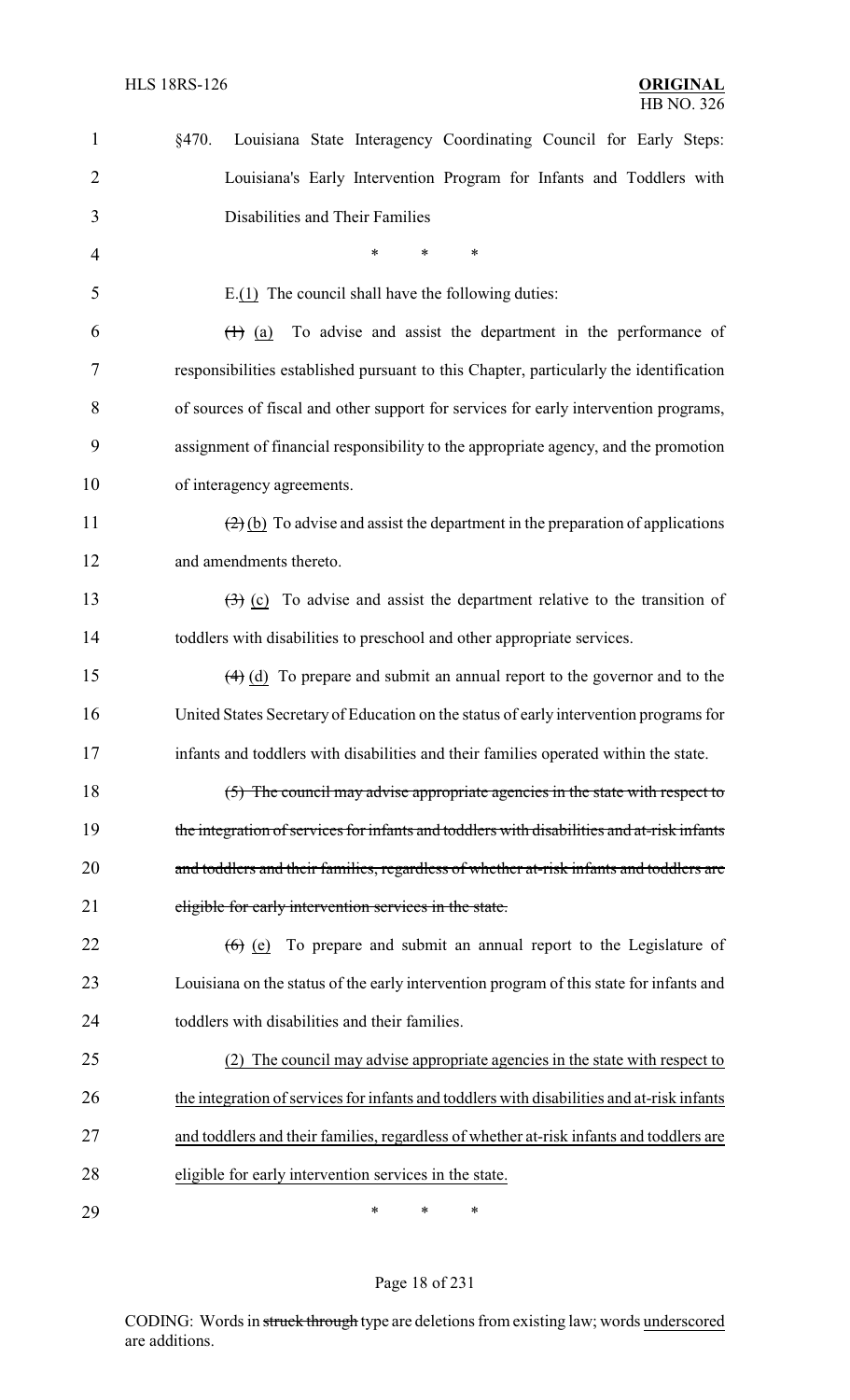§470. Louisiana State Interagency Coordinating Council for Early Steps: Louisiana's Early Intervention Program for Infants and Toddlers with Disabilities and Their Families

\* \* \*

E.<u>(1)</u> The council shall have the following duties:

~~(1)~~ <u>(a)</u> To advise and assist the department in the performance of responsibilities established pursuant to this Chapter, particularly the identification of sources of fiscal and other support for services for early intervention programs, assignment of financial responsibility to the appropriate agency, and the promotion of interagency agreements.

~~(2)~~ <u>(b)</u> To advise and assist the department in the preparation of applications and amendments thereto.

~~(3)~~ <u>(c)</u> To advise and assist the department relative to the transition of toddlers with disabilities to preschool and other appropriate services.

~~(4)~~ <u>(d)</u> To prepare and submit an annual report to the governor and to the United States Secretary of Education on the status of early intervention programs for infants and toddlers with disabilities and their families operated within the state.

~~(5) The council may advise appropriate agencies in the state with respect to the integration of services for infants and toddlers with disabilities and at-risk infants and toddlers and their families, regardless of whether at-risk infants and toddlers are eligible for early intervention services in the state.~~

~~(6)~~ <u>(e)</u> To prepare and submit an annual report to the Legislature of Louisiana on the status of the early intervention program of this state for infants and toddlers with disabilities and their families.

<u>(2) The council may advise appropriate agencies in the state with respect to the integration of services for infants and toddlers with disabilities and at-risk infants and toddlers and their families, regardless of whether at-risk infants and toddlers are eligible for early intervention services in the state.</u>

\* \* \*

CODING: Words in ~~struck through~~ type are deletions from existing law; words <u>underscored</u> are additions.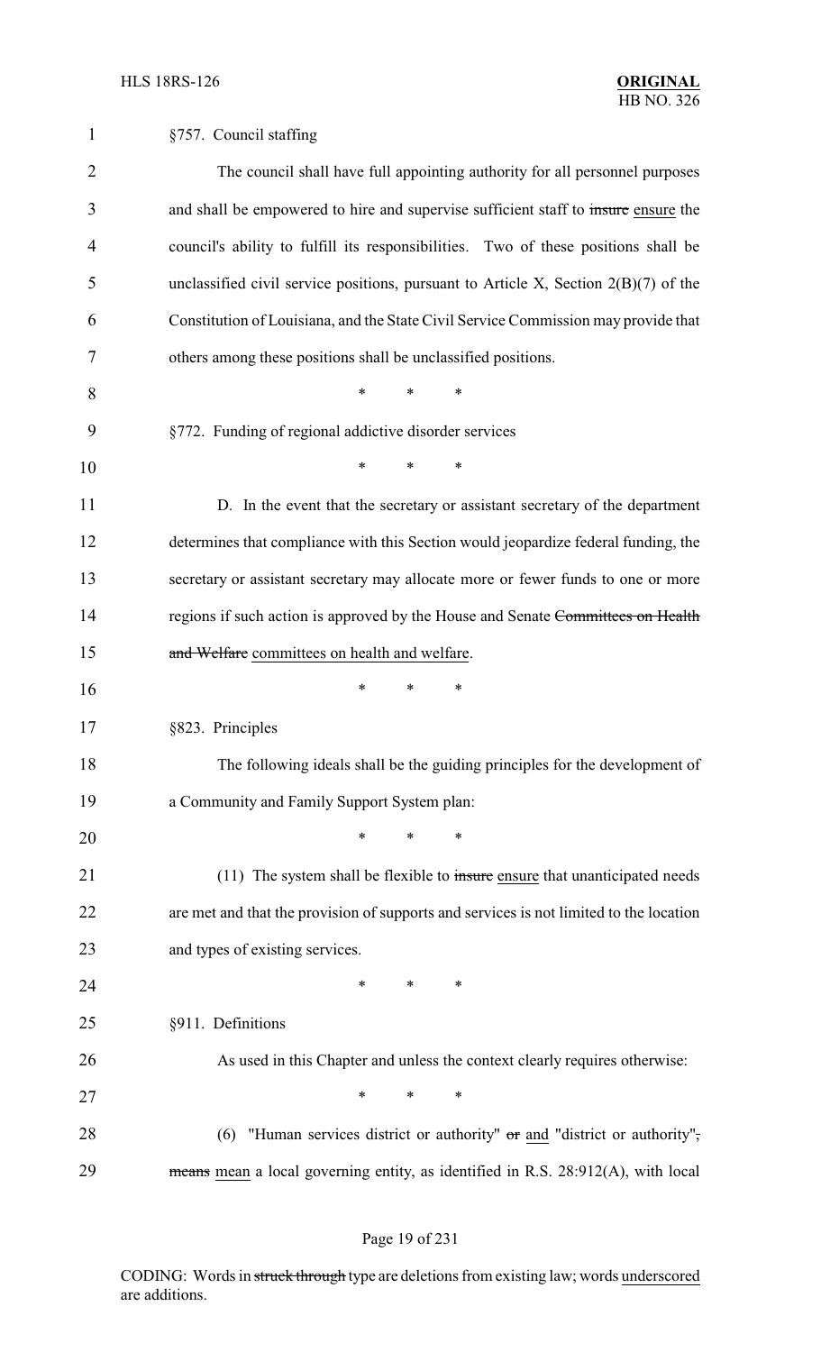§757. Council staffing

The council shall have full appointing authority for all personnel purposes and shall be empowered to hire and supervise sufficient staff to ~~insure~~ ensure the council's ability to fulfill its responsibilities. Two of these positions shall be unclassified civil service positions, pursuant to Article X, Section 2(B)(7) of the Constitution of Louisiana, and the State Civil Service Commission may provide that others among these positions shall be unclassified positions.

\* \* \*

§772. Funding of regional addictive disorder services

\* \* \*

D. In the event that the secretary or assistant secretary of the department determines that compliance with this Section would jeopardize federal funding, the secretary or assistant secretary may allocate more or fewer funds to one or more regions if such action is approved by the House and Senate ~~Committees on Health and Welfare~~ committees on health and welfare.

\* \* \*

§823. Principles

The following ideals shall be the guiding principles for the development of a Community and Family Support System plan:

\* \* \*

(11) The system shall be flexible to ~~insure~~ ensure that unanticipated needs are met and that the provision of supports and services is not limited to the location and types of existing services.

\* \* \*

§911. Definitions

As used in this Chapter and unless the context clearly requires otherwise:

\* \* \*

(6) "Human services district or authority" ~~or~~ and "district or authority"~~,~~ ~~means~~ mean a local governing entity, as identified in R.S. 28:912(A), with local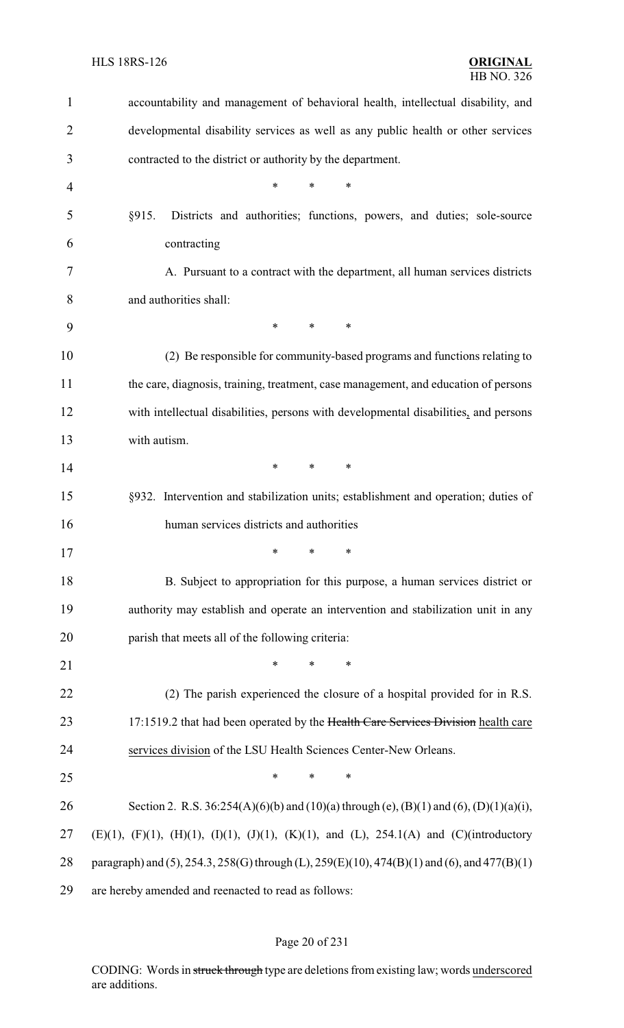accountability and management of behavioral health, intellectual disability, and developmental disability services as well as any public health or other services contracted to the district or authority by the department.

\* \* \*

§915. Districts and authorities; functions, powers, and duties; sole-source contracting

A. Pursuant to a contract with the department, all human services districts and authorities shall:

\* \* \*

(2) Be responsible for community-based programs and functions relating to the care, diagnosis, training, treatment, case management, and education of persons with intellectual disabilities, persons with developmental disabilities, and persons with autism.

\* \* \*

§932. Intervention and stabilization units; establishment and operation; duties of human services districts and authorities

\* \* \*

B. Subject to appropriation for this purpose, a human services district or authority may establish and operate an intervention and stabilization unit in any parish that meets all of the following criteria:

\* \* \*

(2) The parish experienced the closure of a hospital provided for in R.S. 17:1519.2 that had been operated by the ~~Health Care Services Division~~ health care services division of the LSU Health Sciences Center-New Orleans.

\* \* \*

Section 2. R.S. 36:254(A)(6)(b) and (10)(a) through (e), (B)(1) and (6), (D)(1)(a)(i), (E)(1), (F)(1), (H)(1), (I)(1), (J)(1), (K)(1), and (L), 254.1(A) and (C)(introductory paragraph) and (5), 254.3, 258(G) through (L), 259(E)(10), 474(B)(1) and (6), and 477(B)(1) are hereby amended and reenacted to read as follows: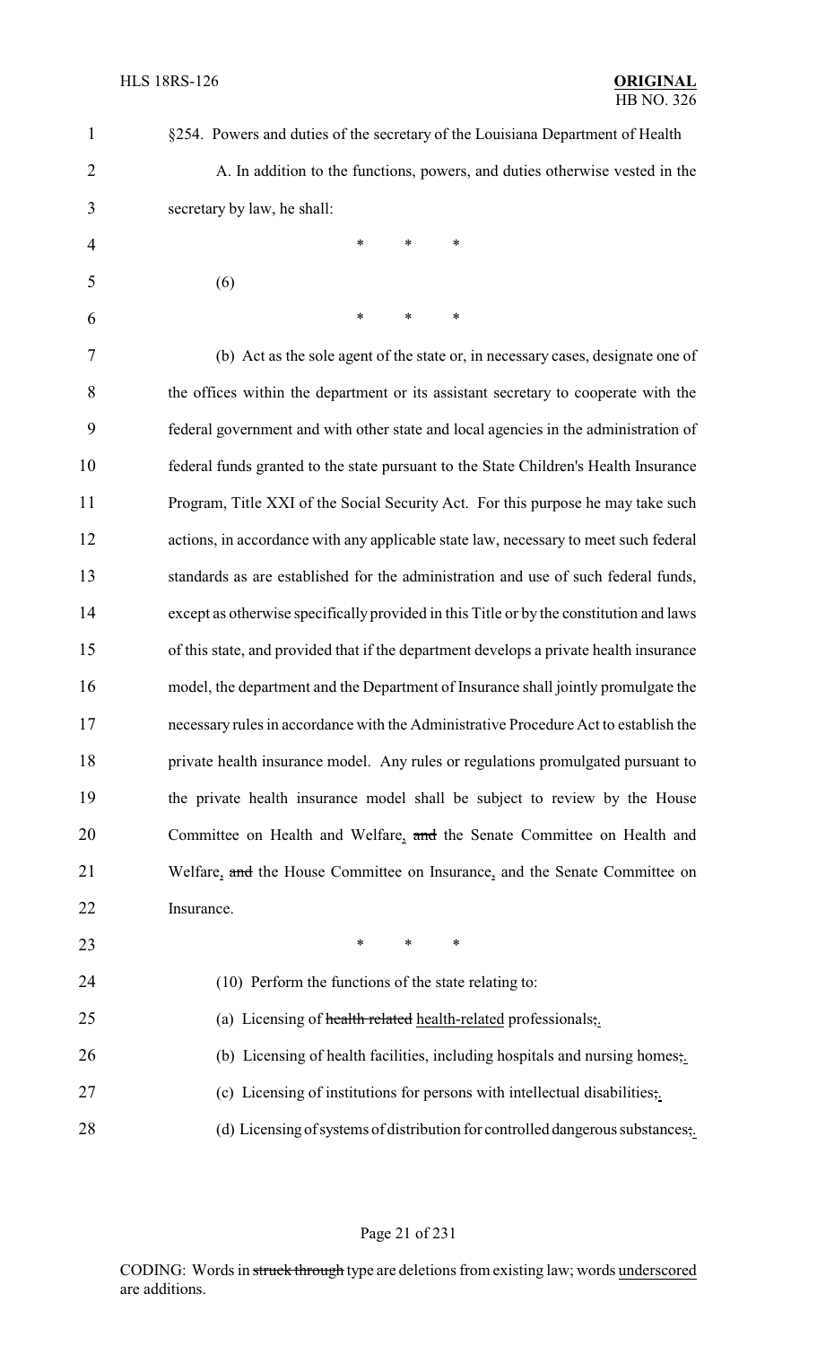§254. Powers and duties of the secretary of the Louisiana Department of Health

A. In addition to the functions, powers, and duties otherwise vested in the secretary by law, he shall:

\* \* \*

(6)

\* \* \*

(b) Act as the sole agent of the state or, in necessary cases, designate one of the offices within the department or its assistant secretary to cooperate with the federal government and with other state and local agencies in the administration of federal funds granted to the state pursuant to the State Children's Health Insurance Program, Title XXI of the Social Security Act. For this purpose he may take such actions, in accordance with any applicable state law, necessary to meet such federal standards as are established for the administration and use of such federal funds, except as otherwise specifically provided in this Title or by the constitution and laws of this state, and provided that if the department develops a private health insurance model, the department and the Department of Insurance shall jointly promulgate the necessary rules in accordance with the Administrative Procedure Act to establish the private health insurance model. Any rules or regulations promulgated pursuant to the private health insurance model shall be subject to review by the House Committee on Health and Welfare, ~~and~~ the Senate Committee on Health and Welfare, ~~and~~ the House Committee on Insurance, and the Senate Committee on Insurance.

\* \* \*

(10) Perform the functions of the state relating to:

(a) Licensing of ~~health related~~ health-related professionals~~;~~.

(b) Licensing of health facilities, including hospitals and nursing homes~~;~~.

(c) Licensing of institutions for persons with intellectual disabilities~~;~~.

(d) Licensing of systems of distribution for controlled dangerous substances~~;~~.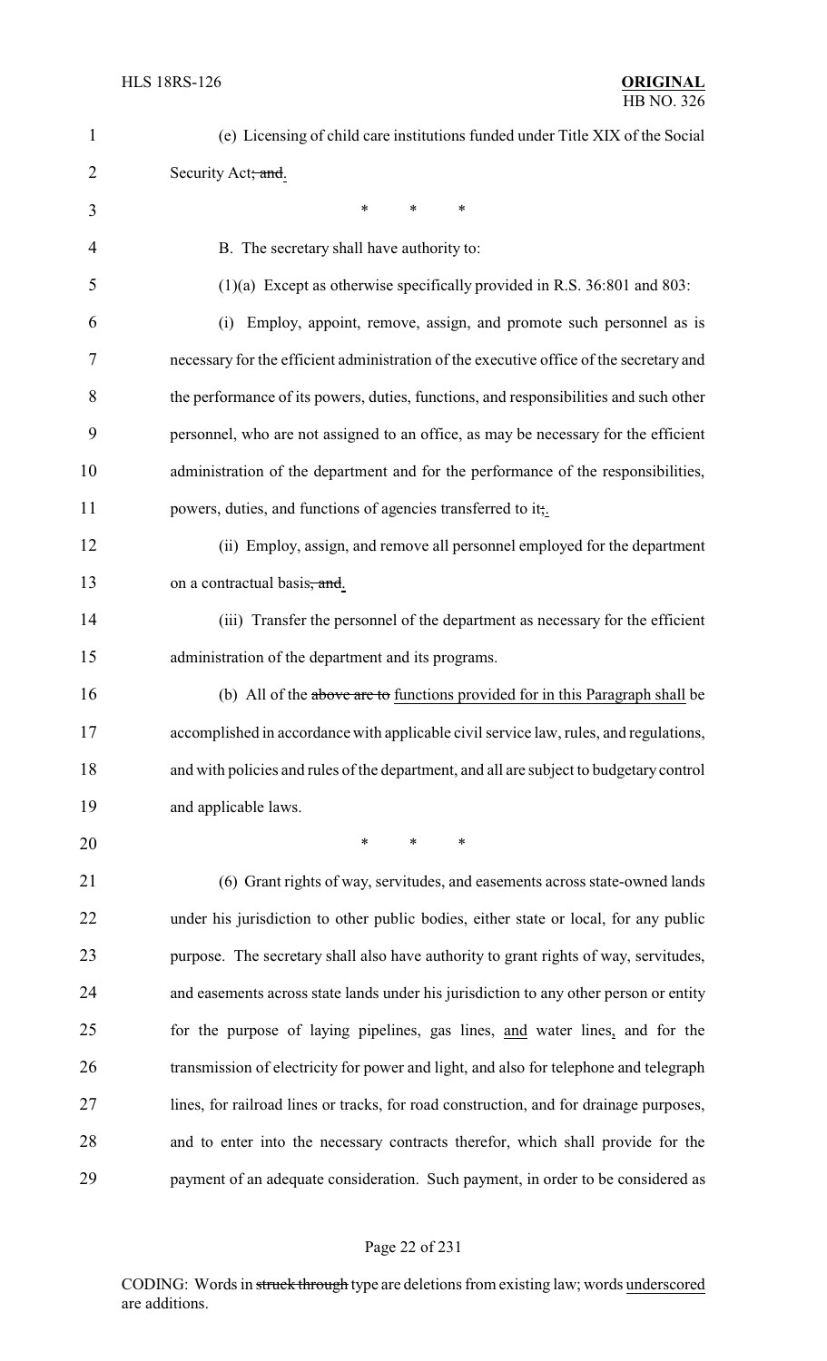(e) Licensing of child care institutions funded under Title XIX of the Social Security Act~~; and~~.

\* \* \*

B. The secretary shall have authority to:

(1)(a) Except as otherwise specifically provided in R.S. 36:801 and 803:

(i) Employ, appoint, remove, assign, and promote such personnel as is necessary for the efficient administration of the executive office of the secretary and the performance of its powers, duties, functions, and responsibilities and such other personnel, who are not assigned to an office, as may be necessary for the efficient administration of the department and for the performance of the responsibilities, powers, duties, and functions of agencies transferred to it~~;~~.

(ii) Employ, assign, and remove all personnel employed for the department on a contractual basis~~, and~~.

(iii) Transfer the personnel of the department as necessary for the efficient administration of the department and its programs.

(b) All of the ~~above are to~~ functions provided for in this Paragraph shall be accomplished in accordance with applicable civil service law, rules, and regulations, and with policies and rules of the department, and all are subject to budgetary control and applicable laws.

\* \* \*

(6) Grant rights of way, servitudes, and easements across state-owned lands under his jurisdiction to other public bodies, either state or local, for any public purpose. The secretary shall also have authority to grant rights of way, servitudes, and easements across state lands under his jurisdiction to any other person or entity for the purpose of laying pipelines, gas lines, and water lines, and for the transmission of electricity for power and light, and also for telephone and telegraph lines, for railroad lines or tracks, for road construction, and for drainage purposes, and to enter into the necessary contracts therefor, which shall provide for the payment of an adequate consideration. Such payment, in order to be considered as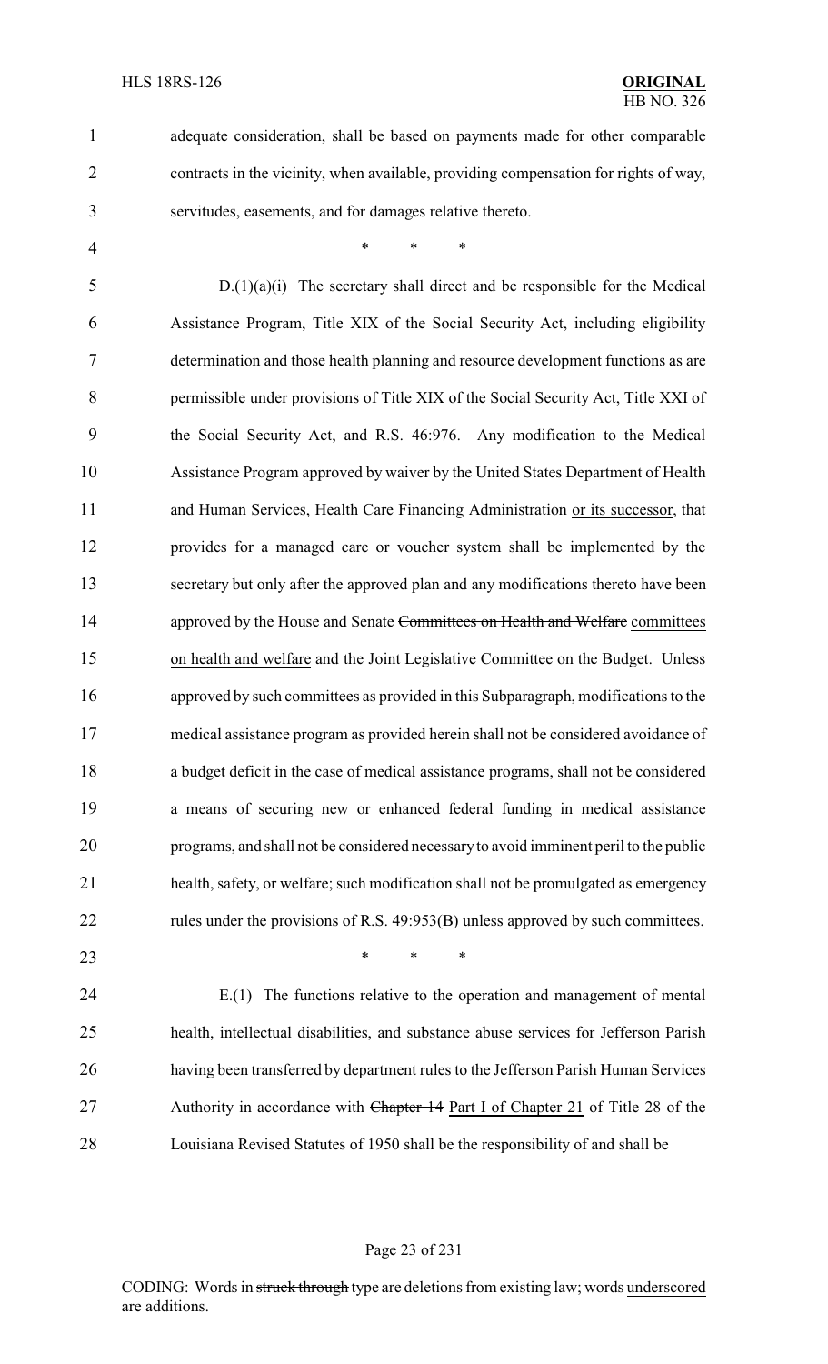adequate consideration, shall be based on payments made for other comparable contracts in the vicinity, when available, providing compensation for rights of way, servitudes, easements, and for damages relative thereto.

\* \* \*

D.(1)(a)(i) The secretary shall direct and be responsible for the Medical Assistance Program, Title XIX of the Social Security Act, including eligibility determination and those health planning and resource development functions as are permissible under provisions of Title XIX of the Social Security Act, Title XXI of the Social Security Act, and R.S. 46:976. Any modification to the Medical Assistance Program approved by waiver by the United States Department of Health and Human Services, Health Care Financing Administration <u>or its successor</u>, that provides for a managed care or voucher system shall be implemented by the secretary but only after the approved plan and any modifications thereto have been approved by the House and Senate ~~Committees on Health and Welfare~~ <u>committees on health and welfare</u> and the Joint Legislative Committee on the Budget. Unless approved by such committees as provided in this Subparagraph, modifications to the medical assistance program as provided herein shall not be considered avoidance of a budget deficit in the case of medical assistance programs, shall not be considered a means of securing new or enhanced federal funding in medical assistance programs, and shall not be considered necessary to avoid imminent peril to the public health, safety, or welfare; such modification shall not be promulgated as emergency rules under the provisions of R.S. 49:953(B) unless approved by such committees.

\* \* \*

E.(1) The functions relative to the operation and management of mental health, intellectual disabilities, and substance abuse services for Jefferson Parish having been transferred by department rules to the Jefferson Parish Human Services Authority in accordance with ~~Chapter 14~~ <u>Part I of Chapter 21</u> of Title 28 of the Louisiana Revised Statutes of 1950 shall be the responsibility of and shall be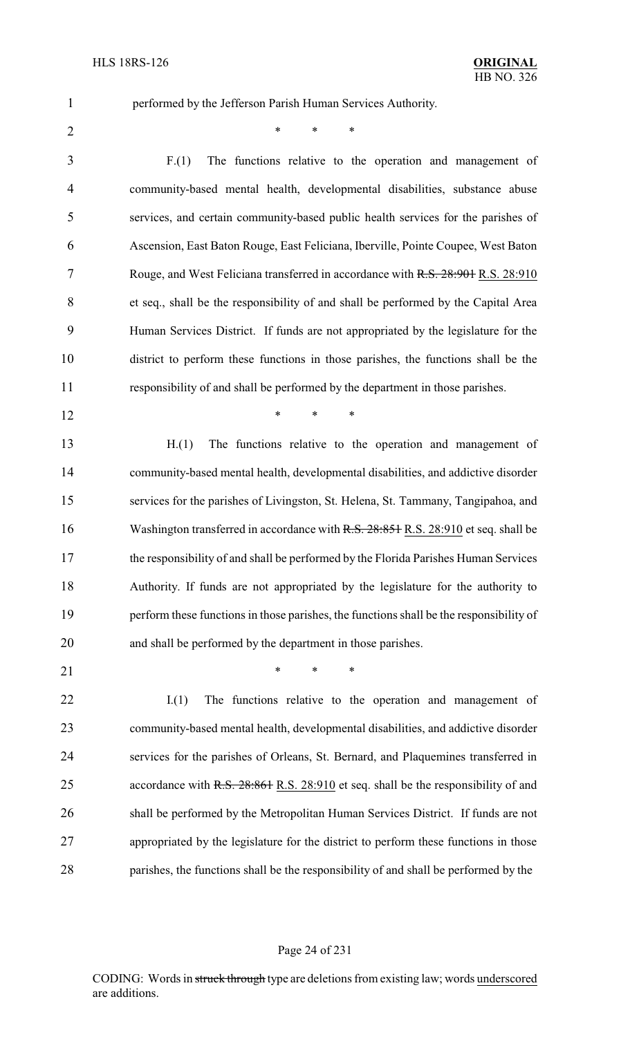performed by the Jefferson Parish Human Services Authority.

\* \* \*

F.(1) The functions relative to the operation and management of community-based mental health, developmental disabilities, substance abuse services, and certain community-based public health services for the parishes of Ascension, East Baton Rouge, East Feliciana, Iberville, Pointe Coupee, West Baton Rouge, and West Feliciana transferred in accordance with ~~R.S. 28:901~~ R.S. 28:910 et seq., shall be the responsibility of and shall be performed by the Capital Area Human Services District. If funds are not appropriated by the legislature for the district to perform these functions in those parishes, the functions shall be the responsibility of and shall be performed by the department in those parishes.

\* \* \*

H.(1) The functions relative to the operation and management of community-based mental health, developmental disabilities, and addictive disorder services for the parishes of Livingston, St. Helena, St. Tammany, Tangipahoa, and Washington transferred in accordance with ~~R.S. 28:851~~ R.S. 28:910 et seq. shall be the responsibility of and shall be performed by the Florida Parishes Human Services Authority. If funds are not appropriated by the legislature for the authority to perform these functions in those parishes, the functions shall be the responsibility of and shall be performed by the department in those parishes.

\* \* \*

I.(1) The functions relative to the operation and management of community-based mental health, developmental disabilities, and addictive disorder services for the parishes of Orleans, St. Bernard, and Plaquemines transferred in accordance with ~~R.S. 28:861~~ R.S. 28:910 et seq. shall be the responsibility of and shall be performed by the Metropolitan Human Services District. If funds are not appropriated by the legislature for the district to perform these functions in those parishes, the functions shall be the responsibility of and shall be performed by the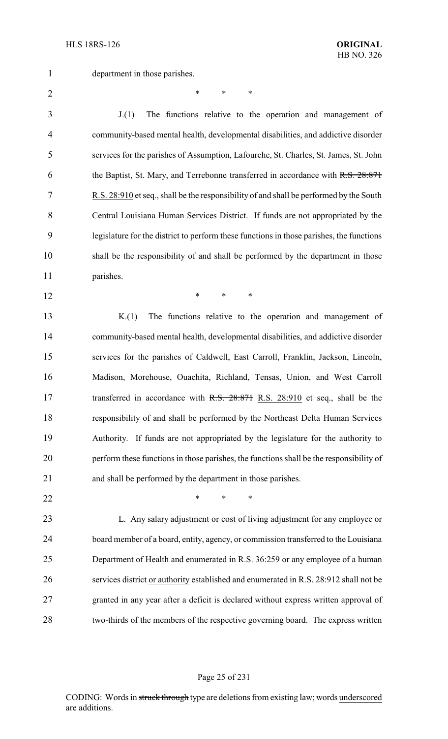department in those parishes.

\* \* \*

J.(1) The functions relative to the operation and management of community-based mental health, developmental disabilities, and addictive disorder services for the parishes of Assumption, Lafourche, St. Charles, St. James, St. John the Baptist, St. Mary, and Terrebonne transferred in accordance with ~~R.S. 28:871~~ R.S. 28:910 et seq., shall be the responsibility of and shall be performed by the South Central Louisiana Human Services District. If funds are not appropriated by the legislature for the district to perform these functions in those parishes, the functions shall be the responsibility of and shall be performed by the department in those parishes.

\* \* \*

K.(1) The functions relative to the operation and management of community-based mental health, developmental disabilities, and addictive disorder services for the parishes of Caldwell, East Carroll, Franklin, Jackson, Lincoln, Madison, Morehouse, Ouachita, Richland, Tensas, Union, and West Carroll transferred in accordance with ~~R.S. 28:871~~ R.S. 28:910 et seq., shall be the responsibility of and shall be performed by the Northeast Delta Human Services Authority. If funds are not appropriated by the legislature for the authority to perform these functions in those parishes, the functions shall be the responsibility of and shall be performed by the department in those parishes.

\* \* \*

L. Any salary adjustment or cost of living adjustment for any employee or board member of a board, entity, agency, or commission transferred to the Louisiana Department of Health and enumerated in R.S. 36:259 or any employee of a human services district or authority established and enumerated in R.S. 28:912 shall not be granted in any year after a deficit is declared without express written approval of two-thirds of the members of the respective governing board. The express written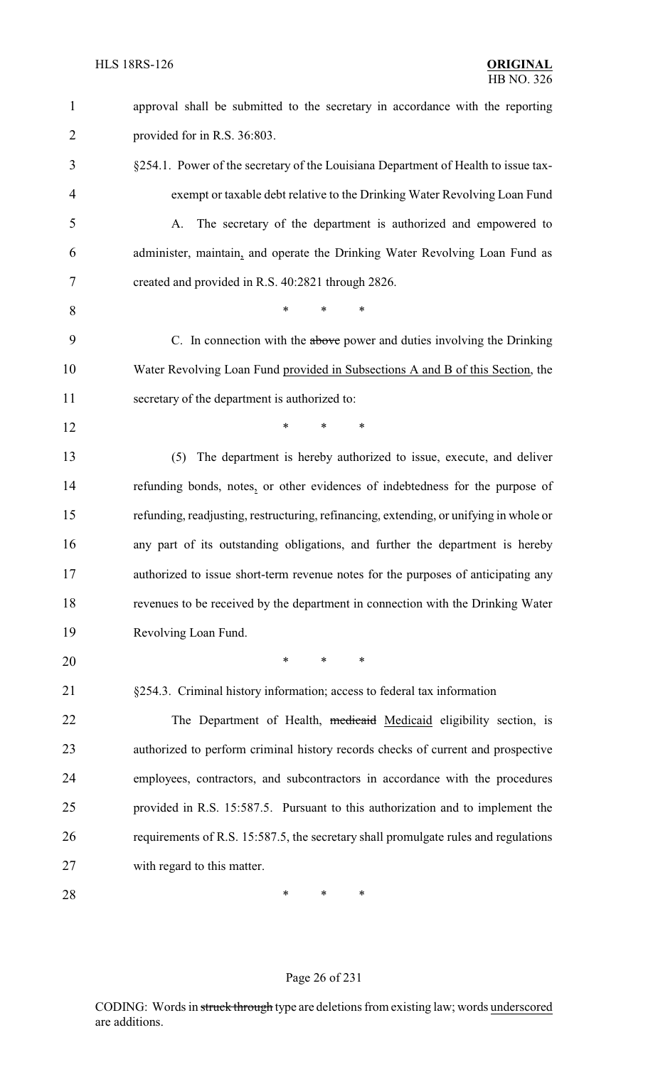approval shall be submitted to the secretary in accordance with the reporting provided for in R.S. 36:803.

§254.1. Power of the secretary of the Louisiana Department of Health to issue tax-exempt or taxable debt relative to the Drinking Water Revolving Loan Fund

A. The secretary of the department is authorized and empowered to administer, maintain, and operate the Drinking Water Revolving Loan Fund as created and provided in R.S. 40:2821 through 2826.

\* \* \*

C. In connection with the ~~above~~ power and duties involving the Drinking Water Revolving Loan Fund provided in Subsections A and B of this Section, the secretary of the department is authorized to:

\* \* \*

(5) The department is hereby authorized to issue, execute, and deliver refunding bonds, notes, or other evidences of indebtedness for the purpose of refunding, readjusting, restructuring, refinancing, extending, or unifying in whole or any part of its outstanding obligations, and further the department is hereby authorized to issue short-term revenue notes for the purposes of anticipating any revenues to be received by the department in connection with the Drinking Water Revolving Loan Fund.

\* \* \*

§254.3. Criminal history information; access to federal tax information

The Department of Health, ~~medicaid~~ Medicaid eligibility section, is authorized to perform criminal history records checks of current and prospective employees, contractors, and subcontractors in accordance with the procedures provided in R.S. 15:587.5. Pursuant to this authorization and to implement the requirements of R.S. 15:587.5, the secretary shall promulgate rules and regulations with regard to this matter.

\* \* \*

CODING: Words in ~~struck through~~ type are deletions from existing law; words underscored are additions.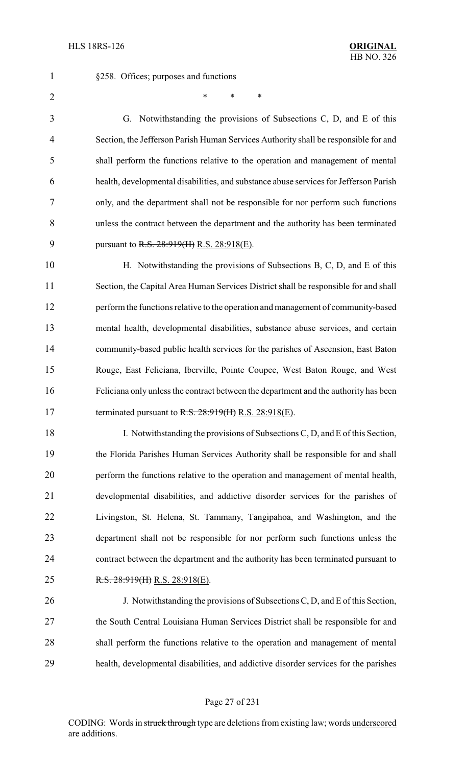§258. Offices; purposes and functions

\* \* \*

G. Notwithstanding the provisions of Subsections C, D, and E of this Section, the Jefferson Parish Human Services Authority shall be responsible for and shall perform the functions relative to the operation and management of mental health, developmental disabilities, and substance abuse services for Jefferson Parish only, and the department shall not be responsible for nor perform such functions unless the contract between the department and the authority has been terminated pursuant to ~~R.S. 28:919(H)~~ R.S. 28:918(E).

H. Notwithstanding the provisions of Subsections B, C, D, and E of this Section, the Capital Area Human Services District shall be responsible for and shall perform the functions relative to the operation and management of community-based mental health, developmental disabilities, substance abuse services, and certain community-based public health services for the parishes of Ascension, East Baton Rouge, East Feliciana, Iberville, Pointe Coupee, West Baton Rouge, and West Feliciana only unless the contract between the department and the authority has been terminated pursuant to ~~R.S. 28:919(H)~~ R.S. 28:918(E).

I. Notwithstanding the provisions of Subsections C, D, and E of this Section, the Florida Parishes Human Services Authority shall be responsible for and shall perform the functions relative to the operation and management of mental health, developmental disabilities, and addictive disorder services for the parishes of Livingston, St. Helena, St. Tammany, Tangipahoa, and Washington, and the department shall not be responsible for nor perform such functions unless the contract between the department and the authority has been terminated pursuant to ~~R.S. 28:919(H)~~ R.S. 28:918(E).

J. Notwithstanding the provisions of Subsections C, D, and E of this Section, the South Central Louisiana Human Services District shall be responsible for and shall perform the functions relative to the operation and management of mental health, developmental disabilities, and addictive disorder services for the parishes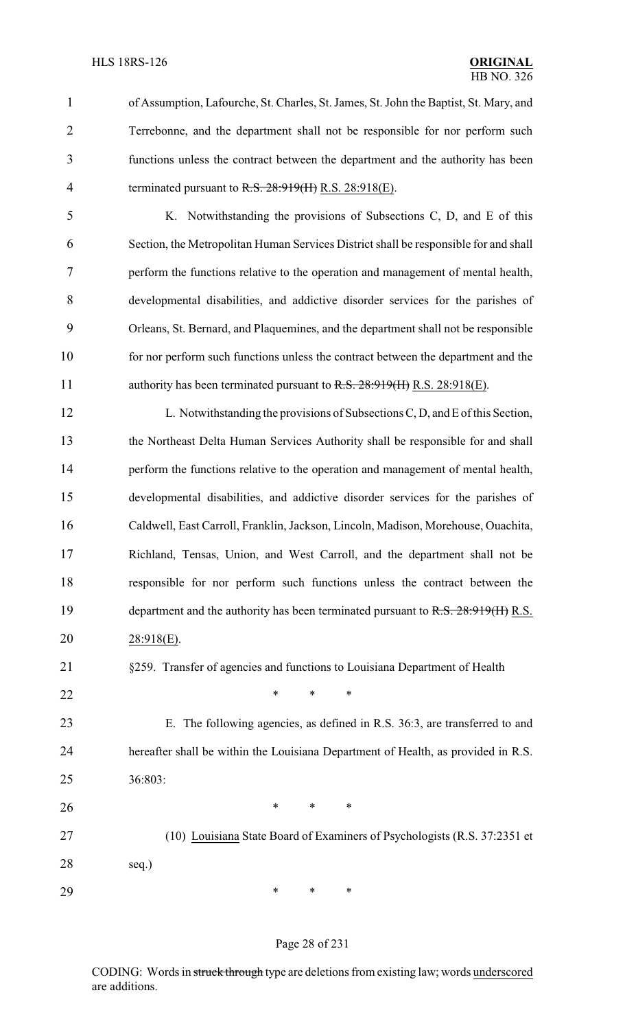of Assumption, Lafourche, St. Charles, St. James, St. John the Baptist, St. Mary, and Terrebonne, and the department shall not be responsible for nor perform such functions unless the contract between the department and the authority has been terminated pursuant to ~~R.S. 28:919(H)~~ R.S. 28:918(E).

K. Notwithstanding the provisions of Subsections C, D, and E of this Section, the Metropolitan Human Services District shall be responsible for and shall perform the functions relative to the operation and management of mental health, developmental disabilities, and addictive disorder services for the parishes of Orleans, St. Bernard, and Plaquemines, and the department shall not be responsible for nor perform such functions unless the contract between the department and the authority has been terminated pursuant to ~~R.S. 28:919(H)~~ R.S. 28:918(E).

L. Notwithstanding the provisions of Subsections C, D, and E of this Section, the Northeast Delta Human Services Authority shall be responsible for and shall perform the functions relative to the operation and management of mental health, developmental disabilities, and addictive disorder services for the parishes of Caldwell, East Carroll, Franklin, Jackson, Lincoln, Madison, Morehouse, Ouachita, Richland, Tensas, Union, and West Carroll, and the department shall not be responsible for nor perform such functions unless the contract between the department and the authority has been terminated pursuant to ~~R.S. 28:919(H)~~ R.S. 28:918(E).

§259. Transfer of agencies and functions to Louisiana Department of Health

\* \* \*

E. The following agencies, as defined in R.S. 36:3, are transferred to and hereafter shall be within the Louisiana Department of Health, as provided in R.S. 36:803:

\* \* \*

(10) Louisiana State Board of Examiners of Psychologists (R.S. 37:2351 et seq.)

\* \* \*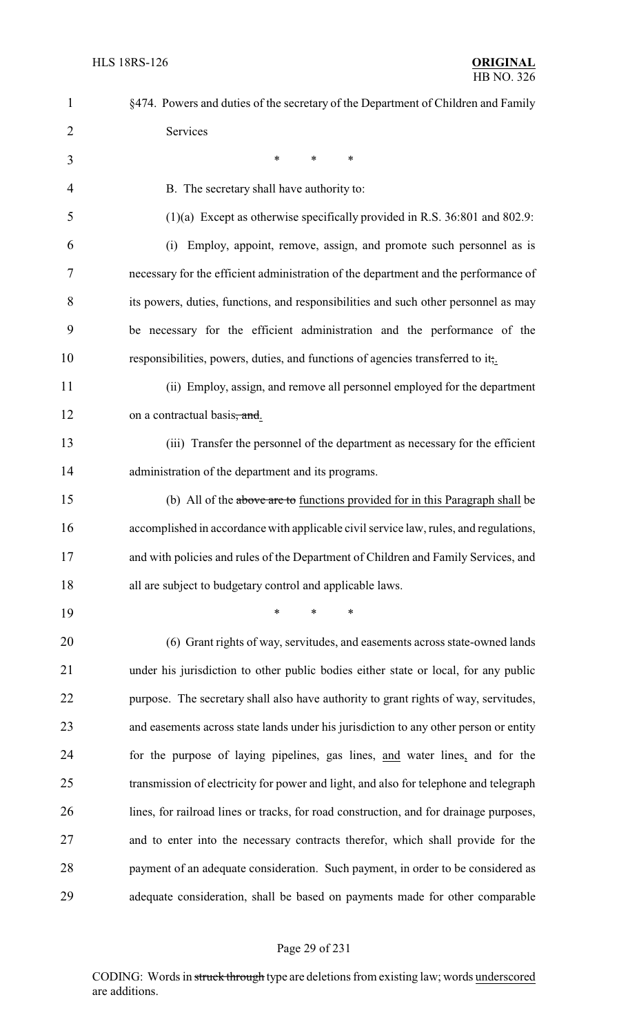§474. Powers and duties of the secretary of the Department of Children and Family Services

\* \* \*

B. The secretary shall have authority to:

(1)(a) Except as otherwise specifically provided in R.S. 36:801 and 802.9:

(i) Employ, appoint, remove, assign, and promote such personnel as is necessary for the efficient administration of the department and the performance of its powers, duties, functions, and responsibilities and such other personnel as may be necessary for the efficient administration and the performance of the responsibilities, powers, duties, and functions of agencies transferred to it~~;~~.

(ii) Employ, assign, and remove all personnel employed for the department on a contractual basis~~, and~~.

(iii) Transfer the personnel of the department as necessary for the efficient administration of the department and its programs.

(b) All of the ~~above are to~~ functions provided for in this Paragraph shall be accomplished in accordance with applicable civil service law, rules, and regulations, and with policies and rules of the Department of Children and Family Services, and all are subject to budgetary control and applicable laws.

\* \* \*

(6) Grant rights of way, servitudes, and easements across state-owned lands under his jurisdiction to other public bodies either state or local, for any public purpose. The secretary shall also have authority to grant rights of way, servitudes, and easements across state lands under his jurisdiction to any other person or entity for the purpose of laying pipelines, gas lines, and water lines, and for the transmission of electricity for power and light, and also for telephone and telegraph lines, for railroad lines or tracks, for road construction, and for drainage purposes, and to enter into the necessary contracts therefor, which shall provide for the payment of an adequate consideration. Such payment, in order to be considered as adequate consideration, shall be based on payments made for other comparable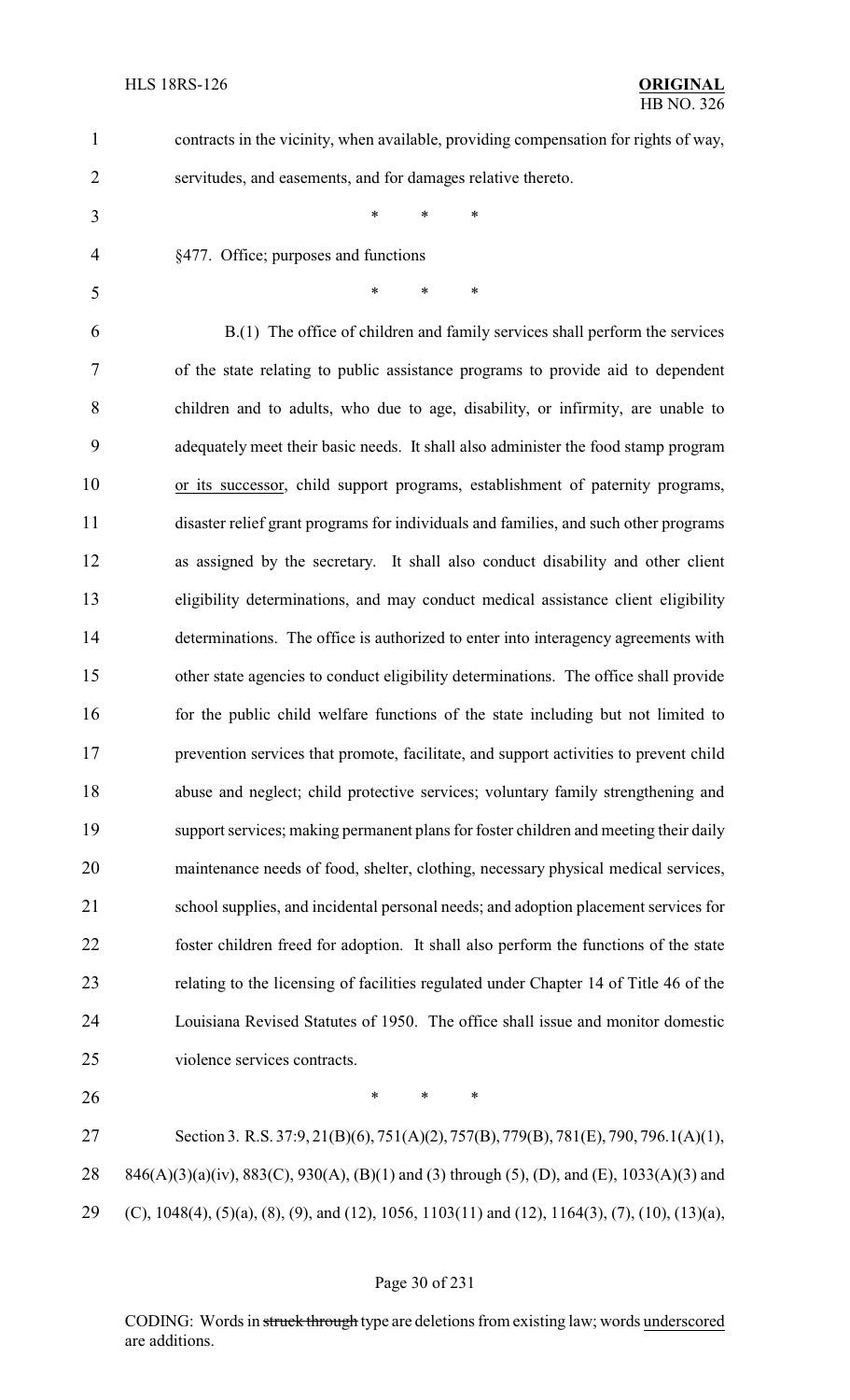contracts in the vicinity, when available, providing compensation for rights of way, servitudes, and easements, and for damages relative thereto.

\* \* \*

§477. Office; purposes and functions

\* \* \*

B.(1) The office of children and family services shall perform the services of the state relating to public assistance programs to provide aid to dependent children and to adults, who due to age, disability, or infirmity, are unable to adequately meet their basic needs. It shall also administer the food stamp program <u>or its successor</u>, child support programs, establishment of paternity programs, disaster relief grant programs for individuals and families, and such other programs as assigned by the secretary. It shall also conduct disability and other client eligibility determinations, and may conduct medical assistance client eligibility determinations. The office is authorized to enter into interagency agreements with other state agencies to conduct eligibility determinations. The office shall provide for the public child welfare functions of the state including but not limited to prevention services that promote, facilitate, and support activities to prevent child abuse and neglect; child protective services; voluntary family strengthening and support services; making permanent plans for foster children and meeting their daily maintenance needs of food, shelter, clothing, necessary physical medical services, school supplies, and incidental personal needs; and adoption placement services for foster children freed for adoption. It shall also perform the functions of the state relating to the licensing of facilities regulated under Chapter 14 of Title 46 of the Louisiana Revised Statutes of 1950. The office shall issue and monitor domestic violence services contracts.

\* \* \*

Section 3. R.S. 37:9, 21(B)(6), 751(A)(2), 757(B), 779(B), 781(E), 790, 796.1(A)(1), 846(A)(3)(a)(iv), 883(C), 930(A), (B)(1) and (3) through (5), (D), and (E), 1033(A)(3) and (C), 1048(4), (5)(a), (8), (9), and (12), 1056, 1103(11) and (12), 1164(3), (7), (10), (13)(a),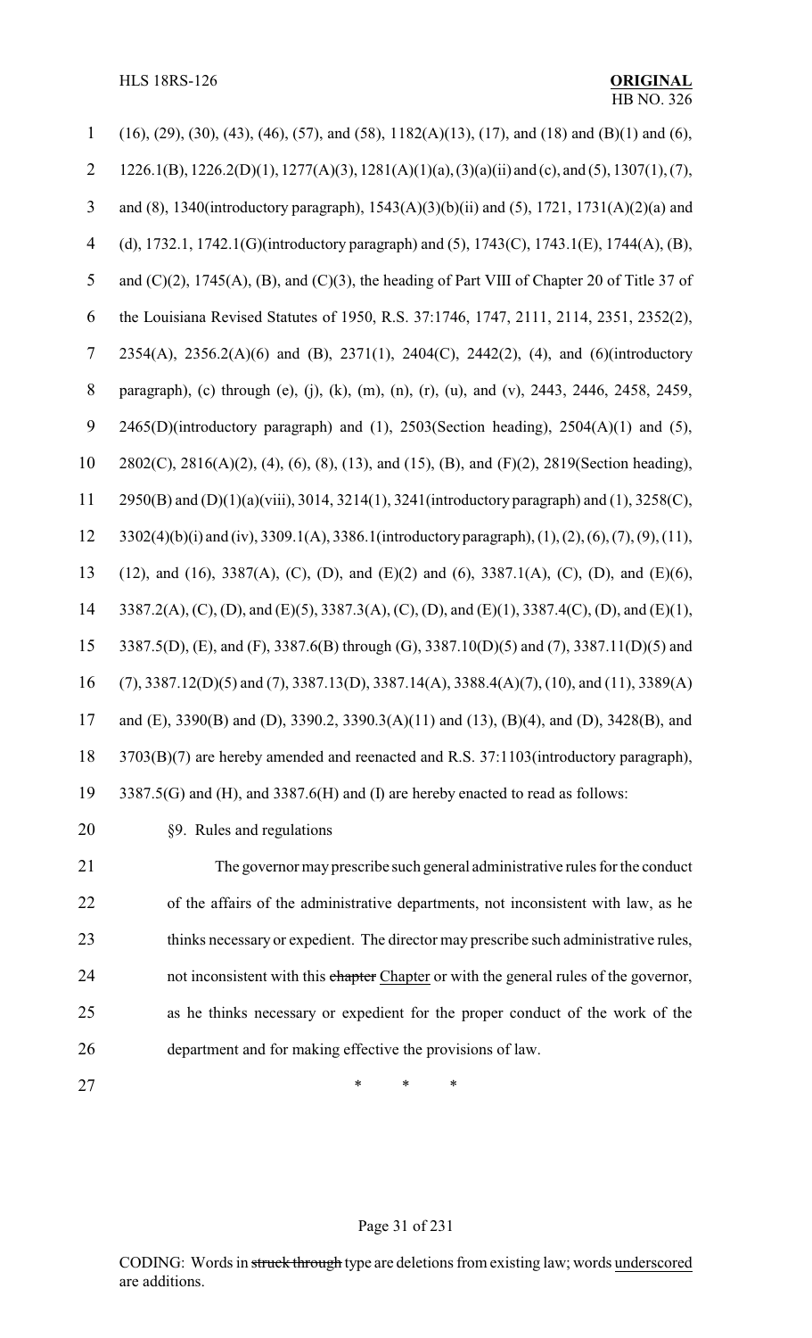(16), (29), (30), (43), (46), (57), and (58), 1182(A)(13), (17), and (18) and (B)(1) and (6), 1226.1(B), 1226.2(D)(1), 1277(A)(3), 1281(A)(1)(a), (3)(a)(ii) and (c), and (5), 1307(1), (7), and (8), 1340(introductory paragraph), 1543(A)(3)(b)(ii) and (5), 1721, 1731(A)(2)(a) and (d), 1732.1, 1742.1(G)(introductory paragraph) and (5), 1743(C), 1743.1(E), 1744(A), (B), and (C)(2), 1745(A), (B), and (C)(3), the heading of Part VIII of Chapter 20 of Title 37 of the Louisiana Revised Statutes of 1950, R.S. 37:1746, 1747, 2111, 2114, 2351, 2352(2), 2354(A), 2356.2(A)(6) and (B), 2371(1), 2404(C), 2442(2), (4), and (6)(introductory paragraph), (c) through (e), (j), (k), (m), (n), (r), (u), and (v), 2443, 2446, 2458, 2459, 2465(D)(introductory paragraph) and (1), 2503(Section heading), 2504(A)(1) and (5), 2802(C), 2816(A)(2), (4), (6), (8), (13), and (15), (B), and (F)(2), 2819(Section heading), 2950(B) and (D)(1)(a)(viii), 3014, 3214(1), 3241(introductory paragraph) and (1), 3258(C), 3302(4)(b)(i) and (iv), 3309.1(A), 3386.1(introductory paragraph), (1), (2), (6), (7), (9), (11), (12), and (16), 3387(A), (C), (D), and (E)(2) and (6), 3387.1(A), (C), (D), and (E)(6), 3387.2(A), (C), (D), and (E)(5), 3387.3(A), (C), (D), and (E)(1), 3387.4(C), (D), and (E)(1), 3387.5(D), (E), and (F), 3387.6(B) through (G), 3387.10(D)(5) and (7), 3387.11(D)(5) and (7), 3387.12(D)(5) and (7), 3387.13(D), 3387.14(A), 3388.4(A)(7), (10), and (11), 3389(A) and (E), 3390(B) and (D), 3390.2, 3390.3(A)(11) and (13), (B)(4), and (D), 3428(B), and 3703(B)(7) are hereby amended and reenacted and R.S. 37:1103(introductory paragraph), 3387.5(G) and (H), and 3387.6(H) and (I) are hereby enacted to read as follows:

§9. Rules and regulations

The governor may prescribe such general administrative rules for the conduct of the affairs of the administrative departments, not inconsistent with law, as he thinks necessary or expedient. The director may prescribe such administrative rules, not inconsistent with this ~~chapter~~ <u>Chapter</u> or with the general rules of the governor, as he thinks necessary or expedient for the proper conduct of the work of the department and for making effective the provisions of law.

\* \* \*

CODING: Words in ~~struck through~~ type are deletions from existing law; words <u>underscored</u> are additions.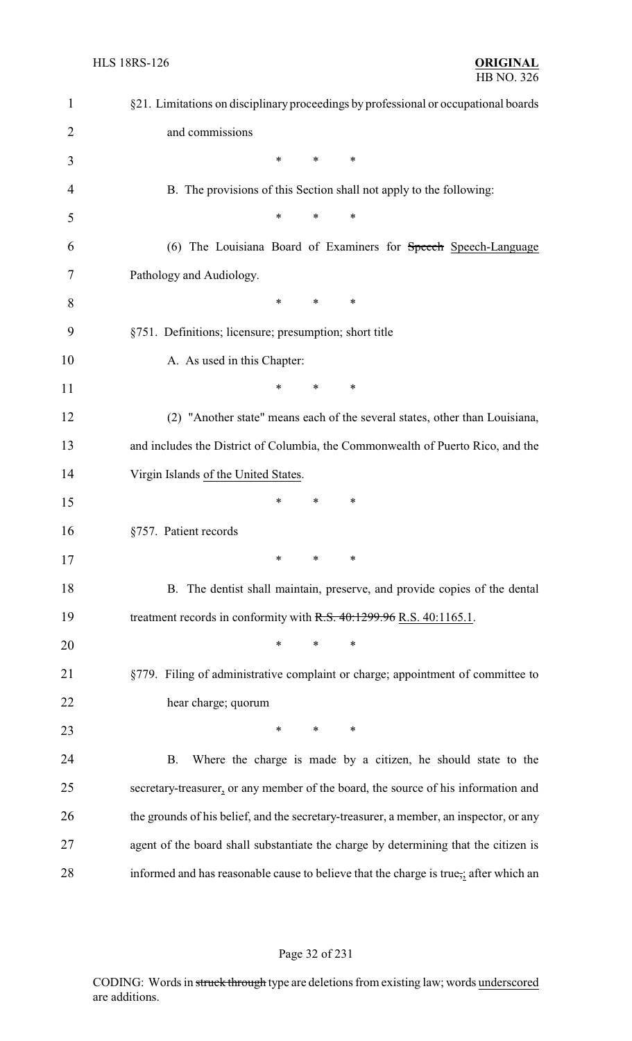§21. Limitations on disciplinary proceedings by professional or occupational boards and commissions

\* \* \*

B. The provisions of this Section shall not apply to the following:

\* \* \*

(6) The Louisiana Board of Examiners for ~~Speech~~ <u>Speech-Language</u> Pathology and Audiology.

\* \* \*

§751. Definitions; licensure; presumption; short title

A. As used in this Chapter:

\* \* \*

(2) "Another state" means each of the several states, other than Louisiana, and includes the District of Columbia, the Commonwealth of Puerto Rico, and the Virgin Islands <u>of the United States</u>.

\* \* \*

§757. Patient records

\* \* \*

B. The dentist shall maintain, preserve, and provide copies of the dental treatment records in conformity with ~~R.S. 40:1299.96~~ <u>R.S. 40:1165.1</u>.

\* \* \*

§779. Filing of administrative complaint or charge; appointment of committee to hear charge; quorum

\* \* \*

B. Where the charge is made by a citizen, he should state to the secretary-treasurer<u>,</u> or any member of the board, the source of his information and the grounds of his belief, and the secretary-treasurer, a member, an inspector, or any agent of the board shall substantiate the charge by determining that the citizen is informed and has reasonable cause to believe that the charge is true~~,~~<u>;</u> after which an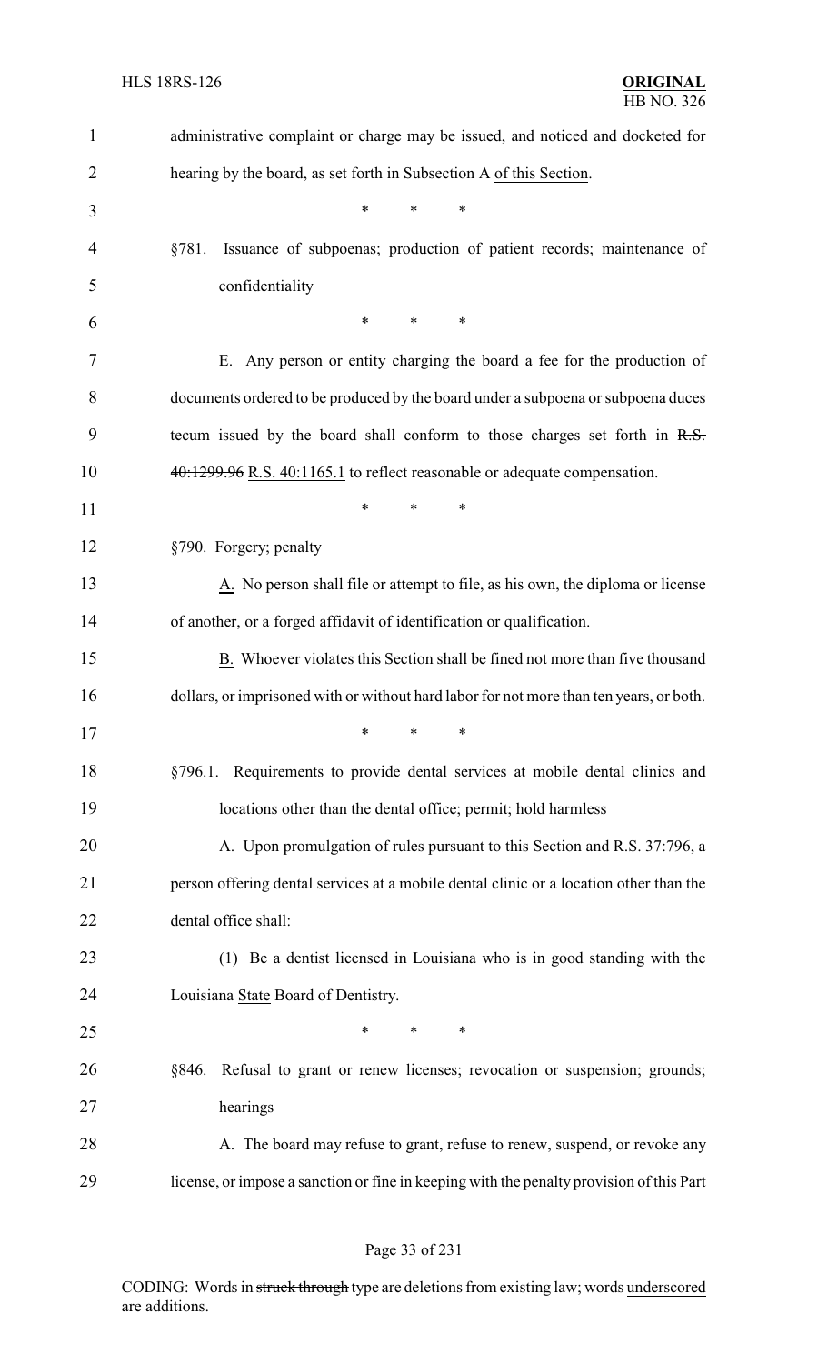administrative complaint or charge may be issued, and noticed and docketed for hearing by the board, as set forth in Subsection A of this Section.

\* \* \*

§781. Issuance of subpoenas; production of patient records; maintenance of confidentiality

\* \* \*

E. Any person or entity charging the board a fee for the production of documents ordered to be produced by the board under a subpoena or subpoena duces tecum issued by the board shall conform to those charges set forth in ~~R.S. 40:1299.96~~ R.S. 40:1165.1 to reflect reasonable or adequate compensation.

\* \* \*

§790. Forgery; penalty

A. No person shall file or attempt to file, as his own, the diploma or license of another, or a forged affidavit of identification or qualification.

B. Whoever violates this Section shall be fined not more than five thousand dollars, or imprisoned with or without hard labor for not more than ten years, or both.

\* \* \*

§796.1. Requirements to provide dental services at mobile dental clinics and locations other than the dental office; permit; hold harmless

A. Upon promulgation of rules pursuant to this Section and R.S. 37:796, a person offering dental services at a mobile dental clinic or a location other than the dental office shall:

(1) Be a dentist licensed in Louisiana who is in good standing with the Louisiana State Board of Dentistry.

\* \* \*

§846. Refusal to grant or renew licenses; revocation or suspension; grounds; hearings

A. The board may refuse to grant, refuse to renew, suspend, or revoke any license, or impose a sanction or fine in keeping with the penalty provision of this Part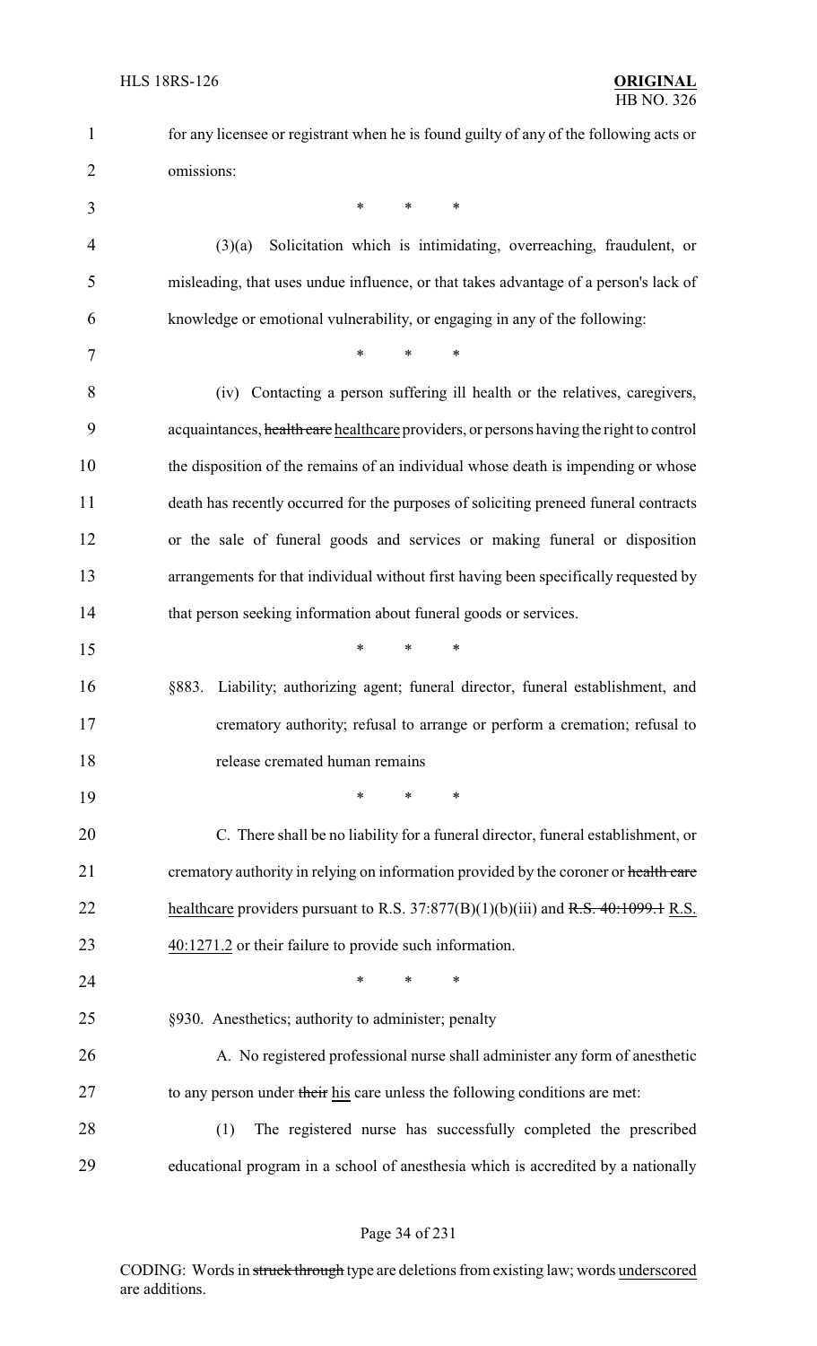for any licensee or registrant when he is found guilty of any of the following acts or omissions:

\* \* \*

(3)(a) Solicitation which is intimidating, overreaching, fraudulent, or misleading, that uses undue influence, or that takes advantage of a person's lack of knowledge or emotional vulnerability, or engaging in any of the following:

\* \* \*

(iv) Contacting a person suffering ill health or the relatives, caregivers, acquaintances, ~~health care~~ healthcare providers, or persons having the right to control the disposition of the remains of an individual whose death is impending or whose death has recently occurred for the purposes of soliciting preneed funeral contracts or the sale of funeral goods and services or making funeral or disposition arrangements for that individual without first having been specifically requested by that person seeking information about funeral goods or services.

\* \* \*

§883. Liability; authorizing agent; funeral director, funeral establishment, and crematory authority; refusal to arrange or perform a cremation; refusal to release cremated human remains

\* \* \*

C. There shall be no liability for a funeral director, funeral establishment, or crematory authority in relying on information provided by the coroner or ~~health care~~ healthcare providers pursuant to R.S. 37:877(B)(1)(b)(iii) and ~~R.S. 40:1099.1~~ R.S. 40:1271.2 or their failure to provide such information.

\* \* \*

§930. Anesthetics; authority to administer; penalty

A. No registered professional nurse shall administer any form of anesthetic to any person under ~~their~~ his care unless the following conditions are met:

(1) The registered nurse has successfully completed the prescribed educational program in a school of anesthesia which is accredited by a nationally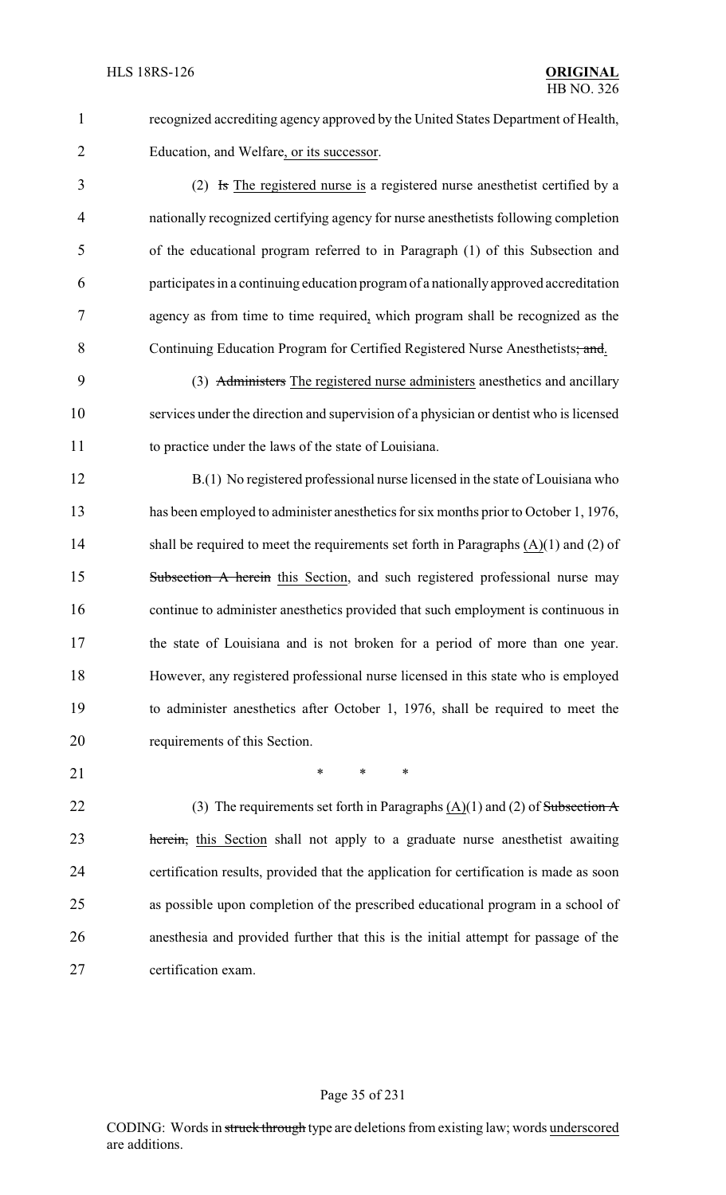recognized accrediting agency approved by the United States Department of Health, Education, and Welfare, or its successor.

(2) ~~Is~~ The registered nurse is a registered nurse anesthetist certified by a nationally recognized certifying agency for nurse anesthetists following completion of the educational program referred to in Paragraph (1) of this Subsection and participates in a continuing education program of a nationally approved accreditation agency as from time to time required, which program shall be recognized as the Continuing Education Program for Certified Registered Nurse Anesthetists~~; and~~.

(3) ~~Administers~~ The registered nurse administers anesthetics and ancillary services under the direction and supervision of a physician or dentist who is licensed to practice under the laws of the state of Louisiana.

B.(1) No registered professional nurse licensed in the state of Louisiana who has been employed to administer anesthetics for six months prior to October 1, 1976, shall be required to meet the requirements set forth in Paragraphs (A)(1) and (2) of ~~Subsection A herein~~ this Section, and such registered professional nurse may continue to administer anesthetics provided that such employment is continuous in the state of Louisiana and is not broken for a period of more than one year. However, any registered professional nurse licensed in this state who is employed to administer anesthetics after October 1, 1976, shall be required to meet the requirements of this Section.

\* \* \*

(3) The requirements set forth in Paragraphs (A)(1) and (2) of ~~Subsection A herein,~~ this Section shall not apply to a graduate nurse anesthetist awaiting certification results, provided that the application for certification is made as soon as possible upon completion of the prescribed educational program in a school of anesthesia and provided further that this is the initial attempt for passage of the certification exam.

CODING: Words in ~~struck through~~ type are deletions from existing law; words underscored are additions.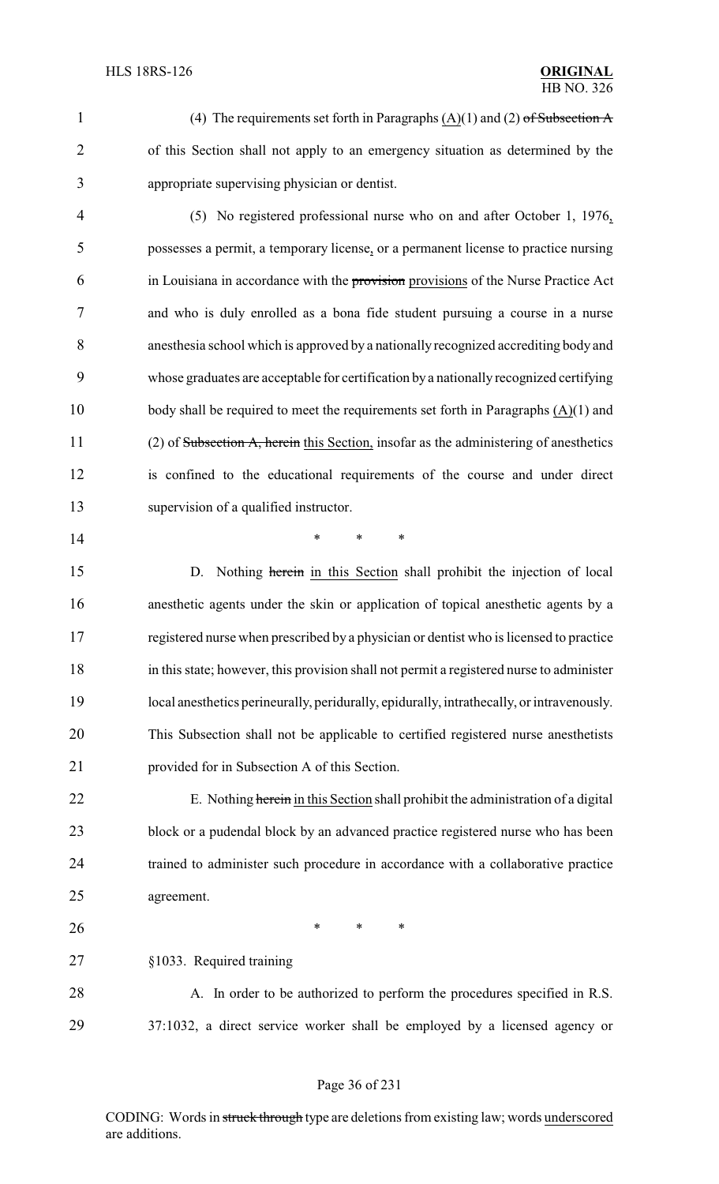(4) The requirements set forth in Paragraphs (A)(1) and (2) of Subsection A of this Section shall not apply to an emergency situation as determined by the appropriate supervising physician or dentist.

(5) No registered professional nurse who on and after October 1, 1976, possesses a permit, a temporary license, or a permanent license to practice nursing in Louisiana in accordance with the provision provisions of the Nurse Practice Act and who is duly enrolled as a bona fide student pursuing a course in a nurse anesthesia school which is approved by a nationally recognized accrediting body and whose graduates are acceptable for certification by a nationally recognized certifying body shall be required to meet the requirements set forth in Paragraphs (A)(1) and (2) of Subsection A, herein this Section, insofar as the administering of anesthetics is confined to the educational requirements of the course and under direct supervision of a qualified instructor.

\* \* \*

D. Nothing herein in this Section shall prohibit the injection of local anesthetic agents under the skin or application of topical anesthetic agents by a registered nurse when prescribed by a physician or dentist who is licensed to practice in this state; however, this provision shall not permit a registered nurse to administer local anesthetics perineurally, peridurally, epidurally, intrathecally, or intravenously. This Subsection shall not be applicable to certified registered nurse anesthetists provided for in Subsection A of this Section.

E. Nothing herein in this Section shall prohibit the administration of a digital block or a pudendal block by an advanced practice registered nurse who has been trained to administer such procedure in accordance with a collaborative practice agreement.

\* \* \*

§1033. Required training

A. In order to be authorized to perform the procedures specified in R.S. 37:1032, a direct service worker shall be employed by a licensed agency or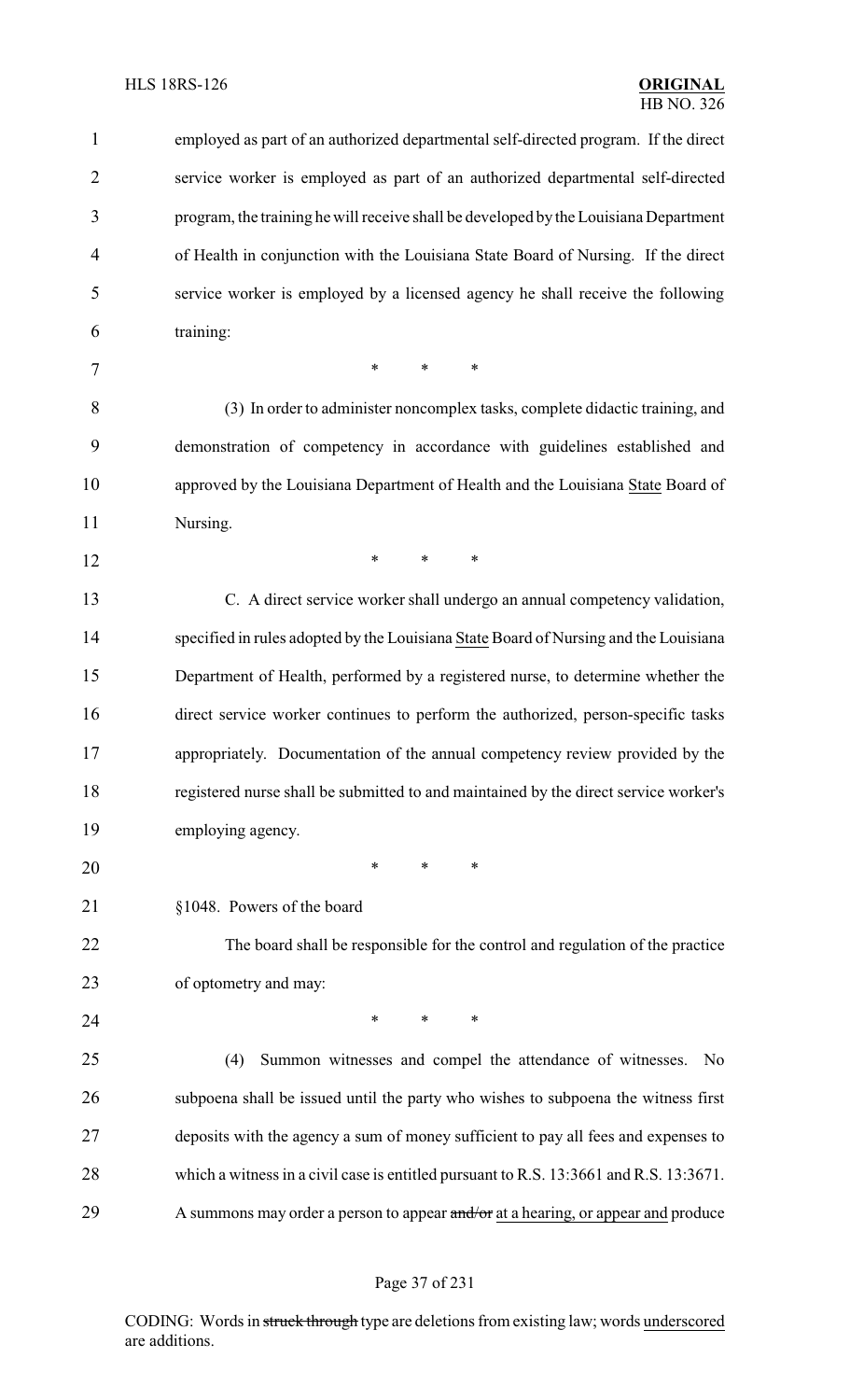employed as part of an authorized departmental self-directed program. If the direct service worker is employed as part of an authorized departmental self-directed program, the training he will receive shall be developed by the Louisiana Department of Health in conjunction with the Louisiana State Board of Nursing. If the direct service worker is employed by a licensed agency he shall receive the following training:

\* \* \*

(3) In order to administer noncomplex tasks, complete didactic training, and demonstration of competency in accordance with guidelines established and approved by the Louisiana Department of Health and the Louisiana <u>State</u> Board of Nursing.

\* \* \*

C. A direct service worker shall undergo an annual competency validation, specified in rules adopted by the Louisiana <u>State</u> Board of Nursing and the Louisiana Department of Health, performed by a registered nurse, to determine whether the direct service worker continues to perform the authorized, person-specific tasks appropriately. Documentation of the annual competency review provided by the registered nurse shall be submitted to and maintained by the direct service worker's employing agency.

\* \* \*

§1048. Powers of the board

The board shall be responsible for the control and regulation of the practice of optometry and may:

\* \* \*

(4) Summon witnesses and compel the attendance of witnesses. No subpoena shall be issued until the party who wishes to subpoena the witness first deposits with the agency a sum of money sufficient to pay all fees and expenses to which a witness in a civil case is entitled pursuant to R.S. 13:3661 and R.S. 13:3671. A summons may order a person to appear ~~and/or~~ <u>at a hearing, or appear and</u> produce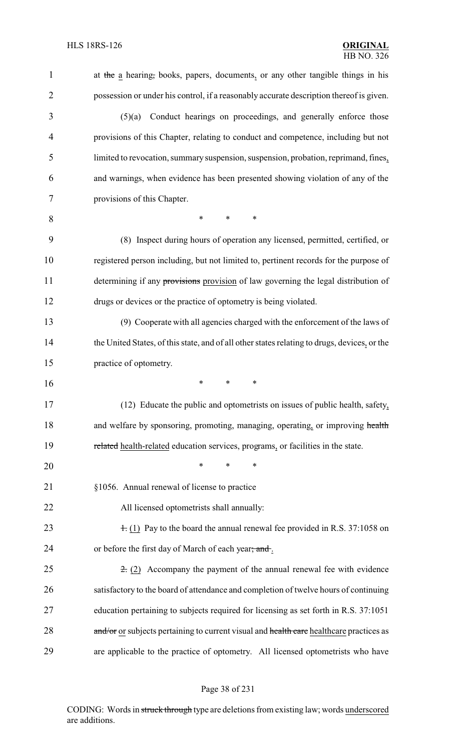at ~~the~~ a hearing~~,~~ books, papers, documents, or any other tangible things in his possession or under his control, if a reasonably accurate description thereof is given.

(5)(a) Conduct hearings on proceedings, and generally enforce those provisions of this Chapter, relating to conduct and competence, including but not limited to revocation, summary suspension, suspension, probation, reprimand, fines, and warnings, when evidence has been presented showing violation of any of the provisions of this Chapter.

\* \* \*

(8) Inspect during hours of operation any licensed, permitted, certified, or registered person including, but not limited to, pertinent records for the purpose of determining if any ~~provisions~~ provision of law governing the legal distribution of drugs or devices or the practice of optometry is being violated.

(9) Cooperate with all agencies charged with the enforcement of the laws of the United States, of this state, and of all other states relating to drugs, devices, or the practice of optometry.

\* \* \*

(12) Educate the public and optometrists on issues of public health, safety, and welfare by sponsoring, promoting, managing, operating, or improving ~~health related~~ health-related education services, programs, or facilities in the state.

\* \* \*

§1056. Annual renewal of license to practice

All licensed optometrists shall annually:

~~1.~~ (1) Pay to the board the annual renewal fee provided in R.S. 37:1058 on or before the first day of March of each year~~; and~~ .

~~2.~~ (2) Accompany the payment of the annual renewal fee with evidence satisfactory to the board of attendance and completion of twelve hours of continuing education pertaining to subjects required for licensing as set forth in R.S. 37:1051 ~~and/or~~ or subjects pertaining to current visual and ~~health care~~ healthcare practices as are applicable to the practice of optometry. All licensed optometrists who have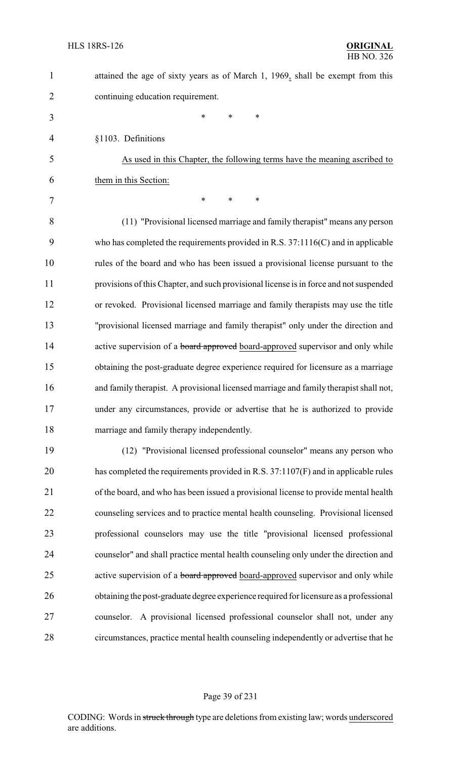attained the age of sixty years as of March 1, 1969, shall be exempt from this continuing education requirement.

\* \* \*

§1103. Definitions

As used in this Chapter, the following terms have the meaning ascribed to them in this Section:

\* \* \*

(11) "Provisional licensed marriage and family therapist" means any person who has completed the requirements provided in R.S. 37:1116(C) and in applicable rules of the board and who has been issued a provisional license pursuant to the provisions of this Chapter, and such provisional license is in force and not suspended or revoked. Provisional licensed marriage and family therapists may use the title "provisional licensed marriage and family therapist" only under the direction and active supervision of a ~~board approved~~ board-approved supervisor and only while obtaining the post-graduate degree experience required for licensure as a marriage and family therapist. A provisional licensed marriage and family therapist shall not, under any circumstances, provide or advertise that he is authorized to provide marriage and family therapy independently.

(12) "Provisional licensed professional counselor" means any person who has completed the requirements provided in R.S. 37:1107(F) and in applicable rules of the board, and who has been issued a provisional license to provide mental health counseling services and to practice mental health counseling. Provisional licensed professional counselors may use the title "provisional licensed professional counselor" and shall practice mental health counseling only under the direction and active supervision of a ~~board approved~~ board-approved supervisor and only while obtaining the post-graduate degree experience required for licensure as a professional counselor. A provisional licensed professional counselor shall not, under any circumstances, practice mental health counseling independently or advertise that he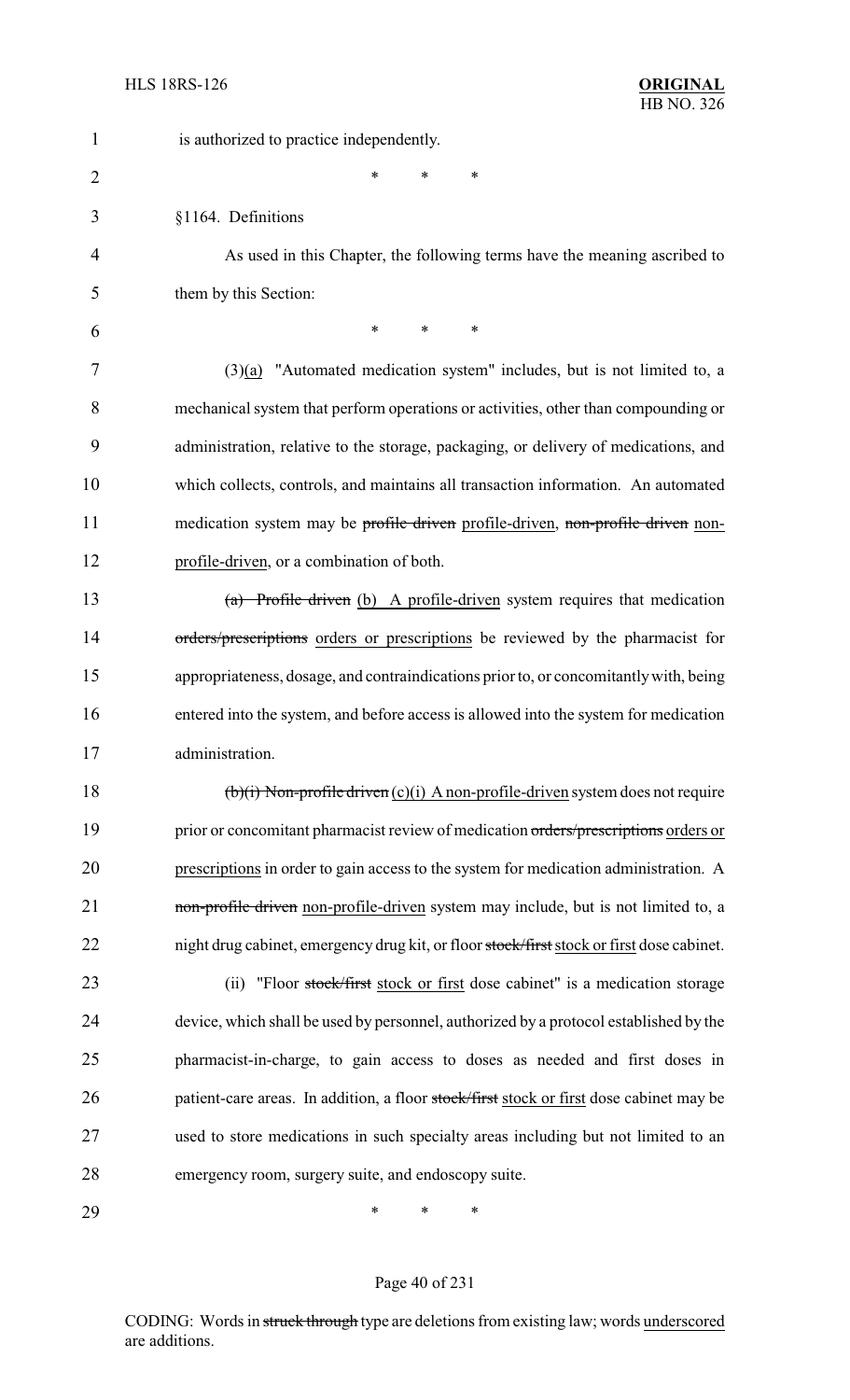is authorized to practice independently.

\* \* \*

§1164. Definitions

As used in this Chapter, the following terms have the meaning ascribed to them by this Section:

\* \* \*

(3)<u>(a)</u> "Automated medication system" includes, but is not limited to, a mechanical system that perform operations or activities, other than compounding or administration, relative to the storage, packaging, or delivery of medications, and which collects, controls, and maintains all transaction information. An automated medication system may be ~~profile driven~~ <u>profile-driven</u>, ~~non-profile driven~~ <u>non-profile-driven</u>, or a combination of both.

~~(a) Profile driven~~ <u>(b) A profile-driven</u> system requires that medication ~~orders/prescriptions~~ <u>orders or prescriptions</u> be reviewed by the pharmacist for appropriateness, dosage, and contraindications prior to, or concomitantly with, being entered into the system, and before access is allowed into the system for medication administration.

~~(b)(i) Non-profile driven~~ <u>(c)(i) A non-profile-driven</u> system does not require prior or concomitant pharmacist review of medication ~~orders/prescriptions~~ <u>orders or prescriptions</u> in order to gain access to the system for medication administration. A ~~non-profile driven~~ <u>non-profile-driven</u> system may include, but is not limited to, a night drug cabinet, emergency drug kit, or floor ~~stock/first~~ <u>stock or first</u> dose cabinet.

(ii) "Floor ~~stock/first~~ <u>stock or first</u> dose cabinet" is a medication storage device, which shall be used by personnel, authorized by a protocol established by the pharmacist-in-charge, to gain access to doses as needed and first doses in patient-care areas. In addition, a floor ~~stock/first~~ <u>stock or first</u> dose cabinet may be used to store medications in such specialty areas including but not limited to an emergency room, surgery suite, and endoscopy suite.

\* \* \*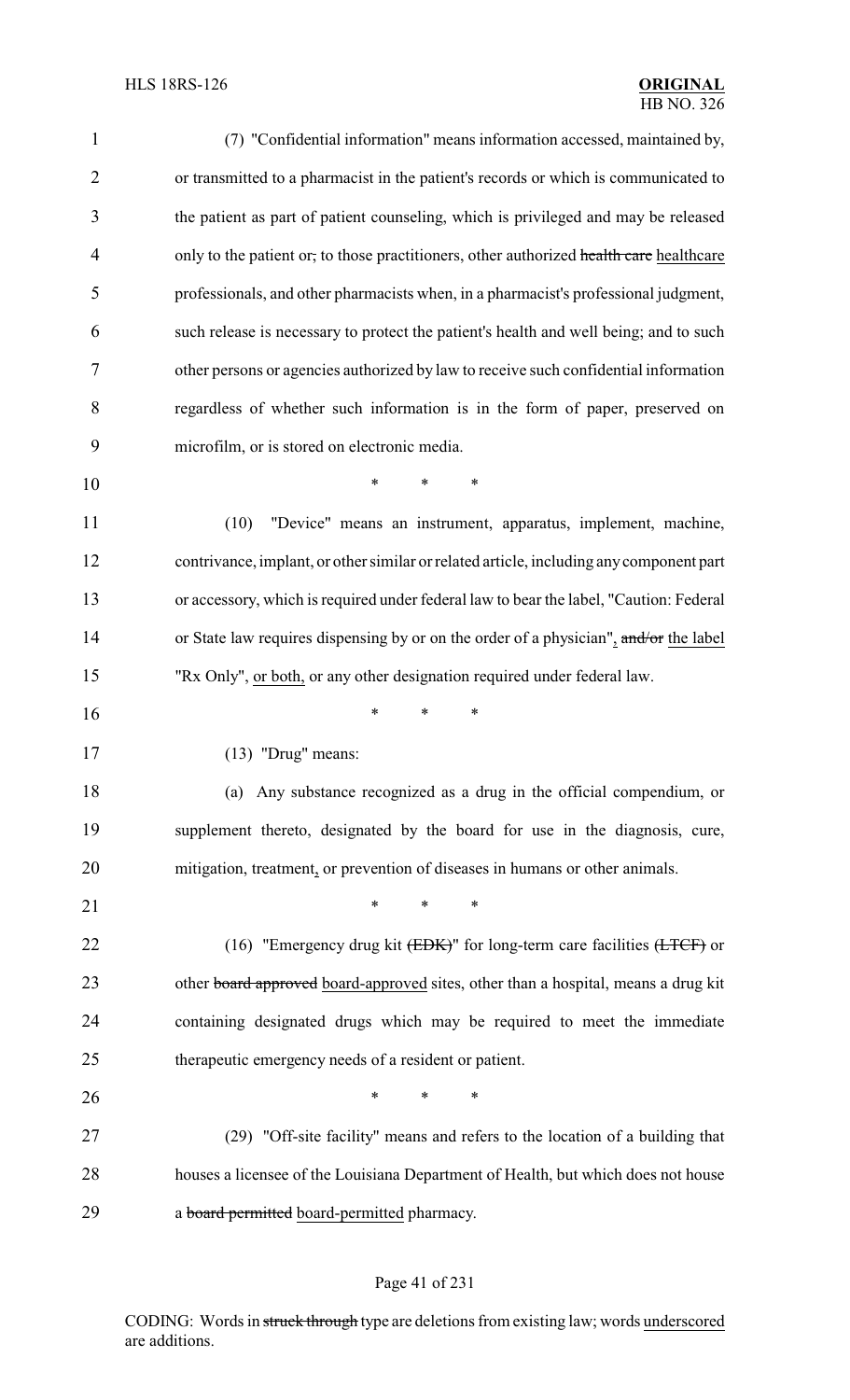(7) "Confidential information" means information accessed, maintained by, or transmitted to a pharmacist in the patient's records or which is communicated to the patient as part of patient counseling, which is privileged and may be released only to the patient or~~,~~ to those practitioners, other authorized ~~health care~~ <u>healthcare</u> professionals, and other pharmacists when, in a pharmacist's professional judgment, such release is necessary to protect the patient's health and well being; and to such other persons or agencies authorized by law to receive such confidential information regardless of whether such information is in the form of paper, preserved on microfilm, or is stored on electronic media.

\* \* \*

(10) "Device" means an instrument, apparatus, implement, machine, contrivance, implant, or other similar or related article, including any component part or accessory, which is required under federal law to bear the label, "Caution: Federal or State law requires dispensing by or on the order of a physician"<u>,</u> ~~and/or~~ the label "Rx Only", <u>or both,</u> or any other designation required under federal law.

\* \* \*

(13) "Drug" means:

(a) Any substance recognized as a drug in the official compendium, or supplement thereto, designated by the board for use in the diagnosis, cure, mitigation, treatment<u>,</u> or prevention of diseases in humans or other animals.

\* \* \*

(16) "Emergency drug kit ~~(EDK)~~" for long-term care facilities ~~(LTCF)~~ or other ~~board approved~~ <u>board-approved</u> sites, other than a hospital, means a drug kit containing designated drugs which may be required to meet the immediate therapeutic emergency needs of a resident or patient.

\* \* \*

(29) "Off-site facility" means and refers to the location of a building that houses a licensee of the Louisiana Department of Health, but which does not house a ~~board permitted~~ <u>board-permitted</u> pharmacy.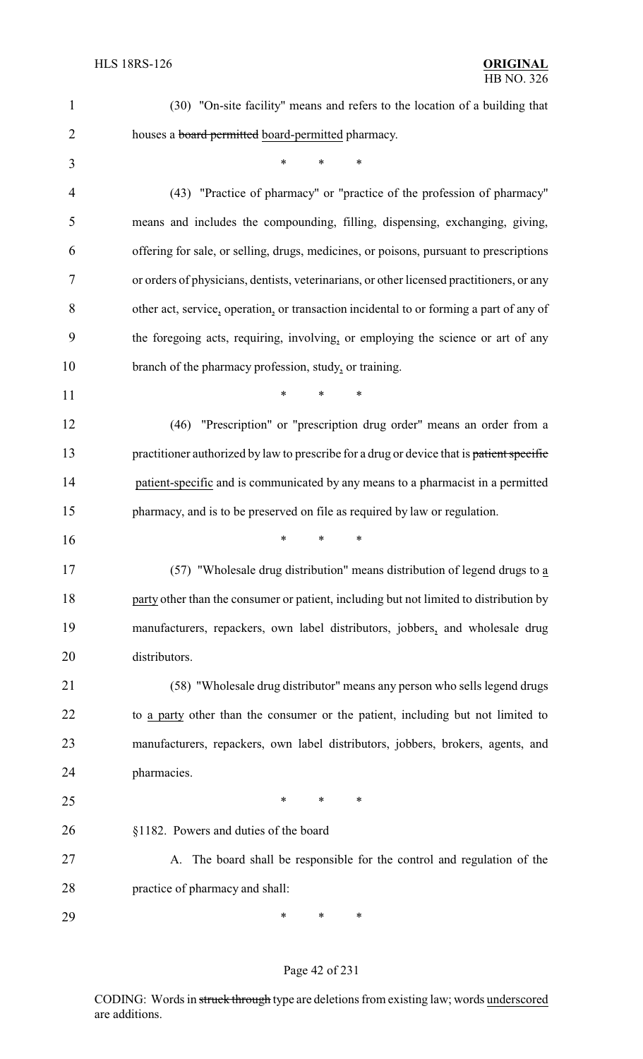(30) "On-site facility" means and refers to the location of a building that houses a ~~board permitted~~ <u>board-permitted</u> pharmacy.

\* \* \*

(43) "Practice of pharmacy" or "practice of the profession of pharmacy" means and includes the compounding, filling, dispensing, exchanging, giving, offering for sale, or selling, drugs, medicines, or poisons, pursuant to prescriptions or orders of physicians, dentists, veterinarians, or other licensed practitioners, or any other act, service<u>,</u> operation<u>,</u> or transaction incidental to or forming a part of any of the foregoing acts, requiring, involving<u>,</u> or employing the science or art of any branch of the pharmacy profession, study<u>,</u> or training.

\* \* \*

(46) "Prescription" or "prescription drug order" means an order from a practitioner authorized by law to prescribe for a drug or device that is ~~patient specific~~ <u>patient-specific</u> and is communicated by any means to a pharmacist in a permitted pharmacy, and is to be preserved on file as required by law or regulation.

\* \* \*

(57) "Wholesale drug distribution" means distribution of legend drugs to <u>a party</u> other than the consumer or patient, including but not limited to distribution by manufacturers, repackers, own label distributors, jobbers<u>,</u> and wholesale drug distributors.

(58) "Wholesale drug distributor" means any person who sells legend drugs to <u>a party</u> other than the consumer or the patient, including but not limited to manufacturers, repackers, own label distributors, jobbers, brokers, agents, and pharmacies.

\* \* \*

§1182. Powers and duties of the board

A. The board shall be responsible for the control and regulation of the practice of pharmacy and shall:

\* \* \*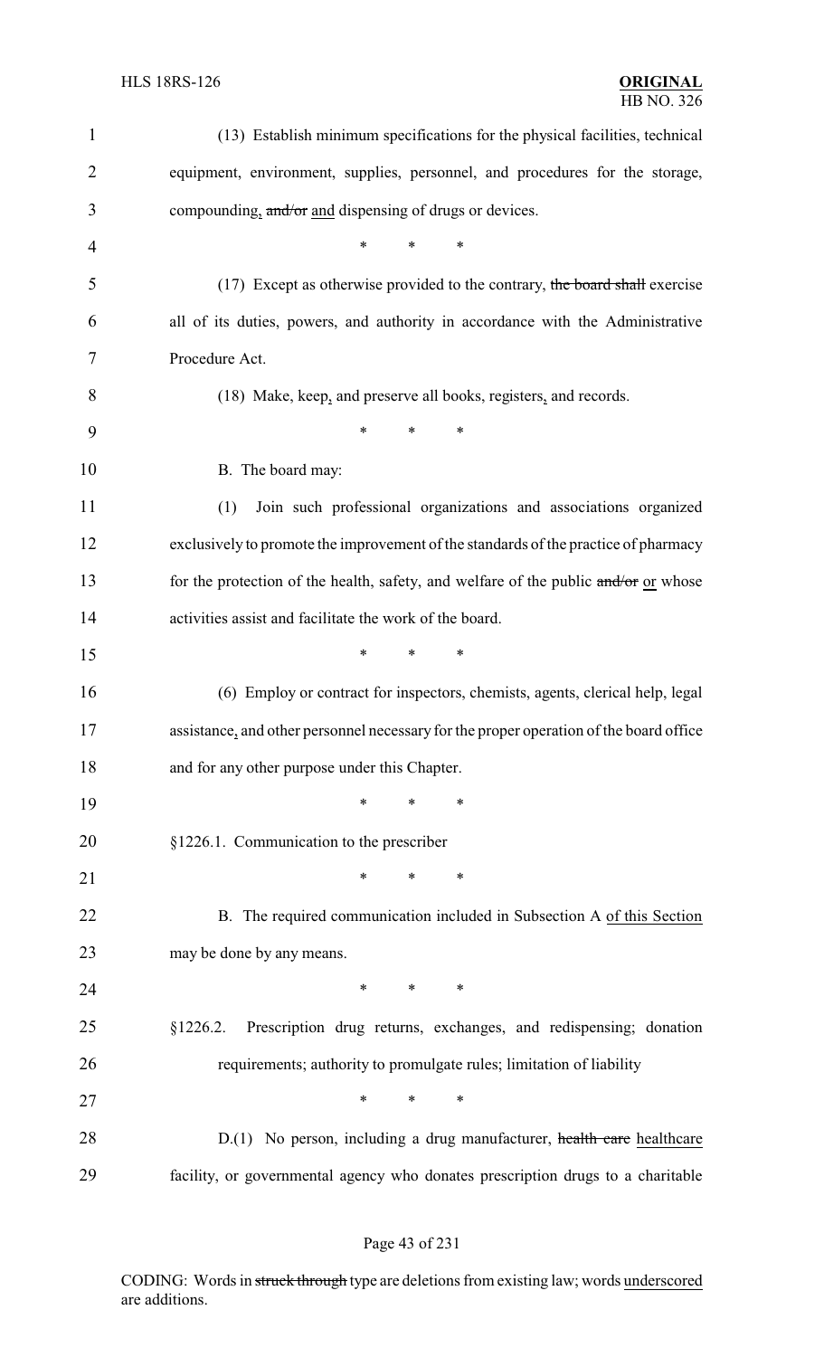(13) Establish minimum specifications for the physical facilities, technical equipment, environment, supplies, personnel, and procedures for the storage, compounding, ~~and/or~~ and dispensing of drugs or devices.

\* \* \*

(17) Except as otherwise provided to the contrary, ~~the board shall~~ exercise all of its duties, powers, and authority in accordance with the Administrative Procedure Act.

(18) Make, keep, and preserve all books, registers, and records.

\* \* \*

B. The board may:

(1) Join such professional organizations and associations organized exclusively to promote the improvement of the standards of the practice of pharmacy for the protection of the health, safety, and welfare of the public ~~and/or~~ or whose activities assist and facilitate the work of the board.

\* \* \*

(6) Employ or contract for inspectors, chemists, agents, clerical help, legal assistance, and other personnel necessary for the proper operation of the board office and for any other purpose under this Chapter.

\* \* \*

§1226.1. Communication to the prescriber

\* \* \*

B. The required communication included in Subsection A of this Section may be done by any means.

\* \* \*

§1226.2. Prescription drug returns, exchanges, and redispensing; donation requirements; authority to promulgate rules; limitation of liability

\* \* \*

D.(1) No person, including a drug manufacturer, ~~health care~~ healthcare facility, or governmental agency who donates prescription drugs to a charitable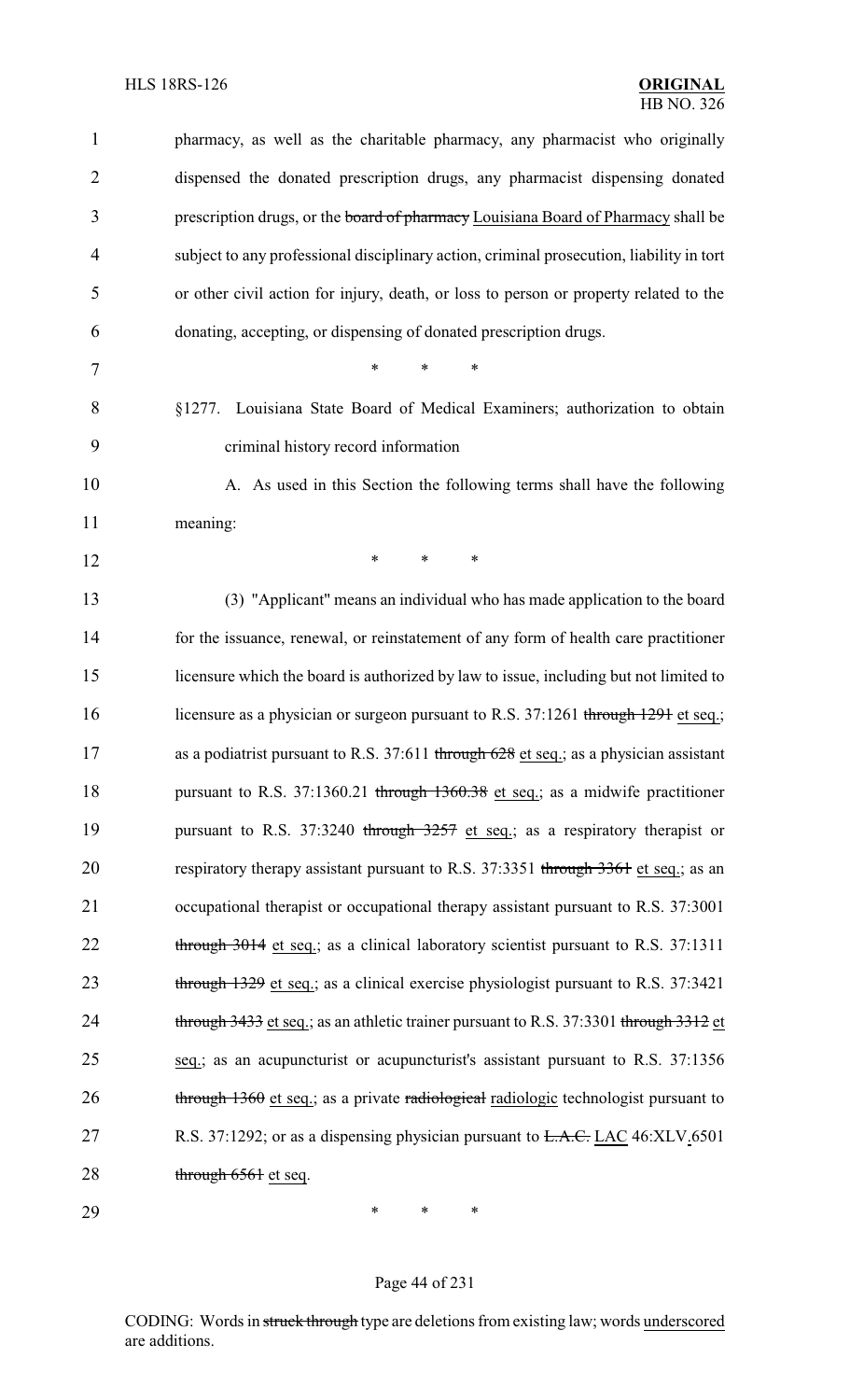pharmacy, as well as the charitable pharmacy, any pharmacist who originally dispensed the donated prescription drugs, any pharmacist dispensing donated prescription drugs, or the ~~board of pharmacy~~ <u>Louisiana Board of Pharmacy</u> shall be subject to any professional disciplinary action, criminal prosecution, liability in tort or other civil action for injury, death, or loss to person or property related to the donating, accepting, or dispensing of donated prescription drugs.

\* \* \*

§1277. Louisiana State Board of Medical Examiners; authorization to obtain criminal history record information

A. As used in this Section the following terms shall have the following meaning:

\* \* \*

(3) "Applicant" means an individual who has made application to the board for the issuance, renewal, or reinstatement of any form of health care practitioner licensure which the board is authorized by law to issue, including but not limited to licensure as a physician or surgeon pursuant to R.S. 37:1261 ~~through 1291~~ <u>et seq.</u>; as a podiatrist pursuant to R.S. 37:611 ~~through 628~~ <u>et seq.</u>; as a physician assistant pursuant to R.S. 37:1360.21 ~~through 1360.38~~ <u>et seq.</u>; as a midwife practitioner pursuant to R.S. 37:3240 ~~through 3257~~ <u>et seq.</u>; as a respiratory therapist or respiratory therapy assistant pursuant to R.S. 37:3351 ~~through 3361~~ <u>et seq.</u>; as an occupational therapist or occupational therapy assistant pursuant to R.S. 37:3001 ~~through 3014~~ <u>et seq.</u>; as a clinical laboratory scientist pursuant to R.S. 37:1311 ~~through 1329~~ <u>et seq.</u>; as a clinical exercise physiologist pursuant to R.S. 37:3421 ~~through 3433~~ <u>et seq.</u>; as an athletic trainer pursuant to R.S. 37:3301 ~~through 3312~~ <u>et seq.</u>; as an acupuncturist or acupuncturist's assistant pursuant to R.S. 37:1356 ~~through 1360~~ <u>et seq.</u>; as a private ~~radiological~~ <u>radiologic</u> technologist pursuant to R.S. 37:1292; or as a dispensing physician pursuant to ~~L.A.C.~~ <u>LAC</u> 46:XLV<u>.</u>6501 ~~through 6561~~ <u>et seq</u>.

\* \* \*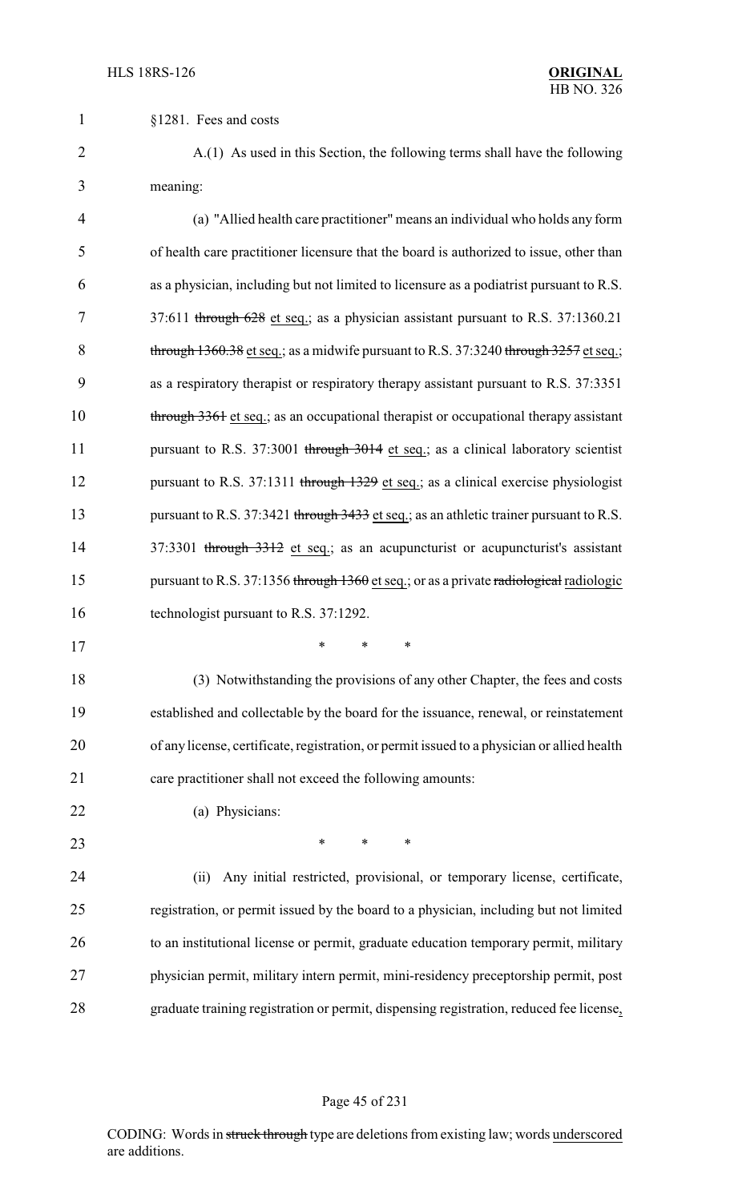§1281. Fees and costs

A.(1) As used in this Section, the following terms shall have the following meaning:

(a) "Allied health care practitioner" means an individual who holds any form of health care practitioner licensure that the board is authorized to issue, other than as a physician, including but not limited to licensure as a podiatrist pursuant to R.S. 37:611 ~~through 628~~ <u>et seq.</u>; as a physician assistant pursuant to R.S. 37:1360.21 ~~through 1360.38~~ <u>et seq.</u>; as a midwife pursuant to R.S. 37:3240 ~~through 3257~~ <u>et seq.</u>; as a respiratory therapist or respiratory therapy assistant pursuant to R.S. 37:3351 ~~through 3361~~ <u>et seq.</u>; as an occupational therapist or occupational therapy assistant pursuant to R.S. 37:3001 ~~through 3014~~ <u>et seq.</u>; as a clinical laboratory scientist pursuant to R.S. 37:1311 ~~through 1329~~ <u>et seq.</u>; as a clinical exercise physiologist pursuant to R.S. 37:3421 ~~through 3433~~ <u>et seq.</u>; as an athletic trainer pursuant to R.S. 37:3301 ~~through 3312~~ <u>et seq.</u>; as an acupuncturist or acupuncturist's assistant pursuant to R.S. 37:1356 ~~through 1360~~ <u>et seq.</u>; or as a private ~~radiological~~ <u>radiologic</u> technologist pursuant to R.S. 37:1292.

\* \* \*

(3) Notwithstanding the provisions of any other Chapter, the fees and costs established and collectable by the board for the issuance, renewal, or reinstatement of any license, certificate, registration, or permit issued to a physician or allied health care practitioner shall not exceed the following amounts:

(a) Physicians:

\* \* \*

(ii) Any initial restricted, provisional, or temporary license, certificate, registration, or permit issued by the board to a physician, including but not limited to an institutional license or permit, graduate education temporary permit, military physician permit, military intern permit, mini-residency preceptorship permit, post graduate training registration or permit, dispensing registration, reduced fee license<u>,</u>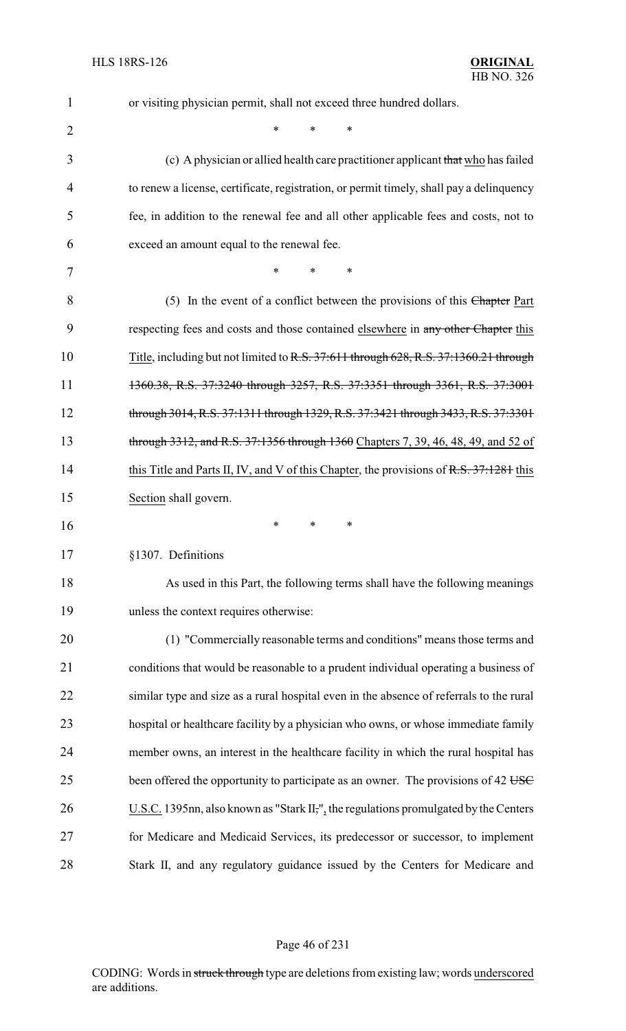or visiting physician permit, shall not exceed three hundred dollars.

\* \* \*

(c) A physician or allied health care practitioner applicant ~~that~~ who has failed to renew a license, certificate, registration, or permit timely, shall pay a delinquency fee, in addition to the renewal fee and all other applicable fees and costs, not to exceed an amount equal to the renewal fee.

\* \* \*

(5) In the event of a conflict between the provisions of this ~~Chapter~~ Part respecting fees and costs and those contained elsewhere in ~~any other Chapter~~ this Title, including but not limited to ~~R.S. 37:611 through 628, R.S. 37:1360.21 through 1360.38, R.S. 37:3240 through 3257, R.S. 37:3351 through 3361, R.S. 37:3001 through 3014, R.S. 37:1311 through 1329, R.S. 37:3421 through 3433, R.S. 37:3301 through 3312, and R.S. 37:1356 through 1360~~ Chapters 7, 39, 46, 48, 49, and 52 of this Title and Parts II, IV, and V of this Chapter, the provisions of ~~R.S. 37:1281~~ this Section shall govern.

\* \* \*

§1307. Definitions

As used in this Part, the following terms shall have the following meanings unless the context requires otherwise:

(1) "Commercially reasonable terms and conditions" means those terms and conditions that would be reasonable to a prudent individual operating a business of similar type and size as a rural hospital even in the absence of referrals to the rural hospital or healthcare facility by a physician who owns, or whose immediate family member owns, an interest in the healthcare facility in which the rural hospital has been offered the opportunity to participate as an owner. The provisions of 42 ~~USC~~ U.S.C. 1395nn, also known as "Stark II~~,~~", the regulations promulgated by the Centers for Medicare and Medicaid Services, its predecessor or successor, to implement Stark II, and any regulatory guidance issued by the Centers for Medicare and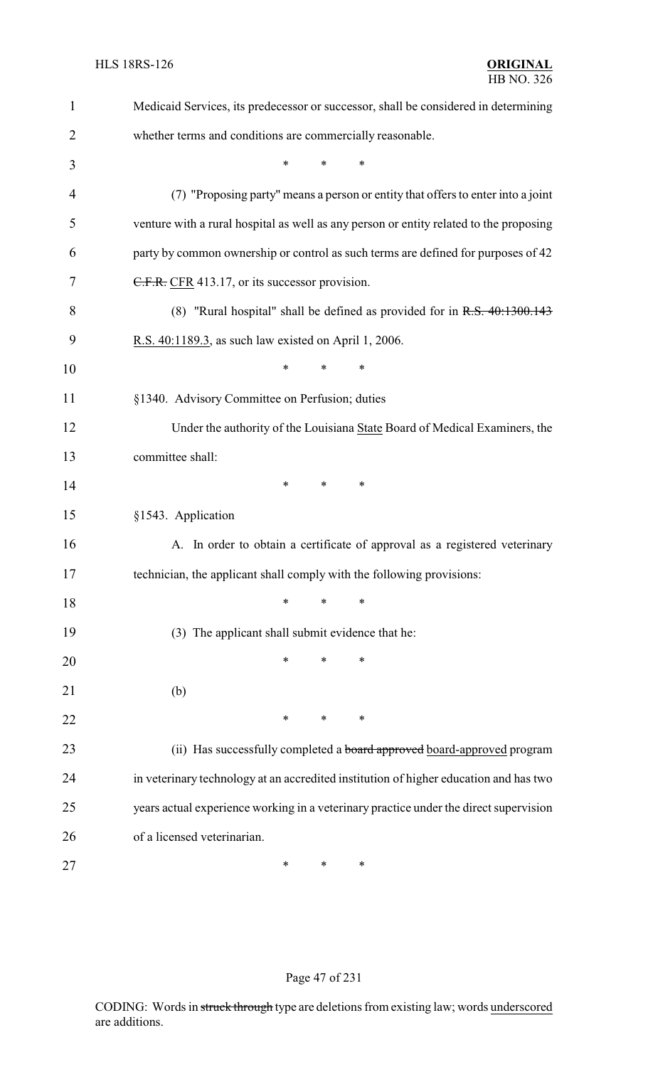Medicaid Services, its predecessor or successor, shall be considered in determining whether terms and conditions are commercially reasonable.

\*   \*   \*

(7) "Proposing party" means a person or entity that offers to enter into a joint venture with a rural hospital as well as any person or entity related to the proposing party by common ownership or control as such terms are defined for purposes of 42 ~~C.F.R.~~ CFR 413.17, or its successor provision.

(8) "Rural hospital" shall be defined as provided for in ~~R.S. 40:1300.143~~ R.S. 40:1189.3, as such law existed on April 1, 2006.

\*   \*   \*

§1340. Advisory Committee on Perfusion; duties

Under the authority of the Louisiana State Board of Medical Examiners, the committee shall:

\*   \*   \*

§1543. Application

A. In order to obtain a certificate of approval as a registered veterinary technician, the applicant shall comply with the following provisions:

\*   \*   \*

(3) The applicant shall submit evidence that he:

\*   \*   \*

(b)

\*   \*   \*

(ii) Has successfully completed a ~~board approved~~ board-approved program in veterinary technology at an accredited institution of higher education and has two years actual experience working in a veterinary practice under the direct supervision of a licensed veterinarian.

\*   \*   \*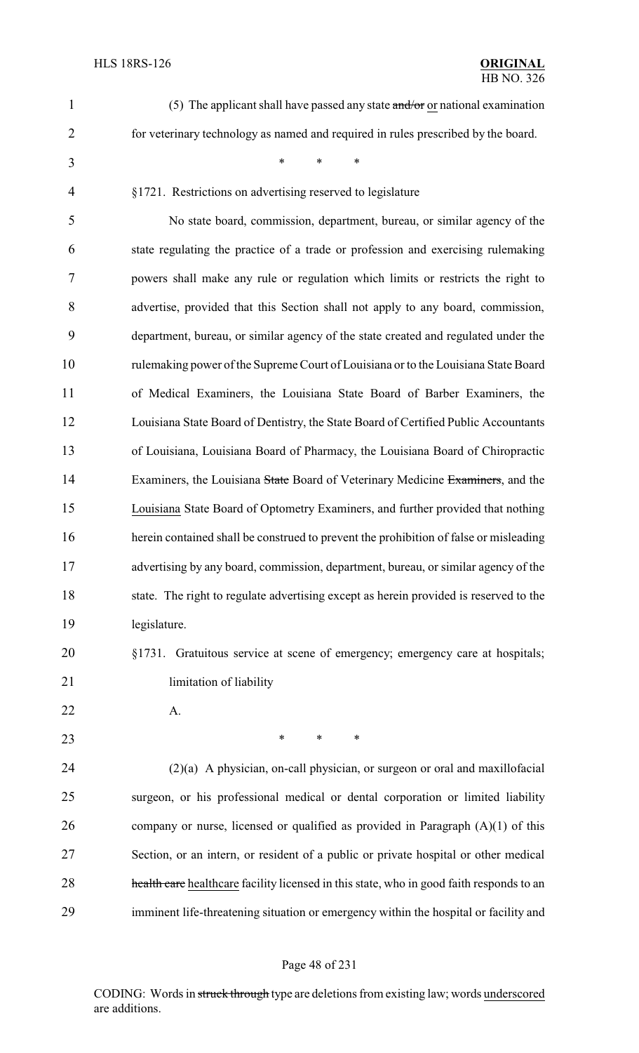(5) The applicant shall have passed any state ~~and/or~~ or national examination for veterinary technology as named and required in rules prescribed by the board.

\* \* \*

§1721. Restrictions on advertising reserved to legislature

No state board, commission, department, bureau, or similar agency of the state regulating the practice of a trade or profession and exercising rulemaking powers shall make any rule or regulation which limits or restricts the right to advertise, provided that this Section shall not apply to any board, commission, department, bureau, or similar agency of the state created and regulated under the rulemaking power of the Supreme Court of Louisiana or to the Louisiana State Board of Medical Examiners, the Louisiana State Board of Barber Examiners, the Louisiana State Board of Dentistry, the State Board of Certified Public Accountants of Louisiana, Louisiana Board of Pharmacy, the Louisiana Board of Chiropractic Examiners, the Louisiana ~~State~~ Board of Veterinary Medicine ~~Examiners~~, and the Louisiana State Board of Optometry Examiners, and further provided that nothing herein contained shall be construed to prevent the prohibition of false or misleading advertising by any board, commission, department, bureau, or similar agency of the state. The right to regulate advertising except as herein provided is reserved to the legislature.

§1731. Gratuitous service at scene of emergency; emergency care at hospitals; limitation of liability

A.

\* \* \*

(2)(a) A physician, on-call physician, or surgeon or oral and maxillofacial surgeon, or his professional medical or dental corporation or limited liability company or nurse, licensed or qualified as provided in Paragraph (A)(1) of this Section, or an intern, or resident of a public or private hospital or other medical ~~health care~~ healthcare facility licensed in this state, who in good faith responds to an imminent life-threatening situation or emergency within the hospital or facility and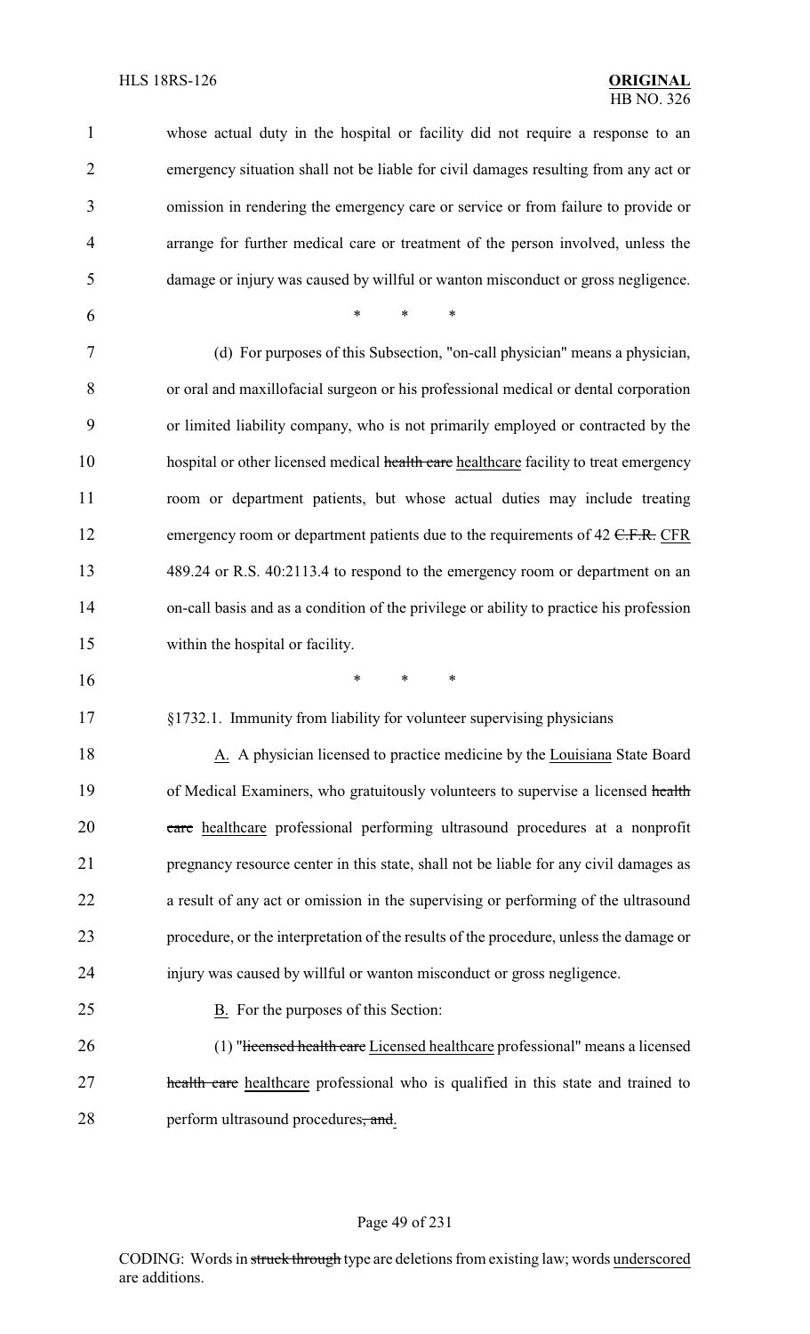whose actual duty in the hospital or facility did not require a response to an emergency situation shall not be liable for civil damages resulting from any act or omission in rendering the emergency care or service or from failure to provide or arrange for further medical care or treatment of the person involved, unless the damage or injury was caused by willful or wanton misconduct or gross negligence.

\* \* \*

(d) For purposes of this Subsection, "on-call physician" means a physician, or oral and maxillofacial surgeon or his professional medical or dental corporation or limited liability company, who is not primarily employed or contracted by the hospital or other licensed medical ~~health care~~ healthcare facility to treat emergency room or department patients, but whose actual duties may include treating emergency room or department patients due to the requirements of 42 ~~C.F.R.~~ CFR 489.24 or R.S. 40:2113.4 to respond to the emergency room or department on an on-call basis and as a condition of the privilege or ability to practice his profession within the hospital or facility.

\* \* \*

§1732.1. Immunity from liability for volunteer supervising physicians

A. A physician licensed to practice medicine by the Louisiana State Board of Medical Examiners, who gratuitously volunteers to supervise a licensed ~~health care~~ healthcare professional performing ultrasound procedures at a nonprofit pregnancy resource center in this state, shall not be liable for any civil damages as a result of any act or omission in the supervising or performing of the ultrasound procedure, or the interpretation of the results of the procedure, unless the damage or injury was caused by willful or wanton misconduct or gross negligence.

B. For the purposes of this Section:

(1) "~~licensed health care~~ Licensed healthcare professional" means a licensed ~~health care~~ healthcare professional who is qualified in this state and trained to perform ultrasound procedures~~, and~~.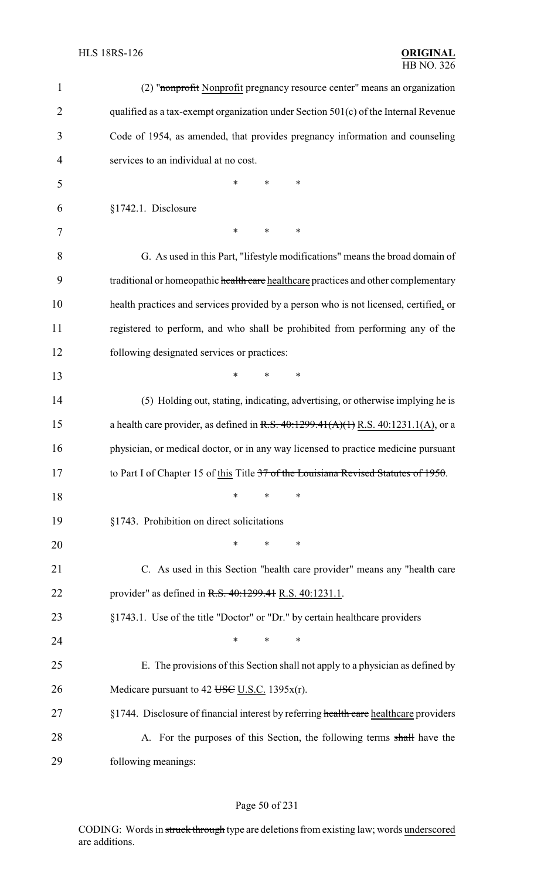(2) "~~nonprofit~~ Nonprofit pregnancy resource center" means an organization qualified as a tax-exempt organization under Section 501(c) of the Internal Revenue Code of 1954, as amended, that provides pregnancy information and counseling services to an individual at no cost.

\* \* \*

§1742.1. Disclosure

\* \* \*

G. As used in this Part, "lifestyle modifications" means the broad domain of traditional or homeopathic ~~health care~~ healthcare practices and other complementary health practices and services provided by a person who is not licensed, certified, or registered to perform, and who shall be prohibited from performing any of the following designated services or practices:

\* \* \*

(5) Holding out, stating, indicating, advertising, or otherwise implying he is a health care provider, as defined in ~~R.S. 40:1299.41(A)(1)~~ R.S. 40:1231.1(A), or a physician, or medical doctor, or in any way licensed to practice medicine pursuant to Part I of Chapter 15 of this Title ~~37 of the Louisiana Revised Statutes of 1950~~.

\* \* \*

§1743. Prohibition on direct solicitations

\* \* \*

C. As used in this Section "health care provider" means any "health care provider" as defined in ~~R.S. 40:1299.41~~ R.S. 40:1231.1.

§1743.1. Use of the title "Doctor" or "Dr." by certain healthcare providers

\* \* \*

E. The provisions of this Section shall not apply to a physician as defined by Medicare pursuant to 42 ~~USC~~ U.S.C. 1395x(r).

§1744. Disclosure of financial interest by referring ~~health care~~ healthcare providers

A. For the purposes of this Section, the following terms ~~shall~~ have the following meanings:

CODING: Words in ~~struck through~~ type are deletions from existing law; words underscored are additions.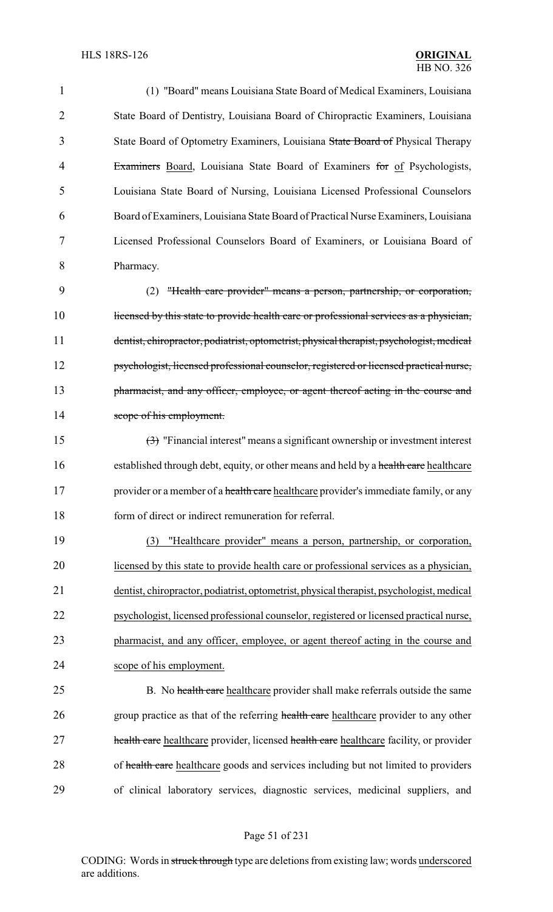(1) "Board" means Louisiana State Board of Medical Examiners, Louisiana State Board of Dentistry, Louisiana Board of Chiropractic Examiners, Louisiana State Board of Optometry Examiners, Louisiana ~~State Board of~~ Physical Therapy ~~Examiners~~ <u>Board</u>, Louisiana State Board of Examiners ~~for~~ <u>of</u> Psychologists, Louisiana State Board of Nursing, Louisiana Licensed Professional Counselors Board of Examiners, Louisiana State Board of Practical Nurse Examiners, Louisiana Licensed Professional Counselors Board of Examiners, or Louisiana Board of Pharmacy.

(2) ~~"Health care provider" means a person, partnership, or corporation, licensed by this state to provide health care or professional services as a physician, dentist, chiropractor, podiatrist, optometrist, physical therapist, psychologist, medical psychologist, licensed professional counselor, registered or licensed practical nurse, pharmacist, and any officer, employee, or agent thereof acting in the course and scope of his employment.~~

~~(3)~~ "Financial interest" means a significant ownership or investment interest established through debt, equity, or other means and held by a ~~health care~~ <u>healthcare</u> provider or a member of a ~~health care~~ <u>healthcare</u> provider's immediate family, or any form of direct or indirect remuneration for referral.

<u>(3) "Healthcare provider" means a person, partnership, or corporation, licensed by this state to provide health care or professional services as a physician, dentist, chiropractor, podiatrist, optometrist, physical therapist, psychologist, medical psychologist, licensed professional counselor, registered or licensed practical nurse, pharmacist, and any officer, employee, or agent thereof acting in the course and scope of his employment.</u>

B. No ~~health care~~ <u>healthcare</u> provider shall make referrals outside the same group practice as that of the referring ~~health care~~ <u>healthcare</u> provider to any other ~~health care~~ <u>healthcare</u> provider, licensed ~~health care~~ <u>healthcare</u> facility, or provider of ~~health care~~ <u>healthcare</u> goods and services including but not limited to providers of clinical laboratory services, diagnostic services, medicinal suppliers, and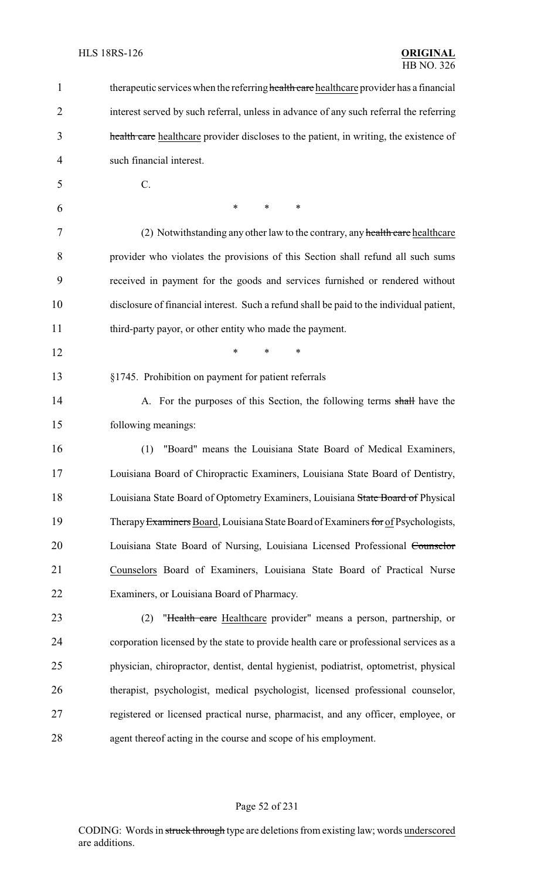therapeutic services when the referring ~~health care~~ healthcare provider has a financial interest served by such referral, unless in advance of any such referral the referring ~~health care~~ healthcare provider discloses to the patient, in writing, the existence of such financial interest.

C.

\* \* \*

(2) Notwithstanding any other law to the contrary, any ~~health care~~ healthcare provider who violates the provisions of this Section shall refund all such sums received in payment for the goods and services furnished or rendered without disclosure of financial interest. Such a refund shall be paid to the individual patient, third-party payor, or other entity who made the payment.

\* \* \*

§1745. Prohibition on payment for patient referrals

A. For the purposes of this Section, the following terms ~~shall~~ have the following meanings:

(1) "Board" means the Louisiana State Board of Medical Examiners, Louisiana Board of Chiropractic Examiners, Louisiana State Board of Dentistry, Louisiana State Board of Optometry Examiners, Louisiana ~~State Board of~~ Physical Therapy ~~Examiners~~ Board, Louisiana State Board of Examiners ~~for~~ of Psychologists, Louisiana State Board of Nursing, Louisiana Licensed Professional ~~Counselor~~ Counselors Board of Examiners, Louisiana State Board of Practical Nurse Examiners, or Louisiana Board of Pharmacy.

(2) "~~Health care~~ Healthcare provider" means a person, partnership, or corporation licensed by the state to provide health care or professional services as a physician, chiropractor, dentist, dental hygienist, podiatrist, optometrist, physical therapist, psychologist, medical psychologist, licensed professional counselor, registered or licensed practical nurse, pharmacist, and any officer, employee, or agent thereof acting in the course and scope of his employment.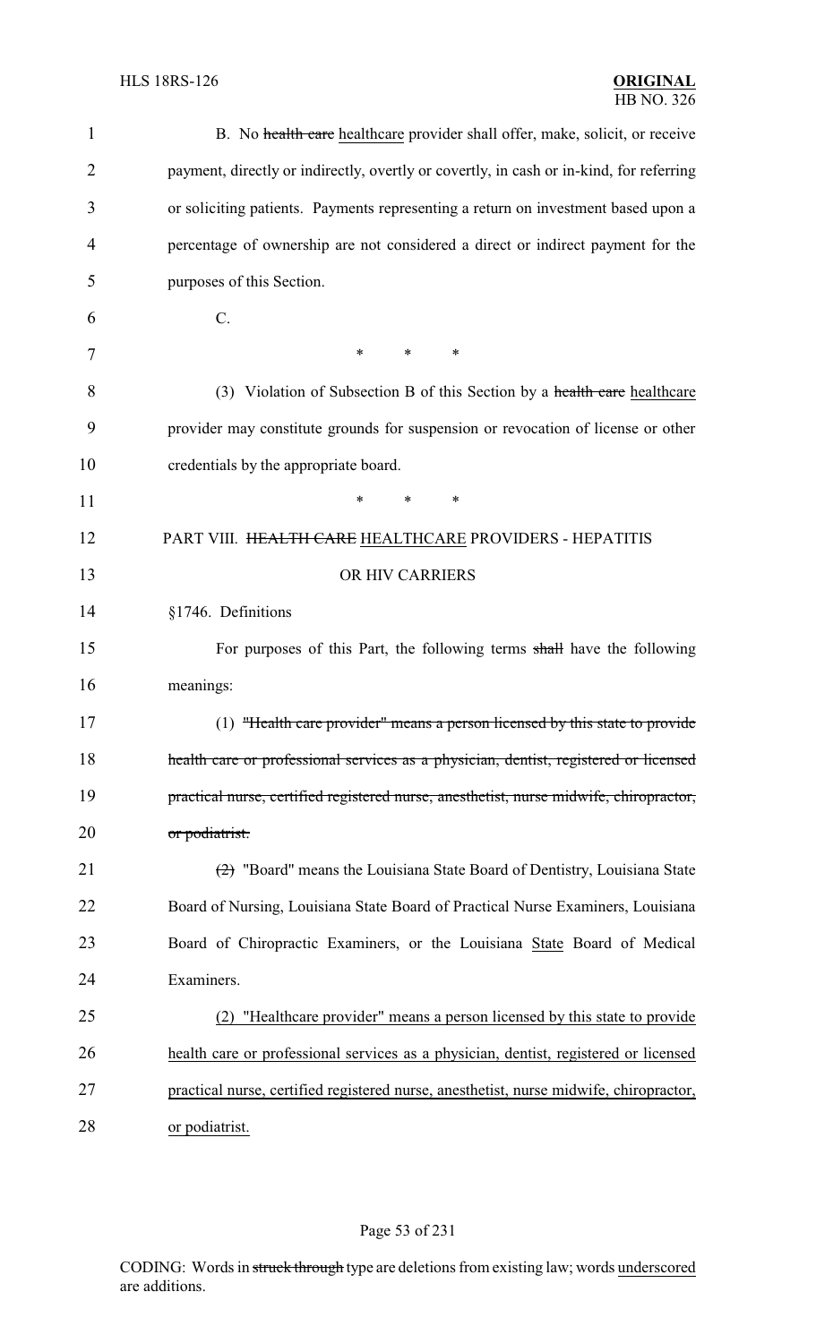B. No ~~health care~~ healthcare provider shall offer, make, solicit, or receive payment, directly or indirectly, overtly or covertly, in cash or in-kind, for referring or soliciting patients. Payments representing a return on investment based upon a percentage of ownership are not considered a direct or indirect payment for the purposes of this Section.

C.

\* \* \*

(3) Violation of Subsection B of this Section by a ~~health care~~ healthcare provider may constitute grounds for suspension or revocation of license or other credentials by the appropriate board.

\* \* \*

PART VIII. ~~HEALTH CARE~~ HEALTHCARE PROVIDERS - HEPATITIS OR HIV CARRIERS

§1746. Definitions

For purposes of this Part, the following terms ~~shall~~ have the following meanings:

(1) ~~"Health care provider" means a person licensed by this state to provide health care or professional services as a physician, dentist, registered or licensed practical nurse, certified registered nurse, anesthetist, nurse midwife, chiropractor, or podiatrist.~~

~~(2)~~ "Board" means the Louisiana State Board of Dentistry, Louisiana State Board of Nursing, Louisiana State Board of Practical Nurse Examiners, Louisiana Board of Chiropractic Examiners, or the Louisiana State Board of Medical Examiners.

(2) "Healthcare provider" means a person licensed by this state to provide health care or professional services as a physician, dentist, registered or licensed practical nurse, certified registered nurse, anesthetist, nurse midwife, chiropractor, or podiatrist.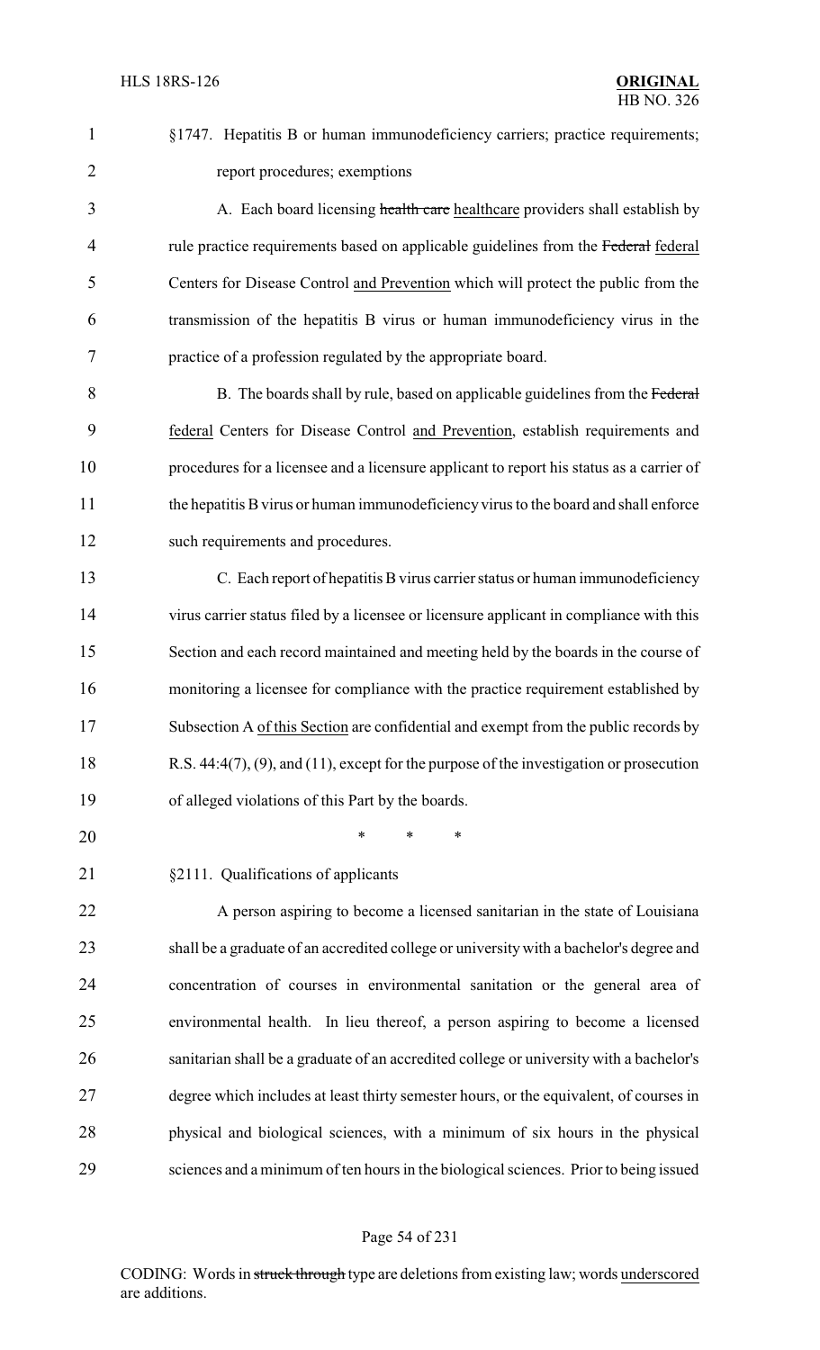§1747. Hepatitis B or human immunodeficiency carriers; practice requirements; report procedures; exemptions

A. Each board licensing ~~health care~~ healthcare providers shall establish by rule practice requirements based on applicable guidelines from the ~~Federal~~ federal Centers for Disease Control and Prevention which will protect the public from the transmission of the hepatitis B virus or human immunodeficiency virus in the practice of a profession regulated by the appropriate board.

B. The boards shall by rule, based on applicable guidelines from the ~~Federal~~ federal Centers for Disease Control and Prevention, establish requirements and procedures for a licensee and a licensure applicant to report his status as a carrier of the hepatitis B virus or human immunodeficiency virus to the board and shall enforce such requirements and procedures.

C. Each report of hepatitis B virus carrier status or human immunodeficiency virus carrier status filed by a licensee or licensure applicant in compliance with this Section and each record maintained and meeting held by the boards in the course of monitoring a licensee for compliance with the practice requirement established by Subsection A of this Section are confidential and exempt from the public records by R.S. 44:4(7), (9), and (11), except for the purpose of the investigation or prosecution of alleged violations of this Part by the boards.

\* \* \*

§2111. Qualifications of applicants

A person aspiring to become a licensed sanitarian in the state of Louisiana shall be a graduate of an accredited college or university with a bachelor's degree and concentration of courses in environmental sanitation or the general area of environmental health. In lieu thereof, a person aspiring to become a licensed sanitarian shall be a graduate of an accredited college or university with a bachelor's degree which includes at least thirty semester hours, or the equivalent, of courses in physical and biological sciences, with a minimum of six hours in the physical sciences and a minimum of ten hours in the biological sciences. Prior to being issued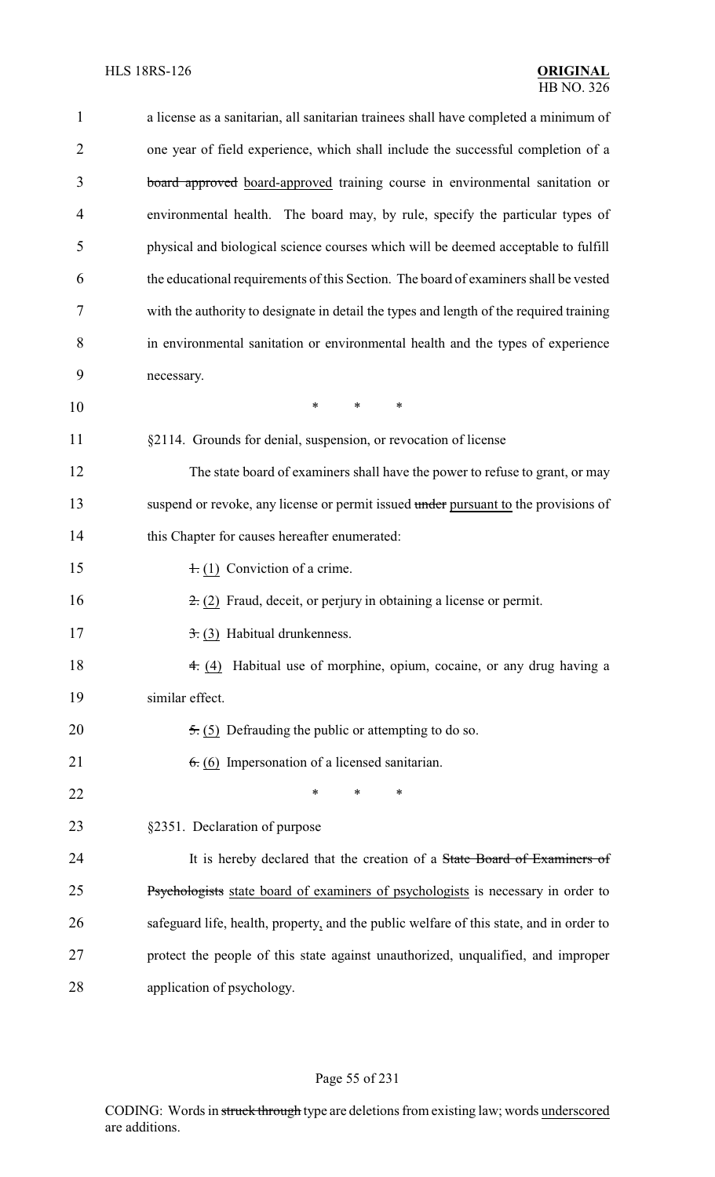a license as a sanitarian, all sanitarian trainees shall have completed a minimum of one year of field experience, which shall include the successful completion of a ~~board approved~~ board-approved training course in environmental sanitation or environmental health. The board may, by rule, specify the particular types of physical and biological science courses which will be deemed acceptable to fulfill the educational requirements of this Section. The board of examiners shall be vested with the authority to designate in detail the types and length of the required training in environmental sanitation or environmental health and the types of experience necessary.

\* \* \*

§2114. Grounds for denial, suspension, or revocation of license

The state board of examiners shall have the power to refuse to grant, or may suspend or revoke, any license or permit issued ~~under~~ pursuant to the provisions of this Chapter for causes hereafter enumerated:

~~1.~~ (1) Conviction of a crime.

~~2.~~ (2) Fraud, deceit, or perjury in obtaining a license or permit.

~~3.~~ (3) Habitual drunkenness.

~~4.~~ (4) Habitual use of morphine, opium, cocaine, or any drug having a similar effect.

~~5.~~ (5) Defrauding the public or attempting to do so.

~~6.~~ (6) Impersonation of a licensed sanitarian.

\* \* \*

§2351. Declaration of purpose

It is hereby declared that the creation of a ~~State Board of Examiners of Psychologists~~ state board of examiners of psychologists is necessary in order to safeguard life, health, property, and the public welfare of this state, and in order to protect the people of this state against unauthorized, unqualified, and improper application of psychology.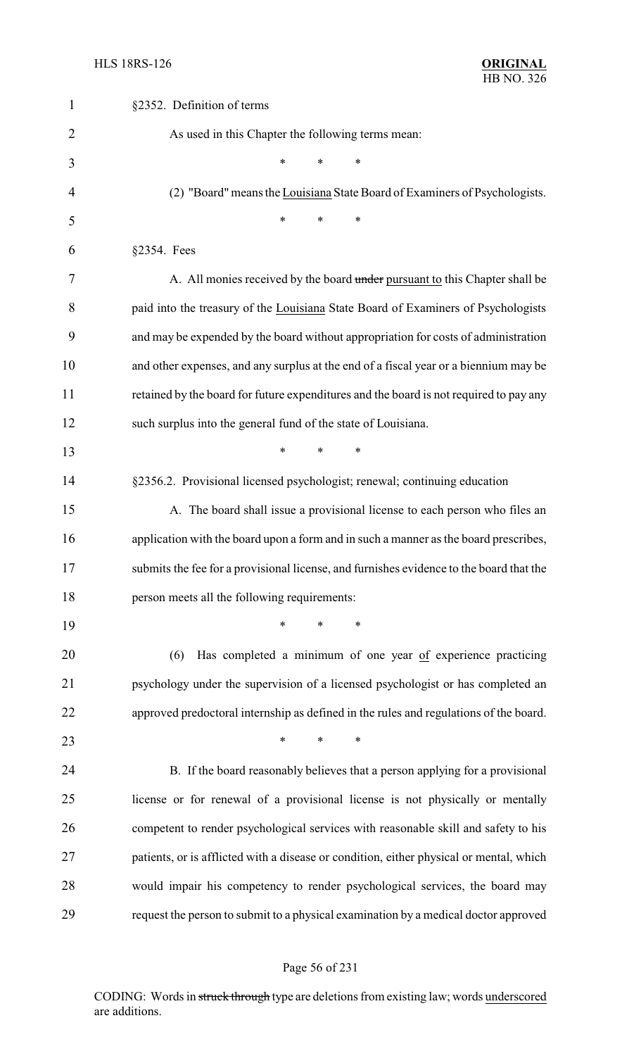§2352. Definition of terms

As used in this Chapter the following terms mean:

\* \* \*

(2) "Board" means the Louisiana State Board of Examiners of Psychologists.

\* \* \*

§2354. Fees

A. All monies received by the board ~~under~~ pursuant to this Chapter shall be paid into the treasury of the Louisiana State Board of Examiners of Psychologists and may be expended by the board without appropriation for costs of administration and other expenses, and any surplus at the end of a fiscal year or a biennium may be retained by the board for future expenditures and the board is not required to pay any such surplus into the general fund of the state of Louisiana.

\* \* \*

§2356.2. Provisional licensed psychologist; renewal; continuing education

A. The board shall issue a provisional license to each person who files an application with the board upon a form and in such a manner as the board prescribes, submits the fee for a provisional license, and furnishes evidence to the board that the person meets all the following requirements:

\* \* \*

(6) Has completed a minimum of one year of experience practicing psychology under the supervision of a licensed psychologist or has completed an approved predoctoral internship as defined in the rules and regulations of the board.

\* \* \*

B. If the board reasonably believes that a person applying for a provisional license or for renewal of a provisional license is not physically or mentally competent to render psychological services with reasonable skill and safety to his patients, or is afflicted with a disease or condition, either physical or mental, which would impair his competency to render psychological services, the board may request the person to submit to a physical examination by a medical doctor approved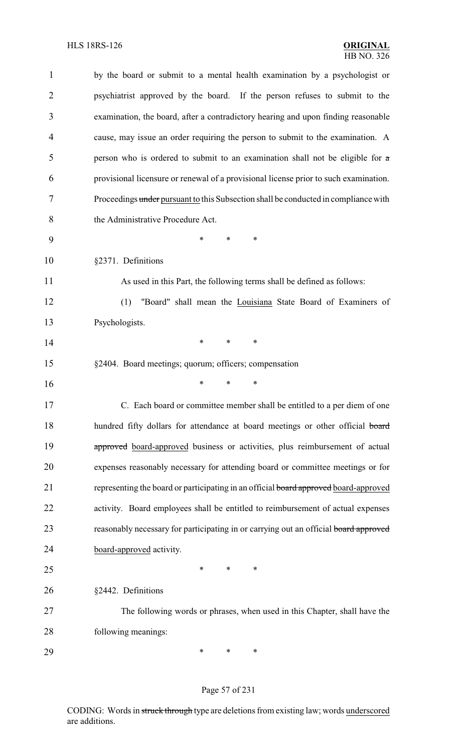by the board or submit to a mental health examination by a psychologist or psychiatrist approved by the board. If the person refuses to submit to the examination, the board, after a contradictory hearing and upon finding reasonable cause, may issue an order requiring the person to submit to the examination. A person who is ordered to submit to an examination shall not be eligible for ~~a~~ provisional licensure or renewal of a provisional license prior to such examination. Proceedings ~~under~~ <u>pursuant to</u> this Subsection shall be conducted in compliance with the Administrative Procedure Act.

\* \* \*

§2371. Definitions

As used in this Part, the following terms shall be defined as follows:

(1) "Board" shall mean the <u>Louisiana</u> State Board of Examiners of Psychologists.

\* \* \*

§2404. Board meetings; quorum; officers; compensation

\* \* \*

C. Each board or committee member shall be entitled to a per diem of one hundred fifty dollars for attendance at board meetings or other official ~~board approved~~ <u>board-approved</u> business or activities, plus reimbursement of actual expenses reasonably necessary for attending board or committee meetings or for representing the board or participating in an official ~~board approved~~ <u>board-approved</u> activity. Board employees shall be entitled to reimbursement of actual expenses reasonably necessary for participating in or carrying out an official ~~board approved~~ <u>board-approved</u> activity.

\* \* \*

§2442. Definitions

The following words or phrases, when used in this Chapter, shall have the following meanings:

\* \* \*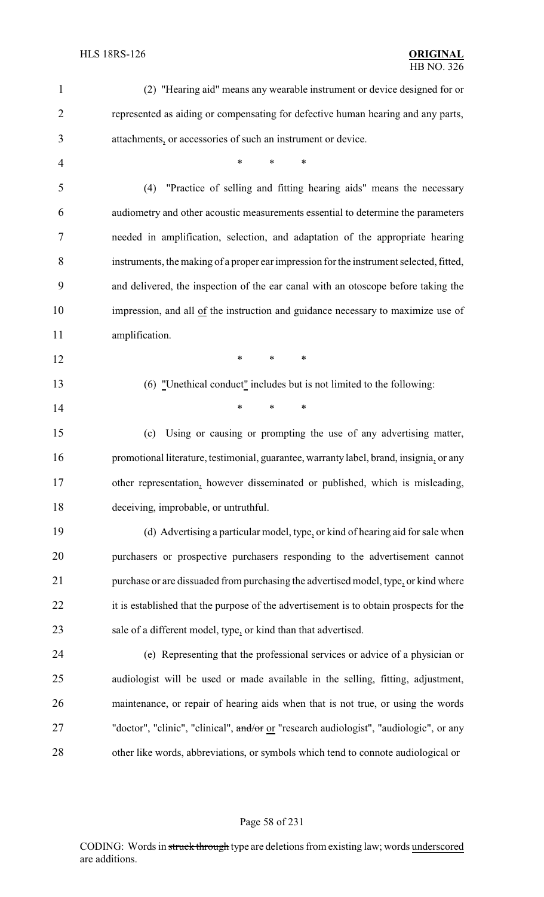(2) "Hearing aid" means any wearable instrument or device designed for or represented as aiding or compensating for defective human hearing and any parts, attachments, or accessories of such an instrument or device.

\* \* \*

(4) "Practice of selling and fitting hearing aids" means the necessary audiometry and other acoustic measurements essential to determine the parameters needed in amplification, selection, and adaptation of the appropriate hearing instruments, the making of a proper ear impression for the instrument selected, fitted, and delivered, the inspection of the ear canal with an otoscope before taking the impression, and all of the instruction and guidance necessary to maximize use of amplification.

\* \* \*

(6) "Unethical conduct" includes but is not limited to the following:

\* \* \*

(c) Using or causing or prompting the use of any advertising matter, promotional literature, testimonial, guarantee, warranty label, brand, insignia, or any other representation, however disseminated or published, which is misleading, deceiving, improbable, or untruthful.

(d) Advertising a particular model, type, or kind of hearing aid for sale when purchasers or prospective purchasers responding to the advertisement cannot purchase or are dissuaded from purchasing the advertised model, type, or kind where it is established that the purpose of the advertisement is to obtain prospects for the sale of a different model, type, or kind than that advertised.

(e) Representing that the professional services or advice of a physician or audiologist will be used or made available in the selling, fitting, adjustment, maintenance, or repair of hearing aids when that is not true, or using the words "doctor", "clinic", "clinical", ~~and/or~~ or "research audiologist", "audiologic", or any other like words, abbreviations, or symbols which tend to connote audiological or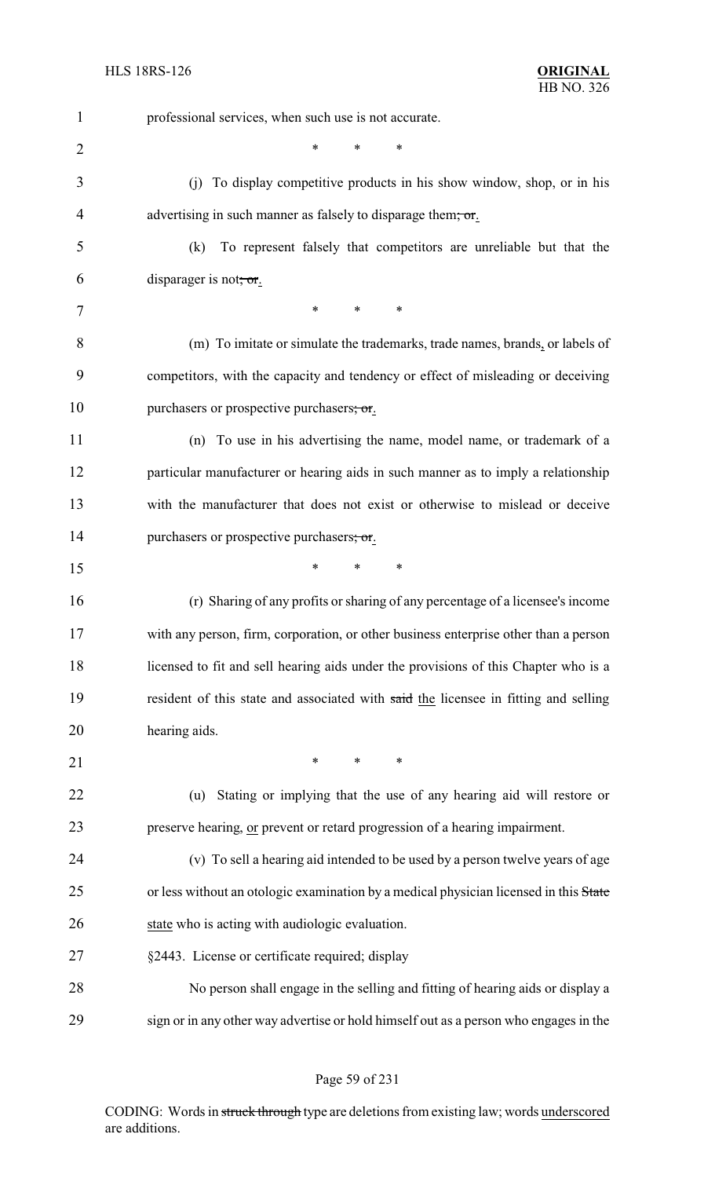professional services, when such use is not accurate.

\* \* \*

(j) To display competitive products in his show window, shop, or in his advertising in such manner as falsely to disparage them; or.

(k) To represent falsely that competitors are unreliable but that the disparager is not; or.

\* \* \*

(m) To imitate or simulate the trademarks, trade names, brands, or labels of competitors, with the capacity and tendency or effect of misleading or deceiving purchasers or prospective purchasers; or.

(n) To use in his advertising the name, model name, or trademark of a particular manufacturer or hearing aids in such manner as to imply a relationship with the manufacturer that does not exist or otherwise to mislead or deceive purchasers or prospective purchasers; or.

\* \* \*

(r) Sharing of any profits or sharing of any percentage of a licensee's income with any person, firm, corporation, or other business enterprise other than a person licensed to fit and sell hearing aids under the provisions of this Chapter who is a resident of this state and associated with said the licensee in fitting and selling hearing aids.

\* \* \*

(u) Stating or implying that the use of any hearing aid will restore or preserve hearing, or prevent or retard progression of a hearing impairment.

(v) To sell a hearing aid intended to be used by a person twelve years of age or less without an otologic examination by a medical physician licensed in this State state who is acting with audiologic evaluation.

§2443. License or certificate required; display

No person shall engage in the selling and fitting of hearing aids or display a sign or in any other way advertise or hold himself out as a person who engages in the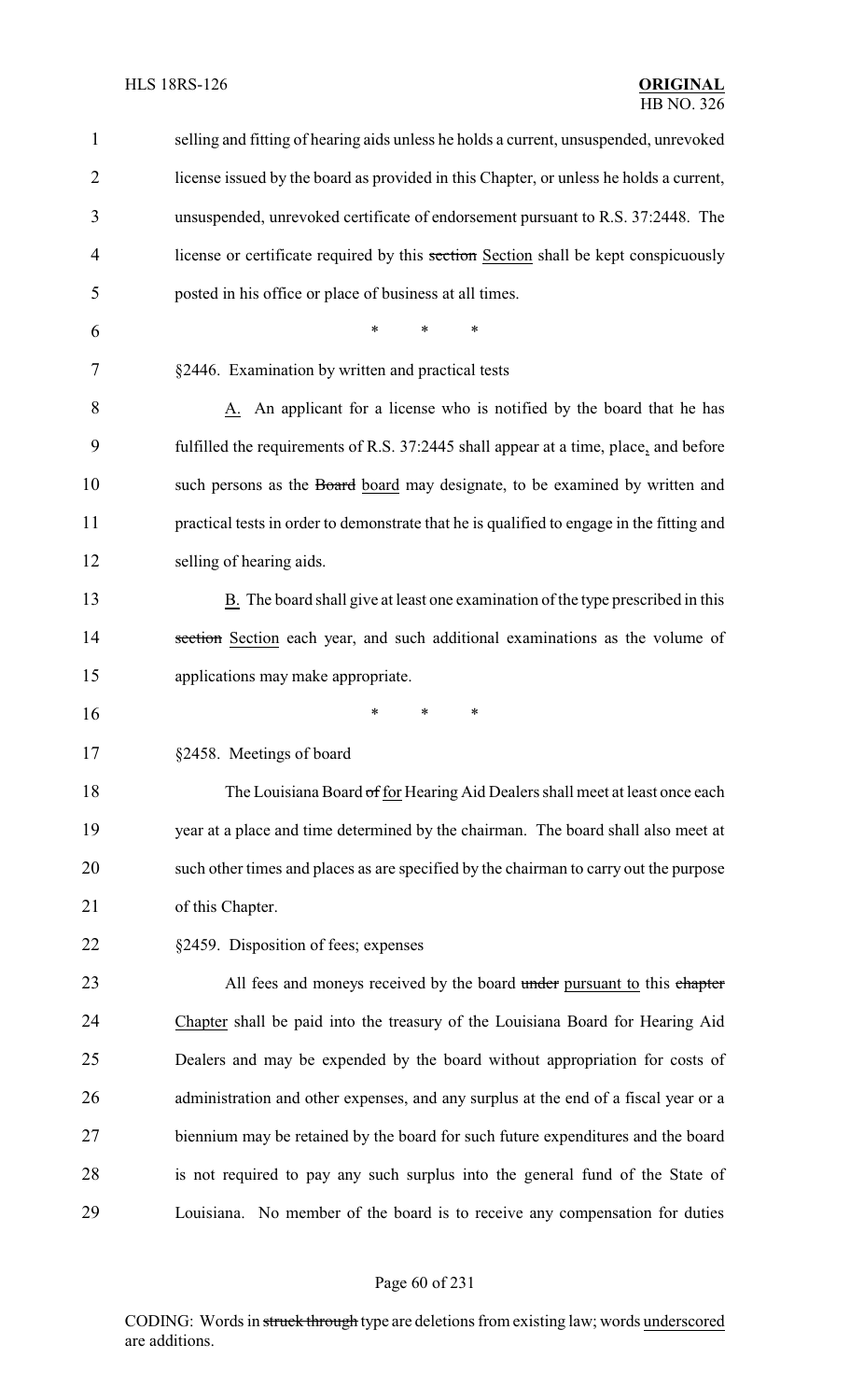selling and fitting of hearing aids unless he holds a current, unsuspended, unrevoked license issued by the board as provided in this Chapter, or unless he holds a current, unsuspended, unrevoked certificate of endorsement pursuant to R.S. 37:2448. The license or certificate required by this ~~section~~ Section shall be kept conspicuously posted in his office or place of business at all times.

\* \* \*

§2446. Examination by written and practical tests

A. An applicant for a license who is notified by the board that he has fulfilled the requirements of R.S. 37:2445 shall appear at a time, place, and before such persons as the ~~Board~~ board may designate, to be examined by written and practical tests in order to demonstrate that he is qualified to engage in the fitting and selling of hearing aids.

B. The board shall give at least one examination of the type prescribed in this ~~section~~ Section each year, and such additional examinations as the volume of applications may make appropriate.

\* \* \*

§2458. Meetings of board

The Louisiana Board ~~of~~ for Hearing Aid Dealers shall meet at least once each year at a place and time determined by the chairman. The board shall also meet at such other times and places as are specified by the chairman to carry out the purpose of this Chapter.

§2459. Disposition of fees; expenses

All fees and moneys received by the board ~~under~~ pursuant to this ~~chapter~~ Chapter shall be paid into the treasury of the Louisiana Board for Hearing Aid Dealers and may be expended by the board without appropriation for costs of administration and other expenses, and any surplus at the end of a fiscal year or a biennium may be retained by the board for such future expenditures and the board is not required to pay any such surplus into the general fund of the State of Louisiana. No member of the board is to receive any compensation for duties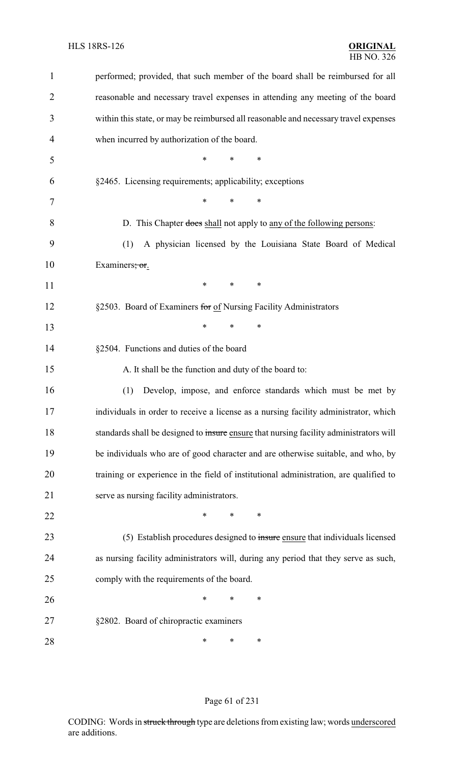performed; provided, that such member of the board shall be reimbursed for all reasonable and necessary travel expenses in attending any meeting of the board within this state, or may be reimbursed all reasonable and necessary travel expenses when incurred by authorization of the board.

\* \* \*

§2465. Licensing requirements; applicability; exceptions

\* \* \*

D. This Chapter ~~does~~ <u>shall</u> not apply to <u>any of the following persons</u>:

(1) A physician licensed by the Louisiana State Board of Medical Examiners~~; or~~<u>.</u>

\* \* \*

§2503. Board of Examiners ~~for~~ <u>of</u> Nursing Facility Administrators

\* \* \*

§2504. Functions and duties of the board

A. It shall be the function and duty of the board to:

(1) Develop, impose, and enforce standards which must be met by individuals in order to receive a license as a nursing facility administrator, which standards shall be designed to ~~insure~~ <u>ensure</u> that nursing facility administrators will be individuals who are of good character and are otherwise suitable, and who, by training or experience in the field of institutional administration, are qualified to serve as nursing facility administrators.

\* \* \*

(5) Establish procedures designed to ~~insure~~ <u>ensure</u> that individuals licensed as nursing facility administrators will, during any period that they serve as such, comply with the requirements of the board.

\* \* \*

§2802. Board of chiropractic examiners

\* \* \*

CODING: Words in ~~struck through~~ type are deletions from existing law; words <u>underscored</u> are additions.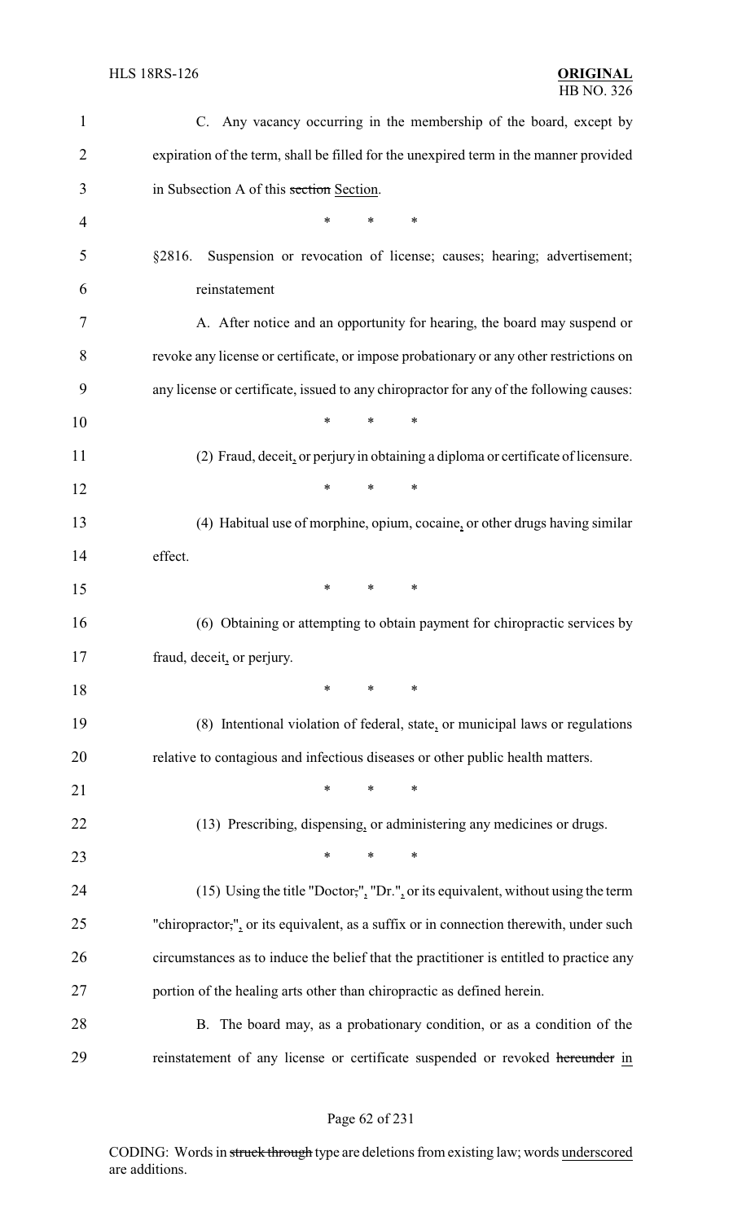C. Any vacancy occurring in the membership of the board, except by expiration of the term, shall be filled for the unexpired term in the manner provided in Subsection A of this ~~section~~ Section.

\* \* \*

§2816. Suspension or revocation of license; causes; hearing; advertisement; reinstatement

A. After notice and an opportunity for hearing, the board may suspend or revoke any license or certificate, or impose probationary or any other restrictions on any license or certificate, issued to any chiropractor for any of the following causes:

\* \* \*

(2) Fraud, deceit, or perjury in obtaining a diploma or certificate of licensure.

\* \* \*

(4) Habitual use of morphine, opium, cocaine, or other drugs having similar effect.

\* \* \*

(6) Obtaining or attempting to obtain payment for chiropractic services by fraud, deceit, or perjury.

\* \* \*

(8) Intentional violation of federal, state, or municipal laws or regulations relative to contagious and infectious diseases or other public health matters.

\* \* \*

(13) Prescribing, dispensing, or administering any medicines or drugs.

\* \* \*

(15) Using the title "Doctor~~;~~", "Dr.", or its equivalent, without using the term "chiropractor~~;~~", or its equivalent, as a suffix or in connection therewith, under such circumstances as to induce the belief that the practitioner is entitled to practice any portion of the healing arts other than chiropractic as defined herein.

B. The board may, as a probationary condition, or as a condition of the reinstatement of any license or certificate suspended or revoked ~~hereunder~~ in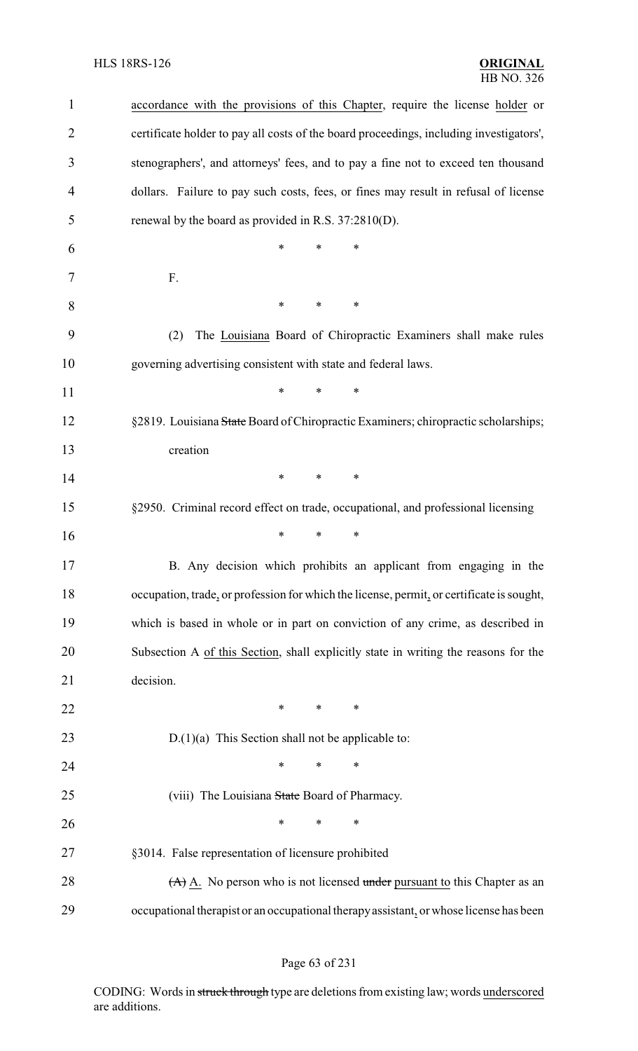accordance with the provisions of this Chapter, require the license holder or certificate holder to pay all costs of the board proceedings, including investigators', stenographers', and attorneys' fees, and to pay a fine not to exceed ten thousand dollars. Failure to pay such costs, fees, or fines may result in refusal of license renewal by the board as provided in R.S. 37:2810(D).

\* \* \*

F.

\* \* \*

(2) The Louisiana Board of Chiropractic Examiners shall make rules governing advertising consistent with state and federal laws.

\* \* \*

§2819. Louisiana ~~State~~ Board of Chiropractic Examiners; chiropractic scholarships; creation

\* \* \*

§2950. Criminal record effect on trade, occupational, and professional licensing

\* \* \*

B. Any decision which prohibits an applicant from engaging in the occupation, trade, or profession for which the license, permit, or certificate is sought, which is based in whole or in part on conviction of any crime, as described in Subsection A of this Section, shall explicitly state in writing the reasons for the decision.

\* \* \*

D.(1)(a) This Section shall not be applicable to:

\* \* \*

(viii) The Louisiana ~~State~~ Board of Pharmacy.

\* \* \*

§3014. False representation of licensure prohibited

~~(A)~~ A. No person who is not licensed ~~under~~ pursuant to this Chapter as an occupational therapist or an occupational therapy assistant, or whose license has been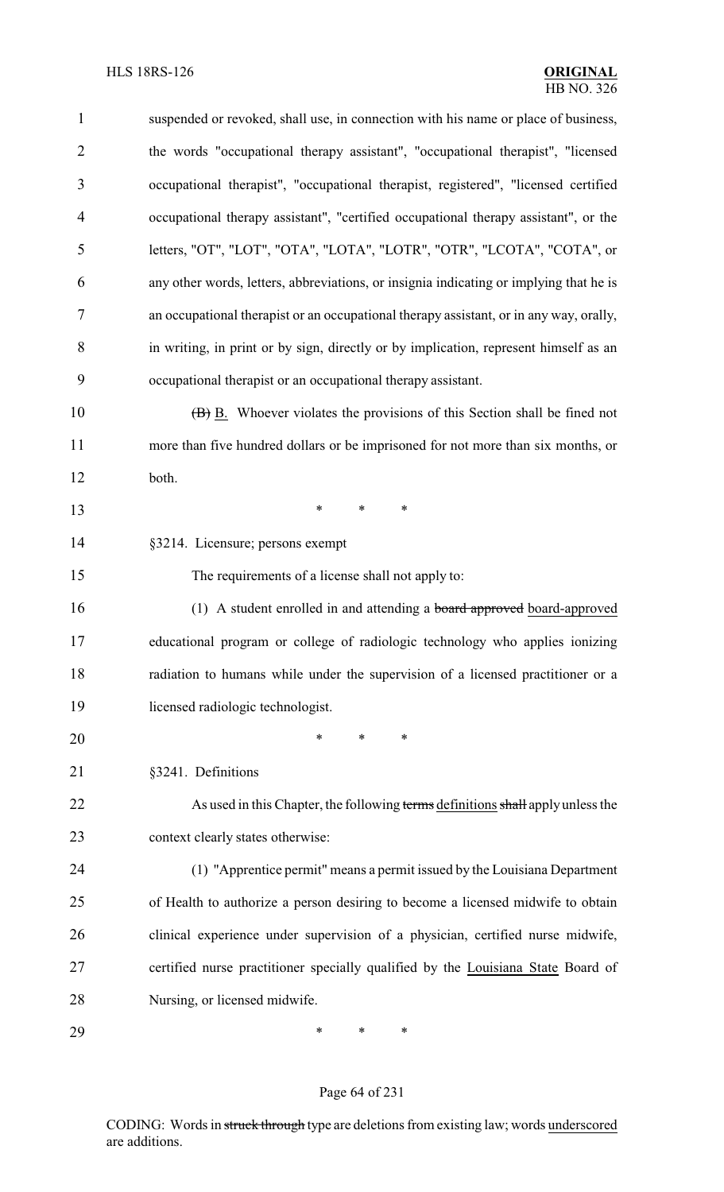suspended or revoked, shall use, in connection with his name or place of business, the words "occupational therapy assistant", "occupational therapist", "licensed occupational therapist", "occupational therapist, registered", "licensed certified occupational therapy assistant", "certified occupational therapy assistant", or the letters, "OT", "LOT", "OTA", "LOTA", "LOTR", "OTR", "LCOTA", "COTA", or any other words, letters, abbreviations, or insignia indicating or implying that he is an occupational therapist or an occupational therapy assistant, or in any way, orally, in writing, in print or by sign, directly or by implication, represent himself as an occupational therapist or an occupational therapy assistant.

~~(B)~~ B. Whoever violates the provisions of this Section shall be fined not more than five hundred dollars or be imprisoned for not more than six months, or both.

\* \* \*

§3214. Licensure; persons exempt

The requirements of a license shall not apply to:

(1) A student enrolled in and attending a ~~board approved~~ board-approved educational program or college of radiologic technology who applies ionizing radiation to humans while under the supervision of a licensed practitioner or a licensed radiologic technologist.

\* \* \*

§3241. Definitions

As used in this Chapter, the following ~~terms~~ definitions ~~shall~~ apply unless the context clearly states otherwise:

(1) "Apprentice permit" means a permit issued by the Louisiana Department of Health to authorize a person desiring to become a licensed midwife to obtain clinical experience under supervision of a physician, certified nurse midwife, certified nurse practitioner specially qualified by the Louisiana State Board of Nursing, or licensed midwife.

\* \* \*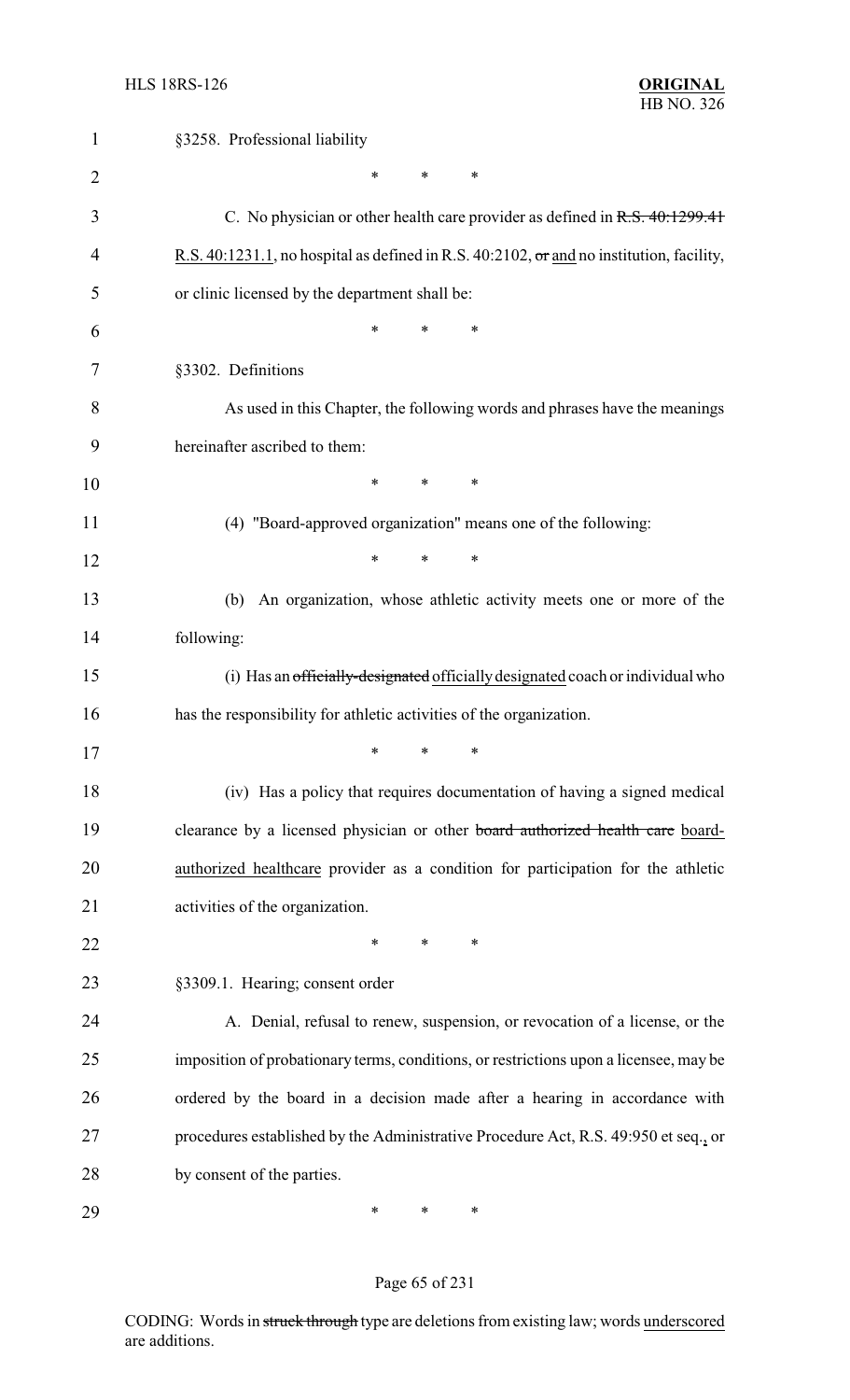§3258. Professional liability

\* \* \*

C. No physician or other health care provider as defined in ~~R.S. 40:1299.41~~ <u>R.S. 40:1231.1</u>, no hospital as defined in R.S. 40:2102, ~~or~~ <u>and</u> no institution, facility, or clinic licensed by the department shall be:

\* \* \*

§3302. Definitions

As used in this Chapter, the following words and phrases have the meanings hereinafter ascribed to them:

\* \* \*

(4) "Board-approved organization" means one of the following:

\* \* \*

(b) An organization, whose athletic activity meets one or more of the following:

(i) Has an ~~officially-designated~~ <u>officially designated</u> coach or individual who has the responsibility for athletic activities of the organization.

\* \* \*

(iv) Has a policy that requires documentation of having a signed medical clearance by a licensed physician or other ~~board authorized health care~~ <u>board-authorized healthcare</u> provider as a condition for participation for the athletic activities of the organization.

\* \* \*

§3309.1. Hearing; consent order

A. Denial, refusal to renew, suspension, or revocation of a license, or the imposition of probationary terms, conditions, or restrictions upon a licensee, may be ordered by the board in a decision made after a hearing in accordance with procedures established by the Administrative Procedure Act, R.S. 49:950 et seq.<u>,</u> or by consent of the parties.

\* \* \*

CODING: Words in ~~struck through~~ type are deletions from existing law; words <u>underscored</u> are additions.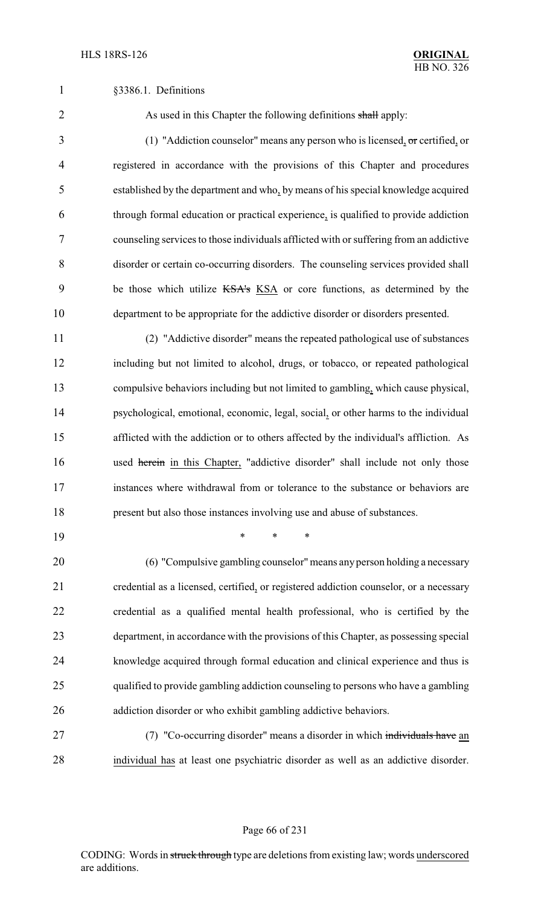§3386.1. Definitions

As used in this Chapter the following definitions ~~shall~~ apply:

(1) "Addiction counselor" means any person who is licensed, ~~or~~ certified, or registered in accordance with the provisions of this Chapter and procedures established by the department and who, by means of his special knowledge acquired through formal education or practical experience, is qualified to provide addiction counseling services to those individuals afflicted with or suffering from an addictive disorder or certain co-occurring disorders. The counseling services provided shall be those which utilize ~~KSA's~~ KSA or core functions, as determined by the department to be appropriate for the addictive disorder or disorders presented.

(2) "Addictive disorder" means the repeated pathological use of substances including but not limited to alcohol, drugs, or tobacco, or repeated pathological compulsive behaviors including but not limited to gambling, which cause physical, psychological, emotional, economic, legal, social, or other harms to the individual afflicted with the addiction or to others affected by the individual's affliction. As used ~~herein~~ in this Chapter, "addictive disorder" shall include not only those instances where withdrawal from or tolerance to the substance or behaviors are present but also those instances involving use and abuse of substances.

\* \* \*

(6) "Compulsive gambling counselor" means any person holding a necessary credential as a licensed, certified, or registered addiction counselor, or a necessary credential as a qualified mental health professional, who is certified by the department, in accordance with the provisions of this Chapter, as possessing special knowledge acquired through formal education and clinical experience and thus is qualified to provide gambling addiction counseling to persons who have a gambling addiction disorder or who exhibit gambling addictive behaviors.

(7) "Co-occurring disorder" means a disorder in which ~~individuals have~~ an individual has at least one psychiatric disorder as well as an addictive disorder.

CODING: Words in ~~struck through~~ type are deletions from existing law; words underscored are additions.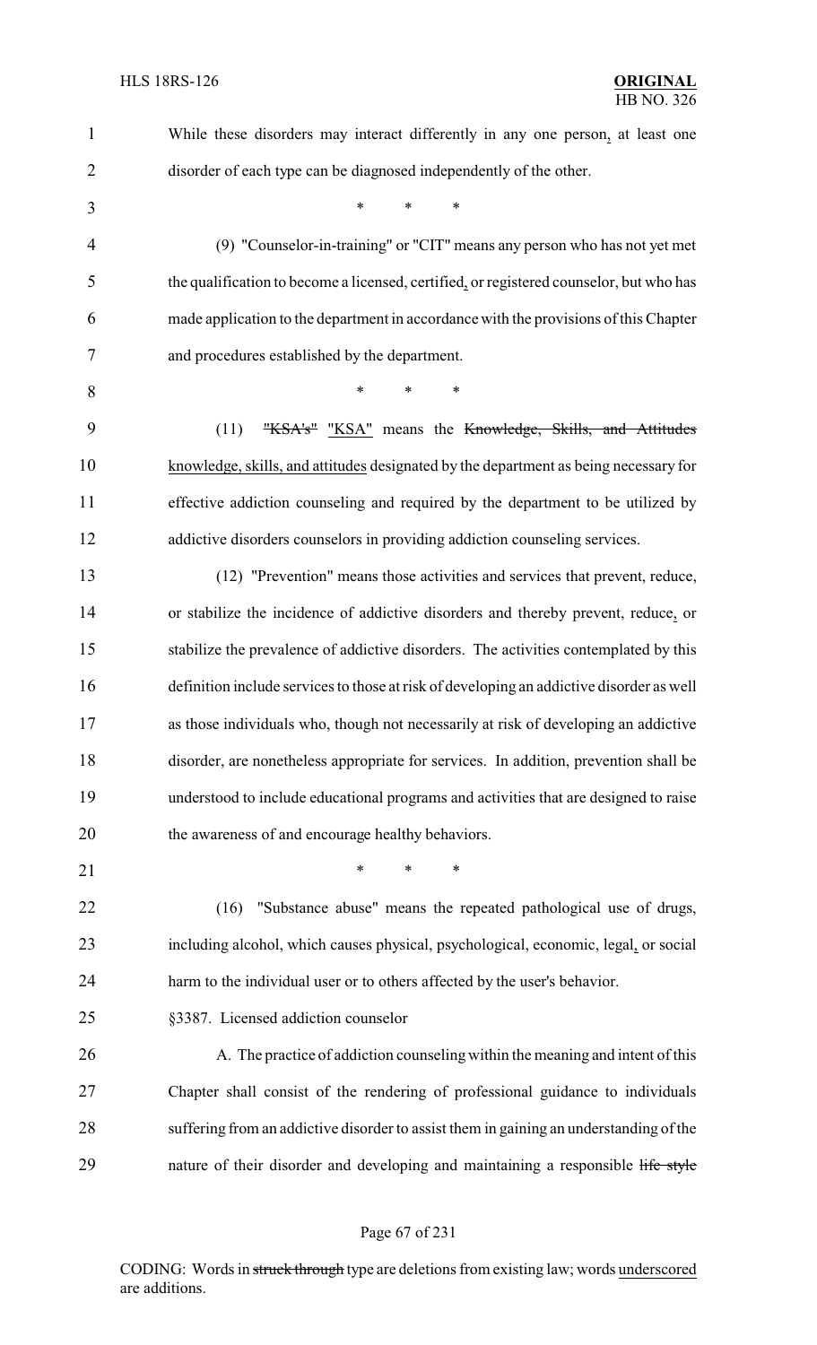While these disorders may interact differently in any one person, at least one disorder of each type can be diagnosed independently of the other.

\* \* \*

(9) "Counselor-in-training" or "CIT" means any person who has not yet met the qualification to become a licensed, certified, or registered counselor, but who has made application to the department in accordance with the provisions of this Chapter and procedures established by the department.

\* \* \*

(11) ~~"KSA's"~~ "KSA" means the ~~Knowledge, Skills, and Attitudes~~ knowledge, skills, and attitudes designated by the department as being necessary for effective addiction counseling and required by the department to be utilized by addictive disorders counselors in providing addiction counseling services.

(12) "Prevention" means those activities and services that prevent, reduce, or stabilize the incidence of addictive disorders and thereby prevent, reduce, or stabilize the prevalence of addictive disorders. The activities contemplated by this definition include services to those at risk of developing an addictive disorder as well as those individuals who, though not necessarily at risk of developing an addictive disorder, are nonetheless appropriate for services. In addition, prevention shall be understood to include educational programs and activities that are designed to raise the awareness of and encourage healthy behaviors.

\* \* \*

(16) "Substance abuse" means the repeated pathological use of drugs, including alcohol, which causes physical, psychological, economic, legal, or social harm to the individual user or to others affected by the user's behavior.

§3387. Licensed addiction counselor

A. The practice of addiction counseling within the meaning and intent of this Chapter shall consist of the rendering of professional guidance to individuals suffering from an addictive disorder to assist them in gaining an understanding of the nature of their disorder and developing and maintaining a responsible ~~life style~~

CODING: Words in ~~struck through~~ type are deletions from existing law; words underscored are additions.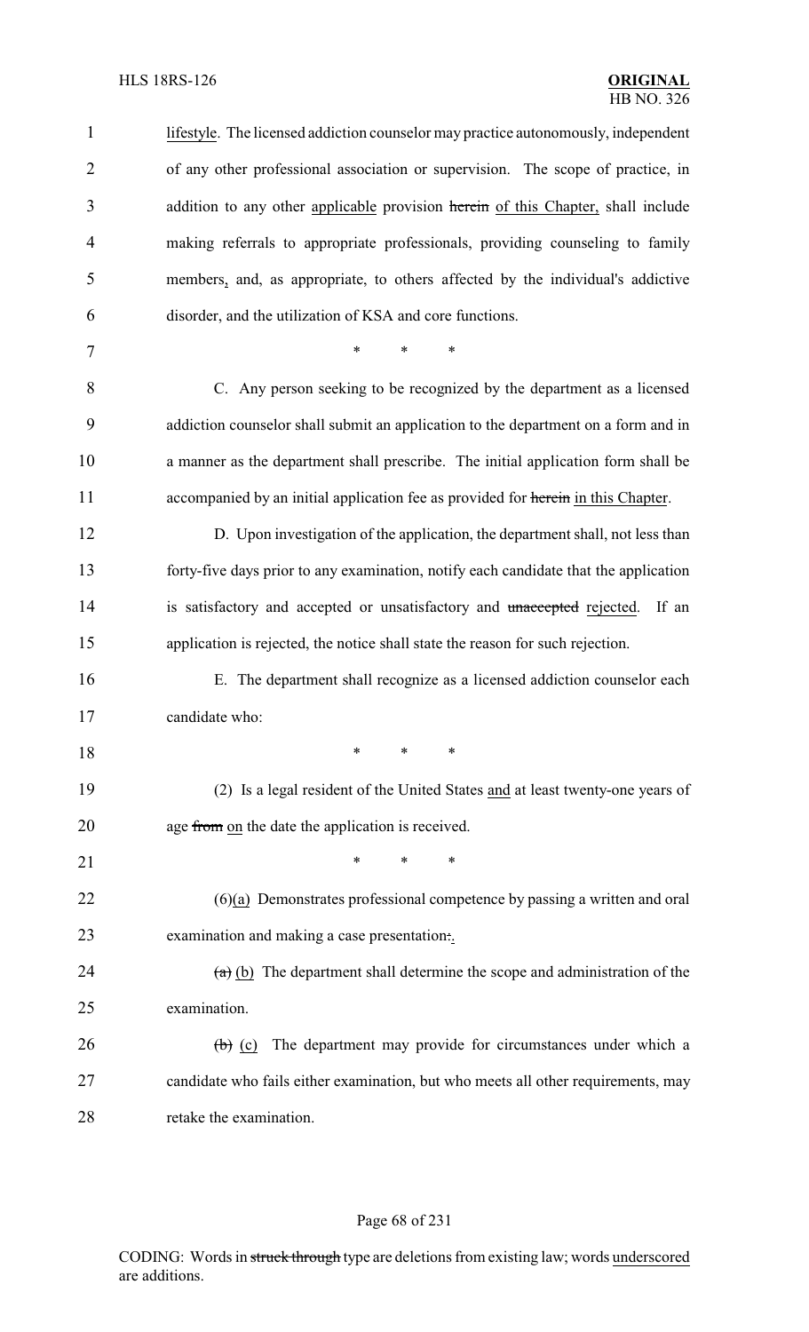lifestyle. The licensed addiction counselor may practice autonomously, independent of any other professional association or supervision. The scope of practice, in addition to any other applicable provision herein of this Chapter, shall include making referrals to appropriate professionals, providing counseling to family members, and, as appropriate, to others affected by the individual's addictive disorder, and the utilization of KSA and core functions.

\* \* \*

C. Any person seeking to be recognized by the department as a licensed addiction counselor shall submit an application to the department on a form and in a manner as the department shall prescribe. The initial application form shall be accompanied by an initial application fee as provided for herein in this Chapter.

D. Upon investigation of the application, the department shall, not less than forty-five days prior to any examination, notify each candidate that the application is satisfactory and accepted or unsatisfactory and unaccepted rejected. If an application is rejected, the notice shall state the reason for such rejection.

E. The department shall recognize as a licensed addiction counselor each candidate who:

\* \* \*

(2) Is a legal resident of the United States and at least twenty-one years of age from on the date the application is received.

\* \* \*

(6)(a) Demonstrates professional competence by passing a written and oral examination and making a case presentation:.

(a) (b) The department shall determine the scope and administration of the examination.

(b) (c) The department may provide for circumstances under which a candidate who fails either examination, but who meets all other requirements, may retake the examination.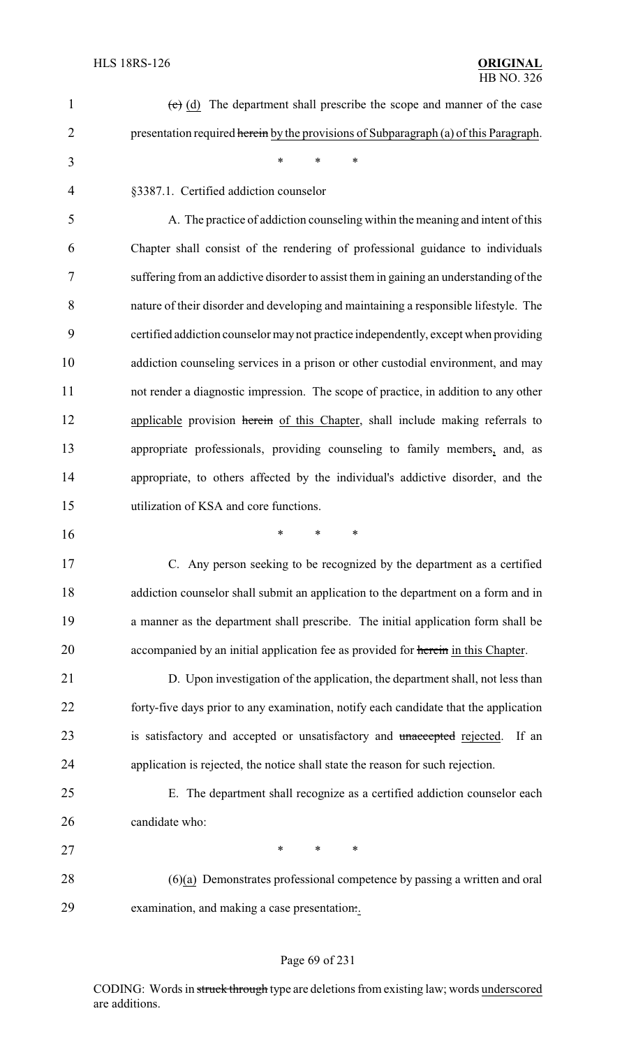(c) (d) The department shall prescribe the scope and manner of the case presentation required herein by the provisions of Subparagraph (a) of this Paragraph.

\* \* \*

§3387.1. Certified addiction counselor

A. The practice of addiction counseling within the meaning and intent of this Chapter shall consist of the rendering of professional guidance to individuals suffering from an addictive disorder to assist them in gaining an understanding of the nature of their disorder and developing and maintaining a responsible lifestyle. The certified addiction counselor may not practice independently, except when providing addiction counseling services in a prison or other custodial environment, and may not render a diagnostic impression. The scope of practice, in addition to any other applicable provision herein of this Chapter, shall include making referrals to appropriate professionals, providing counseling to family members, and, as appropriate, to others affected by the individual's addictive disorder, and the utilization of KSA and core functions.

\* \* \*

C. Any person seeking to be recognized by the department as a certified addiction counselor shall submit an application to the department on a form and in a manner as the department shall prescribe. The initial application form shall be accompanied by an initial application fee as provided for herein in this Chapter.

D. Upon investigation of the application, the department shall, not less than forty-five days prior to any examination, notify each candidate that the application is satisfactory and accepted or unsatisfactory and unaccepted rejected. If an application is rejected, the notice shall state the reason for such rejection.

E. The department shall recognize as a certified addiction counselor each candidate who:

\* \* \*

(6)(a) Demonstrates professional competence by passing a written and oral examination, and making a case presentation:.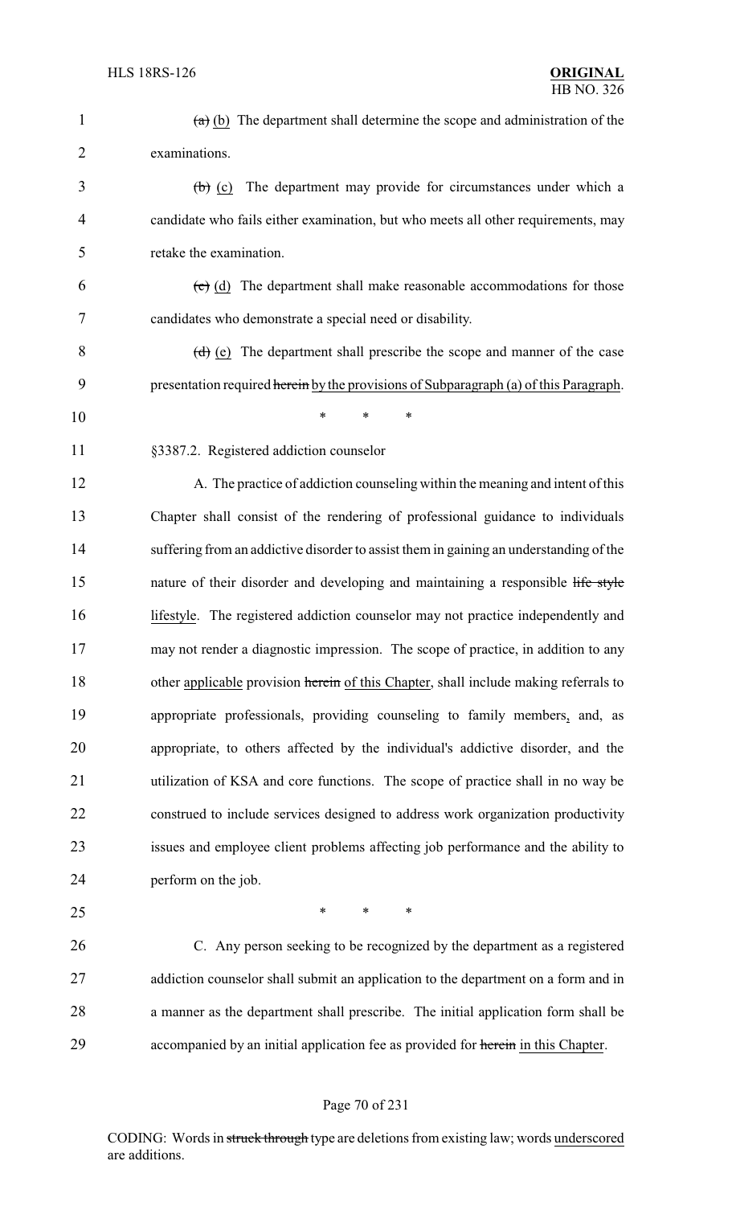~~(a)~~ <u>(b)</u> The department shall determine the scope and administration of the examinations.

~~(b)~~ <u>(c)</u> The department may provide for circumstances under which a candidate who fails either examination, but who meets all other requirements, may retake the examination.

~~(c)~~ <u>(d)</u> The department shall make reasonable accommodations for those candidates who demonstrate a special need or disability.

~~(d)~~ <u>(e)</u> The department shall prescribe the scope and manner of the case presentation required ~~herein~~ <u>by the provisions of Subparagraph (a) of this Paragraph</u>.

\* \* \*

§3387.2. Registered addiction counselor

A. The practice of addiction counseling within the meaning and intent of this Chapter shall consist of the rendering of professional guidance to individuals suffering from an addictive disorder to assist them in gaining an understanding of the nature of their disorder and developing and maintaining a responsible ~~life style~~ <u>lifestyle</u>. The registered addiction counselor may not practice independently and may not render a diagnostic impression. The scope of practice, in addition to any other <u>applicable</u> provision ~~herein~~ <u>of this Chapter</u>, shall include making referrals to appropriate professionals, providing counseling to family members<u>,</u> and, as appropriate, to others affected by the individual's addictive disorder, and the utilization of KSA and core functions. The scope of practice shall in no way be construed to include services designed to address work organization productivity issues and employee client problems affecting job performance and the ability to perform on the job.

\* \* \*

C. Any person seeking to be recognized by the department as a registered addiction counselor shall submit an application to the department on a form and in a manner as the department shall prescribe. The initial application form shall be accompanied by an initial application fee as provided for ~~herein~~ <u>in this Chapter</u>.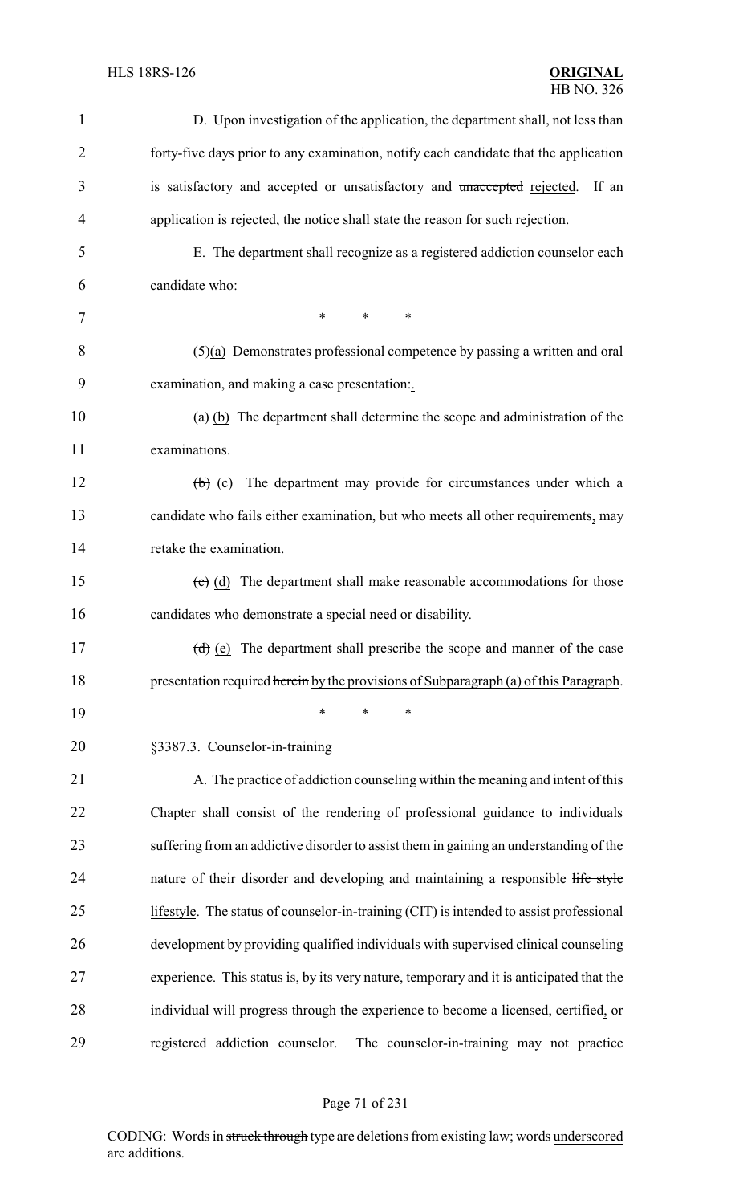D. Upon investigation of the application, the department shall, not less than forty-five days prior to any examination, notify each candidate that the application is satisfactory and accepted or unsatisfactory and ~~unaccepted~~ rejected. If an application is rejected, the notice shall state the reason for such rejection.

E. The department shall recognize as a registered addiction counselor each candidate who:

\* \* \*

(5)(a) Demonstrates professional competence by passing a written and oral examination, and making a case presentation~~:~~.

~~(a)~~ (b) The department shall determine the scope and administration of the examinations.

~~(b)~~ (c) The department may provide for circumstances under which a candidate who fails either examination, but who meets all other requirements, may retake the examination.

~~(c)~~ (d) The department shall make reasonable accommodations for those candidates who demonstrate a special need or disability.

~~(d)~~ (e) The department shall prescribe the scope and manner of the case presentation required ~~herein~~ by the provisions of Subparagraph (a) of this Paragraph.

\* \* \*

§3387.3. Counselor-in-training

A. The practice of addiction counseling within the meaning and intent of this Chapter shall consist of the rendering of professional guidance to individuals suffering from an addictive disorder to assist them in gaining an understanding of the nature of their disorder and developing and maintaining a responsible ~~life style~~ lifestyle. The status of counselor-in-training (CIT) is intended to assist professional development by providing qualified individuals with supervised clinical counseling experience. This status is, by its very nature, temporary and it is anticipated that the individual will progress through the experience to become a licensed, certified, or registered addiction counselor. The counselor-in-training may not practice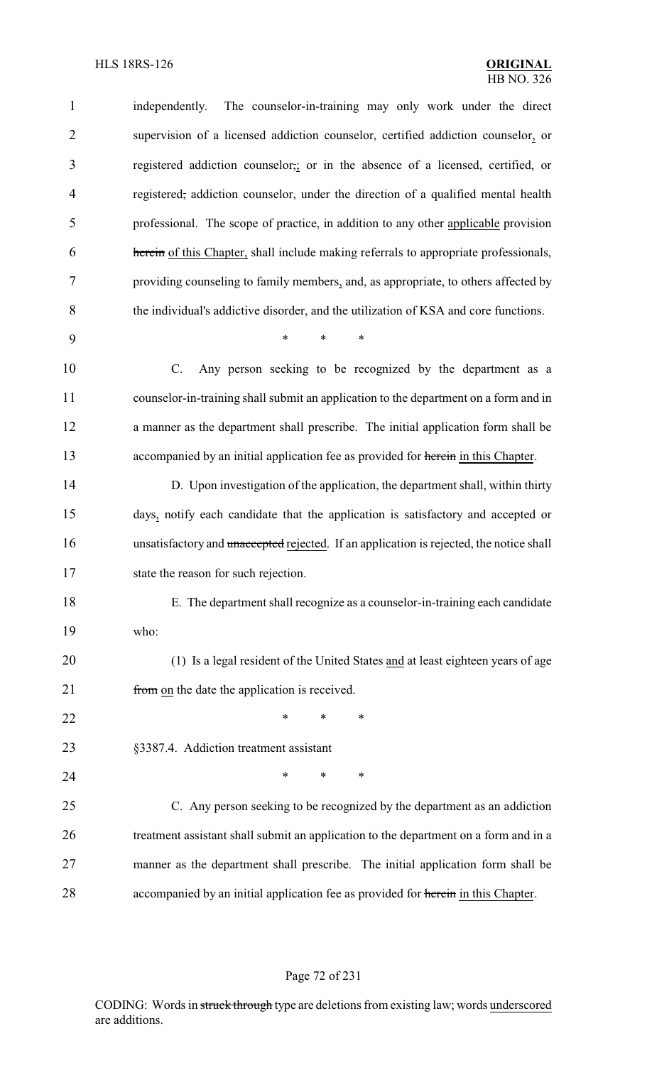independently. The counselor-in-training may only work under the direct supervision of a licensed addiction counselor, certified addiction counselor, or registered addiction counselor,; or in the absence of a licensed, certified, or registered, addiction counselor, under the direction of a qualified mental health professional. The scope of practice, in addition to any other applicable provision herein of this Chapter, shall include making referrals to appropriate professionals, providing counseling to family members, and, as appropriate, to others affected by the individual's addictive disorder, and the utilization of KSA and core functions.

\* \* \*

C. Any person seeking to be recognized by the department as a counselor-in-training shall submit an application to the department on a form and in a manner as the department shall prescribe. The initial application form shall be accompanied by an initial application fee as provided for herein in this Chapter.

D. Upon investigation of the application, the department shall, within thirty days, notify each candidate that the application is satisfactory and accepted or unsatisfactory and unaccepted rejected. If an application is rejected, the notice shall state the reason for such rejection.

E. The department shall recognize as a counselor-in-training each candidate who:

(1) Is a legal resident of the United States and at least eighteen years of age from on the date the application is received.

\* \* \*

§3387.4. Addiction treatment assistant

\* \* \*

C. Any person seeking to be recognized by the department as an addiction treatment assistant shall submit an application to the department on a form and in a manner as the department shall prescribe. The initial application form shall be accompanied by an initial application fee as provided for herein in this Chapter.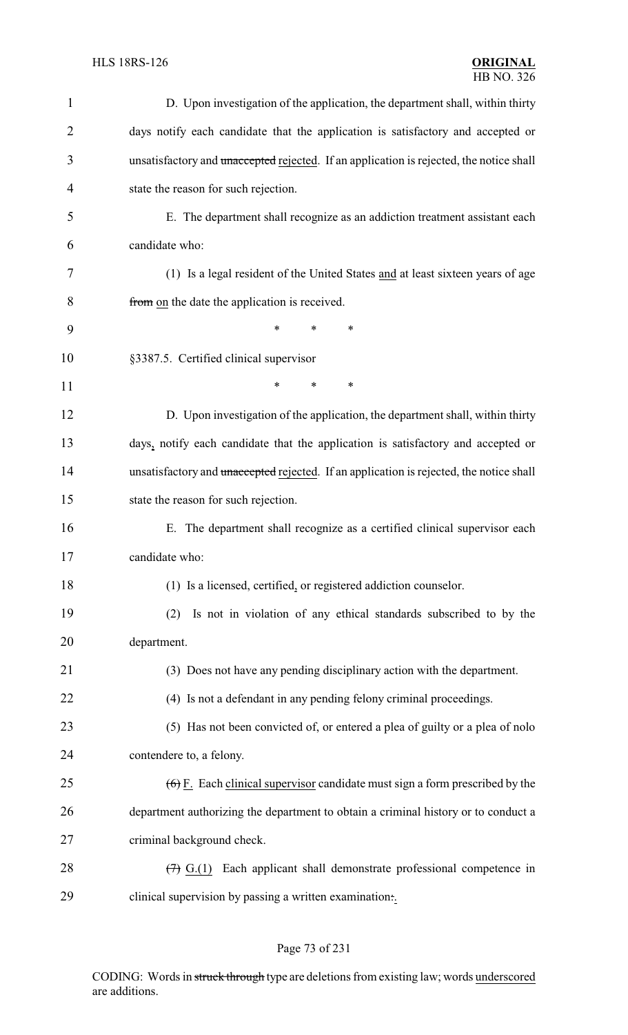D. Upon investigation of the application, the department shall, within thirty days notify each candidate that the application is satisfactory and accepted or unsatisfactory and ~~unaccepted~~ rejected. If an application is rejected, the notice shall state the reason for such rejection.

E. The department shall recognize as an addiction treatment assistant each candidate who:

(1) Is a legal resident of the United States and at least sixteen years of age ~~from~~ on the date the application is received.

\* \* \*

§3387.5. Certified clinical supervisor

\* \* \*

D. Upon investigation of the application, the department shall, within thirty days, notify each candidate that the application is satisfactory and accepted or unsatisfactory and ~~unaccepted~~ rejected. If an application is rejected, the notice shall state the reason for such rejection.

E. The department shall recognize as a certified clinical supervisor each candidate who:

(1) Is a licensed, certified, or registered addiction counselor.

(2) Is not in violation of any ethical standards subscribed to by the department.

(3) Does not have any pending disciplinary action with the department.

(4) Is not a defendant in any pending felony criminal proceedings.

(5) Has not been convicted of, or entered a plea of guilty or a plea of nolo contendere to, a felony.

~~(6)~~ F. Each clinical supervisor candidate must sign a form prescribed by the department authorizing the department to obtain a criminal history or to conduct a criminal background check.

~~(7)~~ G.(1) Each applicant shall demonstrate professional competence in clinical supervision by passing a written examination~~:~~.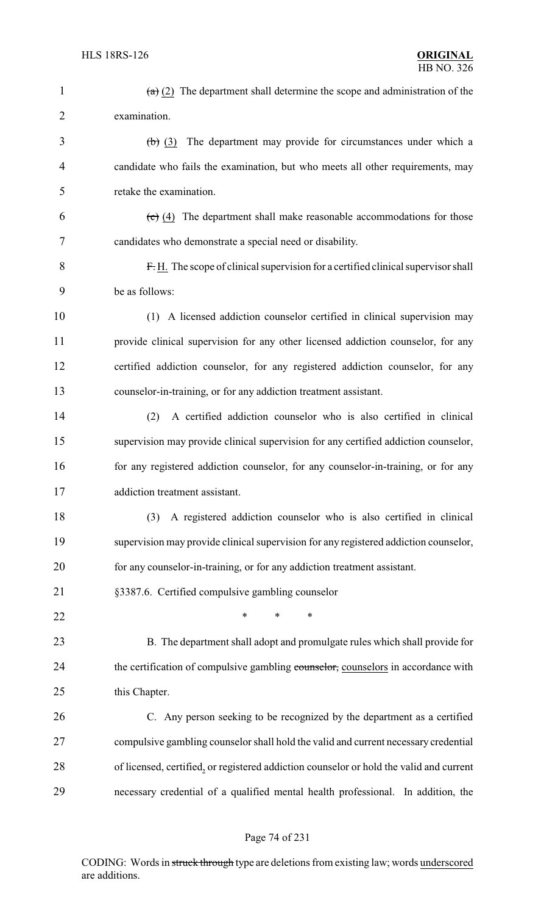~~(a)~~ (2) The department shall determine the scope and administration of the examination.

~~(b)~~ (3) The department may provide for circumstances under which a candidate who fails the examination, but who meets all other requirements, may retake the examination.

~~(c)~~ (4) The department shall make reasonable accommodations for those candidates who demonstrate a special need or disability.

~~F.~~ H. The scope of clinical supervision for a certified clinical supervisor shall be as follows:

(1) A licensed addiction counselor certified in clinical supervision may provide clinical supervision for any other licensed addiction counselor, for any certified addiction counselor, for any registered addiction counselor, for any counselor-in-training, or for any addiction treatment assistant.

(2) A certified addiction counselor who is also certified in clinical supervision may provide clinical supervision for any certified addiction counselor, for any registered addiction counselor, for any counselor-in-training, or for any addiction treatment assistant.

(3) A registered addiction counselor who is also certified in clinical supervision may provide clinical supervision for any registered addiction counselor, for any counselor-in-training, or for any addiction treatment assistant.

§3387.6. Certified compulsive gambling counselor

\* \* \*

B. The department shall adopt and promulgate rules which shall provide for the certification of compulsive gambling ~~counselor,~~ counselors in accordance with this Chapter.

C. Any person seeking to be recognized by the department as a certified compulsive gambling counselor shall hold the valid and current necessary credential of licensed, certified, or registered addiction counselor or hold the valid and current necessary credential of a qualified mental health professional. In addition, the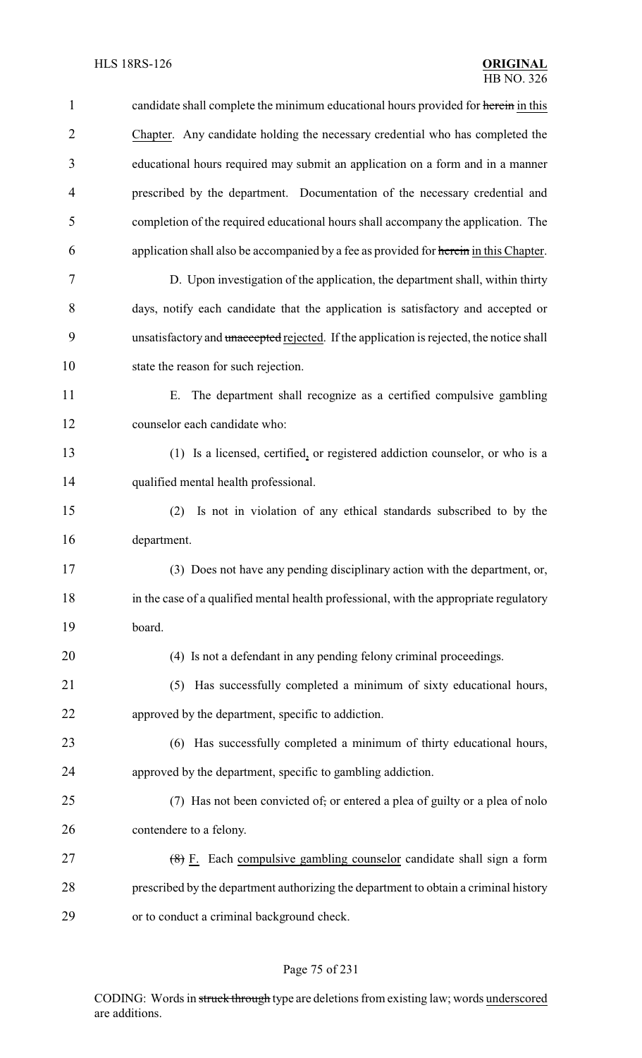candidate shall complete the minimum educational hours provided for ~~herein~~ in this Chapter. Any candidate holding the necessary credential who has completed the educational hours required may submit an application on a form and in a manner prescribed by the department. Documentation of the necessary credential and completion of the required educational hours shall accompany the application. The application shall also be accompanied by a fee as provided for ~~herein~~ in this Chapter.

D. Upon investigation of the application, the department shall, within thirty days, notify each candidate that the application is satisfactory and accepted or unsatisfactory and ~~unaccepted~~ rejected. If the application is rejected, the notice shall state the reason for such rejection.

E. The department shall recognize as a certified compulsive gambling counselor each candidate who:

(1) Is a licensed, certified, or registered addiction counselor, or who is a qualified mental health professional.

(2) Is not in violation of any ethical standards subscribed to by the department.

(3) Does not have any pending disciplinary action with the department, or, in the case of a qualified mental health professional, with the appropriate regulatory board.

(4) Is not a defendant in any pending felony criminal proceedings.

(5) Has successfully completed a minimum of sixty educational hours, approved by the department, specific to addiction.

(6) Has successfully completed a minimum of thirty educational hours, approved by the department, specific to gambling addiction.

(7) Has not been convicted of~~,~~ or entered a plea of guilty or a plea of nolo contendere to a felony.

~~(8)~~ F. Each compulsive gambling counselor candidate shall sign a form prescribed by the department authorizing the department to obtain a criminal history or to conduct a criminal background check.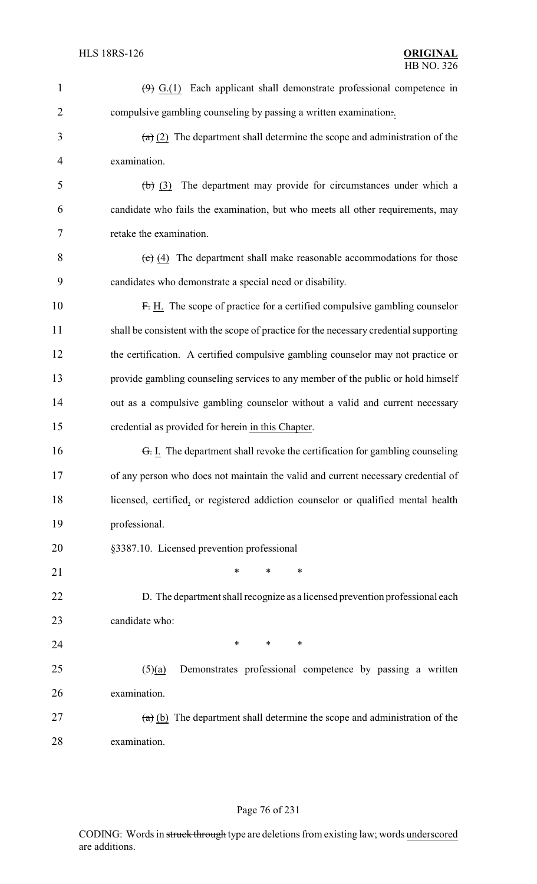(9) G.(1) Each applicant shall demonstrate professional competence in compulsive gambling counseling by passing a written examination:.

(a) (2) The department shall determine the scope and administration of the examination.

(b) (3) The department may provide for circumstances under which a candidate who fails the examination, but who meets all other requirements, may retake the examination.

(c) (4) The department shall make reasonable accommodations for those candidates who demonstrate a special need or disability.

F. H. The scope of practice for a certified compulsive gambling counselor shall be consistent with the scope of practice for the necessary credential supporting the certification. A certified compulsive gambling counselor may not practice or provide gambling counseling services to any member of the public or hold himself out as a compulsive gambling counselor without a valid and current necessary credential as provided for herein in this Chapter.

G. I. The department shall revoke the certification for gambling counseling of any person who does not maintain the valid and current necessary credential of licensed, certified, or registered addiction counselor or qualified mental health professional.

§3387.10. Licensed prevention professional

\* \* \*

D. The department shall recognize as a licensed prevention professional each candidate who:

\* \* \*

(5)(a) Demonstrates professional competence by passing a written examination.

(a) (b) The department shall determine the scope and administration of the examination.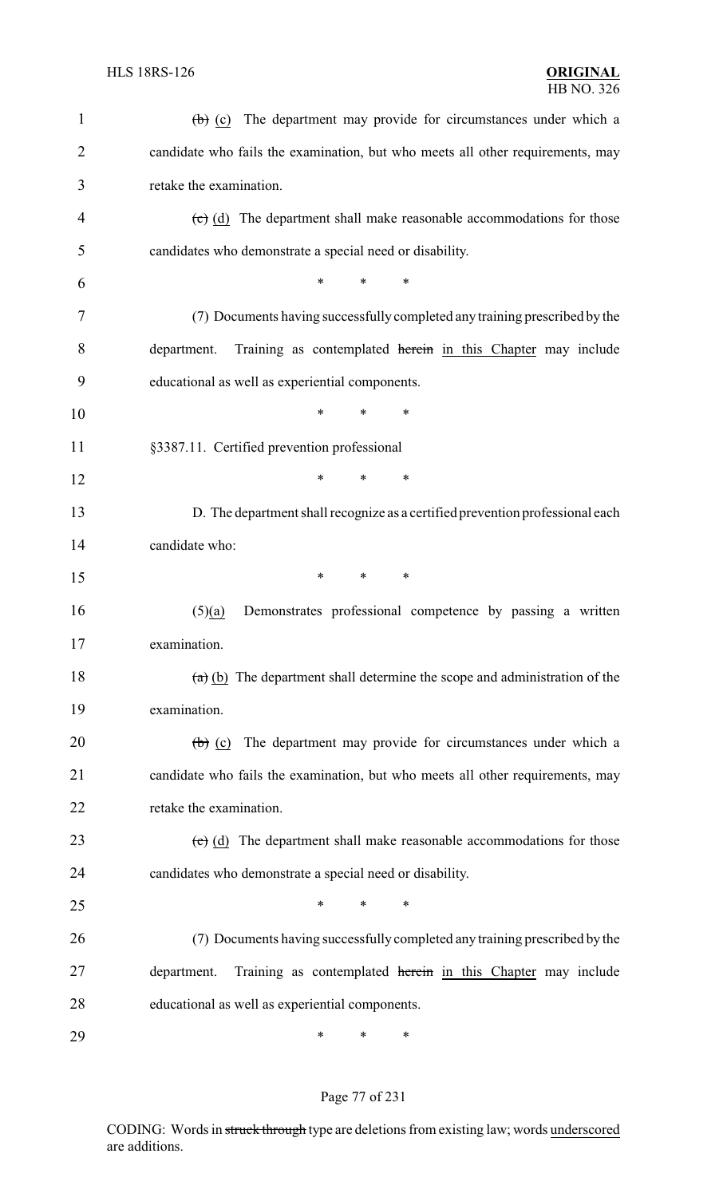(~~b~~) (c) The department may provide for circumstances under which a candidate who fails the examination, but who meets all other requirements, may retake the examination.

(~~c~~) (d) The department shall make reasonable accommodations for those candidates who demonstrate a special need or disability.

\* \* \*

(7) Documents having successfully completed any training prescribed by the department. Training as contemplated ~~herein~~ in this Chapter may include educational as well as experiential components.

\* \* \*

§3387.11. Certified prevention professional

\* \* \*

D. The department shall recognize as a certified prevention professional each candidate who:

\* \* \*

(5)(a) Demonstrates professional competence by passing a written examination.

(~~a~~) (b) The department shall determine the scope and administration of the examination.

(~~b~~) (c) The department may provide for circumstances under which a candidate who fails the examination, but who meets all other requirements, may retake the examination.

(~~c~~) (d) The department shall make reasonable accommodations for those candidates who demonstrate a special need or disability.

\* \* \*

(7) Documents having successfully completed any training prescribed by the department. Training as contemplated ~~herein~~ in this Chapter may include educational as well as experiential components.

\* \* \*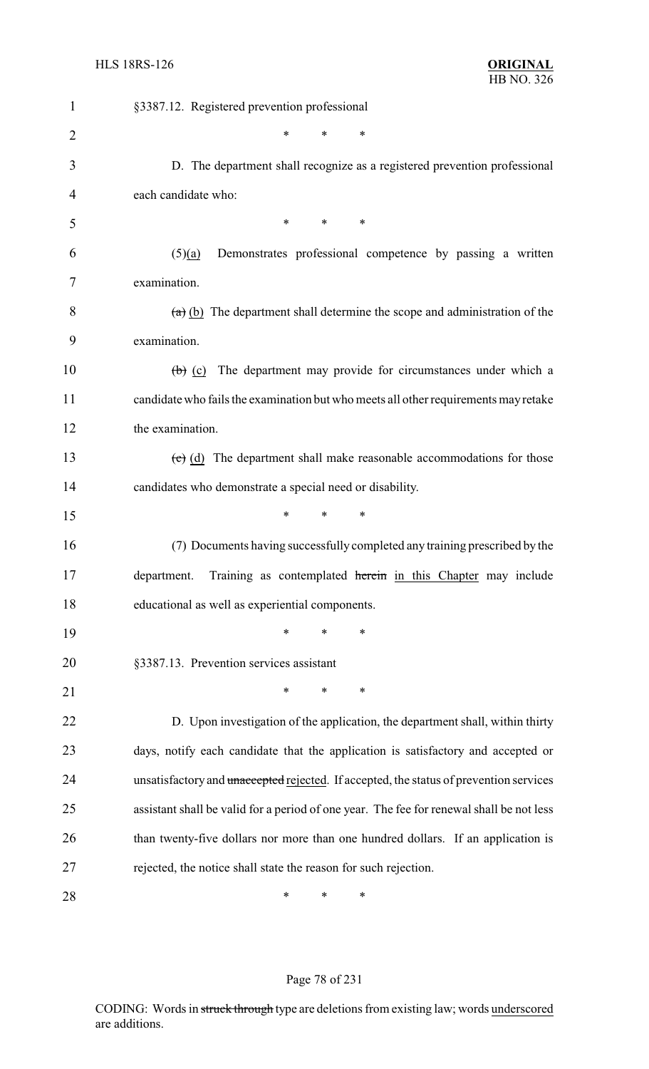§3387.12. Registered prevention professional

\* \* \*

D. The department shall recognize as a registered prevention professional each candidate who:

\* \* \*

(5)(a) Demonstrates professional competence by passing a written examination.

~~(a)~~ (b) The department shall determine the scope and administration of the examination.

~~(b)~~ (c) The department may provide for circumstances under which a candidate who fails the examination but who meets all other requirements may retake the examination.

~~(c)~~ (d) The department shall make reasonable accommodations for those candidates who demonstrate a special need or disability.

\* \* \*

(7) Documents having successfully completed any training prescribed by the department. Training as contemplated ~~herein~~ in this Chapter may include educational as well as experiential components.

\* \* \*

§3387.13. Prevention services assistant

\* \* \*

D. Upon investigation of the application, the department shall, within thirty days, notify each candidate that the application is satisfactory and accepted or unsatisfactory and ~~unaccepted~~ rejected. If accepted, the status of prevention services assistant shall be valid for a period of one year. The fee for renewal shall be not less than twenty-five dollars nor more than one hundred dollars. If an application is rejected, the notice shall state the reason for such rejection.

\* \* \*

CODING: Words in ~~struck through~~ type are deletions from existing law; words underscored are additions.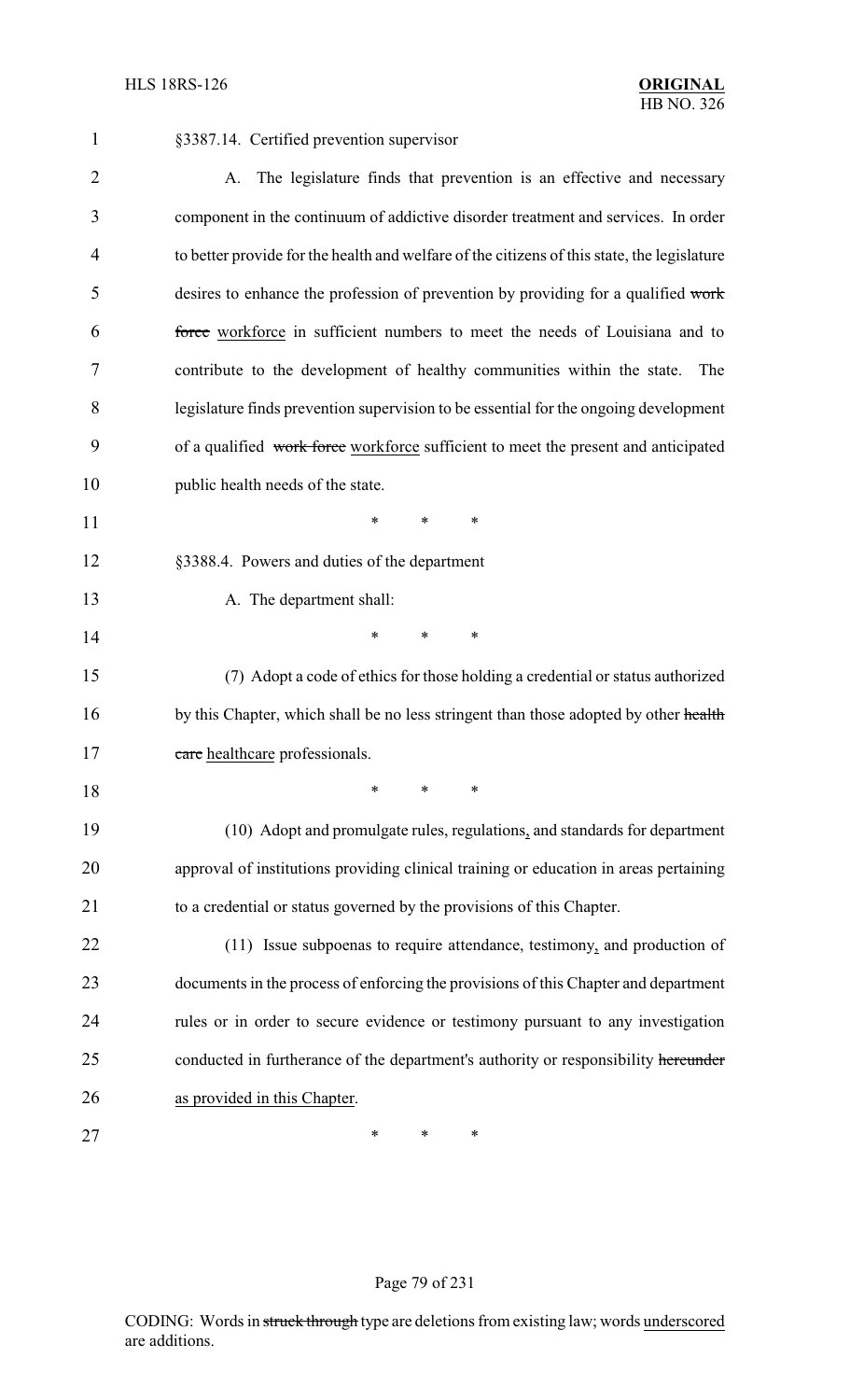§3387.14. Certified prevention supervisor

A. The legislature finds that prevention is an effective and necessary component in the continuum of addictive disorder treatment and services. In order to better provide for the health and welfare of the citizens of this state, the legislature desires to enhance the profession of prevention by providing for a qualified ~~work force~~ workforce in sufficient numbers to meet the needs of Louisiana and to contribute to the development of healthy communities within the state. The legislature finds prevention supervision to be essential for the ongoing development of a qualified ~~work force~~ workforce sufficient to meet the present and anticipated public health needs of the state.

\* \* \*

§3388.4. Powers and duties of the department

A. The department shall:

\* \* \*

(7) Adopt a code of ethics for those holding a credential or status authorized by this Chapter, which shall be no less stringent than those adopted by other ~~health care~~ healthcare professionals.

\* \* \*

(10) Adopt and promulgate rules, regulations, and standards for department approval of institutions providing clinical training or education in areas pertaining to a credential or status governed by the provisions of this Chapter.

(11) Issue subpoenas to require attendance, testimony, and production of documents in the process of enforcing the provisions of this Chapter and department rules or in order to secure evidence or testimony pursuant to any investigation conducted in furtherance of the department's authority or responsibility ~~hereunder~~ as provided in this Chapter.

\* \* \*

CODING: Words in ~~struck through~~ type are deletions from existing law; words underscored are additions.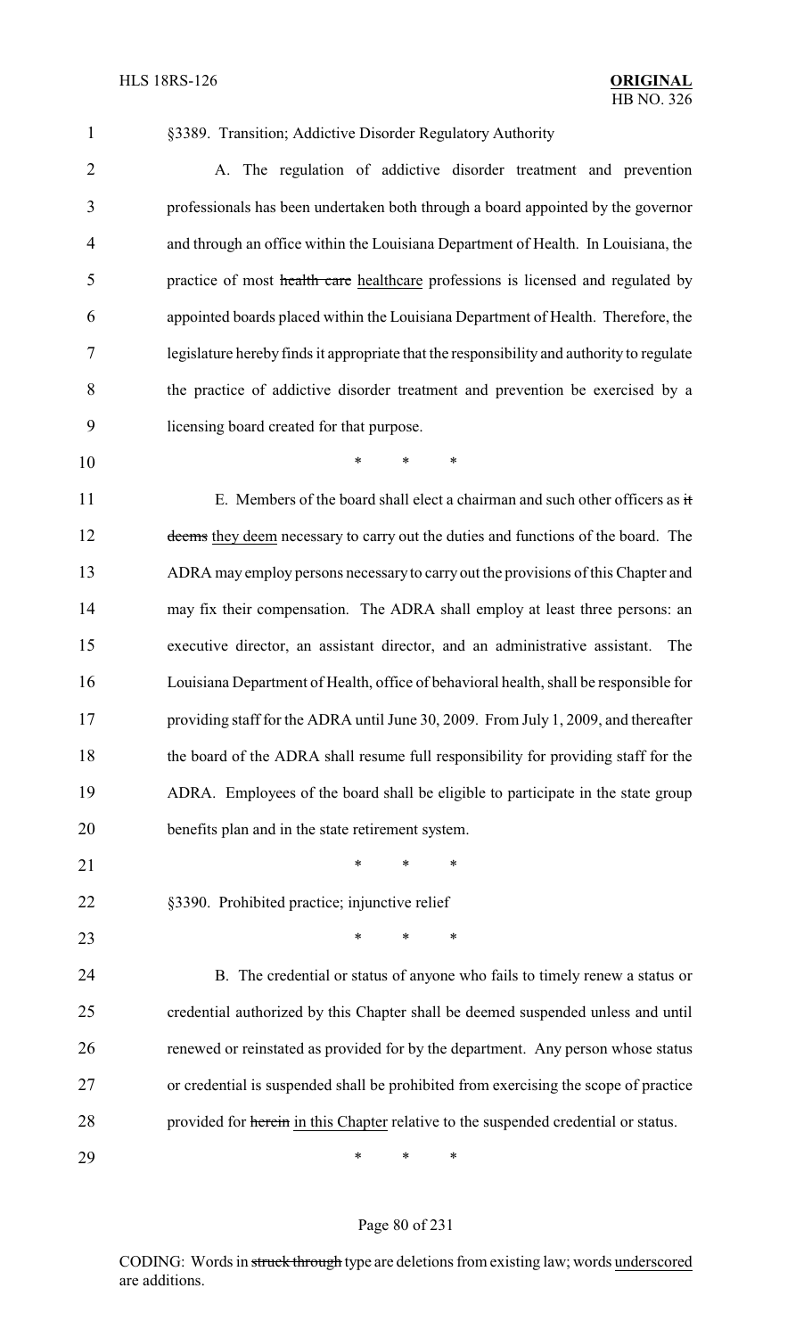§3389. Transition; Addictive Disorder Regulatory Authority

A. The regulation of addictive disorder treatment and prevention professionals has been undertaken both through a board appointed by the governor and through an office within the Louisiana Department of Health. In Louisiana, the practice of most ~~health care~~ healthcare professions is licensed and regulated by appointed boards placed within the Louisiana Department of Health. Therefore, the legislature hereby finds it appropriate that the responsibility and authority to regulate the practice of addictive disorder treatment and prevention be exercised by a licensing board created for that purpose.

\* \* \*

E. Members of the board shall elect a chairman and such other officers as ~~it deems~~ they deem necessary to carry out the duties and functions of the board. The ADRA may employ persons necessary to carry out the provisions of this Chapter and may fix their compensation. The ADRA shall employ at least three persons: an executive director, an assistant director, and an administrative assistant. The Louisiana Department of Health, office of behavioral health, shall be responsible for providing staff for the ADRA until June 30, 2009. From July 1, 2009, and thereafter the board of the ADRA shall resume full responsibility for providing staff for the ADRA. Employees of the board shall be eligible to participate in the state group benefits plan and in the state retirement system.

\* \* \*

§3390. Prohibited practice; injunctive relief

\* \* \*

B. The credential or status of anyone who fails to timely renew a status or credential authorized by this Chapter shall be deemed suspended unless and until renewed or reinstated as provided for by the department. Any person whose status or credential is suspended shall be prohibited from exercising the scope of practice provided for ~~herein~~ in this Chapter relative to the suspended credential or status.

\* \* \*

CODING: Words in ~~struck through~~ type are deletions from existing law; words underscored are additions.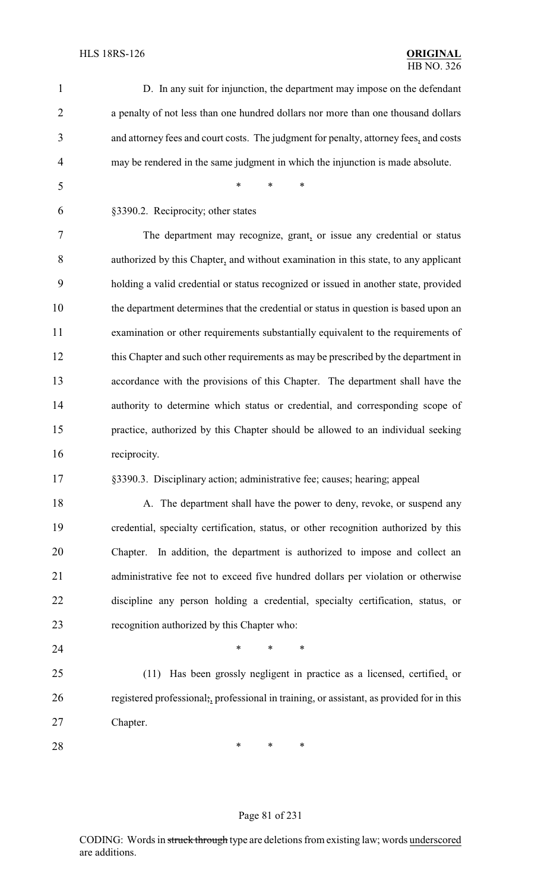D. In any suit for injunction, the department may impose on the defendant a penalty of not less than one hundred dollars nor more than one thousand dollars and attorney fees and court costs. The judgment for penalty, attorney fees, and costs may be rendered in the same judgment in which the injunction is made absolute.

\* \* \*

§3390.2. Reciprocity; other states

The department may recognize, grant, or issue any credential or status authorized by this Chapter, and without examination in this state, to any applicant holding a valid credential or status recognized or issued in another state, provided the department determines that the credential or status in question is based upon an examination or other requirements substantially equivalent to the requirements of this Chapter and such other requirements as may be prescribed by the department in accordance with the provisions of this Chapter. The department shall have the authority to determine which status or credential, and corresponding scope of practice, authorized by this Chapter should be allowed to an individual seeking reciprocity.

§3390.3. Disciplinary action; administrative fee; causes; hearing; appeal

A. The department shall have the power to deny, revoke, or suspend any credential, specialty certification, status, or other recognition authorized by this Chapter. In addition, the department is authorized to impose and collect an administrative fee not to exceed five hundred dollars per violation or otherwise discipline any person holding a credential, specialty certification, status, or recognition authorized by this Chapter who:

\* \* \*

(11) Has been grossly negligent in practice as a licensed, certified, or registered professional;, professional in training, or assistant, as provided for in this Chapter.

\* \* \*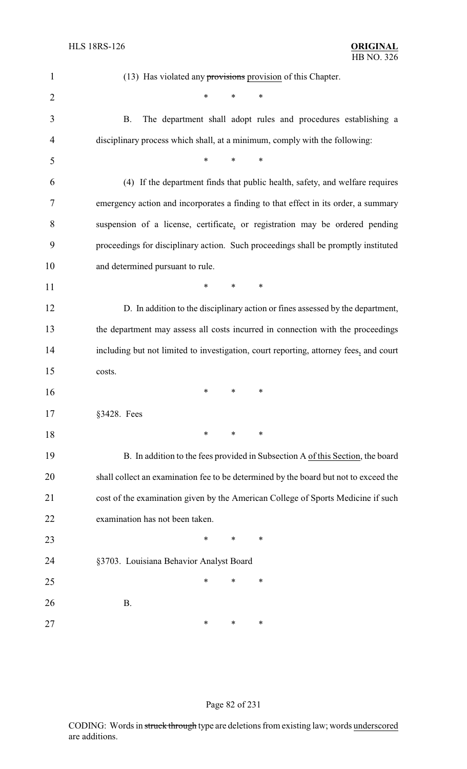(13) Has violated any ~~provisions~~ <u>provision</u> of this Chapter.

\* \* \*

B. The department shall adopt rules and procedures establishing a disciplinary process which shall, at a minimum, comply with the following:

\* \* \*

(4) If the department finds that public health, safety, and welfare requires emergency action and incorporates a finding to that effect in its order, a summary suspension of a license, certificate<u>,</u> or registration may be ordered pending proceedings for disciplinary action. Such proceedings shall be promptly instituted and determined pursuant to rule.

\* \* \*

D. In addition to the disciplinary action or fines assessed by the department, the department may assess all costs incurred in connection with the proceedings including but not limited to investigation, court reporting, attorney fees<u>,</u> and court costs.

\* \* \*

§3428. Fees

\* \* \*

B. In addition to the fees provided in Subsection A <u>of this Section</u>, the board shall collect an examination fee to be determined by the board but not to exceed the cost of the examination given by the American College of Sports Medicine if such examination has not been taken.

\* \* \*

§3703. Louisiana Behavior Analyst Board

\* \* \*

B.

\* \* \*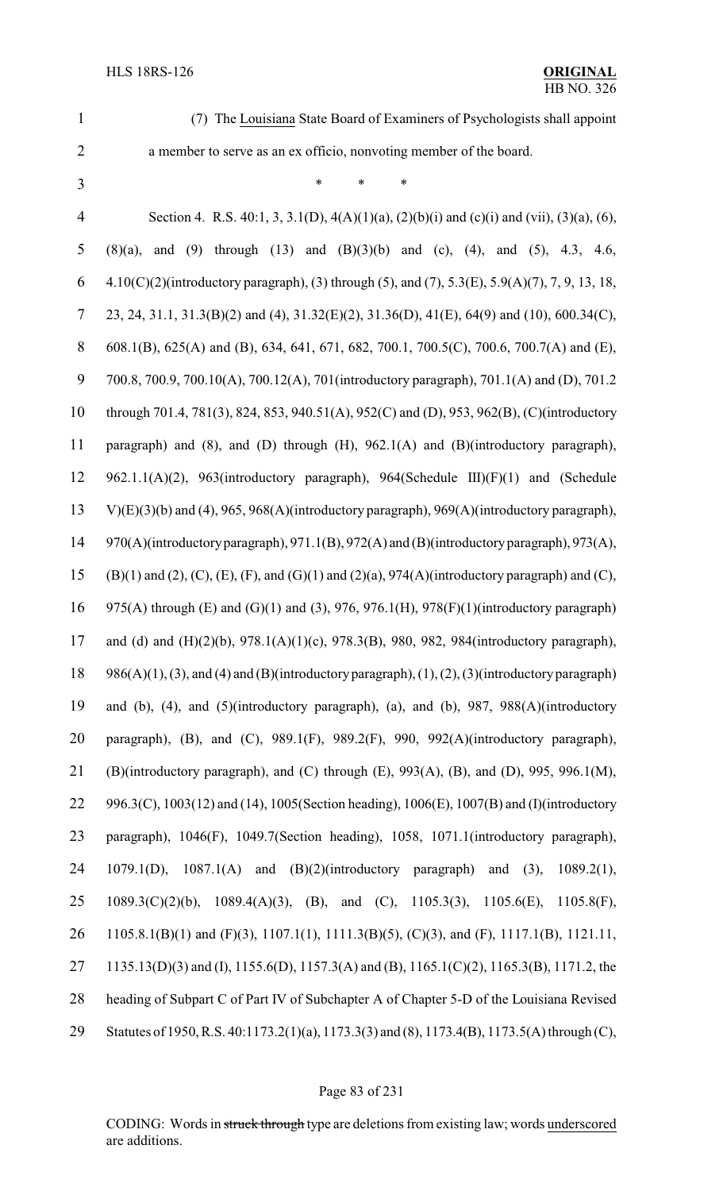(7) The Louisiana State Board of Examiners of Psychologists shall appoint a member to serve as an ex officio, nonvoting member of the board.

\* \* \*

Section 4. R.S. 40:1, 3, 3.1(D), 4(A)(1)(a), (2)(b)(i) and (c)(i) and (vii), (3)(a), (6), (8)(a), and (9) through (13) and (B)(3)(b) and (c), (4), and (5), 4.3, 4.6, 4.10(C)(2)(introductory paragraph), (3) through (5), and (7), 5.3(E), 5.9(A)(7), 7, 9, 13, 18, 23, 24, 31.1, 31.3(B)(2) and (4), 31.32(E)(2), 31.36(D), 41(E), 64(9) and (10), 600.34(C), 608.1(B), 625(A) and (B), 634, 641, 671, 682, 700.1, 700.5(C), 700.6, 700.7(A) and (E), 700.8, 700.9, 700.10(A), 700.12(A), 701(introductory paragraph), 701.1(A) and (D), 701.2 through 701.4, 781(3), 824, 853, 940.51(A), 952(C) and (D), 953, 962(B), (C)(introductory paragraph) and (8), and (D) through (H), 962.1(A) and (B)(introductory paragraph), 962.1.1(A)(2), 963(introductory paragraph), 964(Schedule III)(F)(1) and (Schedule V)(E)(3)(b) and (4), 965, 968(A)(introductory paragraph), 969(A)(introductory paragraph), 970(A)(introductory paragraph), 971.1(B), 972(A) and (B)(introductory paragraph), 973(A), (B)(1) and (2), (C), (E), (F), and (G)(1) and (2)(a), 974(A)(introductory paragraph) and (C), 975(A) through (E) and (G)(1) and (3), 976, 976.1(H), 978(F)(1)(introductory paragraph) and (d) and (H)(2)(b), 978.1(A)(1)(c), 978.3(B), 980, 982, 984(introductory paragraph), 986(A)(1), (3), and (4) and (B)(introductory paragraph), (1), (2), (3)(introductory paragraph) and (b), (4), and (5)(introductory paragraph), (a), and (b), 987, 988(A)(introductory paragraph), (B), and (C), 989.1(F), 989.2(F), 990, 992(A)(introductory paragraph), (B)(introductory paragraph), and (C) through (E), 993(A), (B), and (D), 995, 996.1(M), 996.3(C), 1003(12) and (14), 1005(Section heading), 1006(E), 1007(B) and (I)(introductory paragraph), 1046(F), 1049.7(Section heading), 1058, 1071.1(introductory paragraph), 1079.1(D), 1087.1(A) and (B)(2)(introductory paragraph) and (3), 1089.2(1), 1089.3(C)(2)(b), 1089.4(A)(3), (B), and (C), 1105.3(3), 1105.6(E), 1105.8(F), 1105.8.1(B)(1) and (F)(3), 1107.1(1), 1111.3(B)(5), (C)(3), and (F), 1117.1(B), 1121.11, 1135.13(D)(3) and (I), 1155.6(D), 1157.3(A) and (B), 1165.1(C)(2), 1165.3(B), 1171.2, the heading of Subpart C of Part IV of Subchapter A of Chapter 5-D of the Louisiana Revised Statutes of 1950, R.S. 40:1173.2(1)(a), 1173.3(3) and (8), 1173.4(B), 1173.5(A) through (C),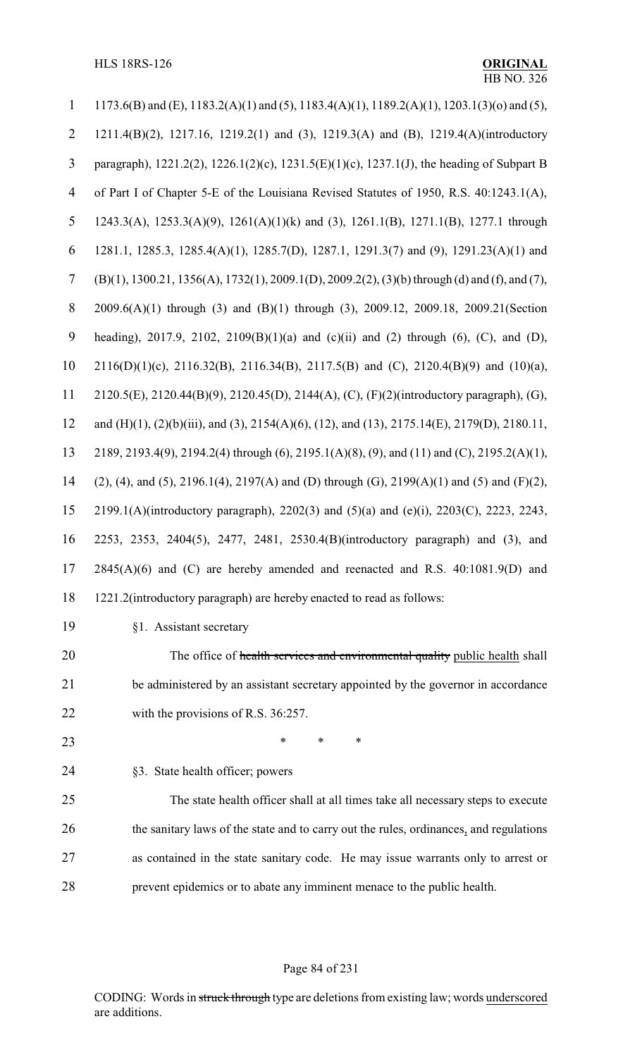1173.6(B) and (E), 1183.2(A)(1) and (5), 1183.4(A)(1), 1189.2(A)(1), 1203.1(3)(o) and (5), 1211.4(B)(2), 1217.16, 1219.2(1) and (3), 1219.3(A) and (B), 1219.4(A)(introductory paragraph), 1221.2(2), 1226.1(2)(c), 1231.5(E)(1)(c), 1237.1(J), the heading of Subpart B of Part I of Chapter 5-E of the Louisiana Revised Statutes of 1950, R.S. 40:1243.1(A), 1243.3(A), 1253.3(A)(9), 1261(A)(1)(k) and (3), 1261.1(B), 1271.1(B), 1277.1 through 1281.1, 1285.3, 1285.4(A)(1), 1285.7(D), 1287.1, 1291.3(7) and (9), 1291.23(A)(1) and (B)(1), 1300.21, 1356(A), 1732(1), 2009.1(D), 2009.2(2), (3)(b) through (d) and (f), and (7), 2009.6(A)(1) through (3) and (B)(1) through (3), 2009.12, 2009.18, 2009.21(Section heading), 2017.9, 2102, 2109(B)(1)(a) and (c)(ii) and (2) through (6), (C), and (D), 2116(D)(1)(c), 2116.32(B), 2116.34(B), 2117.5(B) and (C), 2120.4(B)(9) and (10)(a), 2120.5(E), 2120.44(B)(9), 2120.45(D), 2144(A), (C), (F)(2)(introductory paragraph), (G), and (H)(1), (2)(b)(iii), and (3), 2154(A)(6), (12), and (13), 2175.14(E), 2179(D), 2180.11, 2189, 2193.4(9), 2194.2(4) through (6), 2195.1(A)(8), (9), and (11) and (C), 2195.2(A)(1), (2), (4), and (5), 2196.1(4), 2197(A) and (D) through (G), 2199(A)(1) and (5) and (F)(2), 2199.1(A)(introductory paragraph), 2202(3) and (5)(a) and (e)(i), 2203(C), 2223, 2243, 2253, 2353, 2404(5), 2477, 2481, 2530.4(B)(introductory paragraph) and (3), and 2845(A)(6) and (C) are hereby amended and reenacted and R.S. 40:1081.9(D) and 1221.2(introductory paragraph) are hereby enacted to read as follows:

§1. Assistant secretary

The office of ~~health services and environmental quality~~ <u>public health</u> shall be administered by an assistant secretary appointed by the governor in accordance with the provisions of R.S. 36:257.

\* \* \*

§3. State health officer; powers

The state health officer shall at all times take all necessary steps to execute the sanitary laws of the state and to carry out the rules, ordinances<u>,</u> and regulations as contained in the state sanitary code. He may issue warrants only to arrest or prevent epidemics or to abate any imminent menace to the public health.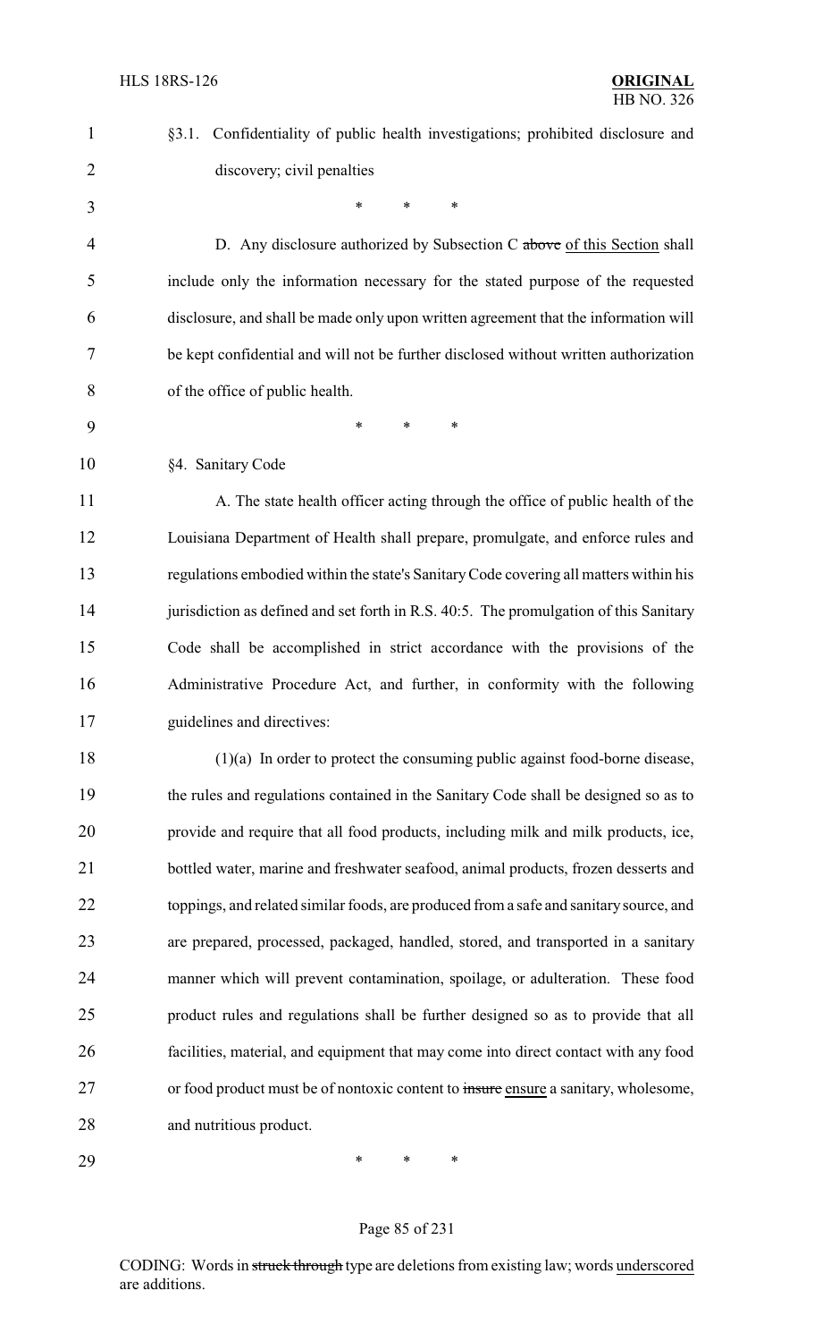§3.1. Confidentiality of public health investigations; prohibited disclosure and discovery; civil penalties

\* \* \*

D. Any disclosure authorized by Subsection C ~~above~~ <u>of this Section</u> shall include only the information necessary for the stated purpose of the requested disclosure, and shall be made only upon written agreement that the information will be kept confidential and will not be further disclosed without written authorization of the office of public health.

\* \* \*

§4. Sanitary Code

A. The state health officer acting through the office of public health of the Louisiana Department of Health shall prepare, promulgate, and enforce rules and regulations embodied within the state's Sanitary Code covering all matters within his jurisdiction as defined and set forth in R.S. 40:5. The promulgation of this Sanitary Code shall be accomplished in strict accordance with the provisions of the Administrative Procedure Act, and further, in conformity with the following guidelines and directives:

(1)(a) In order to protect the consuming public against food-borne disease, the rules and regulations contained in the Sanitary Code shall be designed so as to provide and require that all food products, including milk and milk products, ice, bottled water, marine and freshwater seafood, animal products, frozen desserts and toppings, and related similar foods, are produced from a safe and sanitary source, and are prepared, processed, packaged, handled, stored, and transported in a sanitary manner which will prevent contamination, spoilage, or adulteration. These food product rules and regulations shall be further designed so as to provide that all facilities, material, and equipment that may come into direct contact with any food or food product must be of nontoxic content to ~~insure~~ <u>ensure</u> a sanitary, wholesome, and nutritious product.

\* \* \*

CODING: Words in ~~struck through~~ type are deletions from existing law; words <u>underscored</u> are additions.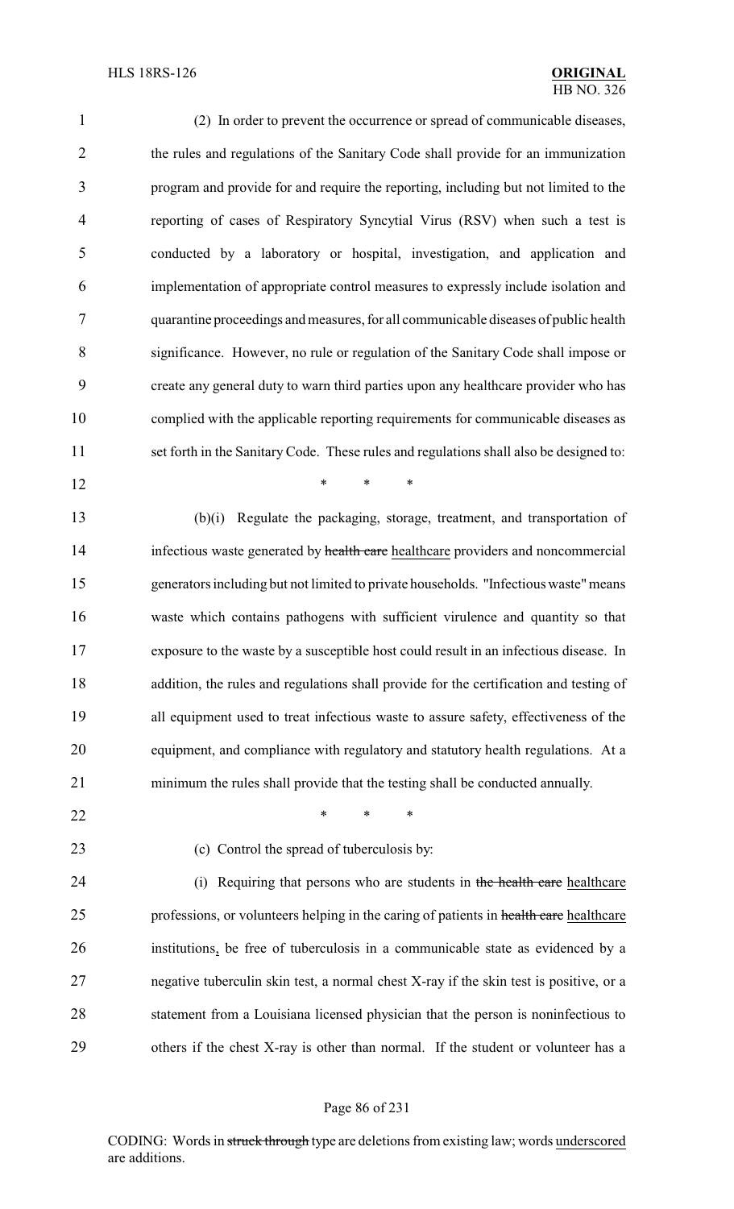(2) In order to prevent the occurrence or spread of communicable diseases, the rules and regulations of the Sanitary Code shall provide for an immunization program and provide for and require the reporting, including but not limited to the reporting of cases of Respiratory Syncytial Virus (RSV) when such a test is conducted by a laboratory or hospital, investigation, and application and implementation of appropriate control measures to expressly include isolation and quarantine proceedings and measures, for all communicable diseases of public health significance. However, no rule or regulation of the Sanitary Code shall impose or create any general duty to warn third parties upon any healthcare provider who has complied with the applicable reporting requirements for communicable diseases as set forth in the Sanitary Code. These rules and regulations shall also be designed to:

\* \* \*

(b)(i) Regulate the packaging, storage, treatment, and transportation of infectious waste generated by ~~health care~~ healthcare providers and noncommercial generators including but not limited to private households. "Infectious waste" means waste which contains pathogens with sufficient virulence and quantity so that exposure to the waste by a susceptible host could result in an infectious disease. In addition, the rules and regulations shall provide for the certification and testing of all equipment used to treat infectious waste to assure safety, effectiveness of the equipment, and compliance with regulatory and statutory health regulations. At a minimum the rules shall provide that the testing shall be conducted annually.

\* \* \*

(c) Control the spread of tuberculosis by:

(i) Requiring that persons who are students in ~~the health care~~ healthcare professions, or volunteers helping in the caring of patients in ~~health care~~ healthcare institutions, be free of tuberculosis in a communicable state as evidenced by a negative tuberculin skin test, a normal chest X-ray if the skin test is positive, or a statement from a Louisiana licensed physician that the person is noninfectious to others if the chest X-ray is other than normal. If the student or volunteer has a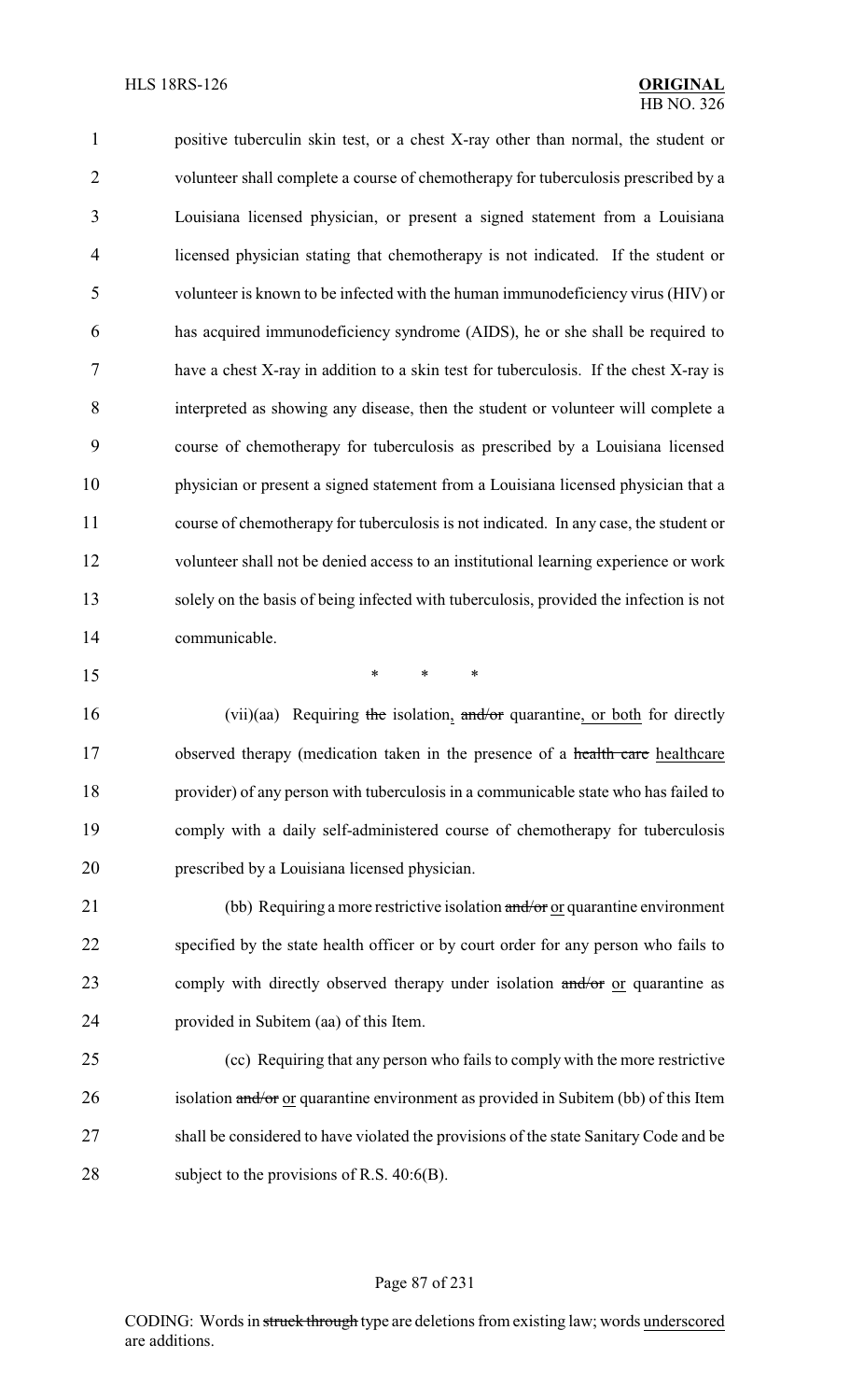positive tuberculin skin test, or a chest X-ray other than normal, the student or volunteer shall complete a course of chemotherapy for tuberculosis prescribed by a Louisiana licensed physician, or present a signed statement from a Louisiana licensed physician stating that chemotherapy is not indicated. If the student or volunteer is known to be infected with the human immunodeficiency virus (HIV) or has acquired immunodeficiency syndrome (AIDS), he or she shall be required to have a chest X-ray in addition to a skin test for tuberculosis. If the chest X-ray is interpreted as showing any disease, then the student or volunteer will complete a course of chemotherapy for tuberculosis as prescribed by a Louisiana licensed physician or present a signed statement from a Louisiana licensed physician that a course of chemotherapy for tuberculosis is not indicated. In any case, the student or volunteer shall not be denied access to an institutional learning experience or work solely on the basis of being infected with tuberculosis, provided the infection is not communicable.

\* \* \*

(vii)(aa) Requiring ~~the~~ isolation, ~~and/or~~ quarantine, or both for directly observed therapy (medication taken in the presence of a ~~health care~~ healthcare provider) of any person with tuberculosis in a communicable state who has failed to comply with a daily self-administered course of chemotherapy for tuberculosis prescribed by a Louisiana licensed physician.

(bb) Requiring a more restrictive isolation ~~and/or~~ or quarantine environment specified by the state health officer or by court order for any person who fails to comply with directly observed therapy under isolation ~~and/or~~ or quarantine as provided in Subitem (aa) of this Item.

(cc) Requiring that any person who fails to comply with the more restrictive isolation ~~and/or~~ or quarantine environment as provided in Subitem (bb) of this Item shall be considered to have violated the provisions of the state Sanitary Code and be subject to the provisions of R.S. 40:6(B).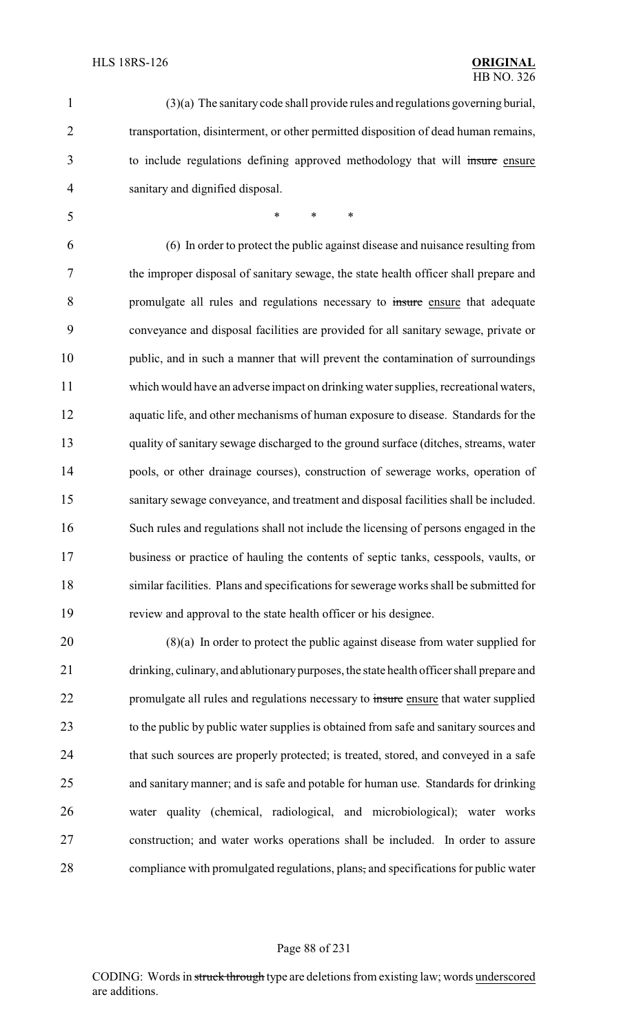(3)(a) The sanitary code shall provide rules and regulations governing burial, transportation, disinterment, or other permitted disposition of dead human remains, to include regulations defining approved methodology that will ~~insure~~ ensure sanitary and dignified disposal.

\* \* \*

(6) In order to protect the public against disease and nuisance resulting from the improper disposal of sanitary sewage, the state health officer shall prepare and promulgate all rules and regulations necessary to ~~insure~~ ensure that adequate conveyance and disposal facilities are provided for all sanitary sewage, private or public, and in such a manner that will prevent the contamination of surroundings which would have an adverse impact on drinking water supplies, recreational waters, aquatic life, and other mechanisms of human exposure to disease. Standards for the quality of sanitary sewage discharged to the ground surface (ditches, streams, water pools, or other drainage courses), construction of sewerage works, operation of sanitary sewage conveyance, and treatment and disposal facilities shall be included. Such rules and regulations shall not include the licensing of persons engaged in the business or practice of hauling the contents of septic tanks, cesspools, vaults, or similar facilities. Plans and specifications for sewerage works shall be submitted for review and approval to the state health officer or his designee.

(8)(a) In order to protect the public against disease from water supplied for drinking, culinary, and ablutionary purposes, the state health officer shall prepare and promulgate all rules and regulations necessary to ~~insure~~ ensure that water supplied to the public by public water supplies is obtained from safe and sanitary sources and that such sources are properly protected; is treated, stored, and conveyed in a safe and sanitary manner; and is safe and potable for human use. Standards for drinking water quality (chemical, radiological, and microbiological); water works construction; and water works operations shall be included. In order to assure compliance with promulgated regulations, plans~~,~~ and specifications for public water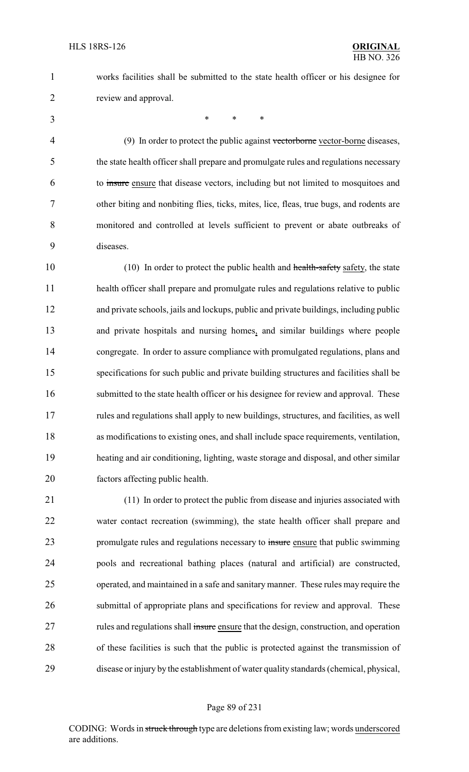works facilities shall be submitted to the state health officer or his designee for review and approval.

\* \* \*

(9) In order to protect the public against ~~vectorborne~~ vector-borne diseases, the state health officer shall prepare and promulgate rules and regulations necessary to ~~insure~~ ensure that disease vectors, including but not limited to mosquitoes and other biting and nonbiting flies, ticks, mites, lice, fleas, true bugs, and rodents are monitored and controlled at levels sufficient to prevent or abate outbreaks of diseases.

(10) In order to protect the public health and ~~health-safety~~ safety, the state health officer shall prepare and promulgate rules and regulations relative to public and private schools, jails and lockups, public and private buildings, including public and private hospitals and nursing homes, and similar buildings where people congregate. In order to assure compliance with promulgated regulations, plans and specifications for such public and private building structures and facilities shall be submitted to the state health officer or his designee for review and approval. These rules and regulations shall apply to new buildings, structures, and facilities, as well as modifications to existing ones, and shall include space requirements, ventilation, heating and air conditioning, lighting, waste storage and disposal, and other similar factors affecting public health.

(11) In order to protect the public from disease and injuries associated with water contact recreation (swimming), the state health officer shall prepare and promulgate rules and regulations necessary to ~~insure~~ ensure that public swimming pools and recreational bathing places (natural and artificial) are constructed, operated, and maintained in a safe and sanitary manner. These rules may require the submittal of appropriate plans and specifications for review and approval. These rules and regulations shall ~~insure~~ ensure that the design, construction, and operation of these facilities is such that the public is protected against the transmission of disease or injury by the establishment of water quality standards (chemical, physical,

CODING: Words in ~~struck through~~ type are deletions from existing law; words underscored are additions.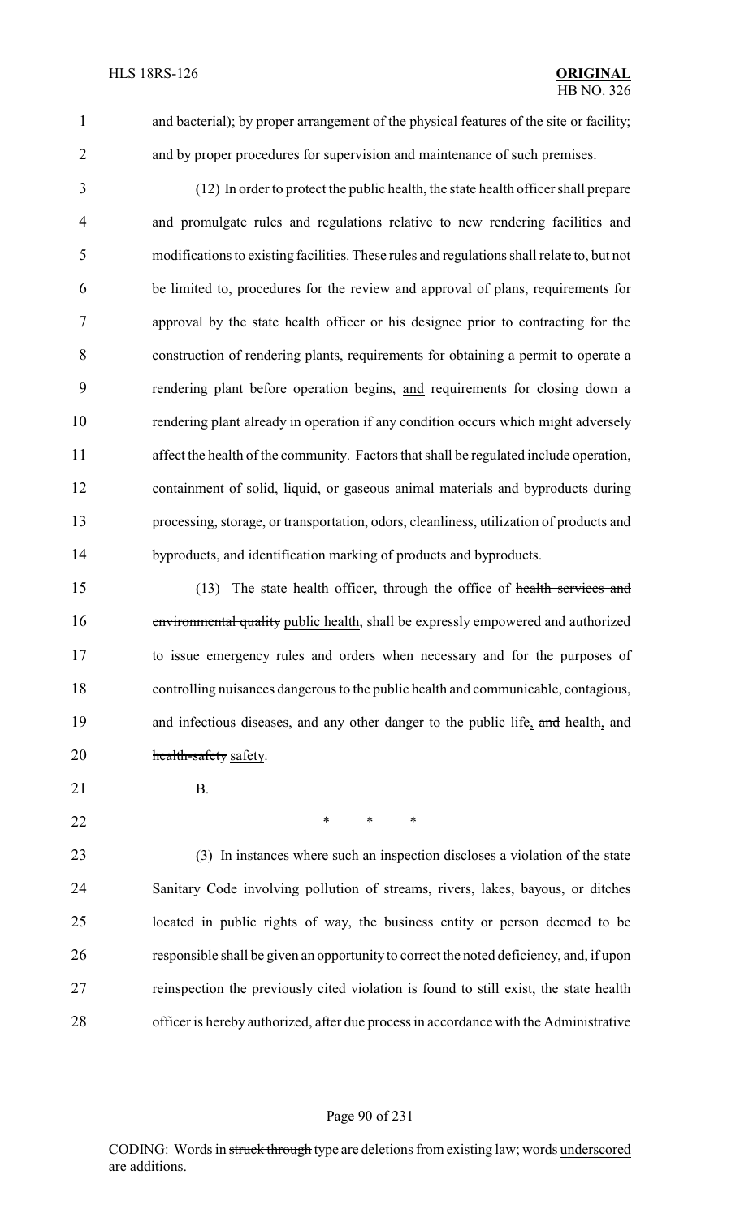and bacterial); by proper arrangement of the physical features of the site or facility; and by proper procedures for supervision and maintenance of such premises.

(12) In order to protect the public health, the state health officer shall prepare and promulgate rules and regulations relative to new rendering facilities and modifications to existing facilities. These rules and regulations shall relate to, but not be limited to, procedures for the review and approval of plans, requirements for approval by the state health officer or his designee prior to contracting for the construction of rendering plants, requirements for obtaining a permit to operate a rendering plant before operation begins, and requirements for closing down a rendering plant already in operation if any condition occurs which might adversely affect the health of the community. Factors that shall be regulated include operation, containment of solid, liquid, or gaseous animal materials and byproducts during processing, storage, or transportation, odors, cleanliness, utilization of products and byproducts, and identification marking of products and byproducts.

(13) The state health officer, through the office of ~~health services and environmental quality~~ public health, shall be expressly empowered and authorized to issue emergency rules and orders when necessary and for the purposes of controlling nuisances dangerous to the public health and communicable, contagious, and infectious diseases, and any other danger to the public life, ~~and~~ health, and ~~health-safety~~ safety.

B.

\* \* \*

(3) In instances where such an inspection discloses a violation of the state Sanitary Code involving pollution of streams, rivers, lakes, bayous, or ditches located in public rights of way, the business entity or person deemed to be responsible shall be given an opportunity to correct the noted deficiency, and, if upon reinspection the previously cited violation is found to still exist, the state health officer is hereby authorized, after due process in accordance with the Administrative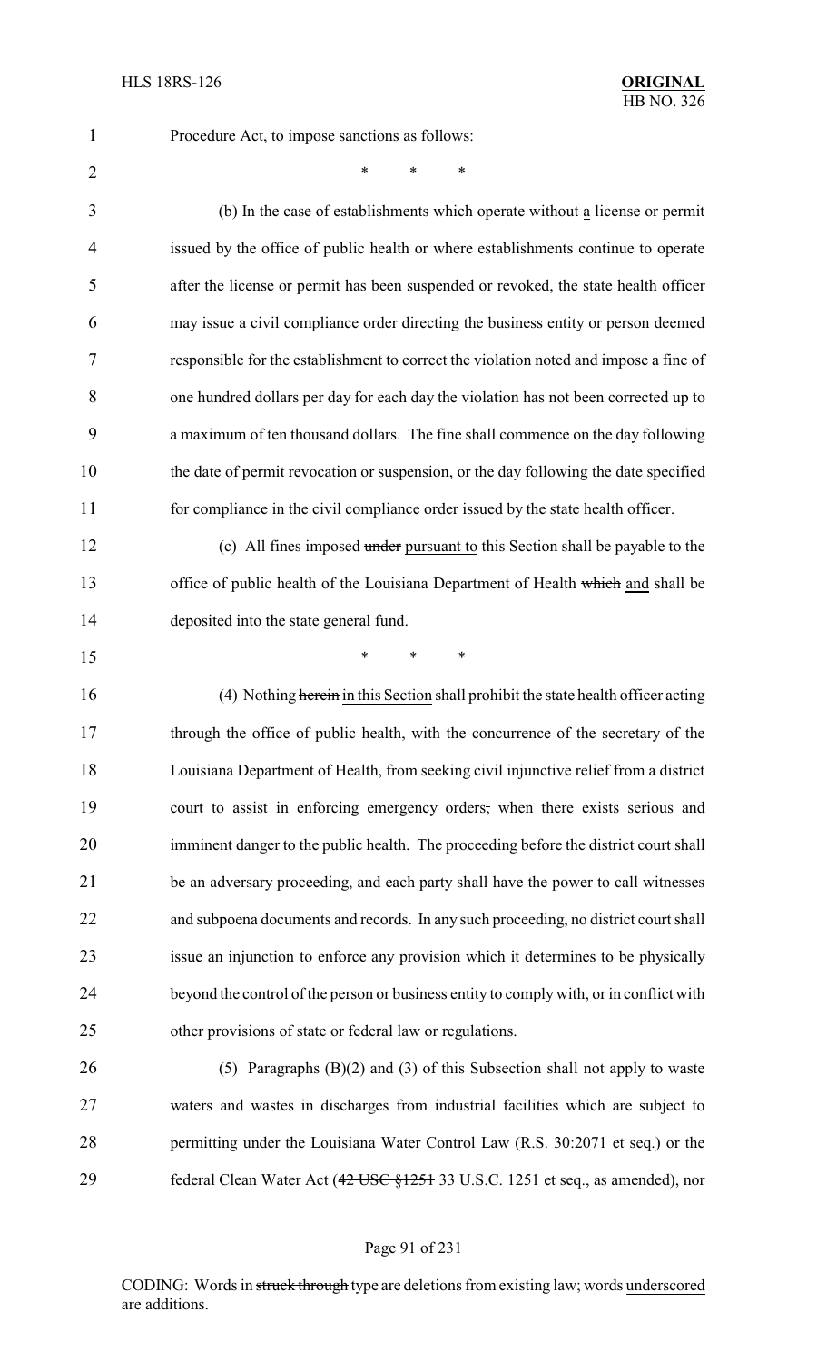Procedure Act, to impose sanctions as follows:

\*  \*  \*

(b) In the case of establishments which operate without a license or permit issued by the office of public health or where establishments continue to operate after the license or permit has been suspended or revoked, the state health officer may issue a civil compliance order directing the business entity or person deemed responsible for the establishment to correct the violation noted and impose a fine of one hundred dollars per day for each day the violation has not been corrected up to a maximum of ten thousand dollars. The fine shall commence on the day following the date of permit revocation or suspension, or the day following the date specified for compliance in the civil compliance order issued by the state health officer.

(c) All fines imposed ~~under~~ pursuant to this Section shall be payable to the office of public health of the Louisiana Department of Health ~~which~~ and shall be deposited into the state general fund.

\*  \*  \*

(4) Nothing ~~herein~~ in this Section shall prohibit the state health officer acting through the office of public health, with the concurrence of the secretary of the Louisiana Department of Health, from seeking civil injunctive relief from a district court to assist in enforcing emergency orders~~,~~ when there exists serious and imminent danger to the public health. The proceeding before the district court shall be an adversary proceeding, and each party shall have the power to call witnesses and subpoena documents and records. In any such proceeding, no district court shall issue an injunction to enforce any provision which it determines to be physically beyond the control of the person or business entity to comply with, or in conflict with other provisions of state or federal law or regulations.

(5) Paragraphs (B)(2) and (3) of this Subsection shall not apply to waste waters and wastes in discharges from industrial facilities which are subject to permitting under the Louisiana Water Control Law (R.S. 30:2071 et seq.) or the federal Clean Water Act (~~42 USC §1251~~ 33 U.S.C. 1251 et seq., as amended), nor

CODING: Words in ~~struck through~~ type are deletions from existing law; words underscored are additions.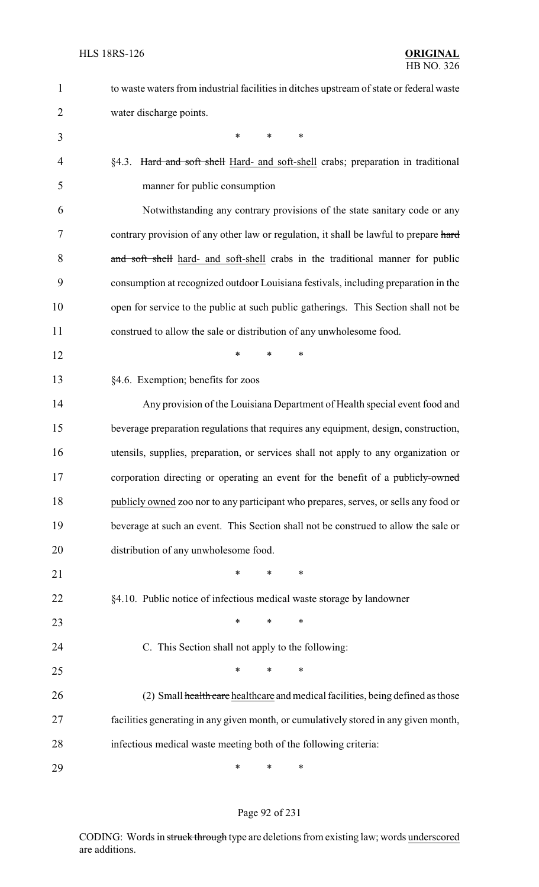to waste waters from industrial facilities in ditches upstream of state or federal waste water discharge points.

\* \* \*

§4.3. ~~Hard and soft shell~~ Hard- and soft-shell crabs; preparation in traditional manner for public consumption

Notwithstanding any contrary provisions of the state sanitary code or any contrary provision of any other law or regulation, it shall be lawful to prepare ~~hard and soft shell~~ hard- and soft-shell crabs in the traditional manner for public consumption at recognized outdoor Louisiana festivals, including preparation in the open for service to the public at such public gatherings. This Section shall not be construed to allow the sale or distribution of any unwholesome food.

\* \* \*

§4.6. Exemption; benefits for zoos

Any provision of the Louisiana Department of Health special event food and beverage preparation regulations that requires any equipment, design, construction, utensils, supplies, preparation, or services shall not apply to any organization or corporation directing or operating an event for the benefit of a ~~publicly-owned~~ publicly owned zoo nor to any participant who prepares, serves, or sells any food or beverage at such an event. This Section shall not be construed to allow the sale or distribution of any unwholesome food.

\* \* \*

§4.10. Public notice of infectious medical waste storage by landowner

\* \* \*

C. This Section shall not apply to the following:

\* \* \*

(2) Small ~~health care~~ healthcare and medical facilities, being defined as those facilities generating in any given month, or cumulatively stored in any given month, infectious medical waste meeting both of the following criteria:

\* \* \*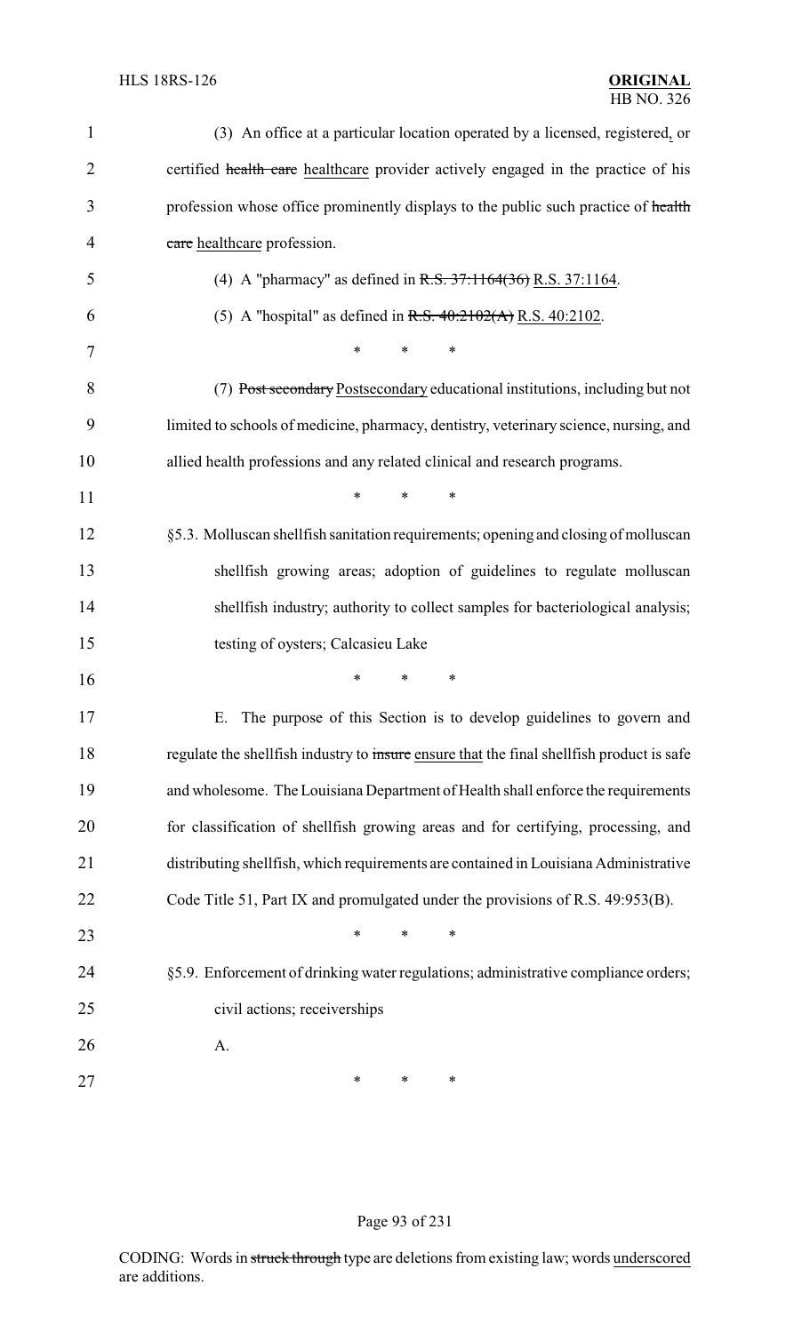(3) An office at a particular location operated by a licensed, registered, or certified ~~health care~~ healthcare provider actively engaged in the practice of his profession whose office prominently displays to the public such practice of ~~health care~~ healthcare profession.

(4) A "pharmacy" as defined in ~~R.S. 37:1164(36)~~ R.S. 37:1164.

(5) A "hospital" as defined in ~~R.S. 40:2102(A)~~ R.S. 40:2102.

\* \* \*

(7) ~~Post secondary~~ Postsecondary educational institutions, including but not limited to schools of medicine, pharmacy, dentistry, veterinary science, nursing, and allied health professions and any related clinical and research programs.

\* \* \*

§5.3. Molluscan shellfish sanitation requirements; opening and closing of molluscan shellfish growing areas; adoption of guidelines to regulate molluscan shellfish industry; authority to collect samples for bacteriological analysis; testing of oysters; Calcasieu Lake

\* \* \*

E. The purpose of this Section is to develop guidelines to govern and regulate the shellfish industry to ~~insure~~ ensure that the final shellfish product is safe and wholesome. The Louisiana Department of Health shall enforce the requirements for classification of shellfish growing areas and for certifying, processing, and distributing shellfish, which requirements are contained in Louisiana Administrative Code Title 51, Part IX and promulgated under the provisions of R.S. 49:953(B).

\* \* \*

§5.9. Enforcement of drinking water regulations; administrative compliance orders; civil actions; receiverships

A.

\* \* \*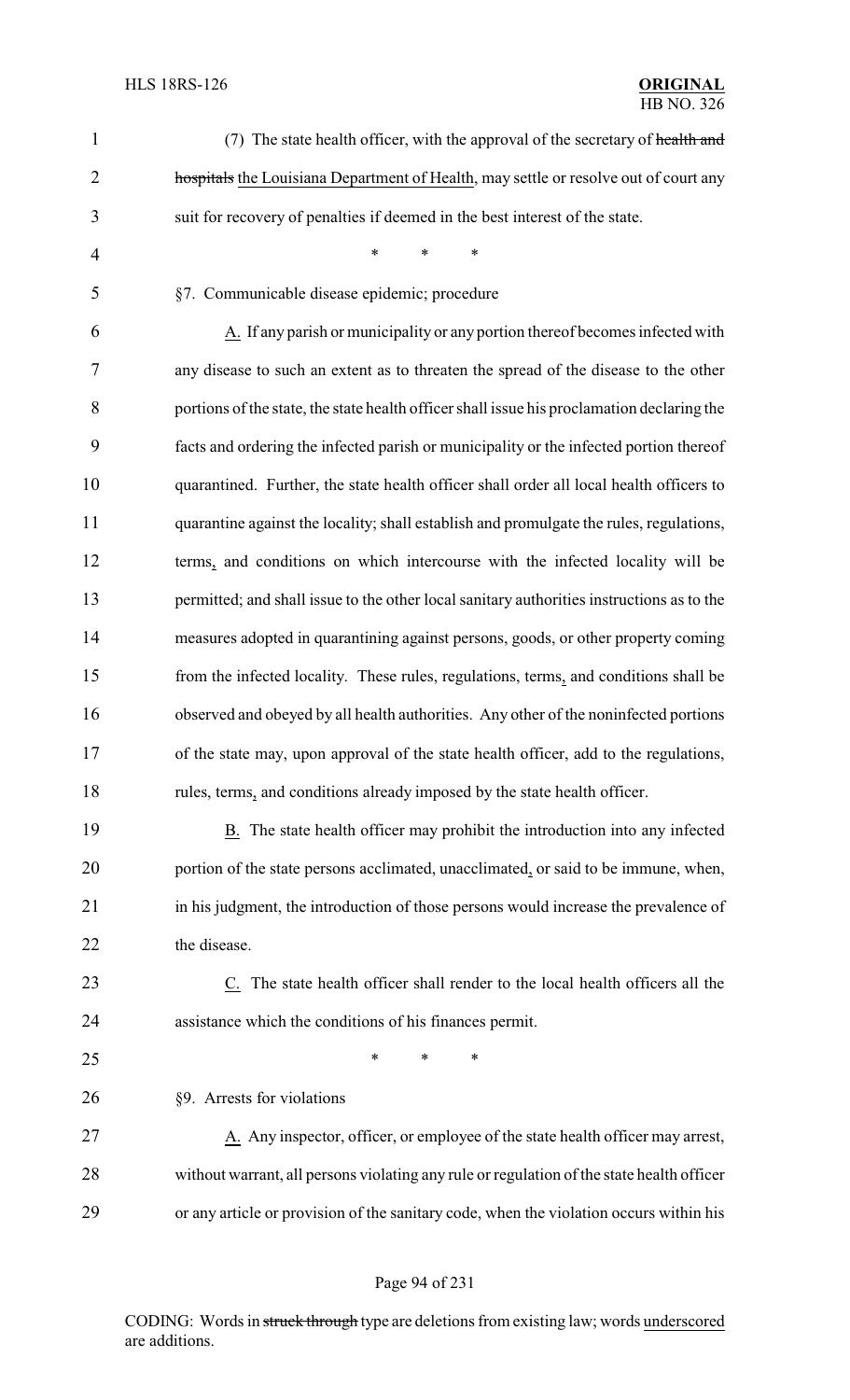(7) The state health officer, with the approval of the secretary of ~~health and hospitals~~ the Louisiana Department of Health, may settle or resolve out of court any suit for recovery of penalties if deemed in the best interest of the state.

\* \* \*

§7. Communicable disease epidemic; procedure

A. If any parish or municipality or any portion thereof becomes infected with any disease to such an extent as to threaten the spread of the disease to the other portions of the state, the state health officer shall issue his proclamation declaring the facts and ordering the infected parish or municipality or the infected portion thereof quarantined. Further, the state health officer shall order all local health officers to quarantine against the locality; shall establish and promulgate the rules, regulations, terms, and conditions on which intercourse with the infected locality will be permitted; and shall issue to the other local sanitary authorities instructions as to the measures adopted in quarantining against persons, goods, or other property coming from the infected locality. These rules, regulations, terms, and conditions shall be observed and obeyed by all health authorities. Any other of the noninfected portions of the state may, upon approval of the state health officer, add to the regulations, rules, terms, and conditions already imposed by the state health officer.

B. The state health officer may prohibit the introduction into any infected portion of the state persons acclimated, unacclimated, or said to be immune, when, in his judgment, the introduction of those persons would increase the prevalence of the disease.

C. The state health officer shall render to the local health officers all the assistance which the conditions of his finances permit.

\* \* \*

§9. Arrests for violations

A. Any inspector, officer, or employee of the state health officer may arrest, without warrant, all persons violating any rule or regulation of the state health officer or any article or provision of the sanitary code, when the violation occurs within his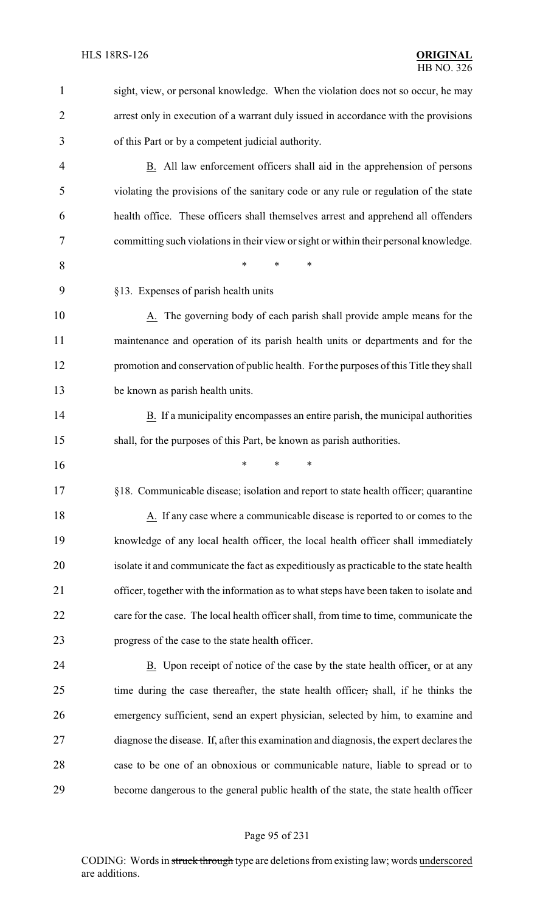sight, view, or personal knowledge. When the violation does not so occur, he may arrest only in execution of a warrant duly issued in accordance with the provisions of this Part or by a competent judicial authority.

B. All law enforcement officers shall aid in the apprehension of persons violating the provisions of the sanitary code or any rule or regulation of the state health office. These officers shall themselves arrest and apprehend all offenders committing such violations in their view or sight or within their personal knowledge.

\* \* \*

§13. Expenses of parish health units

A. The governing body of each parish shall provide ample means for the maintenance and operation of its parish health units or departments and for the promotion and conservation of public health. For the purposes of this Title they shall be known as parish health units.

B. If a municipality encompasses an entire parish, the municipal authorities shall, for the purposes of this Part, be known as parish authorities.

\* \* \*

§18. Communicable disease; isolation and report to state health officer; quarantine

A. If any case where a communicable disease is reported to or comes to the knowledge of any local health officer, the local health officer shall immediately isolate it and communicate the fact as expeditiously as practicable to the state health officer, together with the information as to what steps have been taken to isolate and care for the case. The local health officer shall, from time to time, communicate the progress of the case to the state health officer.

B. Upon receipt of notice of the case by the state health officer, or at any time during the case thereafter, the state health officer, shall, if he thinks the emergency sufficient, send an expert physician, selected by him, to examine and diagnose the disease. If, after this examination and diagnosis, the expert declares the case to be one of an obnoxious or communicable nature, liable to spread or to become dangerous to the general public health of the state, the state health officer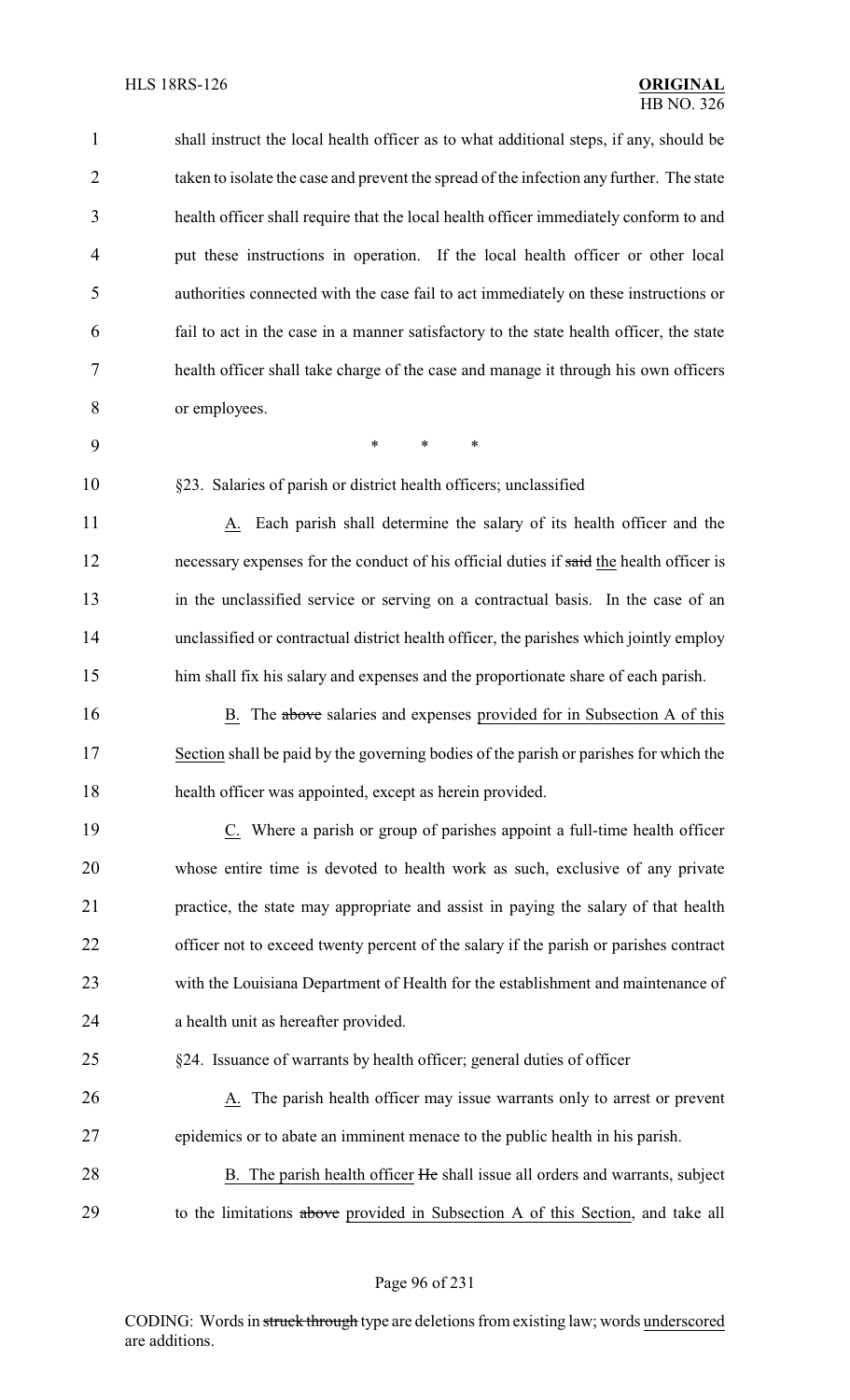shall instruct the local health officer as to what additional steps, if any, should be taken to isolate the case and prevent the spread of the infection any further. The state health officer shall require that the local health officer immediately conform to and put these instructions in operation. If the local health officer or other local authorities connected with the case fail to act immediately on these instructions or fail to act in the case in a manner satisfactory to the state health officer, the state health officer shall take charge of the case and manage it through his own officers or employees.

\* \* \*

§23. Salaries of parish or district health officers; unclassified

A. Each parish shall determine the salary of its health officer and the necessary expenses for the conduct of his official duties if ~~said~~ the health officer is in the unclassified service or serving on a contractual basis. In the case of an unclassified or contractual district health officer, the parishes which jointly employ him shall fix his salary and expenses and the proportionate share of each parish.

B. The ~~above~~ salaries and expenses provided for in Subsection A of this Section shall be paid by the governing bodies of the parish or parishes for which the health officer was appointed, except as herein provided.

C. Where a parish or group of parishes appoint a full-time health officer whose entire time is devoted to health work as such, exclusive of any private practice, the state may appropriate and assist in paying the salary of that health officer not to exceed twenty percent of the salary if the parish or parishes contract with the Louisiana Department of Health for the establishment and maintenance of a health unit as hereafter provided.

§24. Issuance of warrants by health officer; general duties of officer

A. The parish health officer may issue warrants only to arrest or prevent epidemics or to abate an imminent menace to the public health in his parish.

B. The parish health officer ~~He~~ shall issue all orders and warrants, subject to the limitations ~~above~~ provided in Subsection A of this Section, and take all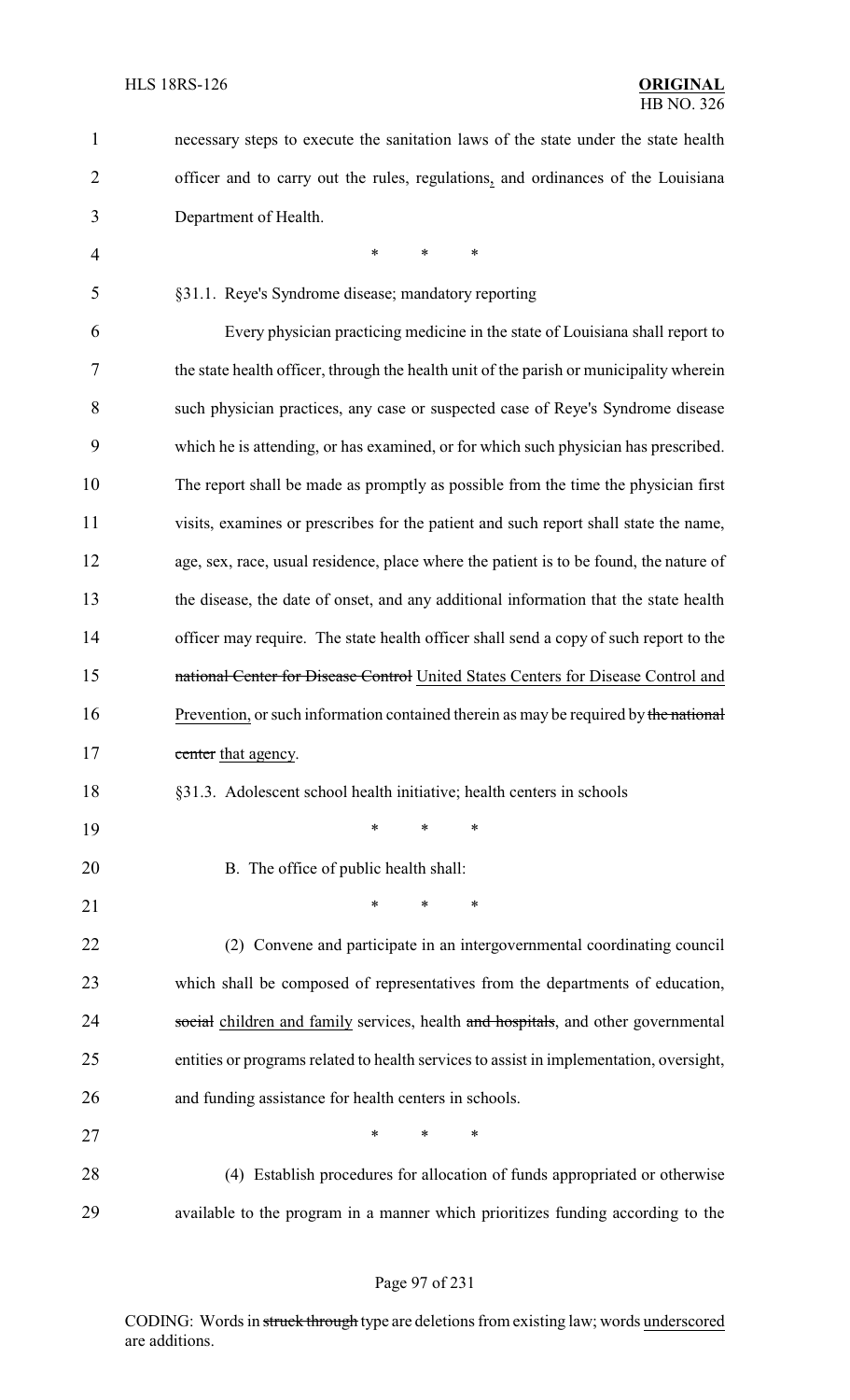necessary steps to execute the sanitation laws of the state under the state health officer and to carry out the rules, regulations, and ordinances of the Louisiana Department of Health.

\* \* \*

§31.1. Reye's Syndrome disease; mandatory reporting

Every physician practicing medicine in the state of Louisiana shall report to the state health officer, through the health unit of the parish or municipality wherein such physician practices, any case or suspected case of Reye's Syndrome disease which he is attending, or has examined, or for which such physician has prescribed. The report shall be made as promptly as possible from the time the physician first visits, examines or prescribes for the patient and such report shall state the name, age, sex, race, usual residence, place where the patient is to be found, the nature of the disease, the date of onset, and any additional information that the state health officer may require. The state health officer shall send a copy of such report to the ~~national Center for Disease Control~~ United States Centers for Disease Control and Prevention, or such information contained therein as may be required by ~~the national center~~ that agency.

§31.3. Adolescent school health initiative; health centers in schools

\* \* \*

B. The office of public health shall:

\* \* \*

(2) Convene and participate in an intergovernmental coordinating council which shall be composed of representatives from the departments of education, ~~social~~ children and family services, health ~~and hospitals~~, and other governmental entities or programs related to health services to assist in implementation, oversight, and funding assistance for health centers in schools.

\* \* \*

(4) Establish procedures for allocation of funds appropriated or otherwise available to the program in a manner which prioritizes funding according to the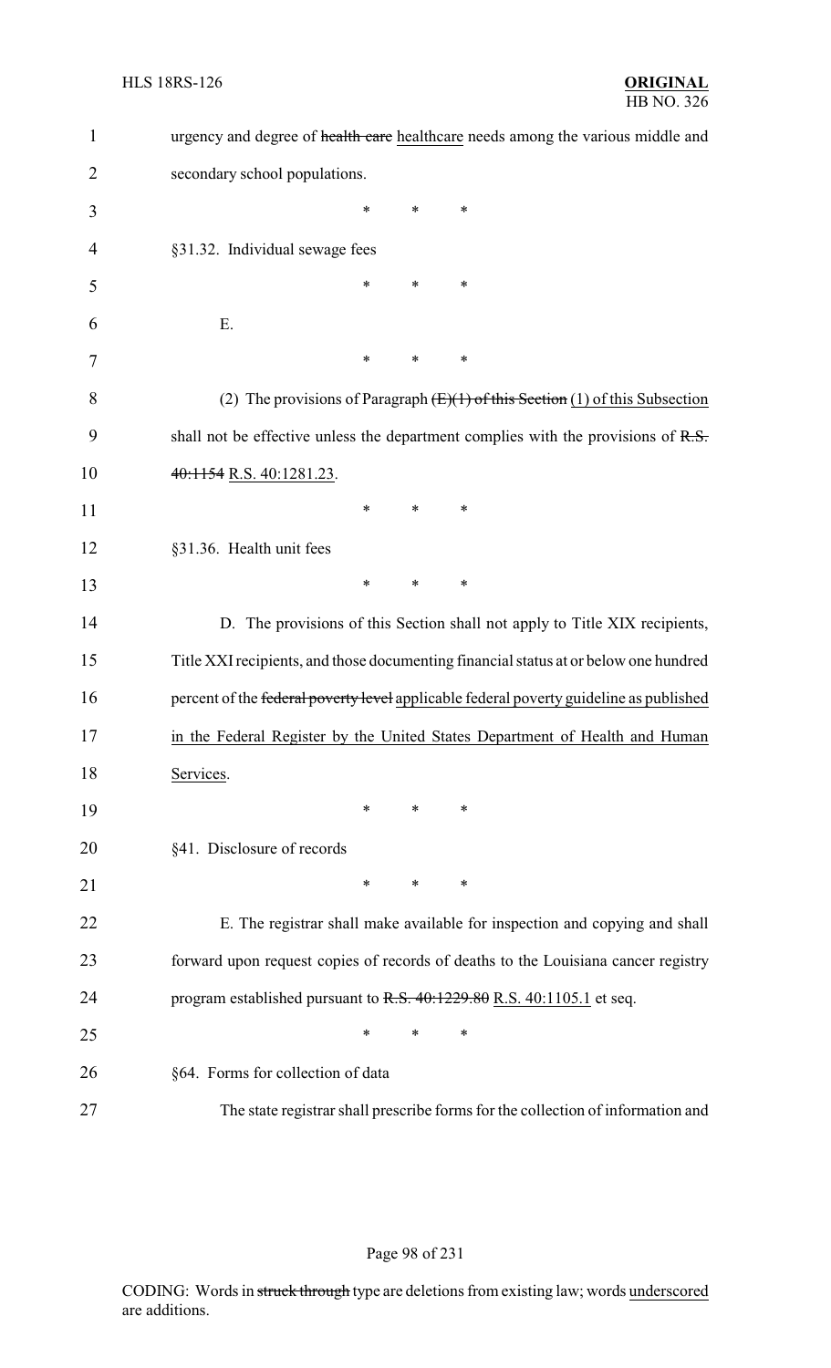urgency and degree of ~~health care~~ healthcare needs among the various middle and secondary school populations.

\* \* \*

§31.32. Individual sewage fees

\* \* \*

E.

\* \* \*

(2) The provisions of Paragraph ~~(E)(1) of this Section~~ (1) of this Subsection shall not be effective unless the department complies with the provisions of ~~R.S. 40:1154~~ R.S. 40:1281.23.

\* \* \*

§31.36. Health unit fees

\* \* \*

D. The provisions of this Section shall not apply to Title XIX recipients, Title XXI recipients, and those documenting financial status at or below one hundred percent of the ~~federal poverty level~~ applicable federal poverty guideline as published in the Federal Register by the United States Department of Health and Human Services.

\* \* \*

§41. Disclosure of records

\* \* \*

E. The registrar shall make available for inspection and copying and shall forward upon request copies of records of deaths to the Louisiana cancer registry program established pursuant to ~~R.S. 40:1229.80~~ R.S. 40:1105.1 et seq.

\* \* \*

§64. Forms for collection of data

The state registrar shall prescribe forms for the collection of information and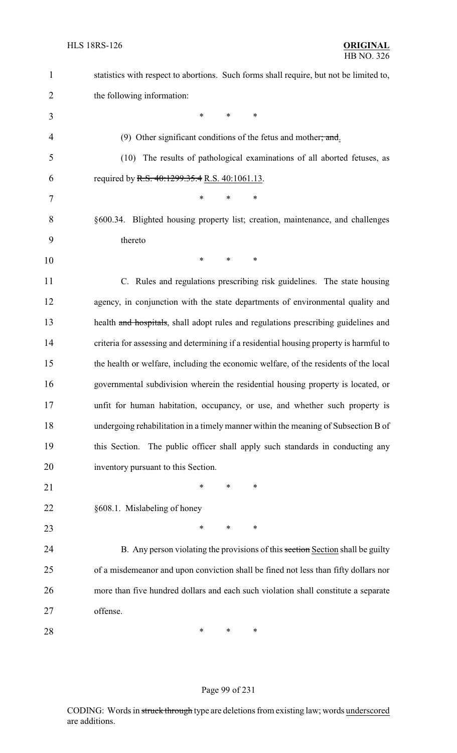statistics with respect to abortions. Such forms shall require, but not be limited to, the following information:

\* \* \*

(9) Other significant conditions of the fetus and mother; and.

(10) The results of pathological examinations of all aborted fetuses, as required by R.S. 40:1299.35.4 R.S. 40:1061.13.

\* \* \*

§600.34. Blighted housing property list; creation, maintenance, and challenges thereto

\* \* \*

C. Rules and regulations prescribing risk guidelines. The state housing agency, in conjunction with the state departments of environmental quality and health and hospitals, shall adopt rules and regulations prescribing guidelines and criteria for assessing and determining if a residential housing property is harmful to the health or welfare, including the economic welfare, of the residents of the local governmental subdivision wherein the residential housing property is located, or unfit for human habitation, occupancy, or use, and whether such property is undergoing rehabilitation in a timely manner within the meaning of Subsection B of this Section. The public officer shall apply such standards in conducting any inventory pursuant to this Section.

\* \* \*

§608.1. Mislabeling of honey

\* \* \*

B. Any person violating the provisions of this section Section shall be guilty of a misdemeanor and upon conviction shall be fined not less than fifty dollars nor more than five hundred dollars and each such violation shall constitute a separate offense.

\* \* \*

CODING: Words in struck through type are deletions from existing law; words underscored are additions.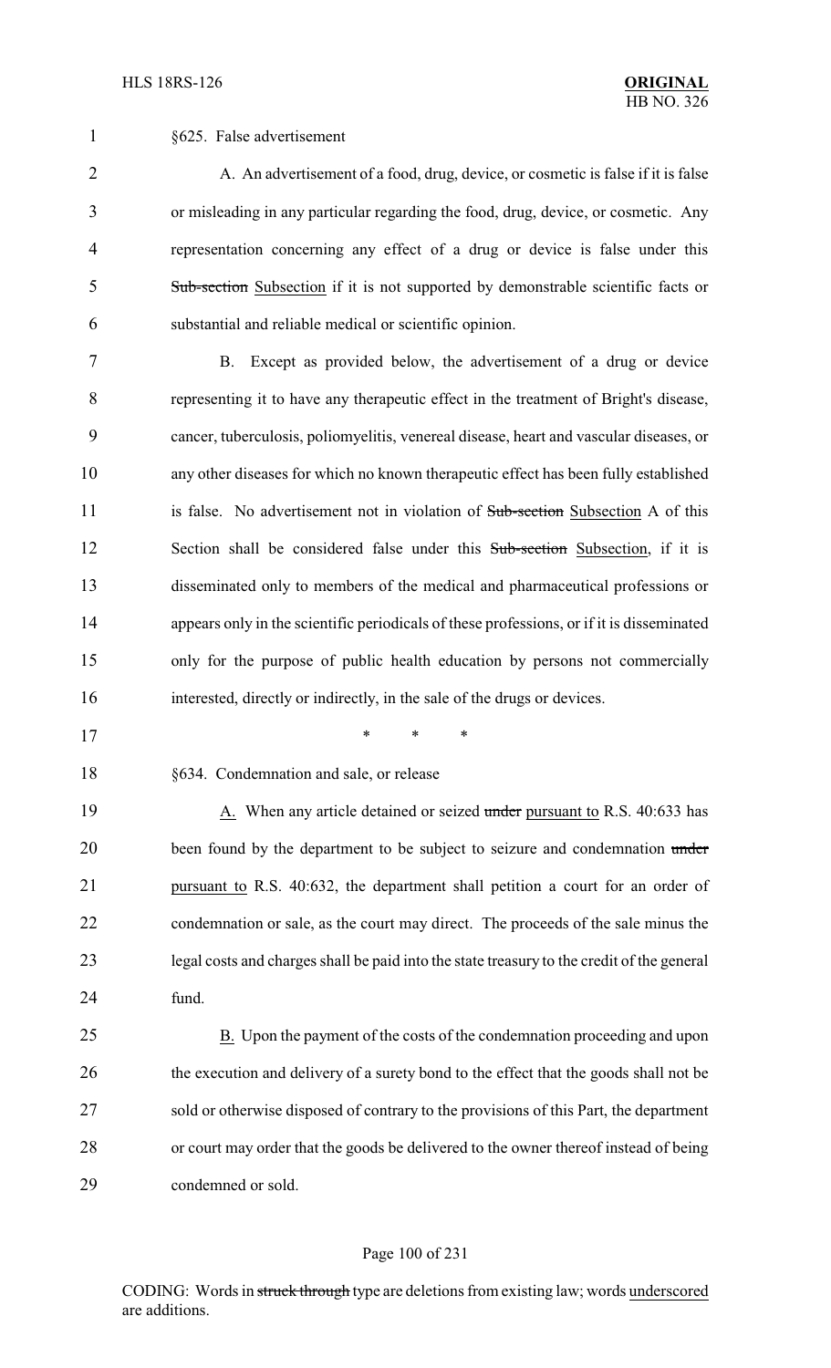§625. False advertisement

A. An advertisement of a food, drug, device, or cosmetic is false if it is false or misleading in any particular regarding the food, drug, device, or cosmetic. Any representation concerning any effect of a drug or device is false under this ~~Sub-section~~ Subsection if it is not supported by demonstrable scientific facts or substantial and reliable medical or scientific opinion.

B. Except as provided below, the advertisement of a drug or device representing it to have any therapeutic effect in the treatment of Bright's disease, cancer, tuberculosis, poliomyelitis, venereal disease, heart and vascular diseases, or any other diseases for which no known therapeutic effect has been fully established is false. No advertisement not in violation of ~~Sub-section~~ Subsection A of this Section shall be considered false under this ~~Sub-section~~ Subsection, if it is disseminated only to members of the medical and pharmaceutical professions or appears only in the scientific periodicals of these professions, or if it is disseminated only for the purpose of public health education by persons not commercially interested, directly or indirectly, in the sale of the drugs or devices.

\* \* \*

§634. Condemnation and sale, or release

A. When any article detained or seized ~~under~~ pursuant to R.S. 40:633 has been found by the department to be subject to seizure and condemnation ~~under~~ pursuant to R.S. 40:632, the department shall petition a court for an order of condemnation or sale, as the court may direct. The proceeds of the sale minus the legal costs and charges shall be paid into the state treasury to the credit of the general fund.

B. Upon the payment of the costs of the condemnation proceeding and upon the execution and delivery of a surety bond to the effect that the goods shall not be sold or otherwise disposed of contrary to the provisions of this Part, the department or court may order that the goods be delivered to the owner thereof instead of being condemned or sold.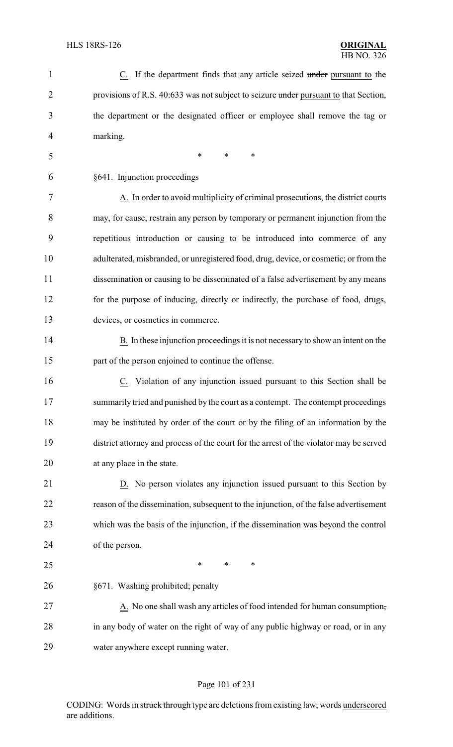C. If the department finds that any article seized ~~under~~ pursuant to the provisions of R.S. 40:633 was not subject to seizure ~~under~~ pursuant to that Section, the department or the designated officer or employee shall remove the tag or marking.

\* \* \*

§641. Injunction proceedings

A. In order to avoid multiplicity of criminal prosecutions, the district courts may, for cause, restrain any person by temporary or permanent injunction from the repetitious introduction or causing to be introduced into commerce of any adulterated, misbranded, or unregistered food, drug, device, or cosmetic; or from the dissemination or causing to be disseminated of a false advertisement by any means for the purpose of inducing, directly or indirectly, the purchase of food, drugs, devices, or cosmetics in commerce.

B. In these injunction proceedings it is not necessary to show an intent on the part of the person enjoined to continue the offense.

C. Violation of any injunction issued pursuant to this Section shall be summarily tried and punished by the court as a contempt. The contempt proceedings may be instituted by order of the court or by the filing of an information by the district attorney and process of the court for the arrest of the violator may be served at any place in the state.

D. No person violates any injunction issued pursuant to this Section by reason of the dissemination, subsequent to the injunction, of the false advertisement which was the basis of the injunction, if the dissemination was beyond the control of the person.

\* \* \*

§671. Washing prohibited; penalty

A. No one shall wash any articles of food intended for human consumption~~,~~ in any body of water on the right of way of any public highway or road, or in any water anywhere except running water.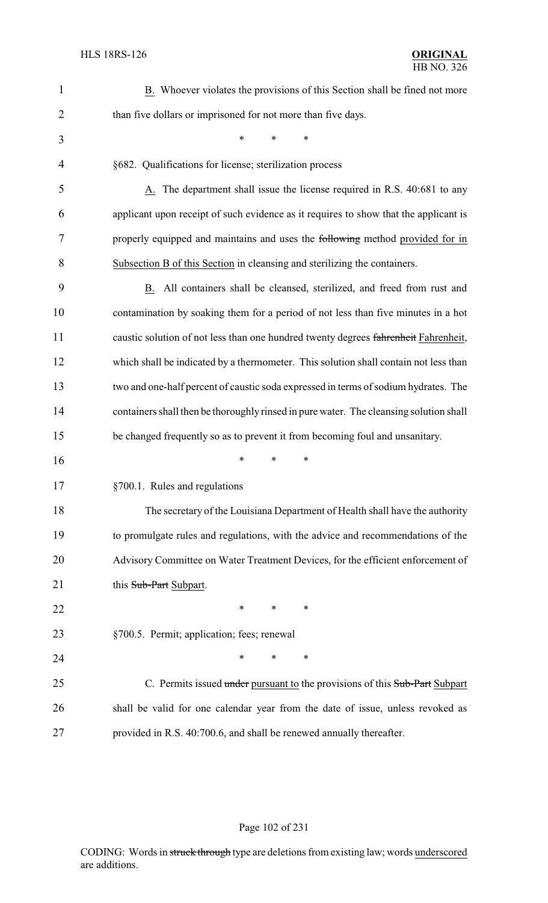B. Whoever violates the provisions of this Section shall be fined not more than five dollars or imprisoned for not more than five days.

\* \* \*

§682. Qualifications for license; sterilization process

A. The department shall issue the license required in R.S. 40:681 to any applicant upon receipt of such evidence as it requires to show that the applicant is properly equipped and maintains and uses the ~~following~~ method provided for in Subsection B of this Section in cleansing and sterilizing the containers.

B. All containers shall be cleansed, sterilized, and freed from rust and contamination by soaking them for a period of not less than five minutes in a hot caustic solution of not less than one hundred twenty degrees ~~fahrenheit~~ Fahrenheit, which shall be indicated by a thermometer. This solution shall contain not less than two and one-half percent of caustic soda expressed in terms of sodium hydrates. The containers shall then be thoroughly rinsed in pure water. The cleansing solution shall be changed frequently so as to prevent it from becoming foul and unsanitary.

\* \* \*

§700.1. Rules and regulations

The secretary of the Louisiana Department of Health shall have the authority to promulgate rules and regulations, with the advice and recommendations of the Advisory Committee on Water Treatment Devices, for the efficient enforcement of this ~~Sub-Part~~ Subpart.

\* \* \*

§700.5. Permit; application; fees; renewal

\* \* \*

C. Permits issued ~~under~~ pursuant to the provisions of this ~~Sub-Part~~ Subpart shall be valid for one calendar year from the date of issue, unless revoked as provided in R.S. 40:700.6, and shall be renewed annually thereafter.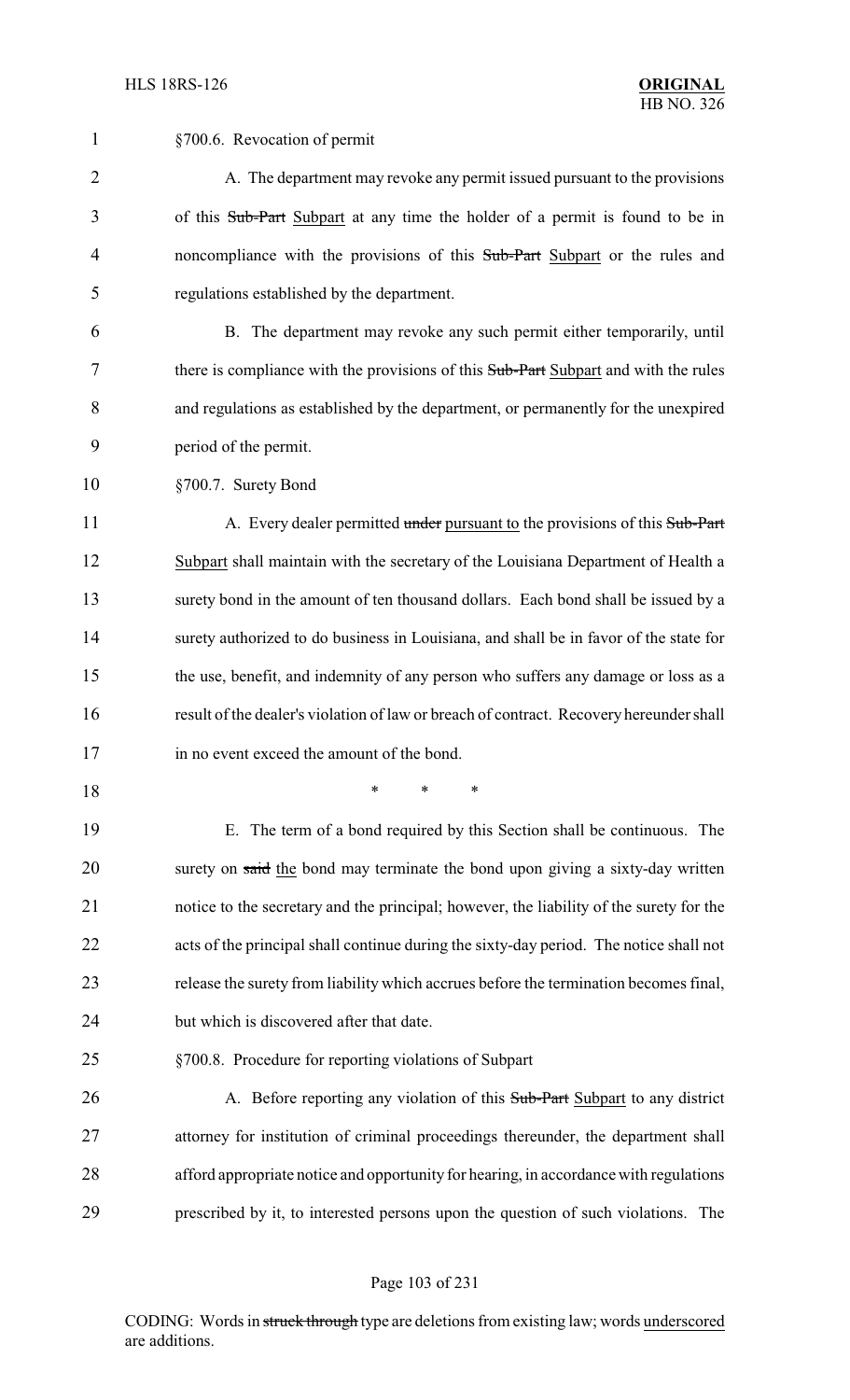§700.6. Revocation of permit

A. The department may revoke any permit issued pursuant to the provisions of this ~~Sub-Part~~ Subpart at any time the holder of a permit is found to be in noncompliance with the provisions of this ~~Sub-Part~~ Subpart or the rules and regulations established by the department.

B. The department may revoke any such permit either temporarily, until there is compliance with the provisions of this ~~Sub-Part~~ Subpart and with the rules and regulations as established by the department, or permanently for the unexpired period of the permit.

§700.7. Surety Bond

A. Every dealer permitted ~~under~~ pursuant to the provisions of this ~~Sub-Part~~ Subpart shall maintain with the secretary of the Louisiana Department of Health a surety bond in the amount of ten thousand dollars. Each bond shall be issued by a surety authorized to do business in Louisiana, and shall be in favor of the state for the use, benefit, and indemnity of any person who suffers any damage or loss as a result of the dealer's violation of law or breach of contract. Recovery hereunder shall in no event exceed the amount of the bond.

\* \* \*

E. The term of a bond required by this Section shall be continuous. The surety on ~~said~~ the bond may terminate the bond upon giving a sixty-day written notice to the secretary and the principal; however, the liability of the surety for the acts of the principal shall continue during the sixty-day period. The notice shall not release the surety from liability which accrues before the termination becomes final, but which is discovered after that date.

§700.8. Procedure for reporting violations of Subpart

A. Before reporting any violation of this ~~Sub-Part~~ Subpart to any district attorney for institution of criminal proceedings thereunder, the department shall afford appropriate notice and opportunity for hearing, in accordance with regulations prescribed by it, to interested persons upon the question of such violations. The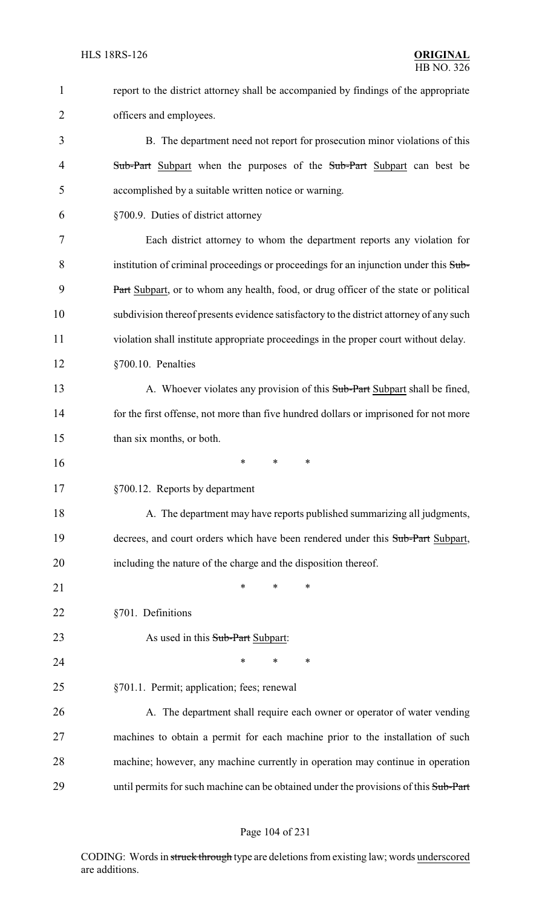report to the district attorney shall be accompanied by findings of the appropriate officers and employees.

B. The department need not report for prosecution minor violations of this ~~Sub-Part~~ Subpart when the purposes of the ~~Sub-Part~~ Subpart can best be accomplished by a suitable written notice or warning.

§700.9. Duties of district attorney

Each district attorney to whom the department reports any violation for institution of criminal proceedings or proceedings for an injunction under this ~~Sub-Part~~ Subpart, or to whom any health, food, or drug officer of the state or political subdivision thereof presents evidence satisfactory to the district attorney of any such violation shall institute appropriate proceedings in the proper court without delay.

§700.10. Penalties

A. Whoever violates any provision of this ~~Sub-Part~~ Subpart shall be fined, for the first offense, not more than five hundred dollars or imprisoned for not more than six months, or both.

\* \* \*

§700.12. Reports by department

A. The department may have reports published summarizing all judgments, decrees, and court orders which have been rendered under this ~~Sub-Part~~ Subpart, including the nature of the charge and the disposition thereof.

\* \* \*

§701. Definitions

As used in this ~~Sub-Part~~ Subpart:

\* \* \*

§701.1. Permit; application; fees; renewal

A. The department shall require each owner or operator of water vending machines to obtain a permit for each machine prior to the installation of such machine; however, any machine currently in operation may continue in operation until permits for such machine can be obtained under the provisions of this ~~Sub-Part~~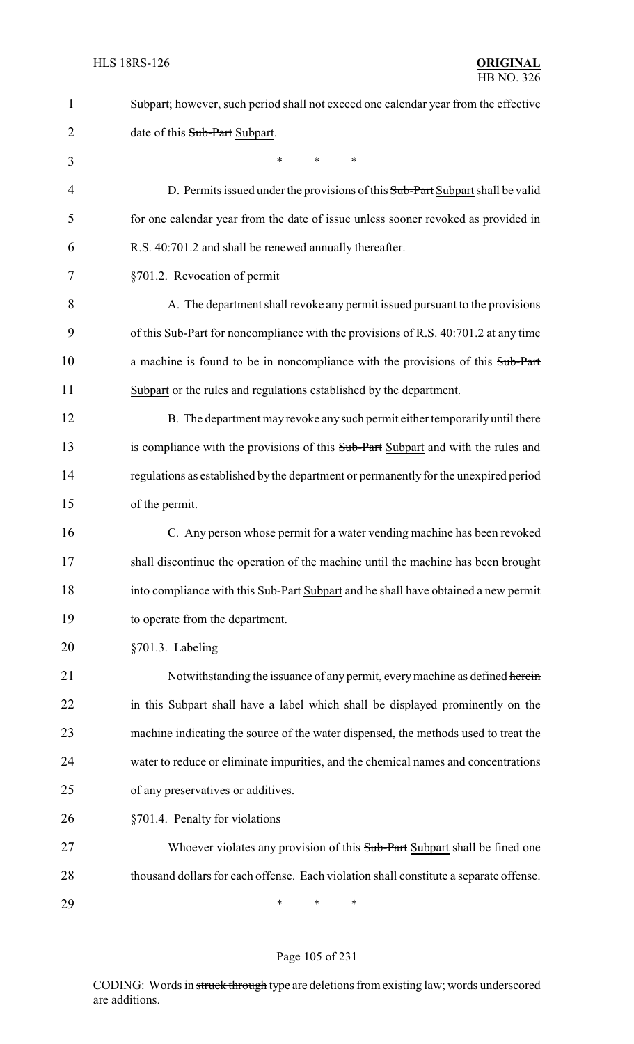Subpart; however, such period shall not exceed one calendar year from the effective date of this ~~Sub-Part~~ Subpart.

\* \* \*

D. Permits issued under the provisions of this ~~Sub-Part~~ Subpart shall be valid for one calendar year from the date of issue unless sooner revoked as provided in R.S. 40:701.2 and shall be renewed annually thereafter.

§701.2. Revocation of permit

A. The department shall revoke any permit issued pursuant to the provisions of this Sub-Part for noncompliance with the provisions of R.S. 40:701.2 at any time a machine is found to be in noncompliance with the provisions of this ~~Sub-Part~~ Subpart or the rules and regulations established by the department.

B. The department may revoke any such permit either temporarily until there is compliance with the provisions of this ~~Sub-Part~~ Subpart and with the rules and regulations as established by the department or permanently for the unexpired period of the permit.

C. Any person whose permit for a water vending machine has been revoked shall discontinue the operation of the machine until the machine has been brought into compliance with this ~~Sub-Part~~ Subpart and he shall have obtained a new permit to operate from the department.

§701.3. Labeling

Notwithstanding the issuance of any permit, every machine as defined ~~herein~~ in this Subpart shall have a label which shall be displayed prominently on the machine indicating the source of the water dispensed, the methods used to treat the water to reduce or eliminate impurities, and the chemical names and concentrations of any preservatives or additives.

§701.4. Penalty for violations

Whoever violates any provision of this ~~Sub-Part~~ Subpart shall be fined one thousand dollars for each offense. Each violation shall constitute a separate offense.

\* \* \*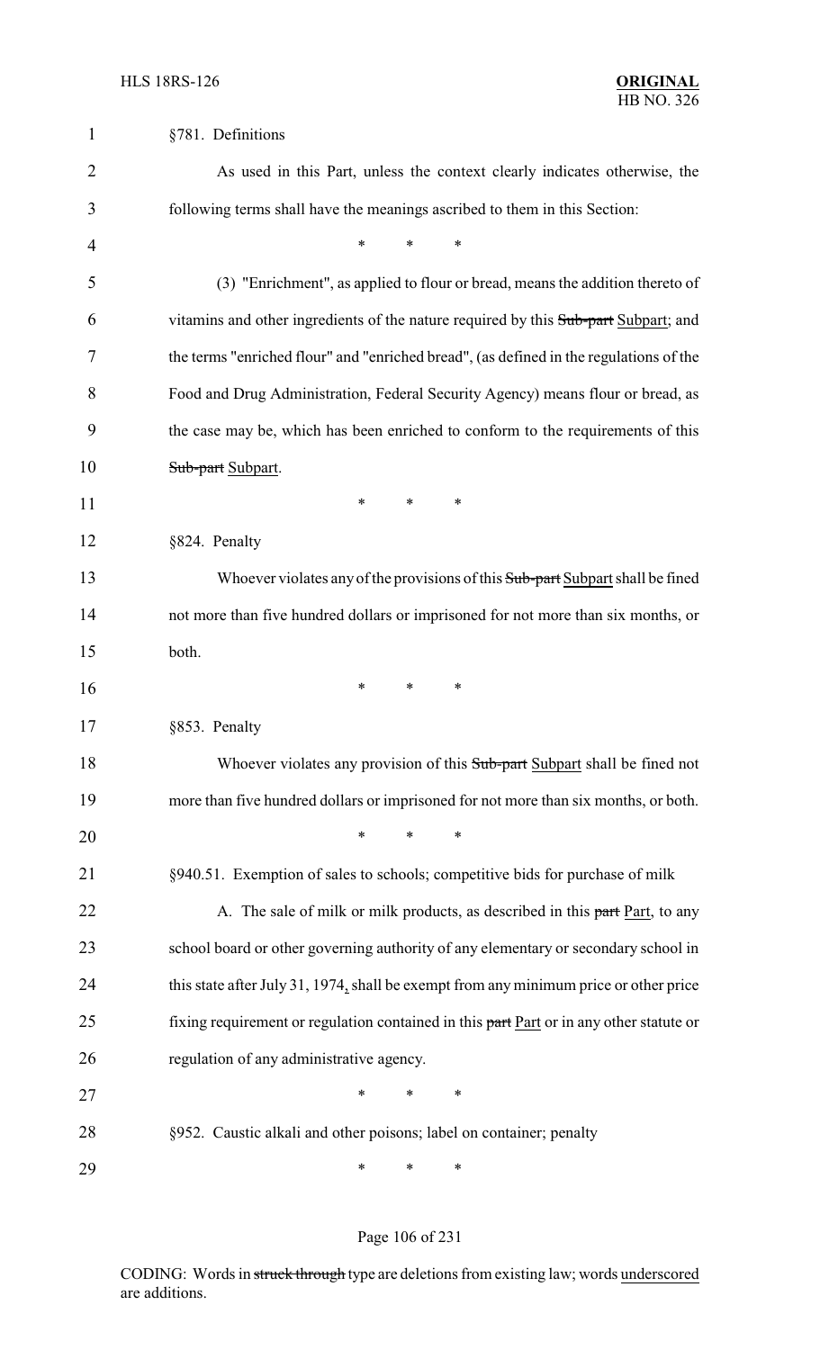§781. Definitions

As used in this Part, unless the context clearly indicates otherwise, the following terms shall have the meanings ascribed to them in this Section:

\* \* \*

(3) "Enrichment", as applied to flour or bread, means the addition thereto of vitamins and other ingredients of the nature required by this ~~Sub-part~~ Subpart; and the terms "enriched flour" and "enriched bread", (as defined in the regulations of the Food and Drug Administration, Federal Security Agency) means flour or bread, as the case may be, which has been enriched to conform to the requirements of this ~~Sub-part~~ Subpart.

\* \* \*

§824. Penalty

Whoever violates any of the provisions of this ~~Sub-part~~ Subpart shall be fined not more than five hundred dollars or imprisoned for not more than six months, or both.

\* \* \*

§853. Penalty

Whoever violates any provision of this ~~Sub-part~~ Subpart shall be fined not more than five hundred dollars or imprisoned for not more than six months, or both.

\* \* \*

§940.51. Exemption of sales to schools; competitive bids for purchase of milk

A. The sale of milk or milk products, as described in this ~~part~~ Part, to any school board or other governing authority of any elementary or secondary school in this state after July 31, 1974, shall be exempt from any minimum price or other price fixing requirement or regulation contained in this ~~part~~ Part or in any other statute or regulation of any administrative agency.

\* \* \*

§952. Caustic alkali and other poisons; label on container; penalty

\* \* \*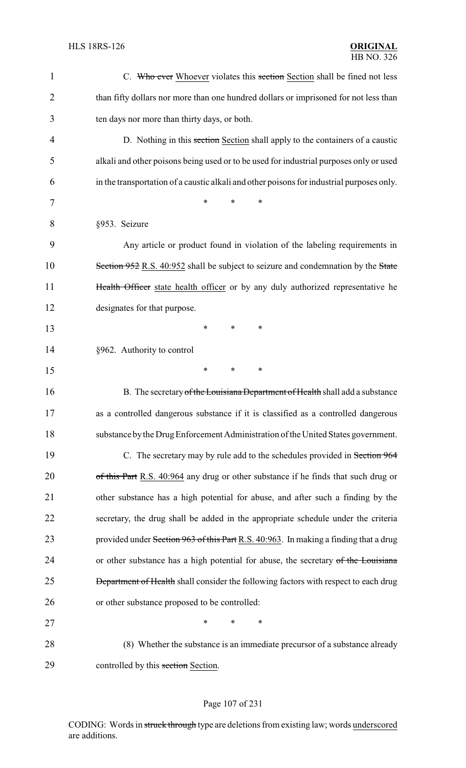C. ~~Who ever~~ Whoever violates this ~~section~~ Section shall be fined not less than fifty dollars nor more than one hundred dollars or imprisoned for not less than ten days nor more than thirty days, or both.

D. Nothing in this ~~section~~ Section shall apply to the containers of a caustic alkali and other poisons being used or to be used for industrial purposes only or used in the transportation of a caustic alkali and other poisons for industrial purposes only.

\* \* \*

§953. Seizure

Any article or product found in violation of the labeling requirements in ~~Section 952~~ R.S. 40:952 shall be subject to seizure and condemnation by the ~~State Health Officer~~ state health officer or by any duly authorized representative he designates for that purpose.

\* \* \*

§962. Authority to control

\* \* \*

B. The secretary ~~of the Louisiana Department of Health~~ shall add a substance as a controlled dangerous substance if it is classified as a controlled dangerous substance by the Drug Enforcement Administration of the United States government.

C. The secretary may by rule add to the schedules provided in ~~Section 964 of this Part~~ R.S. 40:964 any drug or other substance if he finds that such drug or other substance has a high potential for abuse, and after such a finding by the secretary, the drug shall be added in the appropriate schedule under the criteria provided under ~~Section 963 of this Part~~ R.S. 40:963. In making a finding that a drug or other substance has a high potential for abuse, the secretary ~~of the Louisiana Department of Health~~ shall consider the following factors with respect to each drug or other substance proposed to be controlled:

\* \* \*

(8) Whether the substance is an immediate precursor of a substance already controlled by this ~~section~~ Section.

CODING: Words in ~~struck through~~ type are deletions from existing law; words underscored are additions.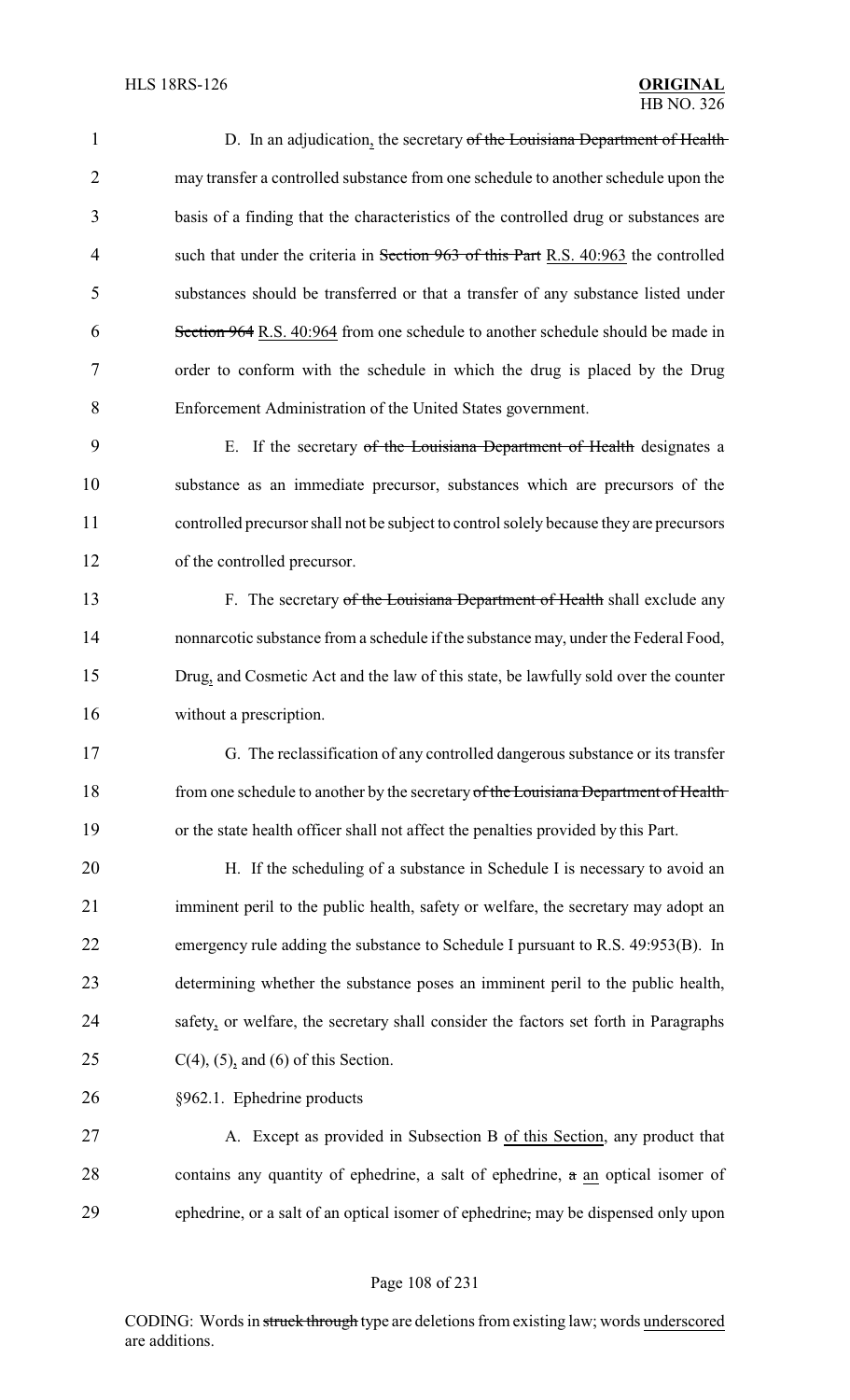D. In an adjudication, the secretary ~~of the Louisiana Department of Health~~ may transfer a controlled substance from one schedule to another schedule upon the basis of a finding that the characteristics of the controlled drug or substances are such that under the criteria in ~~Section 963 of this Part~~ R.S. 40:963 the controlled substances should be transferred or that a transfer of any substance listed under ~~Section 964~~ R.S. 40:964 from one schedule to another schedule should be made in order to conform with the schedule in which the drug is placed by the Drug Enforcement Administration of the United States government.

E. If the secretary ~~of the Louisiana Department of Health~~ designates a substance as an immediate precursor, substances which are precursors of the controlled precursor shall not be subject to control solely because they are precursors of the controlled precursor.

F. The secretary ~~of the Louisiana Department of Health~~ shall exclude any nonnarcotic substance from a schedule if the substance may, under the Federal Food, Drug, and Cosmetic Act and the law of this state, be lawfully sold over the counter without a prescription.

G. The reclassification of any controlled dangerous substance or its transfer from one schedule to another by the secretary ~~of the Louisiana Department of Health~~ or the state health officer shall not affect the penalties provided by this Part.

H. If the scheduling of a substance in Schedule I is necessary to avoid an imminent peril to the public health, safety or welfare, the secretary may adopt an emergency rule adding the substance to Schedule I pursuant to R.S. 49:953(B). In determining whether the substance poses an imminent peril to the public health, safety, or welfare, the secretary shall consider the factors set forth in Paragraphs C(4), (5), and (6) of this Section.

§962.1. Ephedrine products

A. Except as provided in Subsection B of this Section, any product that contains any quantity of ephedrine, a salt of ephedrine, ~~a~~ an optical isomer of ephedrine, or a salt of an optical isomer of ephedrine~~,~~ may be dispensed only upon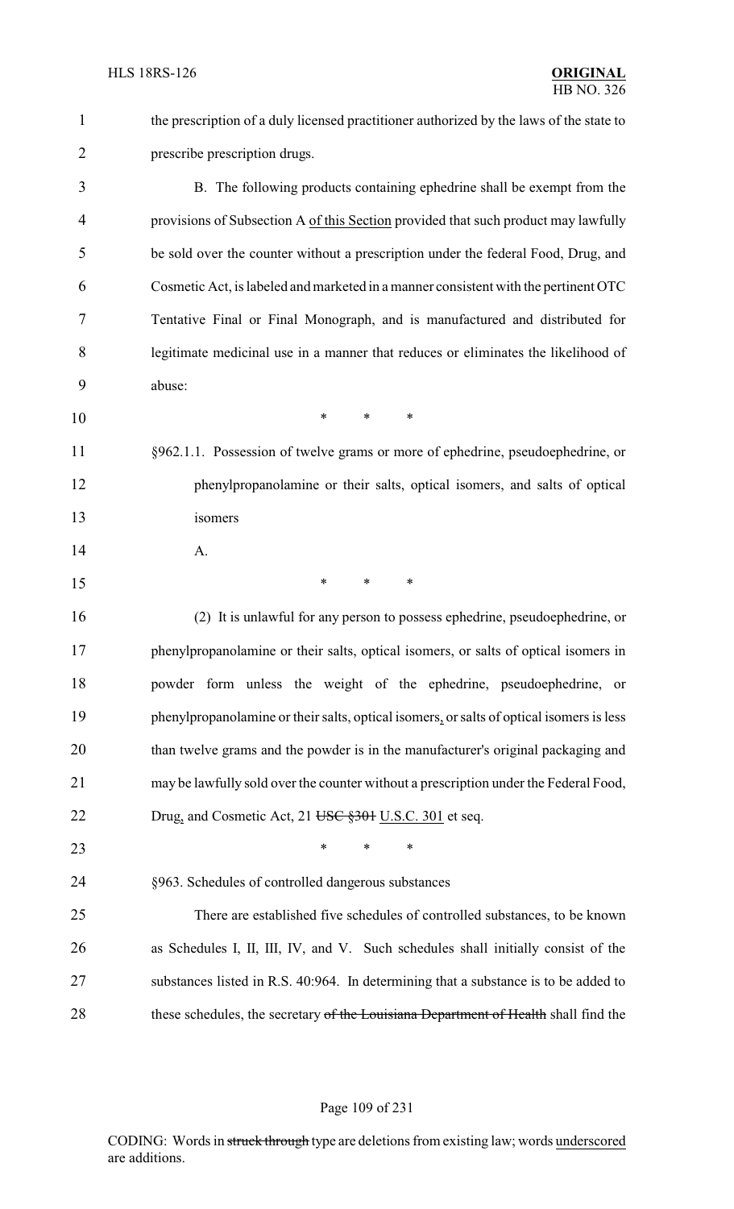the prescription of a duly licensed practitioner authorized by the laws of the state to prescribe prescription drugs.

B. The following products containing ephedrine shall be exempt from the provisions of Subsection A <u>of this Section</u> provided that such product may lawfully be sold over the counter without a prescription under the federal Food, Drug, and Cosmetic Act, is labeled and marketed in a manner consistent with the pertinent OTC Tentative Final or Final Monograph, and is manufactured and distributed for legitimate medicinal use in a manner that reduces or eliminates the likelihood of abuse:

\* \* \*

§962.1.1. Possession of twelve grams or more of ephedrine, pseudoephedrine, or phenylpropanolamine or their salts, optical isomers, and salts of optical isomers

A.

\* \* \*

(2) It is unlawful for any person to possess ephedrine, pseudoephedrine, or phenylpropanolamine or their salts, optical isomers, or salts of optical isomers in powder form unless the weight of the ephedrine, pseudoephedrine, or phenylpropanolamine or their salts, optical isomers<u>,</u> or salts of optical isomers is less than twelve grams and the powder is in the manufacturer's original packaging and may be lawfully sold over the counter without a prescription under the Federal Food, Drug<u>,</u> and Cosmetic Act, 21 ~~USC §301~~ <u>U.S.C. 301</u> et seq.

\* \* \*

§963. Schedules of controlled dangerous substances

There are established five schedules of controlled substances, to be known as Schedules I, II, III, IV, and V. Such schedules shall initially consist of the substances listed in R.S. 40:964. In determining that a substance is to be added to these schedules, the secretary ~~of the Louisiana Department of Health~~ shall find the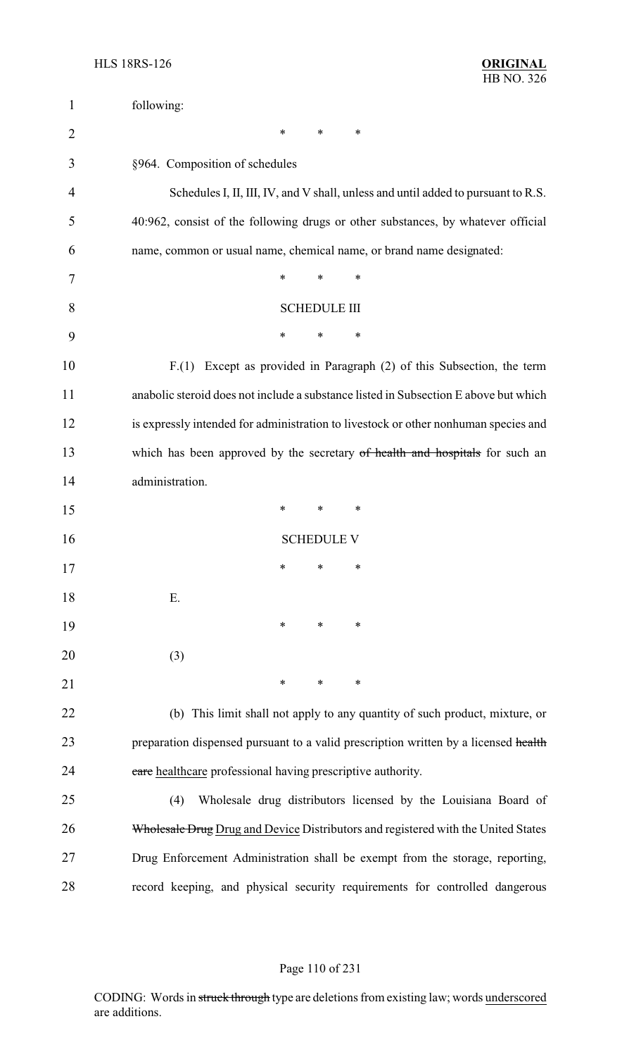following:

\* \* \*

§964. Composition of schedules

Schedules I, II, III, IV, and V shall, unless and until added to pursuant to R.S. 40:962, consist of the following drugs or other substances, by whatever official name, common or usual name, chemical name, or brand name designated:

\* \* \*

SCHEDULE III

\* \* \*

F.(1) Except as provided in Paragraph (2) of this Subsection, the term anabolic steroid does not include a substance listed in Subsection E above but which is expressly intended for administration to livestock or other nonhuman species and which has been approved by the secretary ~~of health and hospitals~~ for such an administration.

\* \* \*

SCHEDULE V

\* \* \*

E.

\* \* \*

(3)

\* \* \*

(b) This limit shall not apply to any quantity of such product, mixture, or preparation dispensed pursuant to a valid prescription written by a licensed ~~health care~~ <u>healthcare</u> professional having prescriptive authority.

(4) Wholesale drug distributors licensed by the Louisiana Board of ~~Wholesale Drug~~ <u>Drug and Device</u> Distributors and registered with the United States Drug Enforcement Administration shall be exempt from the storage, reporting, record keeping, and physical security requirements for controlled dangerous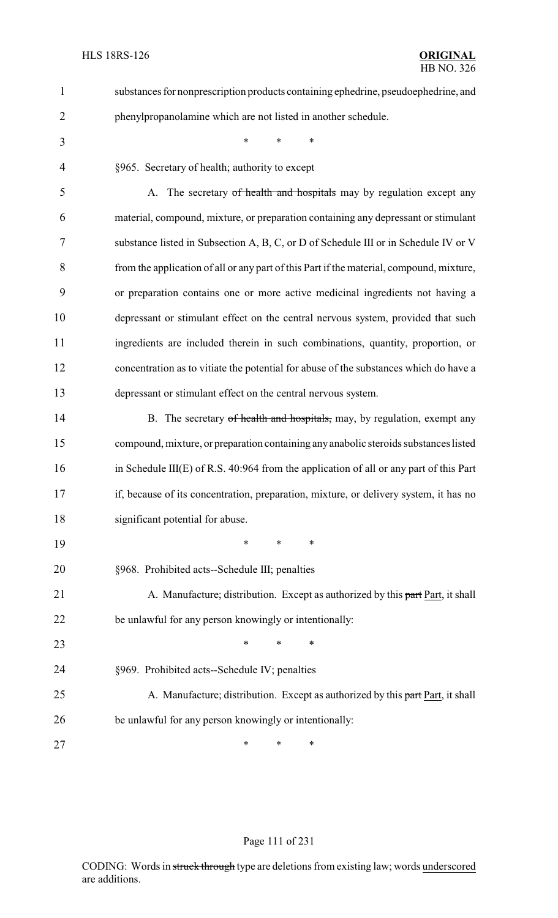substances for nonprescription products containing ephedrine, pseudoephedrine, and phenylpropanolamine which are not listed in another schedule.

\* \* \*

§965. Secretary of health; authority to except

A. The secretary ~~of health and hospitals~~ may by regulation except any material, compound, mixture, or preparation containing any depressant or stimulant substance listed in Subsection A, B, C, or D of Schedule III or in Schedule IV or V from the application of all or any part of this Part if the material, compound, mixture, or preparation contains one or more active medicinal ingredients not having a depressant or stimulant effect on the central nervous system, provided that such ingredients are included therein in such combinations, quantity, proportion, or concentration as to vitiate the potential for abuse of the substances which do have a depressant or stimulant effect on the central nervous system.

B. The secretary ~~of health and hospitals,~~ may, by regulation, exempt any compound, mixture, or preparation containing any anabolic steroids substances listed in Schedule III(E) of R.S. 40:964 from the application of all or any part of this Part if, because of its concentration, preparation, mixture, or delivery system, it has no significant potential for abuse.

\* \* \*

§968. Prohibited acts--Schedule III; penalties

A. Manufacture; distribution. Except as authorized by this ~~part~~ <u>Part</u>, it shall be unlawful for any person knowingly or intentionally:

\* \* \*

§969. Prohibited acts--Schedule IV; penalties

A. Manufacture; distribution. Except as authorized by this ~~part~~ <u>Part</u>, it shall be unlawful for any person knowingly or intentionally:

\* \* \*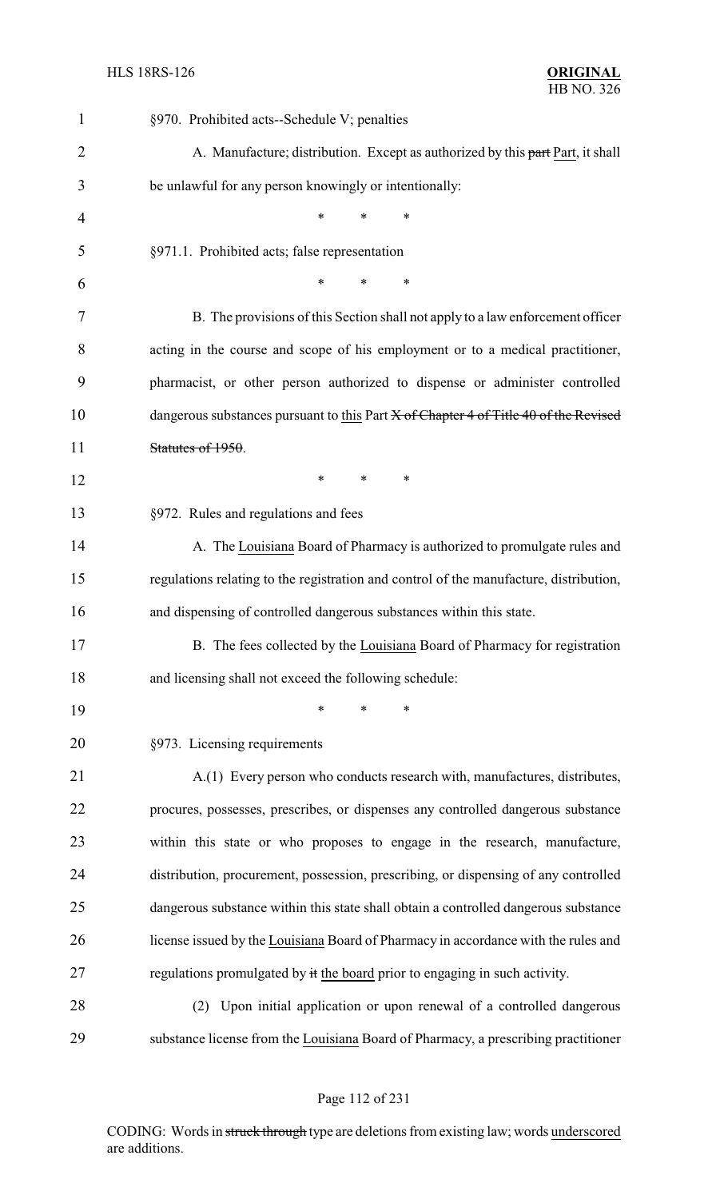§970. Prohibited acts--Schedule V; penalties

A. Manufacture; distribution. Except as authorized by this ~~part~~ Part, it shall be unlawful for any person knowingly or intentionally:

\* \* \*

§971.1. Prohibited acts; false representation

\* \* \*

B. The provisions of this Section shall not apply to a law enforcement officer acting in the course and scope of his employment or to a medical practitioner, pharmacist, or other person authorized to dispense or administer controlled dangerous substances pursuant to this Part ~~X of Chapter 4 of Title 40 of the Revised Statutes of 1950~~.

\* \* \*

§972. Rules and regulations and fees

A. The Louisiana Board of Pharmacy is authorized to promulgate rules and regulations relating to the registration and control of the manufacture, distribution, and dispensing of controlled dangerous substances within this state.

B. The fees collected by the Louisiana Board of Pharmacy for registration and licensing shall not exceed the following schedule:

\* \* \*

§973. Licensing requirements

A.(1) Every person who conducts research with, manufactures, distributes, procures, possesses, prescribes, or dispenses any controlled dangerous substance within this state or who proposes to engage in the research, manufacture, distribution, procurement, possession, prescribing, or dispensing of any controlled dangerous substance within this state shall obtain a controlled dangerous substance license issued by the Louisiana Board of Pharmacy in accordance with the rules and regulations promulgated by ~~it~~ the board prior to engaging in such activity.

(2) Upon initial application or upon renewal of a controlled dangerous substance license from the Louisiana Board of Pharmacy, a prescribing practitioner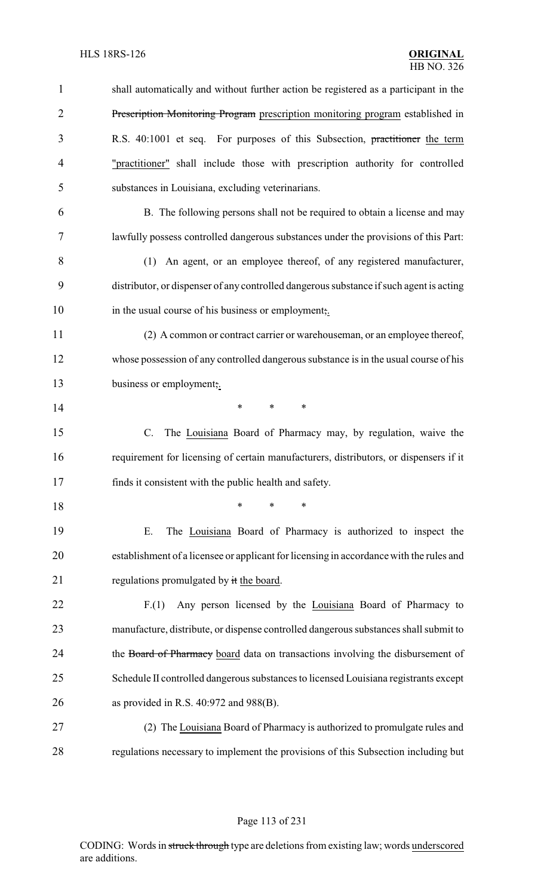shall automatically and without further action be registered as a participant in the ~~Prescription Monitoring Program~~ prescription monitoring program established in R.S. 40:1001 et seq. For purposes of this Subsection, ~~practitioner~~ the term "practitioner" shall include those with prescription authority for controlled substances in Louisiana, excluding veterinarians.

B. The following persons shall not be required to obtain a license and may lawfully possess controlled dangerous substances under the provisions of this Part:

(1) An agent, or an employee thereof, of any registered manufacturer, distributor, or dispenser of any controlled dangerous substance if such agent is acting in the usual course of his business or employment~~;~~.

(2) A common or contract carrier or warehouseman, or an employee thereof, whose possession of any controlled dangerous substance is in the usual course of his business or employment~~;~~.

\* \* \*

C. The Louisiana Board of Pharmacy may, by regulation, waive the requirement for licensing of certain manufacturers, distributors, or dispensers if it finds it consistent with the public health and safety.

\* \* \*

E. The Louisiana Board of Pharmacy is authorized to inspect the establishment of a licensee or applicant for licensing in accordance with the rules and regulations promulgated by ~~it~~ the board.

F.(1) Any person licensed by the Louisiana Board of Pharmacy to manufacture, distribute, or dispense controlled dangerous substances shall submit to the ~~Board of Pharmacy~~ board data on transactions involving the disbursement of Schedule II controlled dangerous substances to licensed Louisiana registrants except as provided in R.S. 40:972 and 988(B).

(2) The Louisiana Board of Pharmacy is authorized to promulgate rules and regulations necessary to implement the provisions of this Subsection including but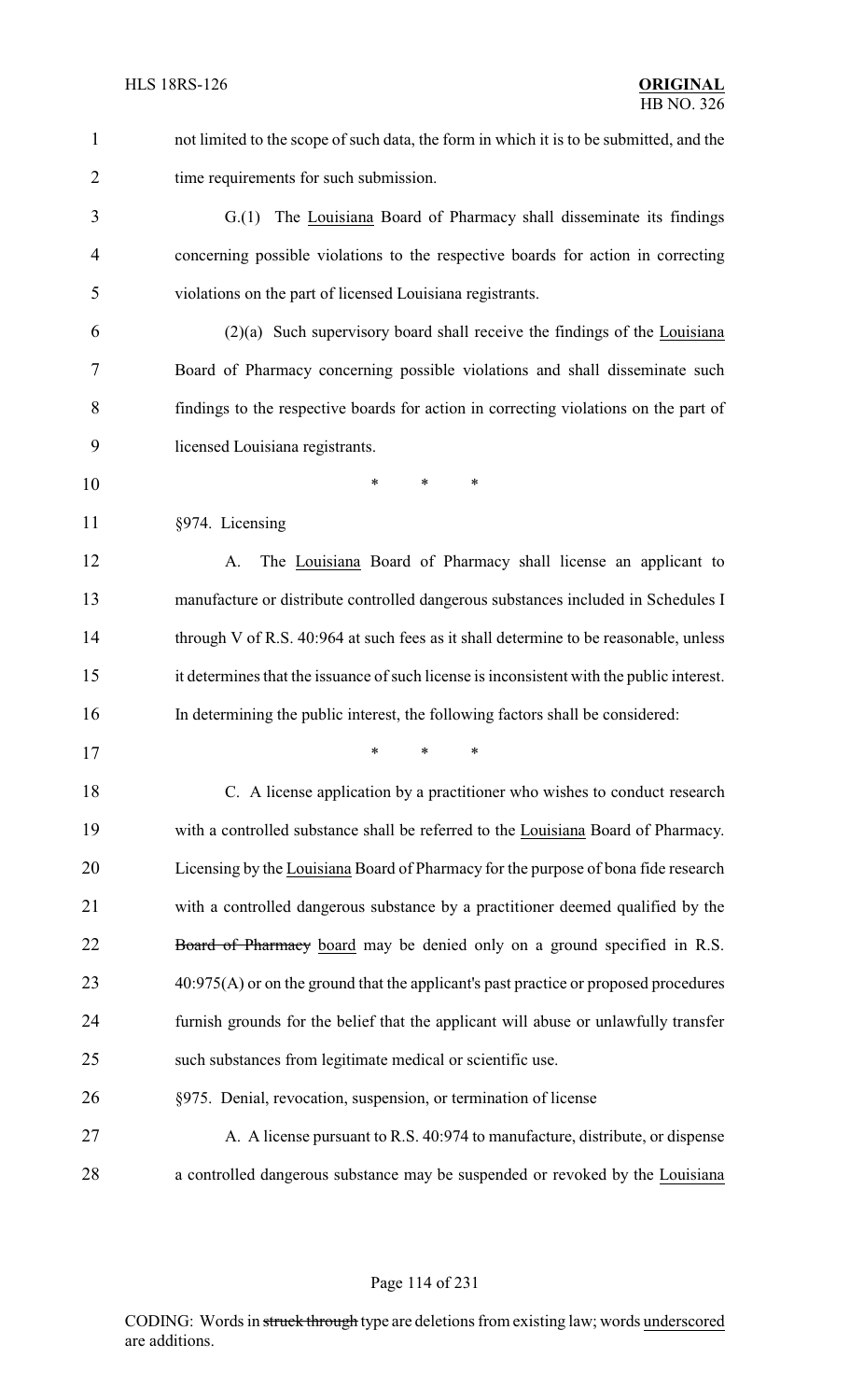not limited to the scope of such data, the form in which it is to be submitted, and the time requirements for such submission.

G.(1) The <u>Louisiana</u> Board of Pharmacy shall disseminate its findings concerning possible violations to the respective boards for action in correcting violations on the part of licensed Louisiana registrants.

(2)(a) Such supervisory board shall receive the findings of the <u>Louisiana</u> Board of Pharmacy concerning possible violations and shall disseminate such findings to the respective boards for action in correcting violations on the part of licensed Louisiana registrants.

\* \* \*

§974. Licensing

A. The <u>Louisiana</u> Board of Pharmacy shall license an applicant to manufacture or distribute controlled dangerous substances included in Schedules I through V of R.S. 40:964 at such fees as it shall determine to be reasonable, unless it determines that the issuance of such license is inconsistent with the public interest. In determining the public interest, the following factors shall be considered:

\* \* \*

C. A license application by a practitioner who wishes to conduct research with a controlled substance shall be referred to the <u>Louisiana</u> Board of Pharmacy. Licensing by the <u>Louisiana</u> Board of Pharmacy for the purpose of bona fide research with a controlled dangerous substance by a practitioner deemed qualified by the ~~Board of Pharmacy~~ <u>board</u> may be denied only on a ground specified in R.S. 40:975(A) or on the ground that the applicant's past practice or proposed procedures furnish grounds for the belief that the applicant will abuse or unlawfully transfer such substances from legitimate medical or scientific use.

§975. Denial, revocation, suspension, or termination of license

A. A license pursuant to R.S. 40:974 to manufacture, distribute, or dispense a controlled dangerous substance may be suspended or revoked by the <u>Louisiana</u>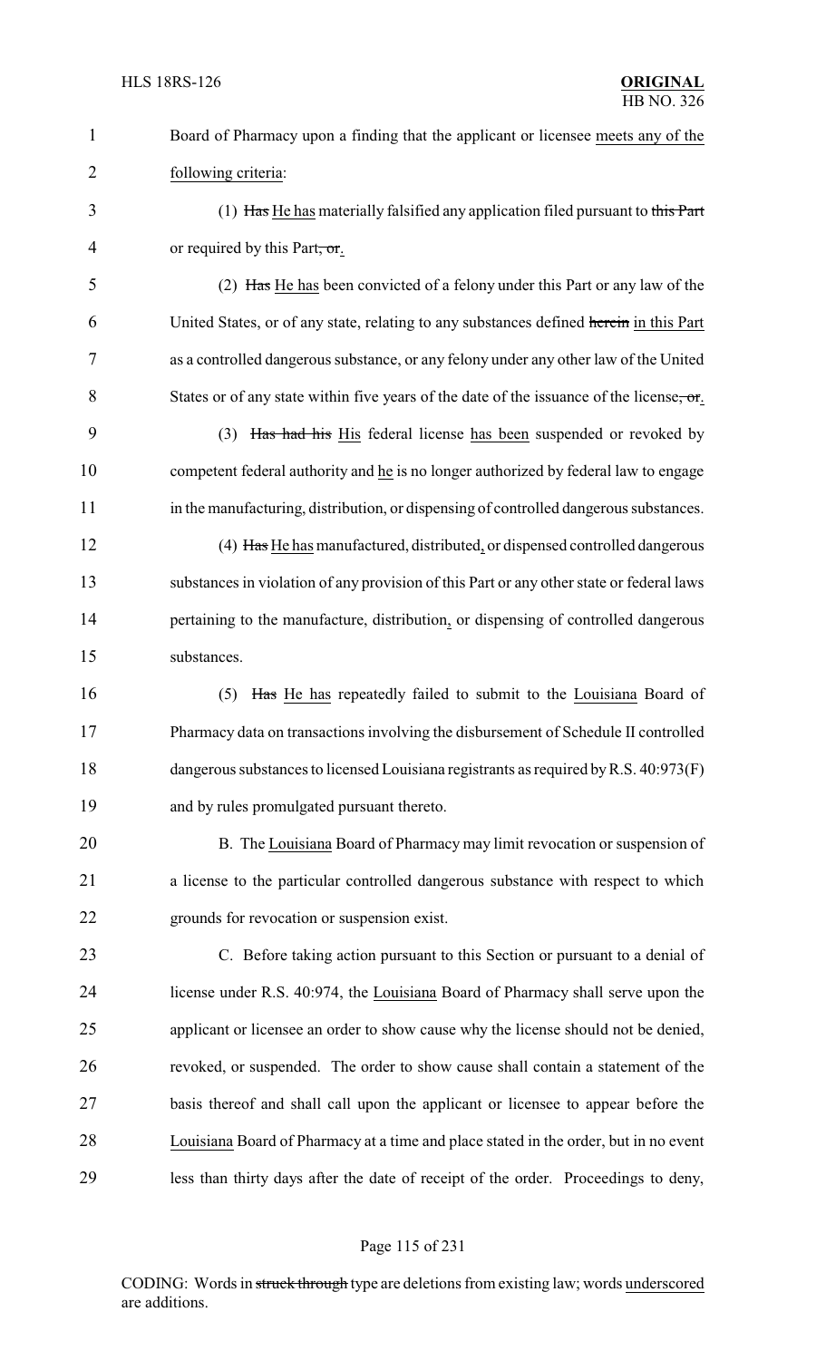Board of Pharmacy upon a finding that the applicant or licensee meets any of the following criteria:

(1) ~~Has~~ He has materially falsified any application filed pursuant to ~~this Part~~ or required by this Part~~, or~~.

(2) ~~Has~~ He has been convicted of a felony under this Part or any law of the United States, or of any state, relating to any substances defined ~~herein~~ in this Part as a controlled dangerous substance, or any felony under any other law of the United States or of any state within five years of the date of the issuance of the license~~, or~~.

(3) ~~Has had his~~ His federal license has been suspended or revoked by competent federal authority and he is no longer authorized by federal law to engage in the manufacturing, distribution, or dispensing of controlled dangerous substances.

(4) ~~Has~~ He has manufactured, distributed, or dispensed controlled dangerous substances in violation of any provision of this Part or any other state or federal laws pertaining to the manufacture, distribution, or dispensing of controlled dangerous substances.

(5) ~~Has~~ He has repeatedly failed to submit to the Louisiana Board of Pharmacy data on transactions involving the disbursement of Schedule II controlled dangerous substances to licensed Louisiana registrants as required by R.S. 40:973(F) and by rules promulgated pursuant thereto.

B. The Louisiana Board of Pharmacy may limit revocation or suspension of a license to the particular controlled dangerous substance with respect to which grounds for revocation or suspension exist.

C. Before taking action pursuant to this Section or pursuant to a denial of license under R.S. 40:974, the Louisiana Board of Pharmacy shall serve upon the applicant or licensee an order to show cause why the license should not be denied, revoked, or suspended. The order to show cause shall contain a statement of the basis thereof and shall call upon the applicant or licensee to appear before the Louisiana Board of Pharmacy at a time and place stated in the order, but in no event less than thirty days after the date of receipt of the order. Proceedings to deny,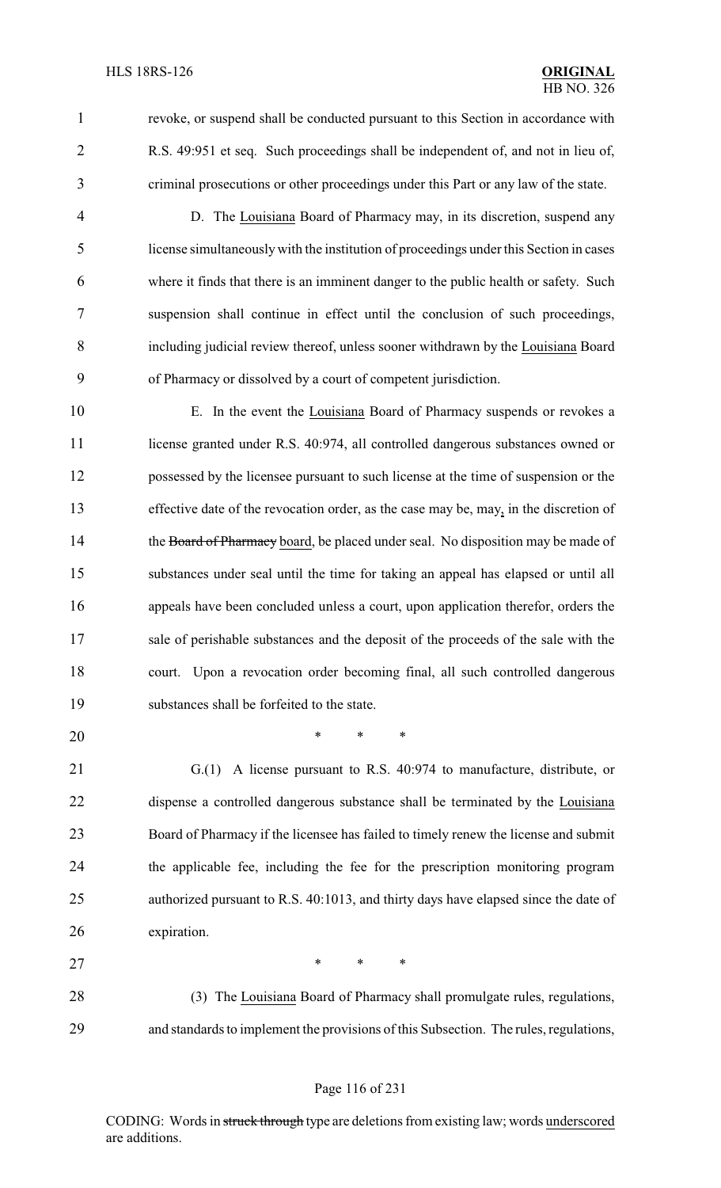revoke, or suspend shall be conducted pursuant to this Section in accordance with R.S. 49:951 et seq. Such proceedings shall be independent of, and not in lieu of, criminal prosecutions or other proceedings under this Part or any law of the state.

D. The Louisiana Board of Pharmacy may, in its discretion, suspend any license simultaneously with the institution of proceedings under this Section in cases where it finds that there is an imminent danger to the public health or safety. Such suspension shall continue in effect until the conclusion of such proceedings, including judicial review thereof, unless sooner withdrawn by the Louisiana Board of Pharmacy or dissolved by a court of competent jurisdiction.

E. In the event the Louisiana Board of Pharmacy suspends or revokes a license granted under R.S. 40:974, all controlled dangerous substances owned or possessed by the licensee pursuant to such license at the time of suspension or the effective date of the revocation order, as the case may be, may, in the discretion of the ~~Board of Pharmacy~~ board, be placed under seal. No disposition may be made of substances under seal until the time for taking an appeal has elapsed or until all appeals have been concluded unless a court, upon application therefor, orders the sale of perishable substances and the deposit of the proceeds of the sale with the court. Upon a revocation order becoming final, all such controlled dangerous substances shall be forfeited to the state.

\* \* \*

G.(1) A license pursuant to R.S. 40:974 to manufacture, distribute, or dispense a controlled dangerous substance shall be terminated by the Louisiana Board of Pharmacy if the licensee has failed to timely renew the license and submit the applicable fee, including the fee for the prescription monitoring program authorized pursuant to R.S. 40:1013, and thirty days have elapsed since the date of expiration.

\* \* \*

(3) The Louisiana Board of Pharmacy shall promulgate rules, regulations, and standards to implement the provisions of this Subsection. The rules, regulations,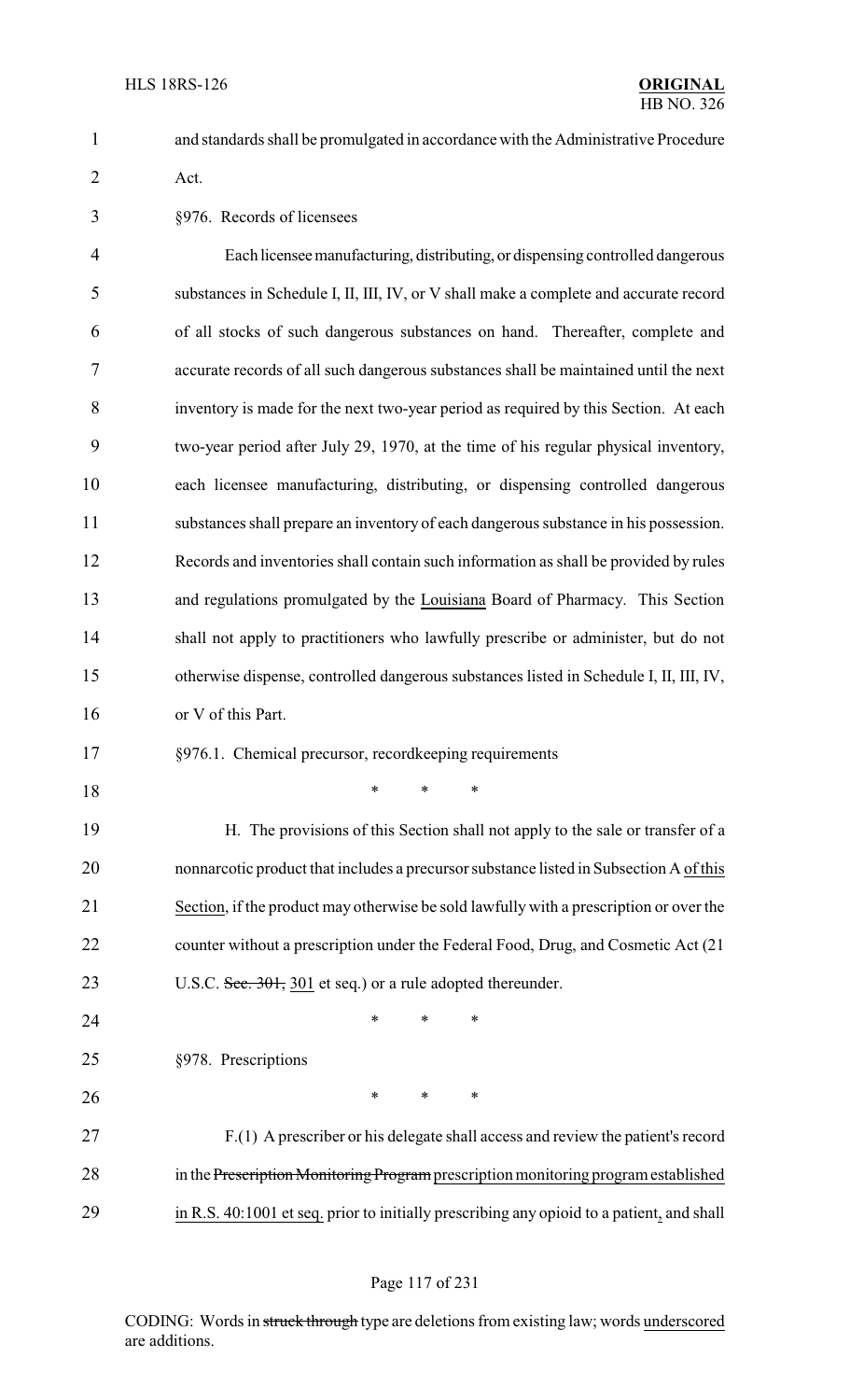and standards shall be promulgated in accordance with the Administrative Procedure Act.

§976. Records of licensees

Each licensee manufacturing, distributing, or dispensing controlled dangerous substances in Schedule I, II, III, IV, or V shall make a complete and accurate record of all stocks of such dangerous substances on hand. Thereafter, complete and accurate records of all such dangerous substances shall be maintained until the next inventory is made for the next two-year period as required by this Section. At each two-year period after July 29, 1970, at the time of his regular physical inventory, each licensee manufacturing, distributing, or dispensing controlled dangerous substances shall prepare an inventory of each dangerous substance in his possession. Records and inventories shall contain such information as shall be provided by rules and regulations promulgated by the Louisiana Board of Pharmacy. This Section shall not apply to practitioners who lawfully prescribe or administer, but do not otherwise dispense, controlled dangerous substances listed in Schedule I, II, III, IV, or V of this Part.

§976.1. Chemical precursor, recordkeeping requirements

\* \* \*

H. The provisions of this Section shall not apply to the sale or transfer of a nonnarcotic product that includes a precursor substance listed in Subsection A of this Section, if the product may otherwise be sold lawfully with a prescription or over the counter without a prescription under the Federal Food, Drug, and Cosmetic Act (21 U.S.C. ~~Sec. 301,~~ 301 et seq.) or a rule adopted thereunder.

\* \* \*

§978. Prescriptions

\* \* \*

F.(1) A prescriber or his delegate shall access and review the patient's record in the ~~Prescription Monitoring Program~~ prescription monitoring program established in R.S. 40:1001 et seq. prior to initially prescribing any opioid to a patient, and shall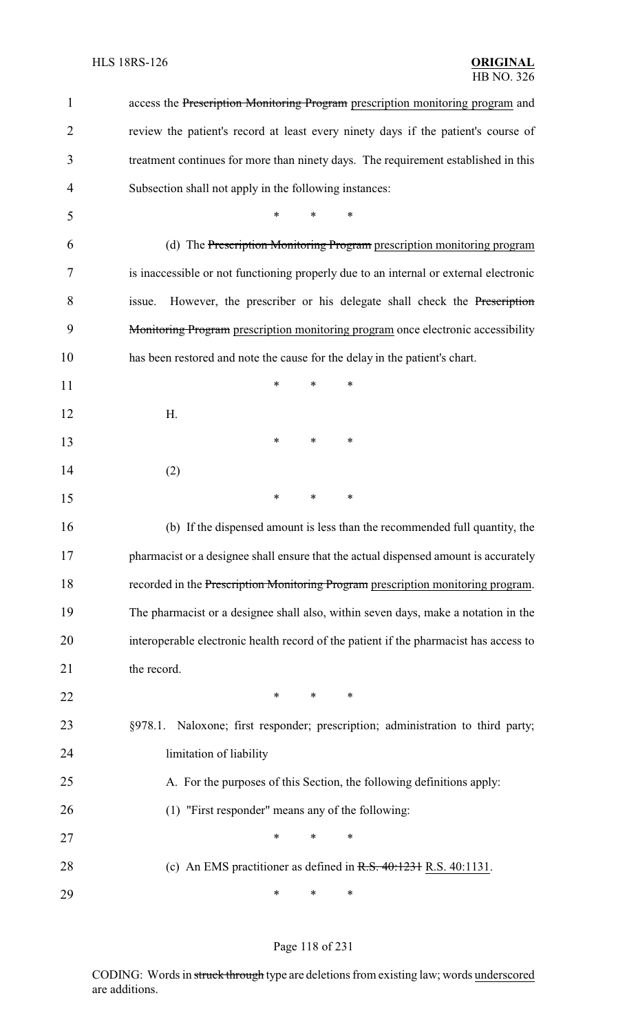access the ~~Prescription Monitoring Program~~ prescription monitoring program and review the patient's record at least every ninety days if the patient's course of treatment continues for more than ninety days. The requirement established in this Subsection shall not apply in the following instances:

\* \* \*

(d) The ~~Prescription Monitoring Program~~ prescription monitoring program is inaccessible or not functioning properly due to an internal or external electronic issue. However, the prescriber or his delegate shall check the ~~Prescription Monitoring Program~~ prescription monitoring program once electronic accessibility has been restored and note the cause for the delay in the patient's chart.

\* \* \*

H.

\* \* \*

(2)

\* \* \*

(b) If the dispensed amount is less than the recommended full quantity, the pharmacist or a designee shall ensure that the actual dispensed amount is accurately recorded in the ~~Prescription Monitoring Program~~ prescription monitoring program. The pharmacist or a designee shall also, within seven days, make a notation in the interoperable electronic health record of the patient if the pharmacist has access to the record.

\* \* \*

§978.1. Naloxone; first responder; prescription; administration to third party; limitation of liability

A. For the purposes of this Section, the following definitions apply:

(1) "First responder" means any of the following:

\* \* \*

(c) An EMS practitioner as defined in ~~R.S. 40:1231~~ R.S. 40:1131.

\* \* \*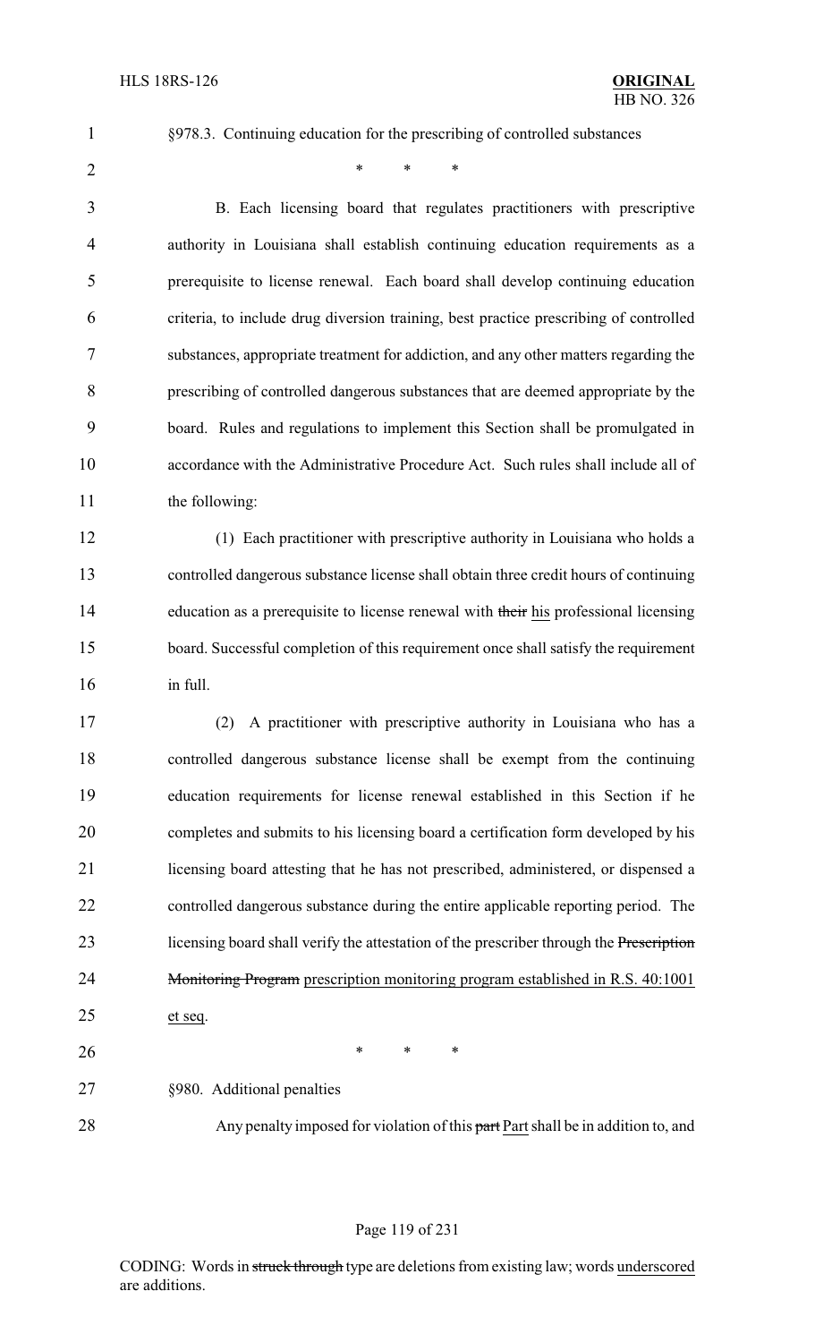§978.3. Continuing education for the prescribing of controlled substances

\* \* \*

B. Each licensing board that regulates practitioners with prescriptive authority in Louisiana shall establish continuing education requirements as a prerequisite to license renewal. Each board shall develop continuing education criteria, to include drug diversion training, best practice prescribing of controlled substances, appropriate treatment for addiction, and any other matters regarding the prescribing of controlled dangerous substances that are deemed appropriate by the board. Rules and regulations to implement this Section shall be promulgated in accordance with the Administrative Procedure Act. Such rules shall include all of the following:

(1) Each practitioner with prescriptive authority in Louisiana who holds a controlled dangerous substance license shall obtain three credit hours of continuing education as a prerequisite to license renewal with ~~their~~ <u>his</u> professional licensing board. Successful completion of this requirement once shall satisfy the requirement in full.

(2) A practitioner with prescriptive authority in Louisiana who has a controlled dangerous substance license shall be exempt from the continuing education requirements for license renewal established in this Section if he completes and submits to his licensing board a certification form developed by his licensing board attesting that he has not prescribed, administered, or dispensed a controlled dangerous substance during the entire applicable reporting period. The licensing board shall verify the attestation of the prescriber through the ~~Prescription Monitoring Program~~ <u>prescription monitoring program established in R.S. 40:1001 et seq</u>.

\* \* \*

§980. Additional penalties

Any penalty imposed for violation of this ~~part~~ <u>Part</u> shall be in addition to, and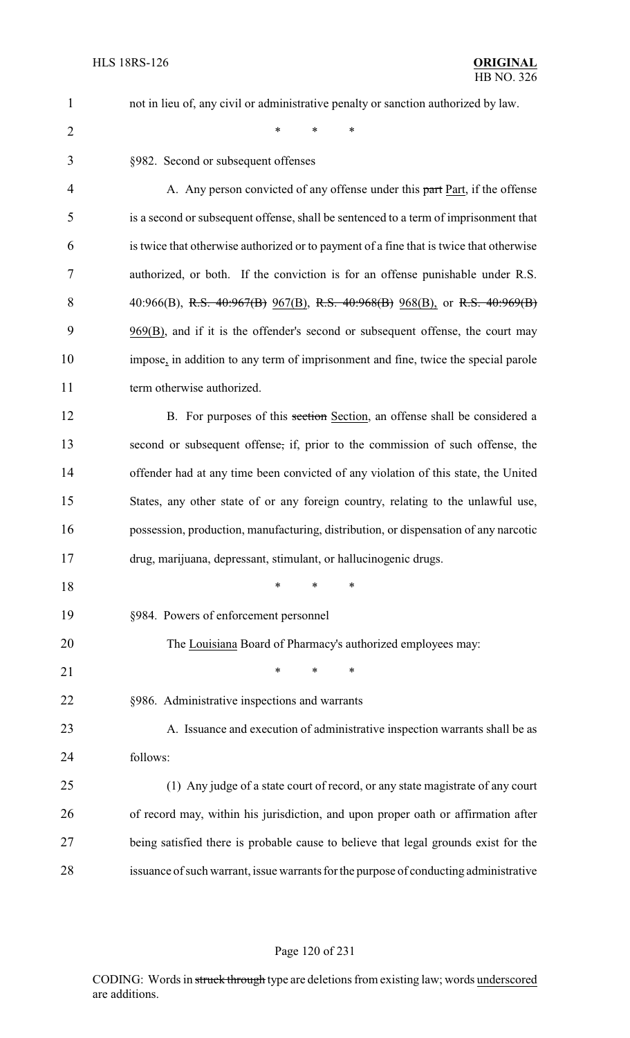not in lieu of, any civil or administrative penalty or sanction authorized by law.

\* \* \*

§982. Second or subsequent offenses

A. Any person convicted of any offense under this ~~part~~ Part, if the offense is a second or subsequent offense, shall be sentenced to a term of imprisonment that is twice that otherwise authorized or to payment of a fine that is twice that otherwise authorized, or both. If the conviction is for an offense punishable under R.S. 40:966(B), ~~R.S. 40:967(B)~~ 967(B), ~~R.S. 40:968(B)~~ 968(B), or ~~R.S. 40:969(B)~~ 969(B), and if it is the offender's second or subsequent offense, the court may impose, in addition to any term of imprisonment and fine, twice the special parole term otherwise authorized.

B. For purposes of this ~~section~~ Section, an offense shall be considered a second or subsequent offense~~,~~ if, prior to the commission of such offense, the offender had at any time been convicted of any violation of this state, the United States, any other state of or any foreign country, relating to the unlawful use, possession, production, manufacturing, distribution, or dispensation of any narcotic drug, marijuana, depressant, stimulant, or hallucinogenic drugs.

\* \* \*

§984. Powers of enforcement personnel

The Louisiana Board of Pharmacy's authorized employees may:

\* \* \*

§986. Administrative inspections and warrants

A. Issuance and execution of administrative inspection warrants shall be as follows:

(1) Any judge of a state court of record, or any state magistrate of any court of record may, within his jurisdiction, and upon proper oath or affirmation after being satisfied there is probable cause to believe that legal grounds exist for the issuance of such warrant, issue warrants for the purpose of conducting administrative

CODING: Words in ~~struck through~~ type are deletions from existing law; words underscored are additions.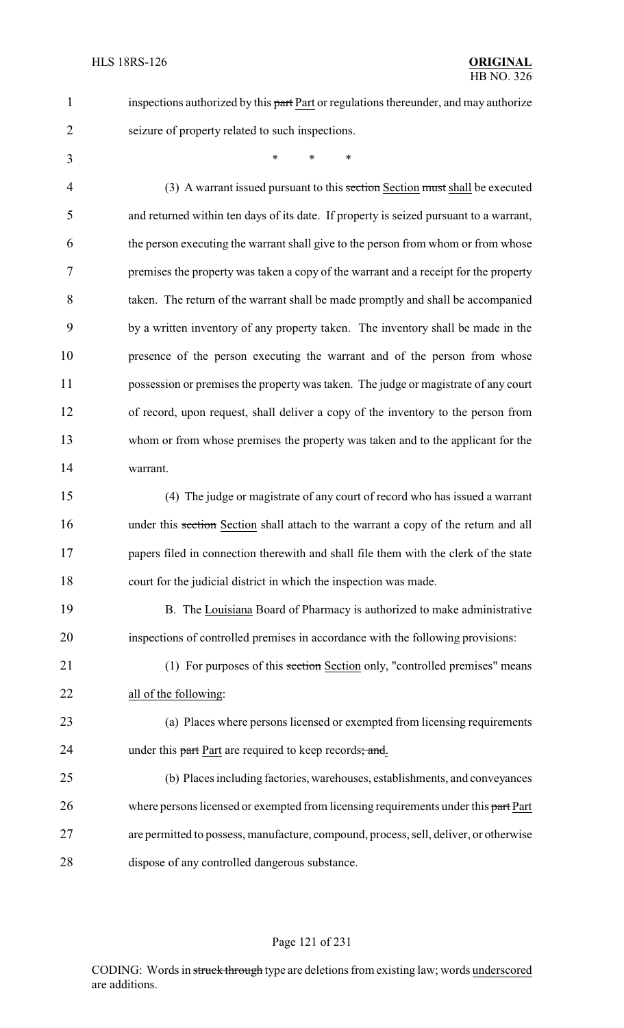inspections authorized by this ~~part~~ Part or regulations thereunder, and may authorize seizure of property related to such inspections.

\* \* \*

(3) A warrant issued pursuant to this ~~section~~ Section ~~must~~ shall be executed and returned within ten days of its date. If property is seized pursuant to a warrant, the person executing the warrant shall give to the person from whom or from whose premises the property was taken a copy of the warrant and a receipt for the property taken. The return of the warrant shall be made promptly and shall be accompanied by a written inventory of any property taken. The inventory shall be made in the presence of the person executing the warrant and of the person from whose possession or premises the property was taken. The judge or magistrate of any court of record, upon request, shall deliver a copy of the inventory to the person from whom or from whose premises the property was taken and to the applicant for the warrant.

(4) The judge or magistrate of any court of record who has issued a warrant under this ~~section~~ Section shall attach to the warrant a copy of the return and all papers filed in connection therewith and shall file them with the clerk of the state court for the judicial district in which the inspection was made.

B. The Louisiana Board of Pharmacy is authorized to make administrative inspections of controlled premises in accordance with the following provisions:

(1) For purposes of this ~~section~~ Section only, "controlled premises" means all of the following:

(a) Places where persons licensed or exempted from licensing requirements under this ~~part~~ Part are required to keep records~~; and~~.

(b) Places including factories, warehouses, establishments, and conveyances where persons licensed or exempted from licensing requirements under this ~~part~~ Part are permitted to possess, manufacture, compound, process, sell, deliver, or otherwise dispose of any controlled dangerous substance.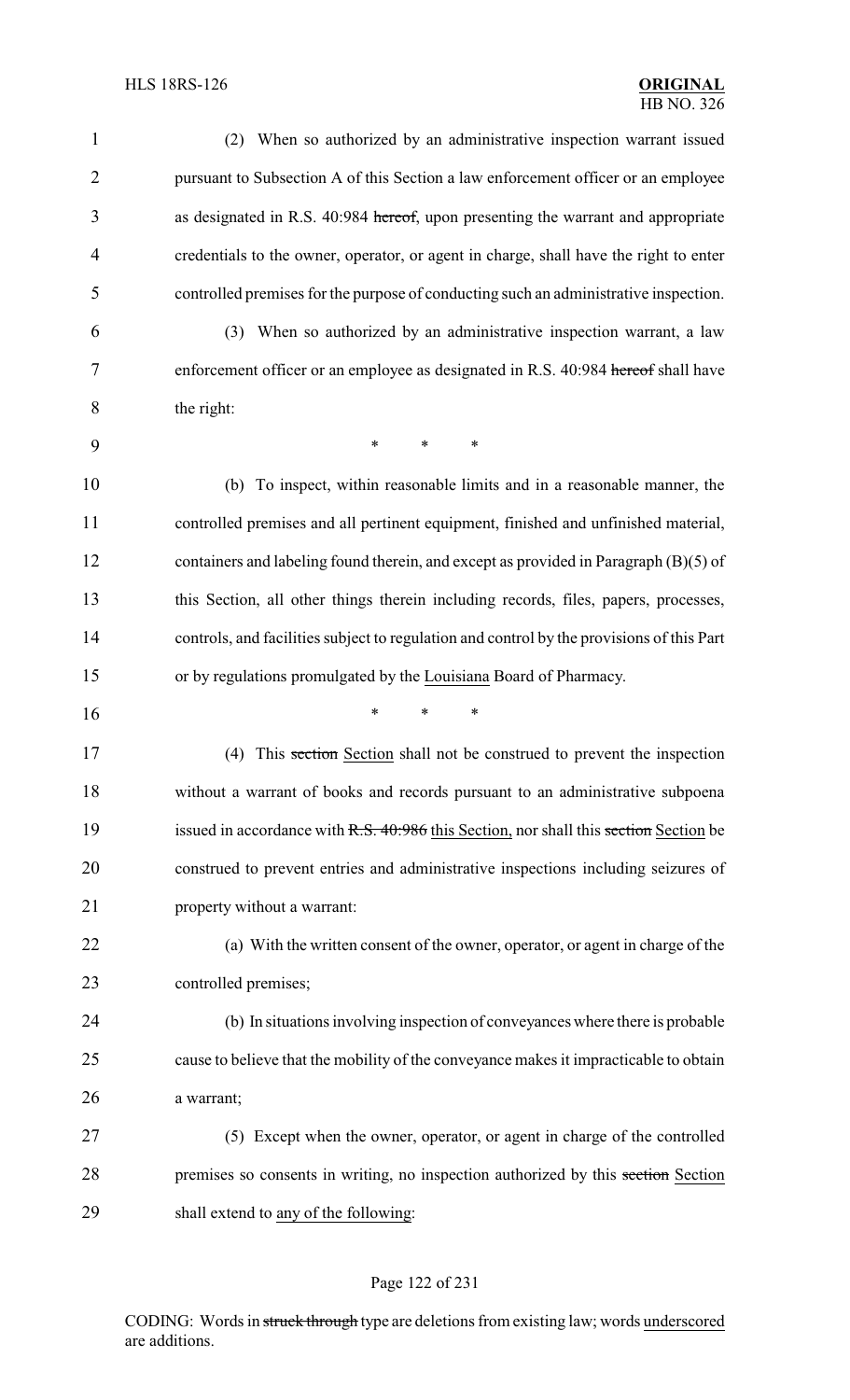(2) When so authorized by an administrative inspection warrant issued pursuant to Subsection A of this Section a law enforcement officer or an employee as designated in R.S. 40:984 ~~hereof~~, upon presenting the warrant and appropriate credentials to the owner, operator, or agent in charge, shall have the right to enter controlled premises for the purpose of conducting such an administrative inspection.

(3) When so authorized by an administrative inspection warrant, a law enforcement officer or an employee as designated in R.S. 40:984 ~~hereof~~ shall have the right:

\* \* \*

(b) To inspect, within reasonable limits and in a reasonable manner, the controlled premises and all pertinent equipment, finished and unfinished material, containers and labeling found therein, and except as provided in Paragraph (B)(5) of this Section, all other things therein including records, files, papers, processes, controls, and facilities subject to regulation and control by the provisions of this Part or by regulations promulgated by the <u>Louisiana</u> Board of Pharmacy.

\* \* \*

(4) This ~~section~~ <u>Section</u> shall not be construed to prevent the inspection without a warrant of books and records pursuant to an administrative subpoena issued in accordance with ~~R.S. 40:986~~ <u>this Section,</u> nor shall this ~~section~~ <u>Section</u> be construed to prevent entries and administrative inspections including seizures of property without a warrant:

(a) With the written consent of the owner, operator, or agent in charge of the controlled premises;

(b) In situations involving inspection of conveyances where there is probable cause to believe that the mobility of the conveyance makes it impracticable to obtain a warrant;

(5) Except when the owner, operator, or agent in charge of the controlled premises so consents in writing, no inspection authorized by this ~~section~~ <u>Section</u> shall extend to <u>any of the following</u>:

CODING: Words in ~~struck through~~ type are deletions from existing law; words <u>underscored</u> are additions.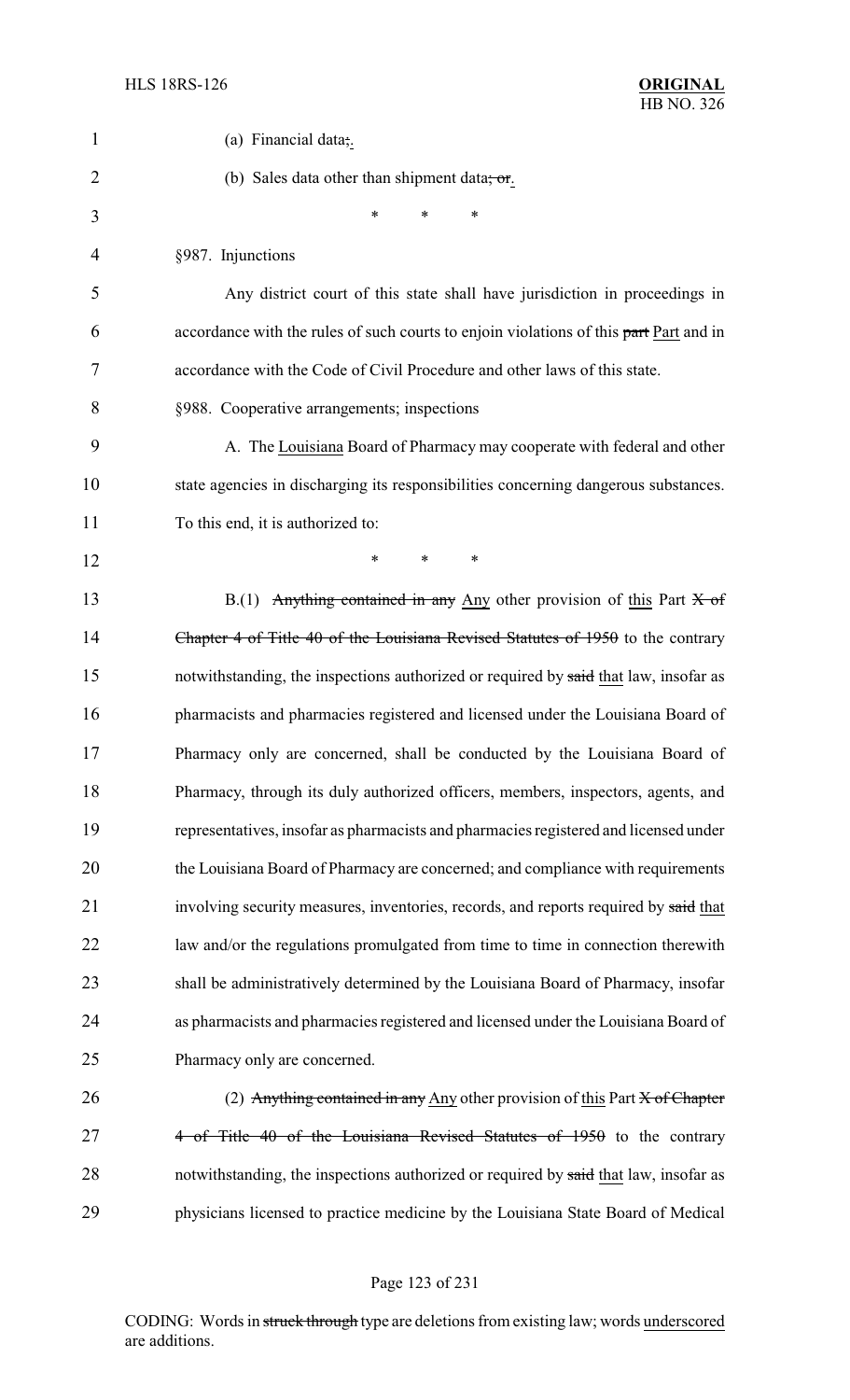(a) Financial data;.

(b) Sales data other than shipment data; or.

\* \* \*

§987. Injunctions

Any district court of this state shall have jurisdiction in proceedings in accordance with the rules of such courts to enjoin violations of this part Part and in accordance with the Code of Civil Procedure and other laws of this state.

§988. Cooperative arrangements; inspections

A. The Louisiana Board of Pharmacy may cooperate with federal and other state agencies in discharging its responsibilities concerning dangerous substances. To this end, it is authorized to:

\* \* \*

B.(1) Anything contained in any Any other provision of this Part X of Chapter 4 of Title 40 of the Louisiana Revised Statutes of 1950 to the contrary notwithstanding, the inspections authorized or required by said that law, insofar as pharmacists and pharmacies registered and licensed under the Louisiana Board of Pharmacy only are concerned, shall be conducted by the Louisiana Board of Pharmacy, through its duly authorized officers, members, inspectors, agents, and representatives, insofar as pharmacists and pharmacies registered and licensed under the Louisiana Board of Pharmacy are concerned; and compliance with requirements involving security measures, inventories, records, and reports required by said that law and/or the regulations promulgated from time to time in connection therewith shall be administratively determined by the Louisiana Board of Pharmacy, insofar as pharmacists and pharmacies registered and licensed under the Louisiana Board of Pharmacy only are concerned.

(2) Anything contained in any Any other provision of this Part X of Chapter 4 of Title 40 of the Louisiana Revised Statutes of 1950 to the contrary notwithstanding, the inspections authorized or required by said that law, insofar as physicians licensed to practice medicine by the Louisiana State Board of Medical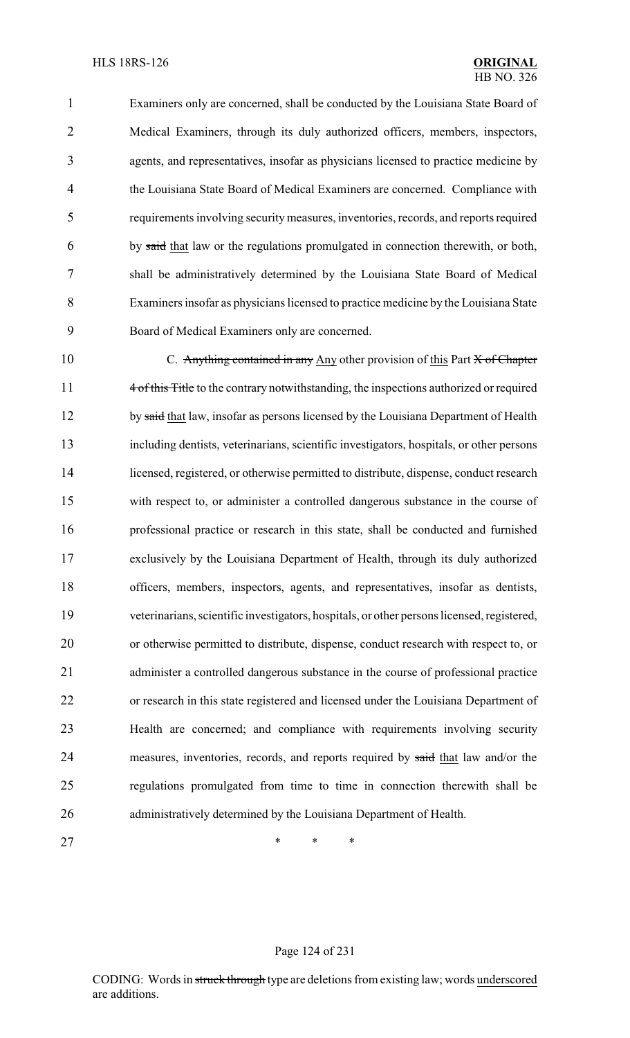Examiners only are concerned, shall be conducted by the Louisiana State Board of Medical Examiners, through its duly authorized officers, members, inspectors, agents, and representatives, insofar as physicians licensed to practice medicine by the Louisiana State Board of Medical Examiners are concerned. Compliance with requirements involving security measures, inventories, records, and reports required by ~~said~~ that law or the regulations promulgated in connection therewith, or both, shall be administratively determined by the Louisiana State Board of Medical Examiners insofar as physicians licensed to practice medicine by the Louisiana State Board of Medical Examiners only are concerned.

C. ~~Anything contained in any~~ Any other provision of this Part ~~X of Chapter 4 of this Title~~ to the contrary notwithstanding, the inspections authorized or required by ~~said~~ that law, insofar as persons licensed by the Louisiana Department of Health including dentists, veterinarians, scientific investigators, hospitals, or other persons licensed, registered, or otherwise permitted to distribute, dispense, conduct research with respect to, or administer a controlled dangerous substance in the course of professional practice or research in this state, shall be conducted and furnished exclusively by the Louisiana Department of Health, through its duly authorized officers, members, inspectors, agents, and representatives, insofar as dentists, veterinarians, scientific investigators, hospitals, or other persons licensed, registered, or otherwise permitted to distribute, dispense, conduct research with respect to, or administer a controlled dangerous substance in the course of professional practice or research in this state registered and licensed under the Louisiana Department of Health are concerned; and compliance with requirements involving security measures, inventories, records, and reports required by ~~said~~ that law and/or the regulations promulgated from time to time in connection therewith shall be administratively determined by the Louisiana Department of Health.

\* \* \*

CODING: Words in ~~struck through~~ type are deletions from existing law; words underscored are additions.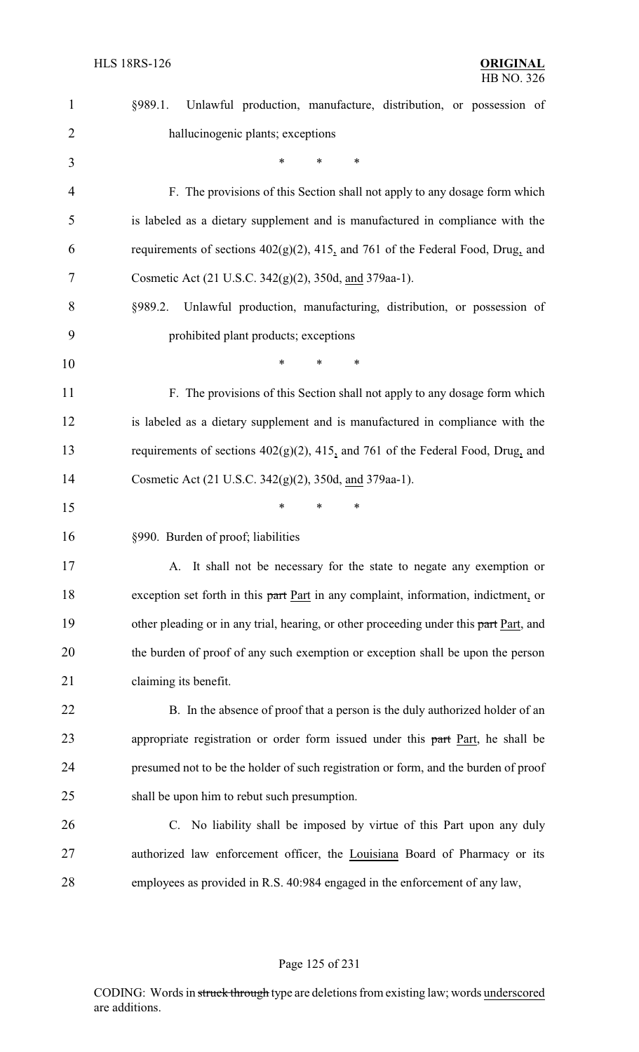§989.1. Unlawful production, manufacture, distribution, or possession of hallucinogenic plants; exceptions

\* \* \*

F. The provisions of this Section shall not apply to any dosage form which is labeled as a dietary supplement and is manufactured in compliance with the requirements of sections 402(g)(2), 415, and 761 of the Federal Food, Drug, and Cosmetic Act (21 U.S.C. 342(g)(2), 350d, and 379aa-1).

§989.2. Unlawful production, manufacturing, distribution, or possession of prohibited plant products; exceptions

\* \* \*

F. The provisions of this Section shall not apply to any dosage form which is labeled as a dietary supplement and is manufactured in compliance with the requirements of sections 402(g)(2), 415, and 761 of the Federal Food, Drug, and Cosmetic Act (21 U.S.C. 342(g)(2), 350d, and 379aa-1).

\* \* \*

§990. Burden of proof; liabilities

A. It shall not be necessary for the state to negate any exemption or exception set forth in this ~~part~~ Part in any complaint, information, indictment, or other pleading or in any trial, hearing, or other proceeding under this ~~part~~ Part, and the burden of proof of any such exemption or exception shall be upon the person claiming its benefit.

B. In the absence of proof that a person is the duly authorized holder of an appropriate registration or order form issued under this ~~part~~ Part, he shall be presumed not to be the holder of such registration or form, and the burden of proof shall be upon him to rebut such presumption.

C. No liability shall be imposed by virtue of this Part upon any duly authorized law enforcement officer, the Louisiana Board of Pharmacy or its employees as provided in R.S. 40:984 engaged in the enforcement of any law,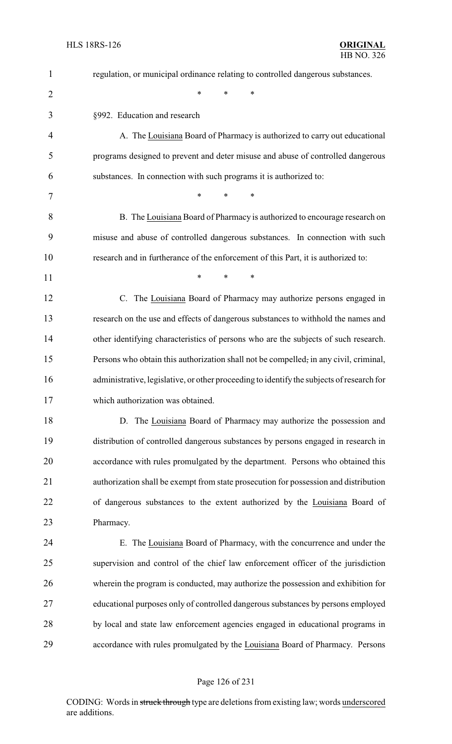regulation, or municipal ordinance relating to controlled dangerous substances.

\* \* \*

§992. Education and research

A. The <u>Louisiana</u> Board of Pharmacy is authorized to carry out educational programs designed to prevent and deter misuse and abuse of controlled dangerous substances. In connection with such programs it is authorized to:

\* \* \*

B. The <u>Louisiana</u> Board of Pharmacy is authorized to encourage research on misuse and abuse of controlled dangerous substances. In connection with such research and in furtherance of the enforcement of this Part, it is authorized to:

\* \* \*

C. The <u>Louisiana</u> Board of Pharmacy may authorize persons engaged in research on the use and effects of dangerous substances to withhold the names and other identifying characteristics of persons who are the subjects of such research. Persons who obtain this authorization shall not be compelled~~,~~ in any civil, criminal, administrative, legislative, or other proceeding to identify the subjects of research for which authorization was obtained.

D. The <u>Louisiana</u> Board of Pharmacy may authorize the possession and distribution of controlled dangerous substances by persons engaged in research in accordance with rules promulgated by the department. Persons who obtained this authorization shall be exempt from state prosecution for possession and distribution of dangerous substances to the extent authorized by the <u>Louisiana</u> Board of Pharmacy.

E. The <u>Louisiana</u> Board of Pharmacy, with the concurrence and under the supervision and control of the chief law enforcement officer of the jurisdiction wherein the program is conducted, may authorize the possession and exhibition for educational purposes only of controlled dangerous substances by persons employed by local and state law enforcement agencies engaged in educational programs in accordance with rules promulgated by the <u>Louisiana</u> Board of Pharmacy. Persons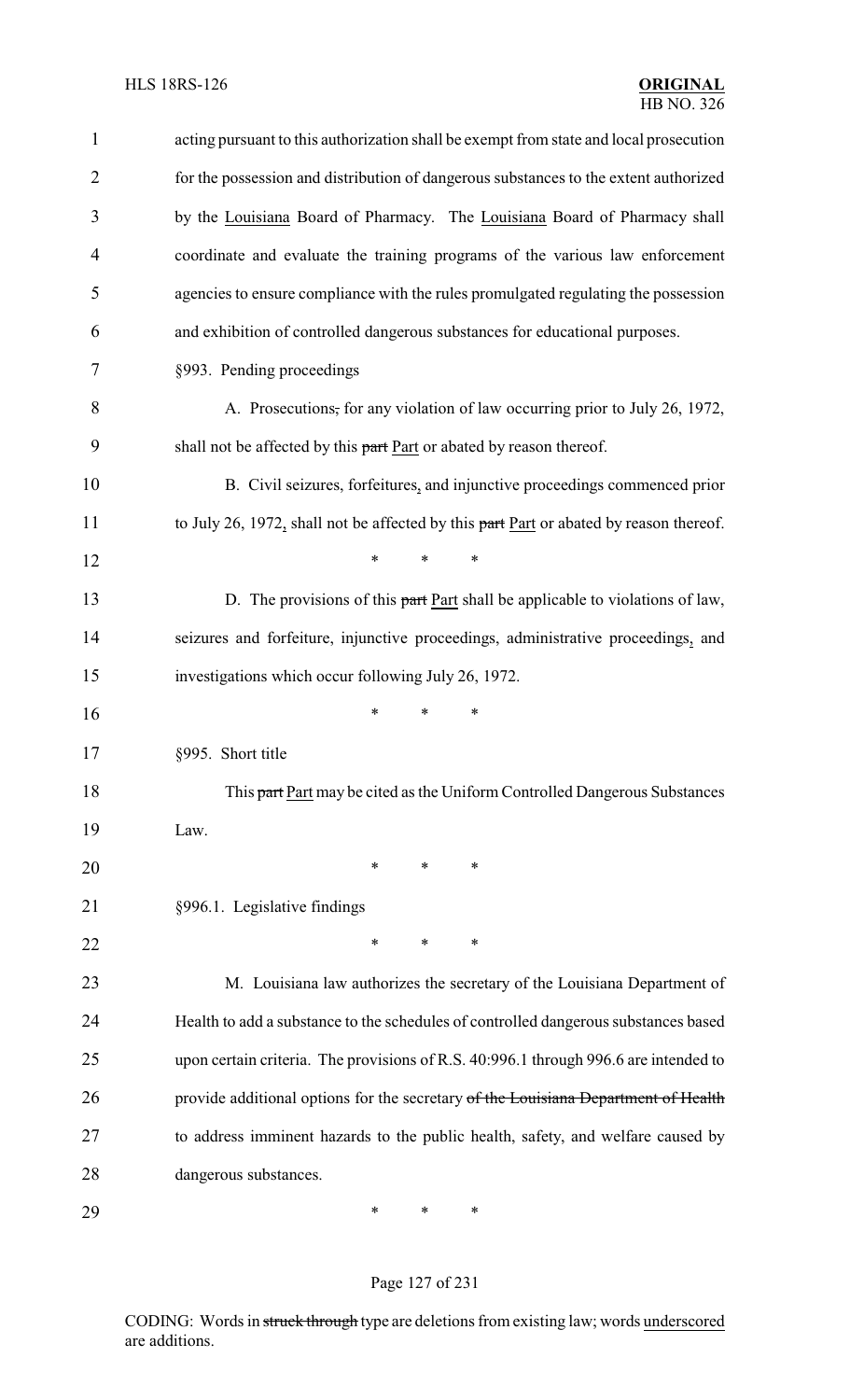acting pursuant to this authorization shall be exempt from state and local prosecution for the possession and distribution of dangerous substances to the extent authorized by the Louisiana Board of Pharmacy. The Louisiana Board of Pharmacy shall coordinate and evaluate the training programs of the various law enforcement agencies to ensure compliance with the rules promulgated regulating the possession and exhibition of controlled dangerous substances for educational purposes.

§993. Pending proceedings

A. Prosecutions, for any violation of law occurring prior to July 26, 1972, shall not be affected by this part Part or abated by reason thereof.

B. Civil seizures, forfeitures, and injunctive proceedings commenced prior to July 26, 1972, shall not be affected by this part Part or abated by reason thereof.

\* \* \*

D. The provisions of this part Part shall be applicable to violations of law, seizures and forfeiture, injunctive proceedings, administrative proceedings, and investigations which occur following July 26, 1972.

\* \* \*

§995. Short title

This part Part may be cited as the Uniform Controlled Dangerous Substances Law.

\* \* \*

§996.1. Legislative findings

\* \* \*

M. Louisiana law authorizes the secretary of the Louisiana Department of Health to add a substance to the schedules of controlled dangerous substances based upon certain criteria. The provisions of R.S. 40:996.1 through 996.6 are intended to provide additional options for the secretary of the Louisiana Department of Health to address imminent hazards to the public health, safety, and welfare caused by dangerous substances.

\* \* \*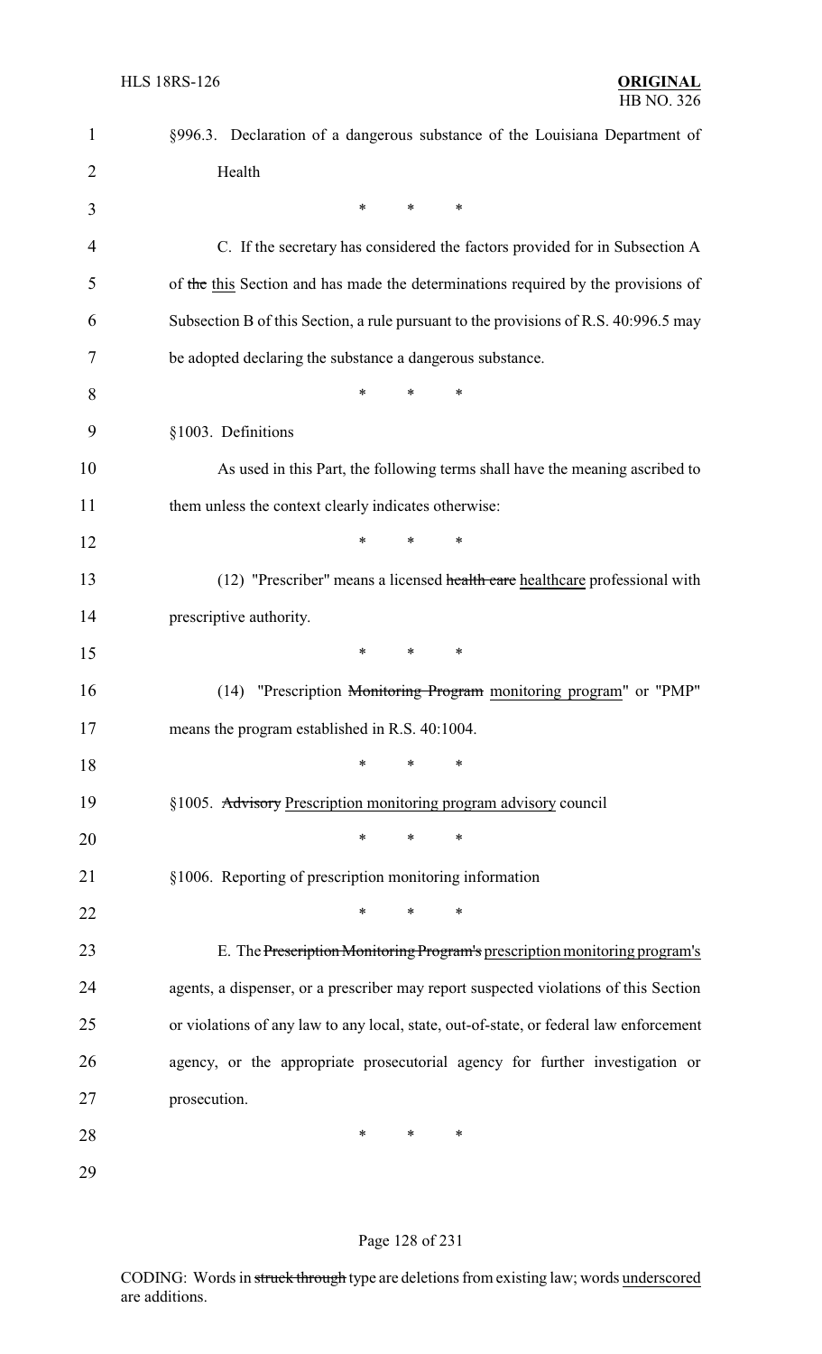§996.3. Declaration of a dangerous substance of the Louisiana Department of Health

\* \* \*

C. If the secretary has considered the factors provided for in Subsection A of ~~the~~ this Section and has made the determinations required by the provisions of Subsection B of this Section, a rule pursuant to the provisions of R.S. 40:996.5 may be adopted declaring the substance a dangerous substance.

\* \* \*

§1003. Definitions

As used in this Part, the following terms shall have the meaning ascribed to them unless the context clearly indicates otherwise:

\* \* \*

(12) "Prescriber" means a licensed ~~health care~~ healthcare professional with prescriptive authority.

\* \* \*

(14) "Prescription ~~Monitoring Program~~ monitoring program" or "PMP" means the program established in R.S. 40:1004.

\* \* \*

§1005. ~~Advisory~~ Prescription monitoring program advisory council

\* \* \*

§1006. Reporting of prescription monitoring information

\* \* \*

E. The ~~Prescription Monitoring Program's~~ prescription monitoring program's agents, a dispenser, or a prescriber may report suspected violations of this Section or violations of any law to any local, state, out-of-state, or federal law enforcement agency, or the appropriate prosecutorial agency for further investigation or prosecution.

\* \* \*

CODING: Words in ~~struck through~~ type are deletions from existing law; words underscored are additions.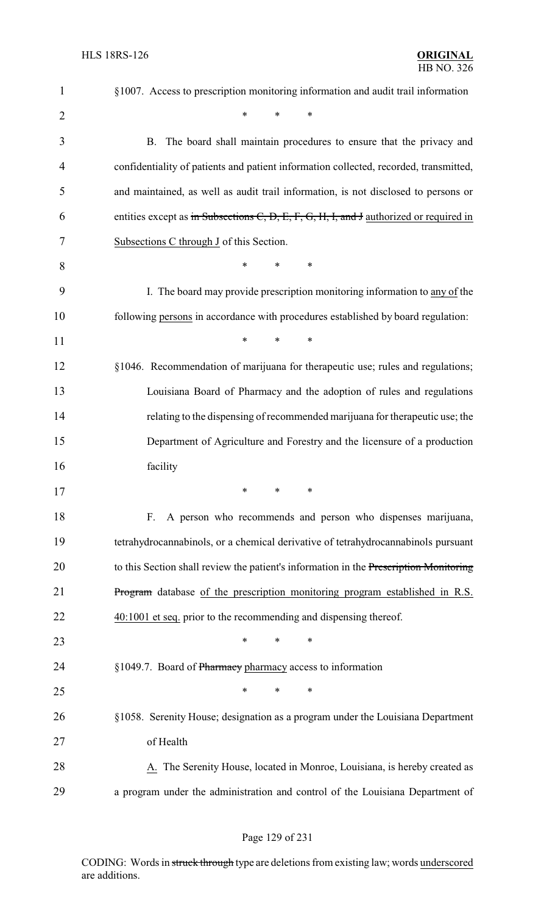§1007. Access to prescription monitoring information and audit trail information

\* \* \*

B. The board shall maintain procedures to ensure that the privacy and confidentiality of patients and patient information collected, recorded, transmitted, and maintained, as well as audit trail information, is not disclosed to persons or entities except as ~~in Subsections C, D, E, F, G, H, I, and J~~ authorized or required in Subsections C through J of this Section.

\* \* \*

I. The board may provide prescription monitoring information to any of the following persons in accordance with procedures established by board regulation:

\* \* \*

§1046. Recommendation of marijuana for therapeutic use; rules and regulations; Louisiana Board of Pharmacy and the adoption of rules and regulations relating to the dispensing of recommended marijuana for therapeutic use; the Department of Agriculture and Forestry and the licensure of a production facility

\* \* \*

F. A person who recommends and person who dispenses marijuana, tetrahydrocannabinols, or a chemical derivative of tetrahydrocannabinols pursuant to this Section shall review the patient's information in the ~~Prescription Monitoring Program~~ database of the prescription monitoring program established in R.S. 40:1001 et seq. prior to the recommending and dispensing thereof.

\* \* \*

§1049.7. Board of ~~Pharmacy~~ pharmacy access to information

\* \* \*

§1058. Serenity House; designation as a program under the Louisiana Department of Health

A. The Serenity House, located in Monroe, Louisiana, is hereby created as a program under the administration and control of the Louisiana Department of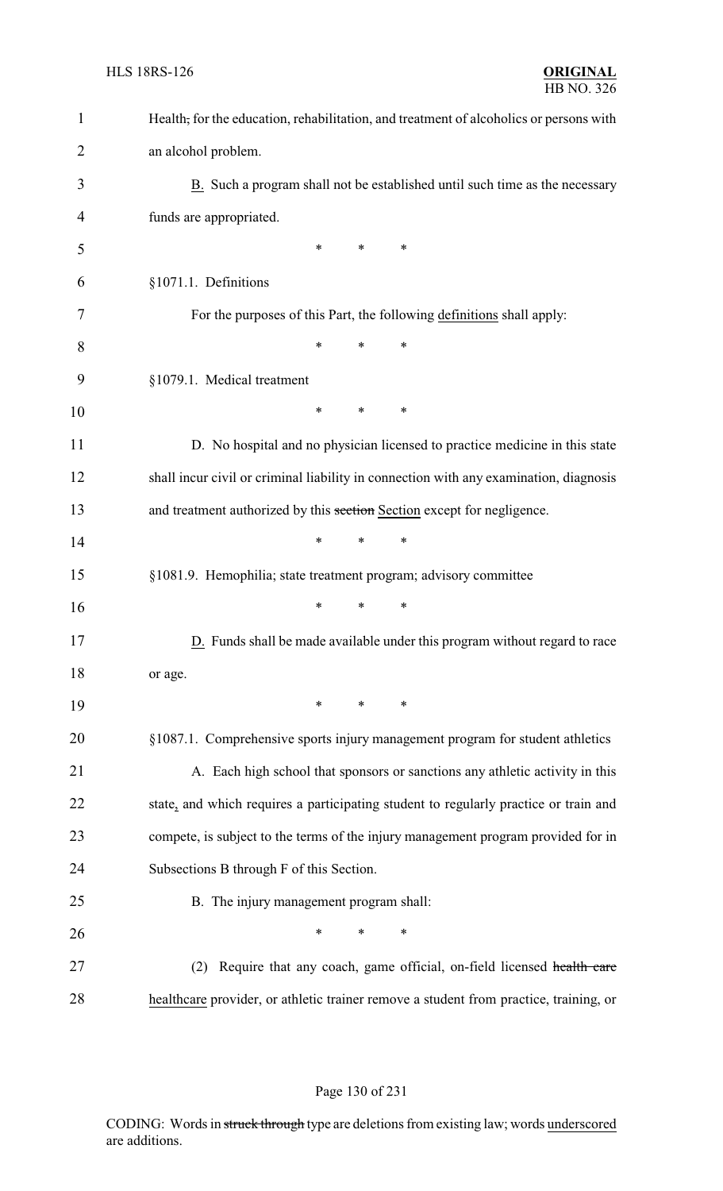Health, for the education, rehabilitation, and treatment of alcoholics or persons with an alcohol problem.

B. Such a program shall not be established until such time as the necessary funds are appropriated.

\* \* \*

§1071.1. Definitions

For the purposes of this Part, the following definitions shall apply:

\* \* \*

§1079.1. Medical treatment

\* \* \*

D. No hospital and no physician licensed to practice medicine in this state shall incur civil or criminal liability in connection with any examination, diagnosis and treatment authorized by this section Section except for negligence.

\* \* \*

§1081.9. Hemophilia; state treatment program; advisory committee

\* \* \*

D. Funds shall be made available under this program without regard to race or age.

\* \* \*

§1087.1. Comprehensive sports injury management program for student athletics

A. Each high school that sponsors or sanctions any athletic activity in this state, and which requires a participating student to regularly practice or train and compete, is subject to the terms of the injury management program provided for in Subsections B through F of this Section.

B. The injury management program shall:

\* \* \*

(2) Require that any coach, game official, on-field licensed health care healthcare provider, or athletic trainer remove a student from practice, training, or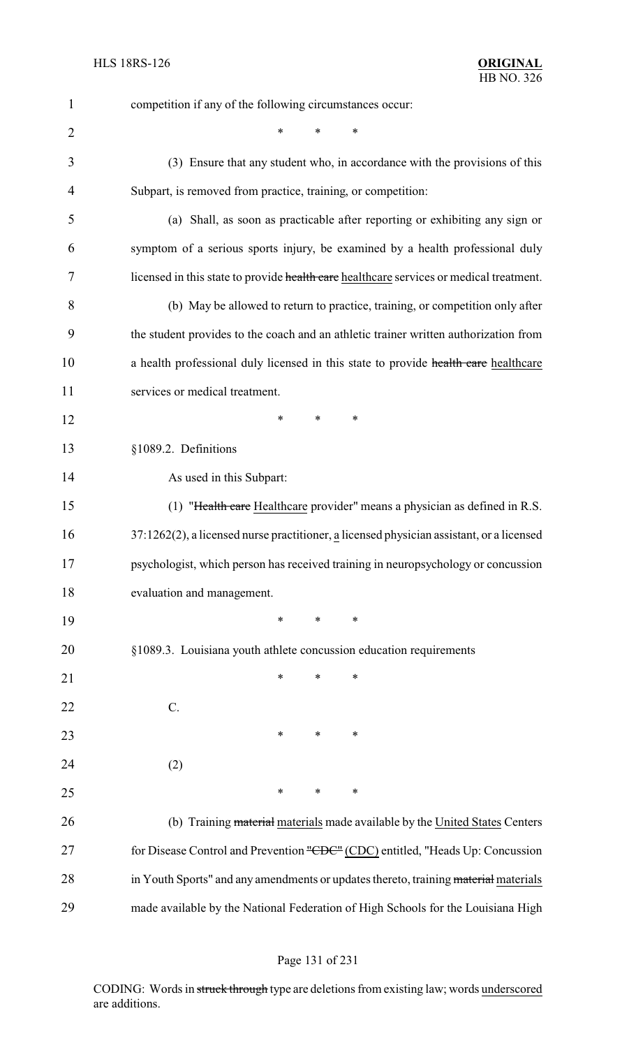competition if any of the following circumstances occur:

\* \* \*

(3) Ensure that any student who, in accordance with the provisions of this Subpart, is removed from practice, training, or competition:

(a) Shall, as soon as practicable after reporting or exhibiting any sign or symptom of a serious sports injury, be examined by a health professional duly licensed in this state to provide ~~health care~~ healthcare services or medical treatment.

(b) May be allowed to return to practice, training, or competition only after the student provides to the coach and an athletic trainer written authorization from a health professional duly licensed in this state to provide ~~health care~~ healthcare services or medical treatment.

\* \* \*

§1089.2. Definitions

As used in this Subpart:

(1) "~~Health care~~ Healthcare provider" means a physician as defined in R.S. 37:1262(2), a licensed nurse practitioner, a licensed physician assistant, or a licensed psychologist, which person has received training in neuropsychology or concussion evaluation and management.

\* \* \*

§1089.3. Louisiana youth athlete concussion education requirements

\* \* \*

C.

\* \* \*

(2)

\* \* \*

(b) Training ~~material~~ materials made available by the United States Centers for Disease Control and Prevention ~~"CDC"~~ (CDC) entitled, "Heads Up: Concussion in Youth Sports" and any amendments or updates thereto, training ~~material~~ materials made available by the National Federation of High Schools for the Louisiana High

CODING: Words in ~~struck through~~ type are deletions from existing law; words underscored are additions.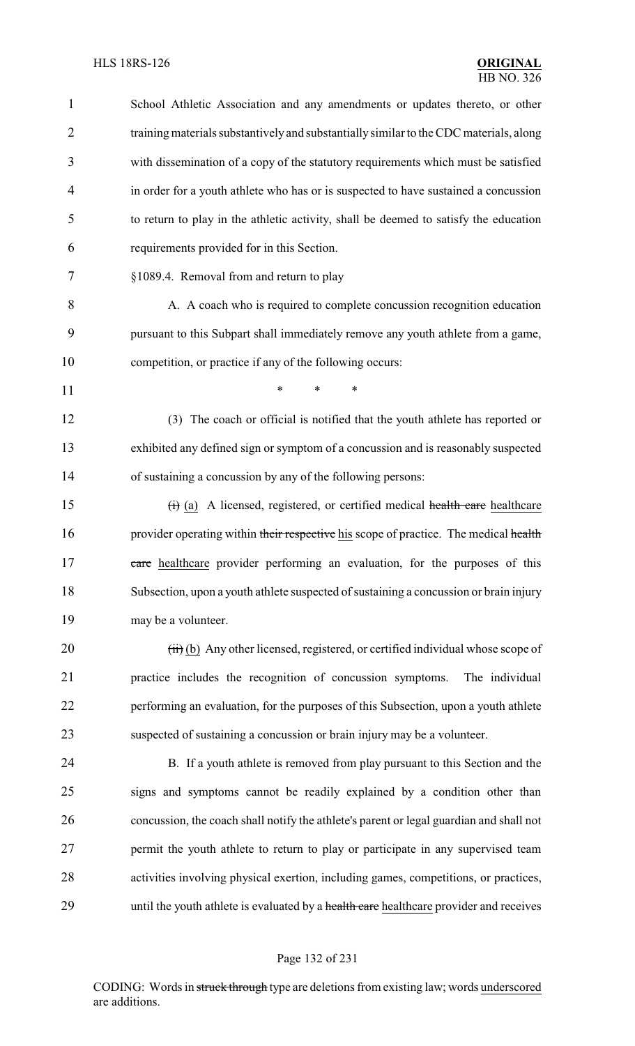School Athletic Association and any amendments or updates thereto, or other training materials substantively and substantially similar to the CDC materials, along with dissemination of a copy of the statutory requirements which must be satisfied in order for a youth athlete who has or is suspected to have sustained a concussion to return to play in the athletic activity, shall be deemed to satisfy the education requirements provided for in this Section.

§1089.4. Removal from and return to play

A. A coach who is required to complete concussion recognition education pursuant to this Subpart shall immediately remove any youth athlete from a game, competition, or practice if any of the following occurs:

\* \* \*

(3) The coach or official is notified that the youth athlete has reported or exhibited any defined sign or symptom of a concussion and is reasonably suspected of sustaining a concussion by any of the following persons:

~~(i)~~ <u>(a)</u> A licensed, registered, or certified medical ~~health care~~ <u>healthcare</u> provider operating within ~~their respective~~ <u>his</u> scope of practice. The medical ~~health care~~ <u>healthcare</u> provider performing an evaluation, for the purposes of this Subsection, upon a youth athlete suspected of sustaining a concussion or brain injury may be a volunteer.

~~(ii)~~ <u>(b)</u> Any other licensed, registered, or certified individual whose scope of practice includes the recognition of concussion symptoms. The individual performing an evaluation, for the purposes of this Subsection, upon a youth athlete suspected of sustaining a concussion or brain injury may be a volunteer.

B. If a youth athlete is removed from play pursuant to this Section and the signs and symptoms cannot be readily explained by a condition other than concussion, the coach shall notify the athlete's parent or legal guardian and shall not permit the youth athlete to return to play or participate in any supervised team activities involving physical exertion, including games, competitions, or practices, until the youth athlete is evaluated by a ~~health care~~ <u>healthcare</u> provider and receives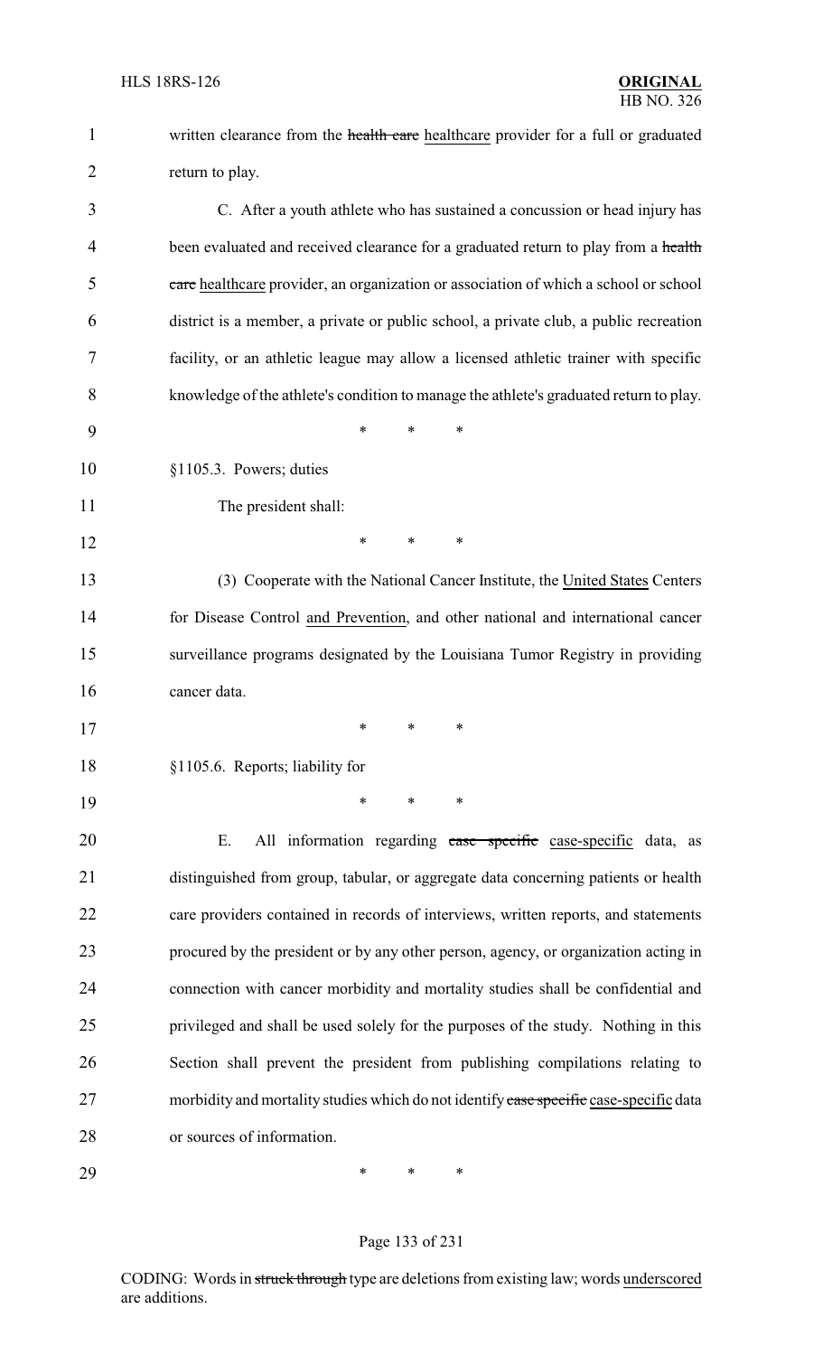written clearance from the ~~health care~~ healthcare provider for a full or graduated return to play.

C. After a youth athlete who has sustained a concussion or head injury has been evaluated and received clearance for a graduated return to play from a ~~health care~~ healthcare provider, an organization or association of which a school or school district is a member, a private or public school, a private club, a public recreation facility, or an athletic league may allow a licensed athletic trainer with specific knowledge of the athlete's condition to manage the athlete's graduated return to play.

\* \* \*

§1105.3. Powers; duties

The president shall:

\* \* \*

(3) Cooperate with the National Cancer Institute, the United States Centers for Disease Control and Prevention, and other national and international cancer surveillance programs designated by the Louisiana Tumor Registry in providing cancer data.

\* \* \*

§1105.6. Reports; liability for

\* \* \*

E. All information regarding ~~case specific~~ case-specific data, as distinguished from group, tabular, or aggregate data concerning patients or health care providers contained in records of interviews, written reports, and statements procured by the president or by any other person, agency, or organization acting in connection with cancer morbidity and mortality studies shall be confidential and privileged and shall be used solely for the purposes of the study. Nothing in this Section shall prevent the president from publishing compilations relating to morbidity and mortality studies which do not identify ~~case specific~~ case-specific data or sources of information.

\* \* \*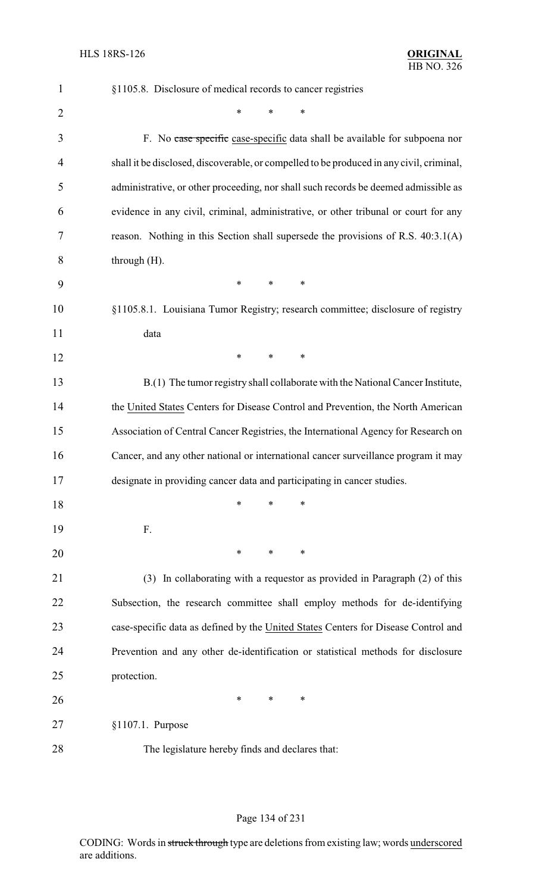§1105.8. Disclosure of medical records to cancer registries

\* \* \*

F. No ~~case specific~~ case-specific data shall be available for subpoena nor shall it be disclosed, discoverable, or compelled to be produced in any civil, criminal, administrative, or other proceeding, nor shall such records be deemed admissible as evidence in any civil, criminal, administrative, or other tribunal or court for any reason. Nothing in this Section shall supersede the provisions of R.S. 40:3.1(A) through (H).

\* \* \*

§1105.8.1. Louisiana Tumor Registry; research committee; disclosure of registry data

\* \* \*

B.(1) The tumor registry shall collaborate with the National Cancer Institute, the United States Centers for Disease Control and Prevention, the North American Association of Central Cancer Registries, the International Agency for Research on Cancer, and any other national or international cancer surveillance program it may designate in providing cancer data and participating in cancer studies.

\* \* \*

F.

\* \* \*

(3) In collaborating with a requestor as provided in Paragraph (2) of this Subsection, the research committee shall employ methods for de-identifying case-specific data as defined by the United States Centers for Disease Control and Prevention and any other de-identification or statistical methods for disclosure protection.

\* \* \*

§1107.1. Purpose

The legislature hereby finds and declares that: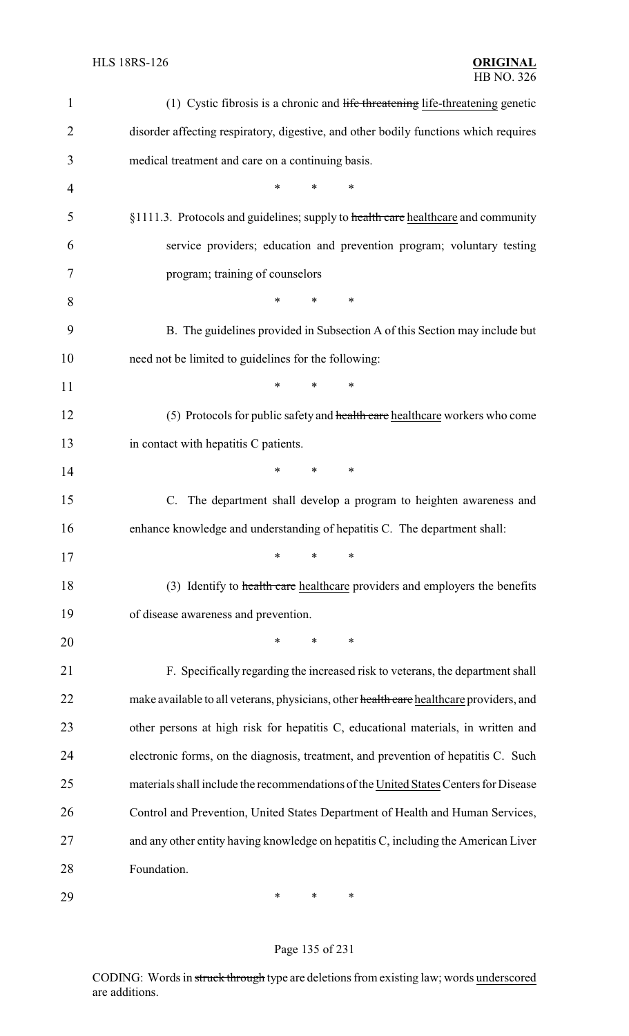(1) Cystic fibrosis is a chronic and ~~life threatening~~ life-threatening genetic disorder affecting respiratory, digestive, and other bodily functions which requires medical treatment and care on a continuing basis.

\* \* \*

§1111.3. Protocols and guidelines; supply to ~~health care~~ healthcare and community service providers; education and prevention program; voluntary testing program; training of counselors

\* \* \*

B. The guidelines provided in Subsection A of this Section may include but need not be limited to guidelines for the following:

\* \* \*

(5) Protocols for public safety and ~~health care~~ healthcare workers who come in contact with hepatitis C patients.

\* \* \*

C. The department shall develop a program to heighten awareness and enhance knowledge and understanding of hepatitis C. The department shall:

\* \* \*

(3) Identify to ~~health care~~ healthcare providers and employers the benefits of disease awareness and prevention.

\* \* \*

F. Specifically regarding the increased risk to veterans, the department shall make available to all veterans, physicians, other ~~health care~~ healthcare providers, and other persons at high risk for hepatitis C, educational materials, in written and electronic forms, on the diagnosis, treatment, and prevention of hepatitis C. Such materials shall include the recommendations of the United States Centers for Disease Control and Prevention, United States Department of Health and Human Services, and any other entity having knowledge on hepatitis C, including the American Liver Foundation.

\* \* \*

CODING: Words in ~~struck through~~ type are deletions from existing law; words underscored are additions.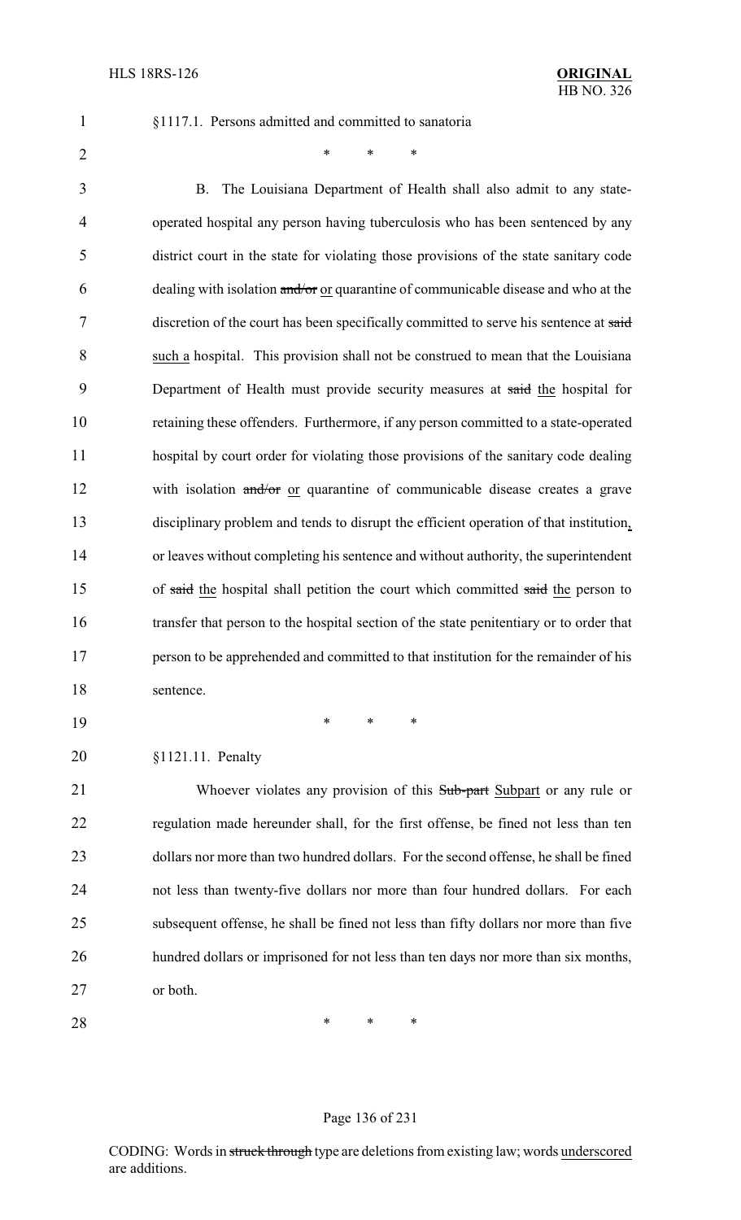§1117.1. Persons admitted and committed to sanatoria

\* \* \*

B. The Louisiana Department of Health shall also admit to any state-operated hospital any person having tuberculosis who has been sentenced by any district court in the state for violating those provisions of the state sanitary code dealing with isolation ~~and/or~~ or quarantine of communicable disease and who at the discretion of the court has been specifically committed to serve his sentence at ~~said~~ such a hospital. This provision shall not be construed to mean that the Louisiana Department of Health must provide security measures at ~~said~~ the hospital for retaining these offenders. Furthermore, if any person committed to a state-operated hospital by court order for violating those provisions of the sanitary code dealing with isolation ~~and/or~~ or quarantine of communicable disease creates a grave disciplinary problem and tends to disrupt the efficient operation of that institution, or leaves without completing his sentence and without authority, the superintendent of ~~said~~ the hospital shall petition the court which committed ~~said~~ the person to transfer that person to the hospital section of the state penitentiary or to order that person to be apprehended and committed to that institution for the remainder of his sentence.

\* \* \*

§1121.11. Penalty

Whoever violates any provision of this ~~Sub-part~~ Subpart or any rule or regulation made hereunder shall, for the first offense, be fined not less than ten dollars nor more than two hundred dollars. For the second offense, he shall be fined not less than twenty-five dollars nor more than four hundred dollars. For each subsequent offense, he shall be fined not less than fifty dollars nor more than five hundred dollars or imprisoned for not less than ten days nor more than six months, or both.

\* \* \*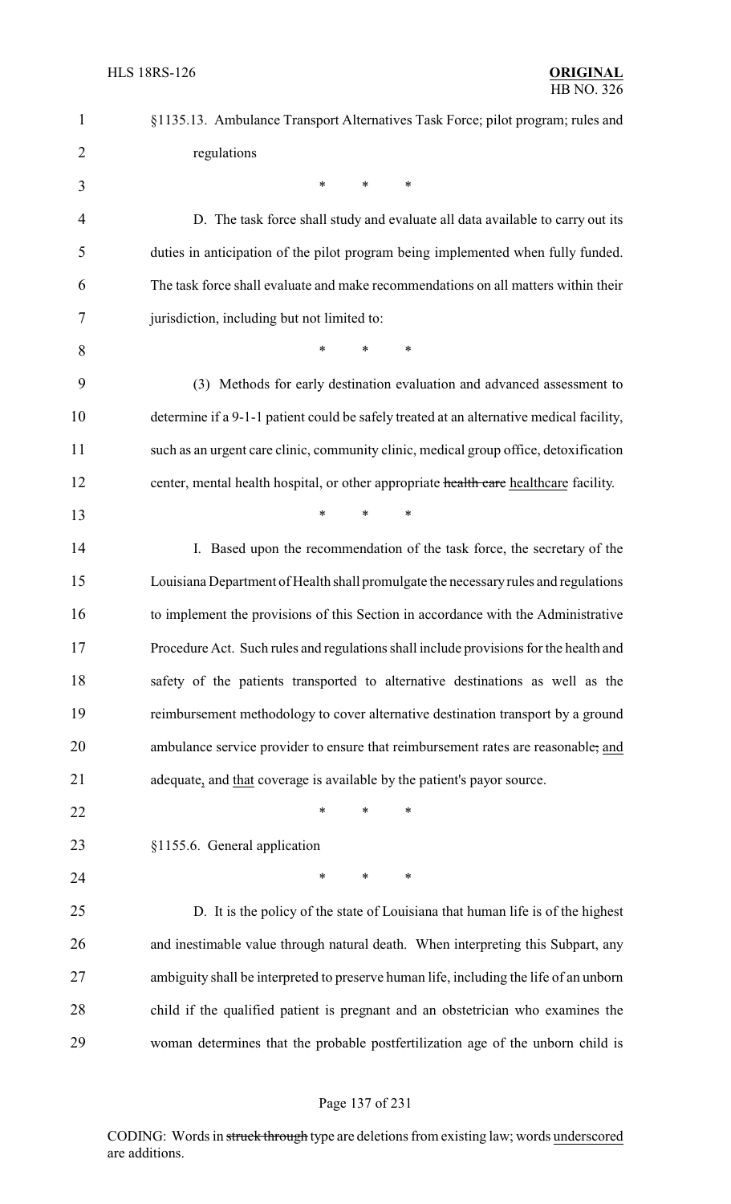§1135.13. Ambulance Transport Alternatives Task Force; pilot program; rules and regulations

\* \* \*

D. The task force shall study and evaluate all data available to carry out its duties in anticipation of the pilot program being implemented when fully funded. The task force shall evaluate and make recommendations on all matters within their jurisdiction, including but not limited to:

\* \* \*

(3) Methods for early destination evaluation and advanced assessment to determine if a 9-1-1 patient could be safely treated at an alternative medical facility, such as an urgent care clinic, community clinic, medical group office, detoxification center, mental health hospital, or other appropriate ~~health care~~ <u>healthcare</u> facility.

\* \* \*

I. Based upon the recommendation of the task force, the secretary of the Louisiana Department of Health shall promulgate the necessary rules and regulations to implement the provisions of this Section in accordance with the Administrative Procedure Act. Such rules and regulations shall include provisions for the health and safety of the patients transported to alternative destinations as well as the reimbursement methodology to cover alternative destination transport by a ground ambulance service provider to ensure that reimbursement rates are reasonable~~,~~ <u>and</u> adequate<u>,</u> and <u>that</u> coverage is available by the patient's payor source.

\* \* \*

§1155.6. General application

\* \* \*

D. It is the policy of the state of Louisiana that human life is of the highest and inestimable value through natural death. When interpreting this Subpart, any ambiguity shall be interpreted to preserve human life, including the life of an unborn child if the qualified patient is pregnant and an obstetrician who examines the woman determines that the probable postfertilization age of the unborn child is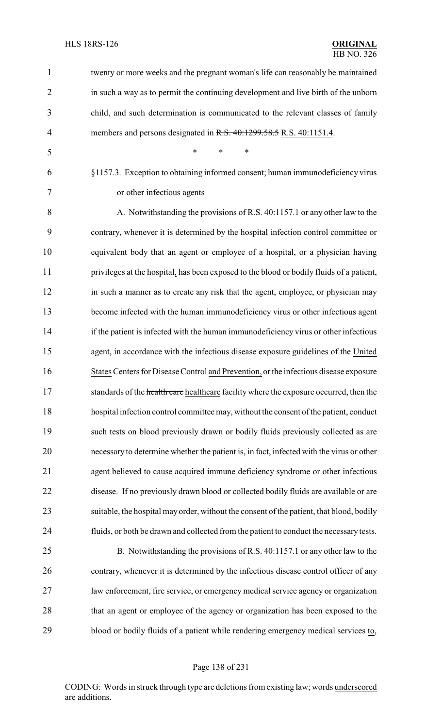twenty or more weeks and the pregnant woman's life can reasonably be maintained in such a way as to permit the continuing development and live birth of the unborn child, and such determination is communicated to the relevant classes of family members and persons designated in ~~R.S. 40:1299.58.5~~ R.S. 40:1151.4.

\* \* \*

§1157.3. Exception to obtaining informed consent; human immunodeficiency virus or other infectious agents

A. Notwithstanding the provisions of R.S. 40:1157.1 or any other law to the contrary, whenever it is determined by the hospital infection control committee or equivalent body that an agent or employee of a hospital, or a physician having privileges at the hospital, has been exposed to the blood or bodily fluids of a patient~~,~~ in such a manner as to create any risk that the agent, employee, or physician may become infected with the human immunodeficiency virus or other infectious agent if the patient is infected with the human immunodeficiency virus or other infectious agent, in accordance with the infectious disease exposure guidelines of the United States Centers for Disease Control and Prevention, or the infectious disease exposure standards of the ~~health care~~ healthcare facility where the exposure occurred, then the hospital infection control committee may, without the consent of the patient, conduct such tests on blood previously drawn or bodily fluids previously collected as are necessary to determine whether the patient is, in fact, infected with the virus or other agent believed to cause acquired immune deficiency syndrome or other infectious disease. If no previously drawn blood or collected bodily fluids are available or are suitable, the hospital may order, without the consent of the patient, that blood, bodily fluids, or both be drawn and collected from the patient to conduct the necessary tests.

B. Notwithstanding the provisions of R.S. 40:1157.1 or any other law to the contrary, whenever it is determined by the infectious disease control officer of any law enforcement, fire service, or emergency medical service agency or organization that an agent or employee of the agency or organization has been exposed to the blood or bodily fluids of a patient while rendering emergency medical services to,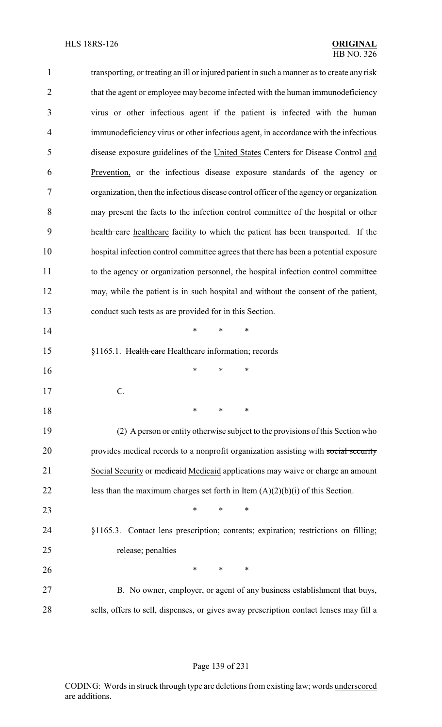transporting, or treating an ill or injured patient in such a manner as to create any risk that the agent or employee may become infected with the human immunodeficiency virus or other infectious agent if the patient is infected with the human immunodeficiency virus or other infectious agent, in accordance with the infectious disease exposure guidelines of the United States Centers for Disease Control and Prevention, or the infectious disease exposure standards of the agency or organization, then the infectious disease control officer of the agency or organization may present the facts to the infection control committee of the hospital or other ~~health care~~ healthcare facility to which the patient has been transported. If the hospital infection control committee agrees that there has been a potential exposure to the agency or organization personnel, the hospital infection control committee may, while the patient is in such hospital and without the consent of the patient, conduct such tests as are provided for in this Section.

\* \* \*

§1165.1. ~~Health care~~ Healthcare information; records

\* \* \*

C.

\* \* \*

(2) A person or entity otherwise subject to the provisions of this Section who provides medical records to a nonprofit organization assisting with ~~social security~~ Social Security or ~~medicaid~~ Medicaid applications may waive or charge an amount less than the maximum charges set forth in Item (A)(2)(b)(i) of this Section.

\* \* \*

§1165.3. Contact lens prescription; contents; expiration; restrictions on filling; release; penalties

\* \* \*

B. No owner, employer, or agent of any business establishment that buys, sells, offers to sell, dispenses, or gives away prescription contact lenses may fill a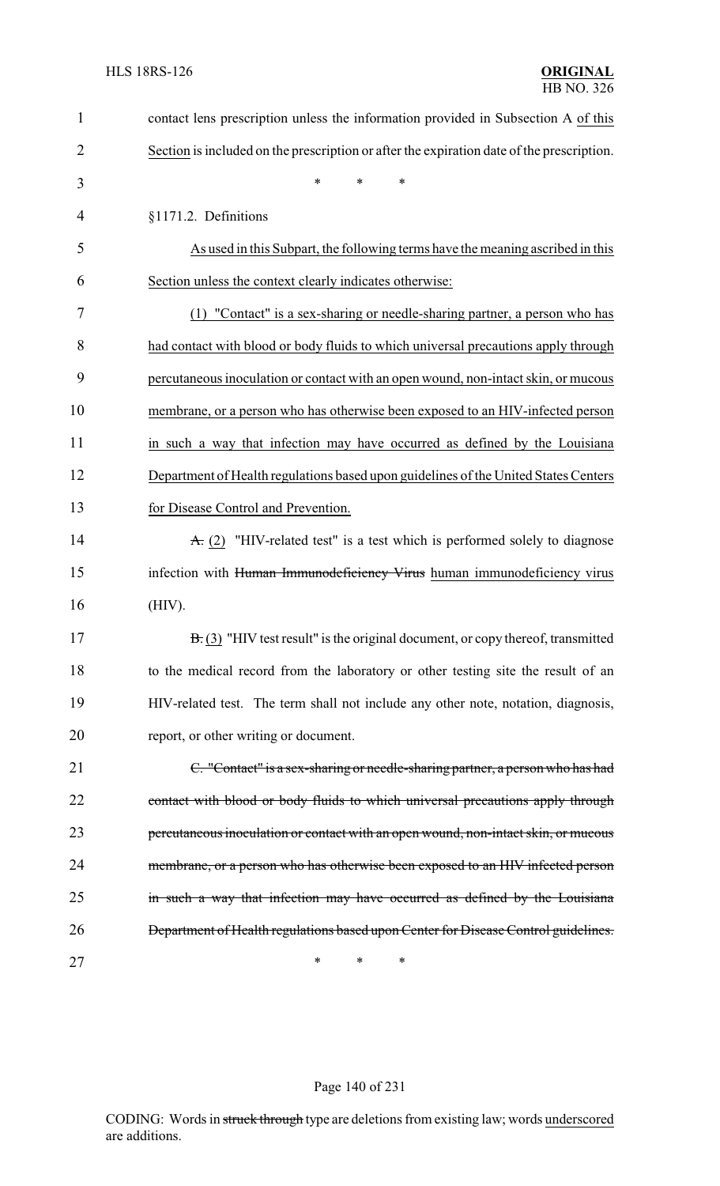contact lens prescription unless the information provided in Subsection A of this Section is included on the prescription or after the expiration date of the prescription.

\* \* \*

§1171.2. Definitions

As used in this Subpart, the following terms have the meaning ascribed in this Section unless the context clearly indicates otherwise:

(1) "Contact" is a sex-sharing or needle-sharing partner, a person who has had contact with blood or body fluids to which universal precautions apply through percutaneous inoculation or contact with an open wound, non-intact skin, or mucous membrane, or a person who has otherwise been exposed to an HIV-infected person in such a way that infection may have occurred as defined by the Louisiana Department of Health regulations based upon guidelines of the United States Centers for Disease Control and Prevention.

~~A.~~ (2) "HIV-related test" is a test which is performed solely to diagnose infection with ~~Human Immunodeficiency Virus~~ human immunodeficiency virus (HIV).

~~B.~~ (3) "HIV test result" is the original document, or copy thereof, transmitted to the medical record from the laboratory or other testing site the result of an HIV-related test. The term shall not include any other note, notation, diagnosis, report, or other writing or document.

~~C. "Contact" is a sex-sharing or needle-sharing partner, a person who has had contact with blood or body fluids to which universal precautions apply through percutaneous inoculation or contact with an open wound, non-intact skin, or mucous membrane, or a person who has otherwise been exposed to an HIV infected person in such a way that infection may have occurred as defined by the Louisiana Department of Health regulations based upon Center for Disease Control guidelines.~~

\* \* \*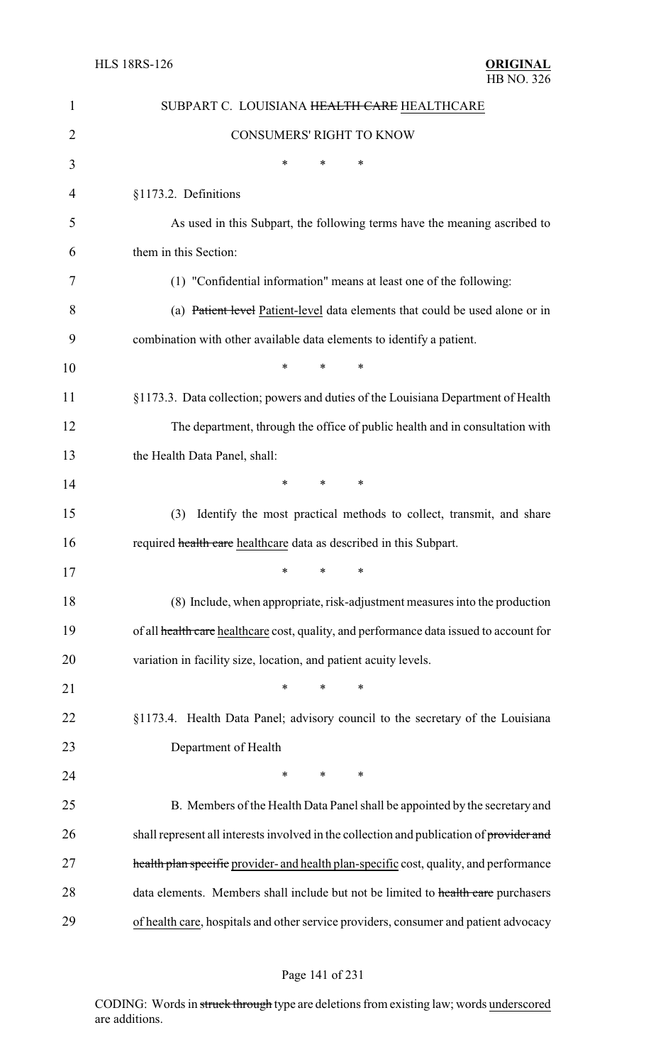SUBPART C. LOUISIANA ~~HEALTH CARE~~ HEALTHCARE

CONSUMERS' RIGHT TO KNOW

\* \* \*

§1173.2. Definitions

As used in this Subpart, the following terms have the meaning ascribed to them in this Section:

(1) "Confidential information" means at least one of the following:

(a) ~~Patient level~~ Patient-level data elements that could be used alone or in combination with other available data elements to identify a patient.

\* \* \*

§1173.3. Data collection; powers and duties of the Louisiana Department of Health

The department, through the office of public health and in consultation with the Health Data Panel, shall:

\* \* \*

(3) Identify the most practical methods to collect, transmit, and share required ~~health care~~ healthcare data as described in this Subpart.

\* \* \*

(8) Include, when appropriate, risk-adjustment measures into the production of all ~~health care~~ healthcare cost, quality, and performance data issued to account for variation in facility size, location, and patient acuity levels.

\* \* \*

§1173.4. Health Data Panel; advisory council to the secretary of the Louisiana Department of Health

\* \* \*

B. Members of the Health Data Panel shall be appointed by the secretary and shall represent all interests involved in the collection and publication of ~~provider and health plan specific~~ provider- and health plan-specific cost, quality, and performance data elements. Members shall include but not be limited to ~~health care~~ purchasers of health care, hospitals and other service providers, consumer and patient advocacy

CODING: Words in ~~struck through~~ type are deletions from existing law; words underscored are additions.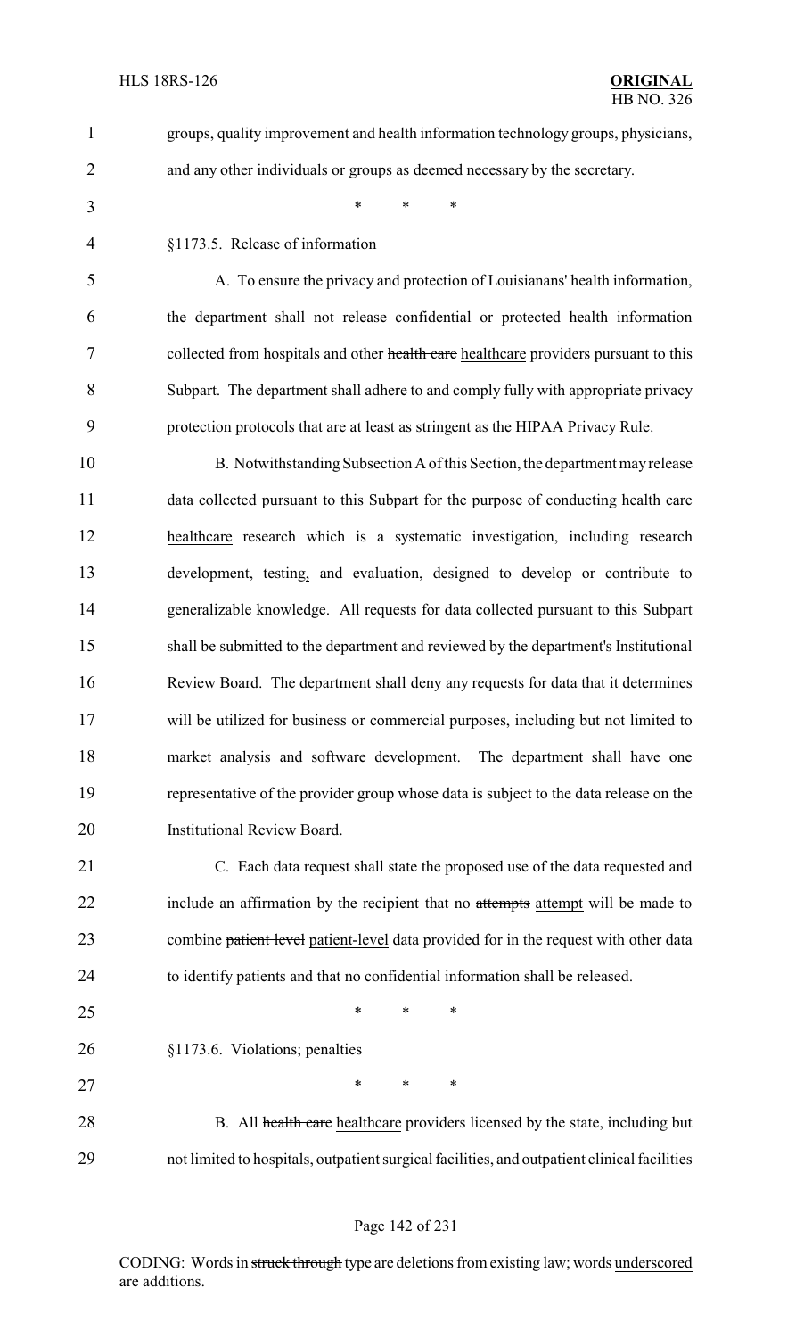groups, quality improvement and health information technology groups, physicians, and any other individuals or groups as deemed necessary by the secretary.

\* \* \*

§1173.5. Release of information

A. To ensure the privacy and protection of Louisianans' health information, the department shall not release confidential or protected health information collected from hospitals and other ~~health care~~ healthcare providers pursuant to this Subpart. The department shall adhere to and comply fully with appropriate privacy protection protocols that are at least as stringent as the HIPAA Privacy Rule.

B. Notwithstanding Subsection A of this Section, the department may release data collected pursuant to this Subpart for the purpose of conducting ~~health care~~ healthcare research which is a systematic investigation, including research development, testing, and evaluation, designed to develop or contribute to generalizable knowledge. All requests for data collected pursuant to this Subpart shall be submitted to the department and reviewed by the department's Institutional Review Board. The department shall deny any requests for data that it determines will be utilized for business or commercial purposes, including but not limited to market analysis and software development. The department shall have one representative of the provider group whose data is subject to the data release on the Institutional Review Board.

C. Each data request shall state the proposed use of the data requested and include an affirmation by the recipient that no ~~attempts~~ attempt will be made to combine ~~patient level~~ patient-level data provided for in the request with other data to identify patients and that no confidential information shall be released.

\* \* \*

§1173.6. Violations; penalties

\* \* \*

B. All ~~health care~~ healthcare providers licensed by the state, including but not limited to hospitals, outpatient surgical facilities, and outpatient clinical facilities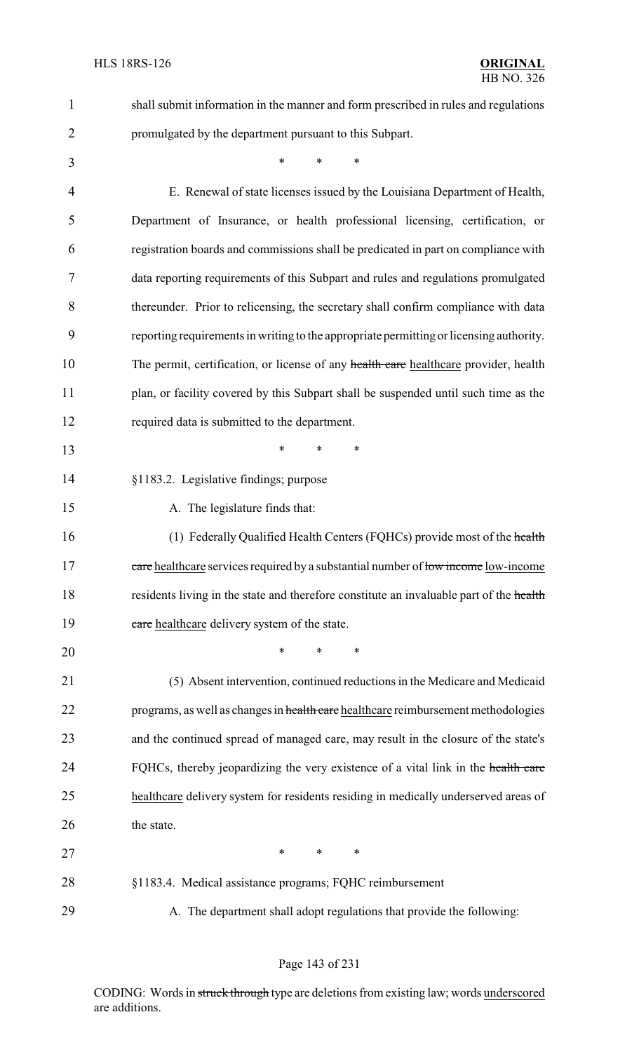shall submit information in the manner and form prescribed in rules and regulations promulgated by the department pursuant to this Subpart.

\* \* \*

E. Renewal of state licenses issued by the Louisiana Department of Health, Department of Insurance, or health professional licensing, certification, or registration boards and commissions shall be predicated in part on compliance with data reporting requirements of this Subpart and rules and regulations promulgated thereunder. Prior to relicensing, the secretary shall confirm compliance with data reporting requirements in writing to the appropriate permitting or licensing authority. The permit, certification, or license of any ~~health care~~ healthcare provider, health plan, or facility covered by this Subpart shall be suspended until such time as the required data is submitted to the department.

\* \* \*

§1183.2. Legislative findings; purpose

A. The legislature finds that:

(1) Federally Qualified Health Centers (FQHCs) provide most of the ~~health care~~ healthcare services required by a substantial number of ~~low income~~ low-income residents living in the state and therefore constitute an invaluable part of the ~~health care~~ healthcare delivery system of the state.

\* \* \*

(5) Absent intervention, continued reductions in the Medicare and Medicaid programs, as well as changes in ~~health care~~ healthcare reimbursement methodologies and the continued spread of managed care, may result in the closure of the state's FQHCs, thereby jeopardizing the very existence of a vital link in the ~~health care~~ healthcare delivery system for residents residing in medically underserved areas of the state.

\* \* \*

§1183.4. Medical assistance programs; FQHC reimbursement

A. The department shall adopt regulations that provide the following:

CODING: Words in ~~struck through~~ type are deletions from existing law; words underscored are additions.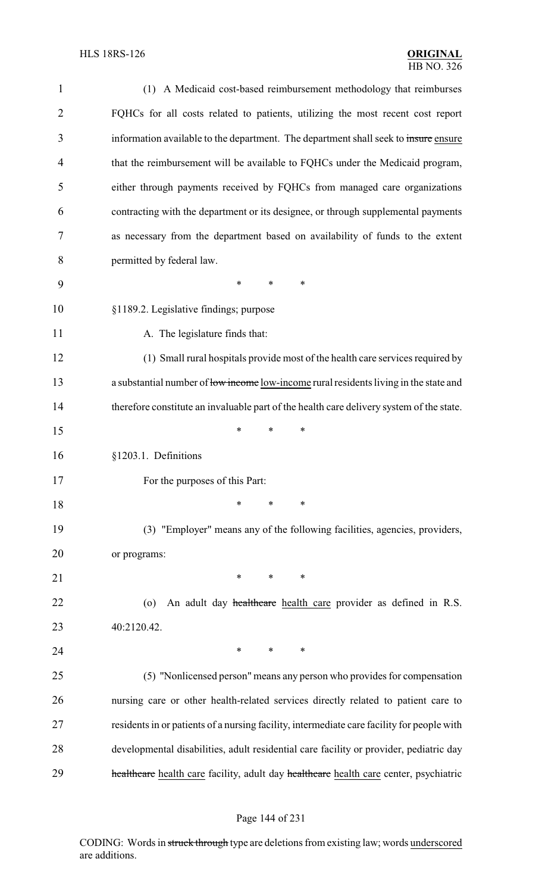(1) A Medicaid cost-based reimbursement methodology that reimburses FQHCs for all costs related to patients, utilizing the most recent cost report information available to the department. The department shall seek to ~~insure~~ ensure that the reimbursement will be available to FQHCs under the Medicaid program, either through payments received by FQHCs from managed care organizations contracting with the department or its designee, or through supplemental payments as necessary from the department based on availability of funds to the extent permitted by federal law.

\* \* \*

§1189.2. Legislative findings; purpose

A. The legislature finds that:

(1) Small rural hospitals provide most of the health care services required by a substantial number of ~~low income~~ low-income rural residents living in the state and therefore constitute an invaluable part of the health care delivery system of the state.

\* \* \*

§1203.1. Definitions

For the purposes of this Part:

\* \* \*

(3) "Employer" means any of the following facilities, agencies, providers, or programs:

\* \* \*

(o) An adult day ~~healthcare~~ health care provider as defined in R.S. 40:2120.42.

\* \* \*

(5) "Nonlicensed person" means any person who provides for compensation nursing care or other health-related services directly related to patient care to residents in or patients of a nursing facility, intermediate care facility for people with developmental disabilities, adult residential care facility or provider, pediatric day ~~healthcare~~ health care facility, adult day ~~healthcare~~ health care center, psychiatric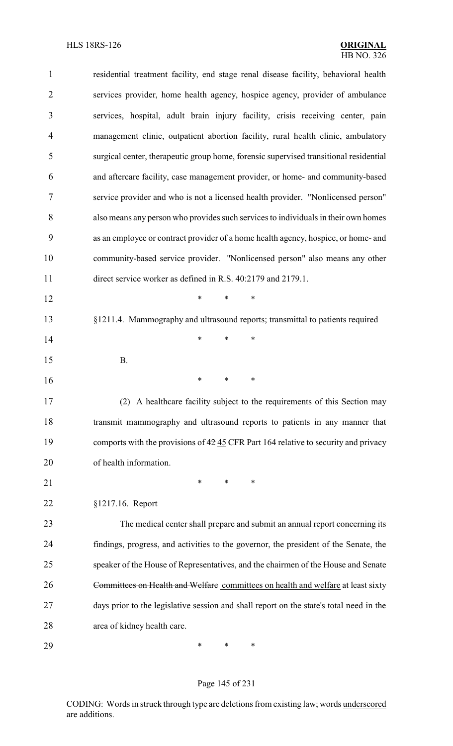residential treatment facility, end stage renal disease facility, behavioral health services provider, home health agency, hospice agency, provider of ambulance services, hospital, adult brain injury facility, crisis receiving center, pain management clinic, outpatient abortion facility, rural health clinic, ambulatory surgical center, therapeutic group home, forensic supervised transitional residential and aftercare facility, case management provider, or home- and community-based service provider and who is not a licensed health provider. "Nonlicensed person" also means any person who provides such services to individuals in their own homes as an employee or contract provider of a home health agency, hospice, or home- and community-based service provider. "Nonlicensed person" also means any other direct service worker as defined in R.S. 40:2179 and 2179.1.

\* \* \*

§1211.4. Mammography and ultrasound reports; transmittal to patients required

\* \* \*

B.

\* \* \*

(2) A healthcare facility subject to the requirements of this Section may transmit mammography and ultrasound reports to patients in any manner that comports with the provisions of ~~42~~ <u>45</u> CFR Part 164 relative to security and privacy of health information.

\* \* \*

§1217.16. Report

The medical center shall prepare and submit an annual report concerning its findings, progress, and activities to the governor, the president of the Senate, the speaker of the House of Representatives, and the chairmen of the House and Senate ~~Committees on Health and Welfare~~ <u>committees on health and welfare</u> at least sixty days prior to the legislative session and shall report on the state's total need in the area of kidney health care.

\* \* \*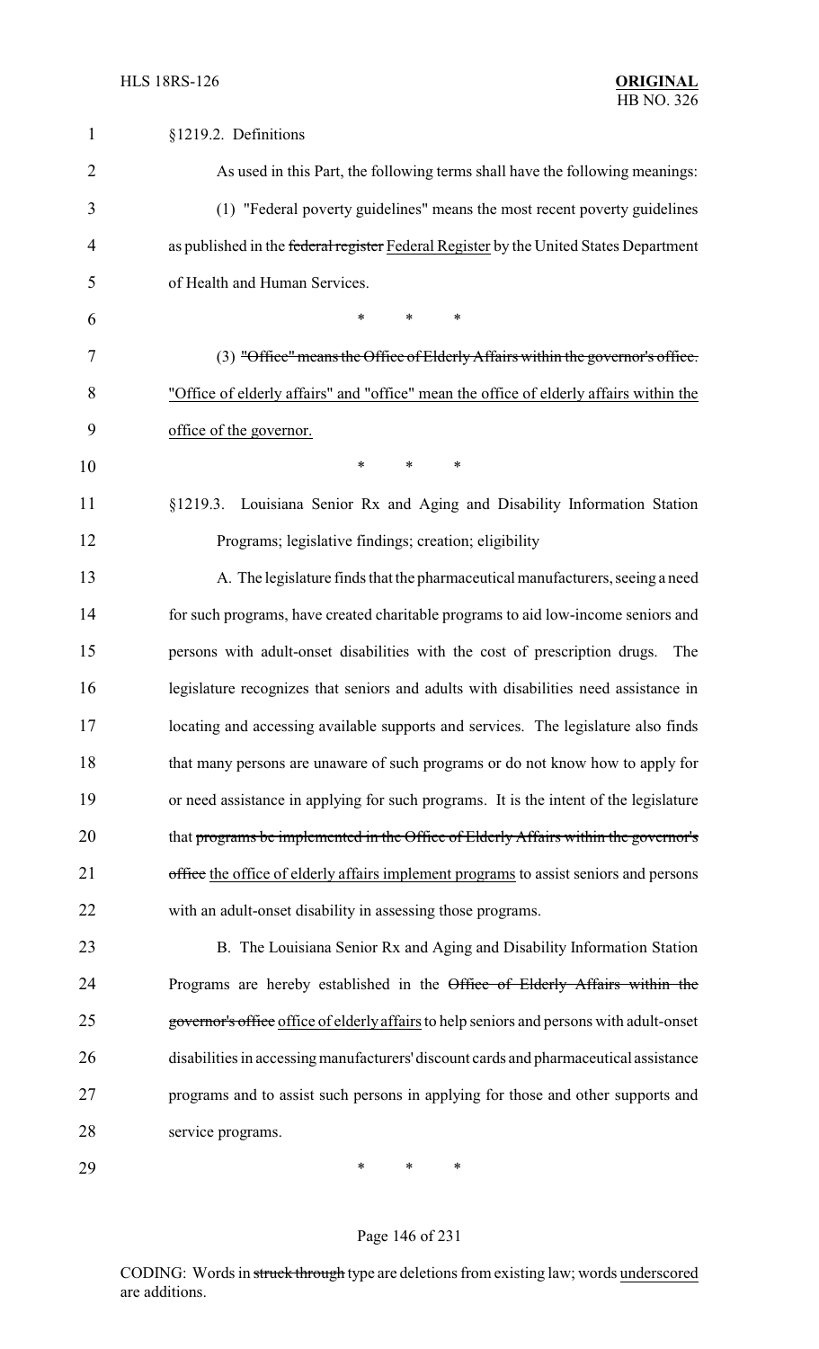§1219.2. Definitions

As used in this Part, the following terms shall have the following meanings:

(1) "Federal poverty guidelines" means the most recent poverty guidelines as published in the ~~federal register~~ Federal Register by the United States Department of Health and Human Services.

\* \* \*

(3) ~~"Office" means the Office of Elderly Affairs within the governor's office.~~ "Office of elderly affairs" and "office" mean the office of elderly affairs within the office of the governor.

\* \* \*

§1219.3. Louisiana Senior Rx and Aging and Disability Information Station Programs; legislative findings; creation; eligibility

A. The legislature finds that the pharmaceutical manufacturers, seeing a need for such programs, have created charitable programs to aid low-income seniors and persons with adult-onset disabilities with the cost of prescription drugs. The legislature recognizes that seniors and adults with disabilities need assistance in locating and accessing available supports and services. The legislature also finds that many persons are unaware of such programs or do not know how to apply for or need assistance in applying for such programs. It is the intent of the legislature that ~~programs be implemented in the Office of Elderly Affairs within the governor's office~~ the office of elderly affairs implement programs to assist seniors and persons with an adult-onset disability in assessing those programs.

B. The Louisiana Senior Rx and Aging and Disability Information Station Programs are hereby established in the ~~Office of Elderly Affairs within the governor's office~~ office of elderly affairs to help seniors and persons with adult-onset disabilities in accessing manufacturers' discount cards and pharmaceutical assistance programs and to assist such persons in applying for those and other supports and service programs.

\* \* \*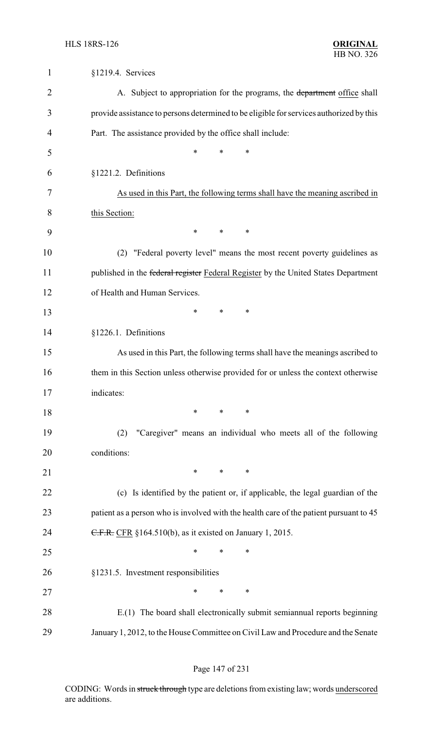§1219.4. Services

A. Subject to appropriation for the programs, the ~~department~~ <u>office</u> shall provide assistance to persons determined to be eligible for services authorized by this Part. The assistance provided by the office shall include:

\* \* \*

§1221.2. Definitions

<u>As used in this Part, the following terms shall have the meaning ascribed in this Section:</u>

\* \* \*

(2) "Federal poverty level" means the most recent poverty guidelines as published in the ~~federal register~~ <u>Federal Register</u> by the United States Department of Health and Human Services.

\* \* \*

§1226.1. Definitions

As used in this Part, the following terms shall have the meanings ascribed to them in this Section unless otherwise provided for or unless the context otherwise indicates:

\* \* \*

(2) "Caregiver" means an individual who meets all of the following conditions:

\* \* \*

(c) Is identified by the patient or, if applicable, the legal guardian of the patient as a person who is involved with the health care of the patient pursuant to 45 ~~C.F.R.~~ <u>CFR</u> §164.510(b), as it existed on January 1, 2015.

\* \* \*

§1231.5. Investment responsibilities

\* \* \*

E.(1) The board shall electronically submit semiannual reports beginning January 1, 2012, to the House Committee on Civil Law and Procedure and the Senate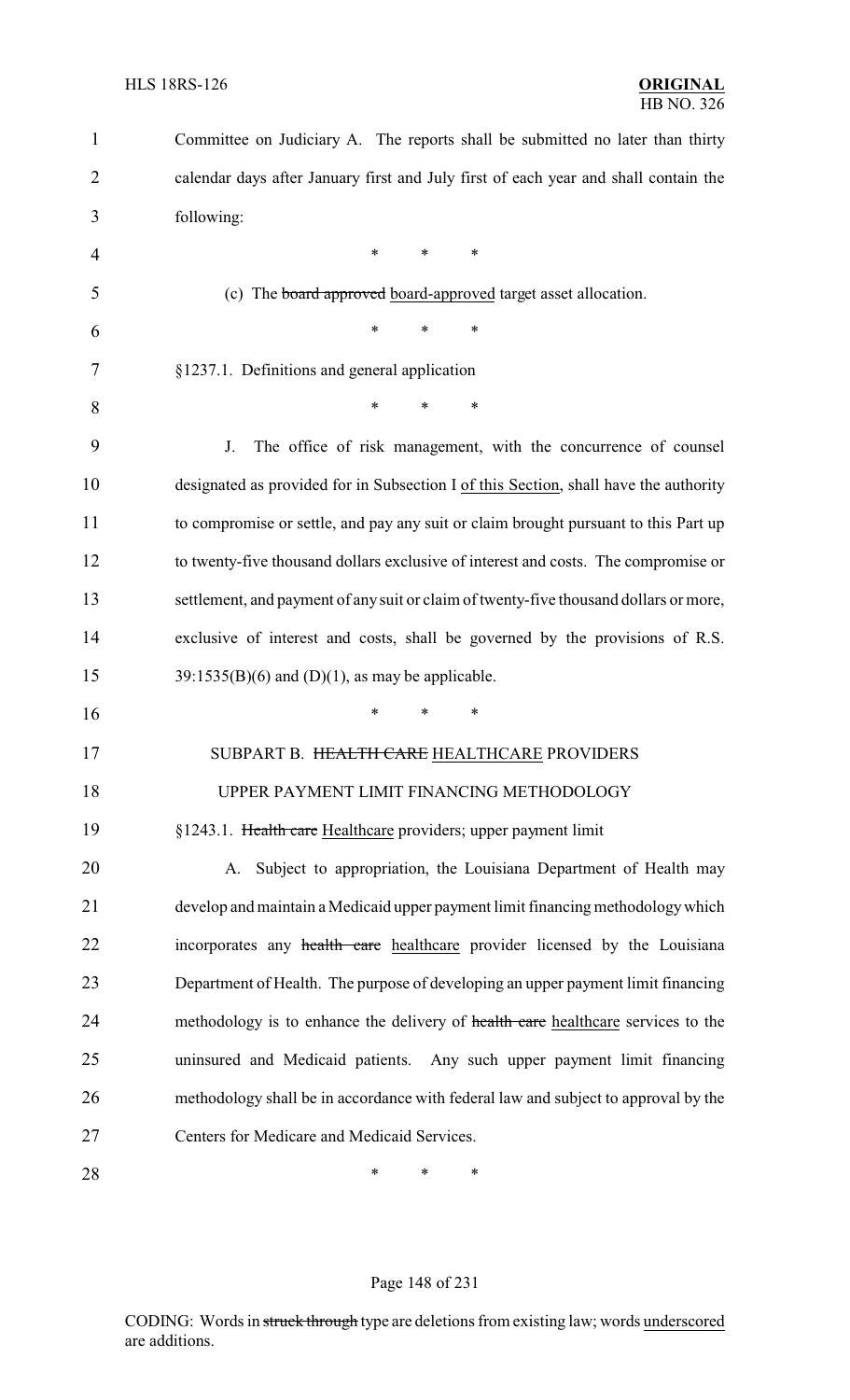Committee on Judiciary A. The reports shall be submitted no later than thirty calendar days after January first and July first of each year and shall contain the following:

\* \* \*

(c) The ~~board approved~~ board-approved target asset allocation.

\* \* \*

§1237.1. Definitions and general application

\* \* \*

J. The office of risk management, with the concurrence of counsel designated as provided for in Subsection I of this Section, shall have the authority to compromise or settle, and pay any suit or claim brought pursuant to this Part up to twenty-five thousand dollars exclusive of interest and costs. The compromise or settlement, and payment of any suit or claim of twenty-five thousand dollars or more, exclusive of interest and costs, shall be governed by the provisions of R.S. 39:1535(B)(6) and (D)(1), as may be applicable.

\* \* \*

SUBPART B. ~~HEALTH CARE~~ HEALTHCARE PROVIDERS

UPPER PAYMENT LIMIT FINANCING METHODOLOGY

§1243.1. ~~Health care~~ Healthcare providers; upper payment limit

A. Subject to appropriation, the Louisiana Department of Health may develop and maintain a Medicaid upper payment limit financing methodology which incorporates any ~~health care~~ healthcare provider licensed by the Louisiana Department of Health. The purpose of developing an upper payment limit financing methodology is to enhance the delivery of ~~health care~~ healthcare services to the uninsured and Medicaid patients. Any such upper payment limit financing methodology shall be in accordance with federal law and subject to approval by the Centers for Medicare and Medicaid Services.

\* \* \*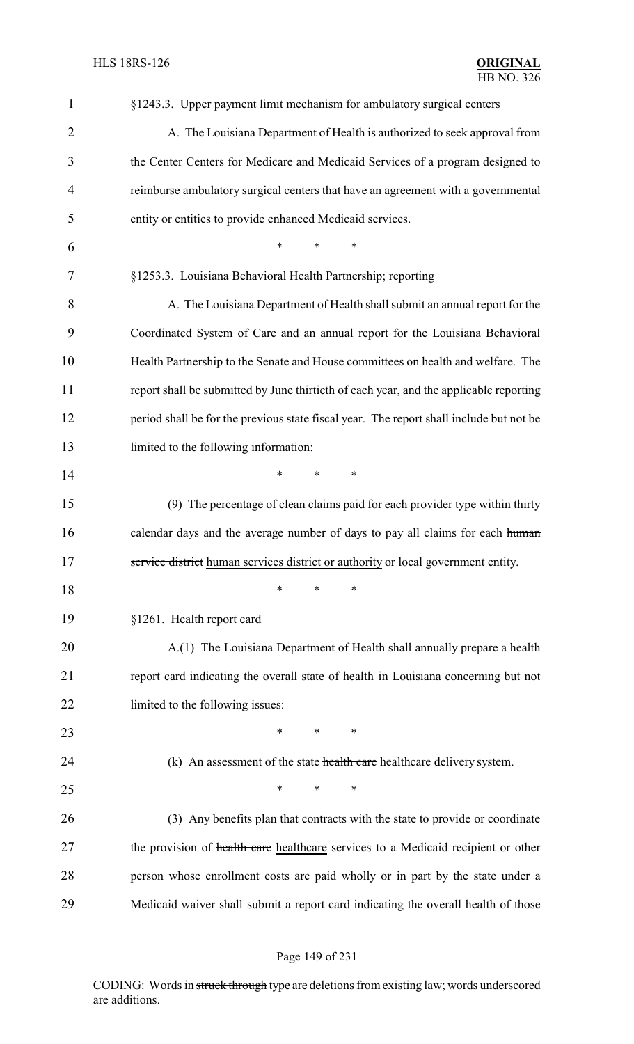§1243.3. Upper payment limit mechanism for ambulatory surgical centers

A. The Louisiana Department of Health is authorized to seek approval from the ~~Center~~ Centers for Medicare and Medicaid Services of a program designed to reimburse ambulatory surgical centers that have an agreement with a governmental entity or entities to provide enhanced Medicaid services.

\* \* \*

§1253.3. Louisiana Behavioral Health Partnership; reporting

A. The Louisiana Department of Health shall submit an annual report for the Coordinated System of Care and an annual report for the Louisiana Behavioral Health Partnership to the Senate and House committees on health and welfare. The report shall be submitted by June thirtieth of each year, and the applicable reporting period shall be for the previous state fiscal year. The report shall include but not be limited to the following information:

\* \* \*

(9) The percentage of clean claims paid for each provider type within thirty calendar days and the average number of days to pay all claims for each ~~human service district~~ human services district or authority or local government entity.

\* \* \*

§1261. Health report card

A.(1) The Louisiana Department of Health shall annually prepare a health report card indicating the overall state of health in Louisiana concerning but not limited to the following issues:

\* \* \*

(k) An assessment of the state ~~health care~~ healthcare delivery system.

\* \* \*

(3) Any benefits plan that contracts with the state to provide or coordinate the provision of ~~health care~~ healthcare services to a Medicaid recipient or other person whose enrollment costs are paid wholly or in part by the state under a Medicaid waiver shall submit a report card indicating the overall health of those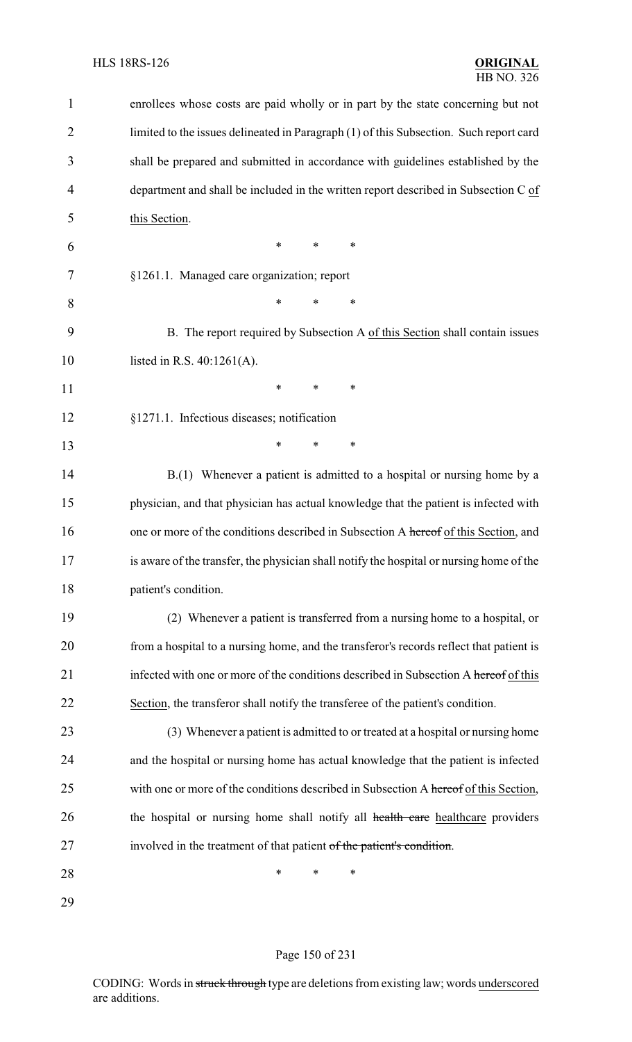enrollees whose costs are paid wholly or in part by the state concerning but not limited to the issues delineated in Paragraph (1) of this Subsection. Such report card shall be prepared and submitted in accordance with guidelines established by the department and shall be included in the written report described in Subsection C <u>of this Section</u>.

\* \* \*

§1261.1. Managed care organization; report

\* \* \*

B. The report required by Subsection A <u>of this Section</u> shall contain issues listed in R.S. 40:1261(A).

\* \* \*

§1271.1. Infectious diseases; notification

\* \* \*

B.(1) Whenever a patient is admitted to a hospital or nursing home by a physician, and that physician has actual knowledge that the patient is infected with one or more of the conditions described in Subsection A ~~hereof~~ <u>of this Section</u>, and is aware of the transfer, the physician shall notify the hospital or nursing home of the patient's condition.

(2) Whenever a patient is transferred from a nursing home to a hospital, or from a hospital to a nursing home, and the transferor's records reflect that patient is infected with one or more of the conditions described in Subsection A ~~hereof~~ <u>of this Section</u>, the transferor shall notify the transferee of the patient's condition.

(3) Whenever a patient is admitted to or treated at a hospital or nursing home and the hospital or nursing home has actual knowledge that the patient is infected with one or more of the conditions described in Subsection A ~~hereof~~ <u>of this Section</u>, the hospital or nursing home shall notify all ~~health care~~ <u>healthcare</u> providers involved in the treatment of that patient ~~of the patient's condition~~.

\* \* \*

CODING: Words in ~~struck through~~ type are deletions from existing law; words <u>underscored</u> are additions.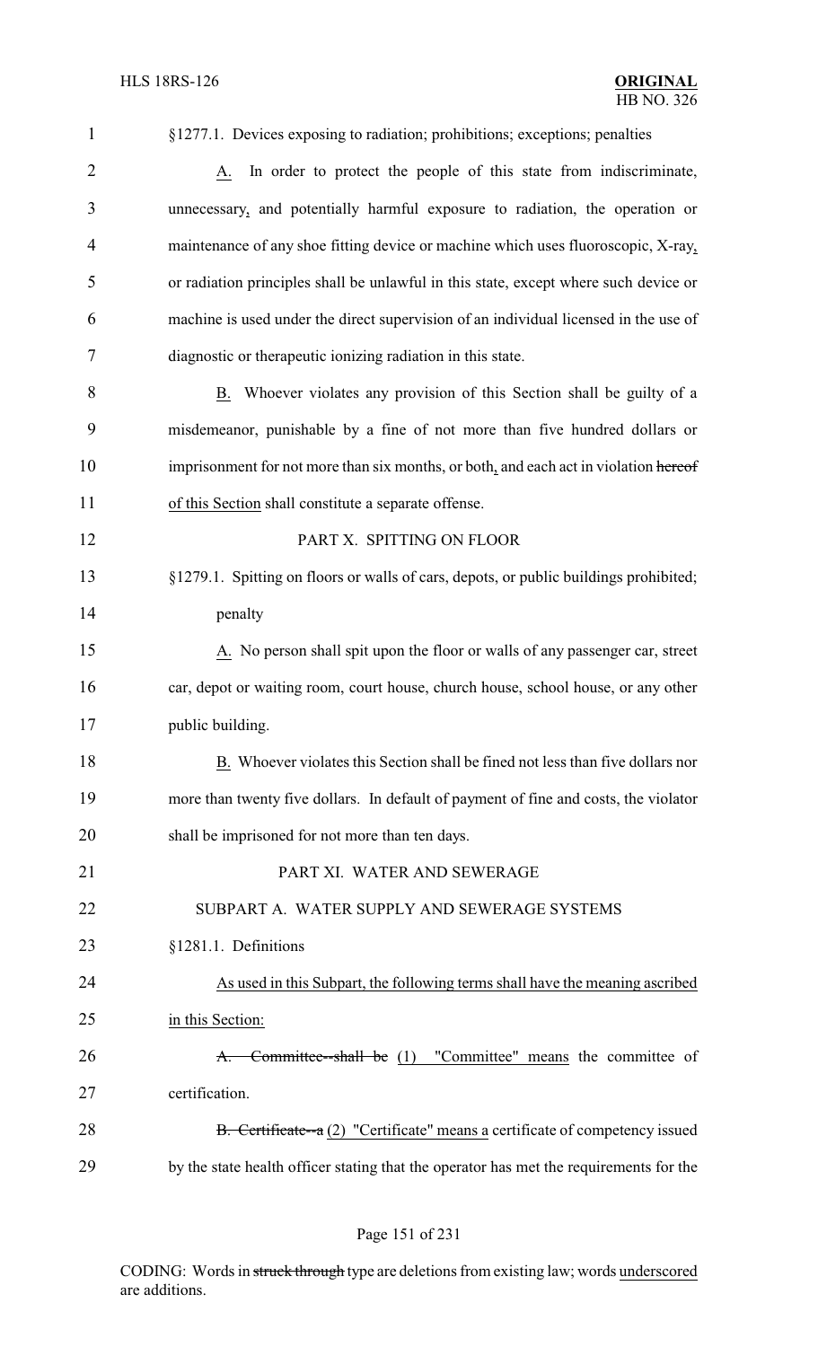§1277.1. Devices exposing to radiation; prohibitions; exceptions; penalties

A. In order to protect the people of this state from indiscriminate, unnecessary, and potentially harmful exposure to radiation, the operation or maintenance of any shoe fitting device or machine which uses fluoroscopic, X-ray, or radiation principles shall be unlawful in this state, except where such device or machine is used under the direct supervision of an individual licensed in the use of diagnostic or therapeutic ionizing radiation in this state.

B. Whoever violates any provision of this Section shall be guilty of a misdemeanor, punishable by a fine of not more than five hundred dollars or imprisonment for not more than six months, or both, and each act in violation ~~hereof~~ of this Section shall constitute a separate offense.

PART X. SPITTING ON FLOOR

§1279.1. Spitting on floors or walls of cars, depots, or public buildings prohibited; penalty

A. No person shall spit upon the floor or walls of any passenger car, street car, depot or waiting room, court house, church house, school house, or any other public building.

B. Whoever violates this Section shall be fined not less than five dollars nor more than twenty five dollars. In default of payment of fine and costs, the violator shall be imprisoned for not more than ten days.

PART XI. WATER AND SEWERAGE

SUBPART A. WATER SUPPLY AND SEWERAGE SYSTEMS

§1281.1. Definitions

As used in this Subpart, the following terms shall have the meaning ascribed in this Section:

~~A. Committee--shall be~~ (1) "Committee" means the committee of certification.

~~B. Certificate--a~~ (2) "Certificate" means a certificate of competency issued by the state health officer stating that the operator has met the requirements for the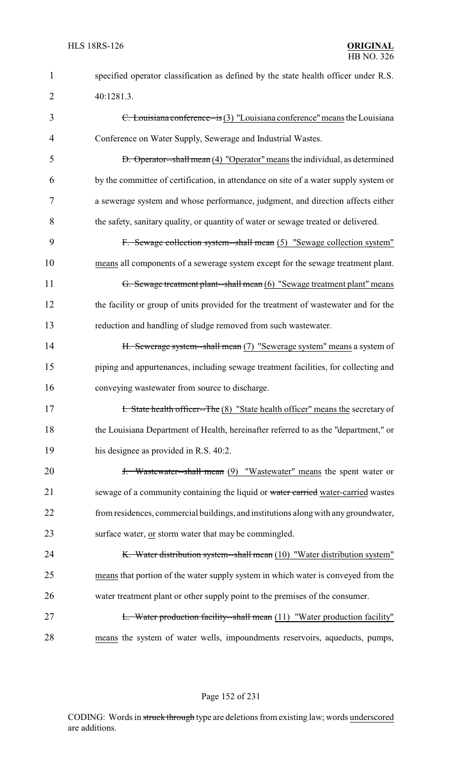specified operator classification as defined by the state health officer under R.S. 40:1281.3.

~~C. Louisiana conference--is~~ (3) "Louisiana conference" means the Louisiana Conference on Water Supply, Sewerage and Industrial Wastes.

~~D. Operator--shall mean~~ (4) "Operator" means the individual, as determined by the committee of certification, in attendance on site of a water supply system or a sewerage system and whose performance, judgment, and direction affects either the safety, sanitary quality, or quantity of water or sewage treated or delivered.

~~F. Sewage collection system--shall mean~~ (5) "Sewage collection system" means all components of a sewerage system except for the sewage treatment plant.

~~G. Sewage treatment plant--shall mean~~ (6) "Sewage treatment plant" means the facility or group of units provided for the treatment of wastewater and for the reduction and handling of sludge removed from such wastewater.

~~H. Sewerage system--shall mean~~ (7) "Sewerage system" means a system of piping and appurtenances, including sewage treatment facilities, for collecting and conveying wastewater from source to discharge.

~~I. State health officer--The~~ (8) "State health officer" means the secretary of the Louisiana Department of Health, hereinafter referred to as the "department," or his designee as provided in R.S. 40:2.

~~J. Wastewater--shall mean~~ (9) "Wastewater" means the spent water or sewage of a community containing the liquid or ~~water carried~~ water-carried wastes from residences, commercial buildings, and institutions along with any groundwater, surface water, or storm water that may be commingled.

~~K. Water distribution system--shall mean~~ (10) "Water distribution system" means that portion of the water supply system in which water is conveyed from the water treatment plant or other supply point to the premises of the consumer.

~~L. Water production facility--shall mean~~ (11) "Water production facility" means the system of water wells, impoundments reservoirs, aqueducts, pumps,

CODING: Words in ~~struck through~~ type are deletions from existing law; words underscored are additions.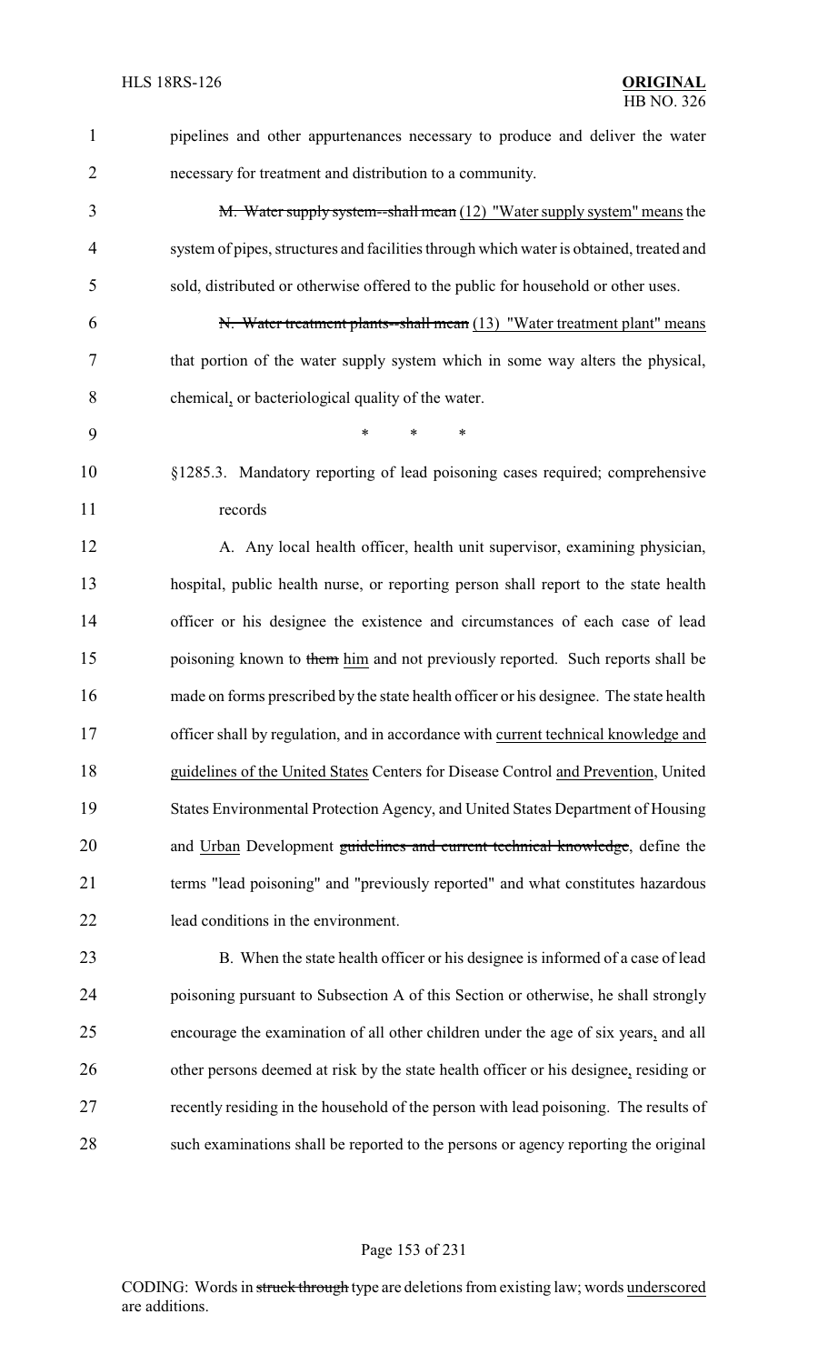pipelines and other appurtenances necessary to produce and deliver the water necessary for treatment and distribution to a community.

~~M. Water supply system--shall mean~~ (12) "Water supply system" means the system of pipes, structures and facilities through which water is obtained, treated and sold, distributed or otherwise offered to the public for household or other uses.

~~N. Water treatment plants--shall mean~~ (13) "Water treatment plant" means that portion of the water supply system which in some way alters the physical, chemical, or bacteriological quality of the water.

\* \* \*

§1285.3. Mandatory reporting of lead poisoning cases required; comprehensive records

A. Any local health officer, health unit supervisor, examining physician, hospital, public health nurse, or reporting person shall report to the state health officer or his designee the existence and circumstances of each case of lead poisoning known to ~~them~~ him and not previously reported. Such reports shall be made on forms prescribed by the state health officer or his designee. The state health officer shall by regulation, and in accordance with current technical knowledge and guidelines of the United States Centers for Disease Control and Prevention, United States Environmental Protection Agency, and United States Department of Housing and Urban Development ~~guidelines and current technical knowledge~~, define the terms "lead poisoning" and "previously reported" and what constitutes hazardous lead conditions in the environment.

B. When the state health officer or his designee is informed of a case of lead poisoning pursuant to Subsection A of this Section or otherwise, he shall strongly encourage the examination of all other children under the age of six years, and all other persons deemed at risk by the state health officer or his designee, residing or recently residing in the household of the person with lead poisoning. The results of such examinations shall be reported to the persons or agency reporting the original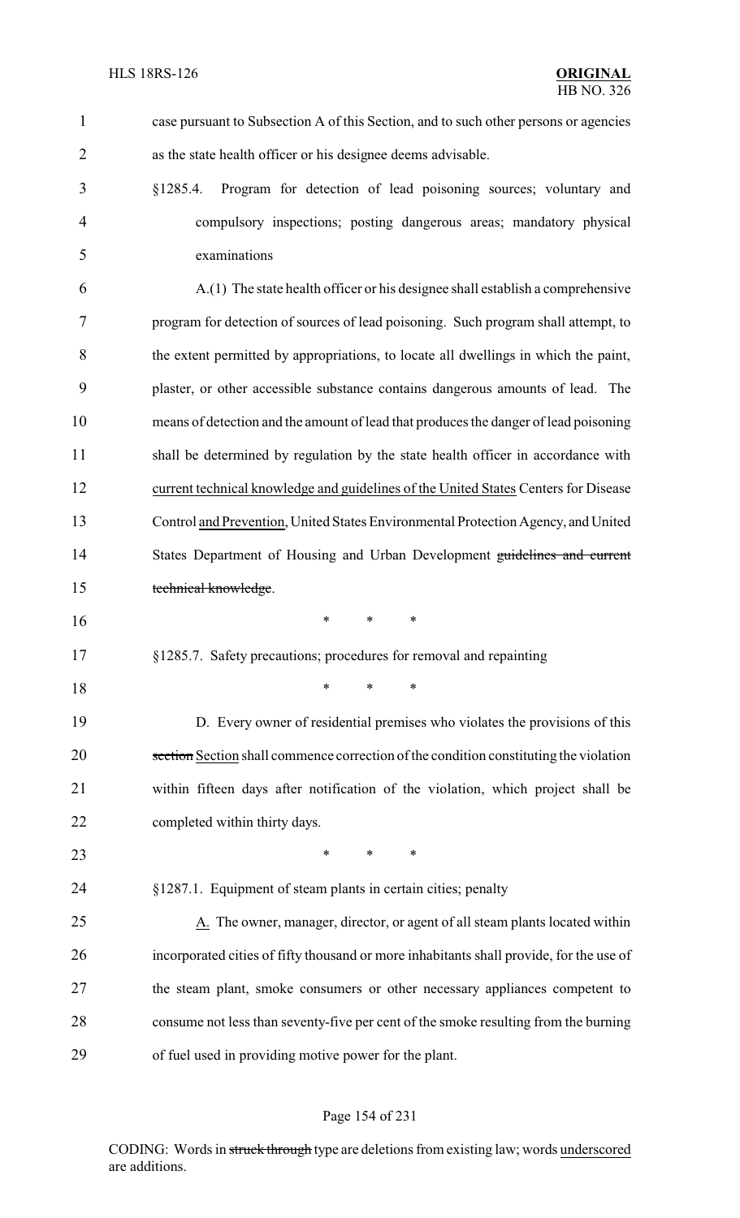case pursuant to Subsection A of this Section, and to such other persons or agencies as the state health officer or his designee deems advisable.

§1285.4. Program for detection of lead poisoning sources; voluntary and compulsory inspections; posting dangerous areas; mandatory physical examinations

A.(1) The state health officer or his designee shall establish a comprehensive program for detection of sources of lead poisoning. Such program shall attempt, to the extent permitted by appropriations, to locate all dwellings in which the paint, plaster, or other accessible substance contains dangerous amounts of lead. The means of detection and the amount of lead that produces the danger of lead poisoning shall be determined by regulation by the state health officer in accordance with current technical knowledge and guidelines of the United States Centers for Disease Control and Prevention, United States Environmental Protection Agency, and United States Department of Housing and Urban Development ~~guidelines and current technical knowledge~~.

\* \* \*

§1285.7. Safety precautions; procedures for removal and repainting

\* \* \*

D. Every owner of residential premises who violates the provisions of this ~~section~~ Section shall commence correction of the condition constituting the violation within fifteen days after notification of the violation, which project shall be completed within thirty days.

\* \* \*

§1287.1. Equipment of steam plants in certain cities; penalty

A. The owner, manager, director, or agent of all steam plants located within incorporated cities of fifty thousand or more inhabitants shall provide, for the use of the steam plant, smoke consumers or other necessary appliances competent to consume not less than seventy-five per cent of the smoke resulting from the burning of fuel used in providing motive power for the plant.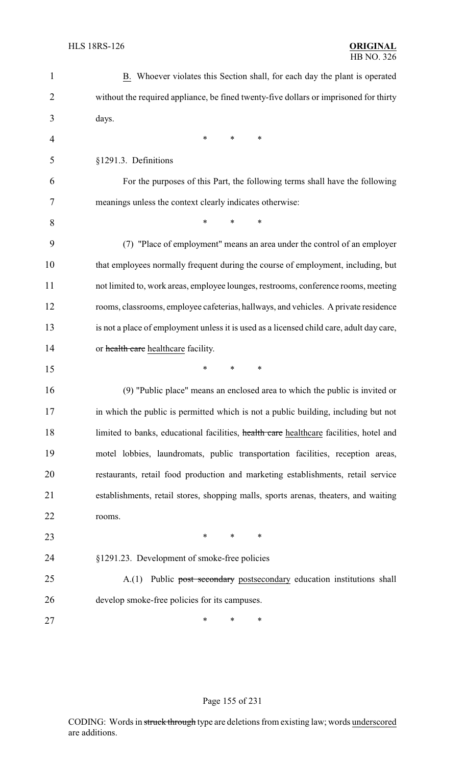B. Whoever violates this Section shall, for each day the plant is operated without the required appliance, be fined twenty-five dollars or imprisoned for thirty days.

\* \* \*

§1291.3. Definitions

For the purposes of this Part, the following terms shall have the following meanings unless the context clearly indicates otherwise:

\* \* \*

(7) "Place of employment" means an area under the control of an employer that employees normally frequent during the course of employment, including, but not limited to, work areas, employee lounges, restrooms, conference rooms, meeting rooms, classrooms, employee cafeterias, hallways, and vehicles. A private residence is not a place of employment unless it is used as a licensed child care, adult day care, or ~~health care~~ healthcare facility.

\* \* \*

(9) "Public place" means an enclosed area to which the public is invited or in which the public is permitted which is not a public building, including but not limited to banks, educational facilities, ~~health care~~ healthcare facilities, hotel and motel lobbies, laundromats, public transportation facilities, reception areas, restaurants, retail food production and marketing establishments, retail service establishments, retail stores, shopping malls, sports arenas, theaters, and waiting rooms.

\* \* \*

§1291.23. Development of smoke-free policies

A.(1) Public ~~post secondary~~ postsecondary education institutions shall develop smoke-free policies for its campuses.

\* \* \*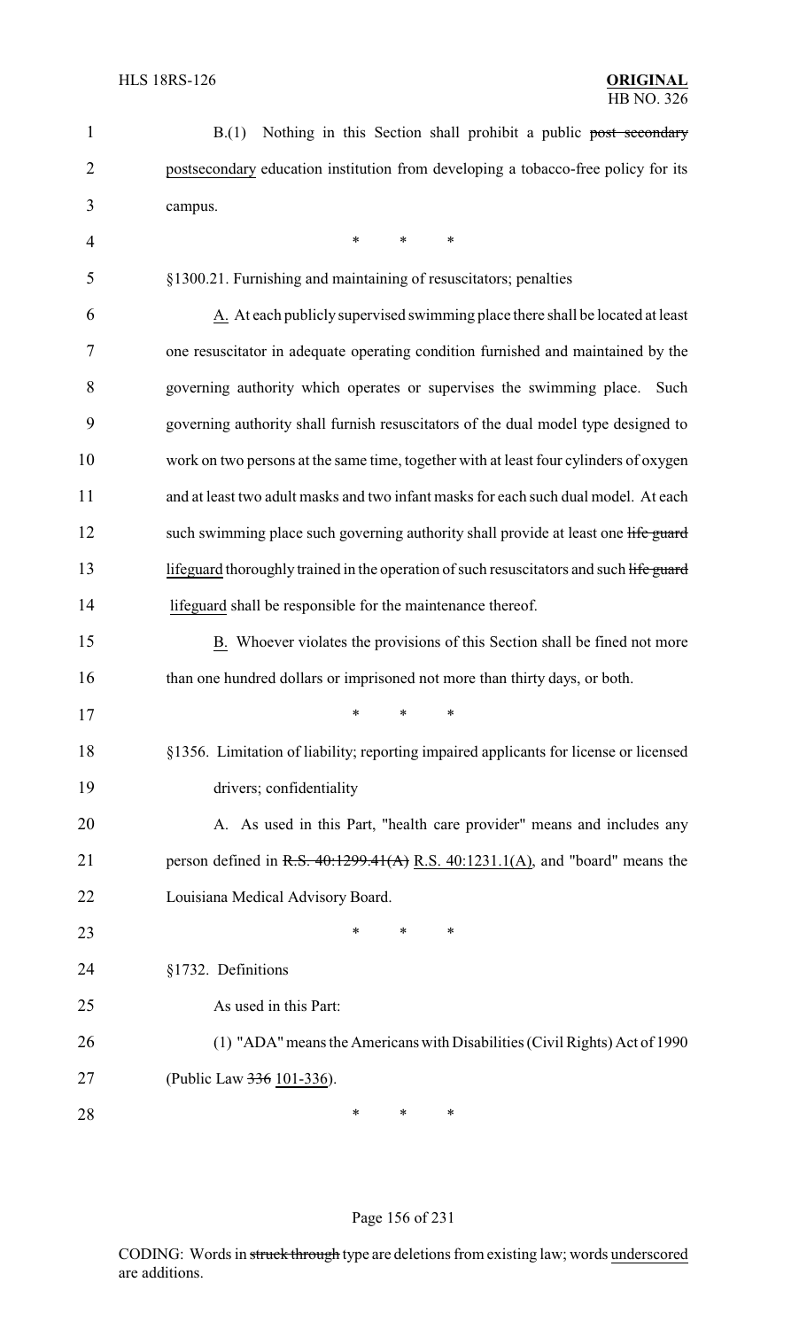B.(1) Nothing in this Section shall prohibit a public ~~post secondary~~ postsecondary education institution from developing a tobacco-free policy for its campus.

\* \* \*

§1300.21. Furnishing and maintaining of resuscitators; penalties

A. At each publicly supervised swimming place there shall be located at least one resuscitator in adequate operating condition furnished and maintained by the governing authority which operates or supervises the swimming place. Such governing authority shall furnish resuscitators of the dual model type designed to work on two persons at the same time, together with at least four cylinders of oxygen and at least two adult masks and two infant masks for each such dual model. At each such swimming place such governing authority shall provide at least one ~~life guard~~ lifeguard thoroughly trained in the operation of such resuscitators and such ~~life guard~~ lifeguard shall be responsible for the maintenance thereof.

B. Whoever violates the provisions of this Section shall be fined not more than one hundred dollars or imprisoned not more than thirty days, or both.

\* \* \*

§1356. Limitation of liability; reporting impaired applicants for license or licensed drivers; confidentiality

A. As used in this Part, "health care provider" means and includes any person defined in ~~R.S. 40:1299.41(A)~~ R.S. 40:1231.1(A), and "board" means the Louisiana Medical Advisory Board.

\* \* \*

§1732. Definitions

As used in this Part:

(1) "ADA" means the Americans with Disabilities (Civil Rights) Act of 1990 (Public Law ~~336~~ 101-336).

\* \* \*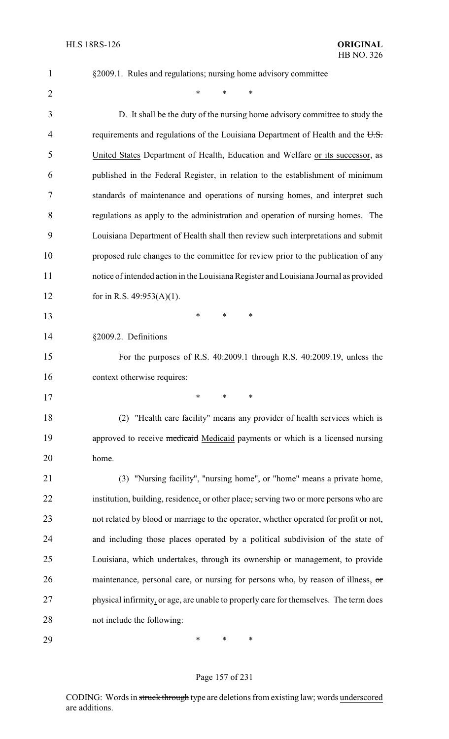§2009.1. Rules and regulations; nursing home advisory committee

\* \* \*

D. It shall be the duty of the nursing home advisory committee to study the requirements and regulations of the Louisiana Department of Health and the ~~U.S.~~ United States Department of Health, Education and Welfare or its successor, as published in the Federal Register, in relation to the establishment of minimum standards of maintenance and operations of nursing homes, and interpret such regulations as apply to the administration and operation of nursing homes. The Louisiana Department of Health shall then review such interpretations and submit proposed rule changes to the committee for review prior to the publication of any notice of intended action in the Louisiana Register and Louisiana Journal as provided for in R.S. 49:953(A)(1).

\* \* \*

§2009.2. Definitions

For the purposes of R.S. 40:2009.1 through R.S. 40:2009.19, unless the context otherwise requires:

\* \* \*

(2) "Health care facility" means any provider of health services which is approved to receive ~~medicaid~~ Medicaid payments or which is a licensed nursing home.

(3) "Nursing facility", "nursing home", or "home" means a private home, institution, building, residence, or other place~~,~~ serving two or more persons who are not related by blood or marriage to the operator, whether operated for profit or not, and including those places operated by a political subdivision of the state of Louisiana, which undertakes, through its ownership or management, to provide maintenance, personal care, or nursing for persons who, by reason of illness, ~~or~~ physical infirmity, or age, are unable to properly care for themselves. The term does not include the following:

\* \* \*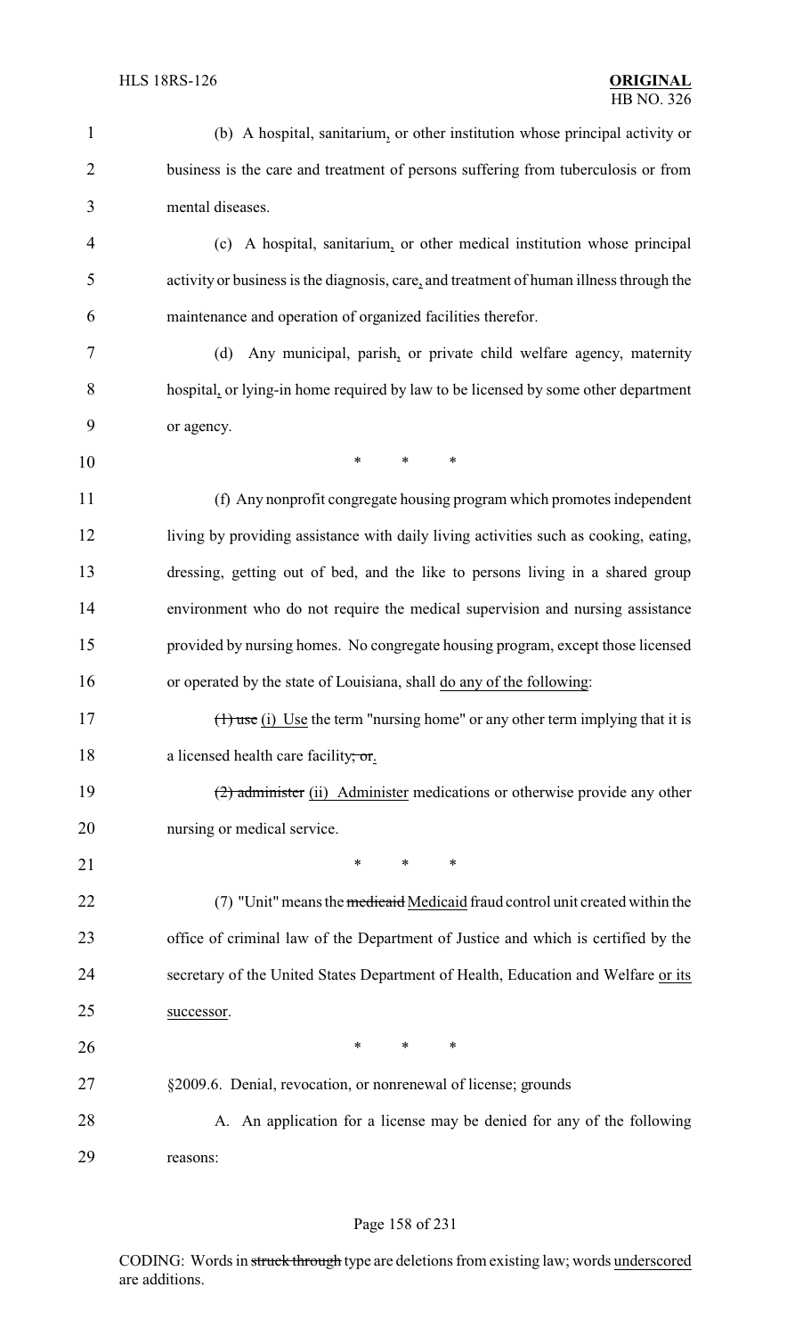(b) A hospital, sanitarium, or other institution whose principal activity or business is the care and treatment of persons suffering from tuberculosis or from mental diseases.

(c) A hospital, sanitarium, or other medical institution whose principal activity or business is the diagnosis, care, and treatment of human illness through the maintenance and operation of organized facilities therefor.

(d) Any municipal, parish, or private child welfare agency, maternity hospital, or lying-in home required by law to be licensed by some other department or agency.

\* \* \*

(f) Any nonprofit congregate housing program which promotes independent living by providing assistance with daily living activities such as cooking, eating, dressing, getting out of bed, and the like to persons living in a shared group environment who do not require the medical supervision and nursing assistance provided by nursing homes. No congregate housing program, except those licensed or operated by the state of Louisiana, shall do any of the following:

~~(1) use~~ (i) Use the term "nursing home" or any other term implying that it is a licensed health care facility~~; or~~.

~~(2) administer~~ (ii) Administer medications or otherwise provide any other nursing or medical service.

\* \* \*

(7) "Unit" means the ~~medicaid~~ Medicaid fraud control unit created within the office of criminal law of the Department of Justice and which is certified by the secretary of the United States Department of Health, Education and Welfare or its successor.

\* \* \*

§2009.6. Denial, revocation, or nonrenewal of license; grounds

A. An application for a license may be denied for any of the following reasons: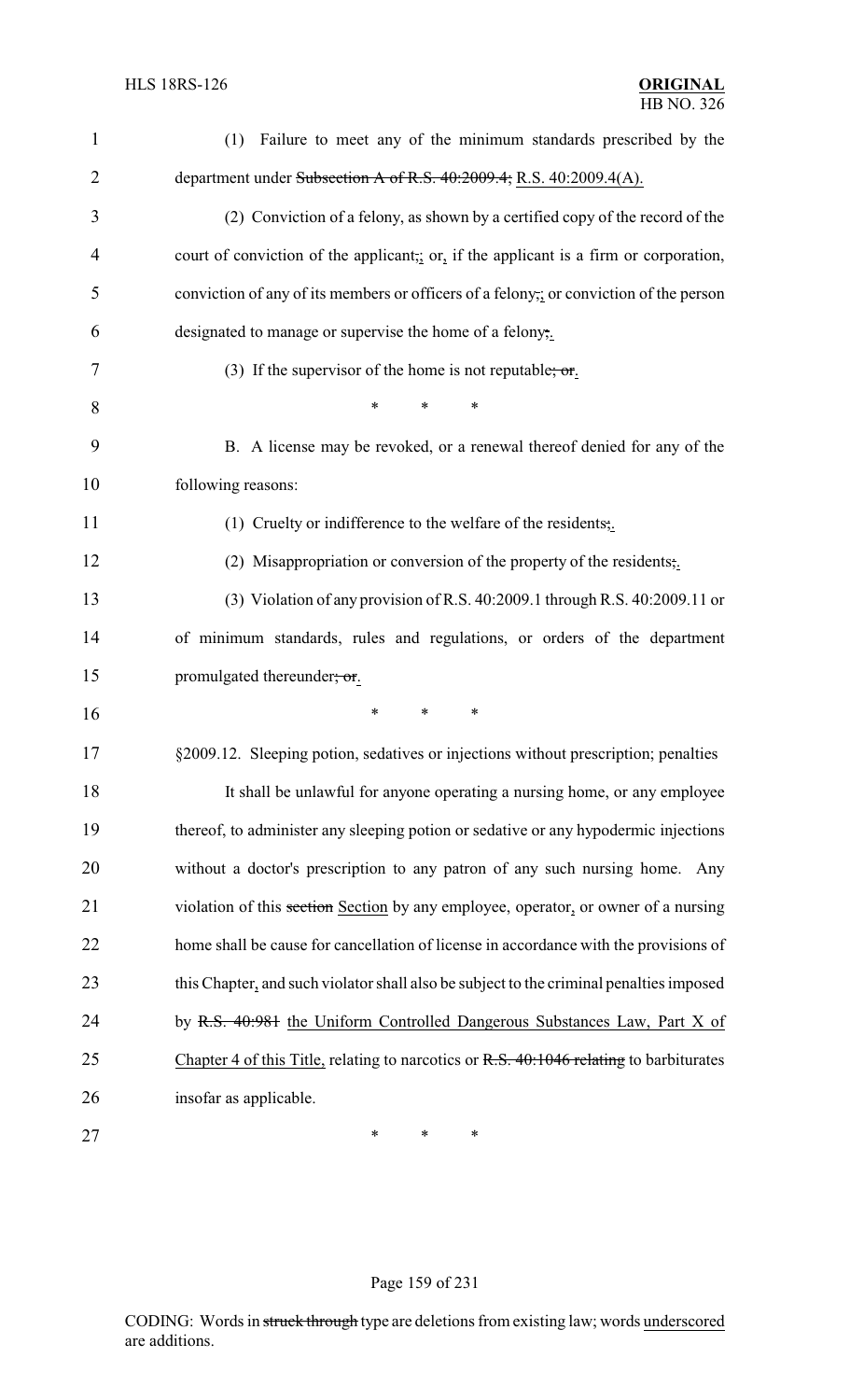(1) Failure to meet any of the minimum standards prescribed by the department under ~~Subsection A of R.S. 40:2009.4,~~ R.S. 40:2009.4(A).

(2) Conviction of a felony, as shown by a certified copy of the record of the court of conviction of the applicant~~,~~; or, if the applicant is a firm or corporation, conviction of any of its members or officers of a felony~~,~~; or conviction of the person designated to manage or supervise the home of a felony~~;~~.

(3) If the supervisor of the home is not reputable~~; or~~.

\* \* \*

B. A license may be revoked, or a renewal thereof denied for any of the following reasons:

(1) Cruelty or indifference to the welfare of the residents~~;~~.

(2) Misappropriation or conversion of the property of the residents~~;~~.

(3) Violation of any provision of R.S. 40:2009.1 through R.S. 40:2009.11 or of minimum standards, rules and regulations, or orders of the department promulgated thereunder~~; or~~.

\* \* \*

§2009.12. Sleeping potion, sedatives or injections without prescription; penalties

It shall be unlawful for anyone operating a nursing home, or any employee thereof, to administer any sleeping potion or sedative or any hypodermic injections without a doctor's prescription to any patron of any such nursing home. Any violation of this ~~section~~ Section by any employee, operator, or owner of a nursing home shall be cause for cancellation of license in accordance with the provisions of this Chapter, and such violator shall also be subject to the criminal penalties imposed by ~~R.S. 40:981~~ the Uniform Controlled Dangerous Substances Law, Part X of Chapter 4 of this Title, relating to narcotics or ~~R.S. 40:1046 relating~~ to barbiturates insofar as applicable.

\* \* \*

CODING: Words in ~~struck through~~ type are deletions from existing law; words underscored are additions.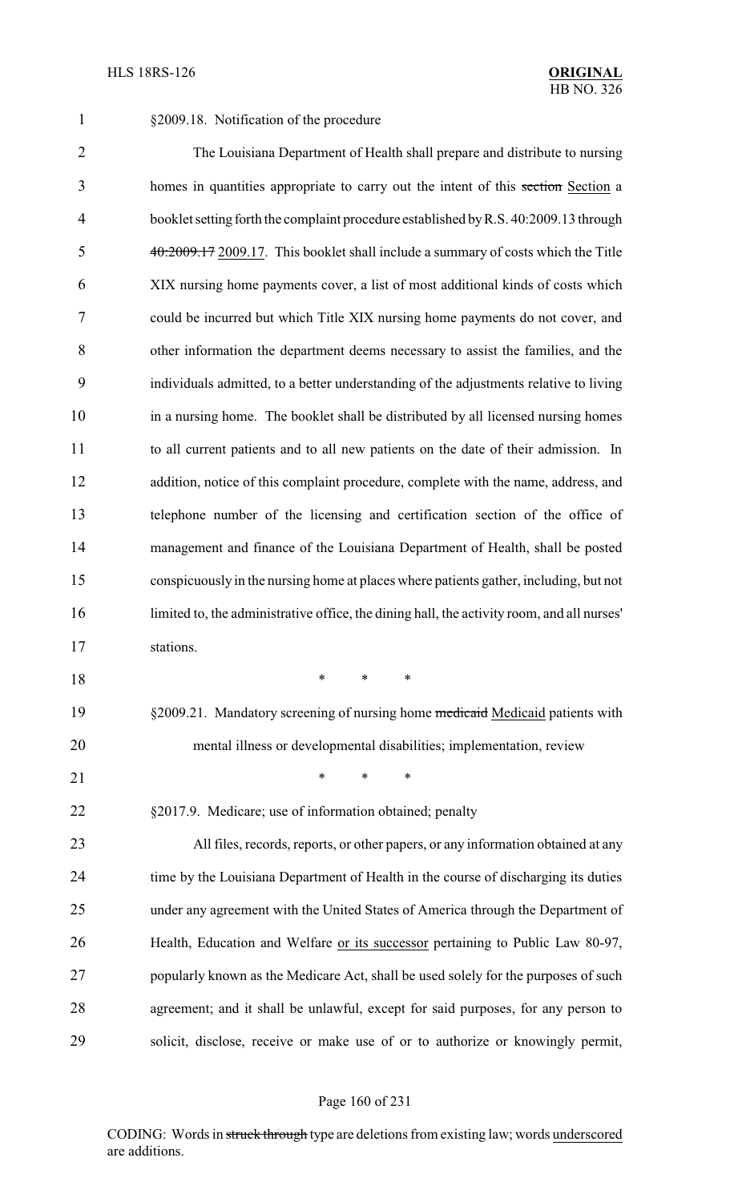§2009.18. Notification of the procedure

The Louisiana Department of Health shall prepare and distribute to nursing homes in quantities appropriate to carry out the intent of this ~~section~~ Section a booklet setting forth the complaint procedure established by R.S. 40:2009.13 through ~~40:2009.17~~ 2009.17. This booklet shall include a summary of costs which the Title XIX nursing home payments cover, a list of most additional kinds of costs which could be incurred but which Title XIX nursing home payments do not cover, and other information the department deems necessary to assist the families, and the individuals admitted, to a better understanding of the adjustments relative to living in a nursing home. The booklet shall be distributed by all licensed nursing homes to all current patients and to all new patients on the date of their admission. In addition, notice of this complaint procedure, complete with the name, address, and telephone number of the licensing and certification section of the office of management and finance of the Louisiana Department of Health, shall be posted conspicuously in the nursing home at places where patients gather, including, but not limited to, the administrative office, the dining hall, the activity room, and all nurses' stations.

\* \* \*

§2009.21. Mandatory screening of nursing home ~~medicaid~~ Medicaid patients with mental illness or developmental disabilities; implementation, review

\* \* \*

§2017.9. Medicare; use of information obtained; penalty

All files, records, reports, or other papers, or any information obtained at any time by the Louisiana Department of Health in the course of discharging its duties under any agreement with the United States of America through the Department of Health, Education and Welfare or its successor pertaining to Public Law 80-97, popularly known as the Medicare Act, shall be used solely for the purposes of such agreement; and it shall be unlawful, except for said purposes, for any person to solicit, disclose, receive or make use of or to authorize or knowingly permit,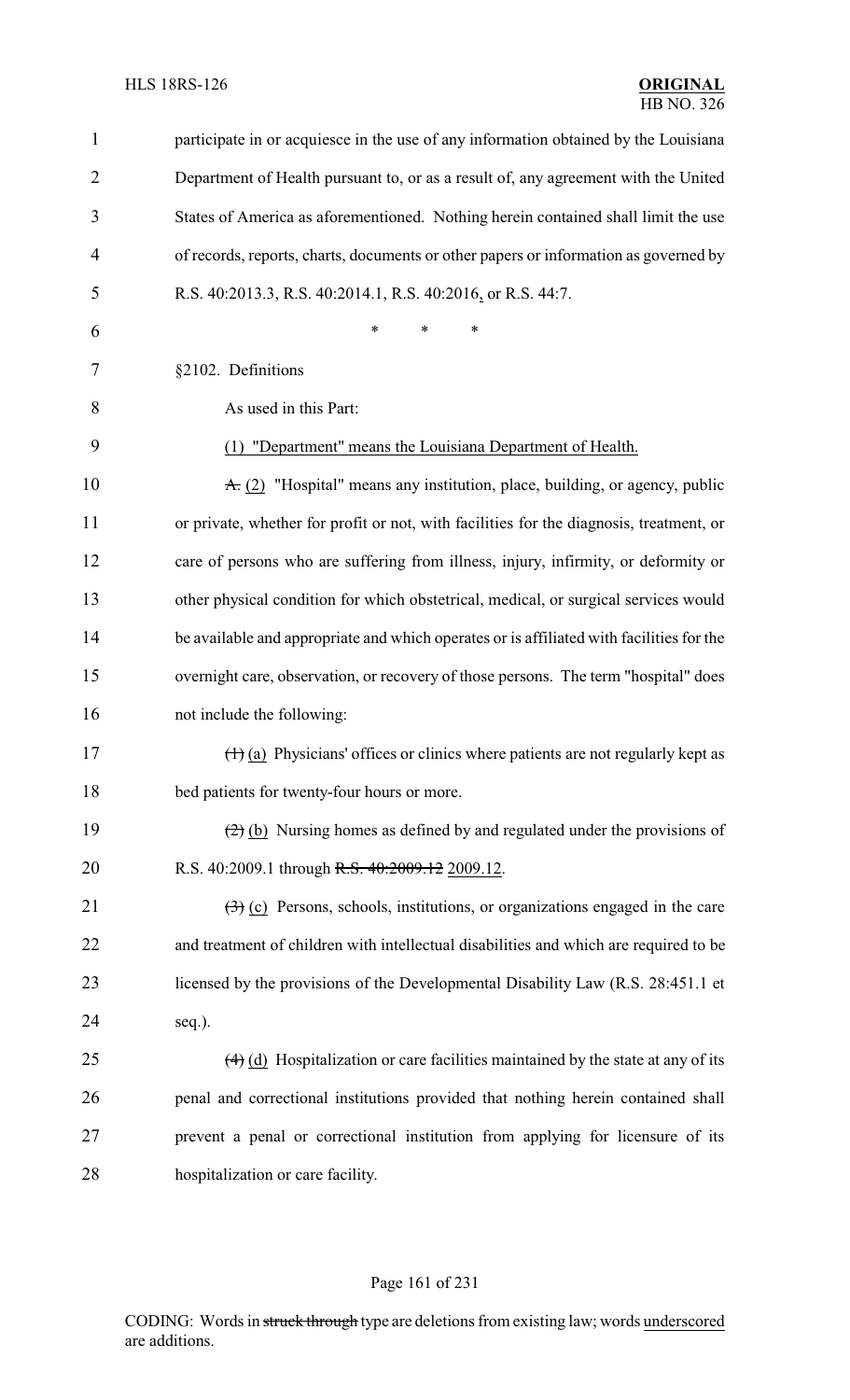participate in or acquiesce in the use of any information obtained by the Louisiana Department of Health pursuant to, or as a result of, any agreement with the United States of America as aforementioned. Nothing herein contained shall limit the use of records, reports, charts, documents or other papers or information as governed by R.S. 40:2013.3, R.S. 40:2014.1, R.S. 40:2016, or R.S. 44:7.

\* \* \*

§2102. Definitions

As used in this Part:

(1) "Department" means the Louisiana Department of Health.

~~A.~~ (2) "Hospital" means any institution, place, building, or agency, public or private, whether for profit or not, with facilities for the diagnosis, treatment, or care of persons who are suffering from illness, injury, infirmity, or deformity or other physical condition for which obstetrical, medical, or surgical services would be available and appropriate and which operates or is affiliated with facilities for the overnight care, observation, or recovery of those persons. The term "hospital" does not include the following:

~~(1)~~ (a) Physicians' offices or clinics where patients are not regularly kept as bed patients for twenty-four hours or more.

~~(2)~~ (b) Nursing homes as defined by and regulated under the provisions of R.S. 40:2009.1 through ~~R.S. 40:2009.12~~ 2009.12.

~~(3)~~ (c) Persons, schools, institutions, or organizations engaged in the care and treatment of children with intellectual disabilities and which are required to be licensed by the provisions of the Developmental Disability Law (R.S. 28:451.1 et seq.).

~~(4)~~ (d) Hospitalization or care facilities maintained by the state at any of its penal and correctional institutions provided that nothing herein contained shall prevent a penal or correctional institution from applying for licensure of its hospitalization or care facility.

CODING: Words in ~~struck through~~ type are deletions from existing law; words underscored are additions.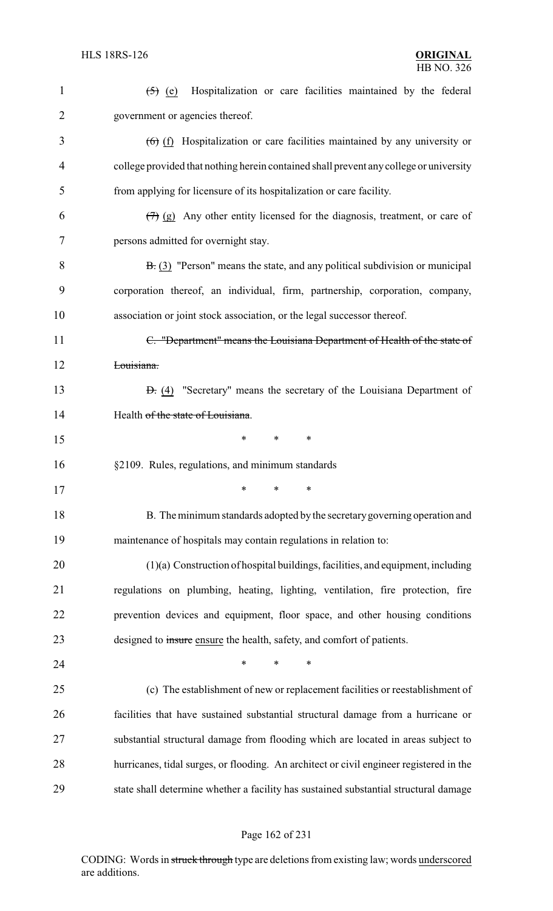~~(5)~~ <u>(e)</u> Hospitalization or care facilities maintained by the federal government or agencies thereof.

~~(6)~~ <u>(f)</u> Hospitalization or care facilities maintained by any university or college provided that nothing herein contained shall prevent any college or university from applying for licensure of its hospitalization or care facility.

~~(7)~~ <u>(g)</u> Any other entity licensed for the diagnosis, treatment, or care of persons admitted for overnight stay.

~~B.~~ <u>(3)</u> "Person" means the state, and any political subdivision or municipal corporation thereof, an individual, firm, partnership, corporation, company, association or joint stock association, or the legal successor thereof.

~~C. "Department" means the Louisiana Department of Health of the state of Louisiana.~~

~~D.~~ <u>(4)</u> "Secretary" means the secretary of the Louisiana Department of Health ~~of the state of Louisiana~~.

\* \* \*

§2109. Rules, regulations, and minimum standards

\* \* \*

B. The minimum standards adopted by the secretary governing operation and maintenance of hospitals may contain regulations in relation to:

(1)(a) Construction of hospital buildings, facilities, and equipment, including regulations on plumbing, heating, lighting, ventilation, fire protection, fire prevention devices and equipment, floor space, and other housing conditions designed to ~~insure~~ <u>ensure</u> the health, safety, and comfort of patients.

\* \* \*

(c) The establishment of new or replacement facilities or reestablishment of facilities that have sustained substantial structural damage from a hurricane or substantial structural damage from flooding which are located in areas subject to hurricanes, tidal surges, or flooding. An architect or civil engineer registered in the state shall determine whether a facility has sustained substantial structural damage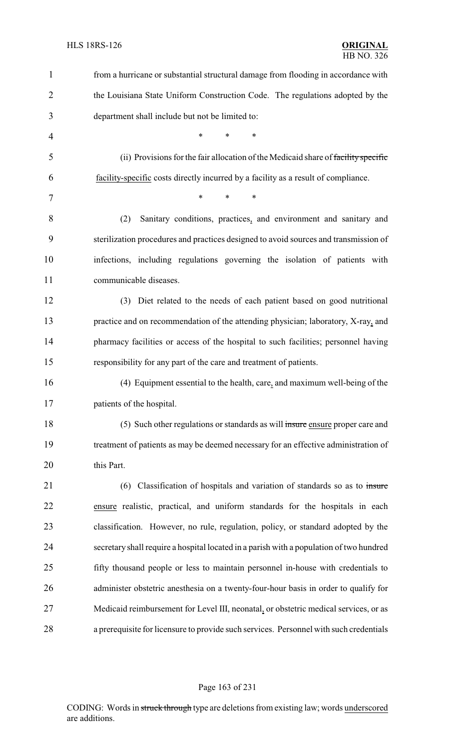from a hurricane or substantial structural damage from flooding in accordance with the Louisiana State Uniform Construction Code. The regulations adopted by the department shall include but not be limited to:

\* \* \*

(ii) Provisions for the fair allocation of the Medicaid share of ~~facility specific~~ facility-specific costs directly incurred by a facility as a result of compliance.

\* \* \*

(2) Sanitary conditions, practices, and environment and sanitary and sterilization procedures and practices designed to avoid sources and transmission of infections, including regulations governing the isolation of patients with communicable diseases.

(3) Diet related to the needs of each patient based on good nutritional practice and on recommendation of the attending physician; laboratory, X-ray, and pharmacy facilities or access of the hospital to such facilities; personnel having responsibility for any part of the care and treatment of patients.

(4) Equipment essential to the health, care, and maximum well-being of the patients of the hospital.

(5) Such other regulations or standards as will ~~insure~~ ensure proper care and treatment of patients as may be deemed necessary for an effective administration of this Part.

(6) Classification of hospitals and variation of standards so as to ~~insure~~ ensure realistic, practical, and uniform standards for the hospitals in each classification. However, no rule, regulation, policy, or standard adopted by the secretary shall require a hospital located in a parish with a population of two hundred fifty thousand people or less to maintain personnel in-house with credentials to administer obstetric anesthesia on a twenty-four-hour basis in order to qualify for Medicaid reimbursement for Level III, neonatal, or obstetric medical services, or as a prerequisite for licensure to provide such services. Personnel with such credentials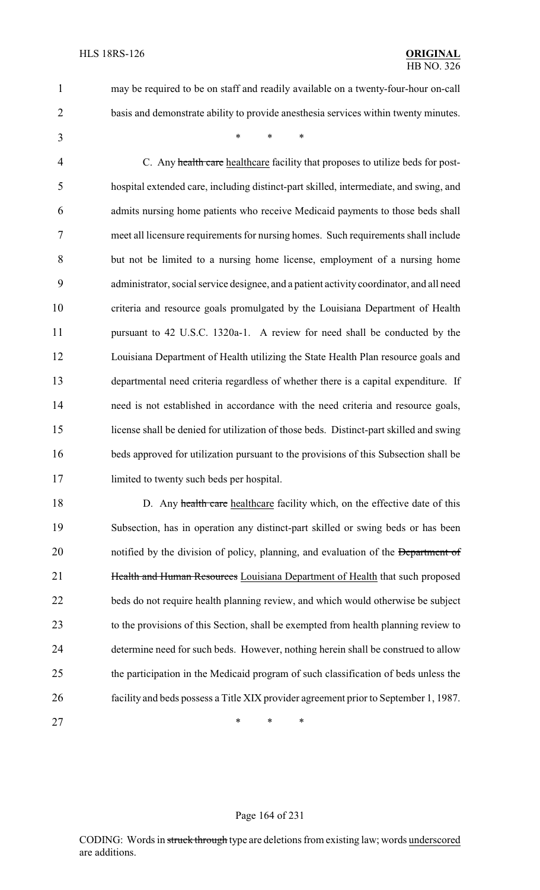may be required to be on staff and readily available on a twenty-four-hour on-call basis and demonstrate ability to provide anesthesia services within twenty minutes.

\* \* \*

C. Any ~~health care~~ healthcare facility that proposes to utilize beds for post-hospital extended care, including distinct-part skilled, intermediate, and swing, and admits nursing home patients who receive Medicaid payments to those beds shall meet all licensure requirements for nursing homes. Such requirements shall include but not be limited to a nursing home license, employment of a nursing home administrator, social service designee, and a patient activity coordinator, and all need criteria and resource goals promulgated by the Louisiana Department of Health pursuant to 42 U.S.C. 1320a-1. A review for need shall be conducted by the Louisiana Department of Health utilizing the State Health Plan resource goals and departmental need criteria regardless of whether there is a capital expenditure. If need is not established in accordance with the need criteria and resource goals, license shall be denied for utilization of those beds. Distinct-part skilled and swing beds approved for utilization pursuant to the provisions of this Subsection shall be limited to twenty such beds per hospital.

D. Any ~~health care~~ healthcare facility which, on the effective date of this Subsection, has in operation any distinct-part skilled or swing beds or has been notified by the division of policy, planning, and evaluation of the ~~Department of Health and Human Resources~~ Louisiana Department of Health that such proposed beds do not require health planning review, and which would otherwise be subject to the provisions of this Section, shall be exempted from health planning review to determine need for such beds. However, nothing herein shall be construed to allow the participation in the Medicaid program of such classification of beds unless the facility and beds possess a Title XIX provider agreement prior to September 1, 1987.

\* \* \*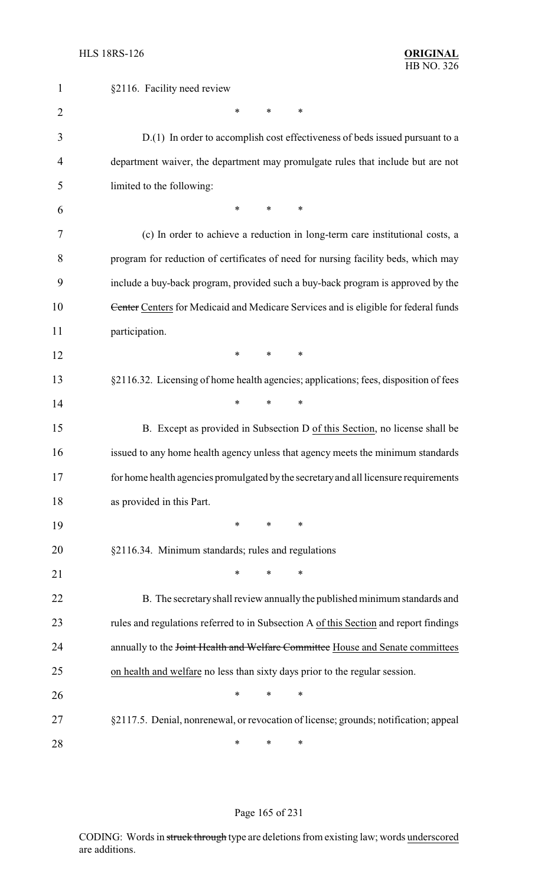§2116. Facility need review

\* \* \*

D.(1) In order to accomplish cost effectiveness of beds issued pursuant to a department waiver, the department may promulgate rules that include but are not limited to the following:

\* \* \*

(c) In order to achieve a reduction in long-term care institutional costs, a program for reduction of certificates of need for nursing facility beds, which may include a buy-back program, provided such a buy-back program is approved by the ~~Center~~ Centers for Medicaid and Medicare Services and is eligible for federal funds participation.

\* \* \*

§2116.32. Licensing of home health agencies; applications; fees, disposition of fees

\* \* \*

B. Except as provided in Subsection D of this Section, no license shall be issued to any home health agency unless that agency meets the minimum standards for home health agencies promulgated by the secretary and all licensure requirements as provided in this Part.

\* \* \*

§2116.34. Minimum standards; rules and regulations

\* \* \*

B. The secretary shall review annually the published minimum standards and rules and regulations referred to in Subsection A of this Section and report findings annually to the ~~Joint Health and Welfare Committee~~ House and Senate committees on health and welfare no less than sixty days prior to the regular session.

\* \* \*

§2117.5. Denial, nonrenewal, or revocation of license; grounds; notification; appeal

\* \* \*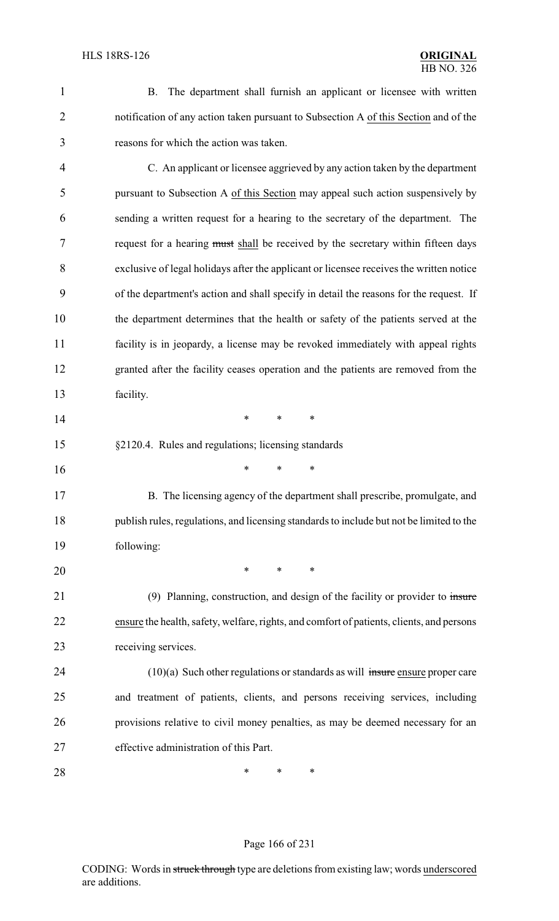B. The department shall furnish an applicant or licensee with written notification of any action taken pursuant to Subsection A of this Section and of the reasons for which the action was taken.

C. An applicant or licensee aggrieved by any action taken by the department pursuant to Subsection A of this Section may appeal such action suspensively by sending a written request for a hearing to the secretary of the department. The request for a hearing ~~must~~ shall be received by the secretary within fifteen days exclusive of legal holidays after the applicant or licensee receives the written notice of the department's action and shall specify in detail the reasons for the request. If the department determines that the health or safety of the patients served at the facility is in jeopardy, a license may be revoked immediately with appeal rights granted after the facility ceases operation and the patients are removed from the facility.

\* \* \*

§2120.4. Rules and regulations; licensing standards

\* \* \*

B. The licensing agency of the department shall prescribe, promulgate, and publish rules, regulations, and licensing standards to include but not be limited to the following:

\* \* \*

(9) Planning, construction, and design of the facility or provider to ~~insure~~ ensure the health, safety, welfare, rights, and comfort of patients, clients, and persons receiving services.

(10)(a) Such other regulations or standards as will ~~insure~~ ensure proper care and treatment of patients, clients, and persons receiving services, including provisions relative to civil money penalties, as may be deemed necessary for an effective administration of this Part.

\* \* \*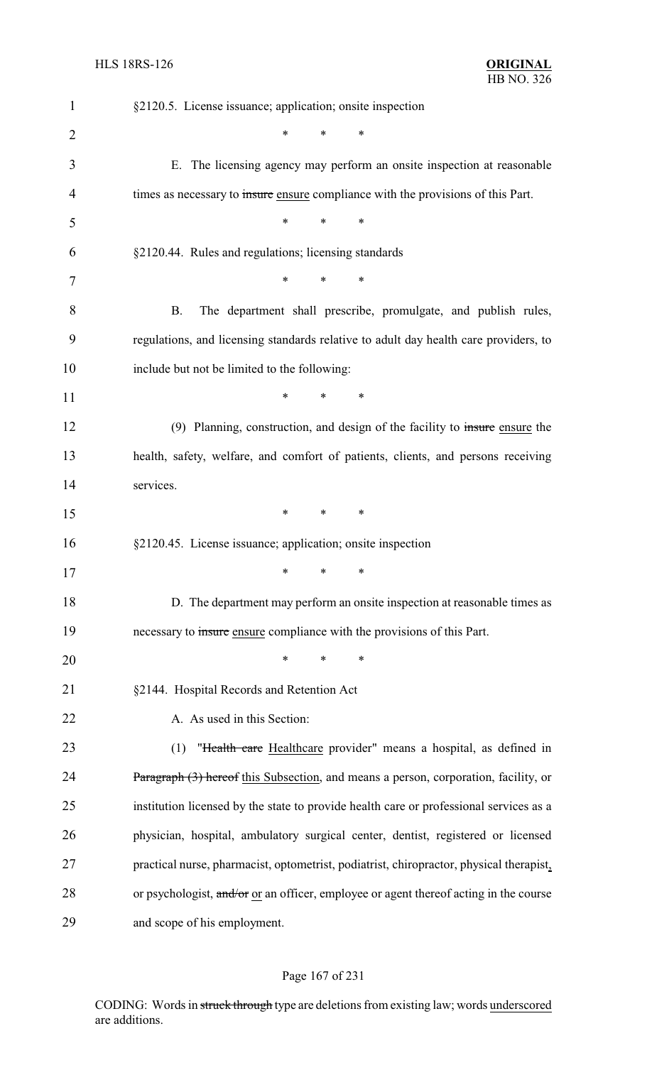§2120.5. License issuance; application; onsite inspection

\* \* \*

E. The licensing agency may perform an onsite inspection at reasonable times as necessary to ~~insure~~ ensure compliance with the provisions of this Part.

\* \* \*

§2120.44. Rules and regulations; licensing standards

\* \* \*

B. The department shall prescribe, promulgate, and publish rules, regulations, and licensing standards relative to adult day health care providers, to include but not be limited to the following:

\* \* \*

(9) Planning, construction, and design of the facility to ~~insure~~ ensure the health, safety, welfare, and comfort of patients, clients, and persons receiving services.

\* \* \*

§2120.45. License issuance; application; onsite inspection

\* \* \*

D. The department may perform an onsite inspection at reasonable times as necessary to ~~insure~~ ensure compliance with the provisions of this Part.

\* \* \*

§2144. Hospital Records and Retention Act

A. As used in this Section:

(1) "~~Health care~~ Healthcare provider" means a hospital, as defined in ~~Paragraph (3) hereof~~ this Subsection, and means a person, corporation, facility, or institution licensed by the state to provide health care or professional services as a physician, hospital, ambulatory surgical center, dentist, registered or licensed practical nurse, pharmacist, optometrist, podiatrist, chiropractor, physical therapist, or psychologist, ~~and/or~~ or an officer, employee or agent thereof acting in the course and scope of his employment.

CODING: Words in ~~struck through~~ type are deletions from existing law; words underscored are additions.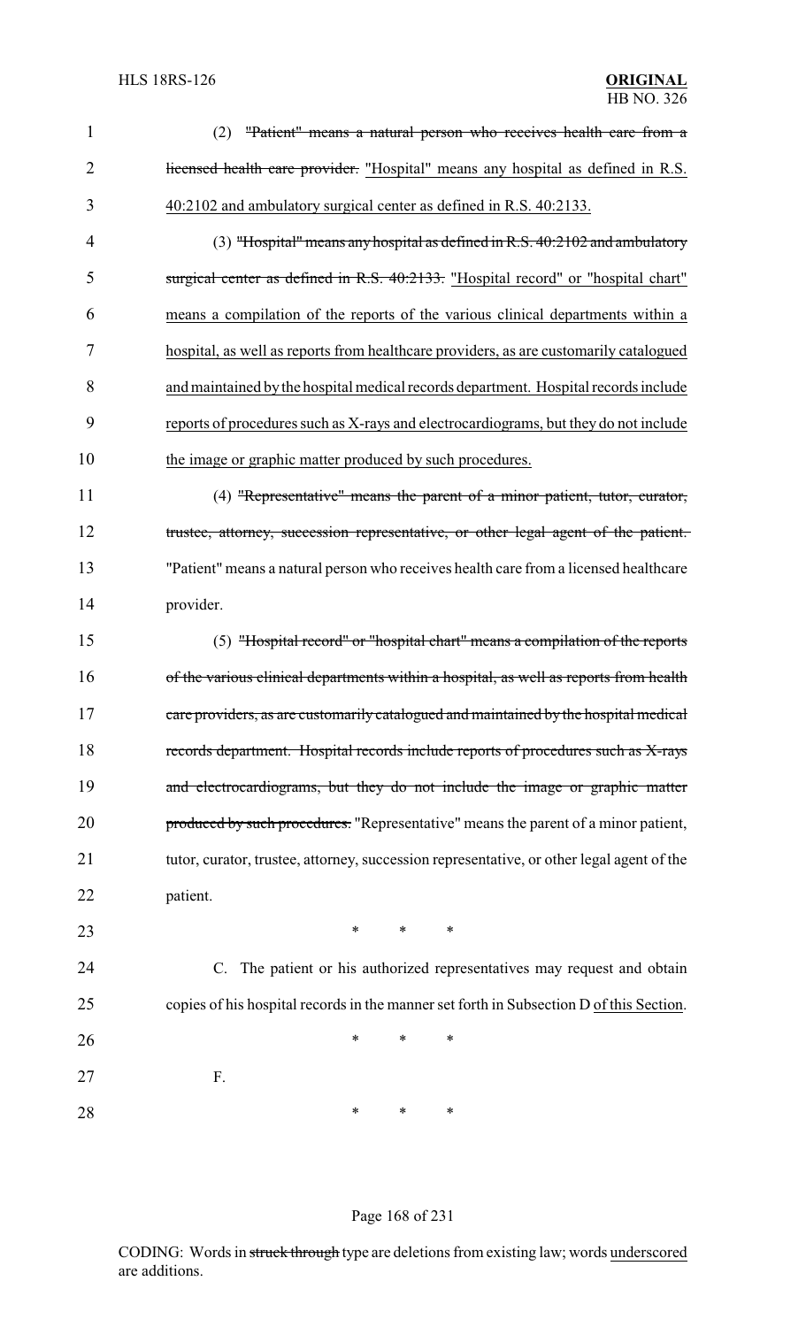(2) ~~"Patient" means a natural person who receives health care from a licensed health care provider.~~ "Hospital" means any hospital as defined in R.S. 40:2102 and ambulatory surgical center as defined in R.S. 40:2133.

(3) ~~"Hospital" means any hospital as defined in R.S. 40:2102 and ambulatory surgical center as defined in R.S. 40:2133.~~ "Hospital record" or "hospital chart" means a compilation of the reports of the various clinical departments within a hospital, as well as reports from healthcare providers, as are customarily catalogued and maintained by the hospital medical records department. Hospital records include reports of procedures such as X-rays and electrocardiograms, but they do not include the image or graphic matter produced by such procedures.

(4) ~~"Representative" means the parent of a minor patient, tutor, curator, trustee, attorney, succession representative, or other legal agent of the patient.~~ "Patient" means a natural person who receives health care from a licensed healthcare provider.

(5) ~~"Hospital record" or "hospital chart" means a compilation of the reports of the various clinical departments within a hospital, as well as reports from health care providers, as are customarily catalogued and maintained by the hospital medical records department. Hospital records include reports of procedures such as X-rays and electrocardiograms, but they do not include the image or graphic matter produced by such procedures.~~ "Representative" means the parent of a minor patient, tutor, curator, trustee, attorney, succession representative, or other legal agent of the patient.

\* \* \*

C. The patient or his authorized representatives may request and obtain copies of his hospital records in the manner set forth in Subsection D of this Section.

\* \* \*

F.

\* \* \*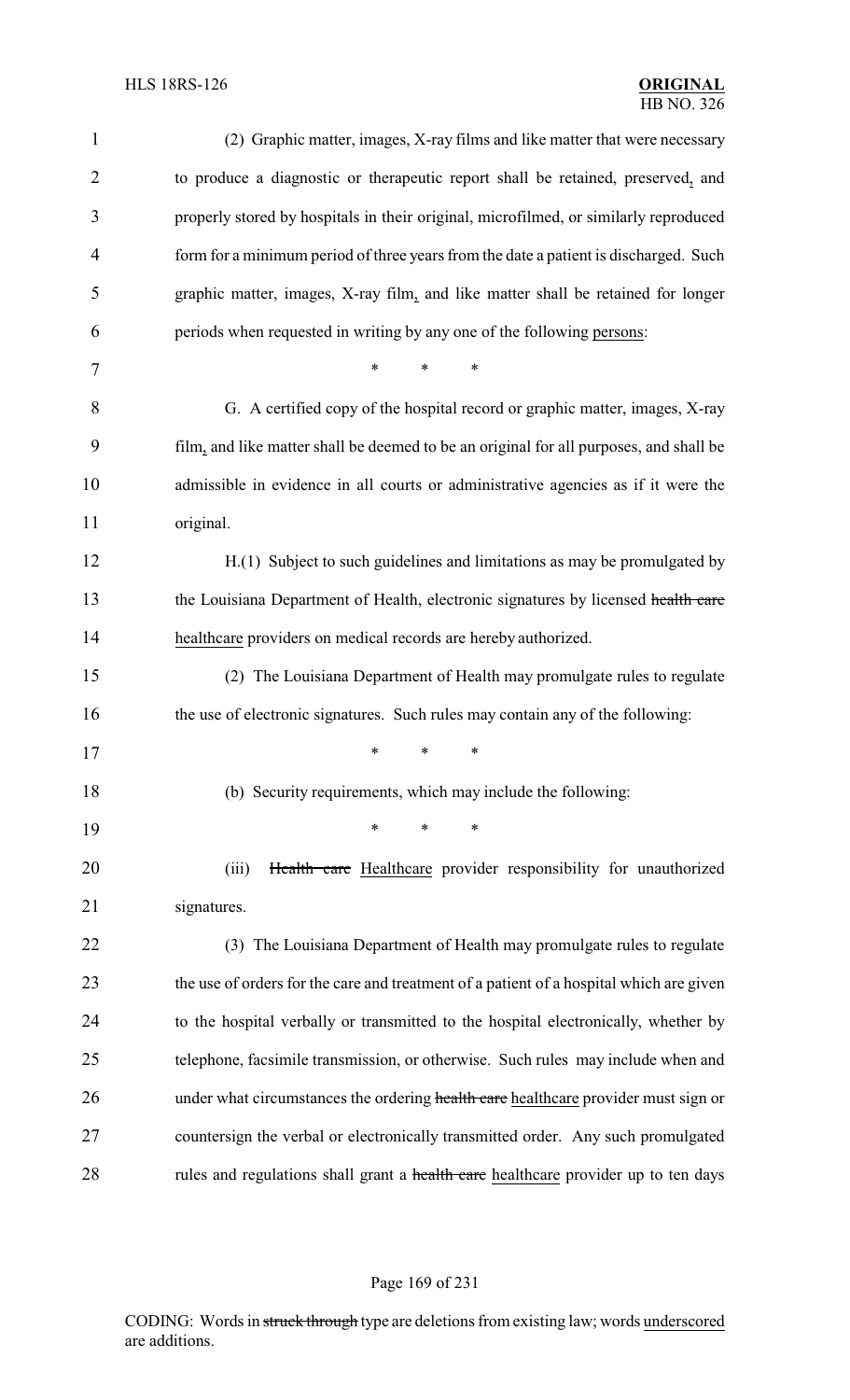(2) Graphic matter, images, X-ray films and like matter that were necessary to produce a diagnostic or therapeutic report shall be retained, preserved, and properly stored by hospitals in their original, microfilmed, or similarly reproduced form for a minimum period of three years from the date a patient is discharged. Such graphic matter, images, X-ray film, and like matter shall be retained for longer periods when requested in writing by any one of the following persons:

\* \* \*

G. A certified copy of the hospital record or graphic matter, images, X-ray film, and like matter shall be deemed to be an original for all purposes, and shall be admissible in evidence in all courts or administrative agencies as if it were the original.

H.(1) Subject to such guidelines and limitations as may be promulgated by the Louisiana Department of Health, electronic signatures by licensed ~~health care~~ healthcare providers on medical records are hereby authorized.

(2) The Louisiana Department of Health may promulgate rules to regulate the use of electronic signatures. Such rules may contain any of the following:

\* \* \*

(b) Security requirements, which may include the following:

\* \* \*

(iii) ~~Health care~~ Healthcare provider responsibility for unauthorized signatures.

(3) The Louisiana Department of Health may promulgate rules to regulate the use of orders for the care and treatment of a patient of a hospital which are given to the hospital verbally or transmitted to the hospital electronically, whether by telephone, facsimile transmission, or otherwise. Such rules may include when and under what circumstances the ordering ~~health care~~ healthcare provider must sign or countersign the verbal or electronically transmitted order. Any such promulgated rules and regulations shall grant a ~~health care~~ healthcare provider up to ten days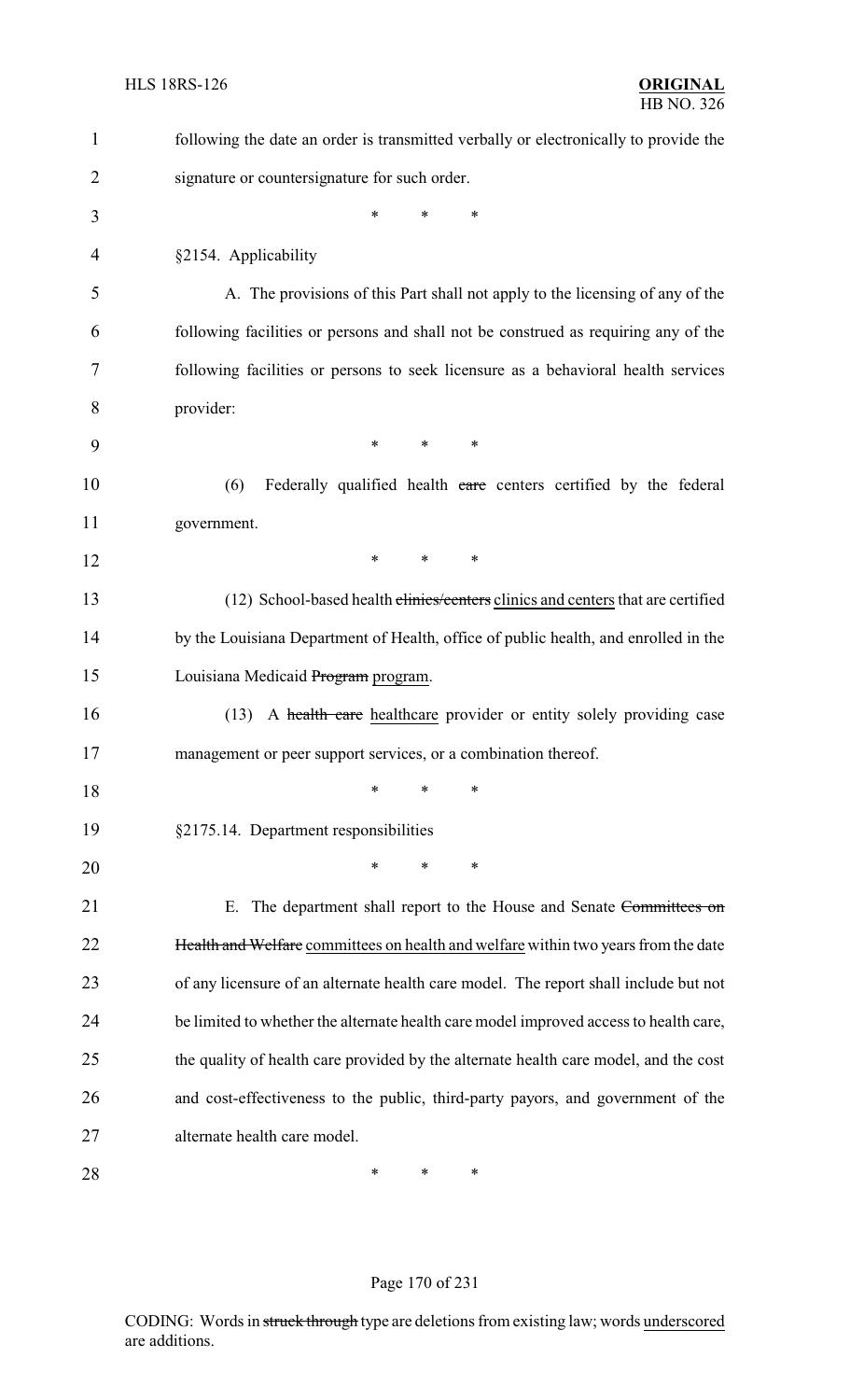following the date an order is transmitted verbally or electronically to provide the signature or countersignature for such order.

\* \* \*

§2154. Applicability

A. The provisions of this Part shall not apply to the licensing of any of the following facilities or persons and shall not be construed as requiring any of the following facilities or persons to seek licensure as a behavioral health services provider:

\* \* \*

(6) Federally qualified health ~~care~~ centers certified by the federal government.

\* \* \*

(12) School-based health ~~clinics/centers~~ clinics and centers that are certified by the Louisiana Department of Health, office of public health, and enrolled in the Louisiana Medicaid ~~Program~~ program.

(13) A ~~health care~~ healthcare provider or entity solely providing case management or peer support services, or a combination thereof.

\* \* \*

§2175.14. Department responsibilities

\* \* \*

E. The department shall report to the House and Senate ~~Committees on Health and Welfare~~ committees on health and welfare within two years from the date of any licensure of an alternate health care model. The report shall include but not be limited to whether the alternate health care model improved access to health care, the quality of health care provided by the alternate health care model, and the cost and cost-effectiveness to the public, third-party payors, and government of the alternate health care model.

\* \* \*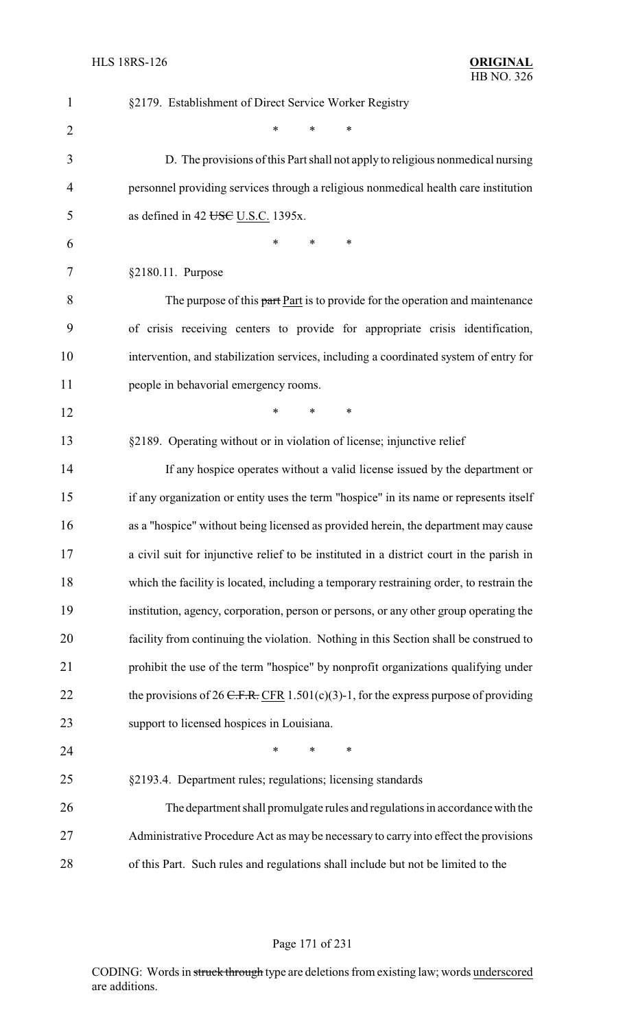§2179. Establishing of Direct Service Worker Registry

\* \* \*

D. The provisions of this Part shall not apply to religious nonmedical nursing personnel providing services through a religious nonmedical health care institution as defined in 42 ~~USC~~ U.S.C. 1395x.

\* \* \*

§2180.11. Purpose

The purpose of this ~~part~~ Part is to provide for the operation and maintenance of crisis receiving centers to provide for appropriate crisis identification, intervention, and stabilization services, including a coordinated system of entry for people in behavorial emergency rooms.

\* \* \*

§2189. Operating without or in violation of license; injunctive relief

If any hospice operates without a valid license issued by the department or if any organization or entity uses the term "hospice" in its name or represents itself as a "hospice" without being licensed as provided herein, the department may cause a civil suit for injunctive relief to be instituted in a district court in the parish in which the facility is located, including a temporary restraining order, to restrain the institution, agency, corporation, person or persons, or any other group operating the facility from continuing the violation. Nothing in this Section shall be construed to prohibit the use of the term "hospice" by nonprofit organizations qualifying under the provisions of 26 ~~C.F.R.~~ CFR 1.501(c)(3)-1, for the express purpose of providing support to licensed hospices in Louisiana.

\* \* \*

§2193.4. Department rules; regulations; licensing standards

The department shall promulgate rules and regulations in accordance with the Administrative Procedure Act as may be necessary to carry into effect the provisions of this Part. Such rules and regulations shall include but not be limited to the

CODING: Words in ~~struck through~~ type are deletions from existing law; words underscored are additions.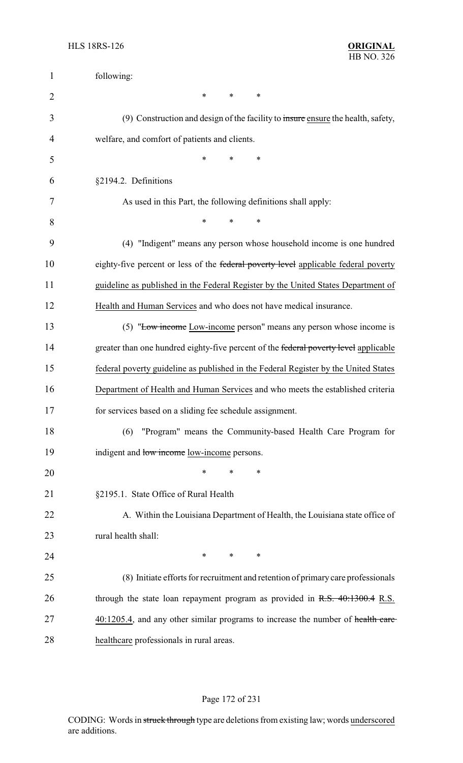following:

\* \* \*

(9) Construction and design of the facility to ~~insure~~ ensure the health, safety, welfare, and comfort of patients and clients.

\* \* \*

§2194.2. Definitions

As used in this Part, the following definitions shall apply:

\* \* \*

(4) "Indigent" means any person whose household income is one hundred eighty-five percent or less of the ~~federal poverty level~~ applicable federal poverty guideline as published in the Federal Register by the United States Department of Health and Human Services and who does not have medical insurance.

(5) "~~Low income~~ Low-income person" means any person whose income is greater than one hundred eighty-five percent of the ~~federal poverty level~~ applicable federal poverty guideline as published in the Federal Register by the United States Department of Health and Human Services and who meets the established criteria for services based on a sliding fee schedule assignment.

(6) "Program" means the Community-based Health Care Program for indigent and ~~low income~~ low-income persons.

\* \* \*

§2195.1. State Office of Rural Health

A. Within the Louisiana Department of Health, the Louisiana state office of rural health shall:

\* \* \*

(8) Initiate efforts for recruitment and retention of primary care professionals through the state loan repayment program as provided in ~~R.S. 40:1300.4~~ R.S. 40:1205.4, and any other similar programs to increase the number of ~~health care~~ healthcare professionals in rural areas.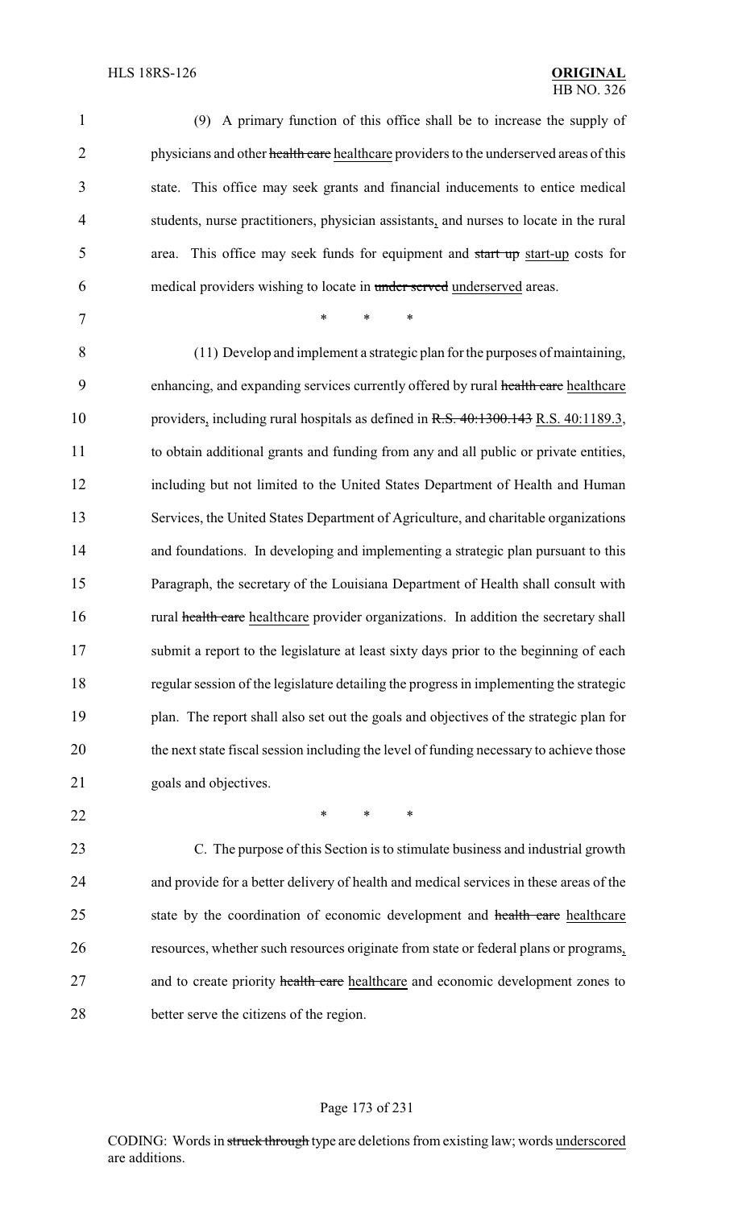(9) A primary function of this office shall be to increase the supply of physicians and other ~~health care~~ healthcare providers to the underserved areas of this state. This office may seek grants and financial inducements to entice medical students, nurse practitioners, physician assistants, and nurses to locate in the rural area. This office may seek funds for equipment and ~~start up~~ start-up costs for medical providers wishing to locate in ~~under served~~ underserved areas.

\* \* \*

(11) Develop and implement a strategic plan for the purposes of maintaining, enhancing, and expanding services currently offered by rural ~~health care~~ healthcare providers, including rural hospitals as defined in ~~R.S. 40:1300.143~~ R.S. 40:1189.3, to obtain additional grants and funding from any and all public or private entities, including but not limited to the United States Department of Health and Human Services, the United States Department of Agriculture, and charitable organizations and foundations. In developing and implementing a strategic plan pursuant to this Paragraph, the secretary of the Louisiana Department of Health shall consult with rural ~~health care~~ healthcare provider organizations. In addition the secretary shall submit a report to the legislature at least sixty days prior to the beginning of each regular session of the legislature detailing the progress in implementing the strategic plan. The report shall also set out the goals and objectives of the strategic plan for the next state fiscal session including the level of funding necessary to achieve those goals and objectives.

\* \* \*

C. The purpose of this Section is to stimulate business and industrial growth and provide for a better delivery of health and medical services in these areas of the state by the coordination of economic development and ~~health care~~ healthcare resources, whether such resources originate from state or federal plans or programs, and to create priority ~~health care~~ healthcare and economic development zones to better serve the citizens of the region.

CODING: Words in ~~struck through~~ type are deletions from existing law; words underscored are additions.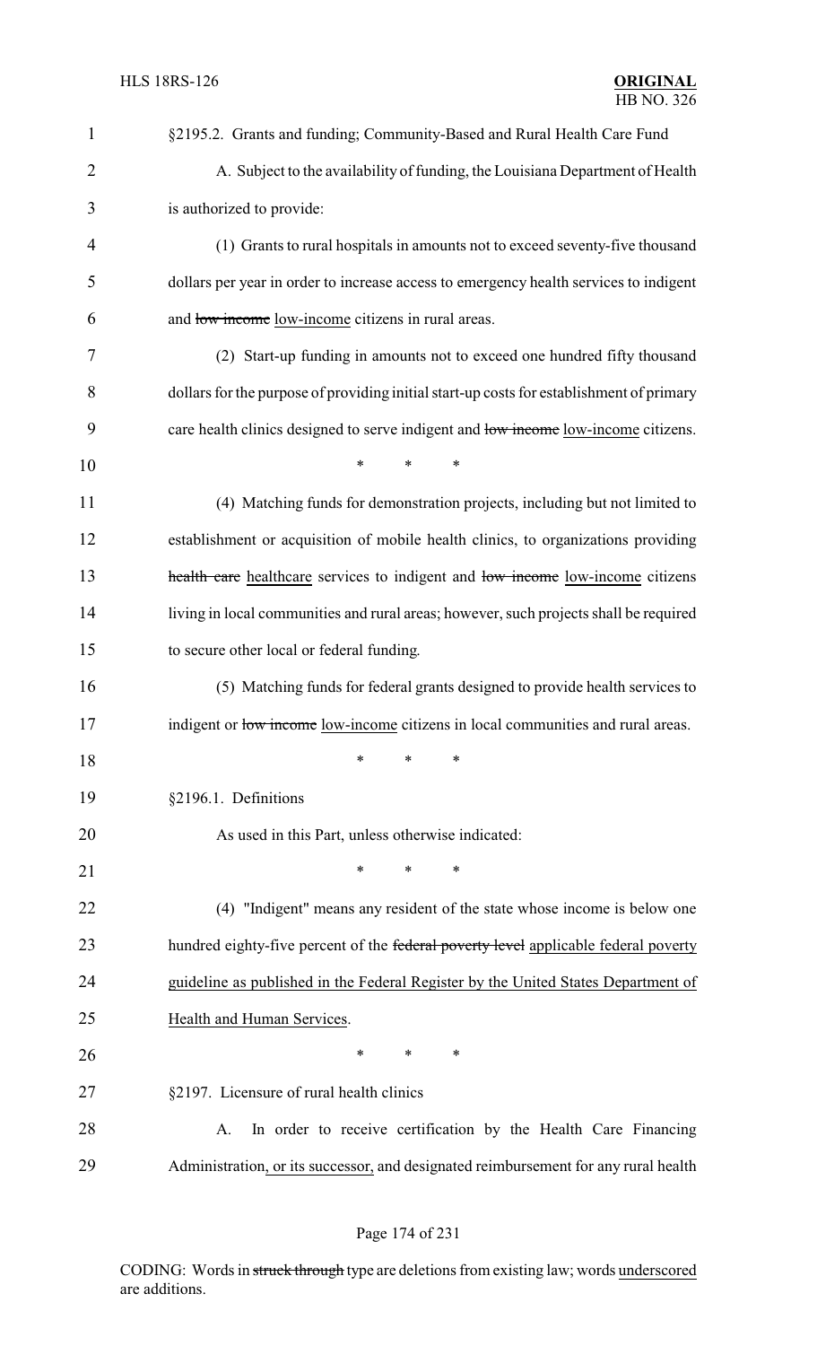§2195.2. Grants and funding; Community-Based and Rural Health Care Fund

A. Subject to the availability of funding, the Louisiana Department of Health is authorized to provide:

(1) Grants to rural hospitals in amounts not to exceed seventy-five thousand dollars per year in order to increase access to emergency health services to indigent and ~~low income~~ low-income citizens in rural areas.

(2) Start-up funding in amounts not to exceed one hundred fifty thousand dollars for the purpose of providing initial start-up costs for establishment of primary care health clinics designed to serve indigent and ~~low income~~ low-income citizens.

\* \* \*

(4) Matching funds for demonstration projects, including but not limited to establishment or acquisition of mobile health clinics, to organizations providing ~~health care~~ healthcare services to indigent and ~~low income~~ low-income citizens living in local communities and rural areas; however, such projects shall be required to secure other local or federal funding.

(5) Matching funds for federal grants designed to provide health services to indigent or ~~low income~~ low-income citizens in local communities and rural areas.

\* \* \*

§2196.1. Definitions

As used in this Part, unless otherwise indicated:

\* \* \*

(4) "Indigent" means any resident of the state whose income is below one hundred eighty-five percent of the ~~federal poverty level~~ applicable federal poverty guideline as published in the Federal Register by the United States Department of Health and Human Services.

\* \* \*

§2197. Licensure of rural health clinics

A. In order to receive certification by the Health Care Financing Administration, or its successor, and designated reimbursement for any rural health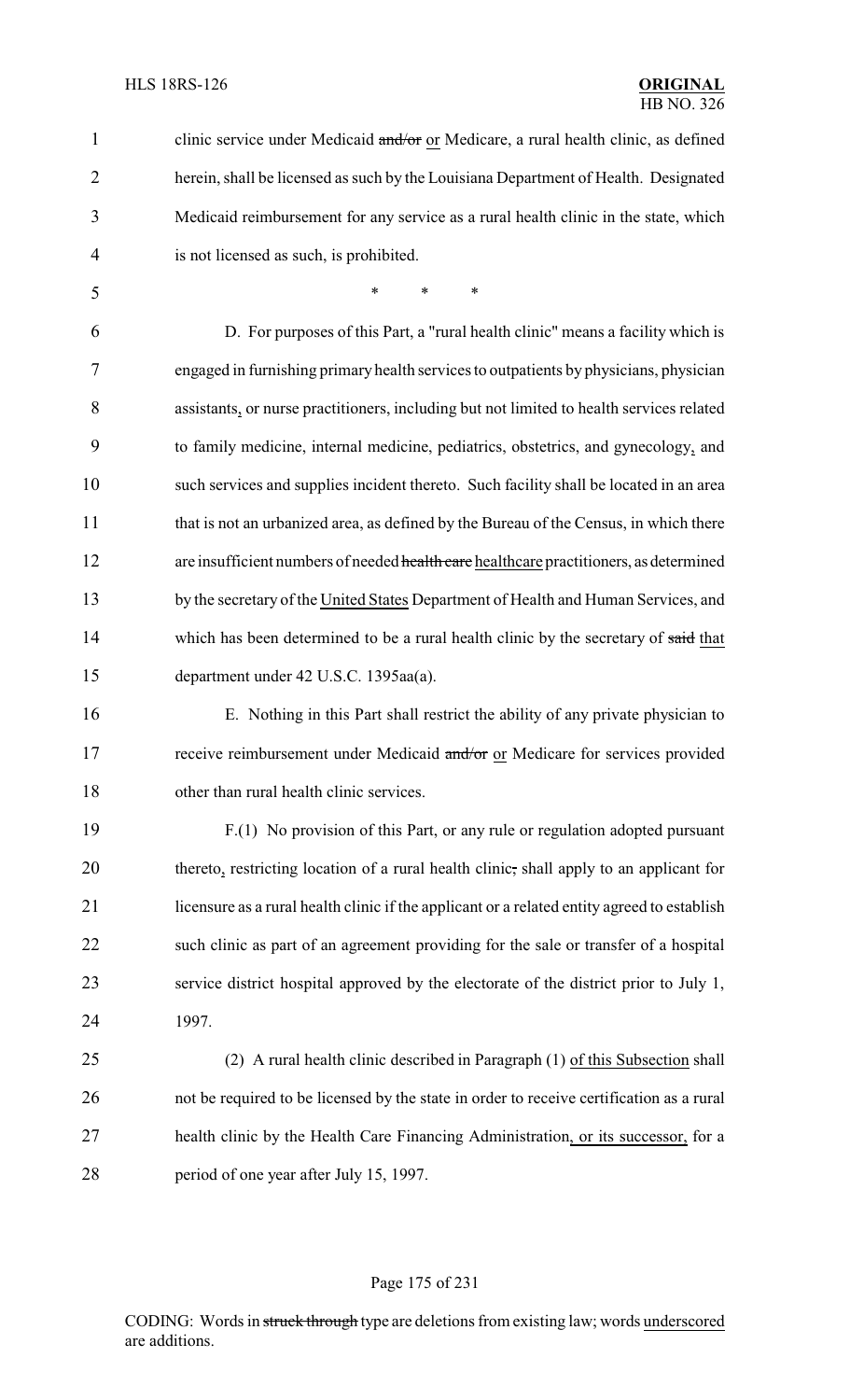clinic service under Medicaid ~~and/or~~ or Medicare, a rural health clinic, as defined herein, shall be licensed as such by the Louisiana Department of Health. Designated Medicaid reimbursement for any service as a rural health clinic in the state, which is not licensed as such, is prohibited.

\* \* \*

D. For purposes of this Part, a "rural health clinic" means a facility which is engaged in furnishing primary health services to outpatients by physicians, physician assistants, or nurse practitioners, including but not limited to health services related to family medicine, internal medicine, pediatrics, obstetrics, and gynecology, and such services and supplies incident thereto. Such facility shall be located in an area that is not an urbanized area, as defined by the Bureau of the Census, in which there are insufficient numbers of needed ~~health care~~ healthcare practitioners, as determined by the secretary of the United States Department of Health and Human Services, and which has been determined to be a rural health clinic by the secretary of ~~said~~ that department under 42 U.S.C. 1395aa(a).

E. Nothing in this Part shall restrict the ability of any private physician to receive reimbursement under Medicaid ~~and/or~~ or Medicare for services provided other than rural health clinic services.

F.(1) No provision of this Part, or any rule or regulation adopted pursuant thereto, restricting location of a rural health clinic~~,~~ shall apply to an applicant for licensure as a rural health clinic if the applicant or a related entity agreed to establish such clinic as part of an agreement providing for the sale or transfer of a hospital service district hospital approved by the electorate of the district prior to July 1, 1997.

(2) A rural health clinic described in Paragraph (1) of this Subsection shall not be required to be licensed by the state in order to receive certification as a rural health clinic by the Health Care Financing Administration, or its successor, for a period of one year after July 15, 1997.

CODING: Words in ~~struck through~~ type are deletions from existing law; words underscored are additions.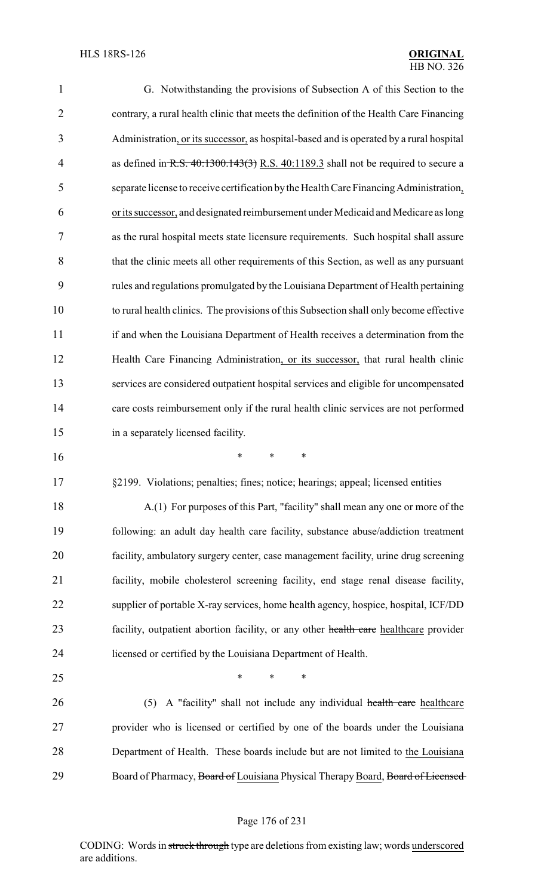G. Notwithstanding the provisions of Subsection A of this Section to the contrary, a rural health clinic that meets the definition of the Health Care Financing Administration, or its successor, as hospital-based and is operated by a rural hospital as defined in ~~R.S. 40:1300.143(3)~~ R.S. 40:1189.3 shall not be required to secure a separate license to receive certification by the Health Care Financing Administration, or its successor, and designated reimbursement under Medicaid and Medicare as long as the rural hospital meets state licensure requirements. Such hospital shall assure that the clinic meets all other requirements of this Section, as well as any pursuant rules and regulations promulgated by the Louisiana Department of Health pertaining to rural health clinics. The provisions of this Subsection shall only become effective if and when the Louisiana Department of Health receives a determination from the Health Care Financing Administration, or its successor, that rural health clinic services are considered outpatient hospital services and eligible for uncompensated care costs reimbursement only if the rural health clinic services are not performed in a separately licensed facility.

\* \* \*

§2199. Violations; penalties; fines; notice; hearings; appeal; licensed entities

A.(1) For purposes of this Part, "facility" shall mean any one or more of the following: an adult day health care facility, substance abuse/addiction treatment facility, ambulatory surgery center, case management facility, urine drug screening facility, mobile cholesterol screening facility, end stage renal disease facility, supplier of portable X-ray services, home health agency, hospice, hospital, ICF/DD facility, outpatient abortion facility, or any other ~~health care~~ healthcare provider licensed or certified by the Louisiana Department of Health.

\* \* \*

(5) A "facility" shall not include any individual ~~health care~~ healthcare provider who is licensed or certified by one of the boards under the Louisiana Department of Health. These boards include but are not limited to the Louisiana Board of Pharmacy, ~~Board of~~ Louisiana Physical Therapy Board, ~~Board of Licensed~~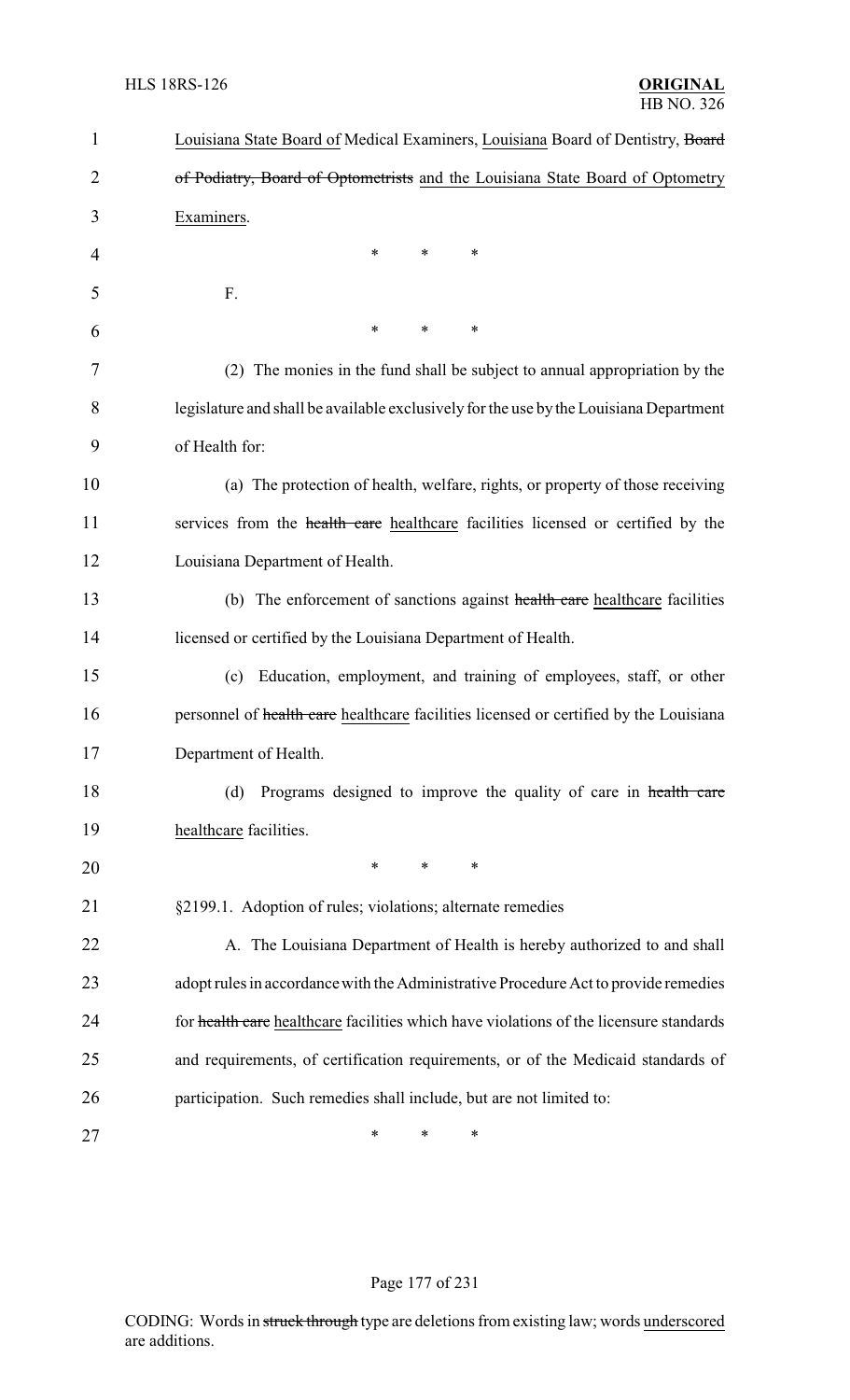Louisiana State Board of Medical Examiners, Louisiana Board of Dentistry, ~~Board of Podiatry, Board of Optometrists~~ and the Louisiana State Board of Optometry Examiners.

\* \* \*

F.

\* \* \*

(2) The monies in the fund shall be subject to annual appropriation by the legislature and shall be available exclusively for the use by the Louisiana Department of Health for:

(a) The protection of health, welfare, rights, or property of those receiving services from the ~~health care~~ healthcare facilities licensed or certified by the Louisiana Department of Health.

(b) The enforcement of sanctions against ~~health care~~ healthcare facilities licensed or certified by the Louisiana Department of Health.

(c) Education, employment, and training of employees, staff, or other personnel of ~~health care~~ healthcare facilities licensed or certified by the Louisiana Department of Health.

(d) Programs designed to improve the quality of care in ~~health care~~ healthcare facilities.

\* \* \*

§2199.1. Adoption of rules; violations; alternate remedies

A. The Louisiana Department of Health is hereby authorized to and shall adopt rules in accordance with the Administrative Procedure Act to provide remedies for ~~health care~~ healthcare facilities which have violations of the licensure standards and requirements, of certification requirements, or of the Medicaid standards of participation. Such remedies shall include, but are not limited to:

\* \* \*

CODING: Words in ~~struck through~~ type are deletions from existing law; words underscored are additions.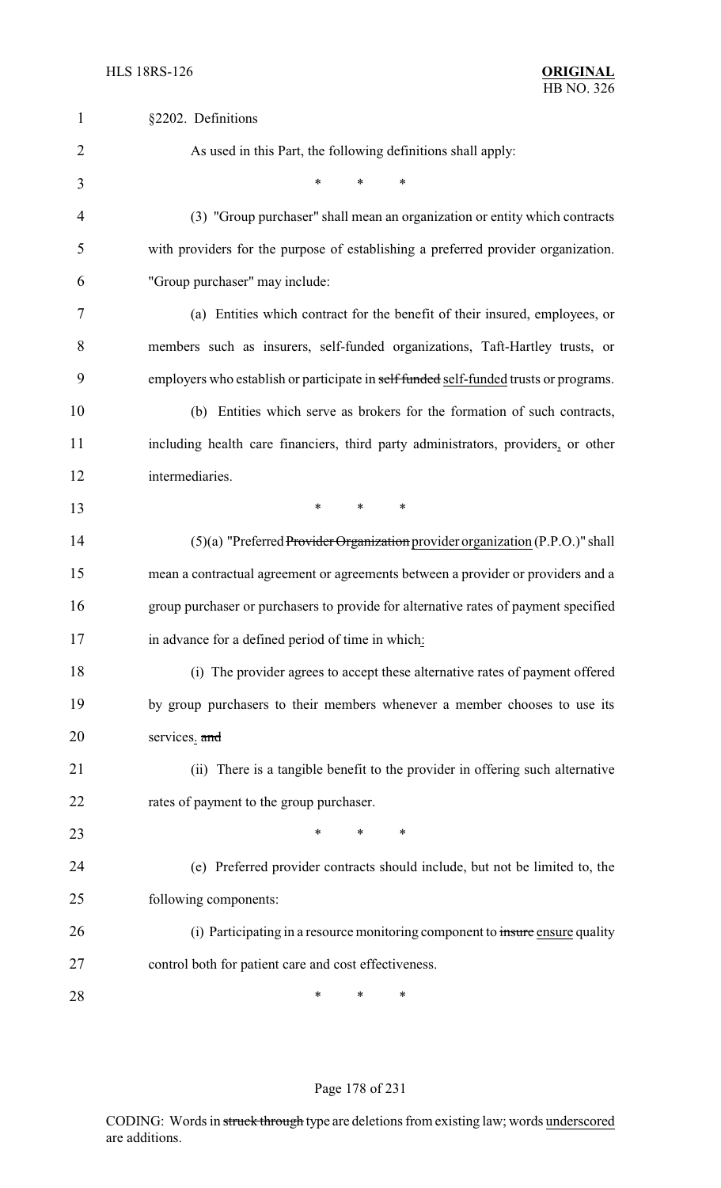§2202. Definitions

As used in this Part, the following definitions shall apply:

\* \* \*

(3) "Group purchaser" shall mean an organization or entity which contracts with providers for the purpose of establishing a preferred provider organization. "Group purchaser" may include:

(a) Entities which contract for the benefit of their insured, employees, or members such as insurers, self-funded organizations, Taft-Hartley trusts, or employers who establish or participate in ~~self funded~~ self-funded trusts or programs.

(b) Entities which serve as brokers for the formation of such contracts, including health care financiers, third party administrators, providers, or other intermediaries.

\* \* \*

(5)(a) "Preferred ~~Provider Organization~~ provider organization (P.P.O.)" shall mean a contractual agreement or agreements between a provider or providers and a group purchaser or purchasers to provide for alternative rates of payment specified in advance for a defined period of time in which:

(i) The provider agrees to accept these alternative rates of payment offered by group purchasers to their members whenever a member chooses to use its services. ~~and~~

(ii) There is a tangible benefit to the provider in offering such alternative rates of payment to the group purchaser.

\* \* \*

(e) Preferred provider contracts should include, but not be limited to, the following components:

(i) Participating in a resource monitoring component to ~~insure~~ ensure quality control both for patient care and cost effectiveness.

\* \* \*

CODING: Words in ~~struck through~~ type are deletions from existing law; words underscored are additions.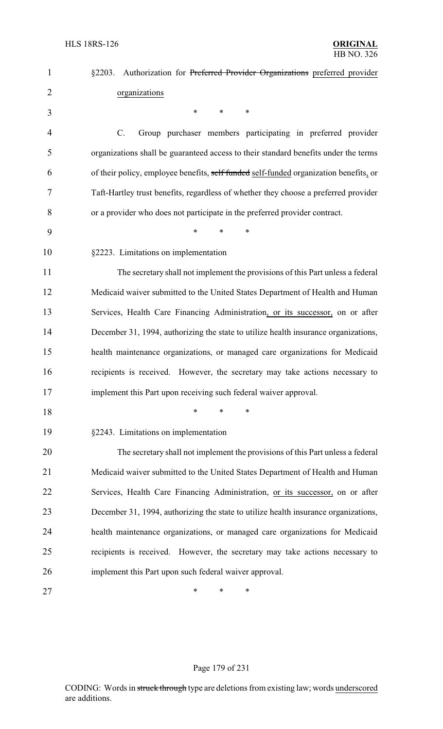§2203. Authorization for ~~Preferred Provider Organizations~~ <u>preferred provider organizations</u>

\* \* \*

C. Group purchaser members participating in preferred provider organizations shall be guaranteed access to their standard benefits under the terms of their policy, employee benefits, ~~self funded~~ <u>self-funded</u> organization benefits<u>,</u> or Taft-Hartley trust benefits, regardless of whether they choose a preferred provider or a provider who does not participate in the preferred provider contract.

\* \* \*

§2223. Limitations on implementation

The secretary shall not implement the provisions of this Part unless a federal Medicaid waiver submitted to the United States Department of Health and Human Services, Health Care Financing Administration<u>, or its successor,</u> on or after December 31, 1994, authorizing the state to utilize health insurance organizations, health maintenance organizations, or managed care organizations for Medicaid recipients is received. However, the secretary may take actions necessary to implement this Part upon receiving such federal waiver approval.

\* \* \*

§2243. Limitations on implementation

The secretary shall not implement the provisions of this Part unless a federal Medicaid waiver submitted to the United States Department of Health and Human Services, Health Care Financing Administration, <u>or its successor,</u> on or after December 31, 1994, authorizing the state to utilize health insurance organizations, health maintenance organizations, or managed care organizations for Medicaid recipients is received. However, the secretary may take actions necessary to implement this Part upon such federal waiver approval.

\* \* \*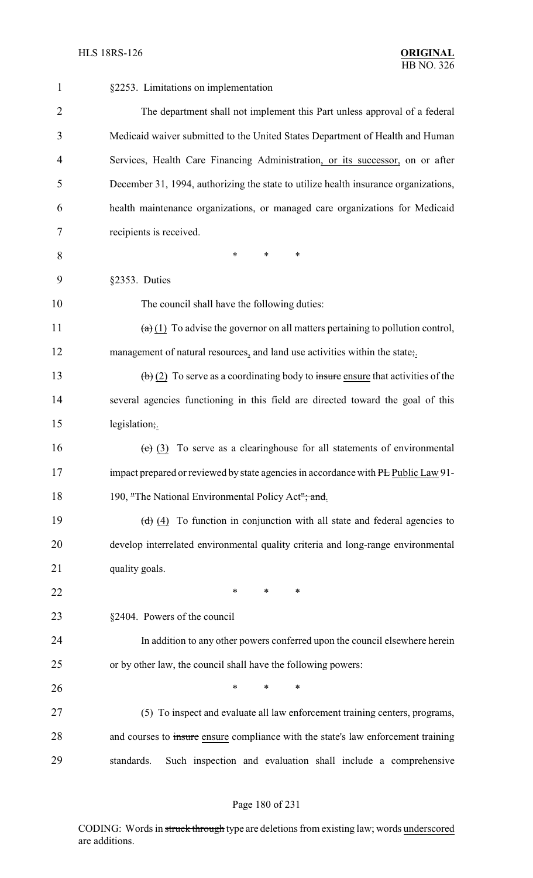§2253. Limitations on implementation

The department shall not implement this Part unless approval of a federal Medicaid waiver submitted to the United States Department of Health and Human Services, Health Care Financing Administration, or its successor, on or after December 31, 1994, authorizing the state to utilize health insurance organizations, health maintenance organizations, or managed care organizations for Medicaid recipients is received.

\* \* \*

§2353. Duties

The council shall have the following duties:

~~(a)~~ (1) To advise the governor on all matters pertaining to pollution control, management of natural resources, and land use activities within the state~~;~~.

~~(b)~~ (2) To serve as a coordinating body to ~~insure~~ ensure that activities of the several agencies functioning in this field are directed toward the goal of this legislation~~;~~.

~~(c)~~ (3) To serve as a clearinghouse for all statements of environmental impact prepared or reviewed by state agencies in accordance with ~~PL~~ Public Law 91-190, ~~"~~The National Environmental Policy Act~~"; and~~.

~~(d)~~ (4) To function in conjunction with all state and federal agencies to develop interrelated environmental quality criteria and long-range environmental quality goals.

\* \* \*

§2404. Powers of the council

In addition to any other powers conferred upon the council elsewhere herein or by other law, the council shall have the following powers:

\* \* \*

(5) To inspect and evaluate all law enforcement training centers, programs, and courses to ~~insure~~ ensure compliance with the state's law enforcement training standards. Such inspection and evaluation shall include a comprehensive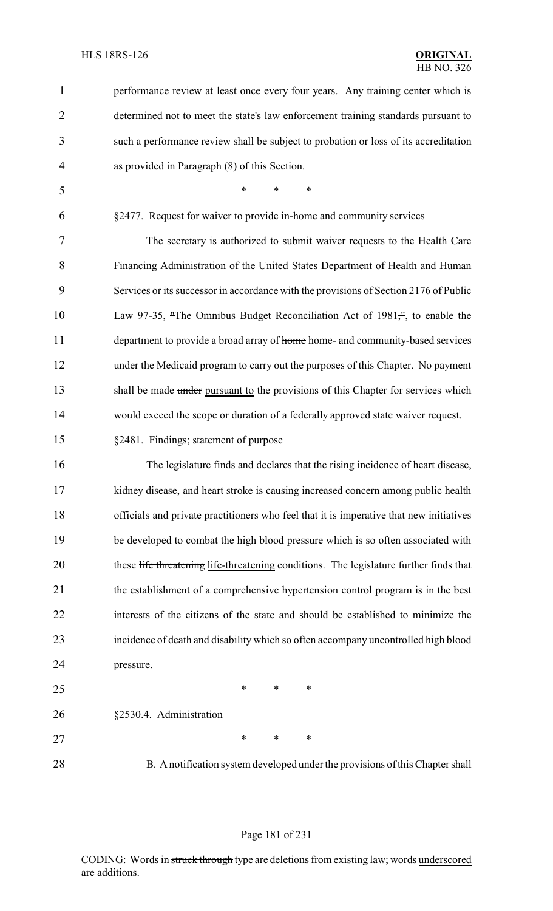performance review at least once every four years. Any training center which is determined not to meet the state's law enforcement training standards pursuant to such a performance review shall be subject to probation or loss of its accreditation as provided in Paragraph (8) of this Section.

\* \* \*

§2477. Request for waiver to provide in-home and community services

The secretary is authorized to submit waiver requests to the Health Care Financing Administration of the United States Department of Health and Human Services <u>or its successor</u> in accordance with the provisions of Section 2176 of Public Law 97-35<u>,</u> ~~"~~The Omnibus Budget Reconciliation Act of 1981~~,"~~<u>,</u> to enable the department to provide a broad array of ~~home~~ <u>home-</u> and community-based services under the Medicaid program to carry out the purposes of this Chapter. No payment shall be made ~~under~~ <u>pursuant to</u> the provisions of this Chapter for services which would exceed the scope or duration of a federally approved state waiver request.

§2481. Findings; statement of purpose

The legislature finds and declares that the rising incidence of heart disease, kidney disease, and heart stroke is causing increased concern among public health officials and private practitioners who feel that it is imperative that new initiatives be developed to combat the high blood pressure which is so often associated with these ~~life threatening~~ <u>life-threatening</u> conditions. The legislature further finds that the establishment of a comprehensive hypertension control program is in the best interests of the citizens of the state and should be established to minimize the incidence of death and disability which so often accompany uncontrolled high blood pressure.

\* \* \*

§2530.4. Administration

\* \* \*

B. A notification system developed under the provisions of this Chapter shall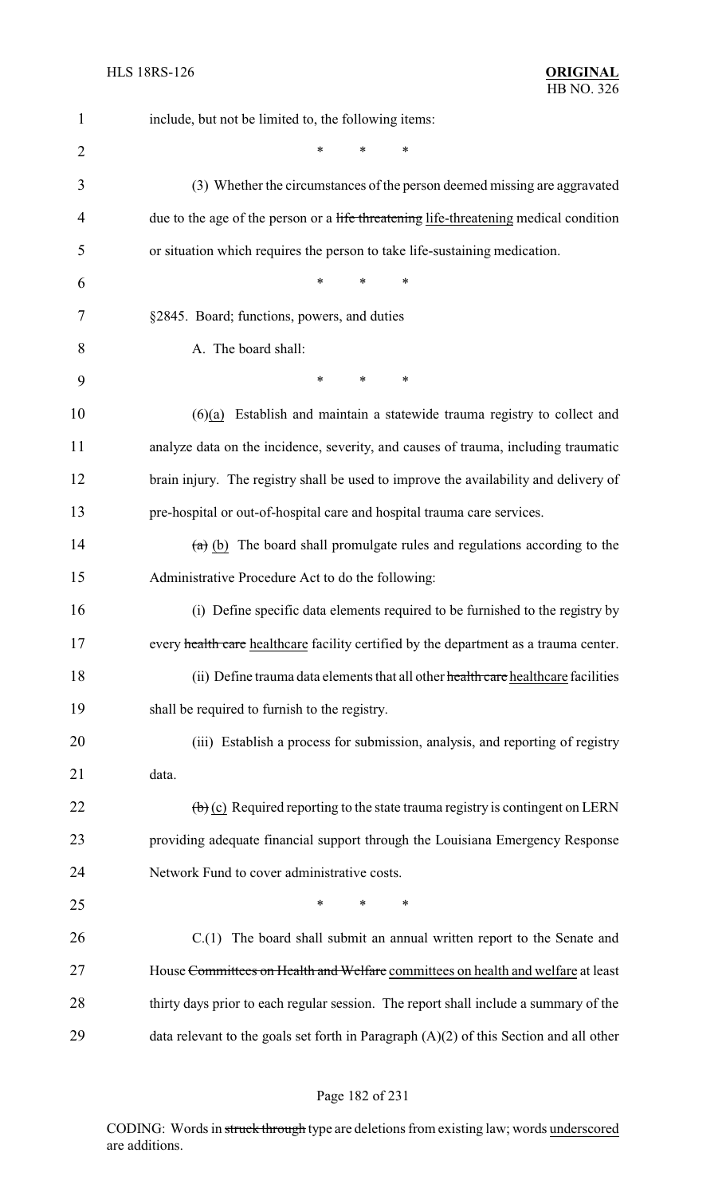include, but not be limited to, the following items:

\* \* \*

(3) Whether the circumstances of the person deemed missing are aggravated due to the age of the person or a ~~life threatening~~ life-threatening medical condition or situation which requires the person to take life-sustaining medication.

\* \* \*

§2845. Board; functions, powers, and duties

A. The board shall:

\* \* \*

(6)(a) Establish and maintain a statewide trauma registry to collect and analyze data on the incidence, severity, and causes of trauma, including traumatic brain injury. The registry shall be used to improve the availability and delivery of pre-hospital or out-of-hospital care and hospital trauma care services.

~~(a)~~ (b) The board shall promulgate rules and regulations according to the Administrative Procedure Act to do the following:

(i) Define specific data elements required to be furnished to the registry by every ~~health care~~ healthcare facility certified by the department as a trauma center.

(ii) Define trauma data elements that all other ~~health care~~ healthcare facilities shall be required to furnish to the registry.

(iii) Establish a process for submission, analysis, and reporting of registry data.

~~(b)~~ (c) Required reporting to the state trauma registry is contingent on LERN providing adequate financial support through the Louisiana Emergency Response Network Fund to cover administrative costs.

\* \* \*

C.(1) The board shall submit an annual written report to the Senate and House ~~Committees on Health and Welfare~~ committees on health and welfare at least thirty days prior to each regular session. The report shall include a summary of the data relevant to the goals set forth in Paragraph (A)(2) of this Section and all other

CODING: Words in ~~struck through~~ type are deletions from existing law; words underscored are additions.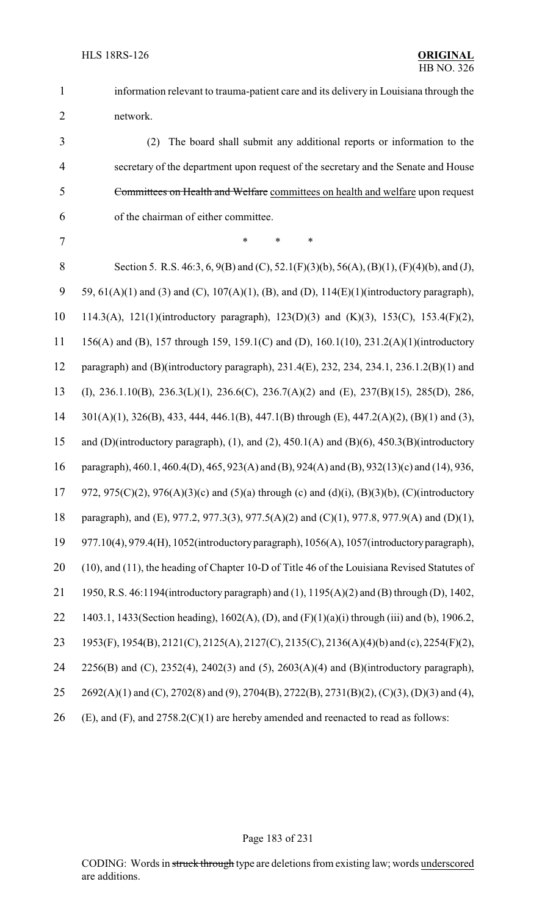information relevant to trauma-patient care and its delivery in Louisiana through the network.

(2) The board shall submit any additional reports or information to the secretary of the department upon request of the secretary and the Senate and House ~~Committees on Health and Welfare~~ committees on health and welfare upon request of the chairman of either committee.

\* \* \*

Section 5. R.S. 46:3, 6, 9(B) and (C), 52.1(F)(3)(b), 56(A), (B)(1), (F)(4)(b), and (J), 59, 61(A)(1) and (3) and (C), 107(A)(1), (B), and (D), 114(E)(1)(introductory paragraph), 114.3(A), 121(1)(introductory paragraph), 123(D)(3) and (K)(3), 153(C), 153.4(F)(2), 156(A) and (B), 157 through 159, 159.1(C) and (D), 160.1(10), 231.2(A)(1)(introductory paragraph) and (B)(introductory paragraph), 231.4(E), 232, 234, 234.1, 236.1.2(B)(1) and (I), 236.1.10(B), 236.3(L)(1), 236.6(C), 236.7(A)(2) and (E), 237(B)(15), 285(D), 286, 301(A)(1), 326(B), 433, 444, 446.1(B), 447.1(B) through (E), 447.2(A)(2), (B)(1) and (3), and (D)(introductory paragraph), (1), and (2), 450.1(A) and (B)(6), 450.3(B)(introductory paragraph), 460.1, 460.4(D), 465, 923(A) and (B), 924(A) and (B), 932(13)(c) and (14), 936, 972, 975(C)(2), 976(A)(3)(c) and (5)(a) through (c) and (d)(i), (B)(3)(b), (C)(introductory paragraph), and (E), 977.2, 977.3(3), 977.5(A)(2) and (C)(1), 977.8, 977.9(A) and (D)(1), 977.10(4), 979.4(H), 1052(introductory paragraph), 1056(A), 1057(introductory paragraph), (10), and (11), the heading of Chapter 10-D of Title 46 of the Louisiana Revised Statutes of 1950, R.S. 46:1194(introductory paragraph) and (1), 1195(A)(2) and (B) through (D), 1402, 1403.1, 1433(Section heading), 1602(A), (D), and (F)(1)(a)(i) through (iii) and (b), 1906.2, 1953(F), 1954(B), 2121(C), 2125(A), 2127(C), 2135(C), 2136(A)(4)(b) and (c), 2254(F)(2), 2256(B) and (C), 2352(4), 2402(3) and (5), 2603(A)(4) and (B)(introductory paragraph), 2692(A)(1) and (C), 2702(8) and (9), 2704(B), 2722(B), 2731(B)(2), (C)(3), (D)(3) and (4), (E), and (F), and 2758.2(C)(1) are hereby amended and reenacted to read as follows: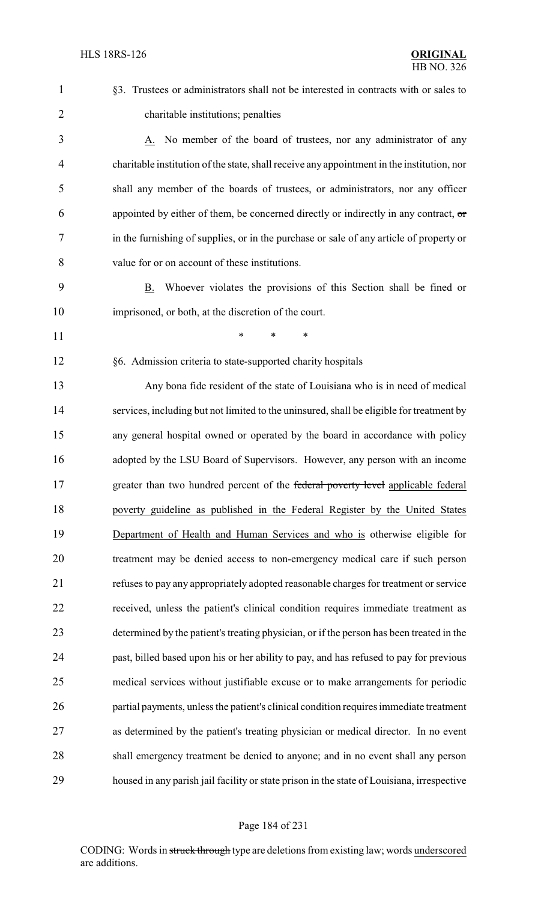§3. Trustees or administrators shall not be interested in contracts with or sales to charitable institutions; penalties

A. No member of the board of trustees, nor any administrator of any charitable institution of the state, shall receive any appointment in the institution, nor shall any member of the boards of trustees, or administrators, nor any officer appointed by either of them, be concerned directly or indirectly in any contract, ~~or~~ in the furnishing of supplies, or in the purchase or sale of any article of property or value for or on account of these institutions.

B. Whoever violates the provisions of this Section shall be fined or imprisoned, or both, at the discretion of the court.

\* \* \*

§6. Admission criteria to state-supported charity hospitals

Any bona fide resident of the state of Louisiana who is in need of medical services, including but not limited to the uninsured, shall be eligible for treatment by any general hospital owned or operated by the board in accordance with policy adopted by the LSU Board of Supervisors. However, any person with an income greater than two hundred percent of the ~~federal poverty level~~ applicable federal poverty guideline as published in the Federal Register by the United States Department of Health and Human Services and who is otherwise eligible for treatment may be denied access to non-emergency medical care if such person refuses to pay any appropriately adopted reasonable charges for treatment or service received, unless the patient's clinical condition requires immediate treatment as determined by the patient's treating physician, or if the person has been treated in the past, billed based upon his or her ability to pay, and has refused to pay for previous medical services without justifiable excuse or to make arrangements for periodic partial payments, unless the patient's clinical condition requires immediate treatment as determined by the patient's treating physician or medical director. In no event shall emergency treatment be denied to anyone; and in no event shall any person housed in any parish jail facility or state prison in the state of Louisiana, irrespective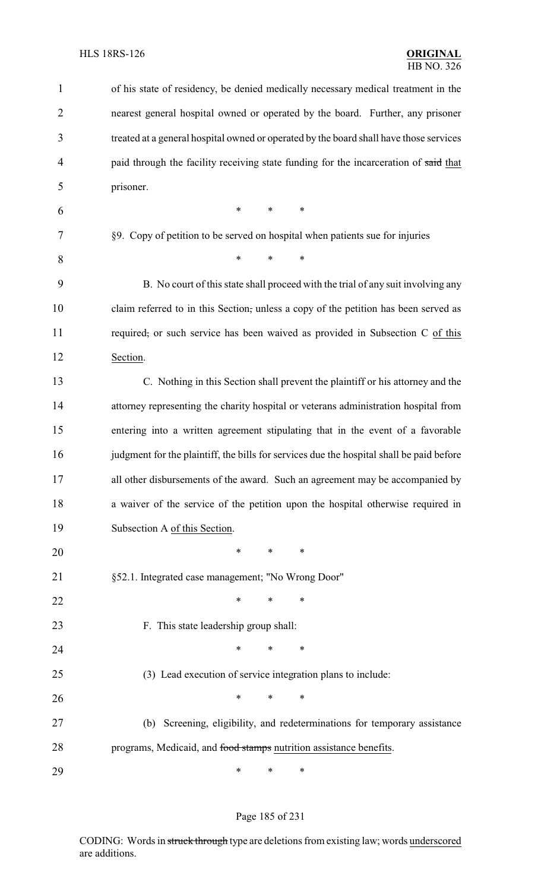of his state of residency, be denied medically necessary medical treatment in the nearest general hospital owned or operated by the board. Further, any prisoner treated at a general hospital owned or operated by the board shall have those services paid through the facility receiving state funding for the incarceration of ~~said~~ that prisoner.

\* \* \*

§9. Copy of petition to be served on hospital when patients sue for injuries

\* \* \*

B. No court of this state shall proceed with the trial of any suit involving any claim referred to in this Section~~,~~ unless a copy of the petition has been served as required~~,~~ or such service has been waived as provided in Subsection C of this Section.

C. Nothing in this Section shall prevent the plaintiff or his attorney and the attorney representing the charity hospital or veterans administration hospital from entering into a written agreement stipulating that in the event of a favorable judgment for the plaintiff, the bills for services due the hospital shall be paid before all other disbursements of the award. Such an agreement may be accompanied by a waiver of the service of the petition upon the hospital otherwise required in Subsection A of this Section.

\* \* \*

§52.1. Integrated case management; "No Wrong Door"

\* \* \*

F. This state leadership group shall:

\* \* \*

(3) Lead execution of service integration plans to include:

\* \* \*

(b) Screening, eligibility, and redeterminations for temporary assistance programs, Medicaid, and ~~food stamps~~ nutrition assistance benefits.

\* \* \*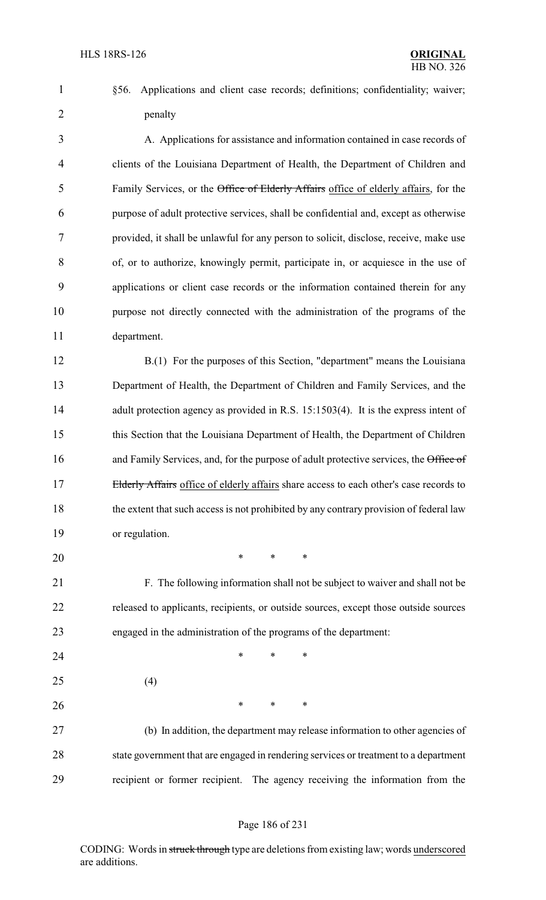§56. Applications and client case records; definitions; confidentiality; waiver; penalty

A. Applications for assistance and information contained in case records of clients of the Louisiana Department of Health, the Department of Children and Family Services, or the ~~Office of Elderly Affairs~~ office of elderly affairs, for the purpose of adult protective services, shall be confidential and, except as otherwise provided, it shall be unlawful for any person to solicit, disclose, receive, make use of, or to authorize, knowingly permit, participate in, or acquiesce in the use of applications or client case records or the information contained therein for any purpose not directly connected with the administration of the programs of the department.

B.(1) For the purposes of this Section, "department" means the Louisiana Department of Health, the Department of Children and Family Services, and the adult protection agency as provided in R.S. 15:1503(4). It is the express intent of this Section that the Louisiana Department of Health, the Department of Children and Family Services, and, for the purpose of adult protective services, the ~~Office of Elderly Affairs~~ office of elderly affairs share access to each other's case records to the extent that such access is not prohibited by any contrary provision of federal law or regulation.

\* \* \*

F. The following information shall not be subject to waiver and shall not be released to applicants, recipients, or outside sources, except those outside sources engaged in the administration of the programs of the department:

\* \* \*

(4)

\* \* \*

(b) In addition, the department may release information to other agencies of state government that are engaged in rendering services or treatment to a department recipient or former recipient. The agency receiving the information from the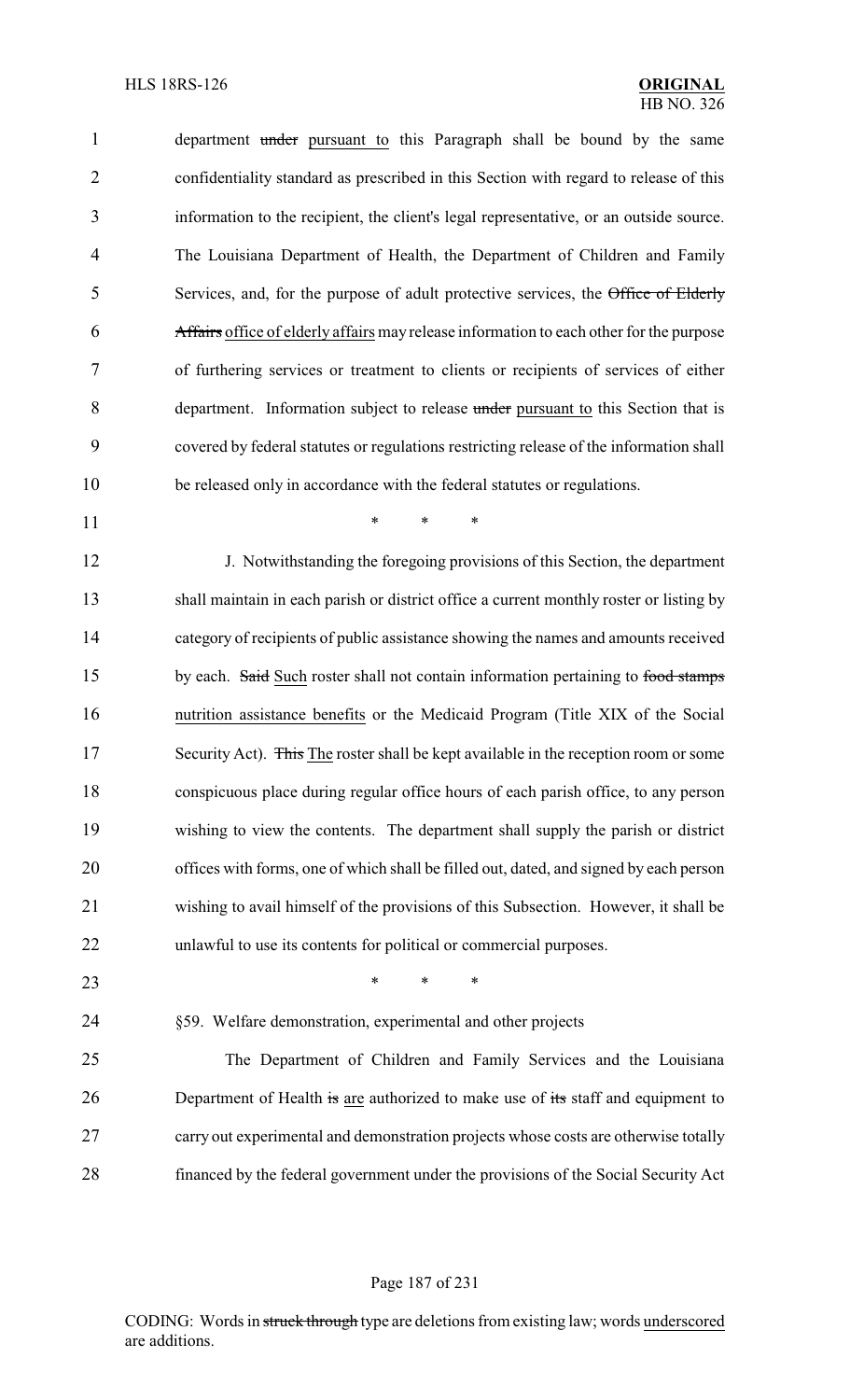department ~~under~~ pursuant to this Paragraph shall be bound by the same confidentiality standard as prescribed in this Section with regard to release of this information to the recipient, the client's legal representative, or an outside source. The Louisiana Department of Health, the Department of Children and Family Services, and, for the purpose of adult protective services, the ~~Office of Elderly Affairs~~ office of elderly affairs may release information to each other for the purpose of furthering services or treatment to clients or recipients of services of either department. Information subject to release ~~under~~ pursuant to this Section that is covered by federal statutes or regulations restricting release of the information shall be released only in accordance with the federal statutes or regulations.

\* \* \*

J. Notwithstanding the foregoing provisions of this Section, the department shall maintain in each parish or district office a current monthly roster or listing by category of recipients of public assistance showing the names and amounts received by each. ~~Said~~ Such roster shall not contain information pertaining to ~~food stamps~~ nutrition assistance benefits or the Medicaid Program (Title XIX of the Social Security Act). ~~This~~ The roster shall be kept available in the reception room or some conspicuous place during regular office hours of each parish office, to any person wishing to view the contents. The department shall supply the parish or district offices with forms, one of which shall be filled out, dated, and signed by each person wishing to avail himself of the provisions of this Subsection. However, it shall be unlawful to use its contents for political or commercial purposes.

\* \* \*

§59. Welfare demonstration, experimental and other projects

The Department of Children and Family Services and the Louisiana Department of Health ~~is~~ are authorized to make use of ~~its~~ staff and equipment to carry out experimental and demonstration projects whose costs are otherwise totally financed by the federal government under the provisions of the Social Security Act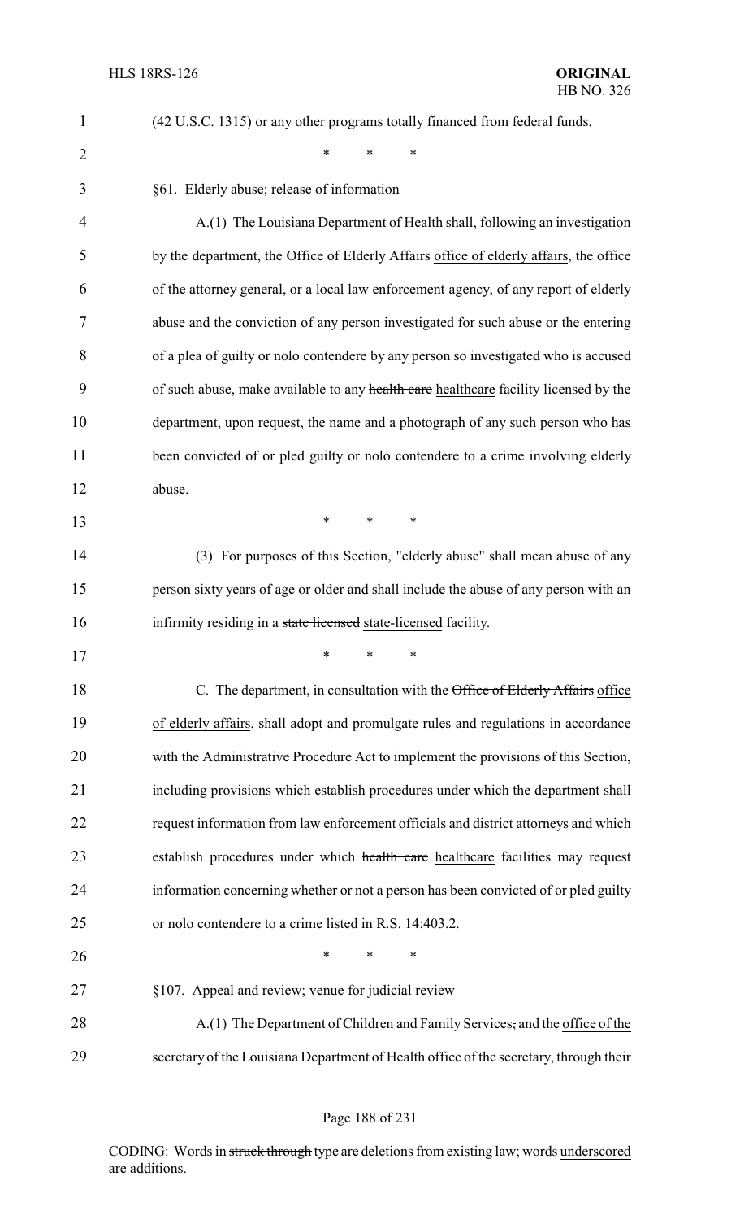(42 U.S.C. 1315) or any other programs totally financed from federal funds.

\* \* \*

§61. Elderly abuse; release of information

A.(1) The Louisiana Department of Health shall, following an investigation by the department, the ~~Office of Elderly Affairs~~ <u>office of elderly affairs</u>, the office of the attorney general, or a local law enforcement agency, of any report of elderly abuse and the conviction of any person investigated for such abuse or the entering of a plea of guilty or nolo contendere by any person so investigated who is accused of such abuse, make available to any ~~health care~~ <u>healthcare</u> facility licensed by the department, upon request, the name and a photograph of any such person who has been convicted of or pled guilty or nolo contendere to a crime involving elderly abuse.

\* \* \*

(3) For purposes of this Section, "elderly abuse" shall mean abuse of any person sixty years of age or older and shall include the abuse of any person with an infirmity residing in a ~~state licensed~~ <u>state-licensed</u> facility.

\* \* \*

C. The department, in consultation with the ~~Office of Elderly Affairs~~ <u>office of elderly affairs</u>, shall adopt and promulgate rules and regulations in accordance with the Administrative Procedure Act to implement the provisions of this Section, including provisions which establish procedures under which the department shall request information from law enforcement officials and district attorneys and which establish procedures under which ~~health care~~ <u>healthcare</u> facilities may request information concerning whether or not a person has been convicted of or pled guilty or nolo contendere to a crime listed in R.S. 14:403.2.

\* \* \*

§107. Appeal and review; venue for judicial review

A.(1) The Department of Children and Family Services~~,~~ and the <u>office of the secretary of the</u> Louisiana Department of Health ~~office of the secretary~~, through their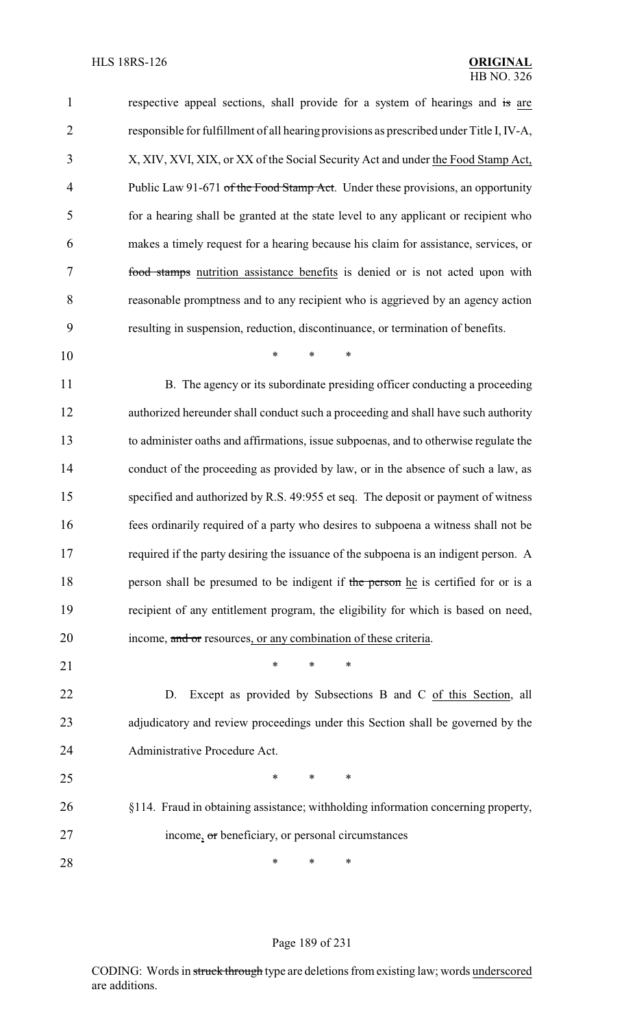respective appeal sections, shall provide for a system of hearings and ~~is~~ are responsible for fulfillment of all hearing provisions as prescribed under Title I, IV-A, X, XIV, XVI, XIX, or XX of the Social Security Act and under the Food Stamp Act, Public Law 91-671 ~~of the Food Stamp Act~~. Under these provisions, an opportunity for a hearing shall be granted at the state level to any applicant or recipient who makes a timely request for a hearing because his claim for assistance, services, or ~~food stamps~~ nutrition assistance benefits is denied or is not acted upon with reasonable promptness and to any recipient who is aggrieved by an agency action resulting in suspension, reduction, discontinuance, or termination of benefits.

\* \* \*

B. The agency or its subordinate presiding officer conducting a proceeding authorized hereunder shall conduct such a proceeding and shall have such authority to administer oaths and affirmations, issue subpoenas, and to otherwise regulate the conduct of the proceeding as provided by law, or in the absence of such a law, as specified and authorized by R.S. 49:955 et seq. The deposit or payment of witness fees ordinarily required of a party who desires to subpoena a witness shall not be required if the party desiring the issuance of the subpoena is an indigent person. A person shall be presumed to be indigent if ~~the person~~ he is certified for or is a recipient of any entitlement program, the eligibility for which is based on need, income, ~~and or~~ resources, or any combination of these criteria.

\* \* \*

D. Except as provided by Subsections B and C of this Section, all adjudicatory and review proceedings under this Section shall be governed by the Administrative Procedure Act.

\* \* \*

§114. Fraud in obtaining assistance; withholding information concerning property, income, ~~or~~ beneficiary, or personal circumstances

\* \* \*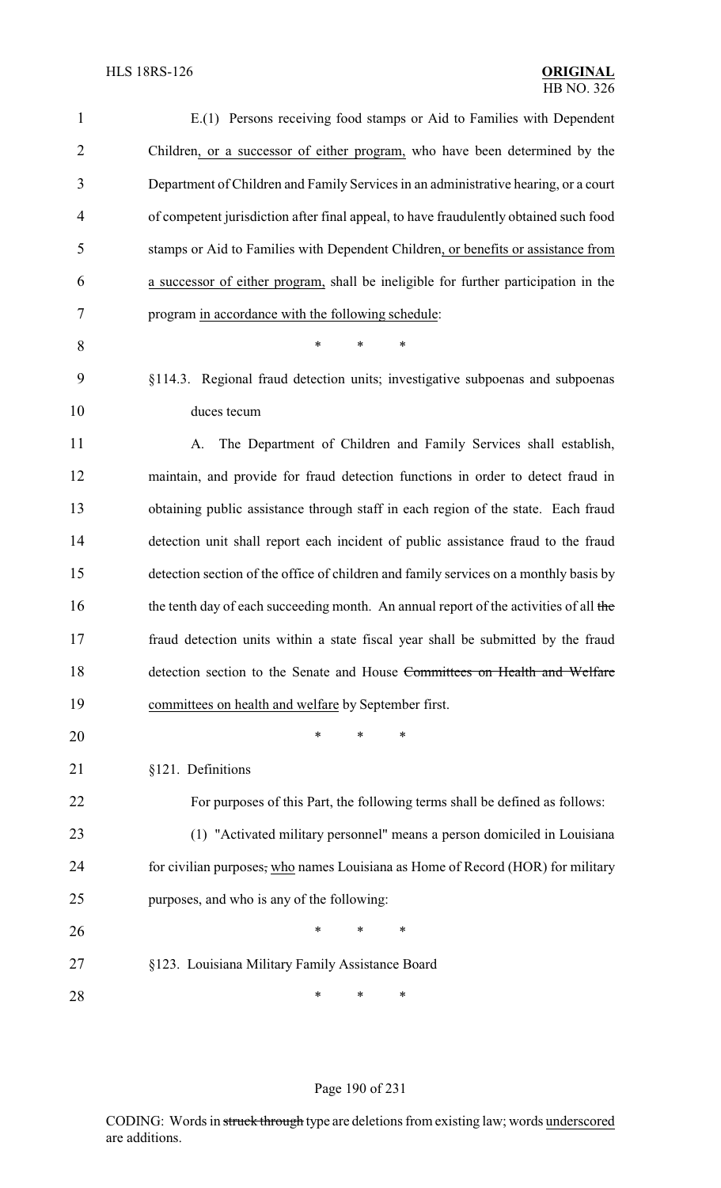E.(1) Persons receiving food stamps or Aid to Families with Dependent Children, or a successor of either program, who have been determined by the Department of Children and Family Services in an administrative hearing, or a court of competent jurisdiction after final appeal, to have fraudulently obtained such food stamps or Aid to Families with Dependent Children, or benefits or assistance from a successor of either program, shall be ineligible for further participation in the program in accordance with the following schedule:

\* \* \*

§114.3. Regional fraud detection units; investigative subpoenas and subpoenas duces tecum

A. The Department of Children and Family Services shall establish, maintain, and provide for fraud detection functions in order to detect fraud in obtaining public assistance through staff in each region of the state. Each fraud detection unit shall report each incident of public assistance fraud to the fraud detection section of the office of children and family services on a monthly basis by the tenth day of each succeeding month. An annual report of the activities of all ~~the~~ fraud detection units within a state fiscal year shall be submitted by the fraud detection section to the Senate and House ~~Committees on Health and Welfare~~ committees on health and welfare by September first.

\* \* \*

§121. Definitions

For purposes of this Part, the following terms shall be defined as follows:

(1) "Activated military personnel" means a person domiciled in Louisiana for civilian purposes~~,~~ who names Louisiana as Home of Record (HOR) for military purposes, and who is any of the following:

\* \* \*

§123. Louisiana Military Family Assistance Board

\* \* \*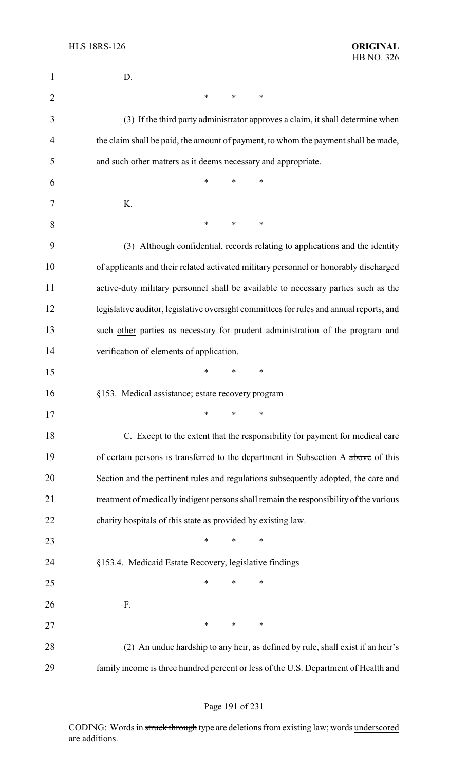D.

\* \* \*

(3) If the third party administrator approves a claim, it shall determine when the claim shall be paid, the amount of payment, to whom the payment shall be made, and such other matters as it deems necessary and appropriate.

\* \* \*

K.

\* \* \*

(3) Although confidential, records relating to applications and the identity of applicants and their related activated military personnel or honorably discharged active-duty military personnel shall be available to necessary parties such as the legislative auditor, legislative oversight committees for rules and annual reports, and such other parties as necessary for prudent administration of the program and verification of elements of application.

\* \* \*

§153. Medical assistance; estate recovery program

\* \* \*

C. Except to the extent that the responsibility for payment for medical care of certain persons is transferred to the department in Subsection A ~~above~~ of this Section and the pertinent rules and regulations subsequently adopted, the care and treatment of medically indigent persons shall remain the responsibility of the various charity hospitals of this state as provided by existing law.

\* \* \*

§153.4. Medicaid Estate Recovery, legislative findings

\* \* \*

F.

\* \* \*

(2) An undue hardship to any heir, as defined by rule, shall exist if an heir's family income is three hundred percent or less of the ~~U.S. Department of Health and~~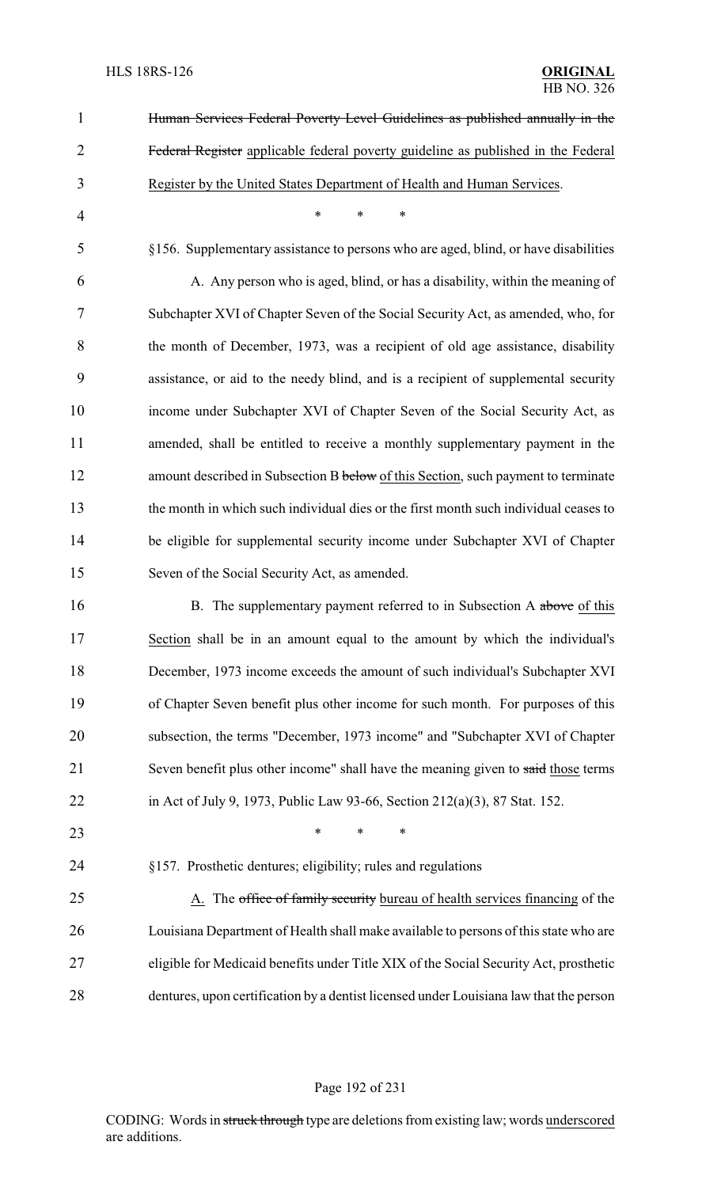~~Human Services Federal Poverty Level Guidelines as published annually in the Federal Register~~ applicable federal poverty guideline as published in the Federal Register by the United States Department of Health and Human Services.

\* \* \*

§156. Supplementary assistance to persons who are aged, blind, or have disabilities

A. Any person who is aged, blind, or has a disability, within the meaning of Subchapter XVI of Chapter Seven of the Social Security Act, as amended, who, for the month of December, 1973, was a recipient of old age assistance, disability assistance, or aid to the needy blind, and is a recipient of supplemental security income under Subchapter XVI of Chapter Seven of the Social Security Act, as amended, shall be entitled to receive a monthly supplementary payment in the amount described in Subsection B ~~below~~ of this Section, such payment to terminate the month in which such individual dies or the first month such individual ceases to be eligible for supplemental security income under Subchapter XVI of Chapter Seven of the Social Security Act, as amended.

B. The supplementary payment referred to in Subsection A ~~above~~ of this Section shall be in an amount equal to the amount by which the individual's December, 1973 income exceeds the amount of such individual's Subchapter XVI of Chapter Seven benefit plus other income for such month. For purposes of this subsection, the terms "December, 1973 income" and "Subchapter XVI of Chapter Seven benefit plus other income" shall have the meaning given to ~~said~~ those terms in Act of July 9, 1973, Public Law 93-66, Section 212(a)(3), 87 Stat. 152.

\* \* \*

§157. Prosthetic dentures; eligibility; rules and regulations

A. The ~~office of family security~~ bureau of health services financing of the Louisiana Department of Health shall make available to persons of this state who are eligible for Medicaid benefits under Title XIX of the Social Security Act, prosthetic dentures, upon certification by a dentist licensed under Louisiana law that the person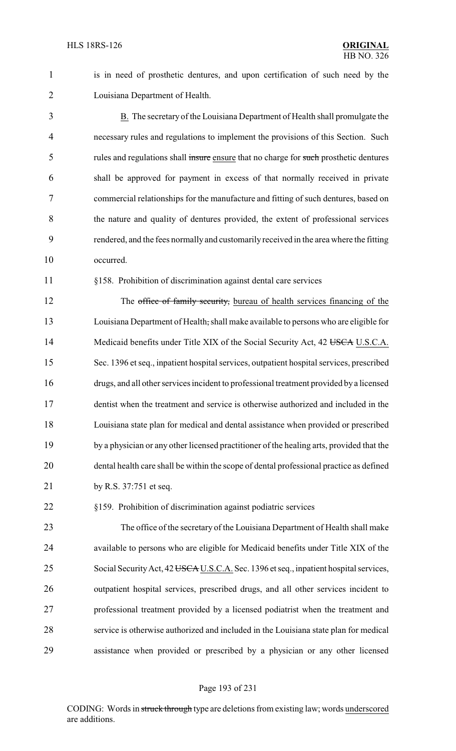is in need of prosthetic dentures, and upon certification of such need by the Louisiana Department of Health.

B. The secretary of the Louisiana Department of Health shall promulgate the necessary rules and regulations to implement the provisions of this Section. Such rules and regulations shall insure ensure that no charge for such prosthetic dentures shall be approved for payment in excess of that normally received in private commercial relationships for the manufacture and fitting of such dentures, based on the nature and quality of dentures provided, the extent of professional services rendered, and the fees normally and customarily received in the area where the fitting occurred.

§158. Prohibition of discrimination against dental care services

The office of family security, bureau of health services financing of the Louisiana Department of Health, shall make available to persons who are eligible for Medicaid benefits under Title XIX of the Social Security Act, 42 USCA U.S.C.A. Sec. 1396 et seq., inpatient hospital services, outpatient hospital services, prescribed drugs, and all other services incident to professional treatment provided by a licensed dentist when the treatment and service is otherwise authorized and included in the Louisiana state plan for medical and dental assistance when provided or prescribed by a physician or any other licensed practitioner of the healing arts, provided that the dental health care shall be within the scope of dental professional practice as defined by R.S. 37:751 et seq.

§159. Prohibition of discrimination against podiatric services

The office of the secretary of the Louisiana Department of Health shall make available to persons who are eligible for Medicaid benefits under Title XIX of the Social Security Act, 42 USCA U.S.C.A. Sec. 1396 et seq., inpatient hospital services, outpatient hospital services, prescribed drugs, and all other services incident to professional treatment provided by a licensed podiatrist when the treatment and service is otherwise authorized and included in the Louisiana state plan for medical assistance when provided or prescribed by a physician or any other licensed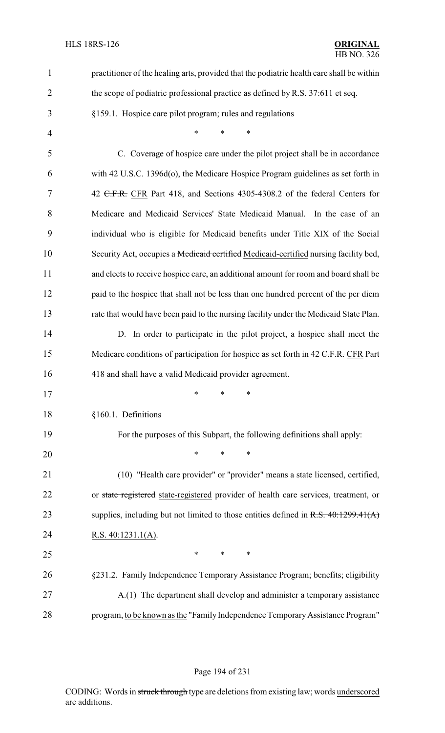practitioner of the healing arts, provided that the podiatric health care shall be within the scope of podiatric professional practice as defined by R.S. 37:611 et seq.

§159.1. Hospice care pilot program; rules and regulations

\* \* \*

C. Coverage of hospice care under the pilot project shall be in accordance with 42 U.S.C. 1396d(o), the Medicare Hospice Program guidelines as set forth in 42 ~~C.F.R.~~ CFR Part 418, and Sections 4305-4308.2 of the federal Centers for Medicare and Medicaid Services' State Medicaid Manual. In the case of an individual who is eligible for Medicaid benefits under Title XIX of the Social Security Act, occupies a ~~Medicaid certified~~ Medicaid-certified nursing facility bed, and elects to receive hospice care, an additional amount for room and board shall be paid to the hospice that shall not be less than one hundred percent of the per diem rate that would have been paid to the nursing facility under the Medicaid State Plan.

D. In order to participate in the pilot project, a hospice shall meet the Medicare conditions of participation for hospice as set forth in 42 ~~C.F.R.~~ CFR Part 418 and shall have a valid Medicaid provider agreement.

\* \* \*

§160.1. Definitions

For the purposes of this Subpart, the following definitions shall apply:

\* \* \*

(10) "Health care provider" or "provider" means a state licensed, certified, or ~~state registered~~ state-registered provider of health care services, treatment, or supplies, including but not limited to those entities defined in ~~R.S. 40:1299.41(A)~~ R.S. 40:1231.1(A).

\* \* \*

§231.2. Family Independence Temporary Assistance Program; benefits; eligibility

A.(1) The department shall develop and administer a temporary assistance program~~,~~ to be known as the "Family Independence Temporary Assistance Program"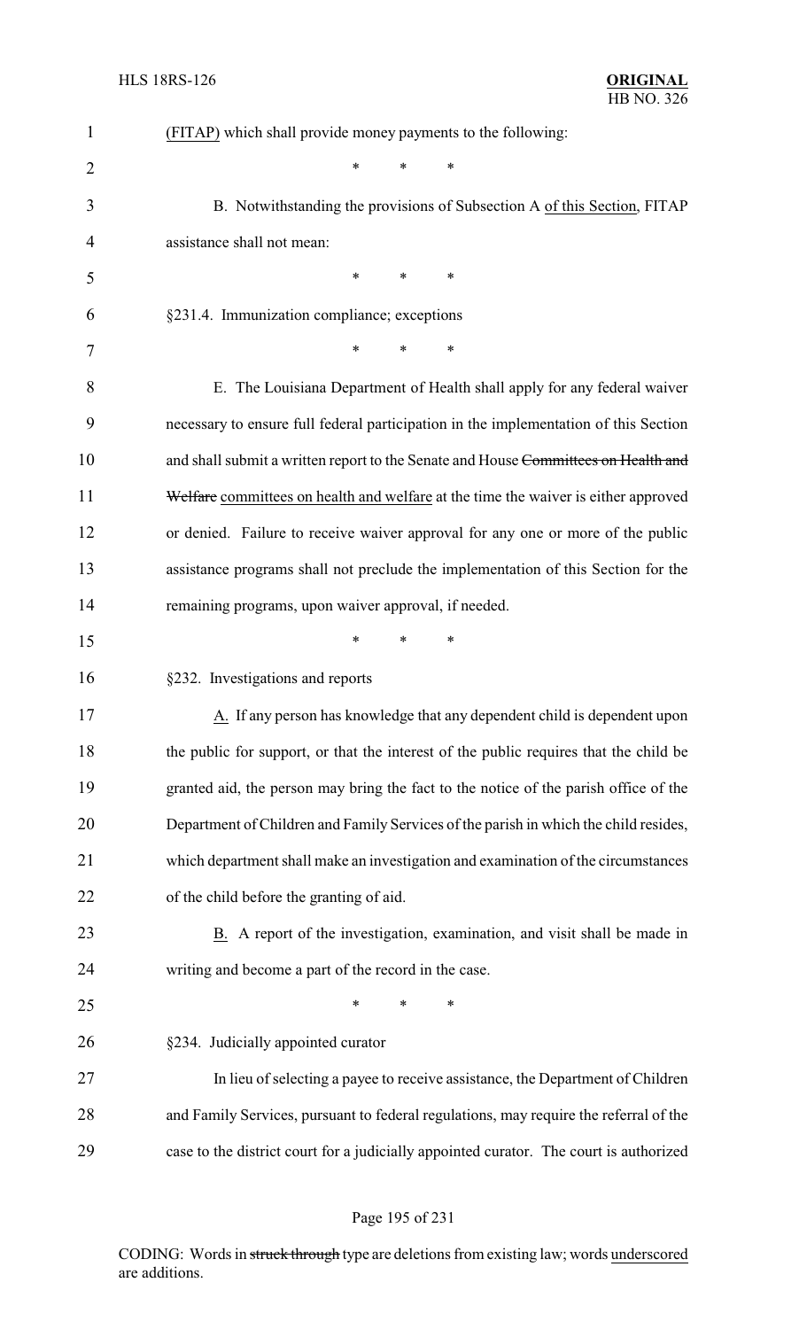(FITAP) which shall provide money payments to the following:

\* \* \*

B. Notwithstanding the provisions of Subsection A <u>of this Section</u>, FITAP assistance shall not mean:

\* \* \*

§231.4. Immunization compliance; exceptions

\* \* \*

E. The Louisiana Department of Health shall apply for any federal waiver necessary to ensure full federal participation in the implementation of this Section and shall submit a written report to the Senate and House ~~Committees on Health and Welfare~~ <u>committees on health and welfare</u> at the time the waiver is either approved or denied. Failure to receive waiver approval for any one or more of the public assistance programs shall not preclude the implementation of this Section for the remaining programs, upon waiver approval, if needed.

\* \* \*

§232. Investigations and reports

<u>A.</u> If any person has knowledge that any dependent child is dependent upon the public for support, or that the interest of the public requires that the child be granted aid, the person may bring the fact to the notice of the parish office of the Department of Children and Family Services of the parish in which the child resides, which department shall make an investigation and examination of the circumstances of the child before the granting of aid.

<u>B.</u> A report of the investigation, examination, and visit shall be made in writing and become a part of the record in the case.

\* \* \*

§234. Judicially appointed curator

In lieu of selecting a payee to receive assistance, the Department of Children and Family Services, pursuant to federal regulations, may require the referral of the case to the district court for a judicially appointed curator. The court is authorized

CODING: Words in ~~struck through~~ type are deletions from existing law; words <u>underscored</u> are additions.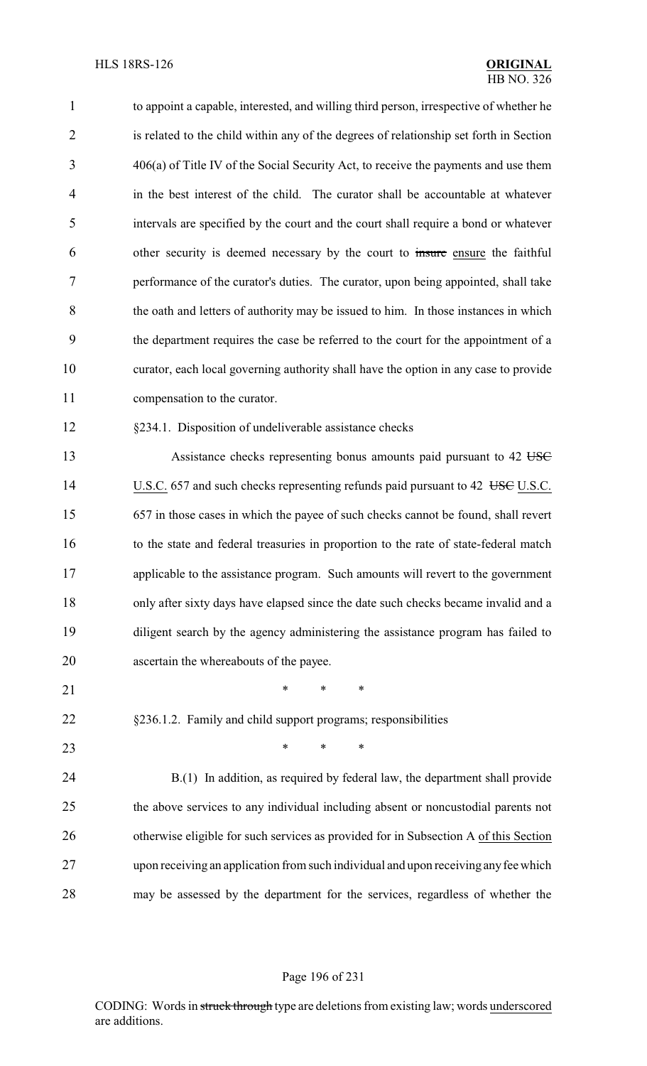to appoint a capable, interested, and willing third person, irrespective of whether he is related to the child within any of the degrees of relationship set forth in Section 406(a) of Title IV of the Social Security Act, to receive the payments and use them in the best interest of the child. The curator shall be accountable at whatever intervals are specified by the court and the court shall require a bond or whatever other security is deemed necessary by the court to ~~insure~~ ensure the faithful performance of the curator's duties. The curator, upon being appointed, shall take the oath and letters of authority may be issued to him. In those instances in which the department requires the case be referred to the court for the appointment of a curator, each local governing authority shall have the option in any case to provide compensation to the curator.

§234.1. Disposition of undeliverable assistance checks

Assistance checks representing bonus amounts paid pursuant to 42 ~~USC~~ U.S.C. 657 and such checks representing refunds paid pursuant to 42 ~~USC~~ U.S.C. 657 in those cases in which the payee of such checks cannot be found, shall revert to the state and federal treasuries in proportion to the rate of state-federal match applicable to the assistance program. Such amounts will revert to the government only after sixty days have elapsed since the date such checks became invalid and a diligent search by the agency administering the assistance program has failed to ascertain the whereabouts of the payee.

\* \* \*

§236.1.2. Family and child support programs; responsibilities

\* \* \*

B.(1) In addition, as required by federal law, the department shall provide the above services to any individual including absent or noncustodial parents not otherwise eligible for such services as provided for in Subsection A of this Section upon receiving an application from such individual and upon receiving any fee which may be assessed by the department for the services, regardless of whether the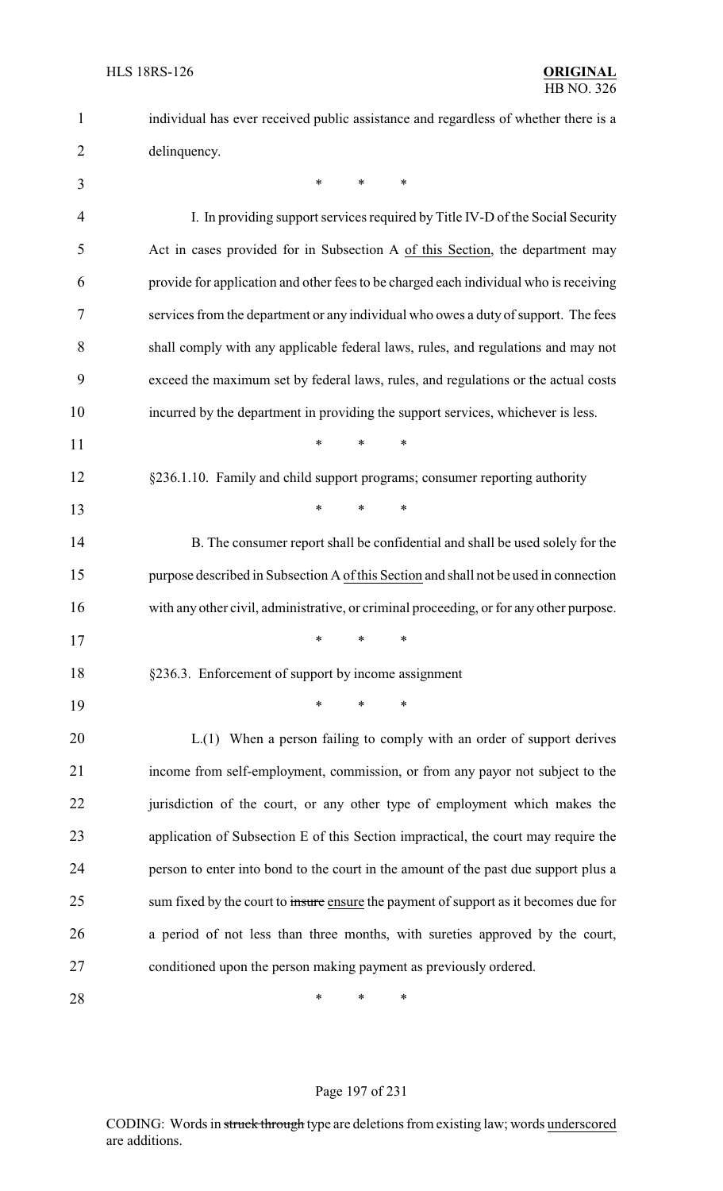individual has ever received public assistance and regardless of whether there is a delinquency.

\* \* \*

I. In providing support services required by Title IV-D of the Social Security Act in cases provided for in Subsection A of this Section, the department may provide for application and other fees to be charged each individual who is receiving services from the department or any individual who owes a duty of support. The fees shall comply with any applicable federal laws, rules, and regulations and may not exceed the maximum set by federal laws, rules, and regulations or the actual costs incurred by the department in providing the support services, whichever is less.

\* \* \*

§236.1.10. Family and child support programs; consumer reporting authority

\* \* \*

B. The consumer report shall be confidential and shall be used solely for the purpose described in Subsection A of this Section and shall not be used in connection with any other civil, administrative, or criminal proceeding, or for any other purpose.

\* \* \*

§236.3. Enforcement of support by income assignment

\* \* \*

L.(1) When a person failing to comply with an order of support derives income from self-employment, commission, or from any payor not subject to the jurisdiction of the court, or any other type of employment which makes the application of Subsection E of this Section impractical, the court may require the person to enter into bond to the court in the amount of the past due support plus a sum fixed by the court to ~~insure~~ ensure the payment of support as it becomes due for a period of not less than three months, with sureties approved by the court, conditioned upon the person making payment as previously ordered.

\* \* \*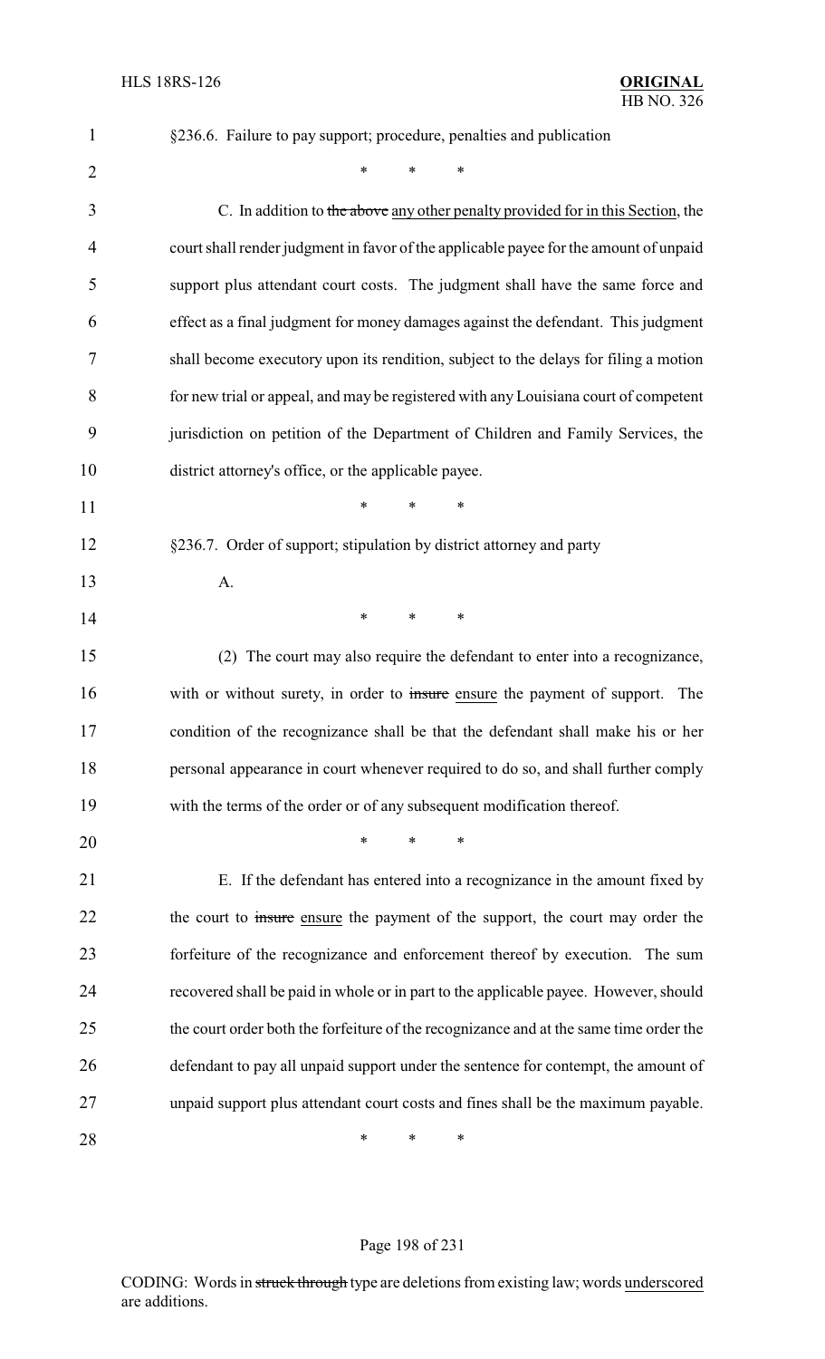§236.6. Failure to pay support; procedure, penalties and publication

\* \* \*

C. In addition to ~~the above~~ <u>any other penalty provided for in this Section</u>, the court shall render judgment in favor of the applicable payee for the amount of unpaid support plus attendant court costs. The judgment shall have the same force and effect as a final judgment for money damages against the defendant. This judgment shall become executory upon its rendition, subject to the delays for filing a motion for new trial or appeal, and may be registered with any Louisiana court of competent jurisdiction on petition of the Department of Children and Family Services, the district attorney's office, or the applicable payee.

\* \* \*

§236.7. Order of support; stipulation by district attorney and party

A.

\* \* \*

(2) The court may also require the defendant to enter into a recognizance, with or without surety, in order to ~~insure~~ <u>ensure</u> the payment of support. The condition of the recognizance shall be that the defendant shall make his or her personal appearance in court whenever required to do so, and shall further comply with the terms of the order or of any subsequent modification thereof.

\* \* \*

E. If the defendant has entered into a recognizance in the amount fixed by the court to ~~insure~~ <u>ensure</u> the payment of the support, the court may order the forfeiture of the recognizance and enforcement thereof by execution. The sum recovered shall be paid in whole or in part to the applicable payee. However, should the court order both the forfeiture of the recognizance and at the same time order the defendant to pay all unpaid support under the sentence for contempt, the amount of unpaid support plus attendant court costs and fines shall be the maximum payable.

\* \* \*

CODING: Words in ~~struck through~~ type are deletions from existing law; words <u>underscored</u> are additions.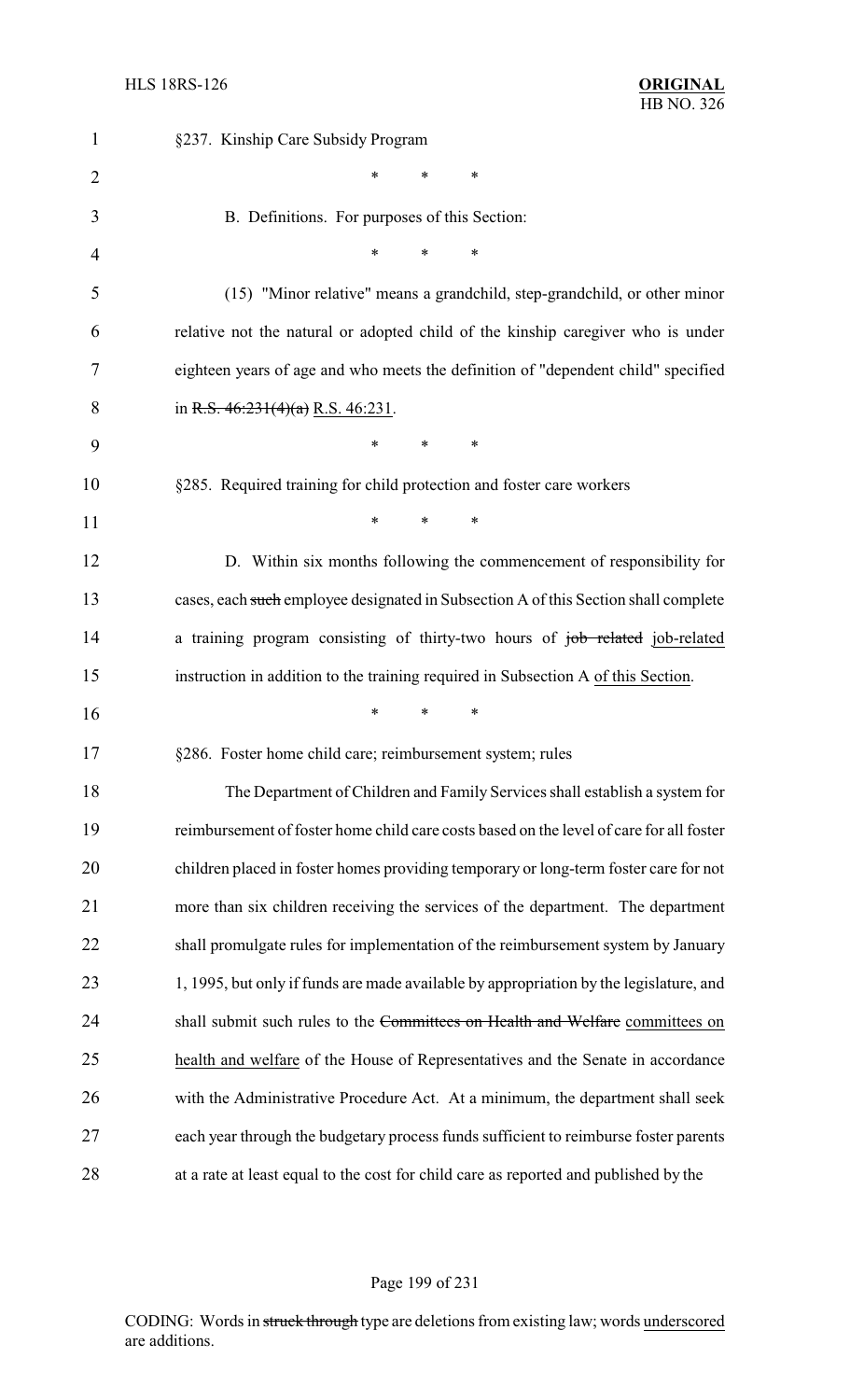§237. Kinship Care Subsidy Program

\* \* \*

B. Definitions. For purposes of this Section:

\* \* \*

(15) "Minor relative" means a grandchild, step-grandchild, or other minor relative not the natural or adopted child of the kinship caregiver who is under eighteen years of age and who meets the definition of "dependent child" specified in ~~R.S. 46:231(4)(a)~~ R.S. 46:231.

\* \* \*

§285. Required training for child protection and foster care workers

\* \* \*

D. Within six months following the commencement of responsibility for cases, each ~~such~~ employee designated in Subsection A of this Section shall complete a training program consisting of thirty-two hours of ~~job related~~ job-related instruction in addition to the training required in Subsection A of this Section.

\* \* \*

§286. Foster home child care; reimbursement system; rules

The Department of Children and Family Services shall establish a system for reimbursement of foster home child care costs based on the level of care for all foster children placed in foster homes providing temporary or long-term foster care for not more than six children receiving the services of the department. The department shall promulgate rules for implementation of the reimbursement system by January 1, 1995, but only if funds are made available by appropriation by the legislature, and shall submit such rules to the ~~Committees on Health and Welfare~~ committees on health and welfare of the House of Representatives and the Senate in accordance with the Administrative Procedure Act. At a minimum, the department shall seek each year through the budgetary process funds sufficient to reimburse foster parents at a rate at least equal to the cost for child care as reported and published by the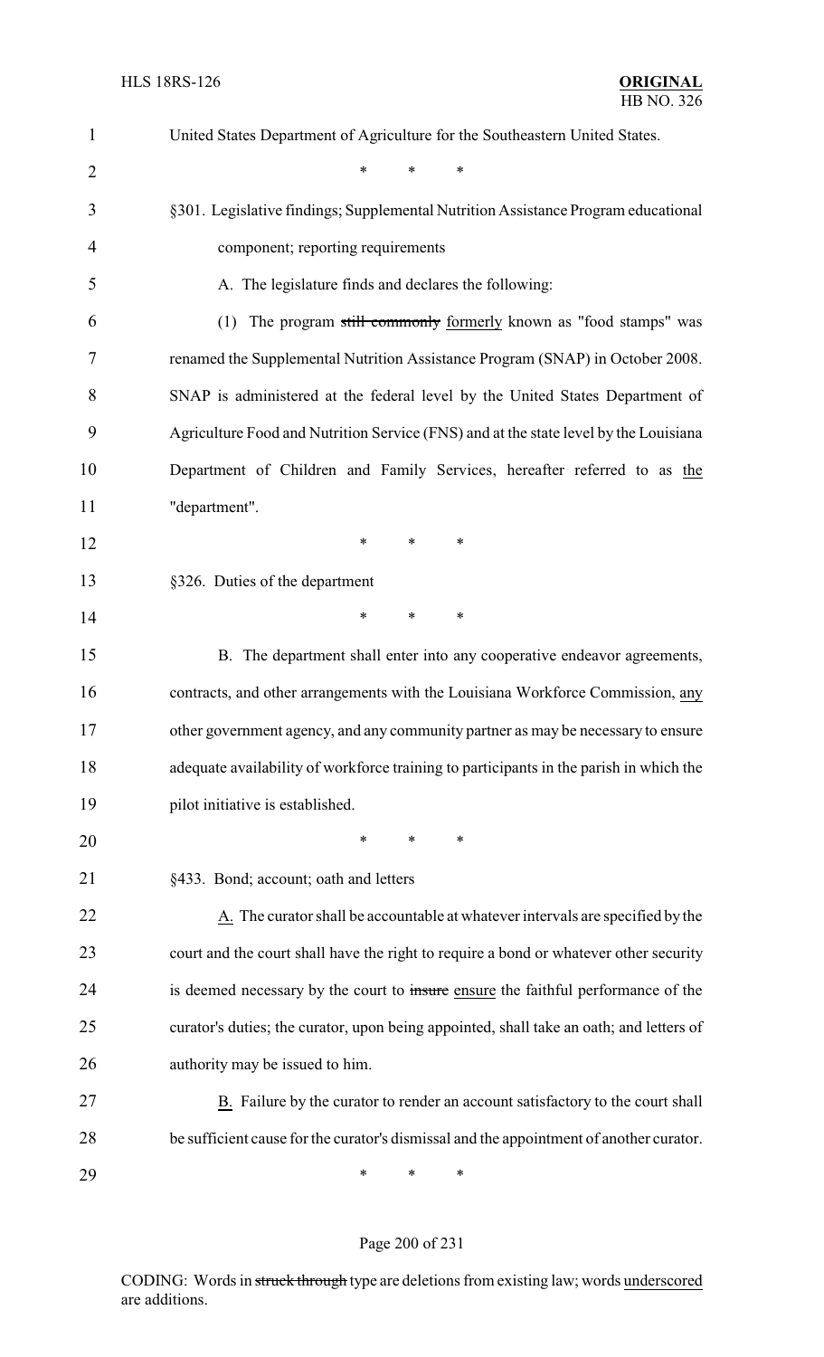United States Department of Agriculture for the Southeastern United States.

\* \* \*

§301. Legislative findings; Supplemental Nutrition Assistance Program educational component; reporting requirements

A. The legislature finds and declares the following:

(1) The program ~~still commonly~~ formerly known as "food stamps" was renamed the Supplemental Nutrition Assistance Program (SNAP) in October 2008. SNAP is administered at the federal level by the United States Department of Agriculture Food and Nutrition Service (FNS) and at the state level by the Louisiana Department of Children and Family Services, hereafter referred to as the "department".

\* \* \*

§326. Duties of the department

\* \* \*

B. The department shall enter into any cooperative endeavor agreements, contracts, and other arrangements with the Louisiana Workforce Commission, any other government agency, and any community partner as may be necessary to ensure adequate availability of workforce training to participants in the parish in which the pilot initiative is established.

\* \* \*

§433. Bond; account; oath and letters

A. The curator shall be accountable at whatever intervals are specified by the court and the court shall have the right to require a bond or whatever other security is deemed necessary by the court to ~~insure~~ ensure the faithful performance of the curator's duties; the curator, upon being appointed, shall take an oath; and letters of authority may be issued to him.

B. Failure by the curator to render an account satisfactory to the court shall be sufficient cause for the curator's dismissal and the appointment of another curator.

\* \* \*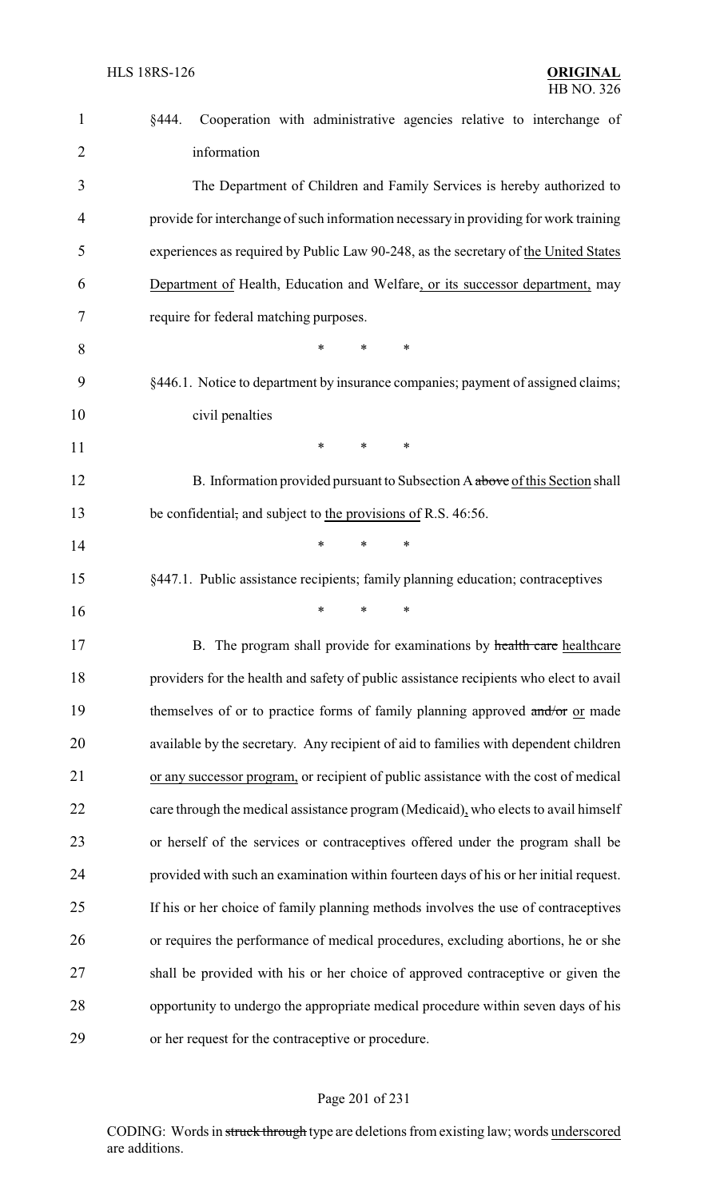§444. Cooperation with administrative agencies relative to interchange of information

The Department of Children and Family Services is hereby authorized to provide for interchange of such information necessary in providing for work training experiences as required by Public Law 90-248, as the secretary of <u>the United States Department of</u> Health, Education and Welfare<u>, or its successor department,</u> may require for federal matching purposes.

\* \* \*

§446.1. Notice to department by insurance companies; payment of assigned claims; civil penalties

\* \* \*

B. Information provided pursuant to Subsection A ~~above~~ <u>of this Section</u> shall be confidential~~,~~ and subject to <u>the provisions of</u> R.S. 46:56.

\* \* \*

§447.1. Public assistance recipients; family planning education; contraceptives

\* \* \*

B. The program shall provide for examinations by ~~health care~~ <u>healthcare</u> providers for the health and safety of public assistance recipients who elect to avail themselves of or to practice forms of family planning approved ~~and/or~~ <u>or</u> made available by the secretary. Any recipient of aid to families with dependent children <u>or any successor program,</u> or recipient of public assistance with the cost of medical care through the medical assistance program (Medicaid)<u>,</u> who elects to avail himself or herself of the services or contraceptives offered under the program shall be provided with such an examination within fourteen days of his or her initial request. If his or her choice of family planning methods involves the use of contraceptives or requires the performance of medical procedures, excluding abortions, he or she shall be provided with his or her choice of approved contraceptive or given the opportunity to undergo the appropriate medical procedure within seven days of his or her request for the contraceptive or procedure.

CODING: Words in ~~struck through~~ type are deletions from existing law; words <u>underscored</u> are additions.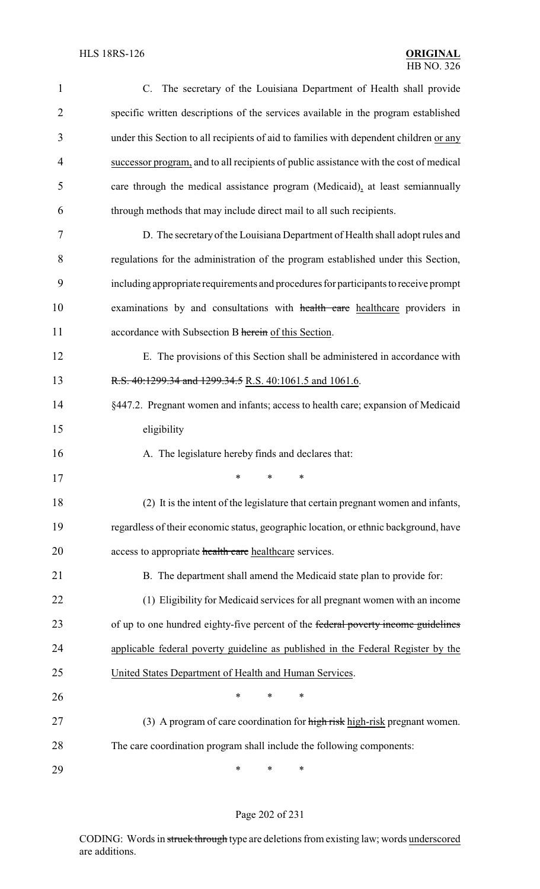C. The secretary of the Louisiana Department of Health shall provide specific written descriptions of the services available in the program established under this Section to all recipients of aid to families with dependent children <u>or any successor program,</u> and to all recipients of public assistance with the cost of medical care through the medical assistance program (Medicaid)<u>,</u> at least semiannually through methods that may include direct mail to all such recipients.

D. The secretary of the Louisiana Department of Health shall adopt rules and regulations for the administration of the program established under this Section, including appropriate requirements and procedures for participants to receive prompt examinations by and consultations with ~~health care~~ <u>healthcare</u> providers in accordance with Subsection B ~~herein~~ <u>of this Section</u>.

E. The provisions of this Section shall be administered in accordance with ~~R.S. 40:1299.34 and 1299.34.5~~ <u>R.S. 40:1061.5 and 1061.6</u>.

§447.2. Pregnant women and infants; access to health care; expansion of Medicaid eligibility

A. The legislature hereby finds and declares that:

\* \* \*

(2) It is the intent of the legislature that certain pregnant women and infants, regardless of their economic status, geographic location, or ethnic background, have access to appropriate ~~health care~~ <u>healthcare</u> services.

B. The department shall amend the Medicaid state plan to provide for:

(1) Eligibility for Medicaid services for all pregnant women with an income of up to one hundred eighty-five percent of the ~~federal poverty income guidelines~~ <u>applicable federal poverty guideline as published in the Federal Register by the United States Department of Health and Human Services</u>.

\* \* \*

(3) A program of care coordination for ~~high risk~~ <u>high-risk</u> pregnant women. The care coordination program shall include the following components:

\* \* \*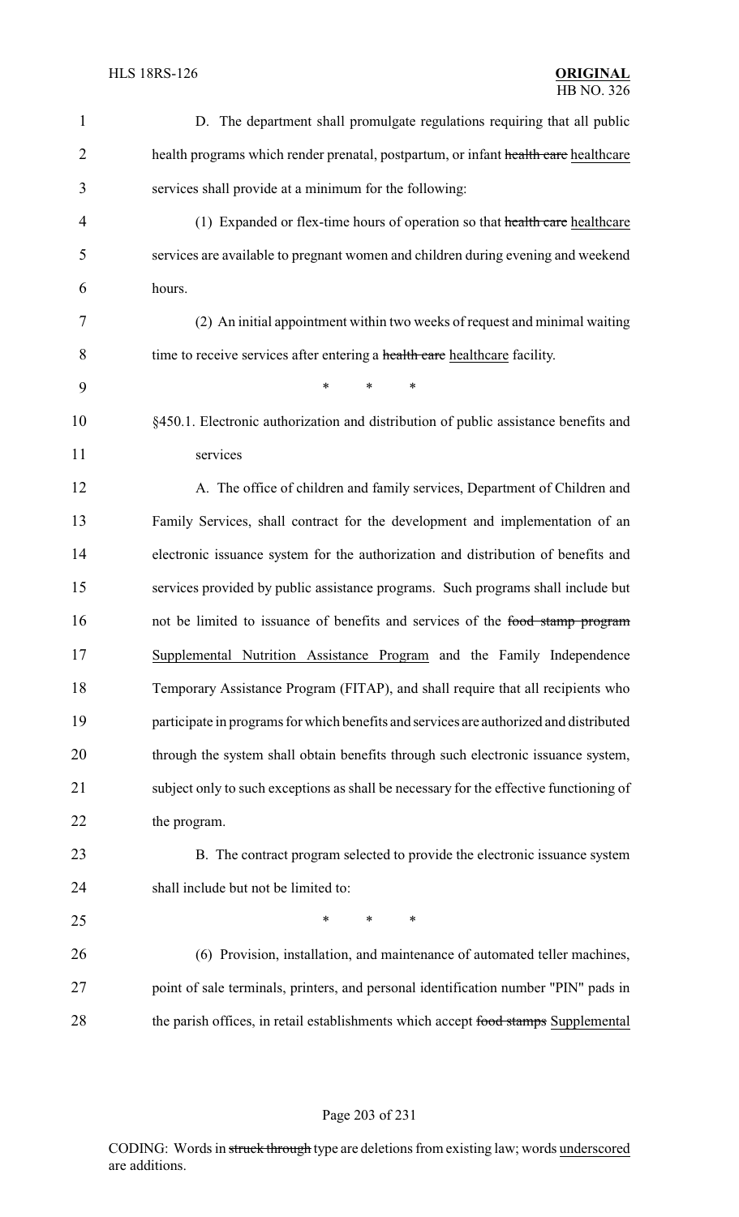D. The department shall promulgate regulations requiring that all public health programs which render prenatal, postpartum, or infant ~~health care~~ healthcare services shall provide at a minimum for the following:

(1) Expanded or flex-time hours of operation so that ~~health care~~ healthcare services are available to pregnant women and children during evening and weekend hours.

(2) An initial appointment within two weeks of request and minimal waiting time to receive services after entering a ~~health care~~ healthcare facility.

\* \* \*

§450.1. Electronic authorization and distribution of public assistance benefits and services

A. The office of children and family services, Department of Children and Family Services, shall contract for the development and implementation of an electronic issuance system for the authorization and distribution of benefits and services provided by public assistance programs. Such programs shall include but not be limited to issuance of benefits and services of the ~~food stamp program~~ Supplemental Nutrition Assistance Program and the Family Independence Temporary Assistance Program (FITAP), and shall require that all recipients who participate in programs for which benefits and services are authorized and distributed through the system shall obtain benefits through such electronic issuance system, subject only to such exceptions as shall be necessary for the effective functioning of the program.

B. The contract program selected to provide the electronic issuance system shall include but not be limited to:

\* \* \*

(6) Provision, installation, and maintenance of automated teller machines, point of sale terminals, printers, and personal identification number "PIN" pads in the parish offices, in retail establishments which accept ~~food stamps~~ Supplemental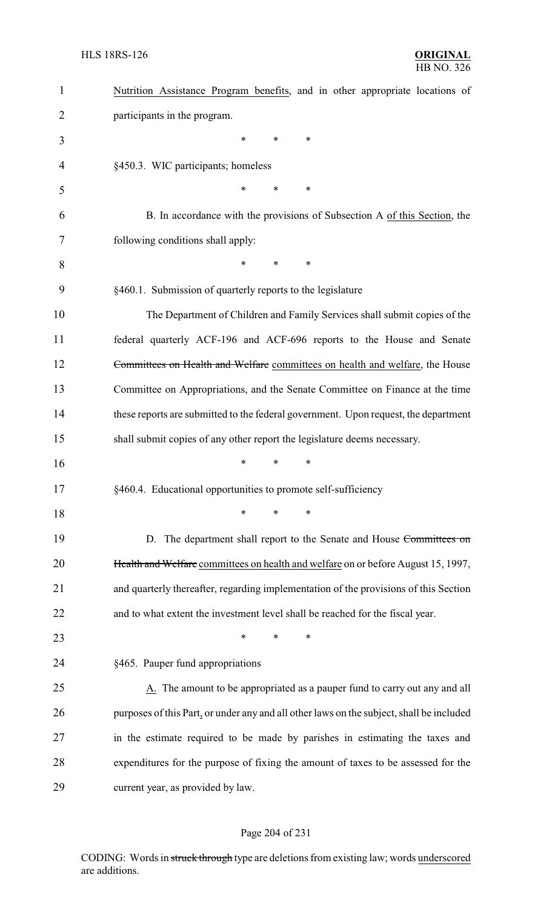Nutrition Assistance Program benefits, and in other appropriate locations of participants in the program.

\* \* \*

§450.3. WIC participants; homeless

\* \* \*

B. In accordance with the provisions of Subsection A of this Section, the following conditions shall apply:

\* \* \*

§460.1. Submission of quarterly reports to the legislature

The Department of Children and Family Services shall submit copies of the federal quarterly ACF-196 and ACF-696 reports to the House and Senate ~~Committees on Health and Welfare~~ committees on health and welfare, the House Committee on Appropriations, and the Senate Committee on Finance at the time these reports are submitted to the federal government. Upon request, the department shall submit copies of any other report the legislature deems necessary.

\* \* \*

§460.4. Educational opportunities to promote self-sufficiency

\* \* \*

D. The department shall report to the Senate and House ~~Committees on Health and Welfare~~ committees on health and welfare on or before August 15, 1997, and quarterly thereafter, regarding implementation of the provisions of this Section and to what extent the investment level shall be reached for the fiscal year.

\* \* \*

§465. Pauper fund appropriations

A. The amount to be appropriated as a pauper fund to carry out any and all purposes of this Part, or under any and all other laws on the subject, shall be included in the estimate required to be made by parishes in estimating the taxes and expenditures for the purpose of fixing the amount of taxes to be assessed for the current year, as provided by law.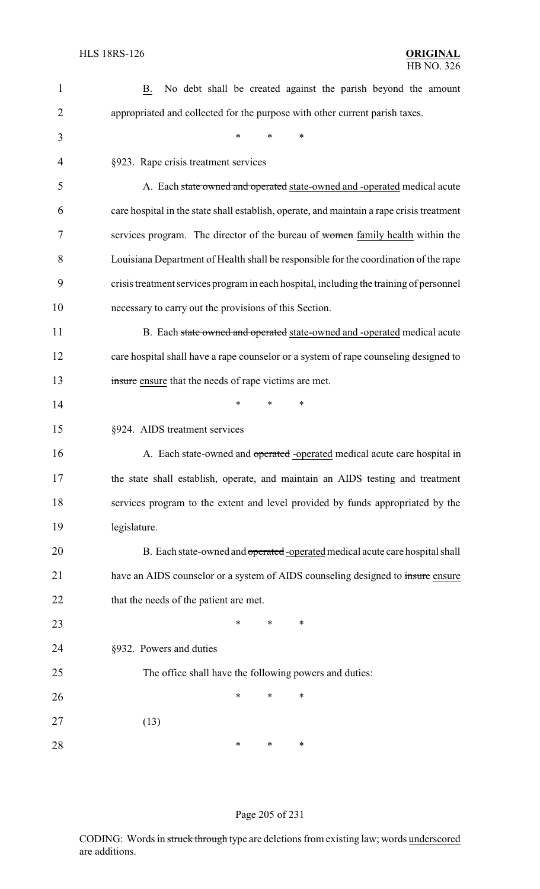<u>B.</u> No debt shall be created against the parish beyond the amount appropriated and collected for the purpose with other current parish taxes.

\* \* \*

§923. Rape crisis treatment services

A. Each ~~state owned and operated~~ <u>state-owned and -operated</u> medical acute care hospital in the state shall establish, operate, and maintain a rape crisis treatment services program. The director of the bureau of ~~women~~ <u>family health</u> within the Louisiana Department of Health shall be responsible for the coordination of the rape crisis treatment services program in each hospital, including the training of personnel necessary to carry out the provisions of this Section.

B. Each ~~state owned and operated~~ <u>state-owned and -operated</u> medical acute care hospital shall have a rape counselor or a system of rape counseling designed to ~~insure~~ <u>ensure</u> that the needs of rape victims are met.

\* \* \*

§924. AIDS treatment services

A. Each state-owned and ~~operated~~ <u>-operated</u> medical acute care hospital in the state shall establish, operate, and maintain an AIDS testing and treatment services program to the extent and level provided by funds appropriated by the legislature.

B. Each state-owned and ~~operated~~ <u>-operated</u> medical acute care hospital shall have an AIDS counselor or a system of AIDS counseling designed to ~~insure~~ <u>ensure</u> that the needs of the patient are met.

\* \* \*

§932. Powers and duties

The office shall have the following powers and duties:

\* \* \*

(13)

\* \* \*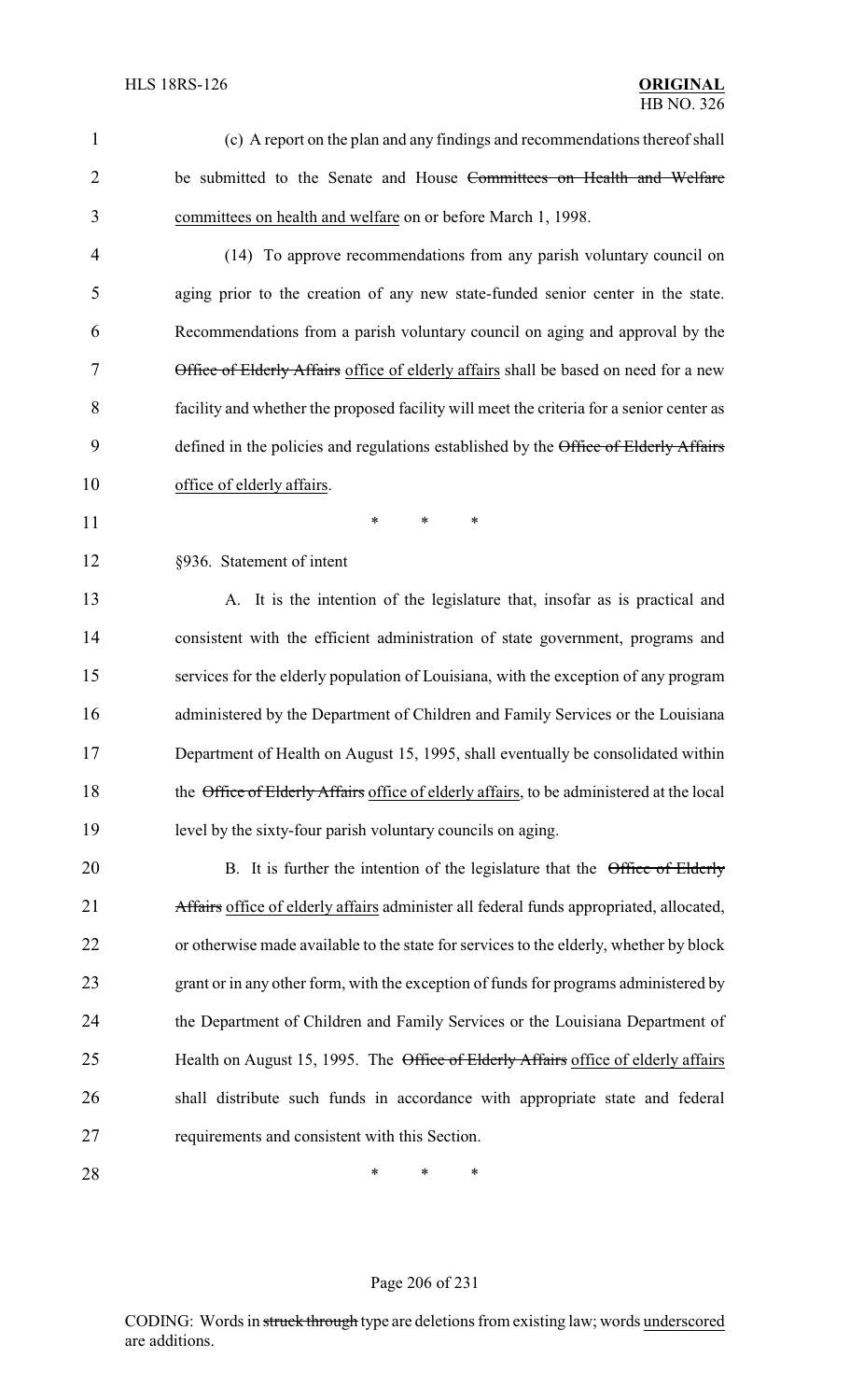(c) A report on the plan and any findings and recommendations thereof shall be submitted to the Senate and House ~~Committees on Health and Welfare~~ committees on health and welfare on or before March 1, 1998.

(14) To approve recommendations from any parish voluntary council on aging prior to the creation of any new state-funded senior center in the state. Recommendations from a parish voluntary council on aging and approval by the ~~Office of Elderly Affairs~~ office of elderly affairs shall be based on need for a new facility and whether the proposed facility will meet the criteria for a senior center as defined in the policies and regulations established by the ~~Office of Elderly Affairs~~ office of elderly affairs.

\* \* \*

§936. Statement of intent

A. It is the intention of the legislature that, insofar as is practical and consistent with the efficient administration of state government, programs and services for the elderly population of Louisiana, with the exception of any program administered by the Department of Children and Family Services or the Louisiana Department of Health on August 15, 1995, shall eventually be consolidated within the ~~Office of Elderly Affairs~~ office of elderly affairs, to be administered at the local level by the sixty-four parish voluntary councils on aging.

B. It is further the intention of the legislature that the ~~Office of Elderly Affairs~~ office of elderly affairs administer all federal funds appropriated, allocated, or otherwise made available to the state for services to the elderly, whether by block grant or in any other form, with the exception of funds for programs administered by the Department of Children and Family Services or the Louisiana Department of Health on August 15, 1995. The ~~Office of Elderly Affairs~~ office of elderly affairs shall distribute such funds in accordance with appropriate state and federal requirements and consistent with this Section.

\* \* \*

CODING: Words in ~~struck through~~ type are deletions from existing law; words underscored are additions.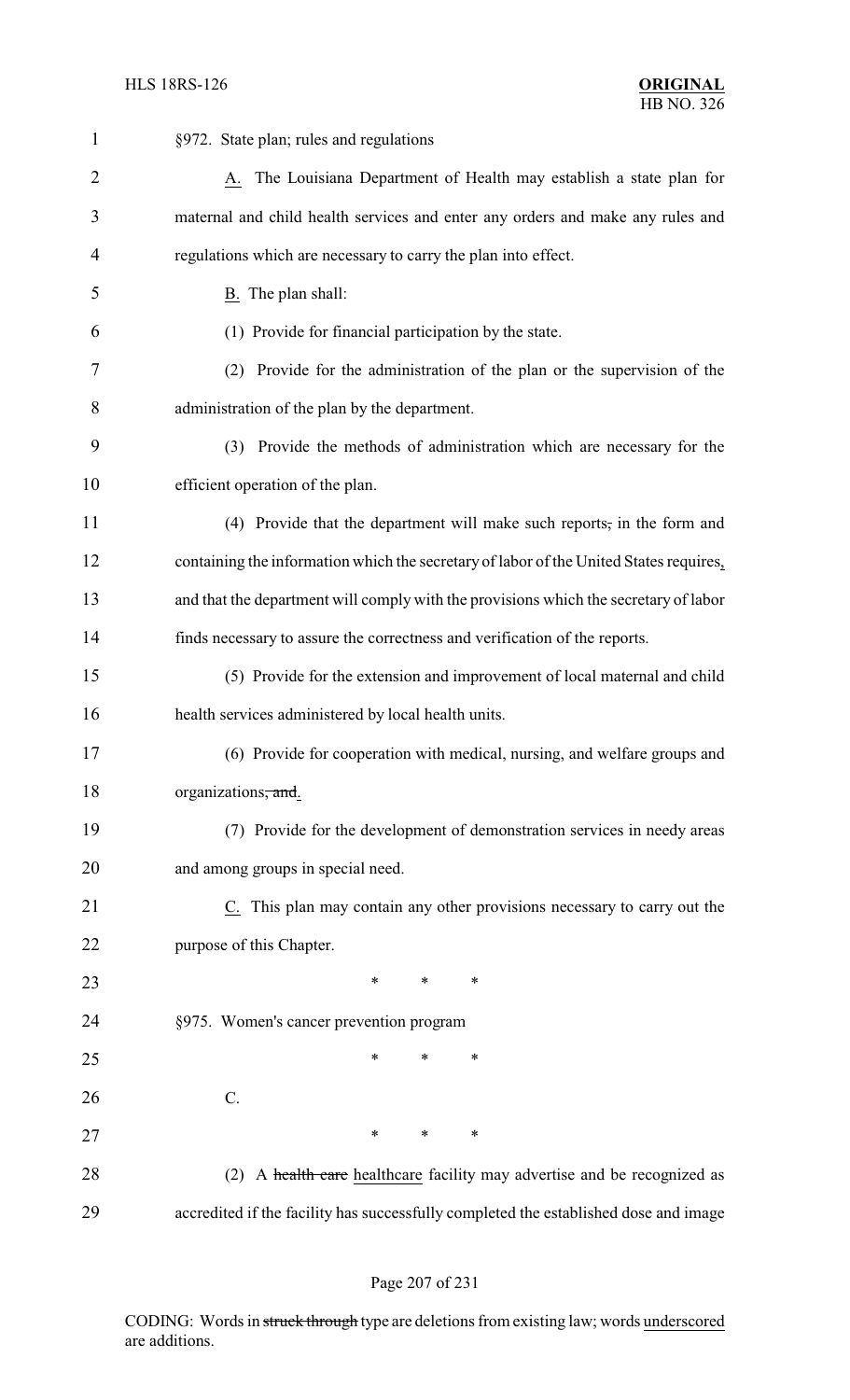§972. State plan; rules and regulations

A. The Louisiana Department of Health may establish a state plan for maternal and child health services and enter any orders and make any rules and regulations which are necessary to carry the plan into effect.

B. The plan shall:

(1) Provide for financial participation by the state.

(2) Provide for the administration of the plan or the supervision of the administration of the plan by the department.

(3) Provide the methods of administration which are necessary for the efficient operation of the plan.

(4) Provide that the department will make such reports, in the form and containing the information which the secretary of labor of the United States requires, and that the department will comply with the provisions which the secretary of labor finds necessary to assure the correctness and verification of the reports.

(5) Provide for the extension and improvement of local maternal and child health services administered by local health units.

(6) Provide for cooperation with medical, nursing, and welfare groups and organizations, and.

(7) Provide for the development of demonstration services in needy areas and among groups in special need.

C. This plan may contain any other provisions necessary to carry out the purpose of this Chapter.

\* \* \*

§975. Women's cancer prevention program

\* \* \*

C.

\* \* \*

(2) A health care healthcare facility may advertise and be recognized as accredited if the facility has successfully completed the established dose and image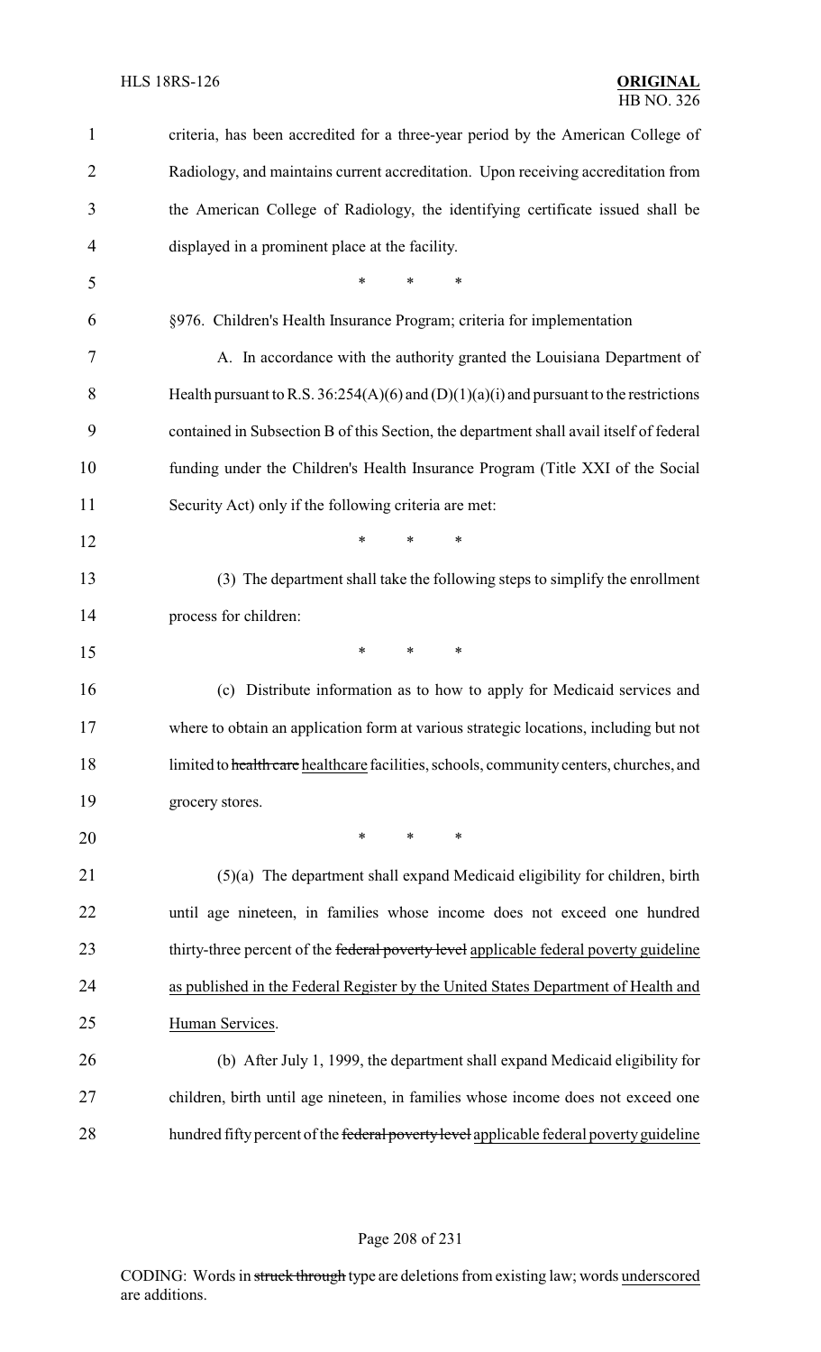criteria, has been accredited for a three-year period by the American College of Radiology, and maintains current accreditation. Upon receiving accreditation from the American College of Radiology, the identifying certificate issued shall be displayed in a prominent place at the facility.

\* \* \*

§976. Children's Health Insurance Program; criteria for implementation

A. In accordance with the authority granted the Louisiana Department of Health pursuant to R.S. 36:254(A)(6) and (D)(1)(a)(i) and pursuant to the restrictions contained in Subsection B of this Section, the department shall avail itself of federal funding under the Children's Health Insurance Program (Title XXI of the Social Security Act) only if the following criteria are met:

\* \* \*

(3) The department shall take the following steps to simplify the enrollment process for children:

\* \* \*

(c) Distribute information as to how to apply for Medicaid services and where to obtain an application form at various strategic locations, including but not limited to ~~health care~~ healthcare facilities, schools, community centers, churches, and grocery stores.

\* \* \*

(5)(a) The department shall expand Medicaid eligibility for children, birth until age nineteen, in families whose income does not exceed one hundred thirty-three percent of the ~~federal poverty level~~ applicable federal poverty guideline as published in the Federal Register by the United States Department of Health and Human Services.

(b) After July 1, 1999, the department shall expand Medicaid eligibility for children, birth until age nineteen, in families whose income does not exceed one hundred fifty percent of the ~~federal poverty level~~ applicable federal poverty guideline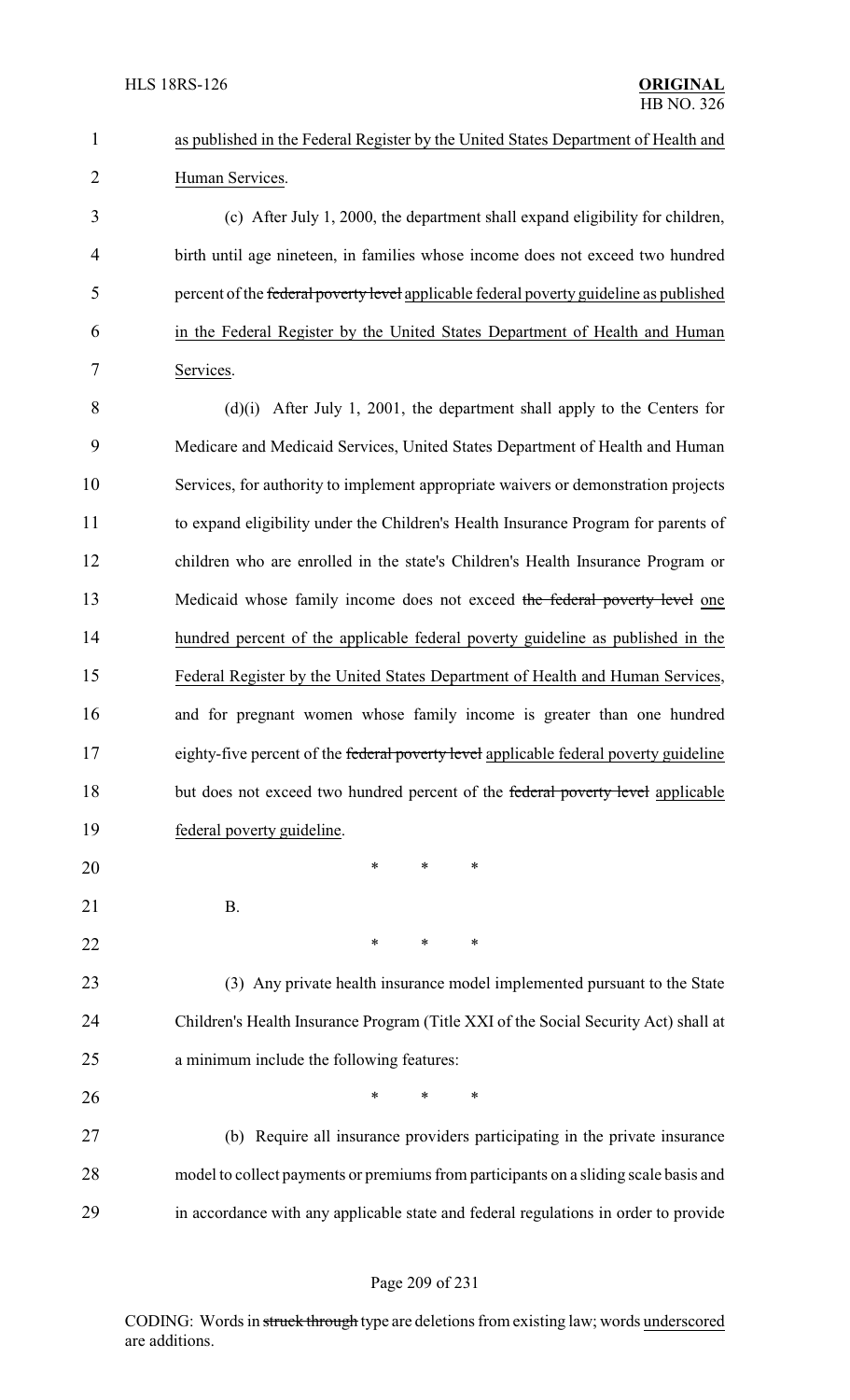as published in the Federal Register by the United States Department of Health and Human Services.

(c) After July 1, 2000, the department shall expand eligibility for children, birth until age nineteen, in families whose income does not exceed two hundred percent of the ~~federal poverty level~~ applicable federal poverty guideline as published in the Federal Register by the United States Department of Health and Human Services.

(d)(i) After July 1, 2001, the department shall apply to the Centers for Medicare and Medicaid Services, United States Department of Health and Human Services, for authority to implement appropriate waivers or demonstration projects to expand eligibility under the Children's Health Insurance Program for parents of children who are enrolled in the state's Children's Health Insurance Program or Medicaid whose family income does not exceed ~~the federal poverty level~~ one hundred percent of the applicable federal poverty guideline as published in the Federal Register by the United States Department of Health and Human Services, and for pregnant women whose family income is greater than one hundred eighty-five percent of the ~~federal poverty level~~ applicable federal poverty guideline but does not exceed two hundred percent of the ~~federal poverty level~~ applicable federal poverty guideline.

\* \* \*

B.

\* \* \*

(3) Any private health insurance model implemented pursuant to the State Children's Health Insurance Program (Title XXI of the Social Security Act) shall at a minimum include the following features:

\* \* \*

(b) Require all insurance providers participating in the private insurance model to collect payments or premiums from participants on a sliding scale basis and in accordance with any applicable state and federal regulations in order to provide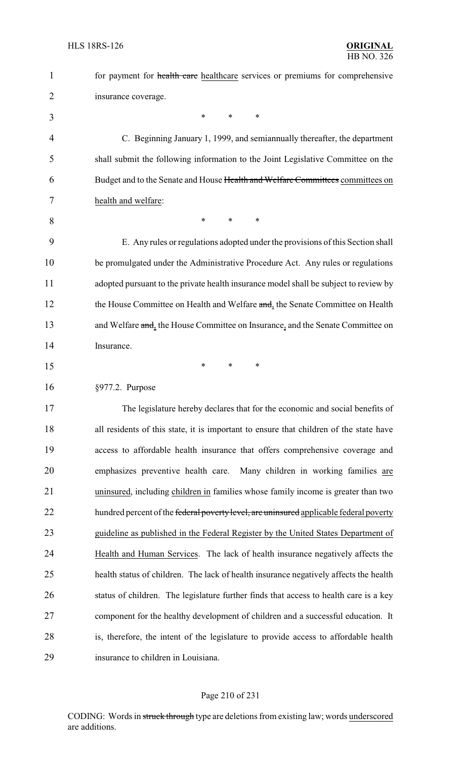for payment for ~~health care~~ healthcare services or premiums for comprehensive insurance coverage.

\* \* \*

C. Beginning January 1, 1999, and semiannually thereafter, the department shall submit the following information to the Joint Legislative Committee on the Budget and to the Senate and House ~~Health and Welfare Committees~~ committees on health and welfare:

\* \* \*

E. Any rules or regulations adopted under the provisions of this Section shall be promulgated under the Administrative Procedure Act. Any rules or regulations adopted pursuant to the private health insurance model shall be subject to review by the House Committee on Health and Welfare ~~and~~, the Senate Committee on Health and Welfare ~~and~~, the House Committee on Insurance, and the Senate Committee on Insurance.

\* \* \*

§977.2. Purpose

The legislature hereby declares that for the economic and social benefits of all residents of this state, it is important to ensure that children of the state have access to affordable health insurance that offers comprehensive coverage and emphasizes preventive health care. Many children in working families are uninsured, including children in families whose family income is greater than two hundred percent of the ~~federal poverty level, are uninsured~~ applicable federal poverty guideline as published in the Federal Register by the United States Department of Health and Human Services. The lack of health insurance negatively affects the health status of children. The lack of health insurance negatively affects the health status of children. The legislature further finds that access to health care is a key component for the healthy development of children and a successful education. It is, therefore, the intent of the legislature to provide access to affordable health insurance to children in Louisiana.

CODING: Words in ~~struck through~~ type are deletions from existing law; words underscored are additions.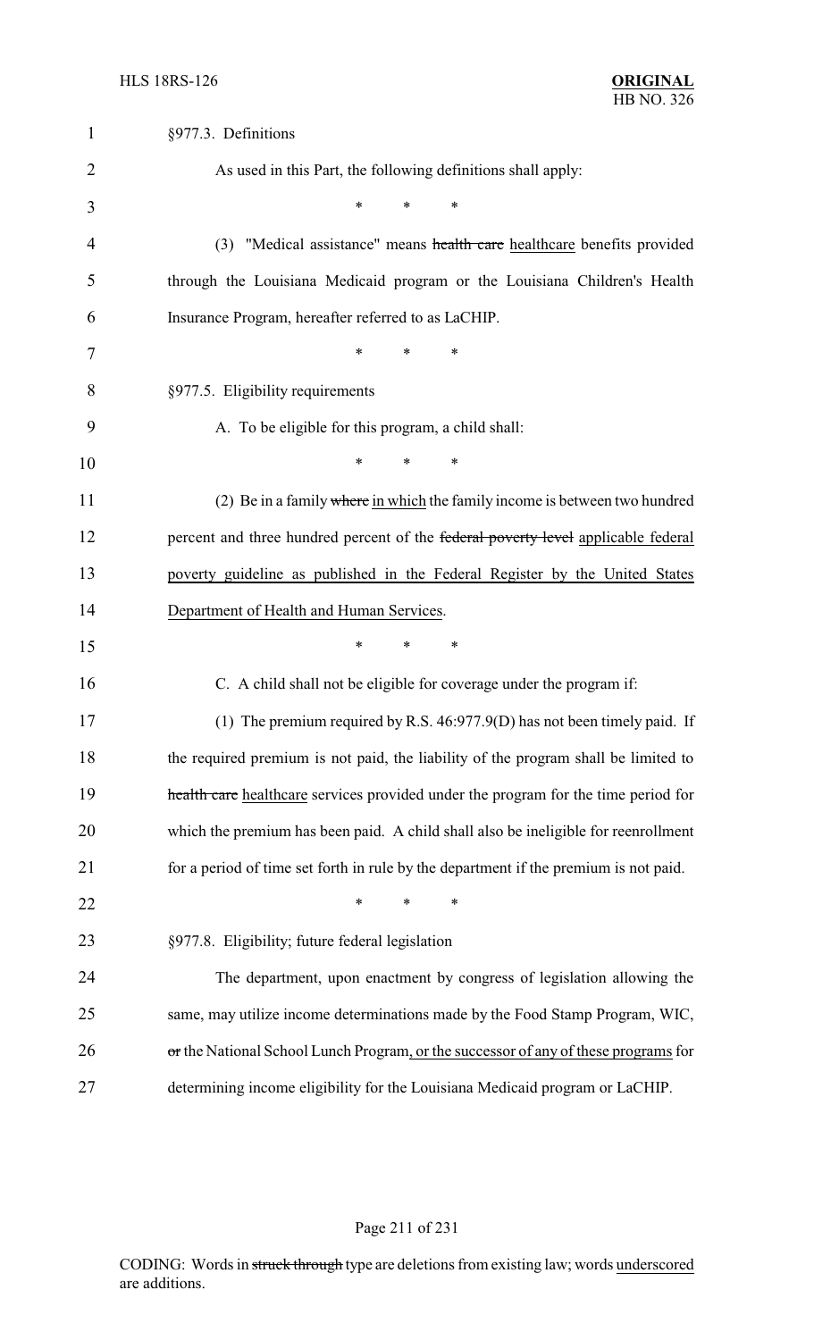§977.3. Definitions

As used in this Part, the following definitions shall apply:

\* \* \*

(3) "Medical assistance" means ~~health care~~ healthcare benefits provided through the Louisiana Medicaid program or the Louisiana Children's Health Insurance Program, hereafter referred to as LaCHIP.

\* \* \*

§977.5. Eligibility requirements

A. To be eligible for this program, a child shall:

\* \* \*

(2) Be in a family ~~where~~ in which the family income is between two hundred percent and three hundred percent of the ~~federal poverty level~~ applicable federal poverty guideline as published in the Federal Register by the United States Department of Health and Human Services.

\* \* \*

C. A child shall not be eligible for coverage under the program if:

(1) The premium required by R.S. 46:977.9(D) has not been timely paid. If the required premium is not paid, the liability of the program shall be limited to ~~health care~~ healthcare services provided under the program for the time period for which the premium has been paid. A child shall also be ineligible for reenrollment for a period of time set forth in rule by the department if the premium is not paid.

\* \* \*

§977.8. Eligibility; future federal legislation

The department, upon enactment by congress of legislation allowing the same, may utilize income determinations made by the Food Stamp Program, WIC, ~~or~~ the National School Lunch Program, or the successor of any of these programs for determining income eligibility for the Louisiana Medicaid program or LaCHIP.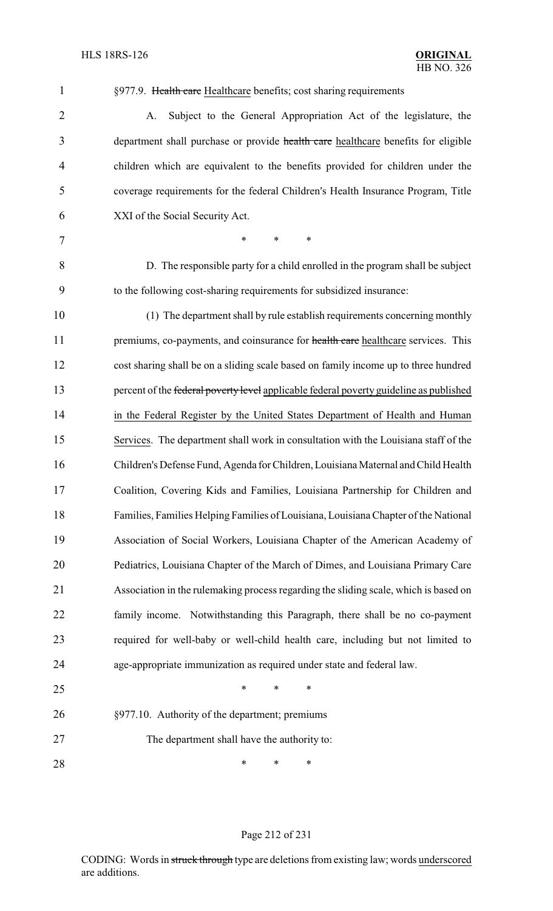§977.9. ~~Health care~~ Healthcare benefits; cost sharing requirements

A. Subject to the General Appropriation Act of the legislature, the department shall purchase or provide ~~health care~~ healthcare benefits for eligible children which are equivalent to the benefits provided for children under the coverage requirements for the federal Children's Health Insurance Program, Title XXI of the Social Security Act.

\* \* \*

D. The responsible party for a child enrolled in the program shall be subject to the following cost-sharing requirements for subsidized insurance:

(1) The department shall by rule establish requirements concerning monthly premiums, co-payments, and coinsurance for ~~health care~~ healthcare services. This cost sharing shall be on a sliding scale based on family income up to three hundred percent of the ~~federal poverty level~~ applicable federal poverty guideline as published in the Federal Register by the United States Department of Health and Human Services. The department shall work in consultation with the Louisiana staff of the Children's Defense Fund, Agenda for Children, Louisiana Maternal and Child Health Coalition, Covering Kids and Families, Louisiana Partnership for Children and Families, Families Helping Families of Louisiana, Louisiana Chapter of the National Association of Social Workers, Louisiana Chapter of the American Academy of Pediatrics, Louisiana Chapter of the March of Dimes, and Louisiana Primary Care Association in the rulemaking process regarding the sliding scale, which is based on family income. Notwithstanding this Paragraph, there shall be no co-payment required for well-baby or well-child health care, including but not limited to age-appropriate immunization as required under state and federal law.

\* \* \*

§977.10. Authority of the department; premiums

The department shall have the authority to:

\* \* \*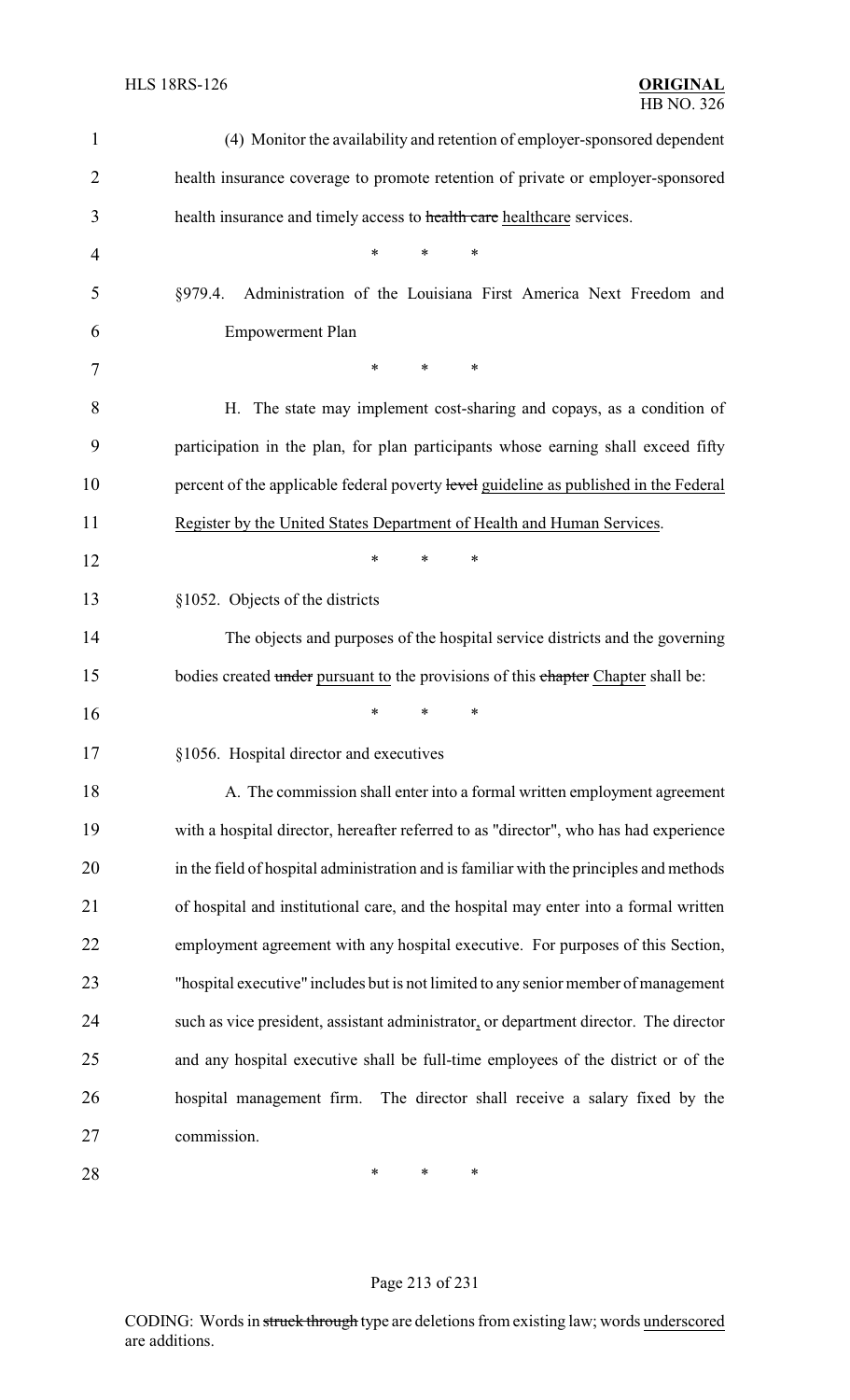(4) Monitor the availability and retention of employer-sponsored dependent health insurance coverage to promote retention of private or employer-sponsored health insurance and timely access to ~~health care~~ healthcare services.

\* \* \*

§979.4. Administration of the Louisiana First America Next Freedom and Empowerment Plan

\* \* \*

H. The state may implement cost-sharing and copays, as a condition of participation in the plan, for plan participants whose earning shall exceed fifty percent of the applicable federal poverty ~~level~~ guideline as published in the Federal Register by the United States Department of Health and Human Services.

\* \* \*

§1052. Objects of the districts

The objects and purposes of the hospital service districts and the governing bodies created ~~under~~ pursuant to the provisions of this ~~chapter~~ Chapter shall be:

\* \* \*

§1056. Hospital director and executives

A. The commission shall enter into a formal written employment agreement with a hospital director, hereafter referred to as "director", who has had experience in the field of hospital administration and is familiar with the principles and methods of hospital and institutional care, and the hospital may enter into a formal written employment agreement with any hospital executive. For purposes of this Section, "hospital executive" includes but is not limited to any senior member of management such as vice president, assistant administrator, or department director. The director and any hospital executive shall be full-time employees of the district or of the hospital management firm. The director shall receive a salary fixed by the commission.

\* \* \*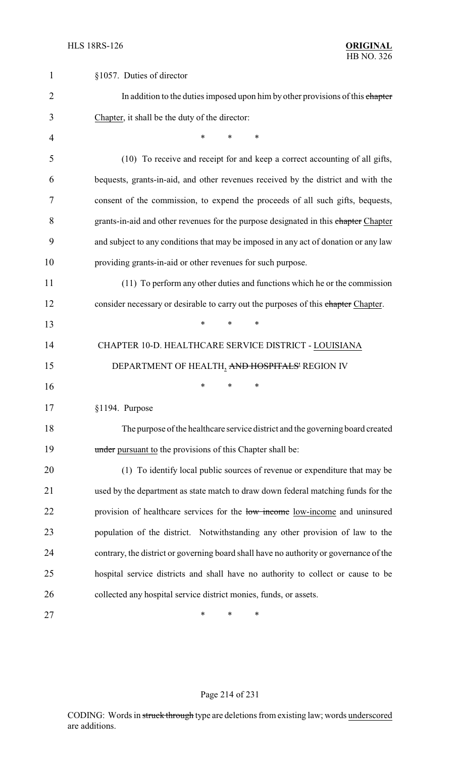§1057. Duties of director

In addition to the duties imposed upon him by other provisions of this ~~chapter~~ Chapter, it shall be the duty of the director:

\* \* \*

(10) To receive and receipt for and keep a correct accounting of all gifts, bequests, grants-in-aid, and other revenues received by the district and with the consent of the commission, to expend the proceeds of all such gifts, bequests, grants-in-aid and other revenues for the purpose designated in this ~~chapter~~ Chapter and subject to any conditions that may be imposed in any act of donation or any law providing grants-in-aid or other revenues for such purpose.

(11) To perform any other duties and functions which he or the commission consider necessary or desirable to carry out the purposes of this ~~chapter~~ Chapter.

\* \* \*

CHAPTER 10-D. HEALTHCARE SERVICE DISTRICT - LOUISIANA DEPARTMENT OF HEALTH, ~~AND HOSPITALS'~~ REGION IV

\* \* \*

§1194. Purpose

The purpose of the healthcare service district and the governing board created ~~under~~ pursuant to the provisions of this Chapter shall be:

(1) To identify local public sources of revenue or expenditure that may be used by the department as state match to draw down federal matching funds for the provision of healthcare services for the ~~low income~~ low-income and uninsured population of the district. Notwithstanding any other provision of law to the contrary, the district or governing board shall have no authority or governance of the hospital service districts and shall have no authority to collect or cause to be collected any hospital service district monies, funds, or assets.

\* \* \*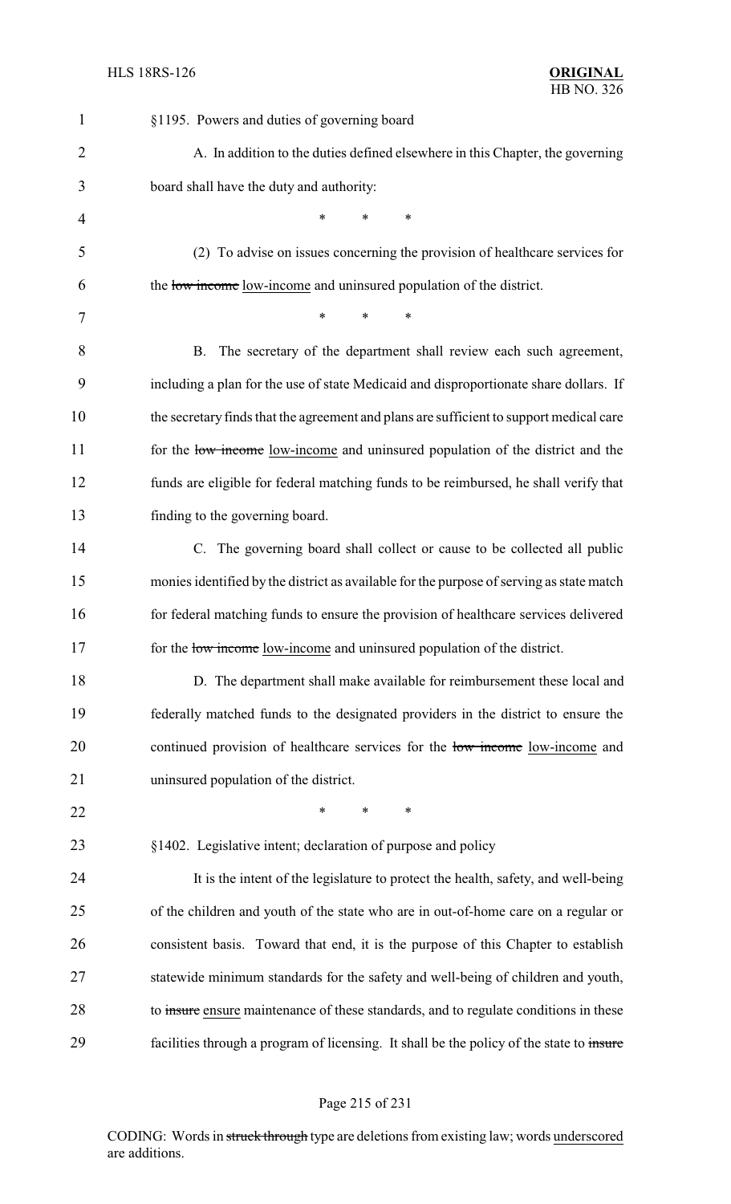§1195. Powers and duties of governing board

A. In addition to the duties defined elsewhere in this Chapter, the governing board shall have the duty and authority:

\* \* \*

(2) To advise on issues concerning the provision of healthcare services for the ~~low income~~ <u>low-income</u> and uninsured population of the district.

\* \* \*

B. The secretary of the department shall review each such agreement, including a plan for the use of state Medicaid and disproportionate share dollars. If the secretary finds that the agreement and plans are sufficient to support medical care for the ~~low income~~ <u>low-income</u> and uninsured population of the district and the funds are eligible for federal matching funds to be reimbursed, he shall verify that finding to the governing board.

C. The governing board shall collect or cause to be collected all public monies identified by the district as available for the purpose of serving as state match for federal matching funds to ensure the provision of healthcare services delivered for the ~~low income~~ <u>low-income</u> and uninsured population of the district.

D. The department shall make available for reimbursement these local and federally matched funds to the designated providers in the district to ensure the continued provision of healthcare services for the ~~low income~~ <u>low-income</u> and uninsured population of the district.

\* \* \*

§1402. Legislative intent; declaration of purpose and policy

It is the intent of the legislature to protect the health, safety, and well-being of the children and youth of the state who are in out-of-home care on a regular or consistent basis. Toward that end, it is the purpose of this Chapter to establish statewide minimum standards for the safety and well-being of children and youth, to ~~insure~~ <u>ensure</u> maintenance of these standards, and to regulate conditions in these facilities through a program of licensing. It shall be the policy of the state to ~~insure~~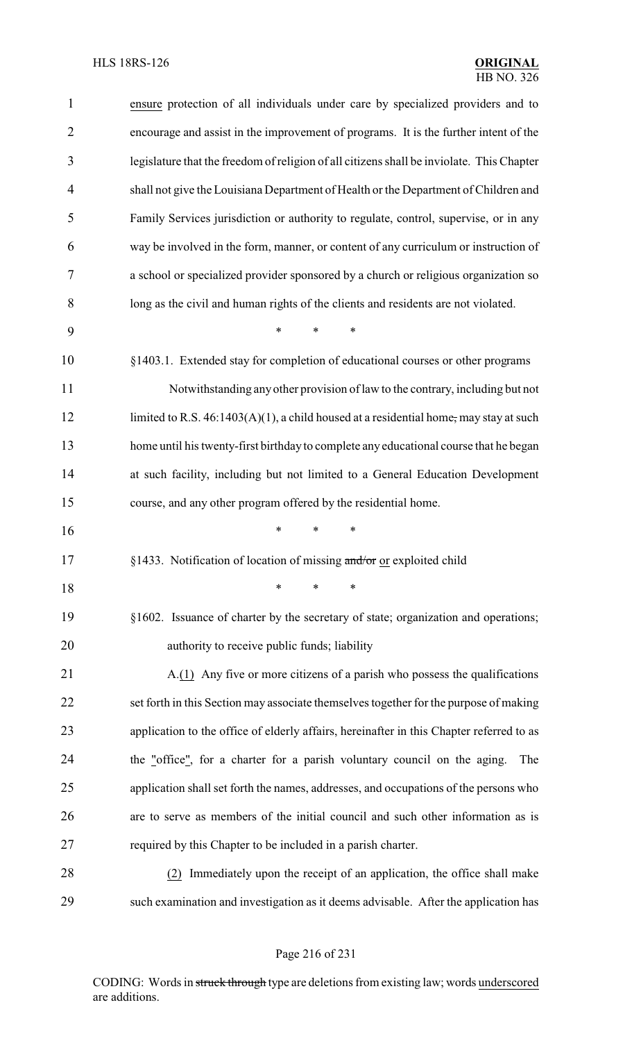ensure protection of all individuals under care by specialized providers and to encourage and assist in the improvement of programs. It is the further intent of the legislature that the freedom of religion of all citizens shall be inviolate. This Chapter shall not give the Louisiana Department of Health or the Department of Children and Family Services jurisdiction or authority to regulate, control, supervise, or in any way be involved in the form, manner, or content of any curriculum or instruction of a school or specialized provider sponsored by a church or religious organization so long as the civil and human rights of the clients and residents are not violated.

\* \* \*

§1403.1. Extended stay for completion of educational courses or other programs

Notwithstanding any other provision of law to the contrary, including but not limited to R.S. 46:1403(A)(1), a child housed at a residential home~~,~~ may stay at such home until his twenty-first birthday to complete any educational course that he began at such facility, including but not limited to a General Education Development course, and any other program offered by the residential home.

\* \* \*

§1433. Notification of location of missing ~~and/or~~ or exploited child

\* \* \*

§1602. Issuance of charter by the secretary of state; organization and operations; authority to receive public funds; liability

A.(1) Any five or more citizens of a parish who possess the qualifications set forth in this Section may associate themselves together for the purpose of making application to the office of elderly affairs, hereinafter in this Chapter referred to as the "office", for a charter for a parish voluntary council on the aging. The application shall set forth the names, addresses, and occupations of the persons who are to serve as members of the initial council and such other information as is required by this Chapter to be included in a parish charter.

(2) Immediately upon the receipt of an application, the office shall make such examination and investigation as it deems advisable. After the application has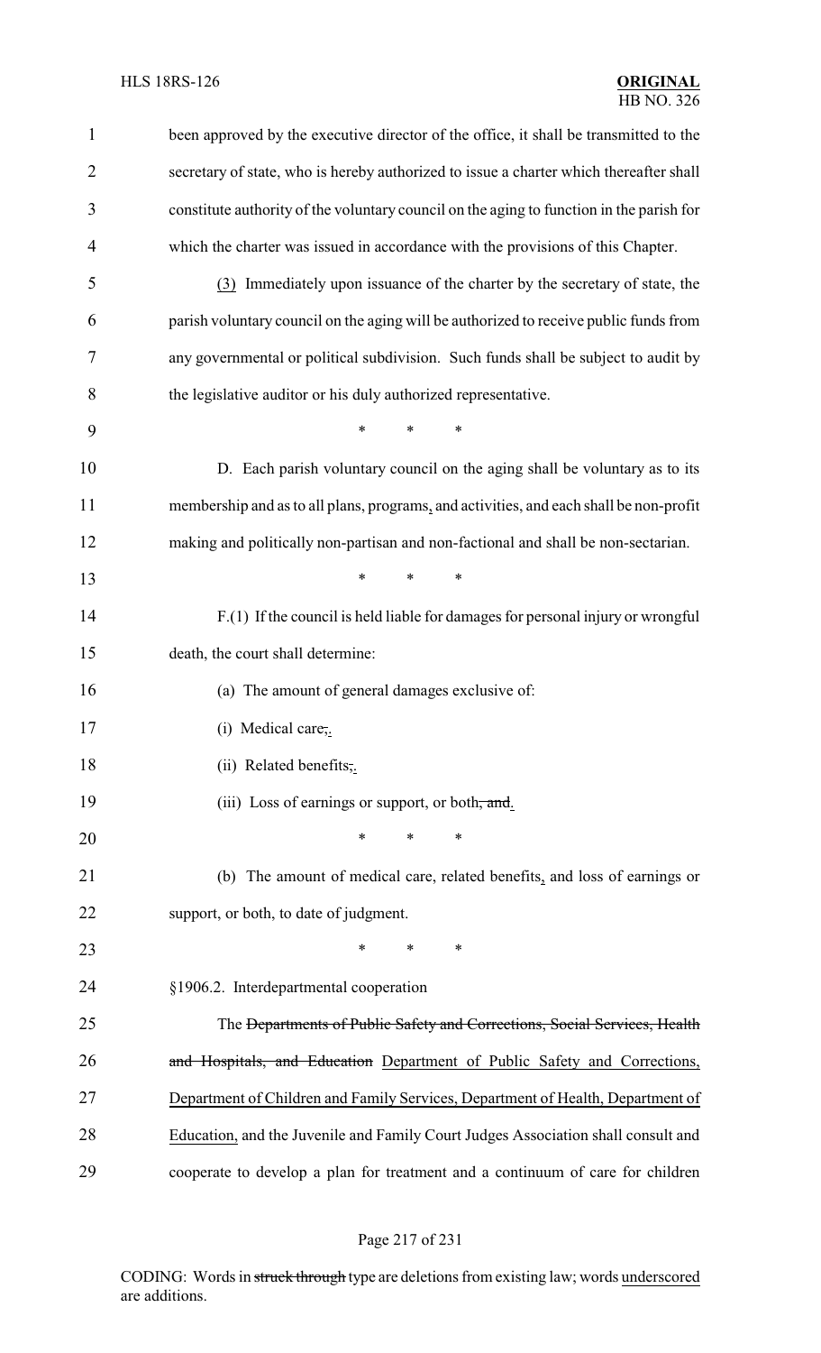been approved by the executive director of the office, it shall be transmitted to the secretary of state, who is hereby authorized to issue a charter which thereafter shall constitute authority of the voluntary council on the aging to function in the parish for which the charter was issued in accordance with the provisions of this Chapter.

(3) Immediately upon issuance of the charter by the secretary of state, the parish voluntary council on the aging will be authorized to receive public funds from any governmental or political subdivision. Such funds shall be subject to audit by the legislative auditor or his duly authorized representative.

\* \* \*

D. Each parish voluntary council on the aging shall be voluntary as to its membership and as to all plans, programs, and activities, and each shall be non-profit making and politically non-partisan and non-factional and shall be non-sectarian.

\* \* \*

F.(1) If the council is held liable for damages for personal injury or wrongful death, the court shall determine:

(a) The amount of general damages exclusive of:

(i) Medical care~~,~~.

(ii) Related benefits~~,~~.

(iii) Loss of earnings or support, or both~~, and~~.

\* \* \*

(b) The amount of medical care, related benefits, and loss of earnings or support, or both, to date of judgment.

\* \* \*

§1906.2. Interdepartmental cooperation

The ~~Departments of Public Safety and Corrections, Social Services, Health and Hospitals, and Education~~ Department of Public Safety and Corrections, Department of Children and Family Services, Department of Health, Department of Education, and the Juvenile and Family Court Judges Association shall consult and cooperate to develop a plan for treatment and a continuum of care for children

CODING: Words in ~~struck through~~ type are deletions from existing law; words underscored are additions.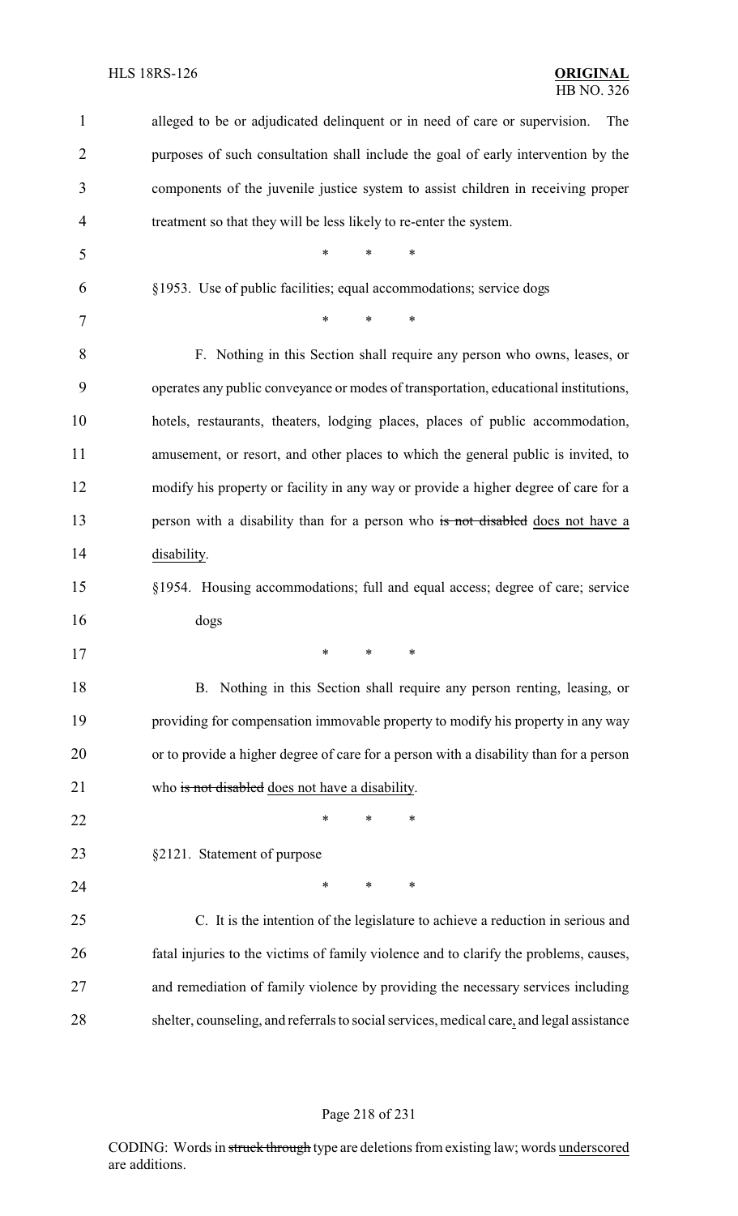alleged to be or adjudicated delinquent or in need of care or supervision. The purposes of such consultation shall include the goal of early intervention by the components of the juvenile justice system to assist children in receiving proper treatment so that they will be less likely to re-enter the system.

\* \* \*

§1953. Use of public facilities; equal accommodations; service dogs

\* \* \*

F. Nothing in this Section shall require any person who owns, leases, or operates any public conveyance or modes of transportation, educational institutions, hotels, restaurants, theaters, lodging places, places of public accommodation, amusement, or resort, and other places to which the general public is invited, to modify his property or facility in any way or provide a higher degree of care for a person with a disability than for a person who ~~is not disabled~~ <u>does not have a disability</u>.

§1954. Housing accommodations; full and equal access; degree of care; service dogs

\* \* \*

B. Nothing in this Section shall require any person renting, leasing, or providing for compensation immovable property to modify his property in any way or to provide a higher degree of care for a person with a disability than for a person who ~~is not disabled~~ <u>does not have a disability</u>.

\* \* \*

§2121. Statement of purpose

\* \* \*

C. It is the intention of the legislature to achieve a reduction in serious and fatal injuries to the victims of family violence and to clarify the problems, causes, and remediation of family violence by providing the necessary services including shelter, counseling, and referrals to social services, medical care<u>,</u> and legal assistance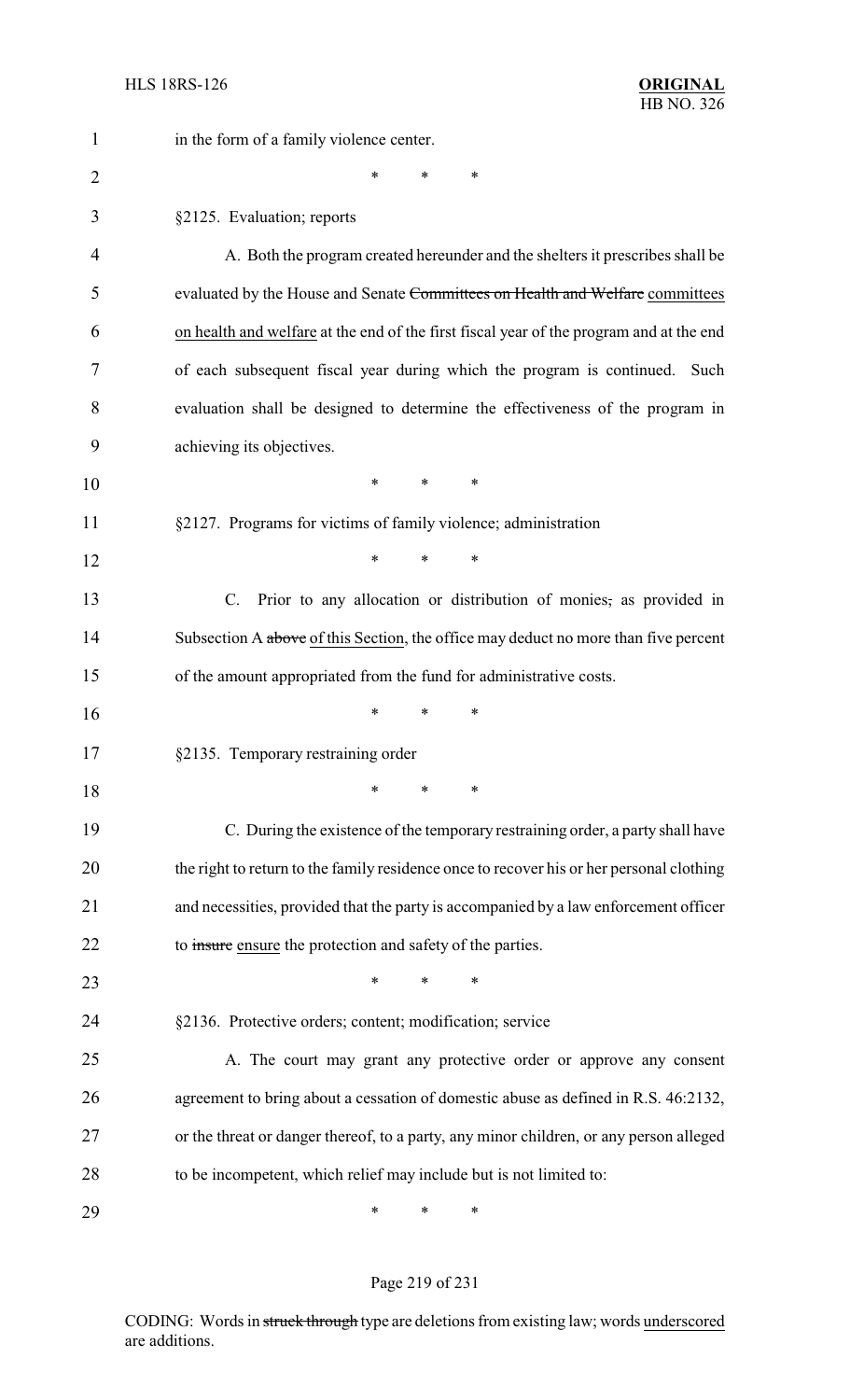in the form of a family violence center.

\*          \*          \*

§2125. Evaluation; reports

A. Both the program created hereunder and the shelters it prescribes shall be evaluated by the House and Senate ~~Committees on Health and Welfare~~ committees on health and welfare at the end of the first fiscal year of the program and at the end of each subsequent fiscal year during which the program is continued. Such evaluation shall be designed to determine the effectiveness of the program in achieving its objectives.

\*          \*          \*

§2127. Programs for victims of family violence; administration

\*          \*          \*

C. Prior to any allocation or distribution of monies~~,~~ as provided in Subsection A ~~above~~ of this Section, the office may deduct no more than five percent of the amount appropriated from the fund for administrative costs.

\*          \*          \*

§2135. Temporary restraining order

\*          \*          \*

C. During the existence of the temporary restraining order, a party shall have the right to return to the family residence once to recover his or her personal clothing and necessities, provided that the party is accompanied by a law enforcement officer to ~~insure~~ ensure the protection and safety of the parties.

\*          \*          \*

§2136. Protective orders; content; modification; service

A. The court may grant any protective order or approve any consent agreement to bring about a cessation of domestic abuse as defined in R.S. 46:2132, or the threat or danger thereof, to a party, any minor children, or any person alleged to be incompetent, which relief may include but is not limited to:

\*          \*          \*

CODING: Words in ~~struck through~~ type are deletions from existing law; words underscored are additions.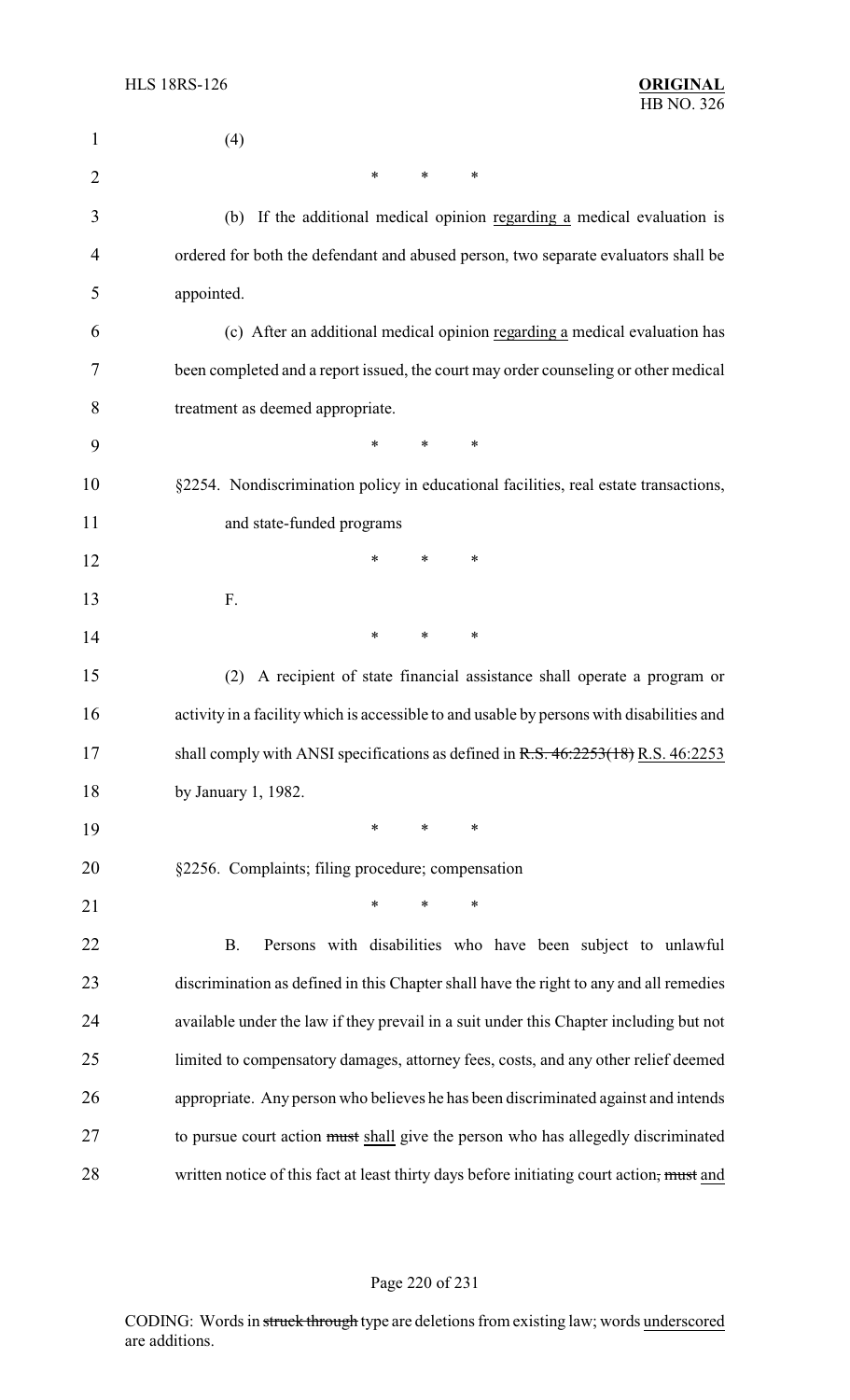(4)

\* \* \*

(b) If the additional medical opinion <u>regarding a</u> medical evaluation is ordered for both the defendant and abused person, two separate evaluators shall be appointed.

(c) After an additional medical opinion <u>regarding a</u> medical evaluation has been completed and a report issued, the court may order counseling or other medical treatment as deemed appropriate.

\* \* \*

§2254. Nondiscrimination policy in educational facilities, real estate transactions, and state-funded programs

\* \* \*

F.

\* \* \*

(2) A recipient of state financial assistance shall operate a program or activity in a facility which is accessible to and usable by persons with disabilities and shall comply with ANSI specifications as defined in ~~R.S. 46:2253(18)~~ <u>R.S. 46:2253</u> by January 1, 1982.

\* \* \*

§2256. Complaints; filing procedure; compensation

\* \* \*

B. Persons with disabilities who have been subject to unlawful discrimination as defined in this Chapter shall have the right to any and all remedies available under the law if they prevail in a suit under this Chapter including but not limited to compensatory damages, attorney fees, costs, and any other relief deemed appropriate. Any person who believes he has been discriminated against and intends to pursue court action ~~must~~ <u>shall</u> give the person who has allegedly discriminated written notice of this fact at least thirty days before initiating court action~~, must~~ <u>and</u>

CODING: Words in ~~struck through~~ type are deletions from existing law; words <u>underscored</u> are additions.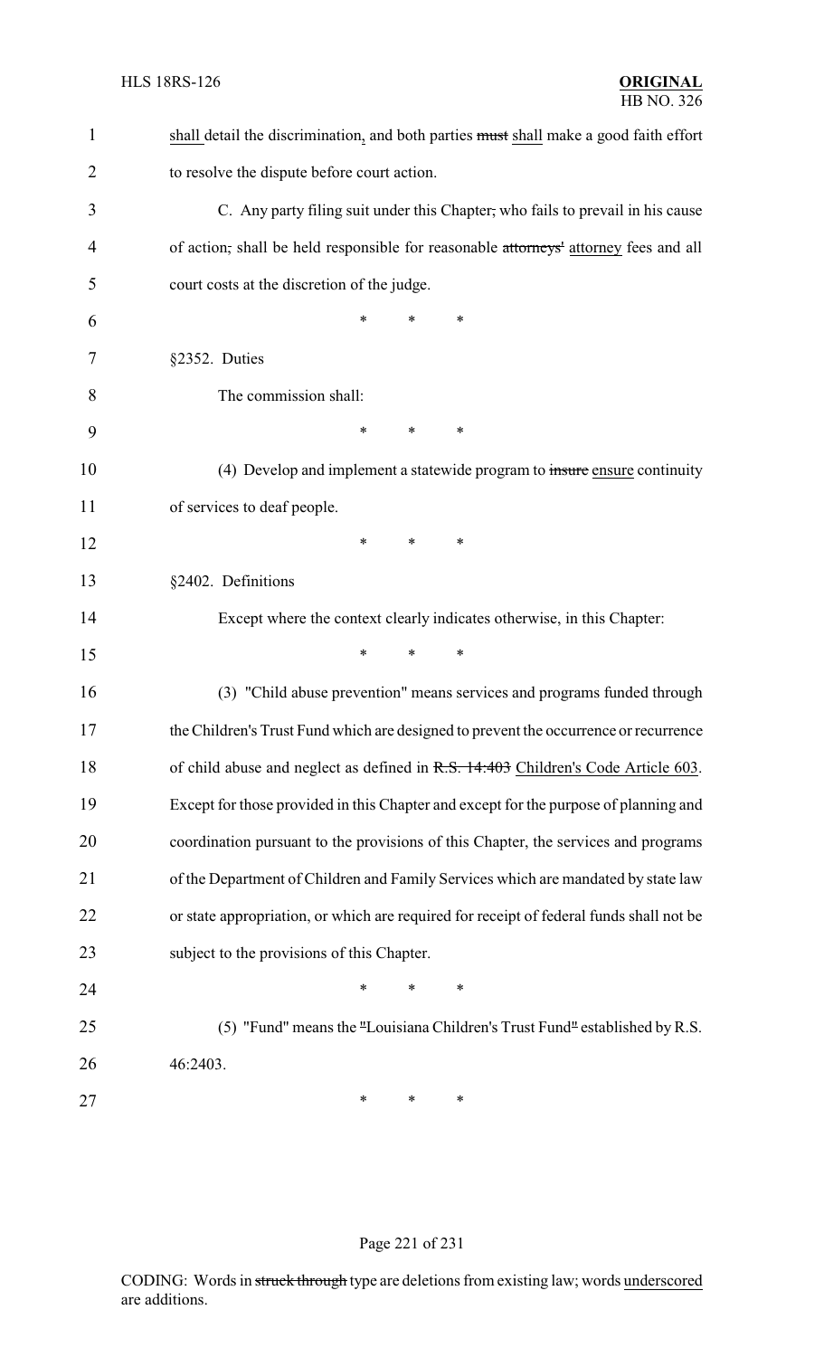shall detail the discrimination, and both parties ~~must~~ shall make a good faith effort to resolve the dispute before court action.

C. Any party filing suit under this Chapter~~,~~ who fails to prevail in his cause of action~~,~~ shall be held responsible for reasonable ~~attorneys'~~ attorney fees and all court costs at the discretion of the judge.

\* \* \*

§2352. Duties

The commission shall:

\* \* \*

(4) Develop and implement a statewide program to ~~insure~~ ensure continuity of services to deaf people.

\* \* \*

§2402. Definitions

Except where the context clearly indicates otherwise, in this Chapter:

\* \* \*

(3) "Child abuse prevention" means services and programs funded through the Children's Trust Fund which are designed to prevent the occurrence or recurrence of child abuse and neglect as defined in ~~R.S. 14:403~~ Children's Code Article 603. Except for those provided in this Chapter and except for the purpose of planning and coordination pursuant to the provisions of this Chapter, the services and programs of the Department of Children and Family Services which are mandated by state law or state appropriation, or which are required for receipt of federal funds shall not be subject to the provisions of this Chapter.

\* \* \*

(5) "Fund" means the ~~"~~Louisiana Children's Trust Fund~~"~~ established by R.S. 46:2403.

\* \* \*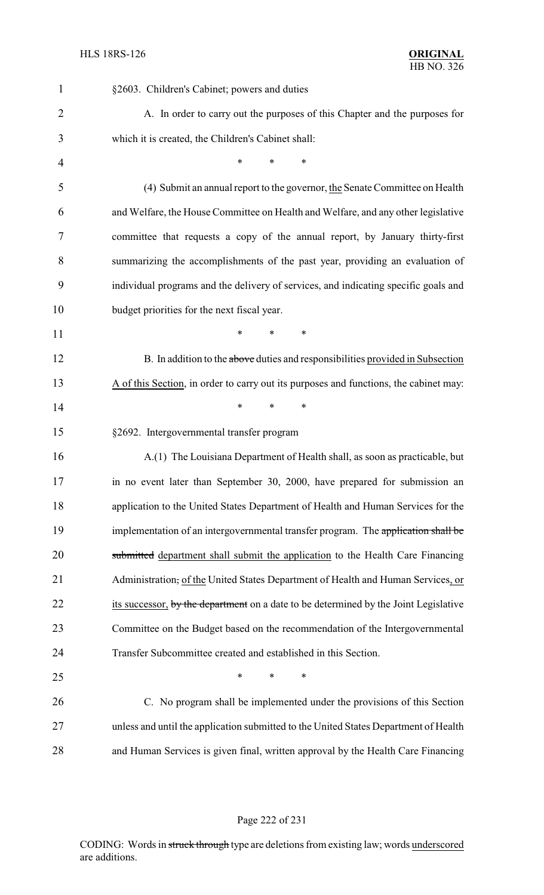§2603. Children's Cabinet; powers and duties

A. In order to carry out the purposes of this Chapter and the purposes for which it is created, the Children's Cabinet shall:

\* \* \*

(4) Submit an annual report to the governor, the Senate Committee on Health and Welfare, the House Committee on Health and Welfare, and any other legislative committee that requests a copy of the annual report, by January thirty-first summarizing the accomplishments of the past year, providing an evaluation of individual programs and the delivery of services, and indicating specific goals and budget priorities for the next fiscal year.

\* \* \*

B. In addition to the ~~above~~ duties and responsibilities provided in Subsection A of this Section, in order to carry out its purposes and functions, the cabinet may:

\* \* \*

§2692. Intergovernmental transfer program

A.(1) The Louisiana Department of Health shall, as soon as practicable, but in no event later than September 30, 2000, have prepared for submission an application to the United States Department of Health and Human Services for the implementation of an intergovernmental transfer program. The ~~application shall be submitted~~ department shall submit the application to the Health Care Financing Administration~~,~~ of the United States Department of Health and Human Services, or its successor, ~~by the department~~ on a date to be determined by the Joint Legislative Committee on the Budget based on the recommendation of the Intergovernmental Transfer Subcommittee created and established in this Section.

\* \* \*

C. No program shall be implemented under the provisions of this Section unless and until the application submitted to the United States Department of Health and Human Services is given final, written approval by the Health Care Financing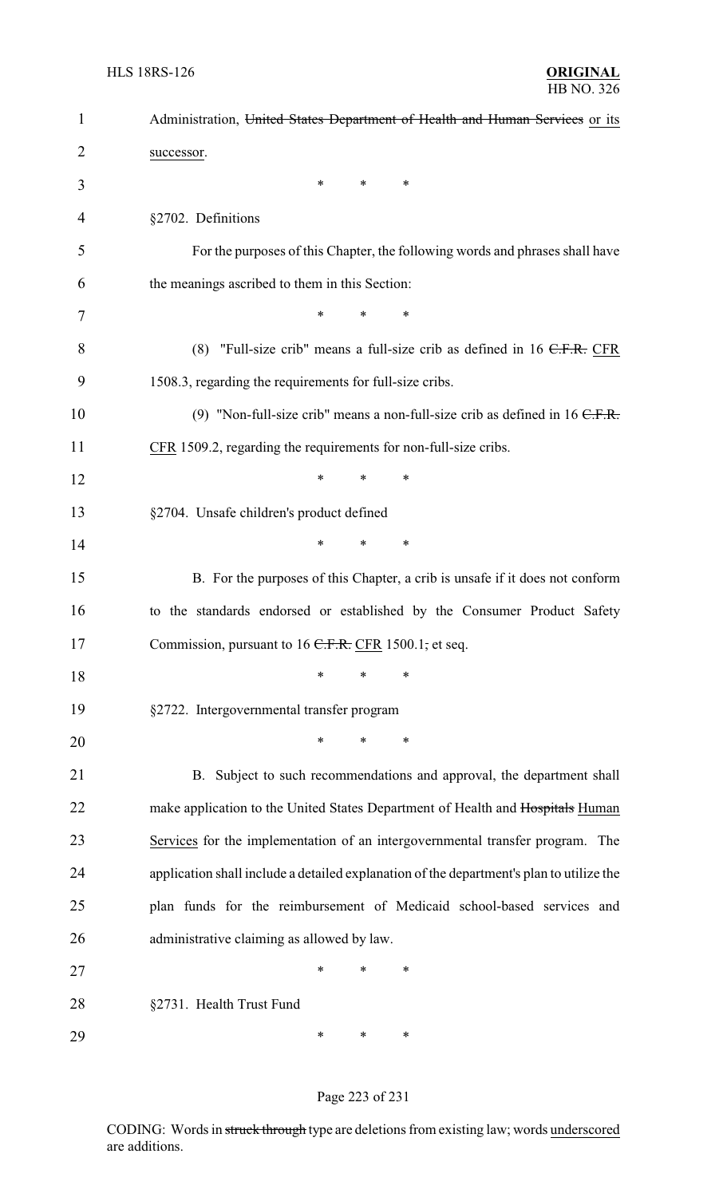Administration, ~~United States Department of Health and Human Services~~ or its successor.

\* \* \*

§2702. Definitions

For the purposes of this Chapter, the following words and phrases shall have the meanings ascribed to them in this Section:

\* \* \*

(8) "Full-size crib" means a full-size crib as defined in 16 ~~C.F.R.~~ CFR 1508.3, regarding the requirements for full-size cribs.

(9) "Non-full-size crib" means a non-full-size crib as defined in 16 ~~C.F.R.~~ CFR 1509.2, regarding the requirements for non-full-size cribs.

\* \* \*

§2704. Unsafe children's product defined

\* \* \*

B. For the purposes of this Chapter, a crib is unsafe if it does not conform to the standards endorsed or established by the Consumer Product Safety Commission, pursuant to 16 ~~C.F.R.~~ CFR 1500.1~~,~~ et seq.

\* \* \*

§2722. Intergovernmental transfer program

\* \* \*

B. Subject to such recommendations and approval, the department shall make application to the United States Department of Health and ~~Hospitals~~ Human Services for the implementation of an intergovernmental transfer program. The application shall include a detailed explanation of the department's plan to utilize the plan funds for the reimbursement of Medicaid school-based services and administrative claiming as allowed by law.

\* \* \*

§2731. Health Trust Fund

\* \* \*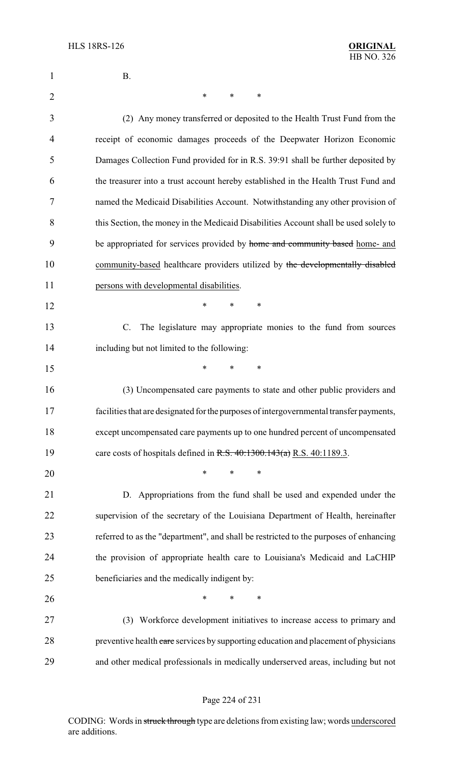B.

\* \* \*

(2) Any money transferred or deposited to the Health Trust Fund from the receipt of economic damages proceeds of the Deepwater Horizon Economic Damages Collection Fund provided for in R.S. 39:91 shall be further deposited by the treasurer into a trust account hereby established in the Health Trust Fund and named the Medicaid Disabilities Account. Notwithstanding any other provision of this Section, the money in the Medicaid Disabilities Account shall be used solely to be appropriated for services provided by ~~home and community based~~ <u>home- and community-based</u> healthcare providers utilized by ~~the developmentally disabled~~ <u>persons with developmental disabilities</u>.

\* \* \*

C. The legislature may appropriate monies to the fund from sources including but not limited to the following:

\* \* \*

(3) Uncompensated care payments to state and other public providers and facilities that are designated for the purposes of intergovernmental transfer payments, except uncompensated care payments up to one hundred percent of uncompensated care costs of hospitals defined in ~~R.S. 40:1300.143(a)~~ <u>R.S. 40:1189.3</u>.

\* \* \*

D. Appropriations from the fund shall be used and expended under the supervision of the secretary of the Louisiana Department of Health, hereinafter referred to as the "department", and shall be restricted to the purposes of enhancing the provision of appropriate health care to Louisiana's Medicaid and LaCHIP beneficiaries and the medically indigent by:

\* \* \*

(3) Workforce development initiatives to increase access to primary and preventive health ~~care~~ services by supporting education and placement of physicians and other medical professionals in medically underserved areas, including but not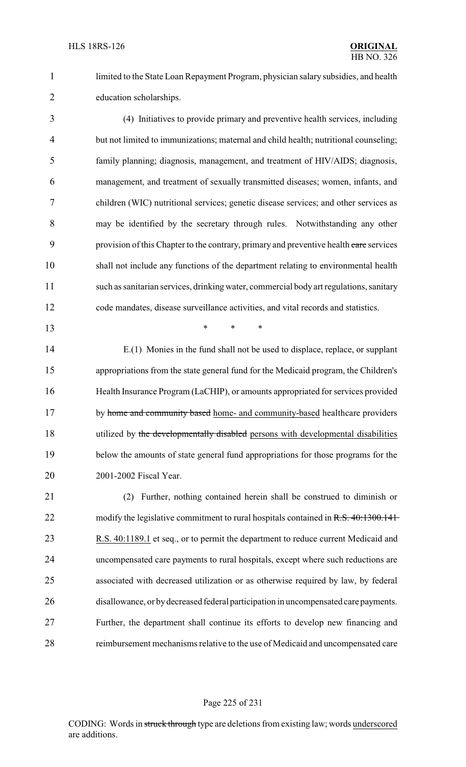limited to the State Loan Repayment Program, physician salary subsidies, and health education scholarships.

(4) Initiatives to provide primary and preventive health services, including but not limited to immunizations; maternal and child health; nutritional counseling; family planning; diagnosis, management, and treatment of HIV/AIDS; diagnosis, management, and treatment of sexually transmitted diseases; women, infants, and children (WIC) nutritional services; genetic disease services; and other services as may be identified by the secretary through rules. Notwithstanding any other provision of this Chapter to the contrary, primary and preventive health ~~care~~ services shall not include any functions of the department relating to environmental health such as sanitarian services, drinking water, commercial body art regulations, sanitary code mandates, disease surveillance activities, and vital records and statistics.

\* \* \*

E.(1) Monies in the fund shall not be used to displace, replace, or supplant appropriations from the state general fund for the Medicaid program, the Children's Health Insurance Program (LaCHIP), or amounts appropriated for services provided by ~~home and community based~~ <u>home- and community-based</u> healthcare providers utilized by ~~the developmentally disabled~~ <u>persons with developmental disabilities</u> below the amounts of state general fund appropriations for those programs for the 2001-2002 Fiscal Year.

(2) Further, nothing contained herein shall be construed to diminish or modify the legislative commitment to rural hospitals contained in ~~R.S. 40:1300.141~~ <u>R.S. 40:1189.1</u> et seq., or to permit the department to reduce current Medicaid and uncompensated care payments to rural hospitals, except where such reductions are associated with decreased utilization or as otherwise required by law, by federal disallowance, or by decreased federal participation in uncompensated care payments. Further, the department shall continue its efforts to develop new financing and reimbursement mechanisms relative to the use of Medicaid and uncompensated care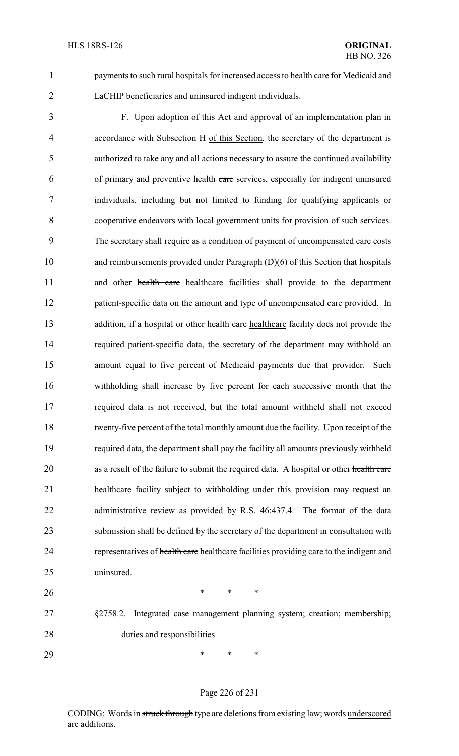payments to such rural hospitals for increased access to health care for Medicaid and LaCHIP beneficiaries and uninsured indigent individuals.

F. Upon adoption of this Act and approval of an implementation plan in accordance with Subsection H <u>of this Section</u>, the secretary of the department is authorized to take any and all actions necessary to assure the continued availability of primary and preventive health ~~care~~ services, especially for indigent uninsured individuals, including but not limited to funding for qualifying applicants or cooperative endeavors with local government units for provision of such services. The secretary shall require as a condition of payment of uncompensated care costs and reimbursements provided under Paragraph (D)(6) of this Section that hospitals and other ~~health care~~ <u>healthcare</u> facilities shall provide to the department patient-specific data on the amount and type of uncompensated care provided. In addition, if a hospital or other ~~health care~~ <u>healthcare</u> facility does not provide the required patient-specific data, the secretary of the department may withhold an amount equal to five percent of Medicaid payments due that provider. Such withholding shall increase by five percent for each successive month that the required data is not received, but the total amount withheld shall not exceed twenty-five percent of the total monthly amount due the facility. Upon receipt of the required data, the department shall pay the facility all amounts previously withheld as a result of the failure to submit the required data. A hospital or other ~~health care~~ <u>healthcare</u> facility subject to withholding under this provision may request an administrative review as provided by R.S. 46:437.4. The format of the data submission shall be defined by the secretary of the department in consultation with representatives of ~~health care~~ <u>healthcare</u> facilities providing care to the indigent and uninsured.

\* \* \*

§2758.2. Integrated case management planning system; creation; membership; duties and responsibilities

\* \* \*

CODING: Words in ~~struck through~~ type are deletions from existing law; words <u>underscored</u> are additions.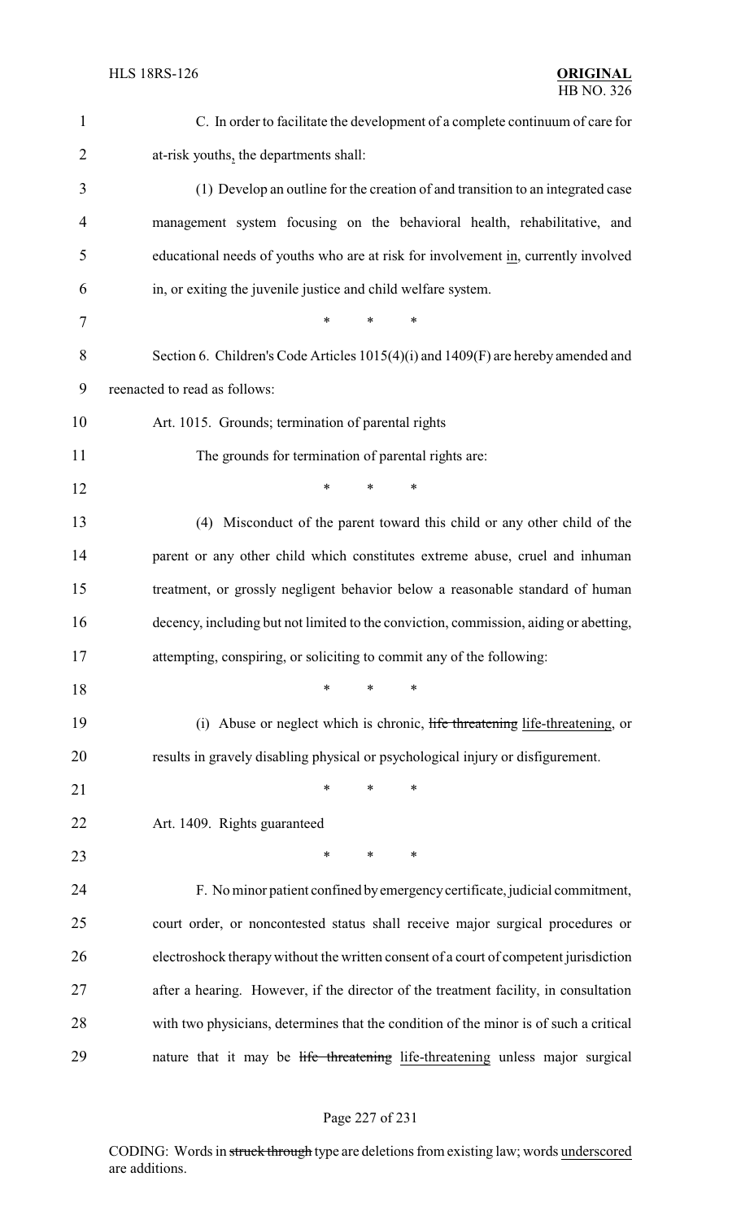C. In order to facilitate the development of a complete continuum of care for at-risk youths, the departments shall:

(1) Develop an outline for the creation of and transition to an integrated case management system focusing on the behavioral health, rehabilitative, and educational needs of youths who are at risk for involvement in, currently involved in, or exiting the juvenile justice and child welfare system.

\* \* \*

Section 6. Children's Code Articles 1015(4)(i) and 1409(F) are hereby amended and reenacted to read as follows:

Art. 1015. Grounds; termination of parental rights

The grounds for termination of parental rights are:

\* \* \*

(4) Misconduct of the parent toward this child or any other child of the parent or any other child which constitutes extreme abuse, cruel and inhuman treatment, or grossly negligent behavior below a reasonable standard of human decency, including but not limited to the conviction, commission, aiding or abetting, attempting, conspiring, or soliciting to commit any of the following:

\* \* \*

(i) Abuse or neglect which is chronic, ~~life threatening~~ life-threatening, or results in gravely disabling physical or psychological injury or disfigurement.

\* \* \*

Art. 1409. Rights guaranteed

\* \* \*

F. No minor patient confined by emergency certificate, judicial commitment, court order, or noncontested status shall receive major surgical procedures or electroshock therapy without the written consent of a court of competent jurisdiction after a hearing. However, if the director of the treatment facility, in consultation with two physicians, determines that the condition of the minor is of such a critical nature that it may be ~~life threatening~~ life-threatening unless major surgical

CODING: Words in ~~struck through~~ type are deletions from existing law; words underscored are additions.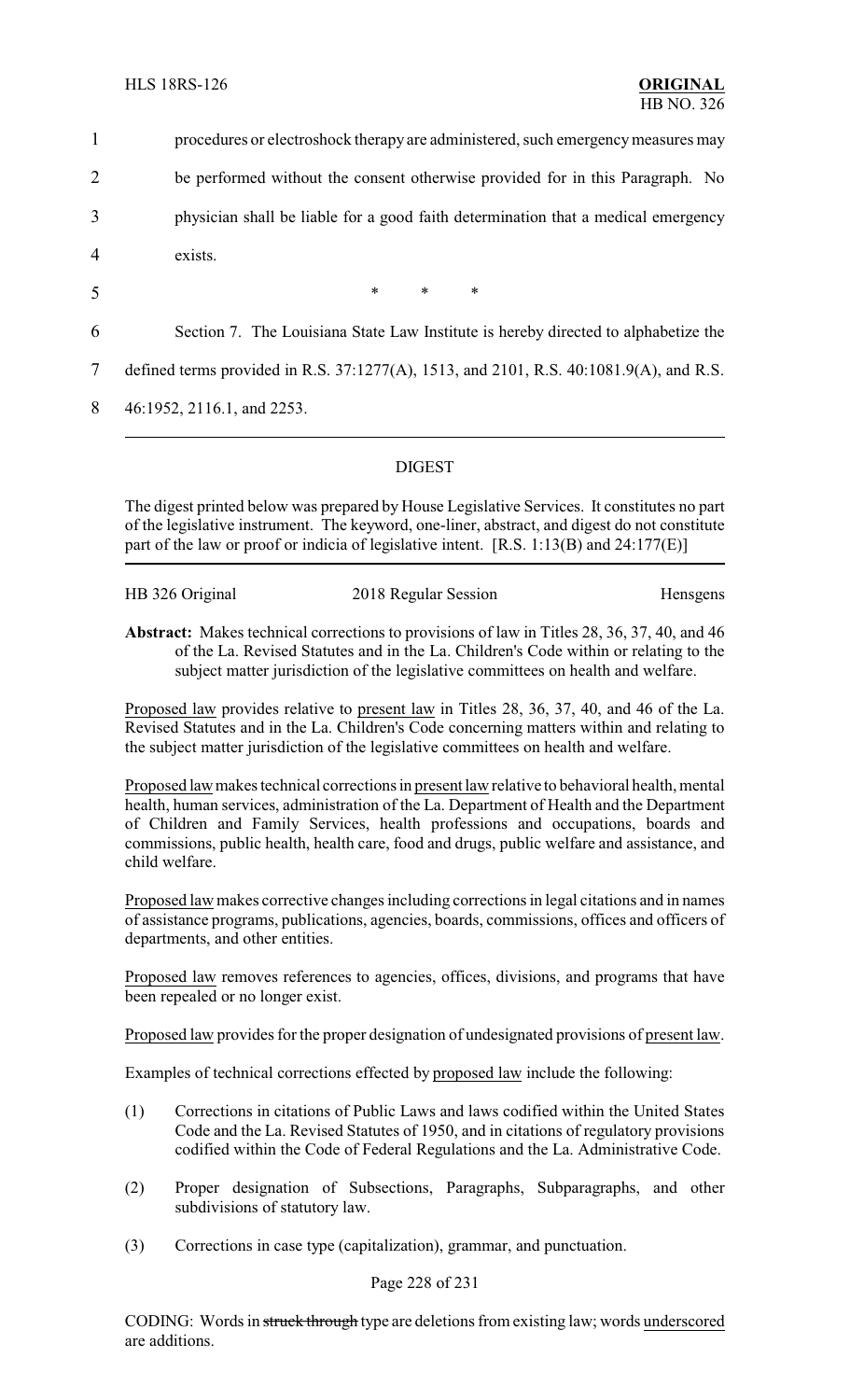procedures or electroshock therapy are administered, such emergency measures may be performed without the consent otherwise provided for in this Paragraph. No physician shall be liable for a good faith determination that a medical emergency exists.

\* \* \*

Section 7. The Louisiana State Law Institute is hereby directed to alphabetize the defined terms provided in R.S. 37:1277(A), 1513, and 2101, R.S. 40:1081.9(A), and R.S. 46:1952, 2116.1, and 2253.

## DIGEST

The digest printed below was prepared by House Legislative Services. It constitutes no part of the legislative instrument. The keyword, one-liner, abstract, and digest do not constitute part of the law or proof or indicia of legislative intent. [R.S. 1:13(B) and 24:177(E)]

HB 326 Original — 2018 Regular Session — Hensgens

**Abstract:** Makes technical corrections to provisions of law in Titles 28, 36, 37, 40, and 46 of the La. Revised Statutes and in the La. Children's Code within or relating to the subject matter jurisdiction of the legislative committees on health and welfare.

Proposed law provides relative to present law in Titles 28, 36, 37, 40, and 46 of the La. Revised Statutes and in the La. Children's Code concerning matters within and relating to the subject matter jurisdiction of the legislative committees on health and welfare.

Proposed law makes technical corrections in present law relative to behavioral health, mental health, human services, administration of the La. Department of Health and the Department of Children and Family Services, health professions and occupations, boards and commissions, public health, health care, food and drugs, public welfare and assistance, and child welfare.

Proposed law makes corrective changes including corrections in legal citations and in names of assistance programs, publications, agencies, boards, commissions, offices and officers of departments, and other entities.

Proposed law removes references to agencies, offices, divisions, and programs that have been repealed or no longer exist.

Proposed law provides for the proper designation of undesignated provisions of present law.

Examples of technical corrections effected by proposed law include the following:

(1) Corrections in citations of Public Laws and laws codified within the United States Code and the La. Revised Statutes of 1950, and in citations of regulatory provisions codified within the Code of Federal Regulations and the La. Administrative Code.

(2) Proper designation of Subsections, Paragraphs, Subparagraphs, and other subdivisions of statutory law.

(3) Corrections in case type (capitalization), grammar, and punctuation.

CODING: Words in struck through type are deletions from existing law; words underscored are additions.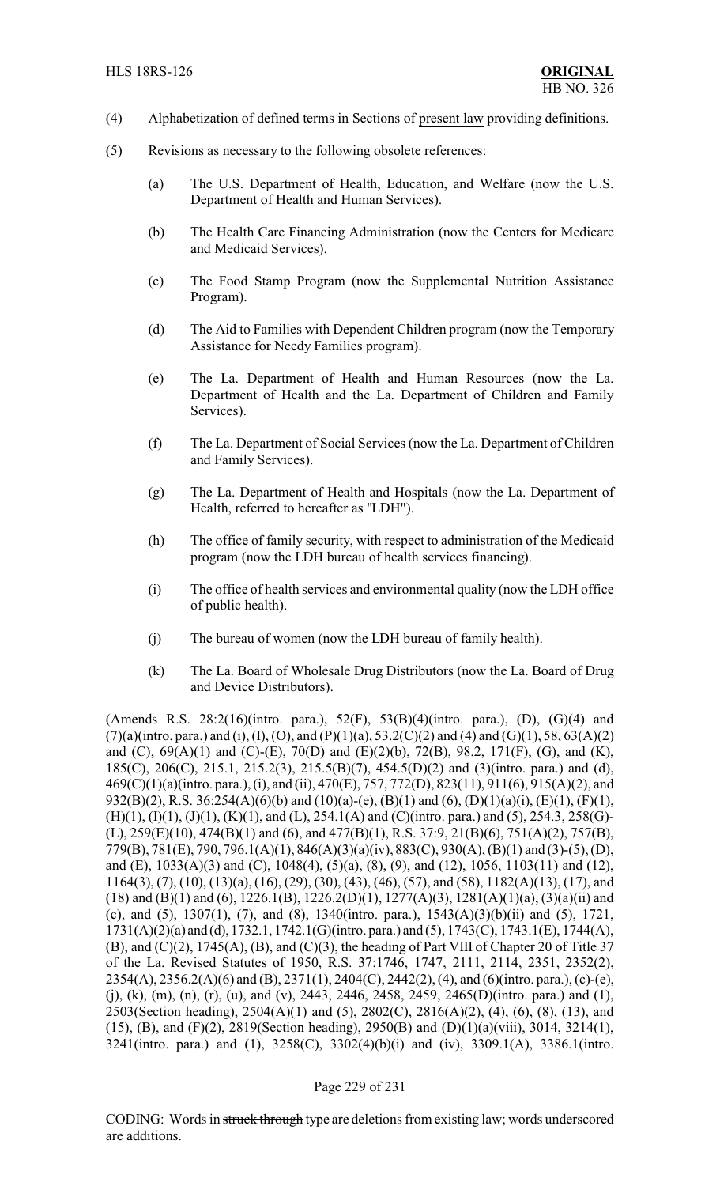(4) Alphabetization of defined terms in Sections of present law providing definitions.

(5) Revisions as necessary to the following obsolete references:

(a) The U.S. Department of Health, Education, and Welfare (now the U.S. Department of Health and Human Services).

(b) The Health Care Financing Administration (now the Centers for Medicare and Medicaid Services).

(c) The Food Stamp Program (now the Supplemental Nutrition Assistance Program).

(d) The Aid to Families with Dependent Children program (now the Temporary Assistance for Needy Families program).

(e) The La. Department of Health and Human Resources (now the La. Department of Health and the La. Department of Children and Family Services).

(f) The La. Department of Social Services (now the La. Department of Children and Family Services).

(g) The La. Department of Health and Hospitals (now the La. Department of Health, referred to hereafter as "LDH").

(h) The office of family security, with respect to administration of the Medicaid program (now the LDH bureau of health services financing).

(i) The office of health services and environmental quality (now the LDH office of public health).

(j) The bureau of women (now the LDH bureau of family health).

(k) The La. Board of Wholesale Drug Distributors (now the La. Board of Drug and Device Distributors).

(Amends R.S. 28:2(16)(intro. para.), 52(F), 53(B)(4)(intro. para.), (D), (G)(4) and (7)(a)(intro. para.) and (i), (I), (O), and (P)(1)(a), 53.2(C)(2) and (4) and (G)(1), 58, 63(A)(2) and (C), 69(A)(1) and (C)-(E), 70(D) and (E)(2)(b), 72(B), 98.2, 171(F), (G), and (K), 185(C), 206(C), 215.1, 215.2(3), 215.5(B)(7), 454.5(D)(2) and (3)(intro. para.) and (d), 469(C)(1)(a)(intro. para.), (i), and (ii), 470(E), 757, 772(D), 823(11), 911(6), 915(A)(2), and 932(B)(2), R.S. 36:254(A)(6)(b) and (10)(a)-(e), (B)(1) and (6), (D)(1)(a)(i), (E)(1), (F)(1), (H)(1), (I)(1), (J)(1), (K)(1), and (L), 254.1(A) and (C)(intro. para.) and (5), 254.3, 258(G)-(L), 259(E)(10), 474(B)(1) and (6), and 477(B)(1), R.S. 37:9, 21(B)(6), 751(A)(2), 757(B), 779(B), 781(E), 790, 796.1(A)(1), 846(A)(3)(a)(iv), 883(C), 930(A), (B)(1) and (3)-(5), (D), and (E), 1033(A)(3) and (C), 1048(4), (5)(a), (8), (9), and (12), 1056, 1103(11) and (12), 1164(3), (7), (10), (13)(a), (16), (29), (30), (43), (46), (57), and (58), 1182(A)(13), (17), and (18) and (B)(1) and (6), 1226.1(B), 1226.2(D)(1), 1277(A)(3), 1281(A)(1)(a), (3)(a)(ii) and (c), and (5), 1307(1), (7), and (8), 1340(intro. para.), 1543(A)(3)(b)(ii) and (5), 1721, 1731(A)(2)(a) and (d), 1732.1, 1742.1(G)(intro. para.) and (5), 1743(C), 1743.1(E), 1744(A), (B), and (C)(2), 1745(A), (B), and (C)(3), the heading of Part VIII of Chapter 20 of Title 37 of the La. Revised Statutes of 1950, R.S. 37:1746, 1747, 2111, 2114, 2351, 2352(2), 2354(A), 2356.2(A)(6) and (B), 2371(1), 2404(C), 2442(2), (4), and (6)(intro. para.), (c)-(e), (j), (k), (m), (n), (r), (u), and (v), 2443, 2446, 2458, 2459, 2465(D)(intro. para.) and (1), 2503(Section heading), 2504(A)(1) and (5), 2802(C), 2816(A)(2), (4), (6), (8), (13), and (15), (B), and (F)(2), 2819(Section heading), 2950(B) and (D)(1)(a)(viii), 3014, 3214(1), 3241(intro. para.) and (1), 3258(C), 3302(4)(b)(i) and (iv), 3309.1(A), 3386.1(intro.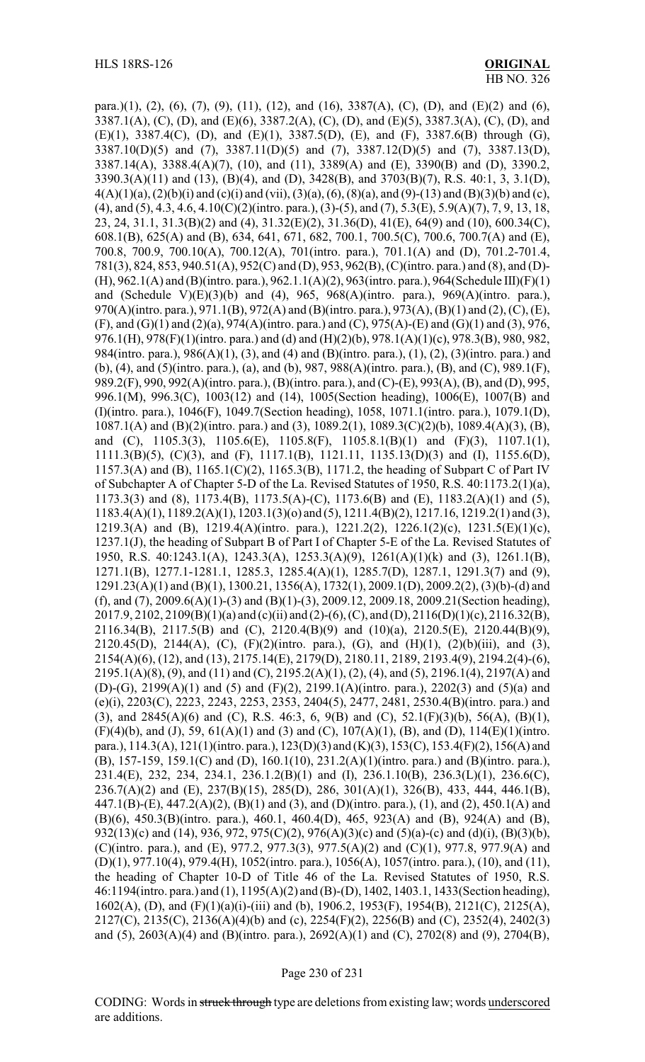para.)(1), (2), (6), (7), (9), (11), (12), and (16), 3387(A), (C), (D), and (E)(2) and (6), 3387.1(A), (C), (D), and (E)(6), 3387.2(A), (C), (D), and (E)(5), 3387.3(A), (C), (D), and (E)(1), 3387.4(C), (D), and (E)(1), 3387.5(D), (E), and (F), 3387.6(B) through (G), 3387.10(D)(5) and (7), 3387.11(D)(5) and (7), 3387.12(D)(5) and (7), 3387.13(D), 3387.14(A), 3388.4(A)(7), (10), and (11), 3389(A) and (E), 3390(B) and (D), 3390.2, 3390.3(A)(11) and (13), (B)(4), and (D), 3428(B), and 3703(B)(7), R.S. 40:1, 3, 3.1(D), 4(A)(1)(a), (2)(b)(i) and (c)(i) and (vii), (3)(a), (6), (8)(a), and (9)-(13) and (B)(3)(b) and (c), (4), and (5), 4.3, 4.6, 4.10(C)(2)(intro. para.), (3)-(5), and (7), 5.3(E), 5.9(A)(7), 7, 9, 13, 18, 23, 24, 31.1, 31.3(B)(2) and (4), 31.32(E)(2), 31.36(D), 41(E), 64(9) and (10), 600.34(C), 608.1(B), 625(A) and (B), 634, 641, 671, 682, 700.1, 700.5(C), 700.6, 700.7(A) and (E), 700.8, 700.9, 700.10(A), 700.12(A), 701(intro. para.), 701.1(A) and (D), 701.2-701.4, 781(3), 824, 853, 940.51(A), 952(C) and (D), 953, 962(B), (C)(intro. para.) and (8), and (D)-(H), 962.1(A) and (B)(intro. para.), 962.1.1(A)(2), 963(intro. para.), 964(Schedule III)(F)(1) and (Schedule V)(E)(3)(b) and (4), 965, 968(A)(intro. para.), 969(A)(intro. para.), 970(A)(intro. para.), 971.1(B), 972(A) and (B)(intro. para.), 973(A), (B)(1) and (2), (C), (E), (F), and (G)(1) and (2)(a), 974(A)(intro. para.) and (C), 975(A)-(E) and (G)(1) and (3), 976, 976.1(H), 978(F)(1)(intro. para.) and (d) and (H)(2)(b), 978.1(A)(1)(c), 978.3(B), 980, 982, 984(intro. para.), 986(A)(1), (3), and (4) and (B)(intro. para.), (1), (2), (3)(intro. para.) and (b), (4), and (5)(intro. para.), (a), and (b), 987, 988(A)(intro. para.), (B), and (C), 989.1(F), 989.2(F), 990, 992(A)(intro. para.), (B)(intro. para.), and (C)-(E), 993(A), (B), and (D), 995, 996.1(M), 996.3(C), 1003(12) and (14), 1005(Section heading), 1006(E), 1007(B) and (I)(intro. para.), 1046(F), 1049.7(Section heading), 1058, 1071.1(intro. para.), 1079.1(D), 1087.1(A) and (B)(2)(intro. para.) and (3), 1089.2(1), 1089.3(C)(2)(b), 1089.4(A)(3), (B), and (C), 1105.3(3), 1105.6(E), 1105.8(F), 1105.8.1(B)(1) and (F)(3), 1107.1(1), 1111.3(B)(5), (C)(3), and (F), 1117.1(B), 1121.11, 1135.13(D)(3) and (I), 1155.6(D), 1157.3(A) and (B), 1165.1(C)(2), 1165.3(B), 1171.2, the heading of Subpart C of Part IV of Subchapter A of Chapter 5-D of the La. Revised Statutes of 1950, R.S. 40:1173.2(1)(a), 1173.3(3) and (8), 1173.4(B), 1173.5(A)-(C), 1173.6(B) and (E), 1183.2(A)(1) and (5), 1183.4(A)(1), 1189.2(A)(1), 1203.1(3)(o) and (5), 1211.4(B)(2), 1217.16, 1219.2(1) and (3), 1219.3(A) and (B), 1219.4(A)(intro. para.), 1221.2(2), 1226.1(2)(c), 1231.5(E)(1)(c), 1237.1(J), the heading of Subpart B of Part I of Chapter 5-E of the La. Revised Statutes of 1950, R.S. 40:1243.1(A), 1243.3(A), 1253.3(A)(9), 1261(A)(1)(k) and (3), 1261.1(B), 1271.1(B), 1277.1-1281.1, 1285.3, 1285.4(A)(1), 1285.7(D), 1287.1, 1291.3(7) and (9), 1291.23(A)(1) and (B)(1), 1300.21, 1356(A), 1732(1), 2009.1(D), 2009.2(2), (3)(b)-(d) and (f), and (7), 2009.6(A)(1)-(3) and (B)(1)-(3), 2009.12, 2009.18, 2009.21(Section heading), 2017.9, 2102, 2109(B)(1)(a) and (c)(ii) and (2)-(6), (C), and (D), 2116(D)(1)(c), 2116.32(B), 2116.34(B), 2117.5(B) and (C), 2120.4(B)(9) and (10)(a), 2120.5(E), 2120.44(B)(9), 2120.45(D), 2144(A), (C), (F)(2)(intro. para.), (G), and (H)(1), (2)(b)(iii), and (3), 2154(A)(6), (12), and (13), 2175.14(E), 2179(D), 2180.11, 2189, 2193.4(9), 2194.2(4)-(6), 2195.1(A)(8), (9), and (11) and (C), 2195.2(A)(1), (2), (4), and (5), 2196.1(4), 2197(A) and (D)-(G), 2199(A)(1) and (5) and (F)(2), 2199.1(A)(intro. para.), 2202(3) and (5)(a) and (e)(i), 2203(C), 2223, 2243, 2253, 2353, 2404(5), 2477, 2481, 2530.4(B)(intro. para.) and (3), and 2845(A)(6) and (C), R.S. 46:3, 6, 9(B) and (C), 52.1(F)(3)(b), 56(A), (B)(1), (F)(4)(b), and (J), 59, 61(A)(1) and (3) and (C), 107(A)(1), (B), and (D), 114(E)(1)(intro. para.), 114.3(A), 121(1)(intro. para.), 123(D)(3) and (K)(3), 153(C), 153.4(F)(2), 156(A) and (B), 157-159, 159.1(C) and (D), 160.1(10), 231.2(A)(1)(intro. para.) and (B)(intro. para.), 231.4(E), 232, 234, 234.1, 236.1.2(B)(1) and (I), 236.1.10(B), 236.3(L)(1), 236.6(C), 236.7(A)(2) and (E), 237(B)(15), 285(D), 286, 301(A)(1), 326(B), 433, 444, 446.1(B), 447.1(B)-(E), 447.2(A)(2), (B)(1) and (3), and (D)(intro. para.), (1), and (2), 450.1(A) and (B)(6), 450.3(B)(intro. para.), 460.1, 460.4(D), 465, 923(A) and (B), 924(A) and (B), 932(13)(c) and (14), 936, 972, 975(C)(2), 976(A)(3)(c) and (5)(a)-(c) and (d)(i), (B)(3)(b), (C)(intro. para.), and (E), 977.2, 977.3(3), 977.5(A)(2) and (C)(1), 977.8, 977.9(A) and (D)(1), 977.10(4), 979.4(H), 1052(intro. para.), 1056(A), 1057(intro. para.), (10), and (11), the heading of Chapter 10-D of Title 46 of the La. Revised Statutes of 1950, R.S. 46:1194(intro. para.) and (1), 1195(A)(2) and (B)-(D), 1402, 1403.1, 1433(Section heading), 1602(A), (D), and (F)(1)(a)(i)-(iii) and (b), 1906.2, 1953(F), 1954(B), 2121(C), 2125(A), 2127(C), 2135(C), 2136(A)(4)(b) and (c), 2254(F)(2), 2256(B) and (C), 2352(4), 2402(3) and (5), 2603(A)(4) and (B)(intro. para.), 2692(A)(1) and (C), 2702(8) and (9), 2704(B),

CODING: Words in struck through type are deletions from existing law; words underscored are additions.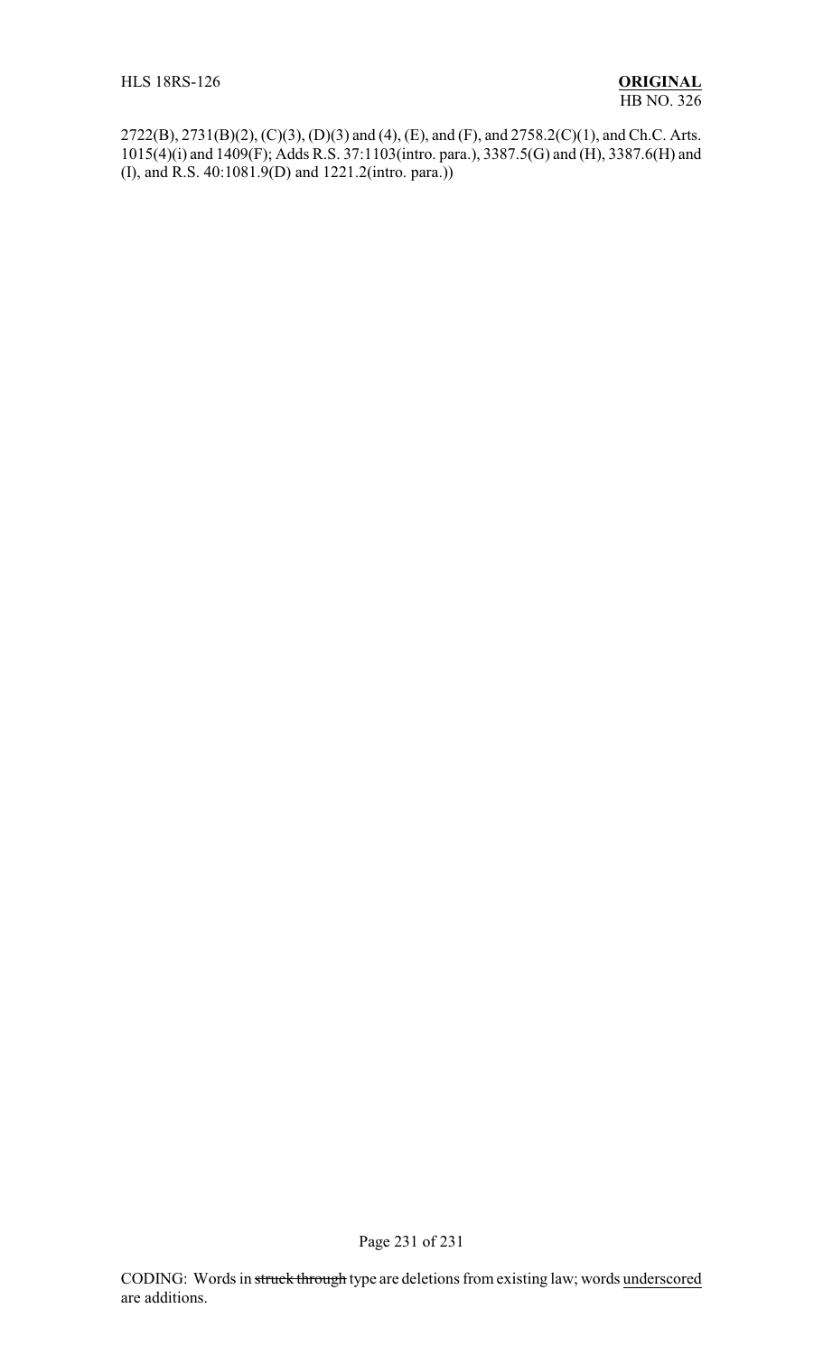2722(B), 2731(B)(2), (C)(3), (D)(3) and (4), (E), and (F), and 2758.2(C)(1), and Ch.C. Arts. 1015(4)(i) and 1409(F); Adds R.S. 37:1103(intro. para.), 3387.5(G) and (H), 3387.6(H) and (I), and R.S. 40:1081.9(D) and 1221.2(intro. para.))

CODING: Words in ~~struck through~~ type are deletions from existing law; words underscored are additions.